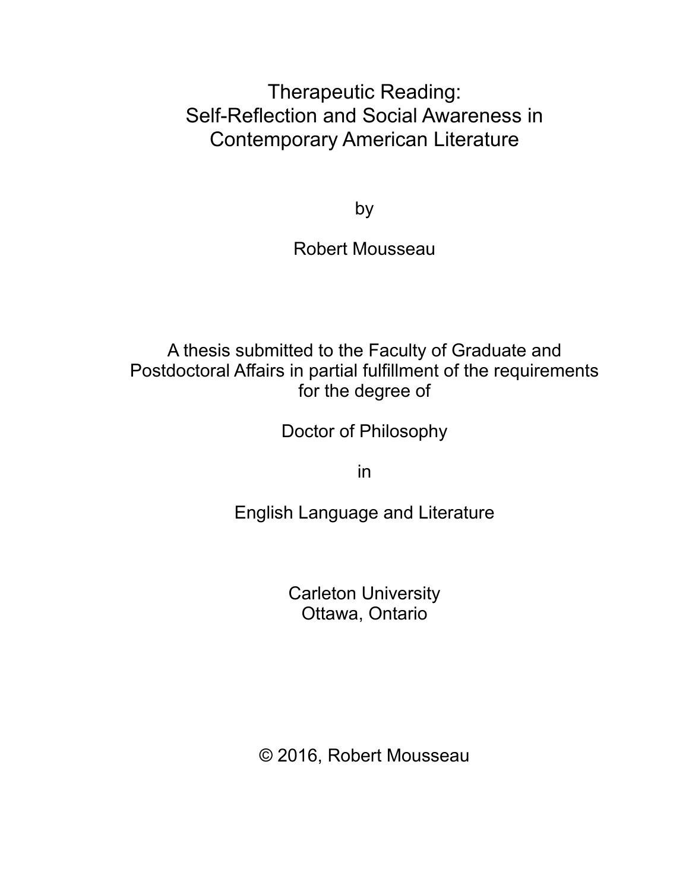# Therapeutic Reading: Self-Reflection and Social Awareness in Contemporary American Literature

by

Robert Mousseau

A thesis submitted to the Faculty of Graduate and Postdoctoral Affairs in partial fulfillment of the requirements for the degree of

Doctor of Philosophy

in

English Language and Literature

Carleton University
Ottawa, Ontario

© 2016, Robert Mousseau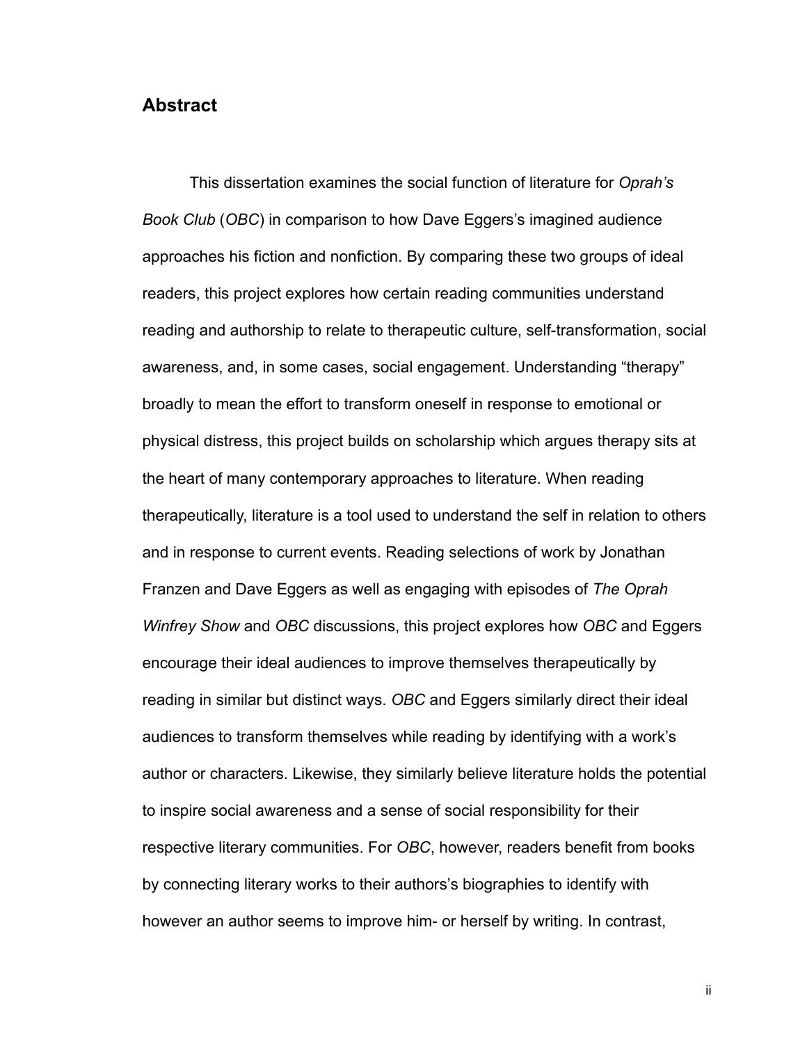## Abstract

This dissertation examines the social function of literature for *Oprah's Book Club* (*OBC*) in comparison to how Dave Eggers's imagined audience approaches his fiction and nonfiction. By comparing these two groups of ideal readers, this project explores how certain reading communities understand reading and authorship to relate to therapeutic culture, self-transformation, social awareness, and, in some cases, social engagement. Understanding "therapy" broadly to mean the effort to transform oneself in response to emotional or physical distress, this project builds on scholarship which argues therapy sits at the heart of many contemporary approaches to literature. When reading therapeutically, literature is a tool used to understand the self in relation to others and in response to current events. Reading selections of work by Jonathan Franzen and Dave Eggers as well as engaging with episodes of *The Oprah Winfrey Show* and *OBC* discussions, this project explores how *OBC* and Eggers encourage their ideal audiences to improve themselves therapeutically by reading in similar but distinct ways. *OBC* and Eggers similarly direct their ideal audiences to transform themselves while reading by identifying with a work's author or characters. Likewise, they similarly believe literature holds the potential to inspire social awareness and a sense of social responsibility for their respective literary communities. For *OBC*, however, readers benefit from books by connecting literary works to their authors's biographies to identify with however an author seems to improve him- or herself by writing. In contrast,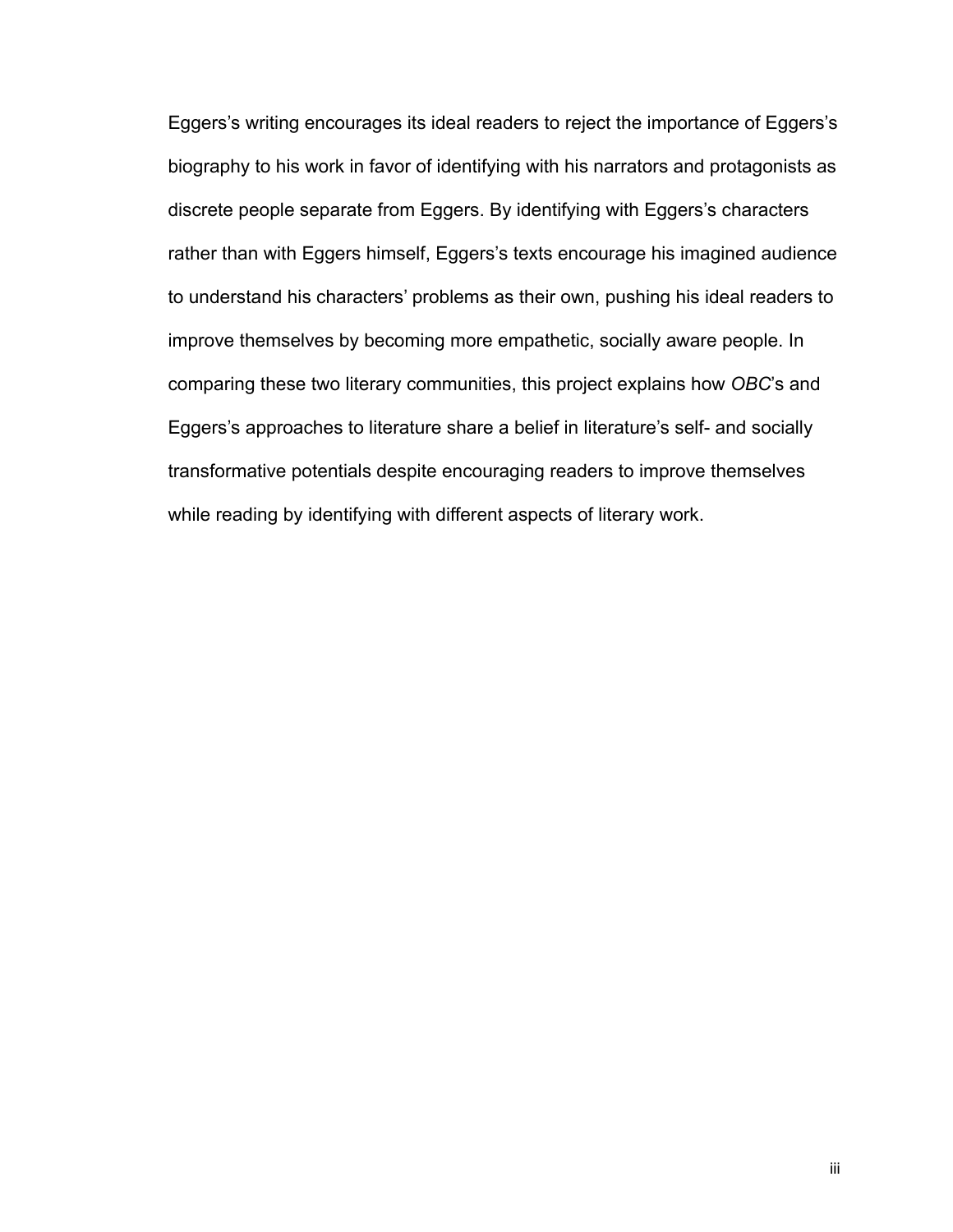Eggers's writing encourages its ideal readers to reject the importance of Eggers's biography to his work in favor of identifying with his narrators and protagonists as discrete people separate from Eggers. By identifying with Eggers's characters rather than with Eggers himself, Eggers's texts encourage his imagined audience to understand his characters' problems as their own, pushing his ideal readers to improve themselves by becoming more empathetic, socially aware people. In comparing these two literary communities, this project explains how *OBC*'s and Eggers's approaches to literature share a belief in literature's self- and socially transformative potentials despite encouraging readers to improve themselves while reading by identifying with different aspects of literary work.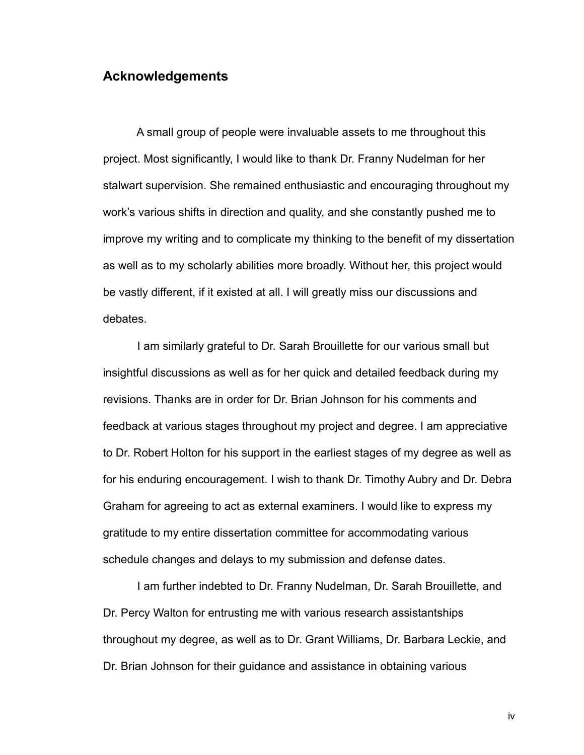## Acknowledgements

A small group of people were invaluable assets to me throughout this project. Most significantly, I would like to thank Dr. Franny Nudelman for her stalwart supervision. She remained enthusiastic and encouraging throughout my work's various shifts in direction and quality, and she constantly pushed me to improve my writing and to complicate my thinking to the benefit of my dissertation as well as to my scholarly abilities more broadly. Without her, this project would be vastly different, if it existed at all. I will greatly miss our discussions and debates.

I am similarly grateful to Dr. Sarah Brouillette for our various small but insightful discussions as well as for her quick and detailed feedback during my revisions. Thanks are in order for Dr. Brian Johnson for his comments and feedback at various stages throughout my project and degree. I am appreciative to Dr. Robert Holton for his support in the earliest stages of my degree as well as for his enduring encouragement. I wish to thank Dr. Timothy Aubry and Dr. Debra Graham for agreeing to act as external examiners. I would like to express my gratitude to my entire dissertation committee for accommodating various schedule changes and delays to my submission and defense dates.

I am further indebted to Dr. Franny Nudelman, Dr. Sarah Brouillette, and Dr. Percy Walton for entrusting me with various research assistantships throughout my degree, as well as to Dr. Grant Williams, Dr. Barbara Leckie, and Dr. Brian Johnson for their guidance and assistance in obtaining various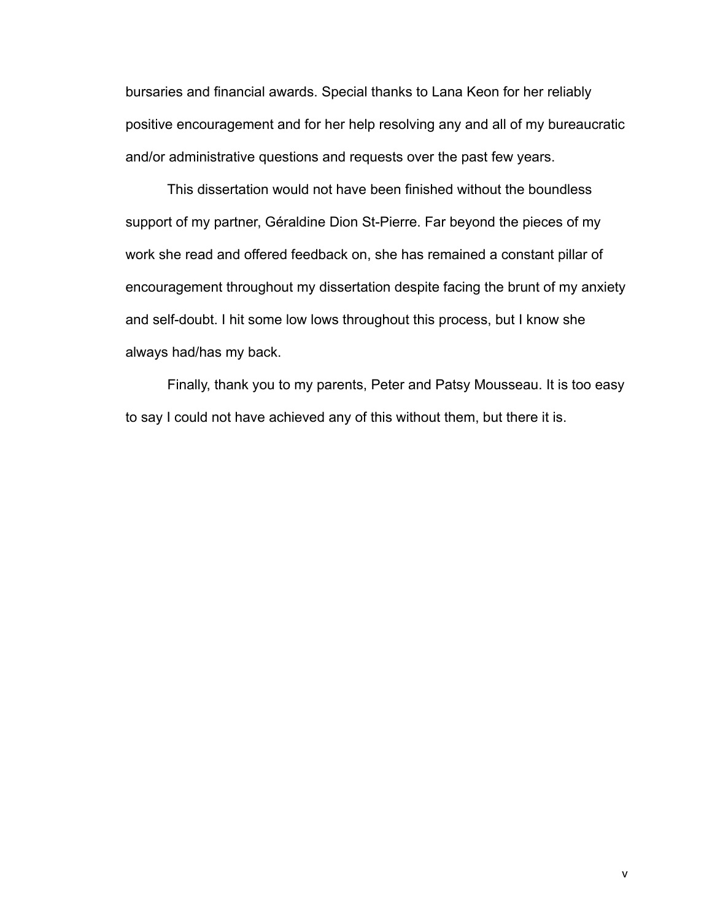bursaries and financial awards. Special thanks to Lana Keon for her reliably positive encouragement and for her help resolving any and all of my bureaucratic and/or administrative questions and requests over the past few years.

This dissertation would not have been finished without the boundless support of my partner, Géraldine Dion St-Pierre. Far beyond the pieces of my work she read and offered feedback on, she has remained a constant pillar of encouragement throughout my dissertation despite facing the brunt of my anxiety and self-doubt. I hit some low lows throughout this process, but I know she always had/has my back.

Finally, thank you to my parents, Peter and Patsy Mousseau. It is too easy to say I could not have achieved any of this without them, but there it is.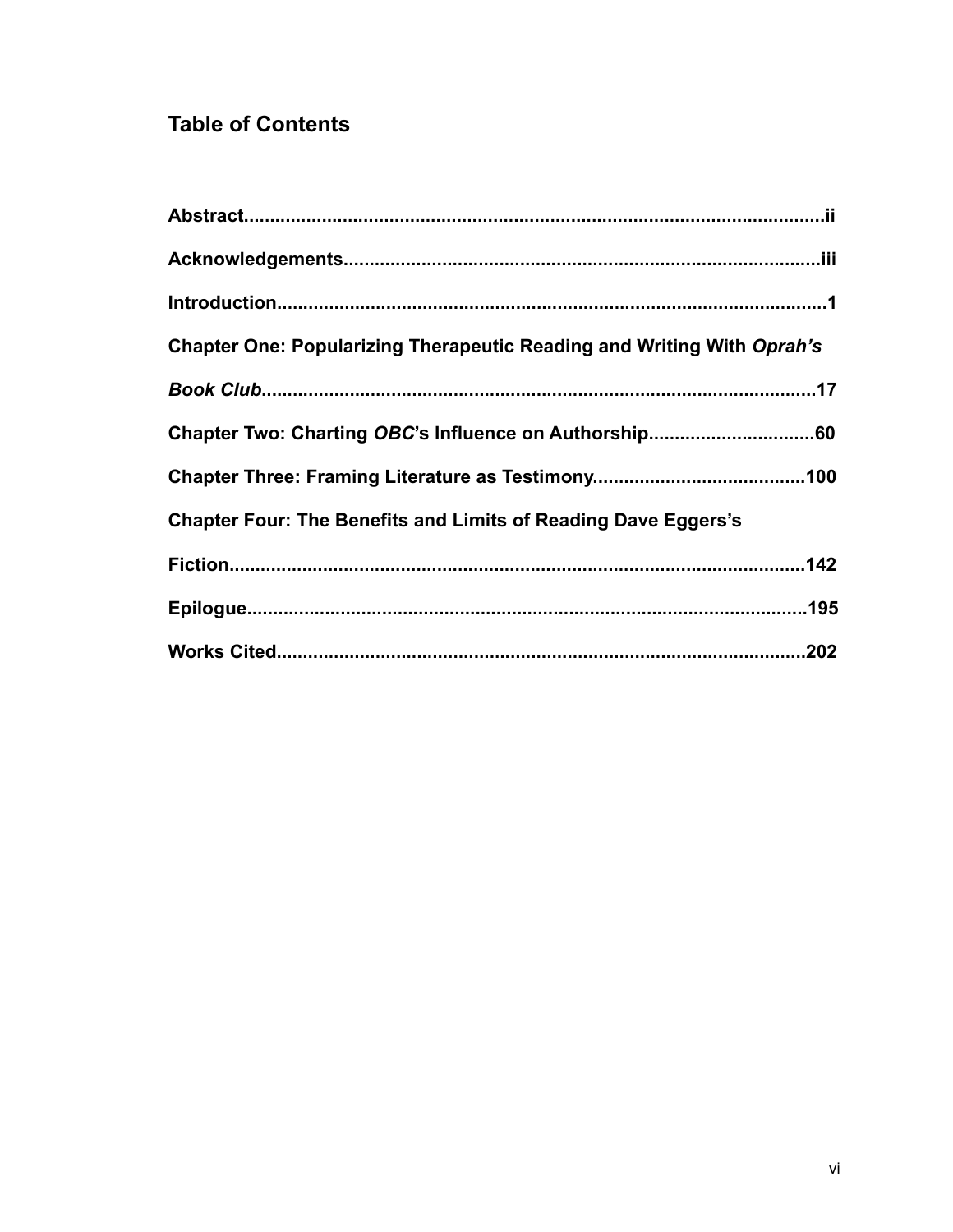## Table of Contents

**Abstract**..............................................................................................................ii

**Acknowledgements**..........................................................................................iii

**Introduction**..........................................................................................................1

**Chapter One: Popularizing Therapeutic Reading and Writing With *Oprah's Book Club***..........................................................................................................17

**Chapter Two: Charting *OBC*'s Influence on Authorship**................................60

**Chapter Three: Framing Literature as Testimony**........................................100

**Chapter Four: The Benefits and Limits of Reading Dave Eggers's Fiction**..........................................................................................................142

**Epilogue**..........................................................................................................195

**Works Cited**....................................................................................................202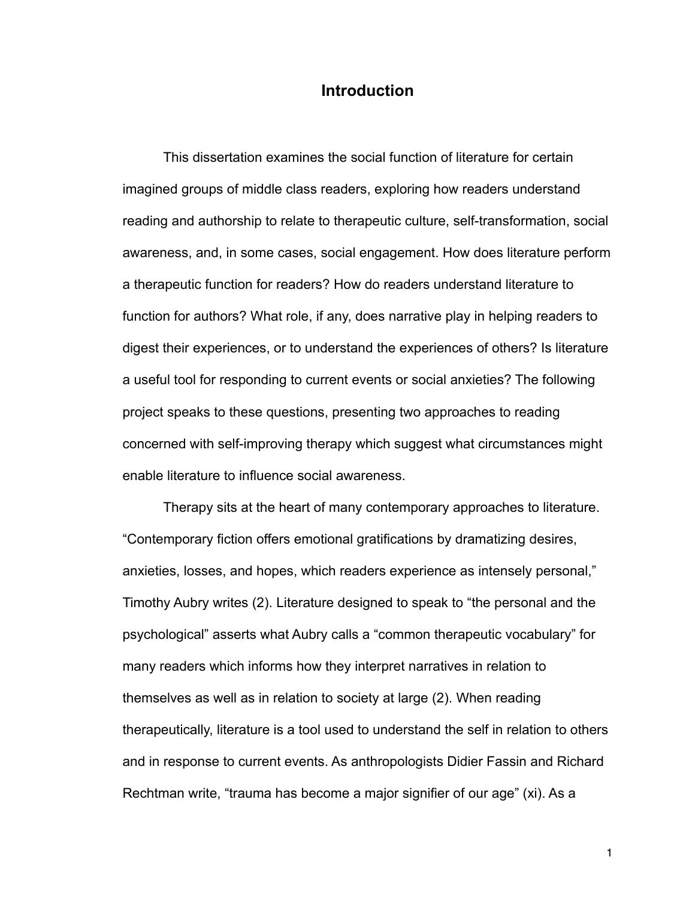# Introduction

This dissertation examines the social function of literature for certain imagined groups of middle class readers, exploring how readers understand reading and authorship to relate to therapeutic culture, self-transformation, social awareness, and, in some cases, social engagement. How does literature perform a therapeutic function for readers? How do readers understand literature to function for authors? What role, if any, does narrative play in helping readers to digest their experiences, or to understand the experiences of others? Is literature a useful tool for responding to current events or social anxieties? The following project speaks to these questions, presenting two approaches to reading concerned with self-improving therapy which suggest what circumstances might enable literature to influence social awareness.

Therapy sits at the heart of many contemporary approaches to literature. "Contemporary fiction offers emotional gratifications by dramatizing desires, anxieties, losses, and hopes, which readers experience as intensely personal," Timothy Aubry writes (2). Literature designed to speak to "the personal and the psychological" asserts what Aubry calls a "common therapeutic vocabulary" for many readers which informs how they interpret narratives in relation to themselves as well as in relation to society at large (2). When reading therapeutically, literature is a tool used to understand the self in relation to others and in response to current events. As anthropologists Didier Fassin and Richard Rechtman write, "trauma has become a major signifier of our age" (xi). As a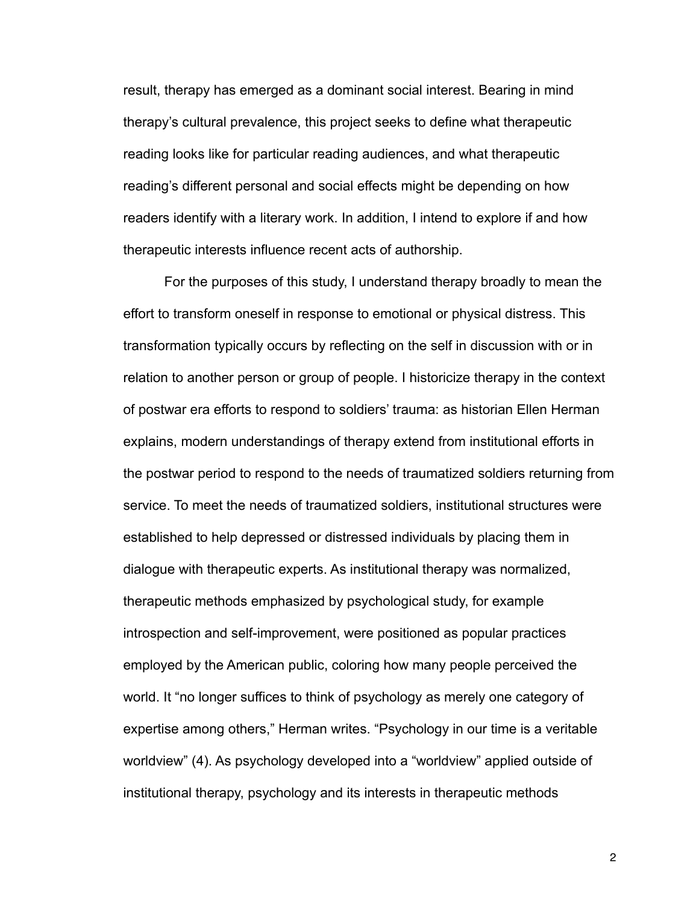result, therapy has emerged as a dominant social interest. Bearing in mind therapy's cultural prevalence, this project seeks to define what therapeutic reading looks like for particular reading audiences, and what therapeutic reading's different personal and social effects might be depending on how readers identify with a literary work. In addition, I intend to explore if and how therapeutic interests influence recent acts of authorship.

For the purposes of this study, I understand therapy broadly to mean the effort to transform oneself in response to emotional or physical distress. This transformation typically occurs by reflecting on the self in discussion with or in relation to another person or group of people. I historicize therapy in the context of postwar era efforts to respond to soldiers' trauma: as historian Ellen Herman explains, modern understandings of therapy extend from institutional efforts in the postwar period to respond to the needs of traumatized soldiers returning from service. To meet the needs of traumatized soldiers, institutional structures were established to help depressed or distressed individuals by placing them in dialogue with therapeutic experts. As institutional therapy was normalized, therapeutic methods emphasized by psychological study, for example introspection and self-improvement, were positioned as popular practices employed by the American public, coloring how many people perceived the world. It "no longer suffices to think of psychology as merely one category of expertise among others," Herman writes. "Psychology in our time is a veritable worldview" (4). As psychology developed into a "worldview" applied outside of institutional therapy, psychology and its interests in therapeutic methods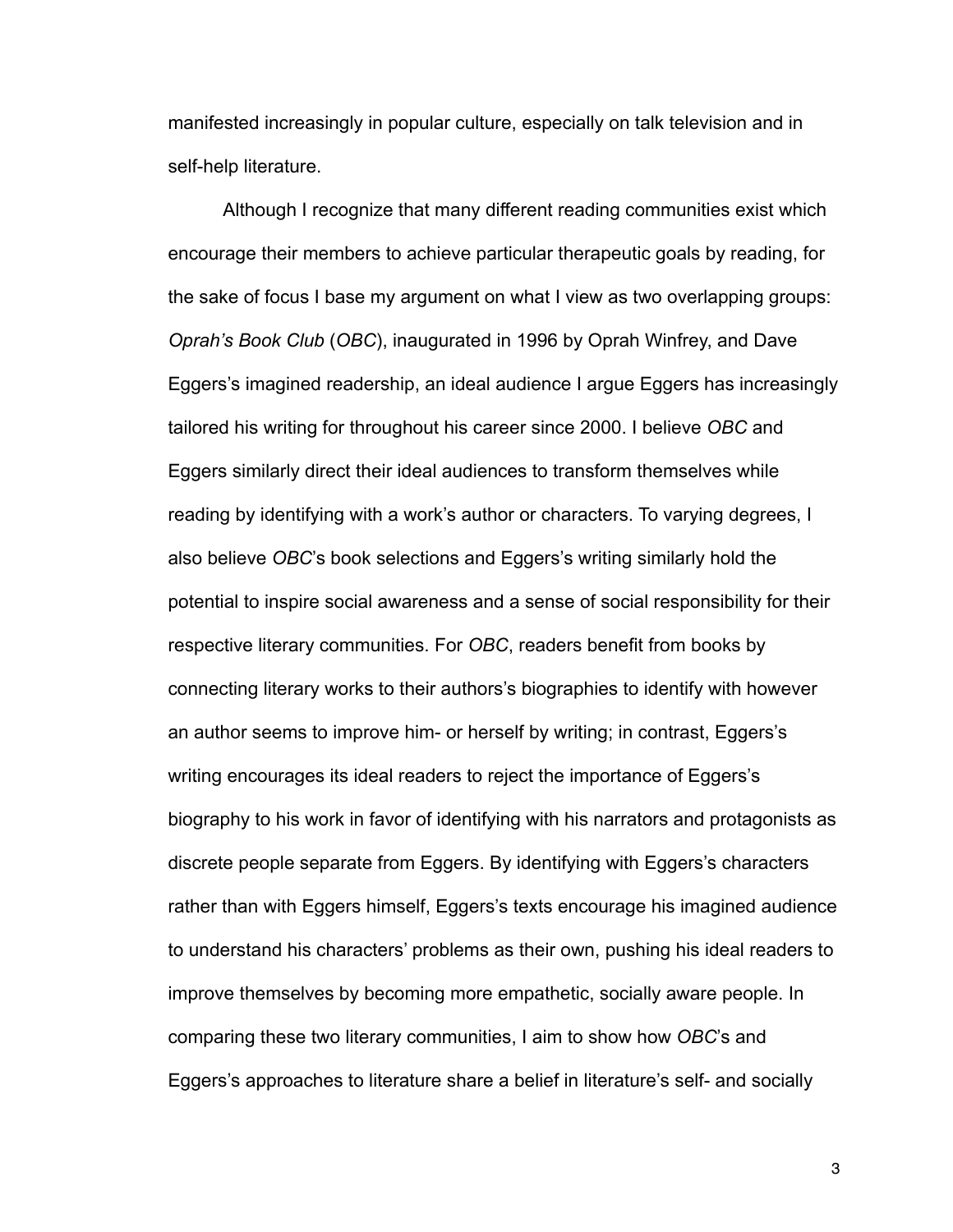manifested increasingly in popular culture, especially on talk television and in self-help literature.

Although I recognize that many different reading communities exist which encourage their members to achieve particular therapeutic goals by reading, for the sake of focus I base my argument on what I view as two overlapping groups: *Oprah's Book Club* (*OBC*), inaugurated in 1996 by Oprah Winfrey, and Dave Eggers's imagined readership, an ideal audience I argue Eggers has increasingly tailored his writing for throughout his career since 2000. I believe *OBC* and Eggers similarly direct their ideal audiences to transform themselves while reading by identifying with a work's author or characters. To varying degrees, I also believe *OBC*'s book selections and Eggers's writing similarly hold the potential to inspire social awareness and a sense of social responsibility for their respective literary communities. For *OBC*, readers benefit from books by connecting literary works to their authors's biographies to identify with however an author seems to improve him- or herself by writing; in contrast, Eggers's writing encourages its ideal readers to reject the importance of Eggers's biography to his work in favor of identifying with his narrators and protagonists as discrete people separate from Eggers. By identifying with Eggers's characters rather than with Eggers himself, Eggers's texts encourage his imagined audience to understand his characters' problems as their own, pushing his ideal readers to improve themselves by becoming more empathetic, socially aware people. In comparing these two literary communities, I aim to show how *OBC*'s and Eggers's approaches to literature share a belief in literature's self- and socially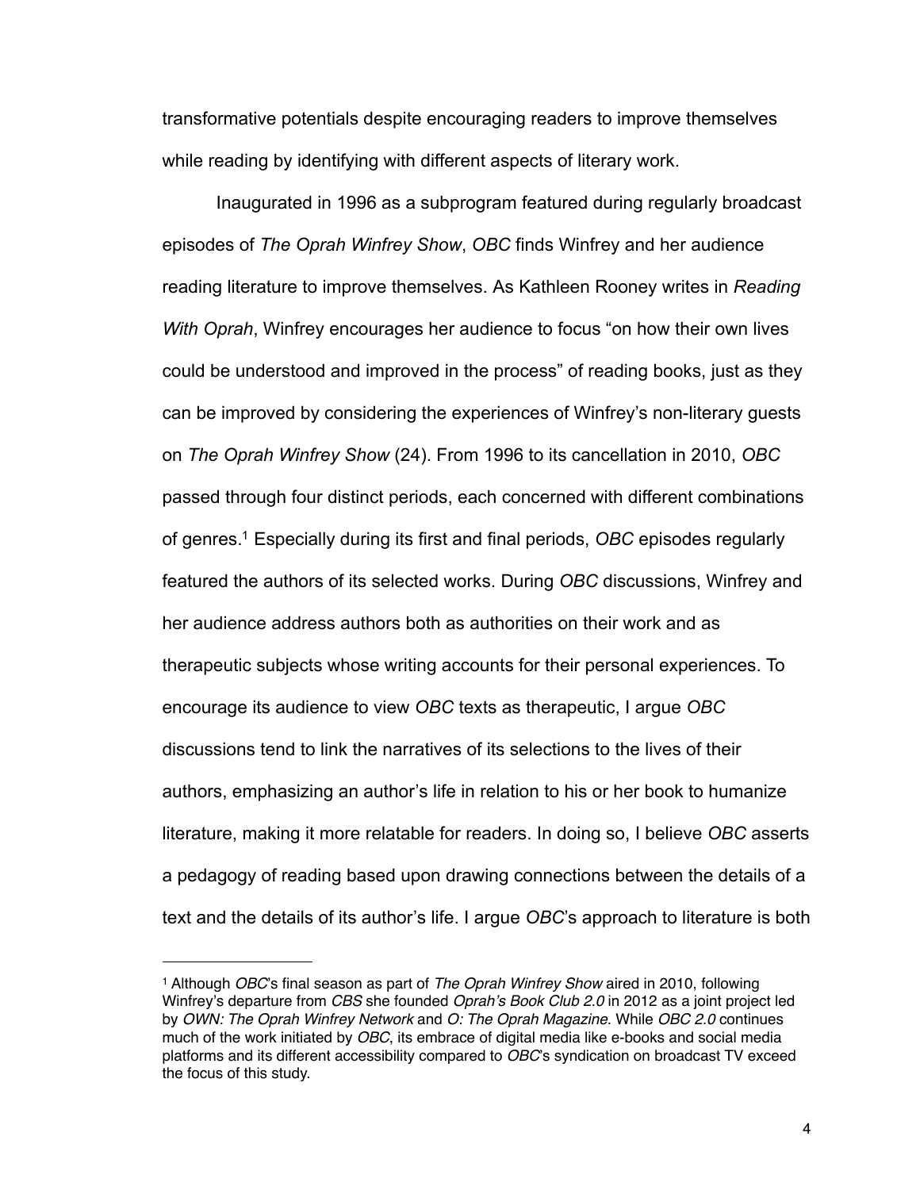transformative potentials despite encouraging readers to improve themselves while reading by identifying with different aspects of literary work.

Inaugurated in 1996 as a subprogram featured during regularly broadcast episodes of *The Oprah Winfrey Show*, *OBC* finds Winfrey and her audience reading literature to improve themselves. As Kathleen Rooney writes in *Reading With Oprah*, Winfrey encourages her audience to focus "on how their own lives could be understood and improved in the process" of reading books, just as they can be improved by considering the experiences of Winfrey's non-literary guests on *The Oprah Winfrey Show* (24). From 1996 to its cancellation in 2010, *OBC* passed through four distinct periods, each concerned with different combinations of genres.[1] Especially during its first and final periods, *OBC* episodes regularly featured the authors of its selected works. During *OBC* discussions, Winfrey and her audience address authors both as authorities on their work and as therapeutic subjects whose writing accounts for their personal experiences. To encourage its audience to view *OBC* texts as therapeutic, I argue *OBC* discussions tend to link the narratives of its selections to the lives of their authors, emphasizing an author's life in relation to his or her book to humanize literature, making it more relatable for readers. In doing so, I believe *OBC* asserts a pedagogy of reading based upon drawing connections between the details of a text and the details of its author's life. I argue *OBC*'s approach to literature is both

---

[1] Although *OBC*'s final season as part of *The Oprah Winfrey Show* aired in 2010, following Winfrey's departure from *CBS* she founded *Oprah's Book Club 2.0* in 2012 as a joint project led by *OWN: The Oprah Winfrey Network* and *O: The Oprah Magazine*. While *OBC 2.0* continues much of the work initiated by *OBC*, its embrace of digital media like e-books and social media platforms and its different accessibility compared to *OBC*'s syndication on broadcast TV exceed the focus of this study.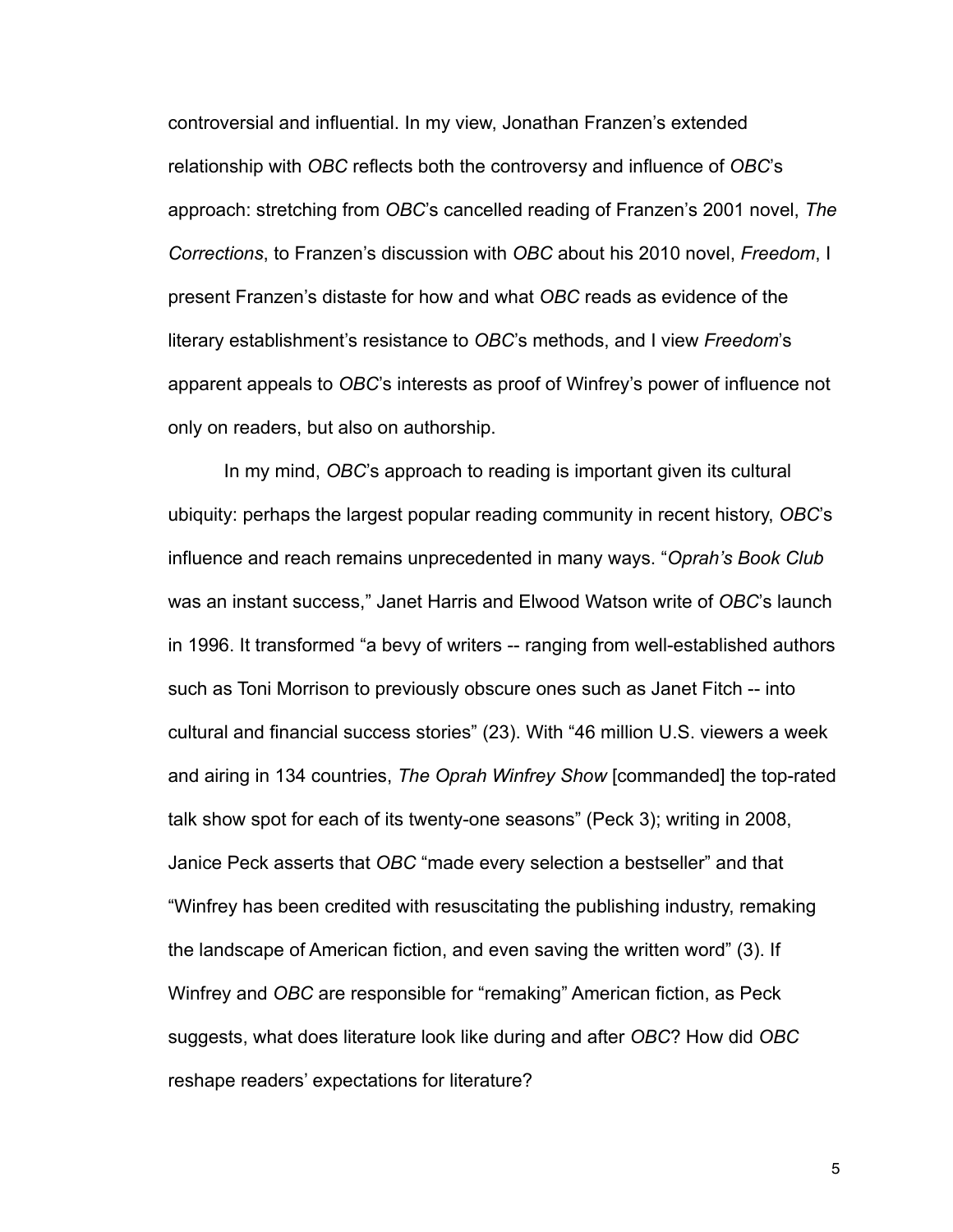controversial and influential. In my view, Jonathan Franzen's extended relationship with *OBC* reflects both the controversy and influence of *OBC*'s approach: stretching from *OBC*'s cancelled reading of Franzen's 2001 novel, *The Corrections*, to Franzen's discussion with *OBC* about his 2010 novel, *Freedom*, I present Franzen's distaste for how and what *OBC* reads as evidence of the literary establishment's resistance to *OBC*'s methods, and I view *Freedom*'s apparent appeals to *OBC*'s interests as proof of Winfrey's power of influence not only on readers, but also on authorship.

In my mind, *OBC*'s approach to reading is important given its cultural ubiquity: perhaps the largest popular reading community in recent history, *OBC*'s influence and reach remains unprecedented in many ways. "*Oprah's Book Club* was an instant success," Janet Harris and Elwood Watson write of *OBC*'s launch in 1996. It transformed "a bevy of writers -- ranging from well-established authors such as Toni Morrison to previously obscure ones such as Janet Fitch -- into cultural and financial success stories" (23). With "46 million U.S. viewers a week and airing in 134 countries, *The Oprah Winfrey Show* [commanded] the top-rated talk show spot for each of its twenty-one seasons" (Peck 3); writing in 2008, Janice Peck asserts that *OBC* "made every selection a bestseller" and that "Winfrey has been credited with resuscitating the publishing industry, remaking the landscape of American fiction, and even saving the written word" (3). If Winfrey and *OBC* are responsible for "remaking" American fiction, as Peck suggests, what does literature look like during and after *OBC*? How did *OBC* reshape readers' expectations for literature?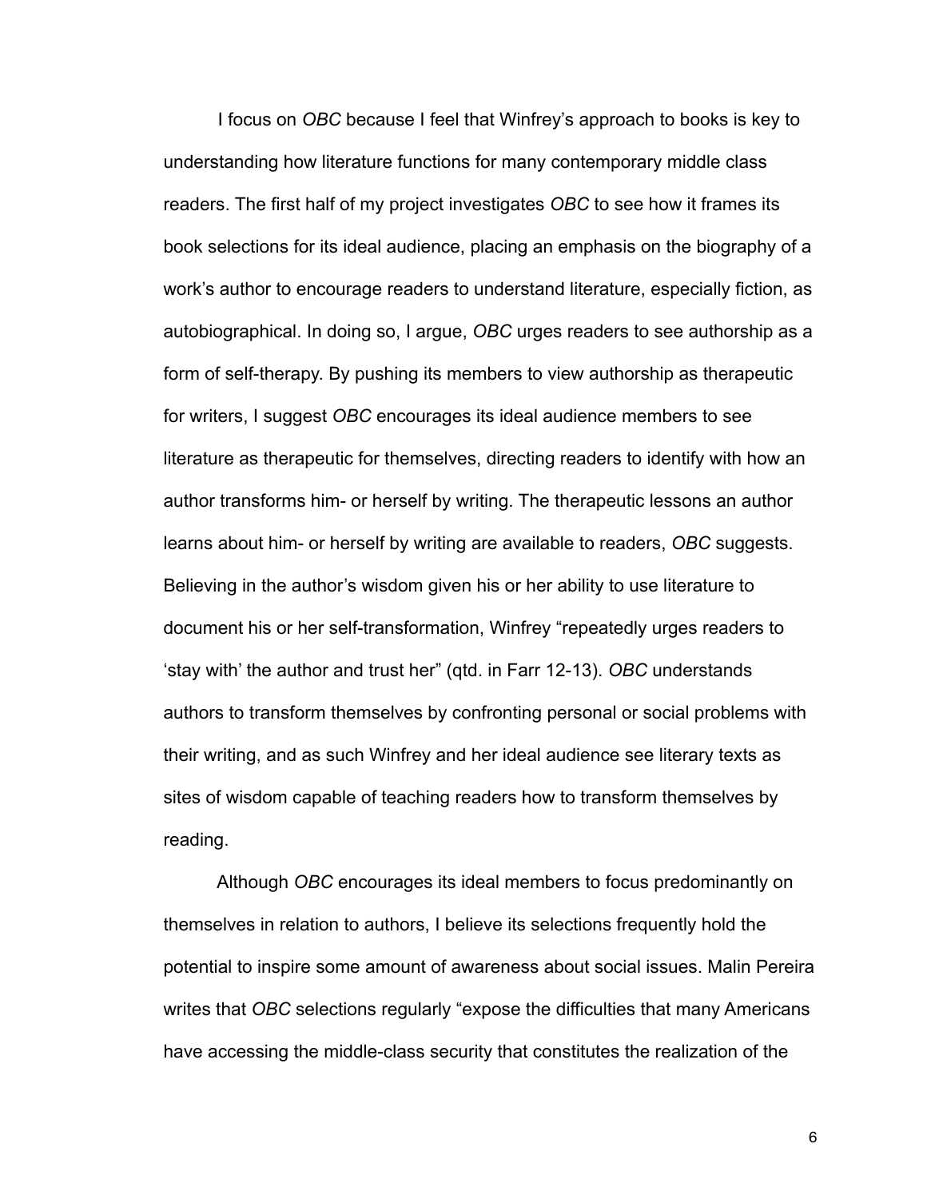I focus on *OBC* because I feel that Winfrey's approach to books is key to understanding how literature functions for many contemporary middle class readers. The first half of my project investigates *OBC* to see how it frames its book selections for its ideal audience, placing an emphasis on the biography of a work's author to encourage readers to understand literature, especially fiction, as autobiographical. In doing so, I argue, *OBC* urges readers to see authorship as a form of self-therapy. By pushing its members to view authorship as therapeutic for writers, I suggest *OBC* encourages its ideal audience members to see literature as therapeutic for themselves, directing readers to identify with how an author transforms him- or herself by writing. The therapeutic lessons an author learns about him- or herself by writing are available to readers, *OBC* suggests. Believing in the author's wisdom given his or her ability to use literature to document his or her self-transformation, Winfrey "repeatedly urges readers to 'stay with' the author and trust her" (qtd. in Farr 12-13). *OBC* understands authors to transform themselves by confronting personal or social problems with their writing, and as such Winfrey and her ideal audience see literary texts as sites of wisdom capable of teaching readers how to transform themselves by reading.

Although *OBC* encourages its ideal members to focus predominantly on themselves in relation to authors, I believe its selections frequently hold the potential to inspire some amount of awareness about social issues. Malin Pereira writes that *OBC* selections regularly "expose the difficulties that many Americans have accessing the middle-class security that constitutes the realization of the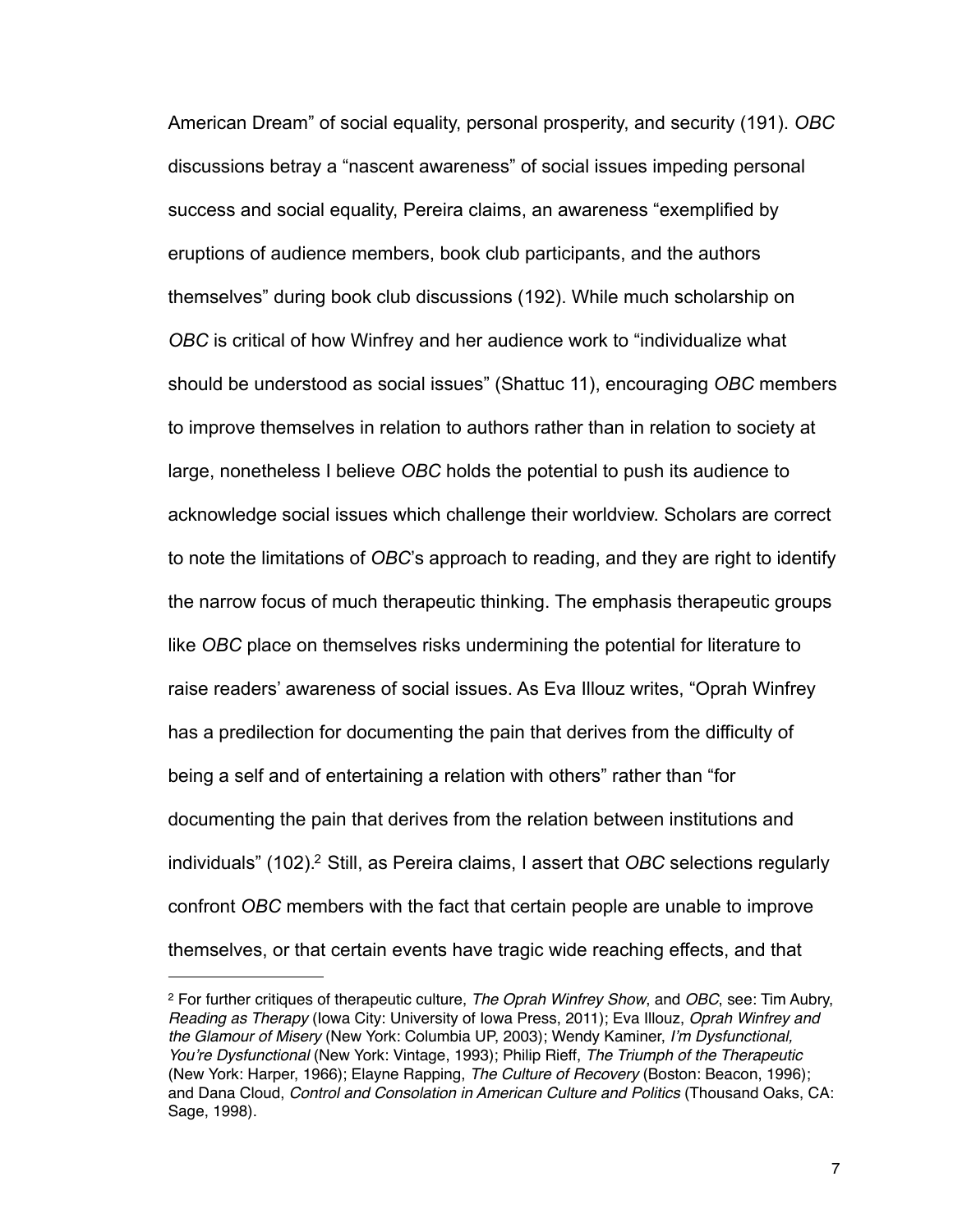American Dream" of social equality, personal prosperity, and security (191). *OBC* discussions betray a "nascent awareness" of social issues impeding personal success and social equality, Pereira claims, an awareness "exemplified by eruptions of audience members, book club participants, and the authors themselves" during book club discussions (192). While much scholarship on *OBC* is critical of how Winfrey and her audience work to "individualize what should be understood as social issues" (Shattuc 11), encouraging *OBC* members to improve themselves in relation to authors rather than in relation to society at large, nonetheless I believe *OBC* holds the potential to push its audience to acknowledge social issues which challenge their worldview. Scholars are correct to note the limitations of *OBC*'s approach to reading, and they are right to identify the narrow focus of much therapeutic thinking. The emphasis therapeutic groups like *OBC* place on themselves risks undermining the potential for literature to raise readers' awareness of social issues. As Eva Illouz writes, "Oprah Winfrey has a predilection for documenting the pain that derives from the difficulty of being a self and of entertaining a relation with others" rather than "for documenting the pain that derives from the relation between institutions and individuals" (102).[2] Still, as Pereira claims, I assert that *OBC* selections regularly confront *OBC* members with the fact that certain people are unable to improve themselves, or that certain events have tragic wide reaching effects, and that

---

[2] For further critiques of therapeutic culture, *The Oprah Winfrey Show*, and *OBC*, see: Tim Aubry, *Reading as Therapy* (Iowa City: University of Iowa Press, 2011); Eva Illouz, *Oprah Winfrey and the Glamour of Misery* (New York: Columbia UP, 2003); Wendy Kaminer, *I'm Dysfunctional, You're Dysfunctional* (New York: Vintage, 1993); Philip Rieff, *The Triumph of the Therapeutic* (New York: Harper, 1966); Elayne Rapping, *The Culture of Recovery* (Boston: Beacon, 1996); and Dana Cloud, *Control and Consolation in American Culture and Politics* (Thousand Oaks, CA: Sage, 1998).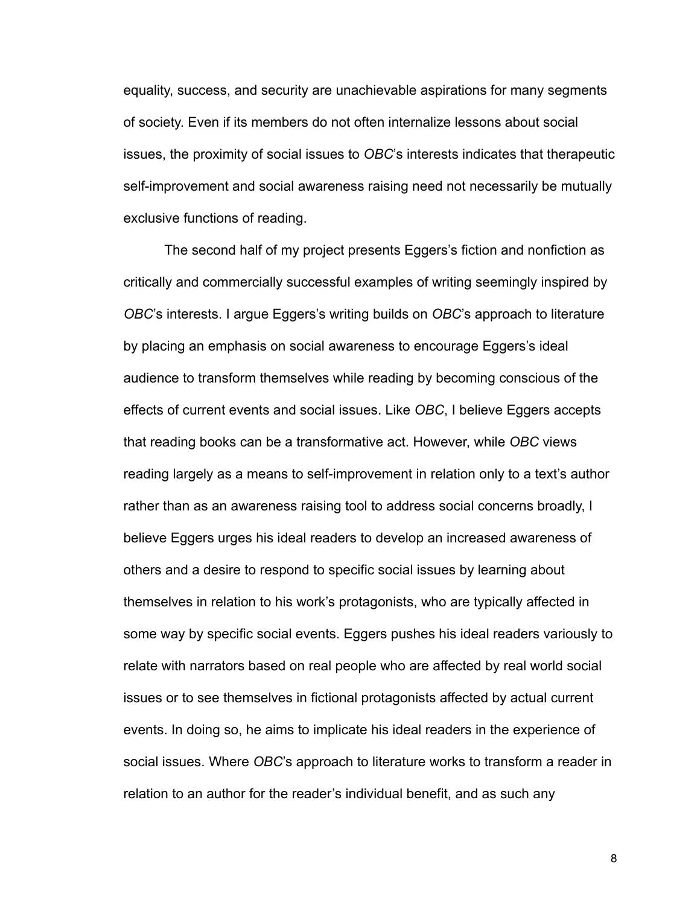equality, success, and security are unachievable aspirations for many segments of society. Even if its members do not often internalize lessons about social issues, the proximity of social issues to *OBC*'s interests indicates that therapeutic self-improvement and social awareness raising need not necessarily be mutually exclusive functions of reading.

The second half of my project presents Eggers's fiction and nonfiction as critically and commercially successful examples of writing seemingly inspired by *OBC*'s interests. I argue Eggers's writing builds on *OBC*'s approach to literature by placing an emphasis on social awareness to encourage Eggers's ideal audience to transform themselves while reading by becoming conscious of the effects of current events and social issues. Like *OBC*, I believe Eggers accepts that reading books can be a transformative act. However, while *OBC* views reading largely as a means to self-improvement in relation only to a text's author rather than as an awareness raising tool to address social concerns broadly, I believe Eggers urges his ideal readers to develop an increased awareness of others and a desire to respond to specific social issues by learning about themselves in relation to his work's protagonists, who are typically affected in some way by specific social events. Eggers pushes his ideal readers variously to relate with narrators based on real people who are affected by real world social issues or to see themselves in fictional protagonists affected by actual current events. In doing so, he aims to implicate his ideal readers in the experience of social issues. Where *OBC*'s approach to literature works to transform a reader in relation to an author for the reader's individual benefit, and as such any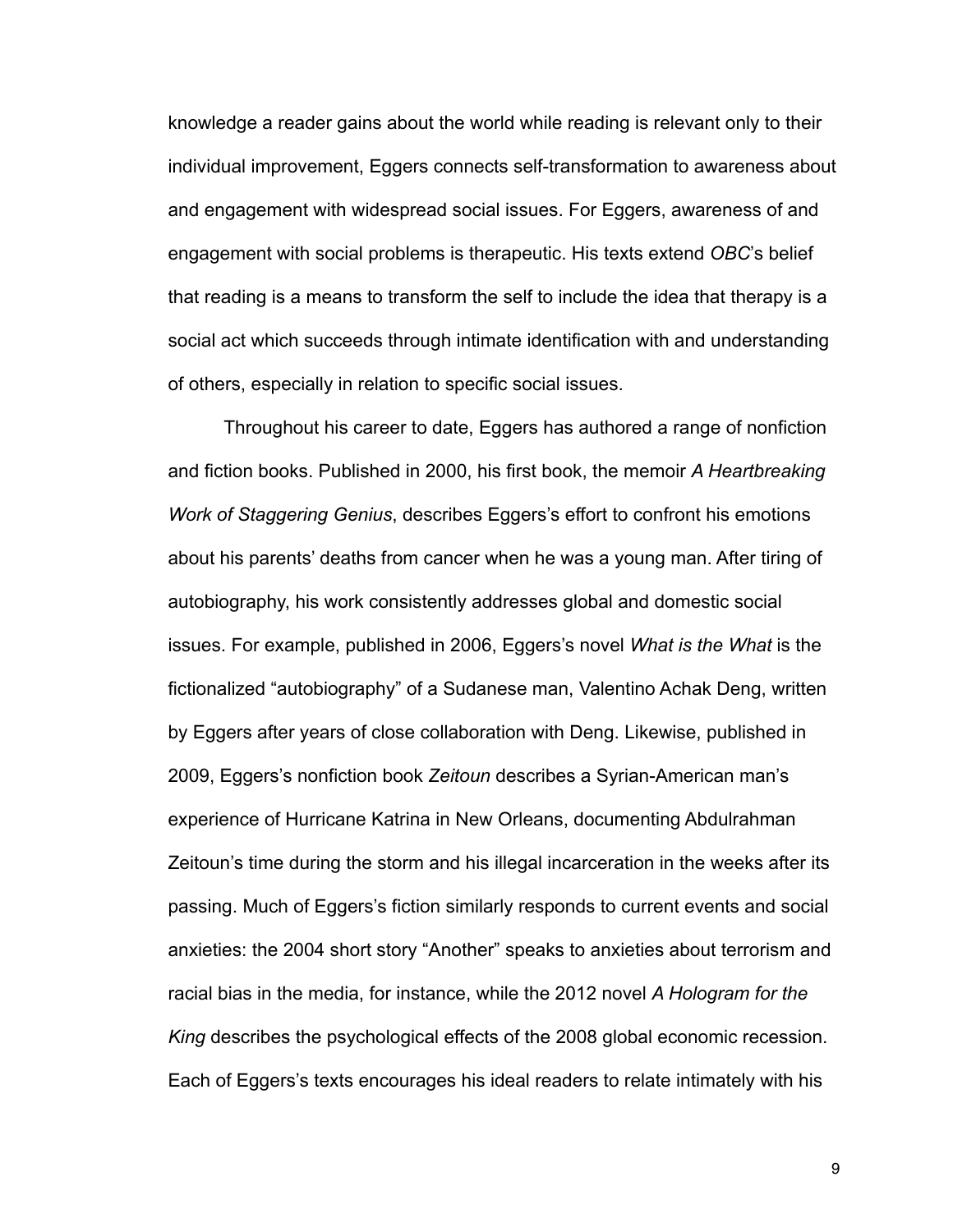knowledge a reader gains about the world while reading is relevant only to their individual improvement, Eggers connects self-transformation to awareness about and engagement with widespread social issues. For Eggers, awareness of and engagement with social problems is therapeutic. His texts extend *OBC*'s belief that reading is a means to transform the self to include the idea that therapy is a social act which succeeds through intimate identification with and understanding of others, especially in relation to specific social issues.

Throughout his career to date, Eggers has authored a range of nonfiction and fiction books. Published in 2000, his first book, the memoir *A Heartbreaking Work of Staggering Genius*, describes Eggers's effort to confront his emotions about his parents' deaths from cancer when he was a young man. After tiring of autobiography, his work consistently addresses global and domestic social issues. For example, published in 2006, Eggers's novel *What is the What* is the fictionalized "autobiography" of a Sudanese man, Valentino Achak Deng, written by Eggers after years of close collaboration with Deng. Likewise, published in 2009, Eggers's nonfiction book *Zeitoun* describes a Syrian-American man's experience of Hurricane Katrina in New Orleans, documenting Abdulrahman Zeitoun's time during the storm and his illegal incarceration in the weeks after its passing. Much of Eggers's fiction similarly responds to current events and social anxieties: the 2004 short story "Another" speaks to anxieties about terrorism and racial bias in the media, for instance, while the 2012 novel *A Hologram for the King* describes the psychological effects of the 2008 global economic recession. Each of Eggers's texts encourages his ideal readers to relate intimately with his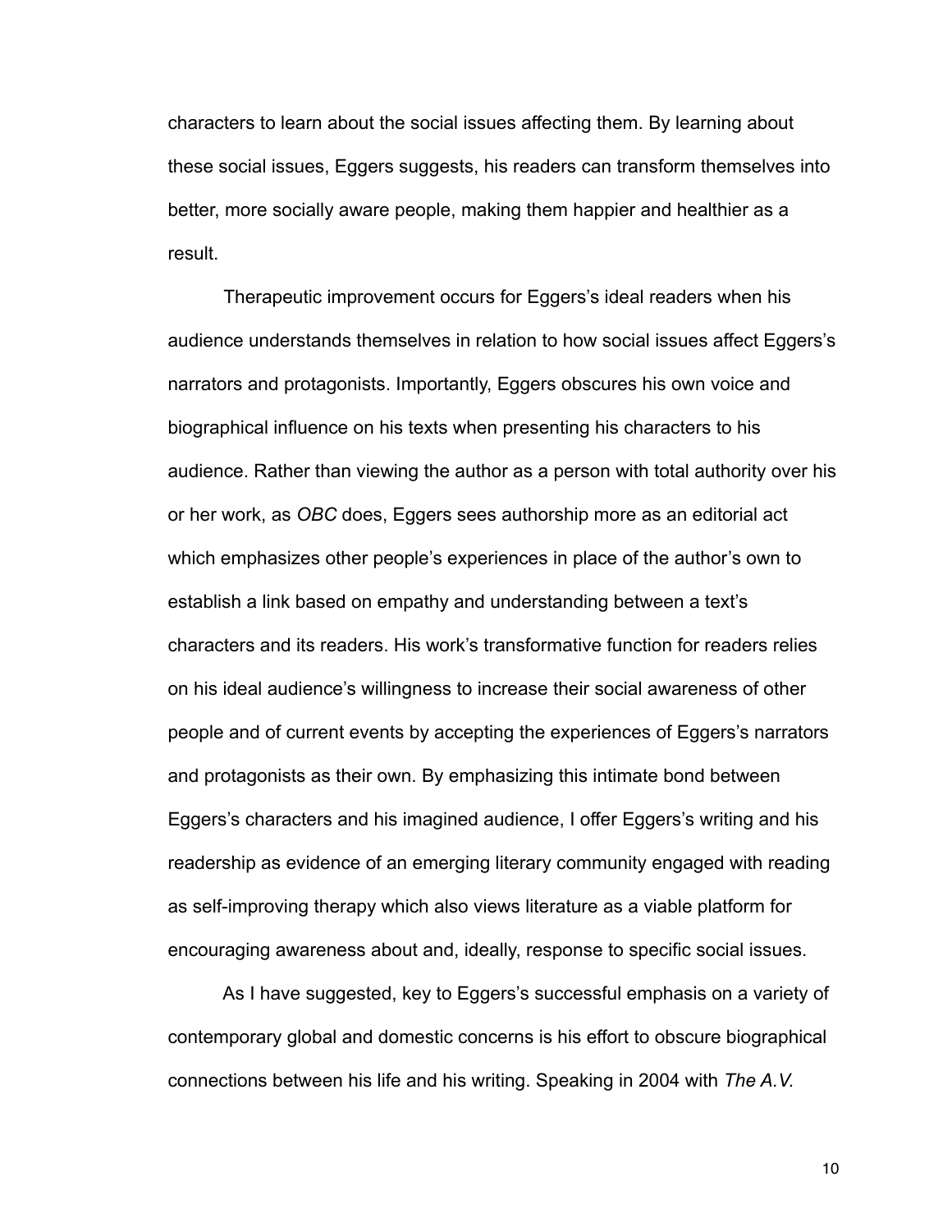characters to learn about the social issues affecting them. By learning about these social issues, Eggers suggests, his readers can transform themselves into better, more socially aware people, making them happier and healthier as a result.

Therapeutic improvement occurs for Eggers's ideal readers when his audience understands themselves in relation to how social issues affect Eggers's narrators and protagonists. Importantly, Eggers obscures his own voice and biographical influence on his texts when presenting his characters to his audience. Rather than viewing the author as a person with total authority over his or her work, as *OBC* does, Eggers sees authorship more as an editorial act which emphasizes other people's experiences in place of the author's own to establish a link based on empathy and understanding between a text's characters and its readers. His work's transformative function for readers relies on his ideal audience's willingness to increase their social awareness of other people and of current events by accepting the experiences of Eggers's narrators and protagonists as their own. By emphasizing this intimate bond between Eggers's characters and his imagined audience, I offer Eggers's writing and his readership as evidence of an emerging literary community engaged with reading as self-improving therapy which also views literature as a viable platform for encouraging awareness about and, ideally, response to specific social issues.

As I have suggested, key to Eggers's successful emphasis on a variety of contemporary global and domestic concerns is his effort to obscure biographical connections between his life and his writing. Speaking in 2004 with *The A.V.*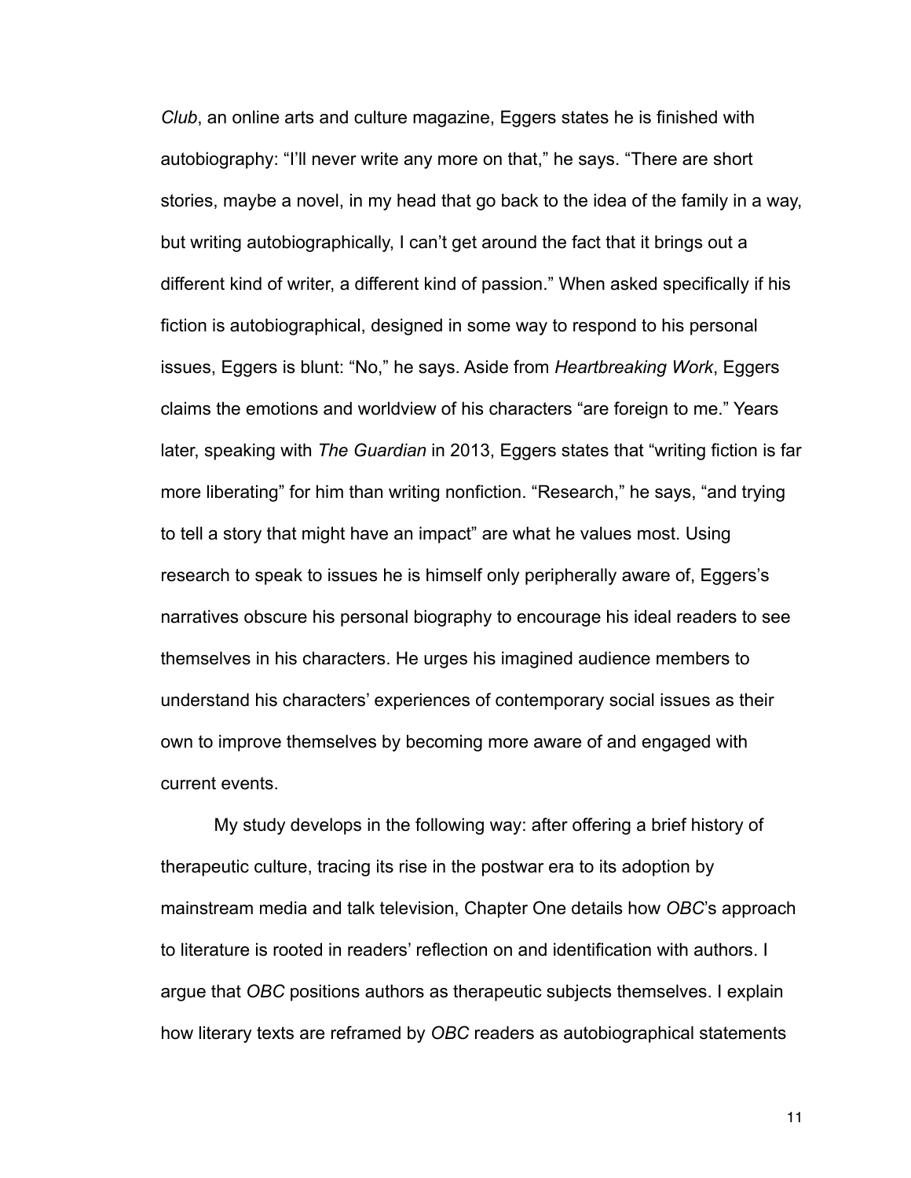*Club*, an online arts and culture magazine, Eggers states he is finished with autobiography: "I'll never write any more on that," he says. "There are short stories, maybe a novel, in my head that go back to the idea of the family in a way, but writing autobiographically, I can't get around the fact that it brings out a different kind of writer, a different kind of passion." When asked specifically if his fiction is autobiographical, designed in some way to respond to his personal issues, Eggers is blunt: "No," he says. Aside from *Heartbreaking Work*, Eggers claims the emotions and worldview of his characters "are foreign to me." Years later, speaking with *The Guardian* in 2013, Eggers states that "writing fiction is far more liberating" for him than writing nonfiction. "Research," he says, "and trying to tell a story that might have an impact" are what he values most. Using research to speak to issues he is himself only peripherally aware of, Eggers's narratives obscure his personal biography to encourage his ideal readers to see themselves in his characters. He urges his imagined audience members to understand his characters' experiences of contemporary social issues as their own to improve themselves by becoming more aware of and engaged with current events.

My study develops in the following way: after offering a brief history of therapeutic culture, tracing its rise in the postwar era to its adoption by mainstream media and talk television, Chapter One details how *OBC*'s approach to literature is rooted in readers' reflection on and identification with authors. I argue that *OBC* positions authors as therapeutic subjects themselves. I explain how literary texts are reframed by *OBC* readers as autobiographical statements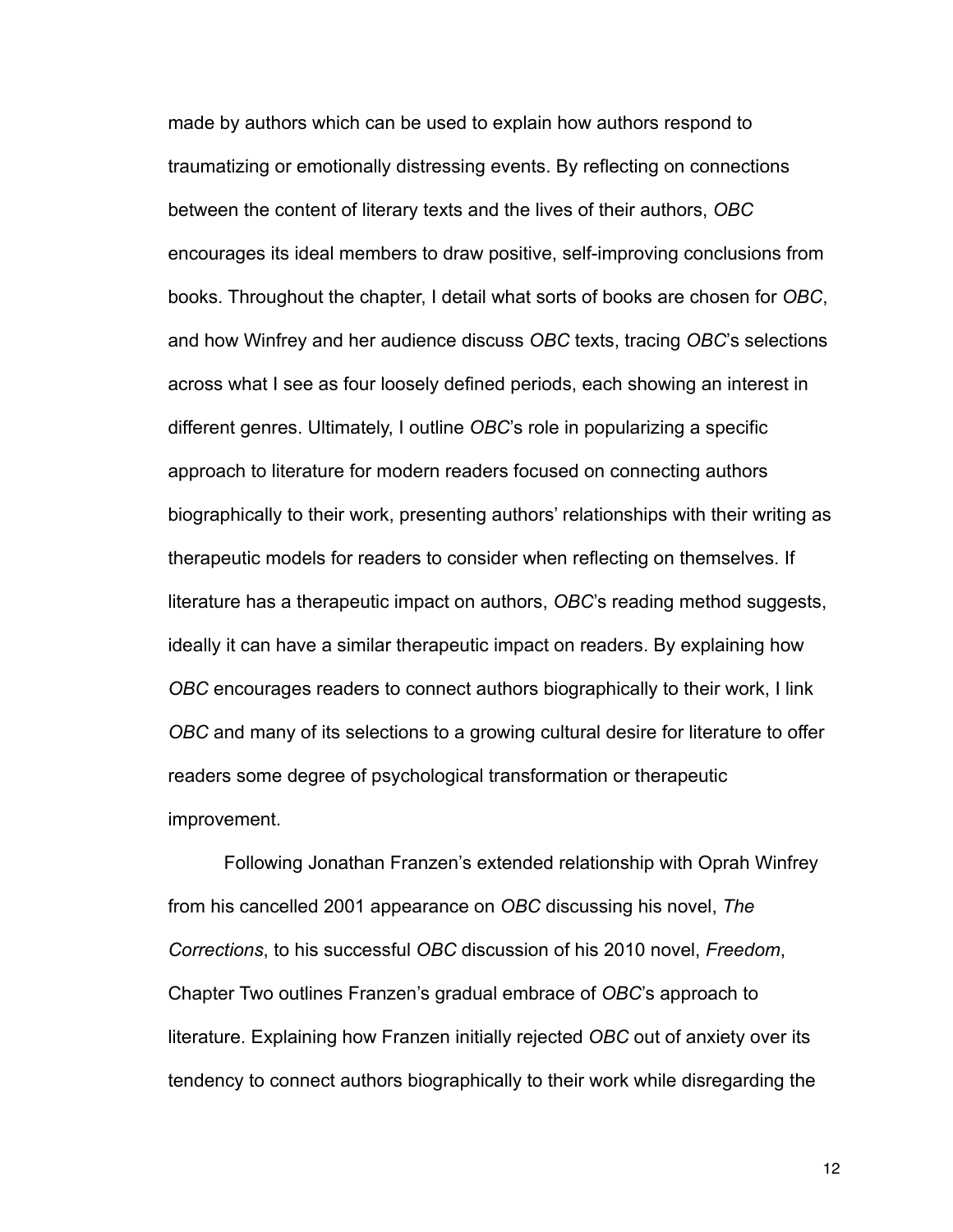made by authors which can be used to explain how authors respond to traumatizing or emotionally distressing events. By reflecting on connections between the content of literary texts and the lives of their authors, *OBC* encourages its ideal members to draw positive, self-improving conclusions from books. Throughout the chapter, I detail what sorts of books are chosen for *OBC*, and how Winfrey and her audience discuss *OBC* texts, tracing *OBC*'s selections across what I see as four loosely defined periods, each showing an interest in different genres. Ultimately, I outline *OBC*'s role in popularizing a specific approach to literature for modern readers focused on connecting authors biographically to their work, presenting authors' relationships with their writing as therapeutic models for readers to consider when reflecting on themselves. If literature has a therapeutic impact on authors, *OBC*'s reading method suggests, ideally it can have a similar therapeutic impact on readers. By explaining how *OBC* encourages readers to connect authors biographically to their work, I link *OBC* and many of its selections to a growing cultural desire for literature to offer readers some degree of psychological transformation or therapeutic improvement.

Following Jonathan Franzen's extended relationship with Oprah Winfrey from his cancelled 2001 appearance on *OBC* discussing his novel, *The Corrections*, to his successful *OBC* discussion of his 2010 novel, *Freedom*, Chapter Two outlines Franzen's gradual embrace of *OBC*'s approach to literature. Explaining how Franzen initially rejected *OBC* out of anxiety over its tendency to connect authors biographically to their work while disregarding the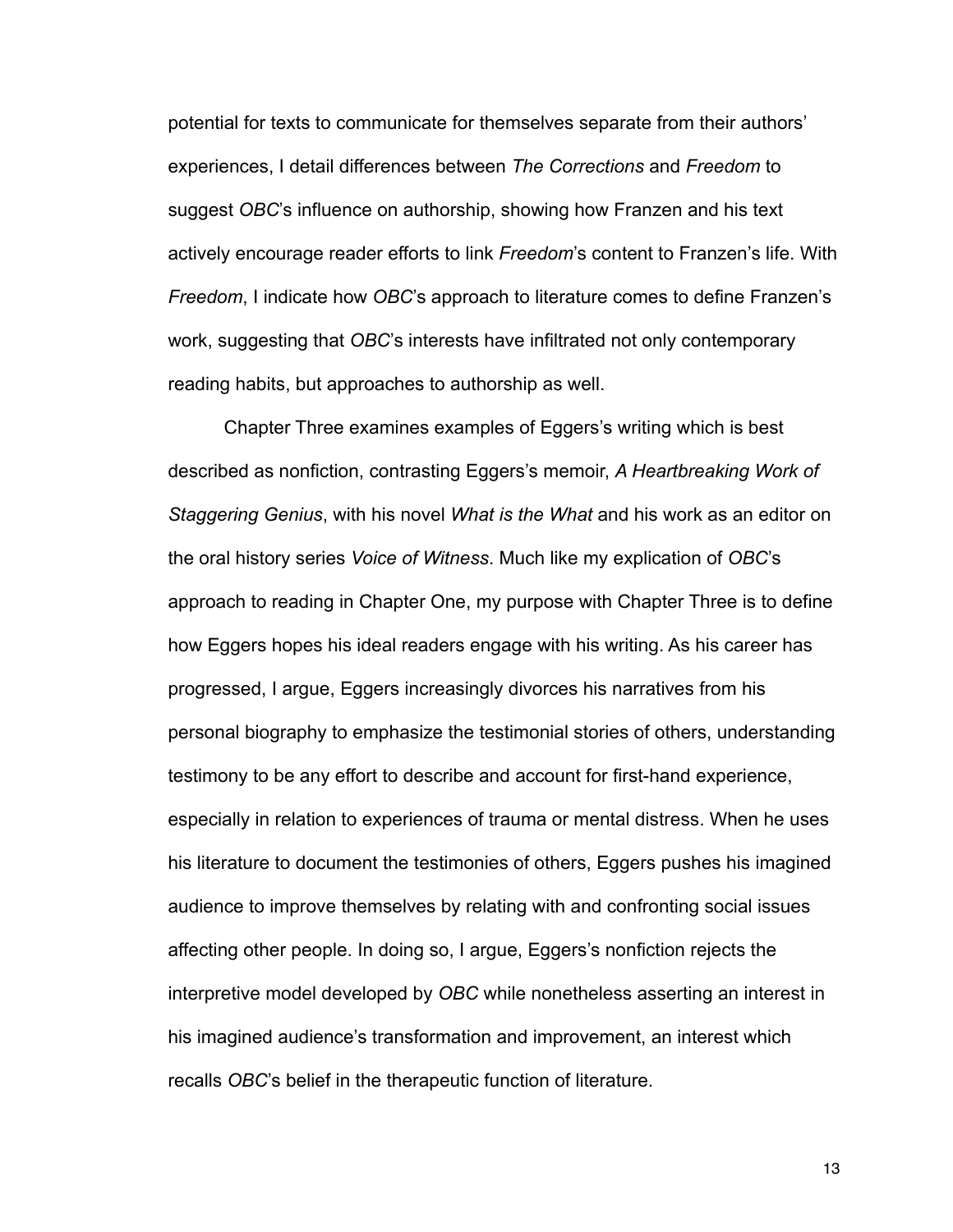potential for texts to communicate for themselves separate from their authors' experiences, I detail differences between *The Corrections* and *Freedom* to suggest *OBC*'s influence on authorship, showing how Franzen and his text actively encourage reader efforts to link *Freedom*'s content to Franzen's life. With *Freedom*, I indicate how *OBC*'s approach to literature comes to define Franzen's work, suggesting that *OBC*'s interests have infiltrated not only contemporary reading habits, but approaches to authorship as well.

Chapter Three examines examples of Eggers's writing which is best described as nonfiction, contrasting Eggers's memoir, *A Heartbreaking Work of Staggering Genius*, with his novel *What is the What* and his work as an editor on the oral history series *Voice of Witness*. Much like my explication of *OBC*'s approach to reading in Chapter One, my purpose with Chapter Three is to define how Eggers hopes his ideal readers engage with his writing. As his career has progressed, I argue, Eggers increasingly divorces his narratives from his personal biography to emphasize the testimonial stories of others, understanding testimony to be any effort to describe and account for first-hand experience, especially in relation to experiences of trauma or mental distress. When he uses his literature to document the testimonies of others, Eggers pushes his imagined audience to improve themselves by relating with and confronting social issues affecting other people. In doing so, I argue, Eggers's nonfiction rejects the interpretive model developed by *OBC* while nonetheless asserting an interest in his imagined audience's transformation and improvement, an interest which recalls *OBC*'s belief in the therapeutic function of literature.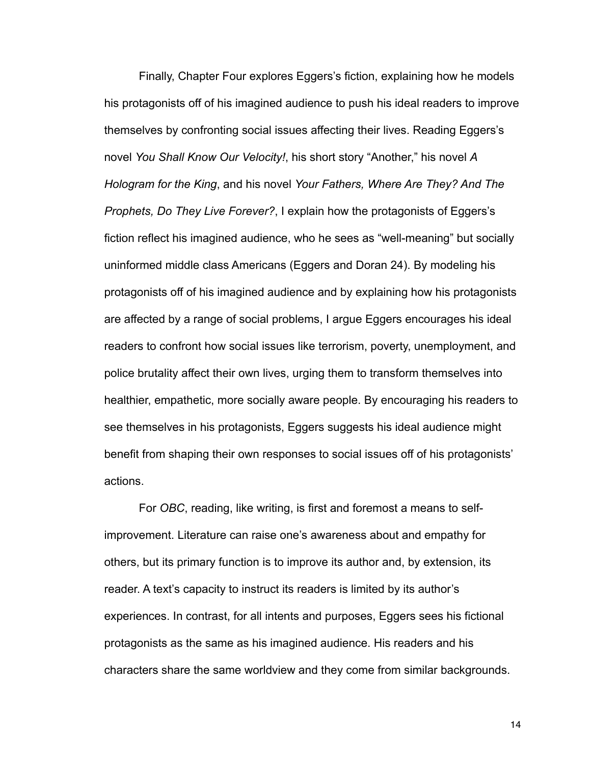Finally, Chapter Four explores Eggers's fiction, explaining how he models his protagonists off of his imagined audience to push his ideal readers to improve themselves by confronting social issues affecting their lives. Reading Eggers's novel *You Shall Know Our Velocity!*, his short story "Another," his novel *A Hologram for the King*, and his novel *Your Fathers, Where Are They? And The Prophets, Do They Live Forever?*, I explain how the protagonists of Eggers's fiction reflect his imagined audience, who he sees as "well-meaning" but socially uninformed middle class Americans (Eggers and Doran 24). By modeling his protagonists off of his imagined audience and by explaining how his protagonists are affected by a range of social problems, I argue Eggers encourages his ideal readers to confront how social issues like terrorism, poverty, unemployment, and police brutality affect their own lives, urging them to transform themselves into healthier, empathetic, more socially aware people. By encouraging his readers to see themselves in his protagonists, Eggers suggests his ideal audience might benefit from shaping their own responses to social issues off of his protagonists' actions.

For *OBC*, reading, like writing, is first and foremost a means to self-improvement. Literature can raise one's awareness about and empathy for others, but its primary function is to improve its author and, by extension, its reader. A text's capacity to instruct its readers is limited by its author's experiences. In contrast, for all intents and purposes, Eggers sees his fictional protagonists as the same as his imagined audience. His readers and his characters share the same worldview and they come from similar backgrounds.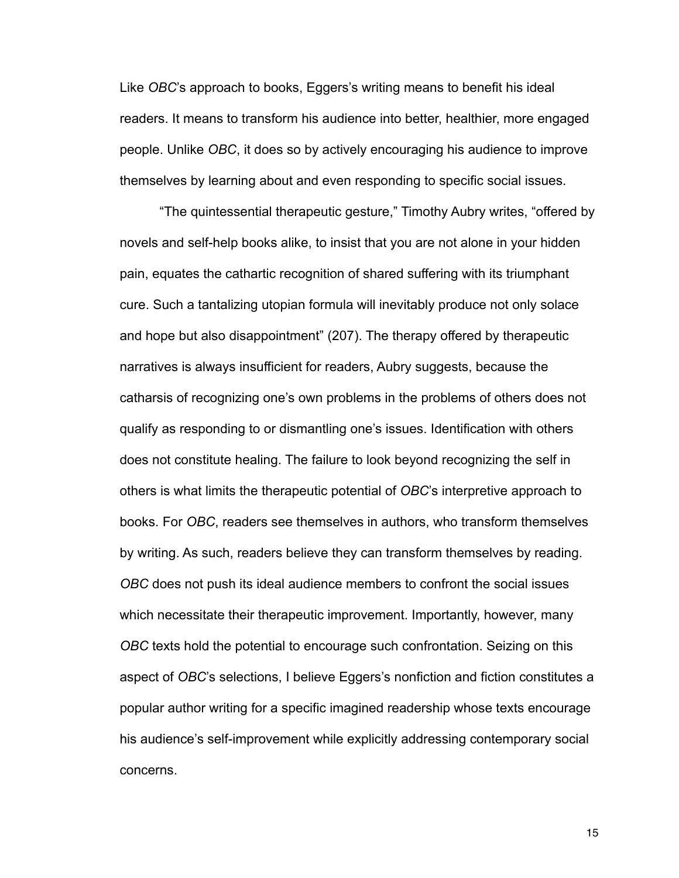Like *OBC*'s approach to books, Eggers's writing means to benefit his ideal readers. It means to transform his audience into better, healthier, more engaged people. Unlike *OBC*, it does so by actively encouraging his audience to improve themselves by learning about and even responding to specific social issues.

"The quintessential therapeutic gesture," Timothy Aubry writes, "offered by novels and self-help books alike, to insist that you are not alone in your hidden pain, equates the cathartic recognition of shared suffering with its triumphant cure. Such a tantalizing utopian formula will inevitably produce not only solace and hope but also disappointment" (207). The therapy offered by therapeutic narratives is always insufficient for readers, Aubry suggests, because the catharsis of recognizing one's own problems in the problems of others does not qualify as responding to or dismantling one's issues. Identification with others does not constitute healing. The failure to look beyond recognizing the self in others is what limits the therapeutic potential of *OBC*'s interpretive approach to books. For *OBC*, readers see themselves in authors, who transform themselves by writing. As such, readers believe they can transform themselves by reading. *OBC* does not push its ideal audience members to confront the social issues which necessitate their therapeutic improvement. Importantly, however, many *OBC* texts hold the potential to encourage such confrontation. Seizing on this aspect of *OBC*'s selections, I believe Eggers's nonfiction and fiction constitutes a popular author writing for a specific imagined readership whose texts encourage his audience's self-improvement while explicitly addressing contemporary social concerns.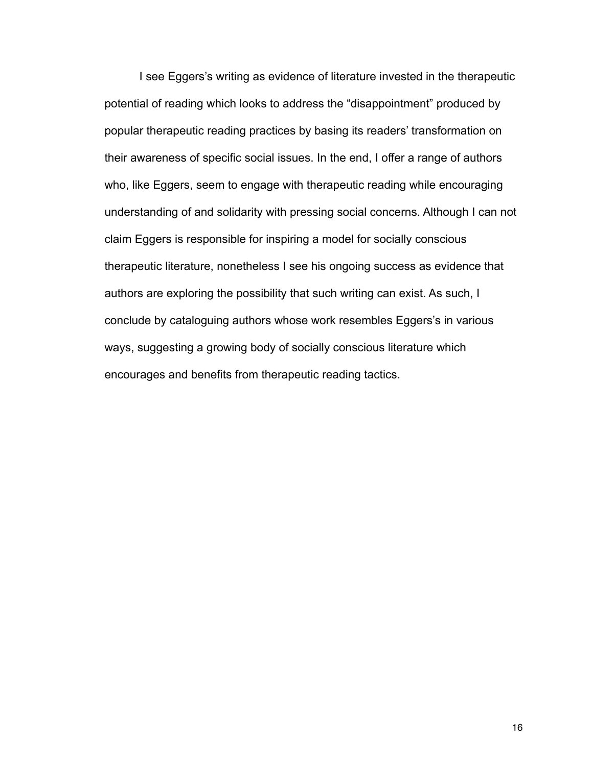I see Eggers's writing as evidence of literature invested in the therapeutic potential of reading which looks to address the "disappointment" produced by popular therapeutic reading practices by basing its readers' transformation on their awareness of specific social issues. In the end, I offer a range of authors who, like Eggers, seem to engage with therapeutic reading while encouraging understanding of and solidarity with pressing social concerns. Although I can not claim Eggers is responsible for inspiring a model for socially conscious therapeutic literature, nonetheless I see his ongoing success as evidence that authors are exploring the possibility that such writing can exist. As such, I conclude by cataloguing authors whose work resembles Eggers's in various ways, suggesting a growing body of socially conscious literature which encourages and benefits from therapeutic reading tactics.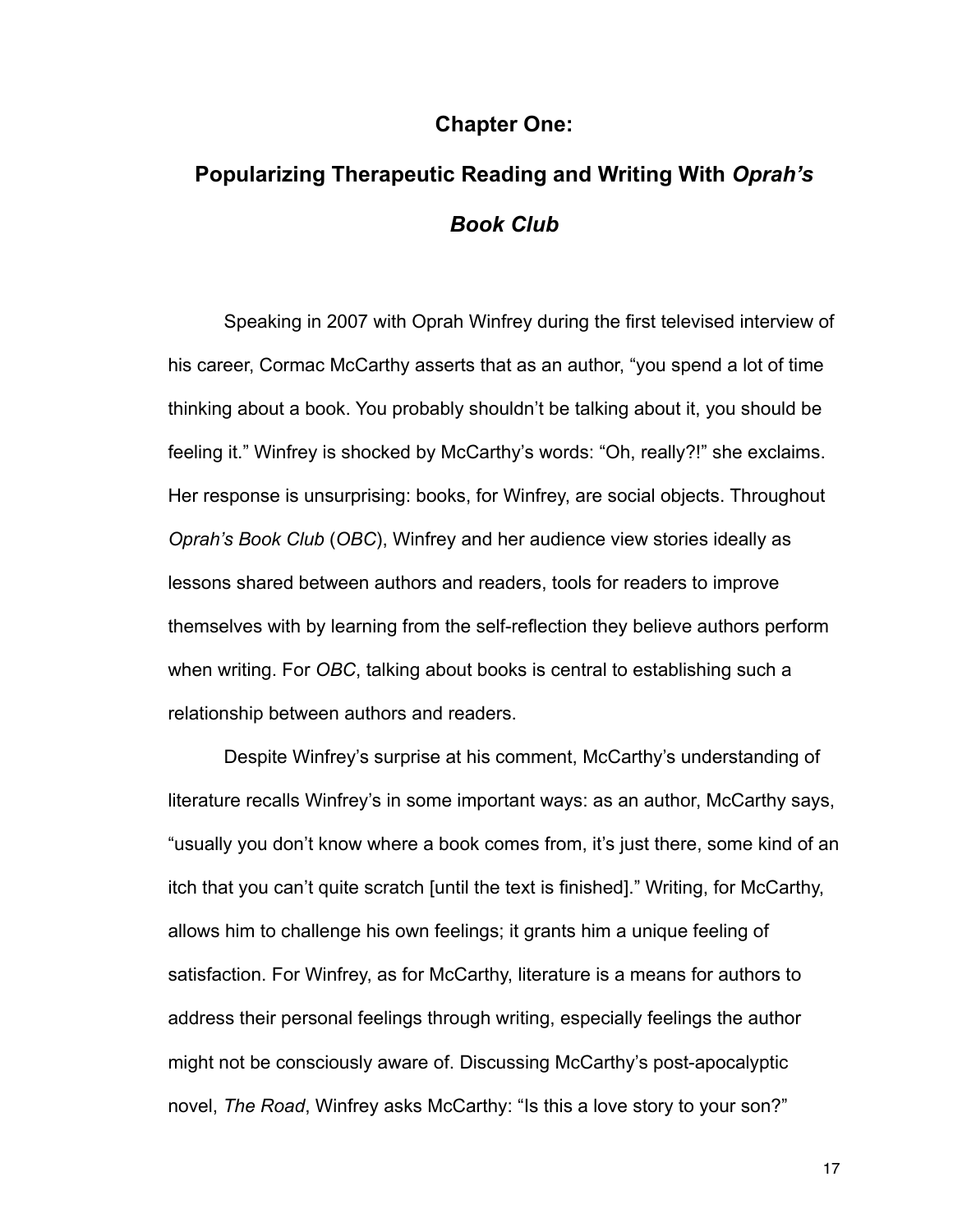# Chapter One:

# Popularizing Therapeutic Reading and Writing With *Oprah's Book Club*

Speaking in 2007 with Oprah Winfrey during the first televised interview of his career, Cormac McCarthy asserts that as an author, "you spend a lot of time thinking about a book. You probably shouldn't be talking about it, you should be feeling it." Winfrey is shocked by McCarthy's words: "Oh, really?!" she exclaims. Her response is unsurprising: books, for Winfrey, are social objects. Throughout *Oprah's Book Club* (*OBC*), Winfrey and her audience view stories ideally as lessons shared between authors and readers, tools for readers to improve themselves with by learning from the self-reflection they believe authors perform when writing. For *OBC*, talking about books is central to establishing such a relationship between authors and readers.

Despite Winfrey's surprise at his comment, McCarthy's understanding of literature recalls Winfrey's in some important ways: as an author, McCarthy says, "usually you don't know where a book comes from, it's just there, some kind of an itch that you can't quite scratch [until the text is finished]." Writing, for McCarthy, allows him to challenge his own feelings; it grants him a unique feeling of satisfaction. For Winfrey, as for McCarthy, literature is a means for authors to address their personal feelings through writing, especially feelings the author might not be consciously aware of. Discussing McCarthy's post-apocalyptic novel, *The Road*, Winfrey asks McCarthy: "Is this a love story to your son?"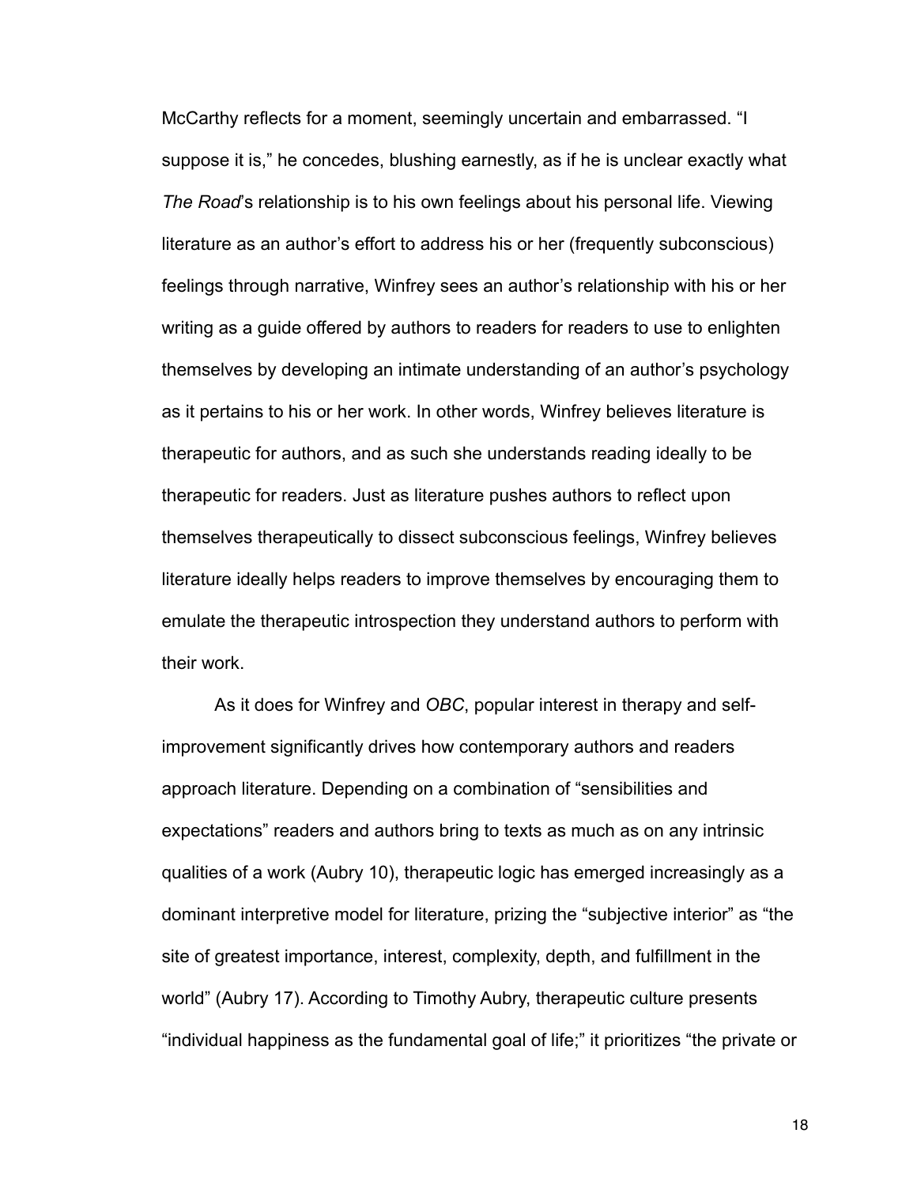McCarthy reflects for a moment, seemingly uncertain and embarrassed. "I suppose it is," he concedes, blushing earnestly, as if he is unclear exactly what *The Road*'s relationship is to his own feelings about his personal life. Viewing literature as an author's effort to address his or her (frequently subconscious) feelings through narrative, Winfrey sees an author's relationship with his or her writing as a guide offered by authors to readers for readers to use to enlighten themselves by developing an intimate understanding of an author's psychology as it pertains to his or her work. In other words, Winfrey believes literature is therapeutic for authors, and as such she understands reading ideally to be therapeutic for readers. Just as literature pushes authors to reflect upon themselves therapeutically to dissect subconscious feelings, Winfrey believes literature ideally helps readers to improve themselves by encouraging them to emulate the therapeutic introspection they understand authors to perform with their work.

As it does for Winfrey and *OBC*, popular interest in therapy and self-improvement significantly drives how contemporary authors and readers approach literature. Depending on a combination of "sensibilities and expectations" readers and authors bring to texts as much as on any intrinsic qualities of a work (Aubry 10), therapeutic logic has emerged increasingly as a dominant interpretive model for literature, prizing the "subjective interior" as "the site of greatest importance, interest, complexity, depth, and fulfillment in the world" (Aubry 17). According to Timothy Aubry, therapeutic culture presents "individual happiness as the fundamental goal of life;" it prioritizes "the private or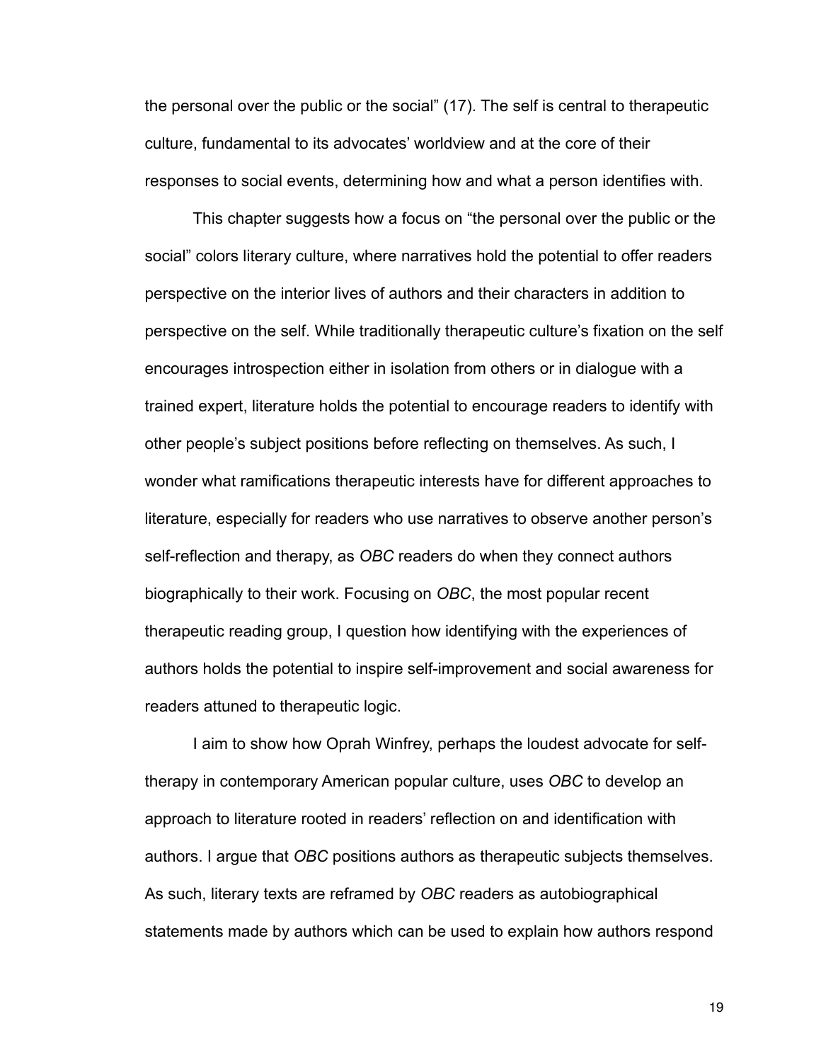the personal over the public or the social" (17). The self is central to therapeutic culture, fundamental to its advocates' worldview and at the core of their responses to social events, determining how and what a person identifies with.

This chapter suggests how a focus on "the personal over the public or the social" colors literary culture, where narratives hold the potential to offer readers perspective on the interior lives of authors and their characters in addition to perspective on the self. While traditionally therapeutic culture's fixation on the self encourages introspection either in isolation from others or in dialogue with a trained expert, literature holds the potential to encourage readers to identify with other people's subject positions before reflecting on themselves. As such, I wonder what ramifications therapeutic interests have for different approaches to literature, especially for readers who use narratives to observe another person's self-reflection and therapy, as *OBC* readers do when they connect authors biographically to their work. Focusing on *OBC*, the most popular recent therapeutic reading group, I question how identifying with the experiences of authors holds the potential to inspire self-improvement and social awareness for readers attuned to therapeutic logic.

I aim to show how Oprah Winfrey, perhaps the loudest advocate for self-therapy in contemporary American popular culture, uses *OBC* to develop an approach to literature rooted in readers' reflection on and identification with authors. I argue that *OBC* positions authors as therapeutic subjects themselves. As such, literary texts are reframed by *OBC* readers as autobiographical statements made by authors which can be used to explain how authors respond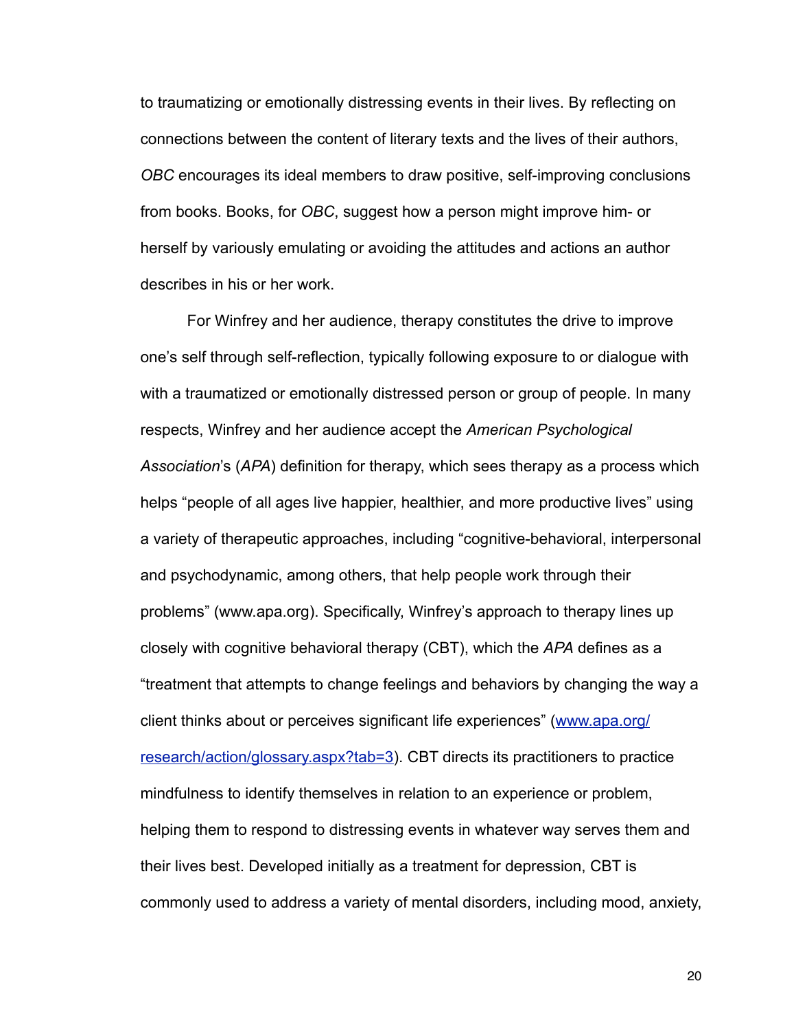to traumatizing or emotionally distressing events in their lives. By reflecting on connections between the content of literary texts and the lives of their authors, *OBC* encourages its ideal members to draw positive, self-improving conclusions from books. Books, for *OBC*, suggest how a person might improve him- or herself by variously emulating or avoiding the attitudes and actions an author describes in his or her work.

For Winfrey and her audience, therapy constitutes the drive to improve one's self through self-reflection, typically following exposure to or dialogue with with a traumatized or emotionally distressed person or group of people. In many respects, Winfrey and her audience accept the *American Psychological Association*'s (*APA*) definition for therapy, which sees therapy as a process which helps "people of all ages live happier, healthier, and more productive lives" using a variety of therapeutic approaches, including "cognitive-behavioral, interpersonal and psychodynamic, among others, that help people work through their problems" (www.apa.org). Specifically, Winfrey's approach to therapy lines up closely with cognitive behavioral therapy (CBT), which the *APA* defines as a "treatment that attempts to change feelings and behaviors by changing the way a client thinks about or perceives significant life experiences" ([www.apa.org/research/action/glossary.aspx?tab=3](www.apa.org/research/action/glossary.aspx?tab=3)). CBT directs its practitioners to practice mindfulness to identify themselves in relation to an experience or problem, helping them to respond to distressing events in whatever way serves them and their lives best. Developed initially as a treatment for depression, CBT is commonly used to address a variety of mental disorders, including mood, anxiety,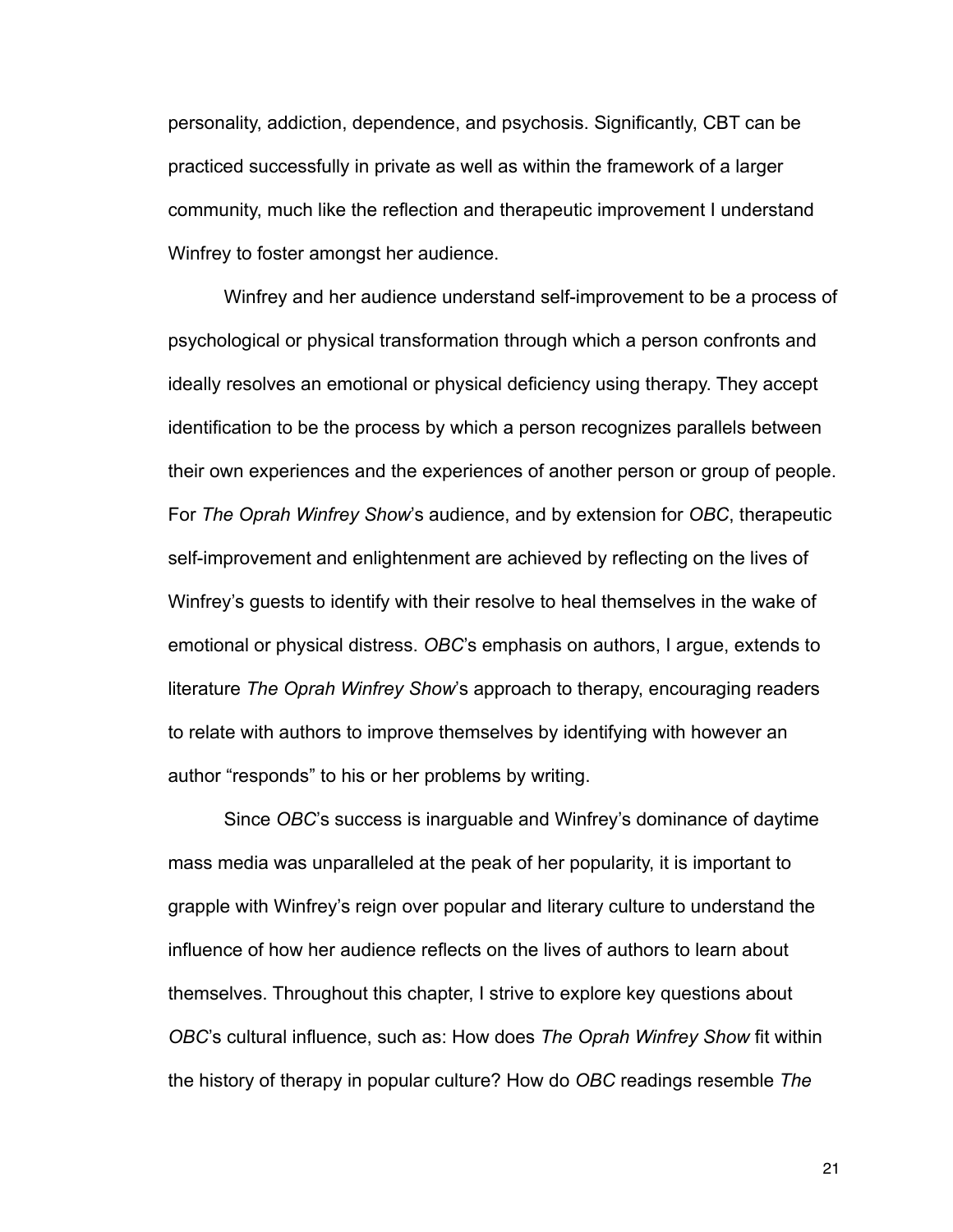personality, addiction, dependence, and psychosis. Significantly, CBT can be practiced successfully in private as well as within the framework of a larger community, much like the reflection and therapeutic improvement I understand Winfrey to foster amongst her audience.

Winfrey and her audience understand self-improvement to be a process of psychological or physical transformation through which a person confronts and ideally resolves an emotional or physical deficiency using therapy. They accept identification to be the process by which a person recognizes parallels between their own experiences and the experiences of another person or group of people. For *The Oprah Winfrey Show*'s audience, and by extension for *OBC*, therapeutic self-improvement and enlightenment are achieved by reflecting on the lives of Winfrey's guests to identify with their resolve to heal themselves in the wake of emotional or physical distress. *OBC*'s emphasis on authors, I argue, extends to literature *The Oprah Winfrey Show*'s approach to therapy, encouraging readers to relate with authors to improve themselves by identifying with however an author "responds" to his or her problems by writing.

Since *OBC*'s success is inarguable and Winfrey's dominance of daytime mass media was unparalleled at the peak of her popularity, it is important to grapple with Winfrey's reign over popular and literary culture to understand the influence of how her audience reflects on the lives of authors to learn about themselves. Throughout this chapter, I strive to explore key questions about *OBC*'s cultural influence, such as: How does *The Oprah Winfrey Show* fit within the history of therapy in popular culture? How do *OBC* readings resemble *The*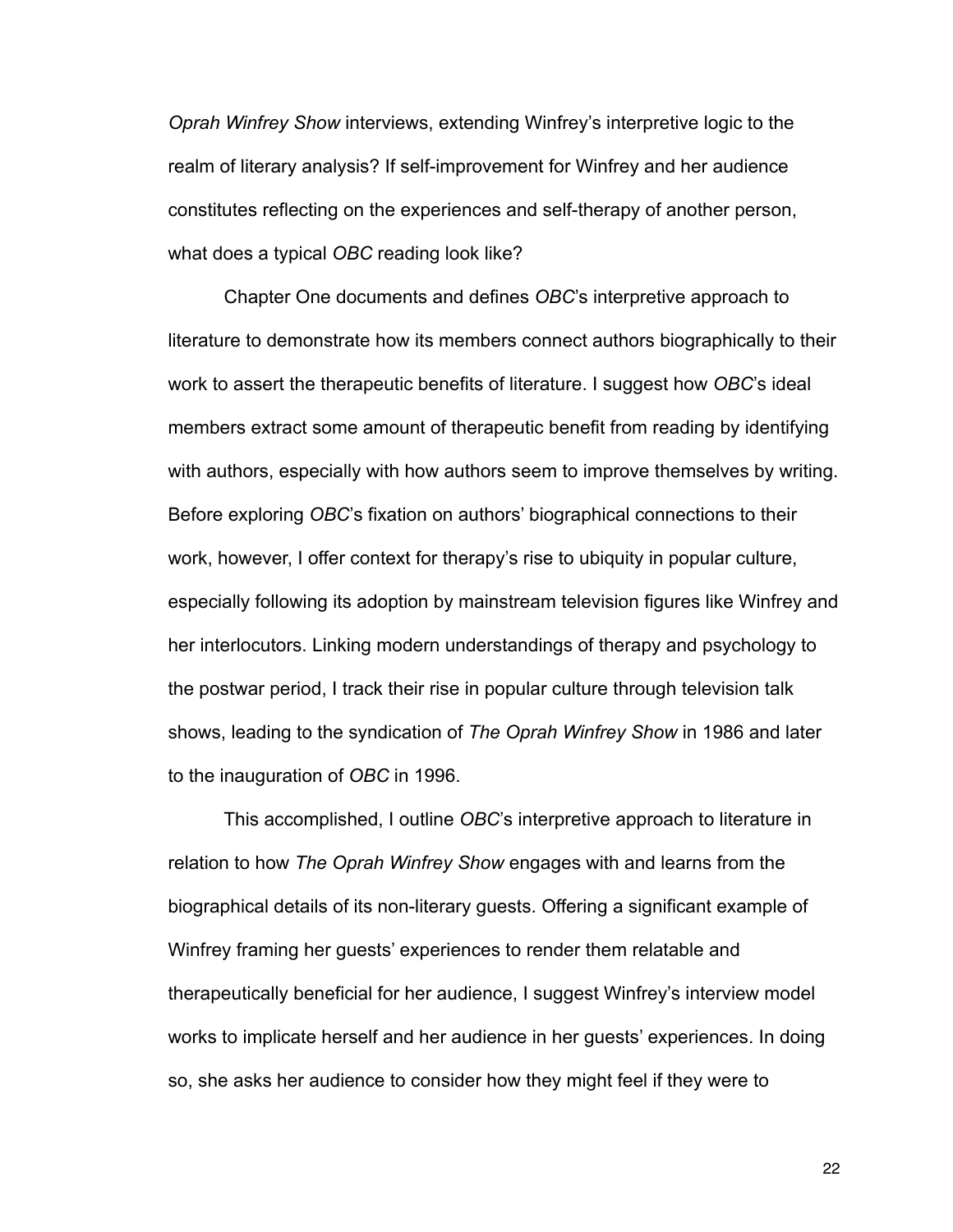*Oprah Winfrey Show* interviews, extending Winfrey's interpretive logic to the realm of literary analysis? If self-improvement for Winfrey and her audience constitutes reflecting on the experiences and self-therapy of another person, what does a typical *OBC* reading look like?

Chapter One documents and defines *OBC*'s interpretive approach to literature to demonstrate how its members connect authors biographically to their work to assert the therapeutic benefits of literature. I suggest how *OBC*'s ideal members extract some amount of therapeutic benefit from reading by identifying with authors, especially with how authors seem to improve themselves by writing. Before exploring *OBC*'s fixation on authors' biographical connections to their work, however, I offer context for therapy's rise to ubiquity in popular culture, especially following its adoption by mainstream television figures like Winfrey and her interlocutors. Linking modern understandings of therapy and psychology to the postwar period, I track their rise in popular culture through television talk shows, leading to the syndication of *The Oprah Winfrey Show* in 1986 and later to the inauguration of *OBC* in 1996.

This accomplished, I outline *OBC*'s interpretive approach to literature in relation to how *The Oprah Winfrey Show* engages with and learns from the biographical details of its non-literary guests. Offering a significant example of Winfrey framing her guests' experiences to render them relatable and therapeutically beneficial for her audience, I suggest Winfrey's interview model works to implicate herself and her audience in her guests' experiences. In doing so, she asks her audience to consider how they might feel if they were to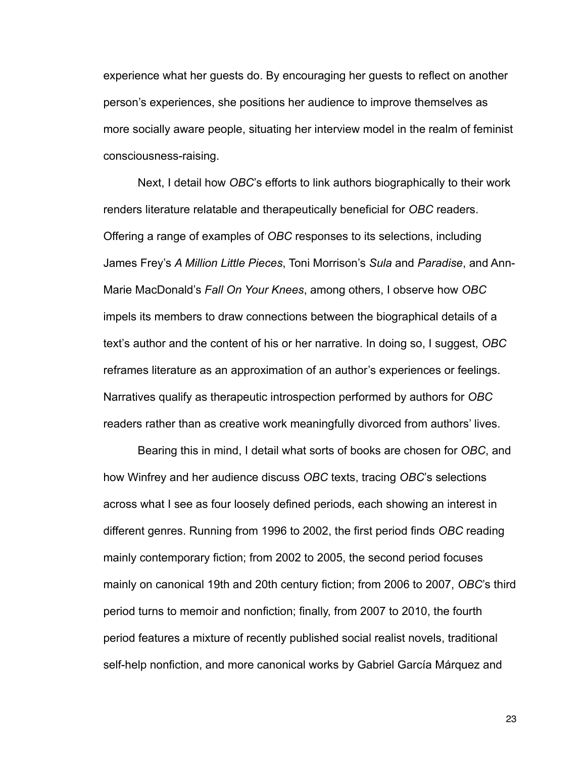experience what her guests do. By encouraging her guests to reflect on another person's experiences, she positions her audience to improve themselves as more socially aware people, situating her interview model in the realm of feminist consciousness-raising.

Next, I detail how *OBC*'s efforts to link authors biographically to their work renders literature relatable and therapeutically beneficial for *OBC* readers. Offering a range of examples of *OBC* responses to its selections, including James Frey's *A Million Little Pieces*, Toni Morrison's *Sula* and *Paradise*, and Ann-Marie MacDonald's *Fall On Your Knees*, among others, I observe how *OBC* impels its members to draw connections between the biographical details of a text's author and the content of his or her narrative. In doing so, I suggest, *OBC* reframes literature as an approximation of an author's experiences or feelings. Narratives qualify as therapeutic introspection performed by authors for *OBC* readers rather than as creative work meaningfully divorced from authors' lives.

Bearing this in mind, I detail what sorts of books are chosen for *OBC*, and how Winfrey and her audience discuss *OBC* texts, tracing *OBC*'s selections across what I see as four loosely defined periods, each showing an interest in different genres. Running from 1996 to 2002, the first period finds *OBC* reading mainly contemporary fiction; from 2002 to 2005, the second period focuses mainly on canonical 19th and 20th century fiction; from 2006 to 2007, *OBC*'s third period turns to memoir and nonfiction; finally, from 2007 to 2010, the fourth period features a mixture of recently published social realist novels, traditional self-help nonfiction, and more canonical works by Gabriel García Márquez and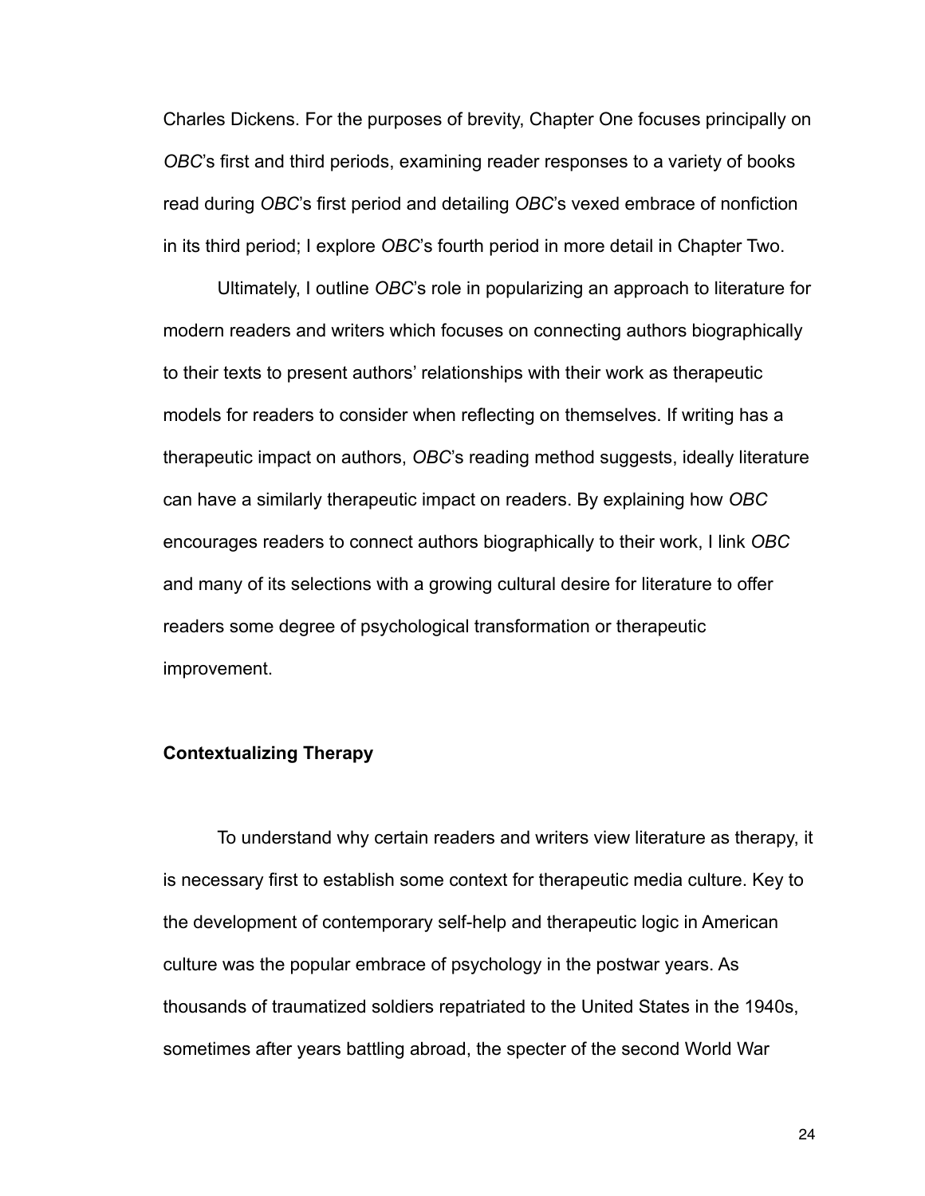Charles Dickens. For the purposes of brevity, Chapter One focuses principally on *OBC*'s first and third periods, examining reader responses to a variety of books read during *OBC*'s first period and detailing *OBC*'s vexed embrace of nonfiction in its third period; I explore *OBC*'s fourth period in more detail in Chapter Two.

Ultimately, I outline *OBC*'s role in popularizing an approach to literature for modern readers and writers which focuses on connecting authors biographically to their texts to present authors' relationships with their work as therapeutic models for readers to consider when reflecting on themselves. If writing has a therapeutic impact on authors, *OBC*'s reading method suggests, ideally literature can have a similarly therapeutic impact on readers. By explaining how *OBC* encourages readers to connect authors biographically to their work, I link *OBC* and many of its selections with a growing cultural desire for literature to offer readers some degree of psychological transformation or therapeutic improvement.

### Contextualizing Therapy

To understand why certain readers and writers view literature as therapy, it is necessary first to establish some context for therapeutic media culture. Key to the development of contemporary self-help and therapeutic logic in American culture was the popular embrace of psychology in the postwar years. As thousands of traumatized soldiers repatriated to the United States in the 1940s, sometimes after years battling abroad, the specter of the second World War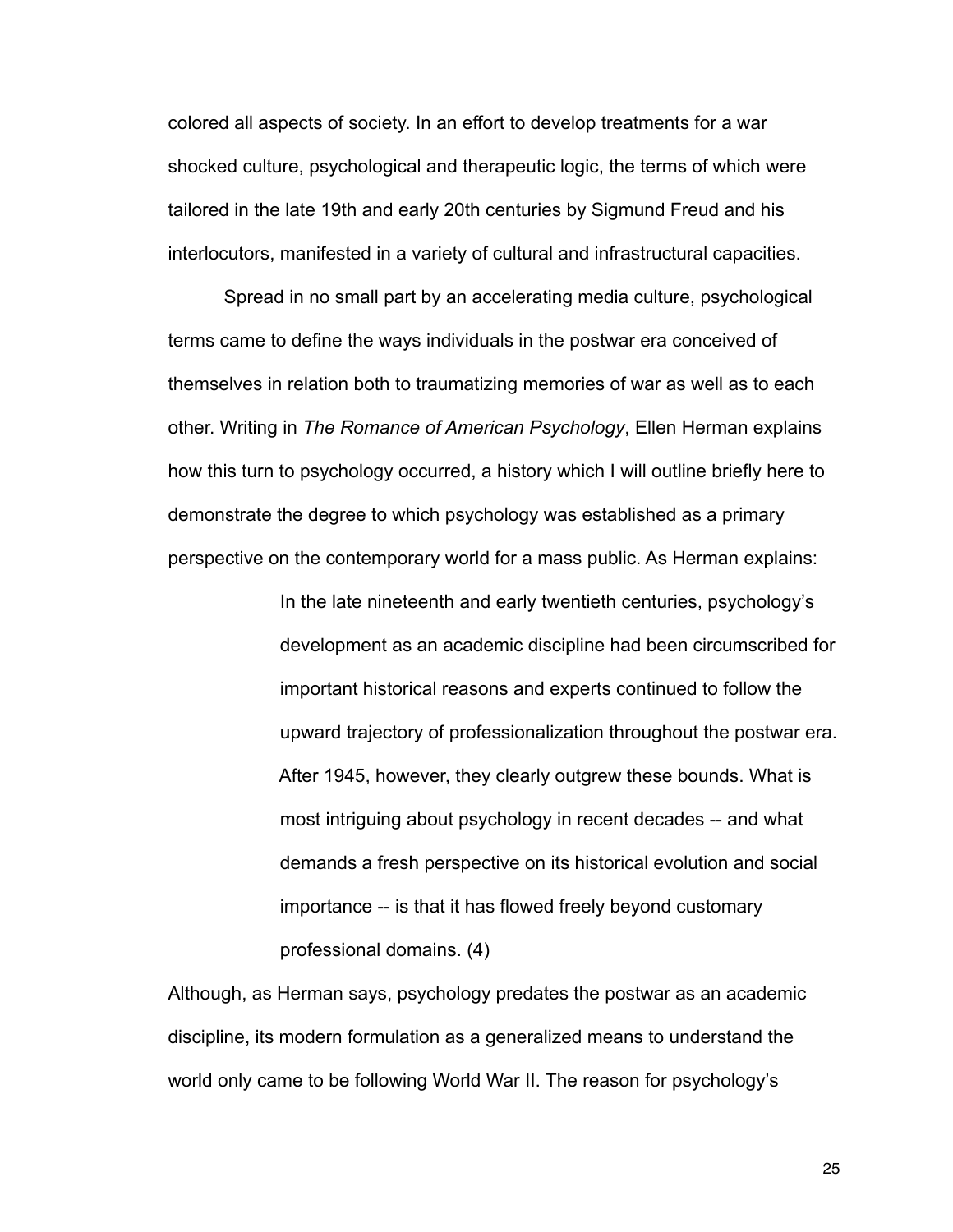colored all aspects of society. In an effort to develop treatments for a war shocked culture, psychological and therapeutic logic, the terms of which were tailored in the late 19th and early 20th centuries by Sigmund Freud and his interlocutors, manifested in a variety of cultural and infrastructural capacities.

Spread in no small part by an accelerating media culture, psychological terms came to define the ways individuals in the postwar era conceived of themselves in relation both to traumatizing memories of war as well as to each other. Writing in *The Romance of American Psychology*, Ellen Herman explains how this turn to psychology occurred, a history which I will outline briefly here to demonstrate the degree to which psychology was established as a primary perspective on the contemporary world for a mass public. As Herman explains:

> In the late nineteenth and early twentieth centuries, psychology's development as an academic discipline had been circumscribed for important historical reasons and experts continued to follow the upward trajectory of professionalization throughout the postwar era. After 1945, however, they clearly outgrew these bounds. What is most intriguing about psychology in recent decades -- and what demands a fresh perspective on its historical evolution and social importance -- is that it has flowed freely beyond customary professional domains. (4)

Although, as Herman says, psychology predates the postwar as an academic discipline, its modern formulation as a generalized means to understand the world only came to be following World War II. The reason for psychology's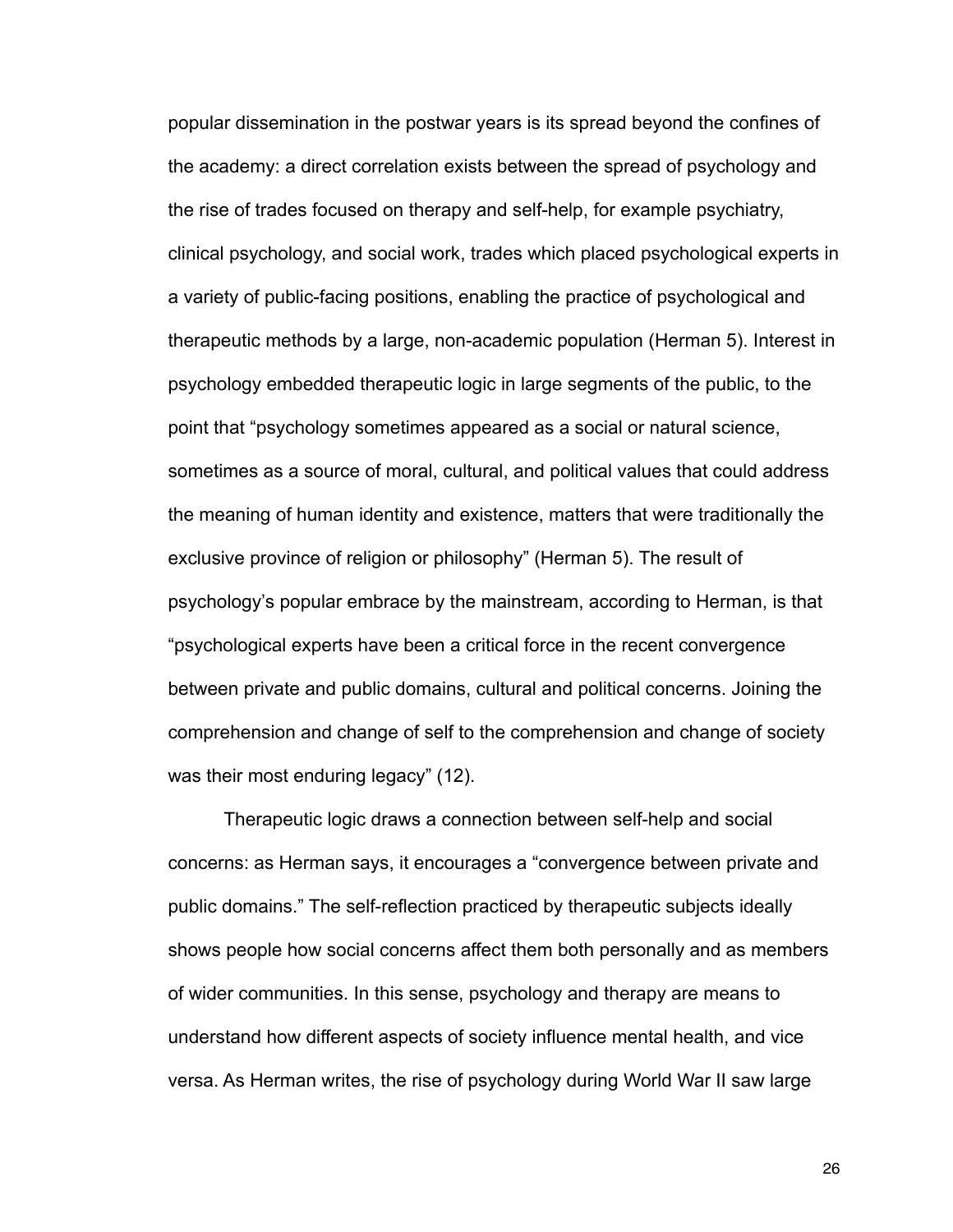popular dissemination in the postwar years is its spread beyond the confines of the academy: a direct correlation exists between the spread of psychology and the rise of trades focused on therapy and self-help, for example psychiatry, clinical psychology, and social work, trades which placed psychological experts in a variety of public-facing positions, enabling the practice of psychological and therapeutic methods by a large, non-academic population (Herman 5). Interest in psychology embedded therapeutic logic in large segments of the public, to the point that "psychology sometimes appeared as a social or natural science, sometimes as a source of moral, cultural, and political values that could address the meaning of human identity and existence, matters that were traditionally the exclusive province of religion or philosophy" (Herman 5). The result of psychology's popular embrace by the mainstream, according to Herman, is that "psychological experts have been a critical force in the recent convergence between private and public domains, cultural and political concerns. Joining the comprehension and change of self to the comprehension and change of society was their most enduring legacy" (12).

Therapeutic logic draws a connection between self-help and social concerns: as Herman says, it encourages a "convergence between private and public domains." The self-reflection practiced by therapeutic subjects ideally shows people how social concerns affect them both personally and as members of wider communities. In this sense, psychology and therapy are means to understand how different aspects of society influence mental health, and vice versa. As Herman writes, the rise of psychology during World War II saw large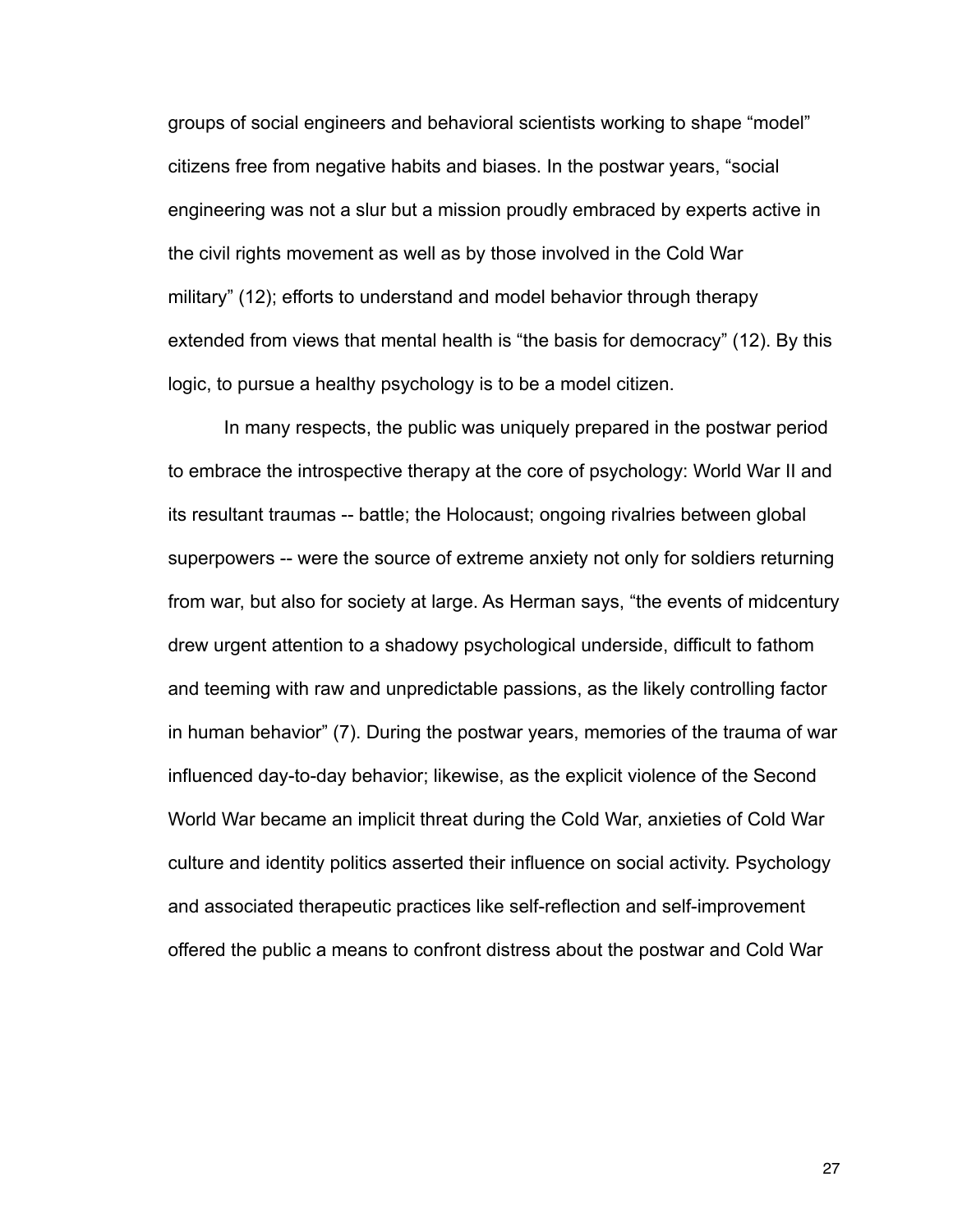groups of social engineers and behavioral scientists working to shape "model" citizens free from negative habits and biases. In the postwar years, "social engineering was not a slur but a mission proudly embraced by experts active in the civil rights movement as well as by those involved in the Cold War military" (12); efforts to understand and model behavior through therapy extended from views that mental health is "the basis for democracy" (12). By this logic, to pursue a healthy psychology is to be a model citizen.

In many respects, the public was uniquely prepared in the postwar period to embrace the introspective therapy at the core of psychology: World War II and its resultant traumas -- battle; the Holocaust; ongoing rivalries between global superpowers -- were the source of extreme anxiety not only for soldiers returning from war, but also for society at large. As Herman says, "the events of midcentury drew urgent attention to a shadowy psychological underside, difficult to fathom and teeming with raw and unpredictable passions, as the likely controlling factor in human behavior" (7). During the postwar years, memories of the trauma of war influenced day-to-day behavior; likewise, as the explicit violence of the Second World War became an implicit threat during the Cold War, anxieties of Cold War culture and identity politics asserted their influence on social activity. Psychology and associated therapeutic practices like self-reflection and self-improvement offered the public a means to confront distress about the postwar and Cold War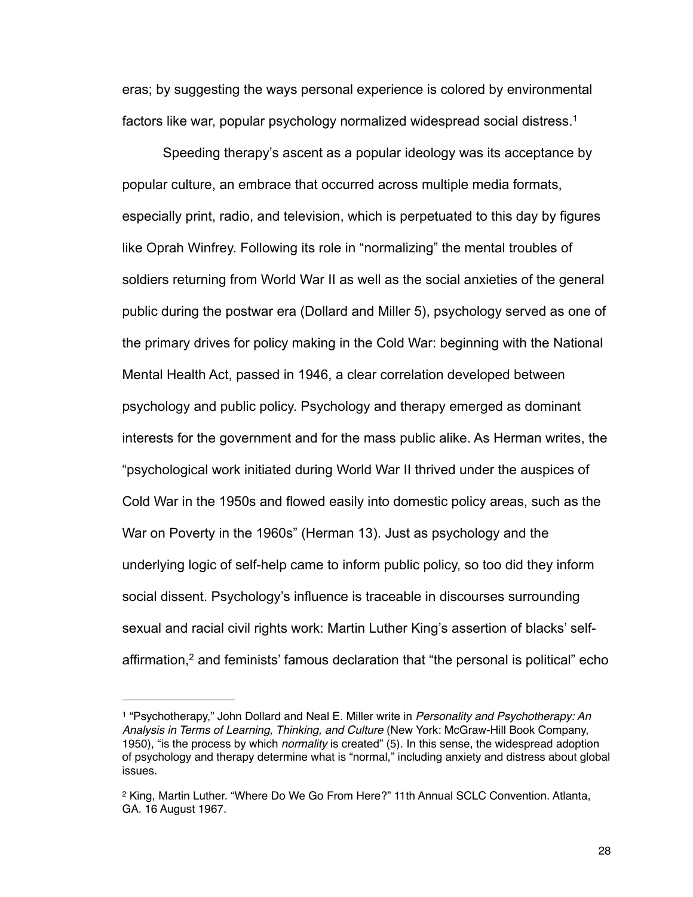eras; by suggesting the ways personal experience is colored by environmental factors like war, popular psychology normalized widespread social distress.[1]

Speeding therapy's ascent as a popular ideology was its acceptance by popular culture, an embrace that occurred across multiple media formats, especially print, radio, and television, which is perpetuated to this day by figures like Oprah Winfrey. Following its role in "normalizing" the mental troubles of soldiers returning from World War II as well as the social anxieties of the general public during the postwar era (Dollard and Miller 5), psychology served as one of the primary drives for policy making in the Cold War: beginning with the National Mental Health Act, passed in 1946, a clear correlation developed between psychology and public policy. Psychology and therapy emerged as dominant interests for the government and for the mass public alike. As Herman writes, the "psychological work initiated during World War II thrived under the auspices of Cold War in the 1950s and flowed easily into domestic policy areas, such as the War on Poverty in the 1960s" (Herman 13). Just as psychology and the underlying logic of self-help came to inform public policy, so too did they inform social dissent. Psychology's influence is traceable in discourses surrounding sexual and racial civil rights work: Martin Luther King's assertion of blacks' self-affirmation,[2] and feminists' famous declaration that "the personal is political" echo

---

[1] "Psychotherapy," John Dollard and Neal E. Miller write in *Personality and Psychotherapy: An Analysis in Terms of Learning, Thinking, and Culture* (New York: McGraw-Hill Book Company, 1950), "is the process by which *normality* is created" (5). In this sense, the widespread adoption of psychology and therapy determine what is "normal," including anxiety and distress about global issues.

[2] King, Martin Luther. "Where Do We Go From Here?" 11th Annual SCLC Convention. Atlanta, GA. 16 August 1967.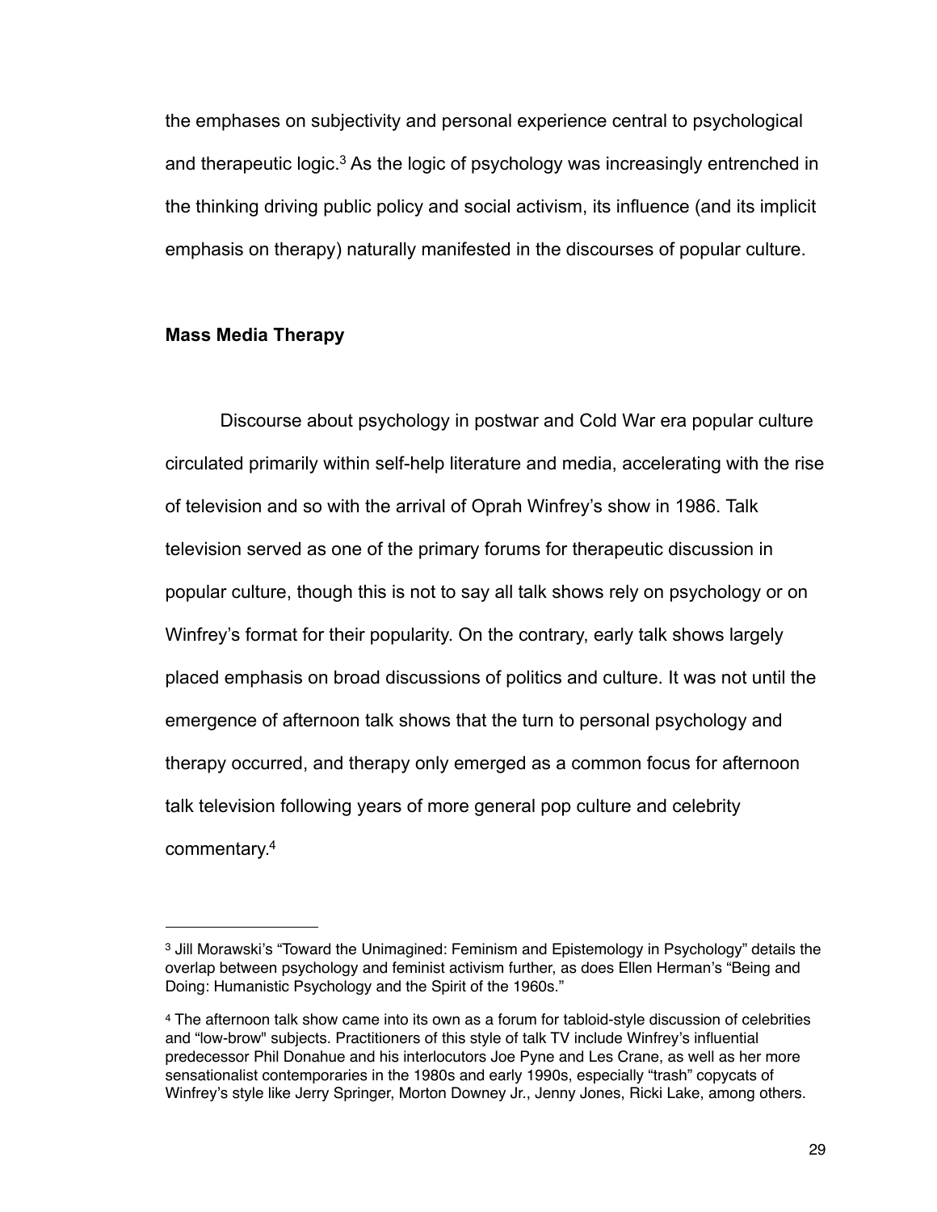the emphases on subjectivity and personal experience central to psychological and therapeutic logic.[3] As the logic of psychology was increasingly entrenched in the thinking driving public policy and social activism, its influence (and its implicit emphasis on therapy) naturally manifested in the discourses of popular culture.

**Mass Media Therapy**

Discourse about psychology in postwar and Cold War era popular culture circulated primarily within self-help literature and media, accelerating with the rise of television and so with the arrival of Oprah Winfrey's show in 1986. Talk television served as one of the primary forums for therapeutic discussion in popular culture, though this is not to say all talk shows rely on psychology or on Winfrey's format for their popularity. On the contrary, early talk shows largely placed emphasis on broad discussions of politics and culture. It was not until the emergence of afternoon talk shows that the turn to personal psychology and therapy occurred, and therapy only emerged as a common focus for afternoon talk television following years of more general pop culture and celebrity commentary.[4]

---

[3] Jill Morawski's "Toward the Unimagined: Feminism and Epistemology in Psychology" details the overlap between psychology and feminist activism further, as does Ellen Herman's "Being and Doing: Humanistic Psychology and the Spirit of the 1960s."

[4] The afternoon talk show came into its own as a forum for tabloid-style discussion of celebrities and "low-brow" subjects. Practitioners of this style of talk TV include Winfrey's influential predecessor Phil Donahue and his interlocutors Joe Pyne and Les Crane, as well as her more sensationalist contemporaries in the 1980s and early 1990s, especially "trash" copycats of Winfrey's style like Jerry Springer, Morton Downey Jr., Jenny Jones, Ricki Lake, among others.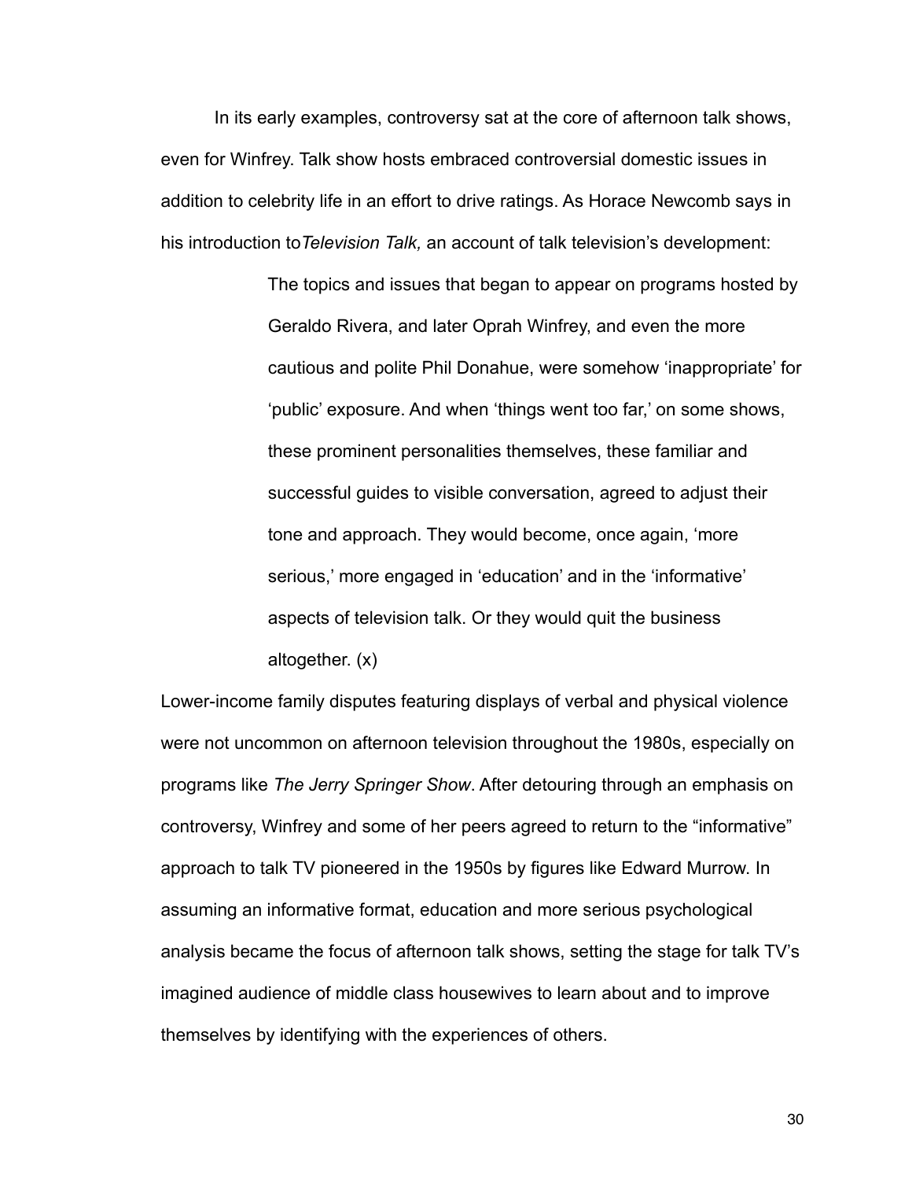In its early examples, controversy sat at the core of afternoon talk shows, even for Winfrey. Talk show hosts embraced controversial domestic issues in addition to celebrity life in an effort to drive ratings. As Horace Newcomb says in his introduction to *Television Talk,* an account of talk television's development:

> The topics and issues that began to appear on programs hosted by Geraldo Rivera, and later Oprah Winfrey, and even the more cautious and polite Phil Donahue, were somehow 'inappropriate' for 'public' exposure. And when 'things went too far,' on some shows, these prominent personalities themselves, these familiar and successful guides to visible conversation, agreed to adjust their tone and approach. They would become, once again, 'more serious,' more engaged in 'education' and in the 'informative' aspects of television talk. Or they would quit the business altogether. (x)

Lower-income family disputes featuring displays of verbal and physical violence were not uncommon on afternoon television throughout the 1980s, especially on programs like *The Jerry Springer Show*. After detouring through an emphasis on controversy, Winfrey and some of her peers agreed to return to the "informative" approach to talk TV pioneered in the 1950s by figures like Edward Murrow. In assuming an informative format, education and more serious psychological analysis became the focus of afternoon talk shows, setting the stage for talk TV's imagined audience of middle class housewives to learn about and to improve themselves by identifying with the experiences of others.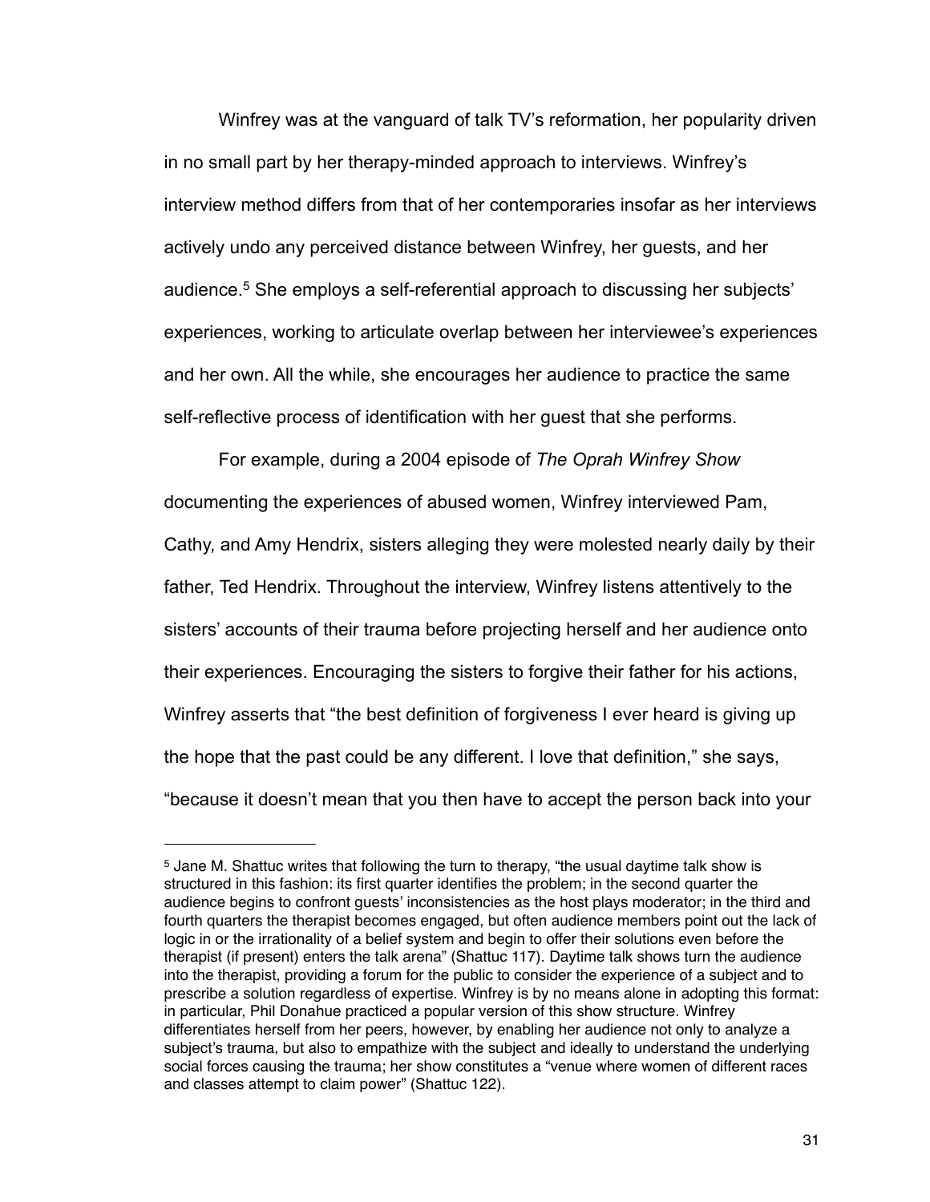Winfrey was at the vanguard of talk TV's reformation, her popularity driven in no small part by her therapy-minded approach to interviews. Winfrey's interview method differs from that of her contemporaries insofar as her interviews actively undo any perceived distance between Winfrey, her guests, and her audience.[5] She employs a self-referential approach to discussing her subjects' experiences, working to articulate overlap between her interviewee's experiences and her own. All the while, she encourages her audience to practice the same self-reflective process of identification with her guest that she performs.

For example, during a 2004 episode of *The Oprah Winfrey Show* documenting the experiences of abused women, Winfrey interviewed Pam, Cathy, and Amy Hendrix, sisters alleging they were molested nearly daily by their father, Ted Hendrix. Throughout the interview, Winfrey listens attentively to the sisters' accounts of their trauma before projecting herself and her audience onto their experiences. Encouraging the sisters to forgive their father for his actions, Winfrey asserts that "the best definition of forgiveness I ever heard is giving up the hope that the past could be any different. I love that definition," she says, "because it doesn't mean that you then have to accept the person back into your

---

[5] Jane M. Shattuc writes that following the turn to therapy, "the usual daytime talk show is structured in this fashion: its first quarter identifies the problem; in the second quarter the audience begins to confront guests' inconsistencies as the host plays moderator; in the third and fourth quarters the therapist becomes engaged, but often audience members point out the lack of logic in or the irrationality of a belief system and begin to offer their solutions even before the therapist (if present) enters the talk arena" (Shattuc 117). Daytime talk shows turn the audience into the therapist, providing a forum for the public to consider the experience of a subject and to prescribe a solution regardless of expertise. Winfrey is by no means alone in adopting this format: in particular, Phil Donahue practiced a popular version of this show structure. Winfrey differentiates herself from her peers, however, by enabling her audience not only to analyze a subject's trauma, but also to empathize with the subject and ideally to understand the underlying social forces causing the trauma; her show constitutes a "venue where women of different races and classes attempt to claim power" (Shattuc 122).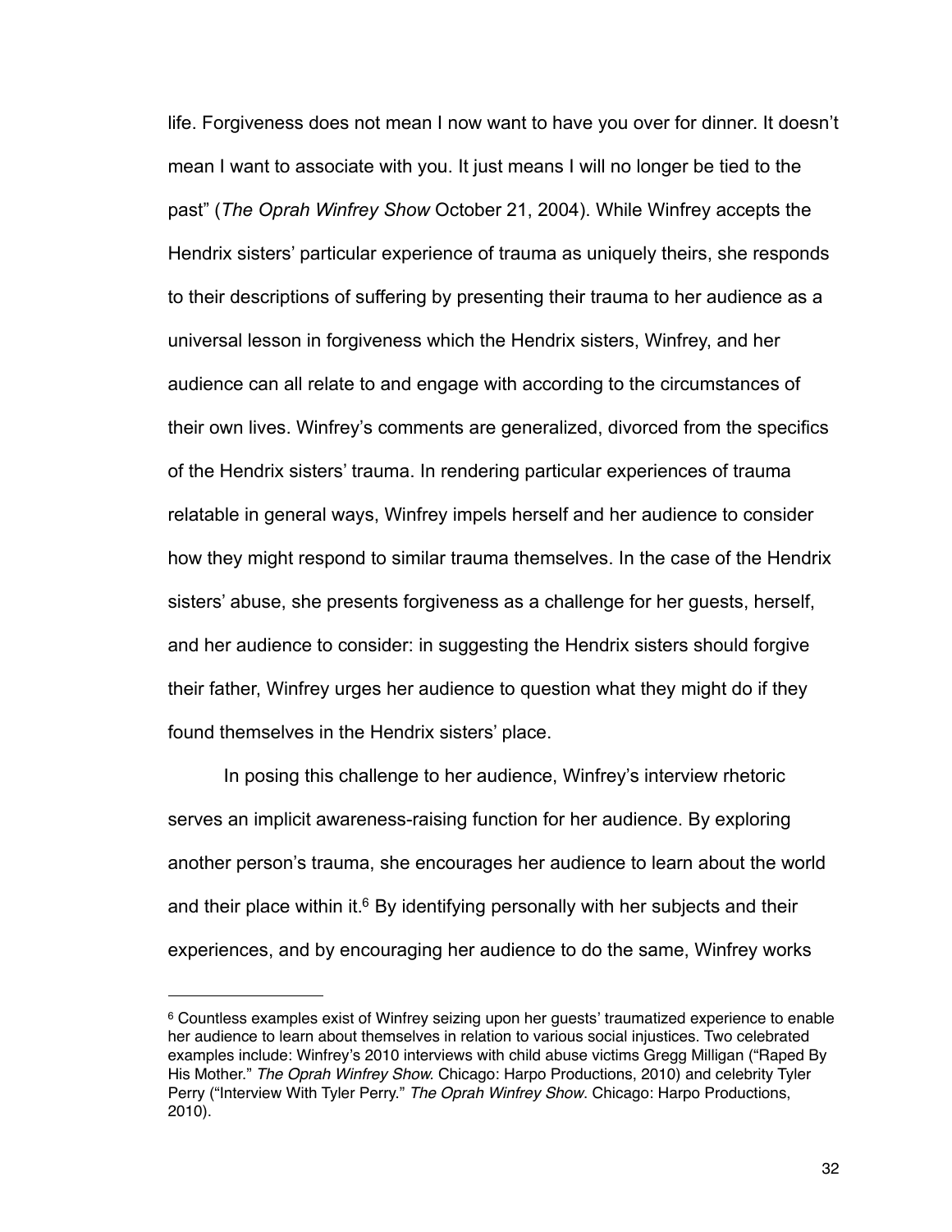life. Forgiveness does not mean I now want to have you over for dinner. It doesn't mean I want to associate with you. It just means I will no longer be tied to the past" (*The Oprah Winfrey Show* October 21, 2004). While Winfrey accepts the Hendrix sisters' particular experience of trauma as uniquely theirs, she responds to their descriptions of suffering by presenting their trauma to her audience as a universal lesson in forgiveness which the Hendrix sisters, Winfrey, and her audience can all relate to and engage with according to the circumstances of their own lives. Winfrey's comments are generalized, divorced from the specifics of the Hendrix sisters' trauma. In rendering particular experiences of trauma relatable in general ways, Winfrey impels herself and her audience to consider how they might respond to similar trauma themselves. In the case of the Hendrix sisters' abuse, she presents forgiveness as a challenge for her guests, herself, and her audience to consider: in suggesting the Hendrix sisters should forgive their father, Winfrey urges her audience to question what they might do if they found themselves in the Hendrix sisters' place.

In posing this challenge to her audience, Winfrey's interview rhetoric serves an implicit awareness-raising function for her audience. By exploring another person's trauma, she encourages her audience to learn about the world and their place within it.[6] By identifying personally with her subjects and their experiences, and by encouraging her audience to do the same, Winfrey works

[6] Countless examples exist of Winfrey seizing upon her guests' traumatized experience to enable her audience to learn about themselves in relation to various social injustices. Two celebrated examples include: Winfrey's 2010 interviews with child abuse victims Gregg Milligan ("Raped By His Mother." *The Oprah Winfrey Show.* Chicago: Harpo Productions, 2010) and celebrity Tyler Perry ("Interview With Tyler Perry." *The Oprah Winfrey Show.* Chicago: Harpo Productions, 2010).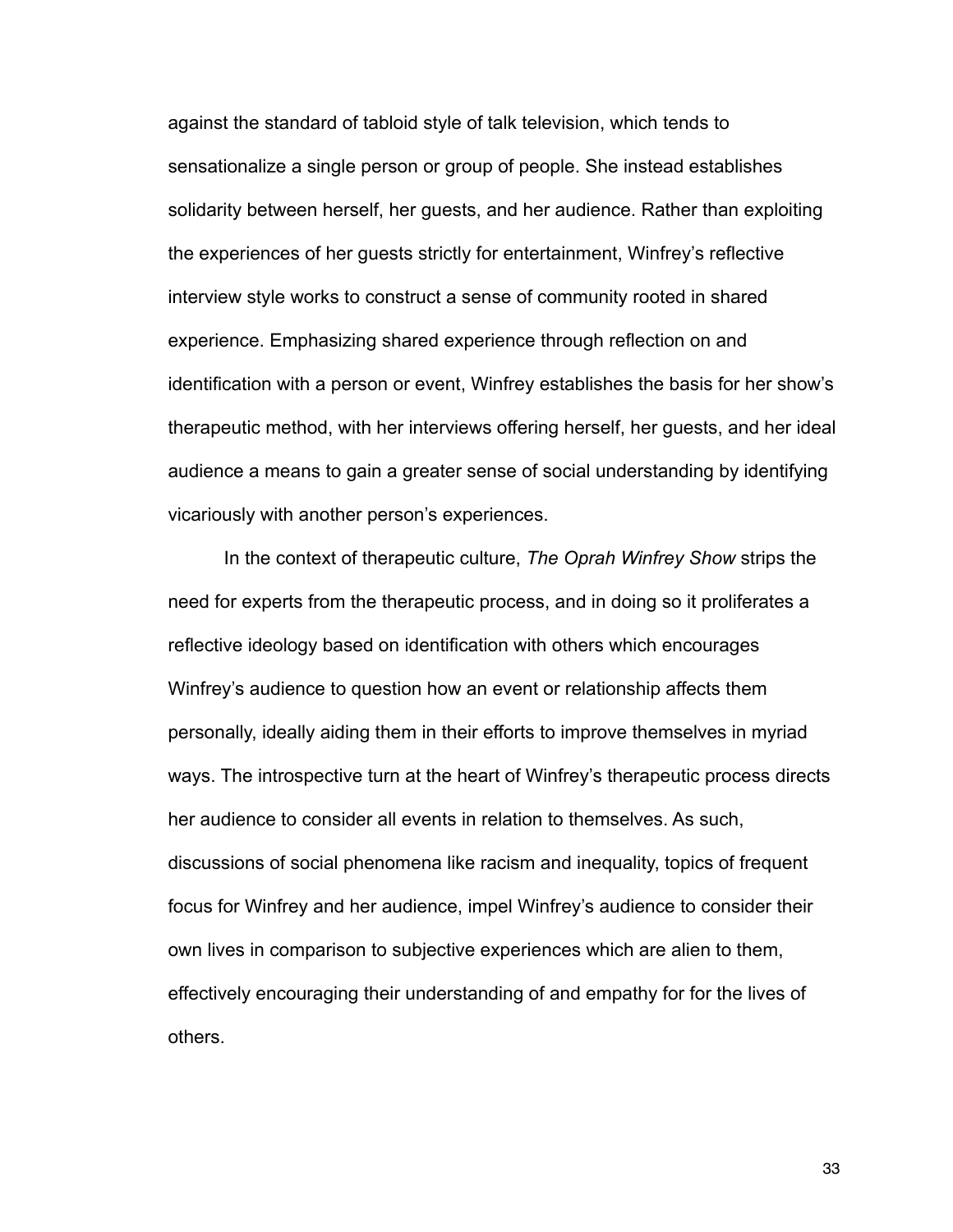against the standard of tabloid style of talk television, which tends to sensationalize a single person or group of people. She instead establishes solidarity between herself, her guests, and her audience. Rather than exploiting the experiences of her guests strictly for entertainment, Winfrey's reflective interview style works to construct a sense of community rooted in shared experience. Emphasizing shared experience through reflection on and identification with a person or event, Winfrey establishes the basis for her show's therapeutic method, with her interviews offering herself, her guests, and her ideal audience a means to gain a greater sense of social understanding by identifying vicariously with another person's experiences.

In the context of therapeutic culture, *The Oprah Winfrey Show* strips the need for experts from the therapeutic process, and in doing so it proliferates a reflective ideology based on identification with others which encourages Winfrey's audience to question how an event or relationship affects them personally, ideally aiding them in their efforts to improve themselves in myriad ways. The introspective turn at the heart of Winfrey's therapeutic process directs her audience to consider all events in relation to themselves. As such, discussions of social phenomena like racism and inequality, topics of frequent focus for Winfrey and her audience, impel Winfrey's audience to consider their own lives in comparison to subjective experiences which are alien to them, effectively encouraging their understanding of and empathy for for the lives of others.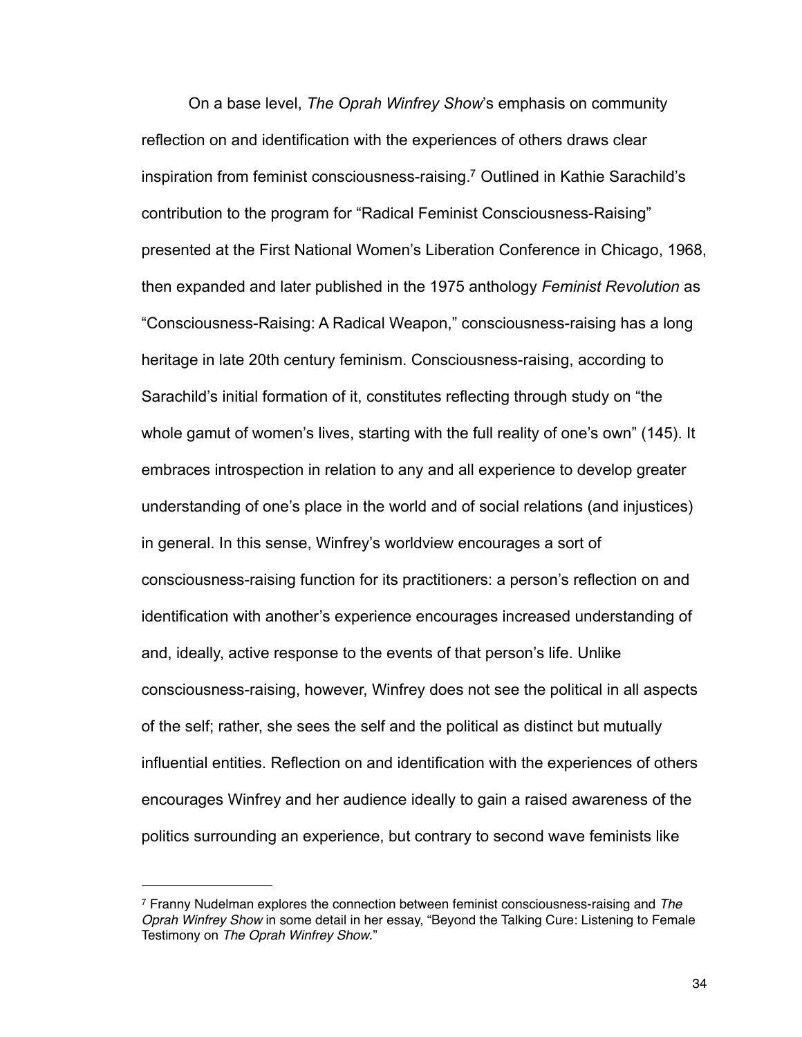On a base level, *The Oprah Winfrey Show*'s emphasis on community reflection on and identification with the experiences of others draws clear inspiration from feminist consciousness-raising.[7] Outlined in Kathie Sarachild's contribution to the program for "Radical Feminist Consciousness-Raising" presented at the First National Women's Liberation Conference in Chicago, 1968, then expanded and later published in the 1975 anthology *Feminist Revolution* as "Consciousness-Raising: A Radical Weapon," consciousness-raising has a long heritage in late 20th century feminism. Consciousness-raising, according to Sarachild's initial formation of it, constitutes reflecting through study on "the whole gamut of women's lives, starting with the full reality of one's own" (145). It embraces introspection in relation to any and all experience to develop greater understanding of one's place in the world and of social relations (and injustices) in general. In this sense, Winfrey's worldview encourages a sort of consciousness-raising function for its practitioners: a person's reflection on and identification with another's experience encourages increased understanding of and, ideally, active response to the events of that person's life. Unlike consciousness-raising, however, Winfrey does not see the political in all aspects of the self; rather, she sees the self and the political as distinct but mutually influential entities. Reflection on and identification with the experiences of others encourages Winfrey and her audience ideally to gain a raised awareness of the politics surrounding an experience, but contrary to second wave feminists like

---

[7] Franny Nudelman explores the connection between feminist consciousness-raising and *The Oprah Winfrey Show* in some detail in her essay, "Beyond the Talking Cure: Listening to Female Testimony on *The Oprah Winfrey Show*."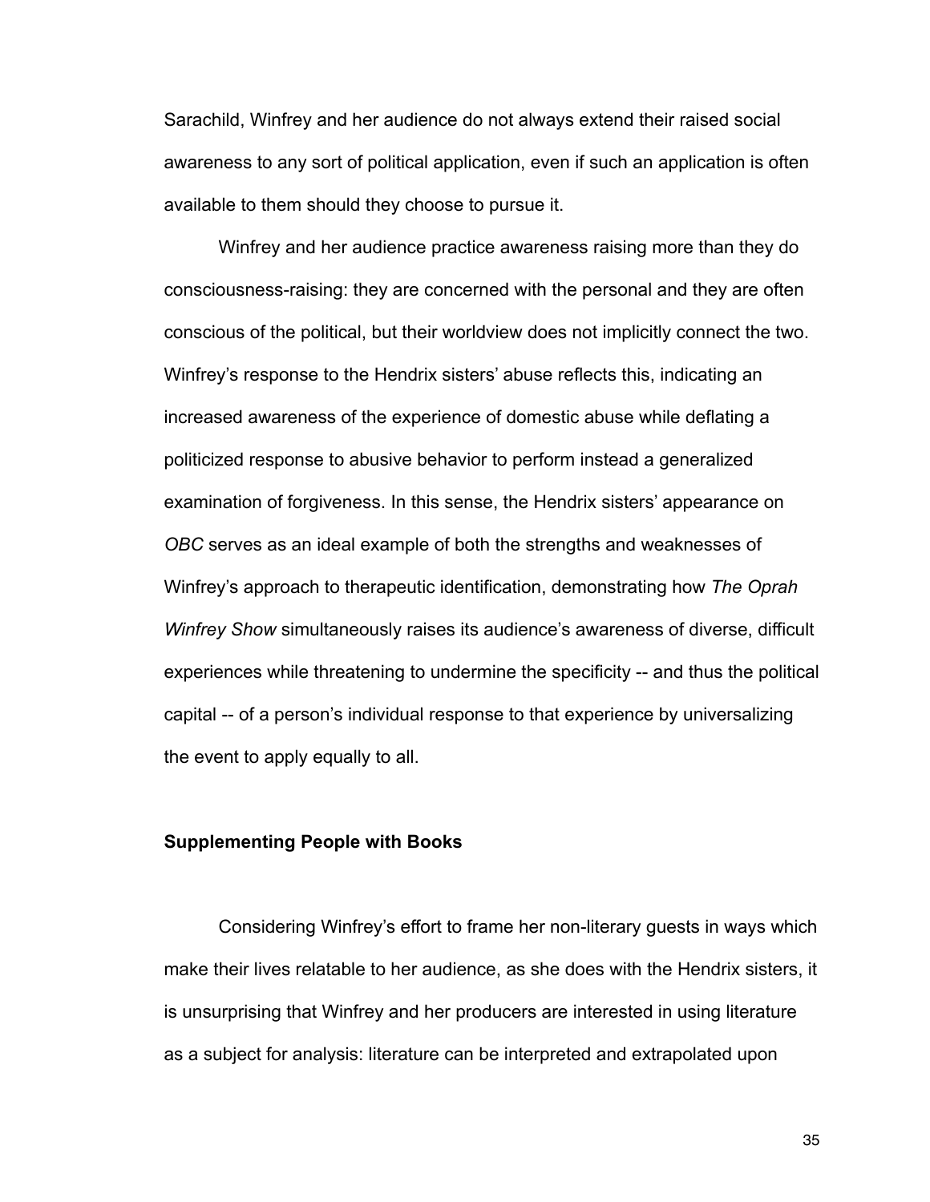Sarachild, Winfrey and her audience do not always extend their raised social awareness to any sort of political application, even if such an application is often available to them should they choose to pursue it.

Winfrey and her audience practice awareness raising more than they do consciousness-raising: they are concerned with the personal and they are often conscious of the political, but their worldview does not implicitly connect the two. Winfrey's response to the Hendrix sisters' abuse reflects this, indicating an increased awareness of the experience of domestic abuse while deflating a politicized response to abusive behavior to perform instead a generalized examination of forgiveness. In this sense, the Hendrix sisters' appearance on *OBC* serves as an ideal example of both the strengths and weaknesses of Winfrey's approach to therapeutic identification, demonstrating how *The Oprah Winfrey Show* simultaneously raises its audience's awareness of diverse, difficult experiences while threatening to undermine the specificity -- and thus the political capital -- of a person's individual response to that experience by universalizing the event to apply equally to all.

**Supplementing People with Books**

Considering Winfrey's effort to frame her non-literary guests in ways which make their lives relatable to her audience, as she does with the Hendrix sisters, it is unsurprising that Winfrey and her producers are interested in using literature as a subject for analysis: literature can be interpreted and extrapolated upon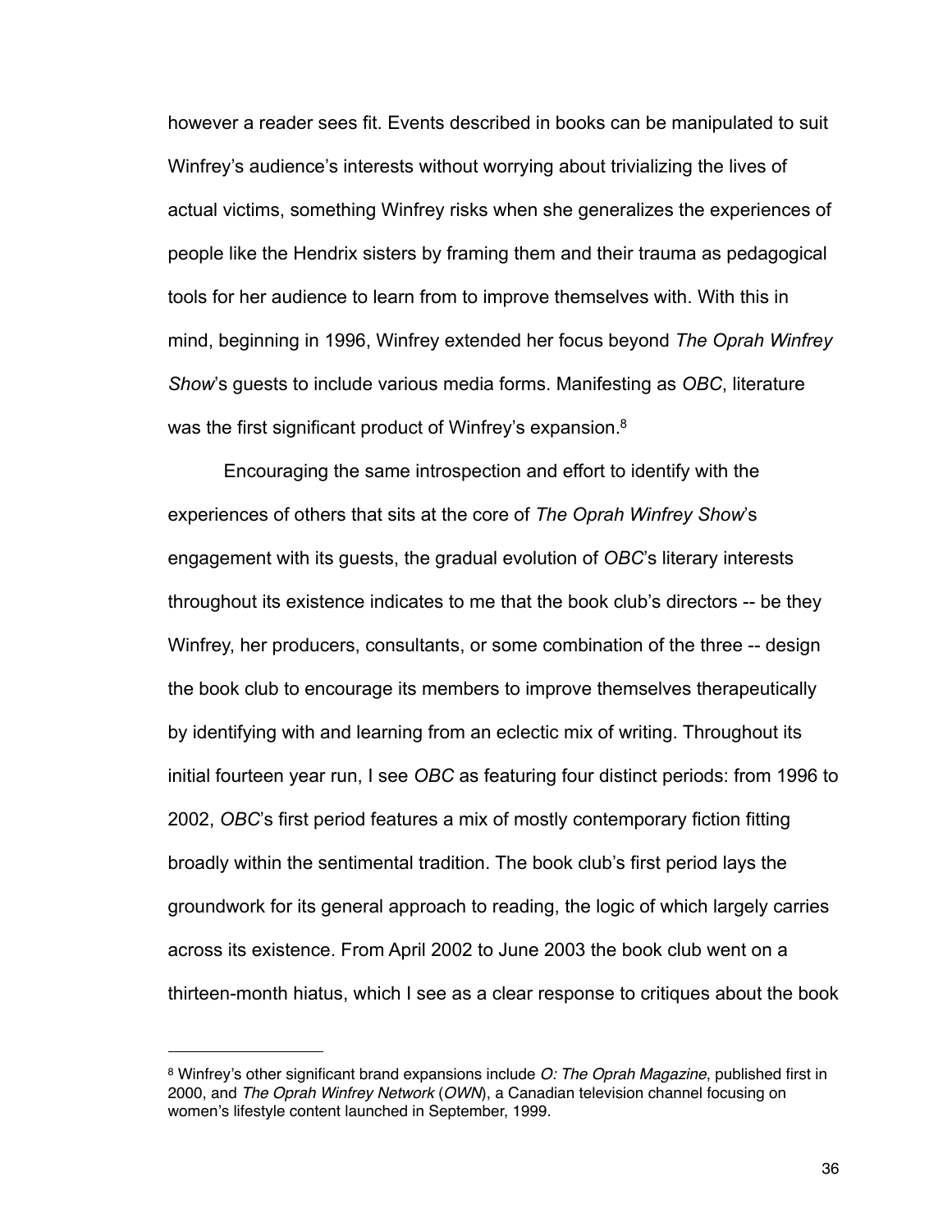however a reader sees fit. Events described in books can be manipulated to suit Winfrey's audience's interests without worrying about trivializing the lives of actual victims, something Winfrey risks when she generalizes the experiences of people like the Hendrix sisters by framing them and their trauma as pedagogical tools for her audience to learn from to improve themselves with. With this in mind, beginning in 1996, Winfrey extended her focus beyond *The Oprah Winfrey Show*'s guests to include various media forms. Manifesting as *OBC*, literature was the first significant product of Winfrey's expansion.[8]

Encouraging the same introspection and effort to identify with the experiences of others that sits at the core of *The Oprah Winfrey Show*'s engagement with its guests, the gradual evolution of *OBC*'s literary interests throughout its existence indicates to me that the book club's directors -- be they Winfrey, her producers, consultants, or some combination of the three -- design the book club to encourage its members to improve themselves therapeutically by identifying with and learning from an eclectic mix of writing. Throughout its initial fourteen year run, I see *OBC* as featuring four distinct periods: from 1996 to 2002, *OBC*'s first period features a mix of mostly contemporary fiction fitting broadly within the sentimental tradition. The book club's first period lays the groundwork for its general approach to reading, the logic of which largely carries across its existence. From April 2002 to June 2003 the book club went on a thirteen-month hiatus, which I see as a clear response to critiques about the book

---

[8] Winfrey's other significant brand expansions include *O: The Oprah Magazine*, published first in 2000, and *The Oprah Winfrey Network* (*OWN*), a Canadian television channel focusing on women's lifestyle content launched in September, 1999.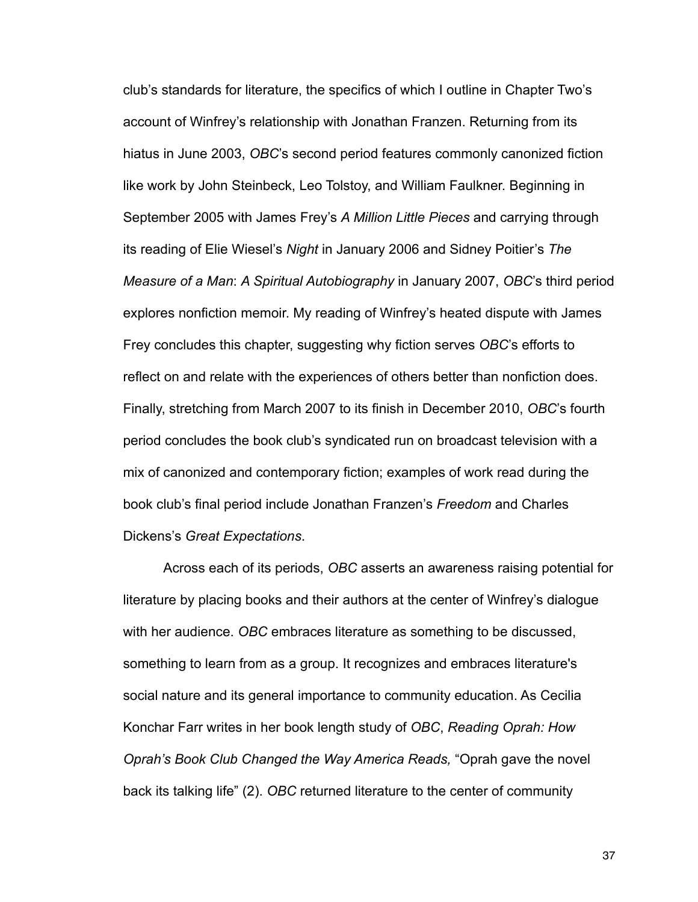club's standards for literature, the specifics of which I outline in Chapter Two's account of Winfrey's relationship with Jonathan Franzen. Returning from its hiatus in June 2003, *OBC*'s second period features commonly canonized fiction like work by John Steinbeck, Leo Tolstoy, and William Faulkner. Beginning in September 2005 with James Frey's *A Million Little Pieces* and carrying through its reading of Elie Wiesel's *Night* in January 2006 and Sidney Poitier's *The Measure of a Man*: *A Spiritual Autobiography* in January 2007, *OBC*'s third period explores nonfiction memoir. My reading of Winfrey's heated dispute with James Frey concludes this chapter, suggesting why fiction serves *OBC*'s efforts to reflect on and relate with the experiences of others better than nonfiction does. Finally, stretching from March 2007 to its finish in December 2010, *OBC*'s fourth period concludes the book club's syndicated run on broadcast television with a mix of canonized and contemporary fiction; examples of work read during the book club's final period include Jonathan Franzen's *Freedom* and Charles Dickens's *Great Expectations*.

Across each of its periods, *OBC* asserts an awareness raising potential for literature by placing books and their authors at the center of Winfrey's dialogue with her audience. *OBC* embraces literature as something to be discussed, something to learn from as a group. It recognizes and embraces literature's social nature and its general importance to community education. As Cecilia Konchar Farr writes in her book length study of *OBC*, *Reading Oprah: How Oprah's Book Club Changed the Way America Reads,* "Oprah gave the novel back its talking life" (2). *OBC* returned literature to the center of community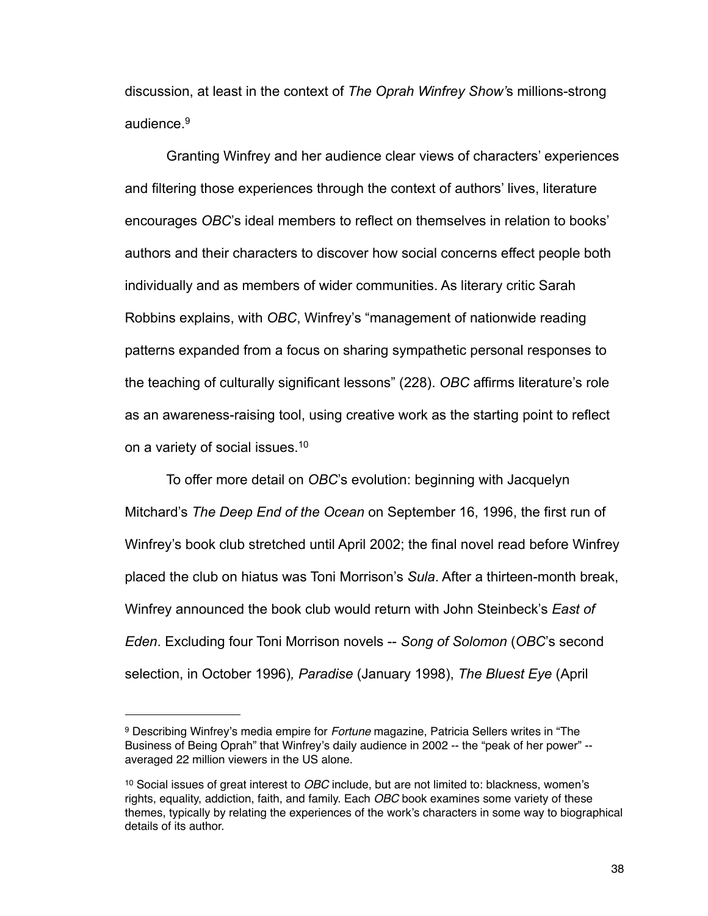discussion, at least in the context of *The Oprah Winfrey Show'*s millions-strong audience.[9]

Granting Winfrey and her audience clear views of characters' experiences and filtering those experiences through the context of authors' lives, literature encourages *OBC*'s ideal members to reflect on themselves in relation to books' authors and their characters to discover how social concerns effect people both individually and as members of wider communities. As literary critic Sarah Robbins explains, with *OBC*, Winfrey's "management of nationwide reading patterns expanded from a focus on sharing sympathetic personal responses to the teaching of culturally significant lessons" (228). *OBC* affirms literature's role as an awareness-raising tool, using creative work as the starting point to reflect on a variety of social issues.[10]

To offer more detail on *OBC*'s evolution: beginning with Jacquelyn Mitchard's *The Deep End of the Ocean* on September 16, 1996, the first run of Winfrey's book club stretched until April 2002; the final novel read before Winfrey placed the club on hiatus was Toni Morrison's *Sula*. After a thirteen-month break, Winfrey announced the book club would return with John Steinbeck's *East of Eden*. Excluding four Toni Morrison novels -- *Song of Solomon* (*OBC*'s second selection, in October 1996)*, Paradise* (January 1998), *The Bluest Eye* (April

---

[9] Describing Winfrey's media empire for *Fortune* magazine, Patricia Sellers writes in "The Business of Being Oprah" that Winfrey's daily audience in 2002 -- the "peak of her power" -- averaged 22 million viewers in the US alone.

[10] Social issues of great interest to *OBC* include, but are not limited to: blackness, women's rights, equality, addiction, faith, and family. Each *OBC* book examines some variety of these themes, typically by relating the experiences of the work's characters in some way to biographical details of its author.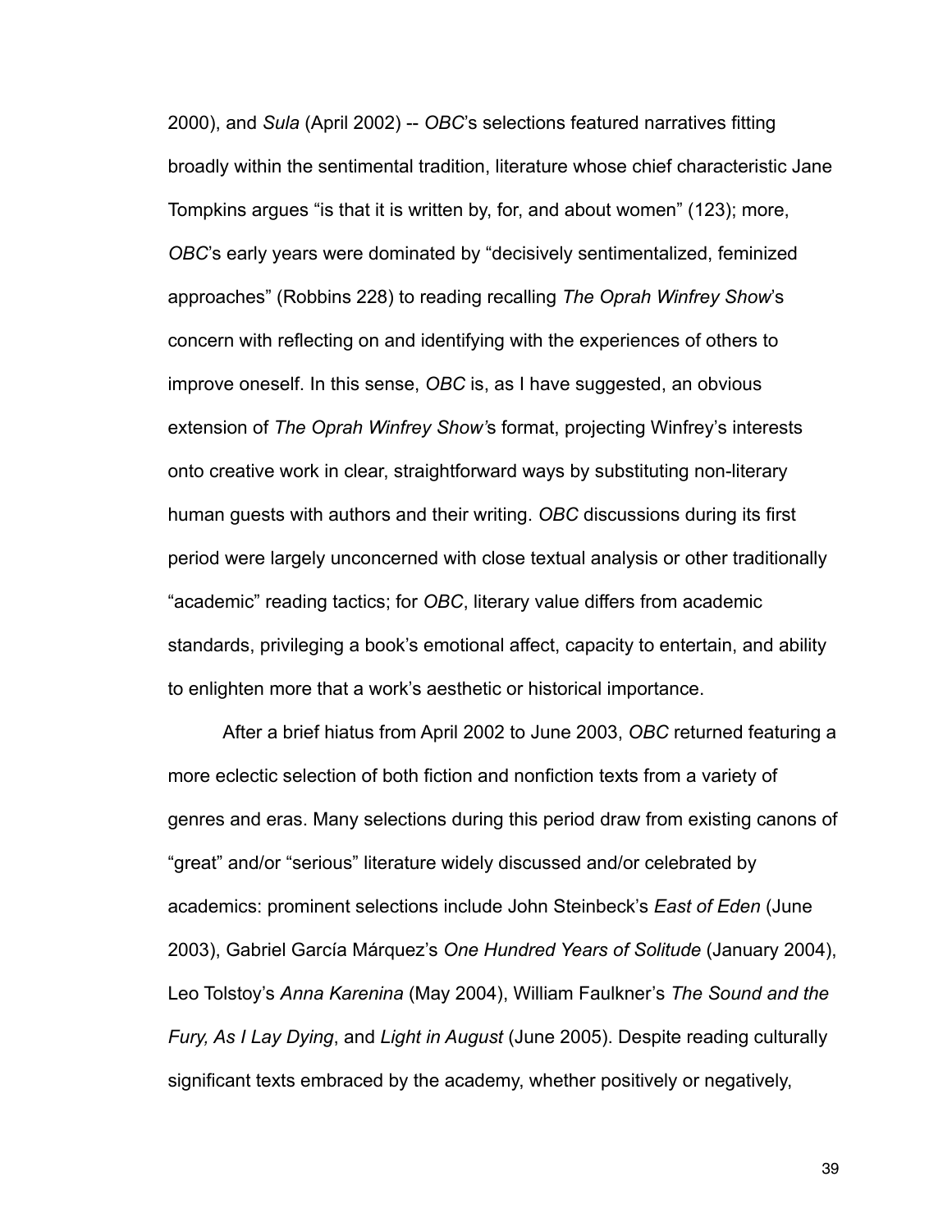2000), and *Sula* (April 2002) -- *OBC*'s selections featured narratives fitting broadly within the sentimental tradition, literature whose chief characteristic Jane Tompkins argues "is that it is written by, for, and about women" (123); more, *OBC*'s early years were dominated by "decisively sentimentalized, feminized approaches" (Robbins 228) to reading recalling *The Oprah Winfrey Show*'s concern with reflecting on and identifying with the experiences of others to improve oneself. In this sense, *OBC* is, as I have suggested, an obvious extension of *The Oprah Winfrey Show'*s format, projecting Winfrey's interests onto creative work in clear, straightforward ways by substituting non-literary human guests with authors and their writing. *OBC* discussions during its first period were largely unconcerned with close textual analysis or other traditionally "academic" reading tactics; for *OBC*, literary value differs from academic standards, privileging a book's emotional affect, capacity to entertain, and ability to enlighten more that a work's aesthetic or historical importance.

After a brief hiatus from April 2002 to June 2003, *OBC* returned featuring a more eclectic selection of both fiction and nonfiction texts from a variety of genres and eras. Many selections during this period draw from existing canons of "great" and/or "serious" literature widely discussed and/or celebrated by academics: prominent selections include John Steinbeck's *East of Eden* (June 2003), Gabriel García Márquez's *One Hundred Years of Solitude* (January 2004), Leo Tolstoy's *Anna Karenina* (May 2004), William Faulkner's *The Sound and the Fury, As I Lay Dying*, and *Light in August* (June 2005). Despite reading culturally significant texts embraced by the academy, whether positively or negatively,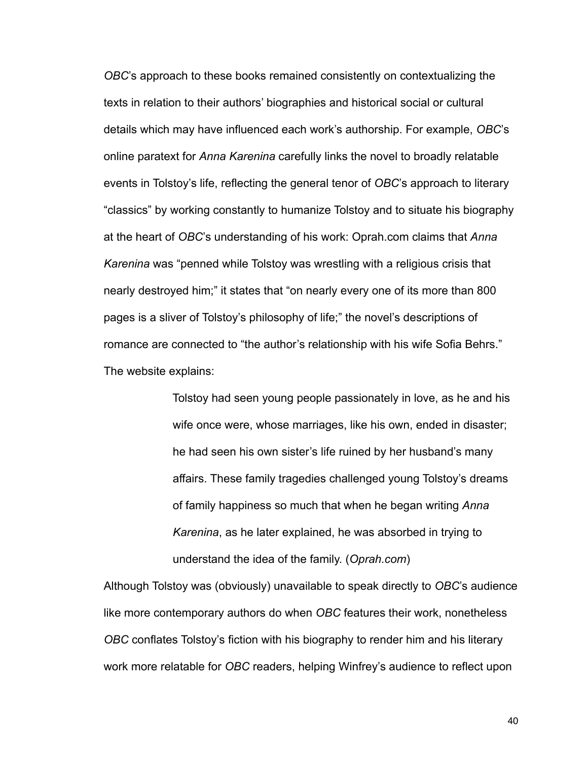*OBC*'s approach to these books remained consistently on contextualizing the texts in relation to their authors' biographies and historical social or cultural details which may have influenced each work's authorship. For example, *OBC*'s online paratext for *Anna Karenina* carefully links the novel to broadly relatable events in Tolstoy's life, reflecting the general tenor of *OBC*'s approach to literary "classics" by working constantly to humanize Tolstoy and to situate his biography at the heart of *OBC*'s understanding of his work: Oprah.com claims that *Anna Karenina* was "penned while Tolstoy was wrestling with a religious crisis that nearly destroyed him;" it states that "on nearly every one of its more than 800 pages is a sliver of Tolstoy's philosophy of life;" the novel's descriptions of romance are connected to "the author's relationship with his wife Sofia Behrs." The website explains:

> Tolstoy had seen young people passionately in love, as he and his wife once were, whose marriages, like his own, ended in disaster; he had seen his own sister's life ruined by her husband's many affairs. These family tragedies challenged young Tolstoy's dreams of family happiness so much that when he began writing *Anna Karenina*, as he later explained, he was absorbed in trying to understand the idea of the family. (*Oprah.com*)

Although Tolstoy was (obviously) unavailable to speak directly to *OBC*'s audience like more contemporary authors do when *OBC* features their work, nonetheless *OBC* conflates Tolstoy's fiction with his biography to render him and his literary work more relatable for *OBC* readers, helping Winfrey's audience to reflect upon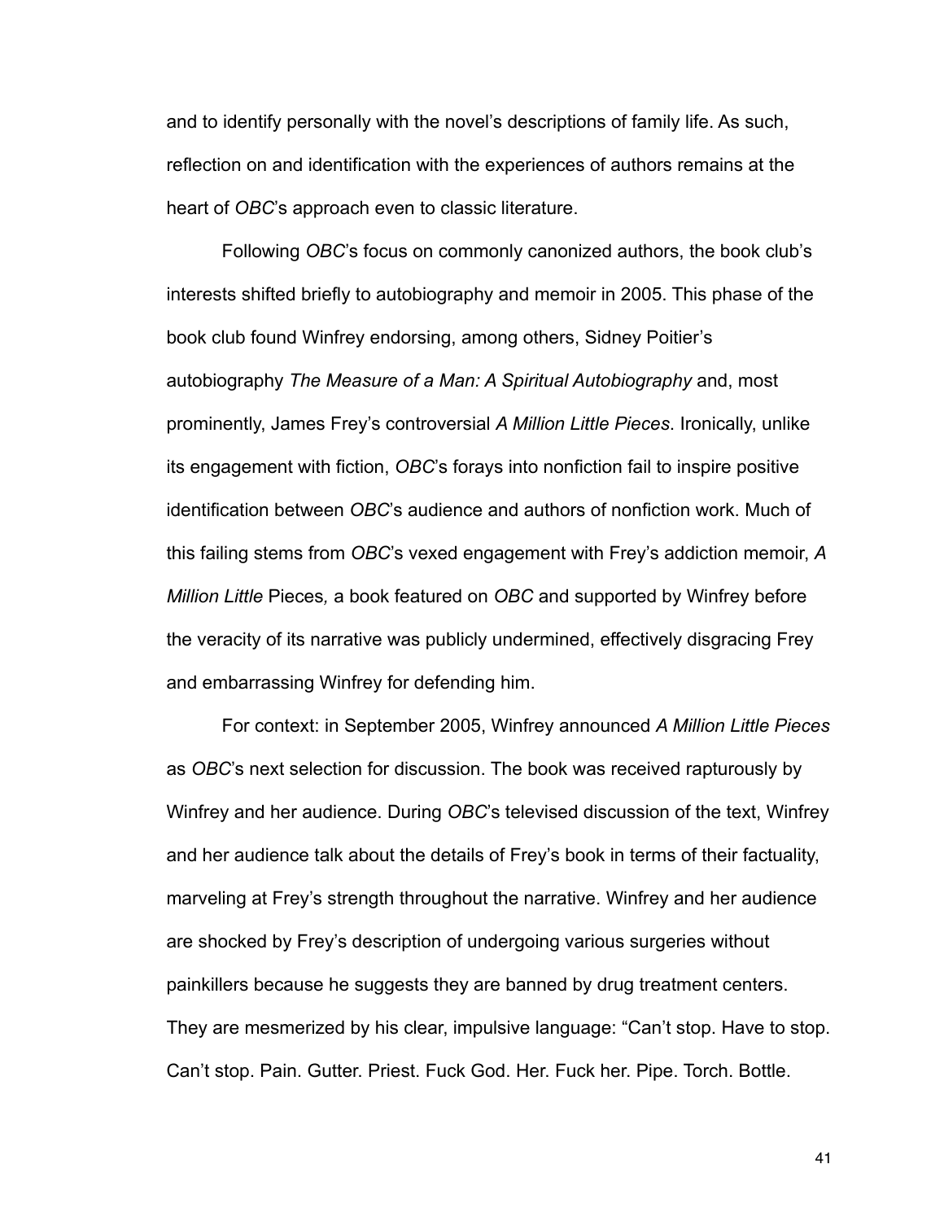and to identify personally with the novel's descriptions of family life. As such, reflection on and identification with the experiences of authors remains at the heart of *OBC*'s approach even to classic literature.

Following *OBC*'s focus on commonly canonized authors, the book club's interests shifted briefly to autobiography and memoir in 2005. This phase of the book club found Winfrey endorsing, among others, Sidney Poitier's autobiography *The Measure of a Man: A Spiritual Autobiography* and, most prominently, James Frey's controversial *A Million Little Pieces*. Ironically, unlike its engagement with fiction, *OBC*'s forays into nonfiction fail to inspire positive identification between *OBC*'s audience and authors of nonfiction work. Much of this failing stems from *OBC*'s vexed engagement with Frey's addiction memoir, *A Million Little* Pieces*,* a book featured on *OBC* and supported by Winfrey before the veracity of its narrative was publicly undermined, effectively disgracing Frey and embarrassing Winfrey for defending him.

For context: in September 2005, Winfrey announced *A Million Little Pieces* as *OBC*'s next selection for discussion. The book was received rapturously by Winfrey and her audience. During *OBC*'s televised discussion of the text, Winfrey and her audience talk about the details of Frey's book in terms of their factuality, marveling at Frey's strength throughout the narrative. Winfrey and her audience are shocked by Frey's description of undergoing various surgeries without painkillers because he suggests they are banned by drug treatment centers. They are mesmerized by his clear, impulsive language: "Can't stop. Have to stop. Can't stop. Pain. Gutter. Priest. Fuck God. Her. Fuck her. Pipe. Torch. Bottle.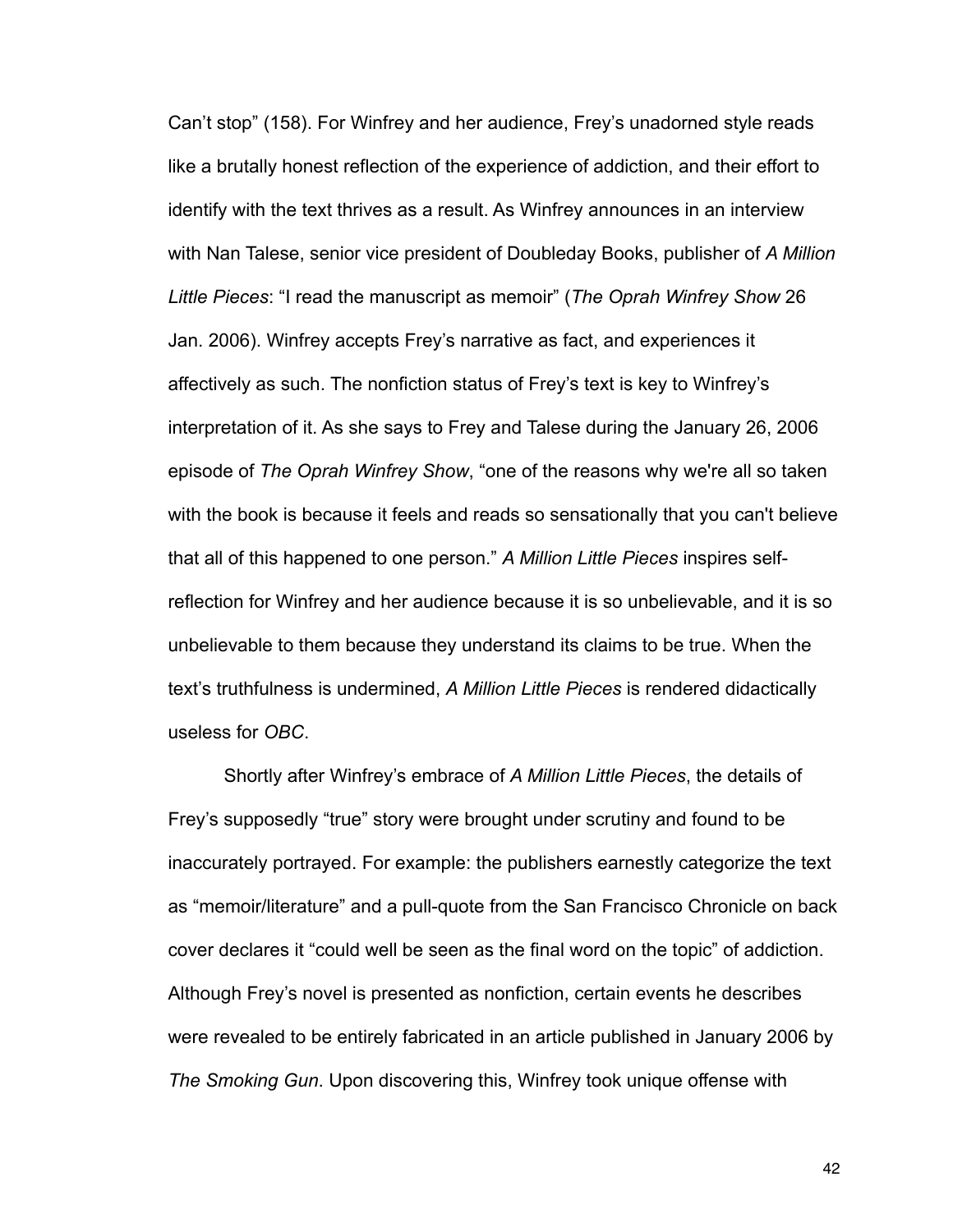Can't stop" (158). For Winfrey and her audience, Frey's unadorned style reads like a brutally honest reflection of the experience of addiction, and their effort to identify with the text thrives as a result. As Winfrey announces in an interview with Nan Talese, senior vice president of Doubleday Books, publisher of *A Million Little Pieces*: "I read the manuscript as memoir" (*The Oprah Winfrey Show* 26 Jan. 2006). Winfrey accepts Frey's narrative as fact, and experiences it affectively as such. The nonfiction status of Frey's text is key to Winfrey's interpretation of it. As she says to Frey and Talese during the January 26, 2006 episode of *The Oprah Winfrey Show*, "one of the reasons why we're all so taken with the book is because it feels and reads so sensationally that you can't believe that all of this happened to one person." *A Million Little Pieces* inspires self-reflection for Winfrey and her audience because it is so unbelievable, and it is so unbelievable to them because they understand its claims to be true. When the text's truthfulness is undermined, *A Million Little Pieces* is rendered didactically useless for *OBC*.

Shortly after Winfrey's embrace of *A Million Little Pieces*, the details of Frey's supposedly "true" story were brought under scrutiny and found to be inaccurately portrayed. For example: the publishers earnestly categorize the text as "memoir/literature" and a pull-quote from the San Francisco Chronicle on back cover declares it "could well be seen as the final word on the topic" of addiction. Although Frey's novel is presented as nonfiction, certain events he describes were revealed to be entirely fabricated in an article published in January 2006 by *The Smoking Gun*. Upon discovering this, Winfrey took unique offense with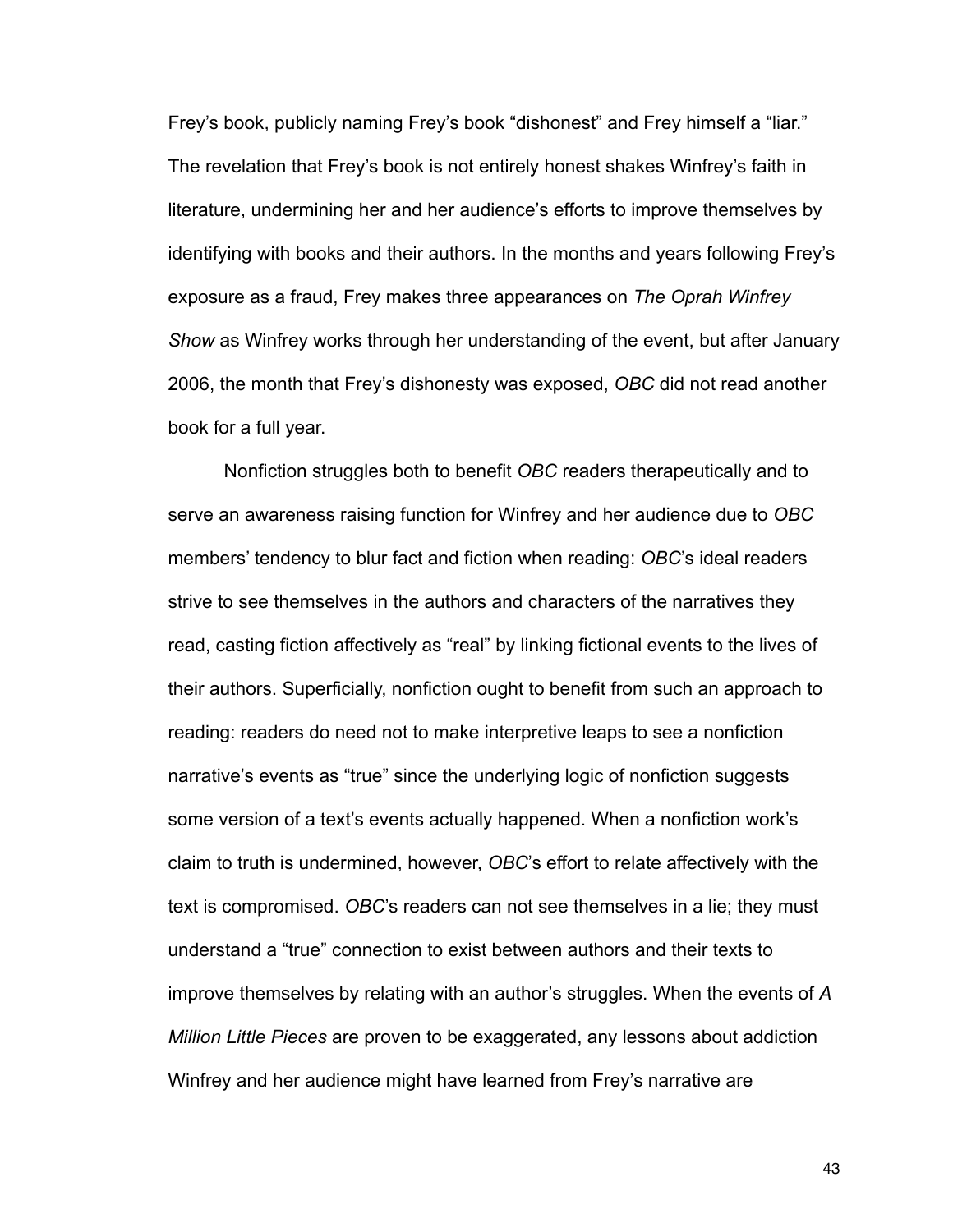Frey's book, publicly naming Frey's book "dishonest" and Frey himself a "liar." The revelation that Frey's book is not entirely honest shakes Winfrey's faith in literature, undermining her and her audience's efforts to improve themselves by identifying with books and their authors. In the months and years following Frey's exposure as a fraud, Frey makes three appearances on *The Oprah Winfrey Show* as Winfrey works through her understanding of the event, but after January 2006, the month that Frey's dishonesty was exposed, *OBC* did not read another book for a full year.

Nonfiction struggles both to benefit *OBC* readers therapeutically and to serve an awareness raising function for Winfrey and her audience due to *OBC* members' tendency to blur fact and fiction when reading: *OBC*'s ideal readers strive to see themselves in the authors and characters of the narratives they read, casting fiction affectively as "real" by linking fictional events to the lives of their authors. Superficially, nonfiction ought to benefit from such an approach to reading: readers do need not to make interpretive leaps to see a nonfiction narrative's events as "true" since the underlying logic of nonfiction suggests some version of a text's events actually happened. When a nonfiction work's claim to truth is undermined, however, *OBC*'s effort to relate affectively with the text is compromised. *OBC*'s readers can not see themselves in a lie; they must understand a "true" connection to exist between authors and their texts to improve themselves by relating with an author's struggles. When the events of *A Million Little Pieces* are proven to be exaggerated, any lessons about addiction Winfrey and her audience might have learned from Frey's narrative are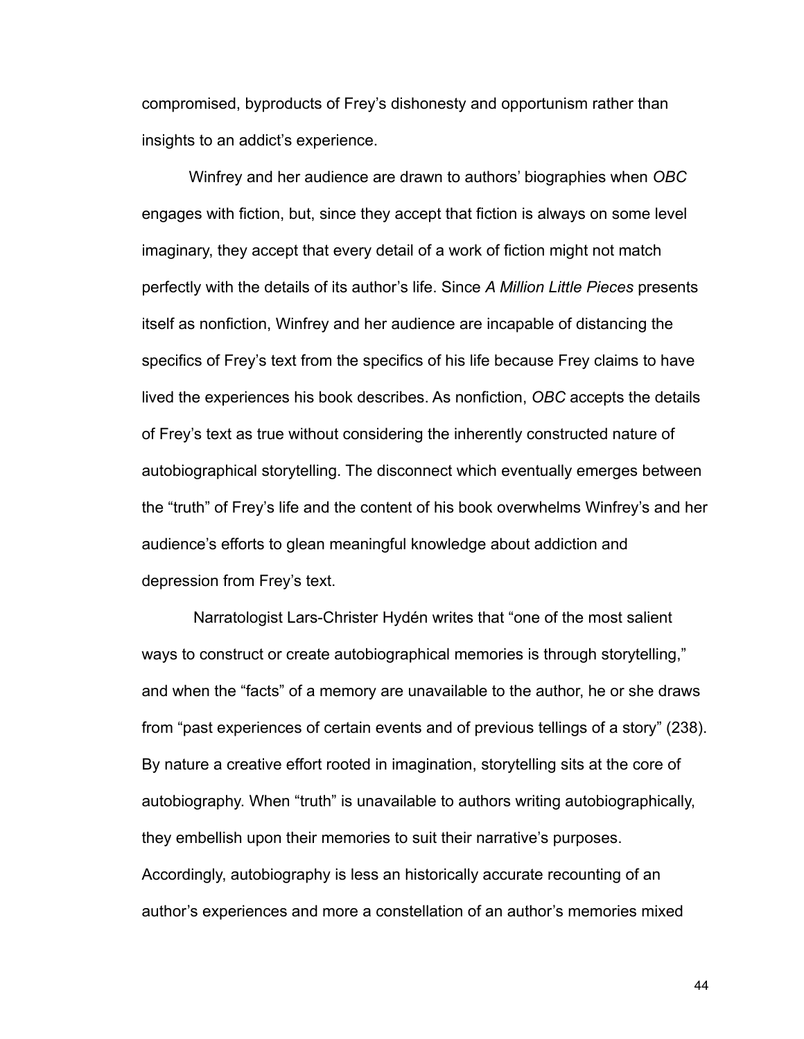compromised, byproducts of Frey's dishonesty and opportunism rather than insights to an addict's experience.

Winfrey and her audience are drawn to authors' biographies when *OBC* engages with fiction, but, since they accept that fiction is always on some level imaginary, they accept that every detail of a work of fiction might not match perfectly with the details of its author's life. Since *A Million Little Pieces* presents itself as nonfiction, Winfrey and her audience are incapable of distancing the specifics of Frey's text from the specifics of his life because Frey claims to have lived the experiences his book describes. As nonfiction, *OBC* accepts the details of Frey's text as true without considering the inherently constructed nature of autobiographical storytelling. The disconnect which eventually emerges between the "truth" of Frey's life and the content of his book overwhelms Winfrey's and her audience's efforts to glean meaningful knowledge about addiction and depression from Frey's text.

Narratologist Lars-Christer Hydén writes that "one of the most salient ways to construct or create autobiographical memories is through storytelling," and when the "facts" of a memory are unavailable to the author, he or she draws from "past experiences of certain events and of previous tellings of a story" (238). By nature a creative effort rooted in imagination, storytelling sits at the core of autobiography. When "truth" is unavailable to authors writing autobiographically, they embellish upon their memories to suit their narrative's purposes. Accordingly, autobiography is less an historically accurate recounting of an author's experiences and more a constellation of an author's memories mixed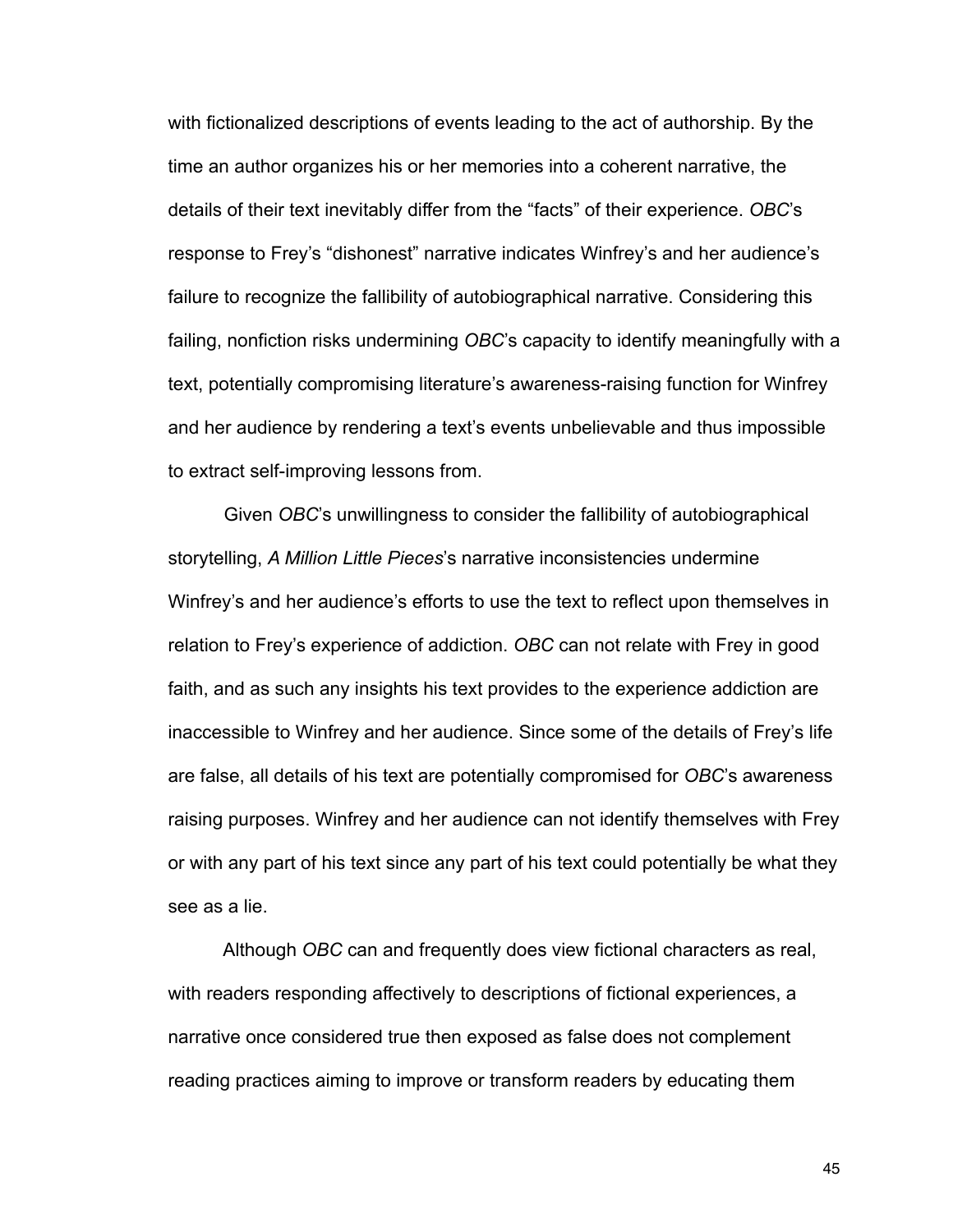with fictionalized descriptions of events leading to the act of authorship. By the time an author organizes his or her memories into a coherent narrative, the details of their text inevitably differ from the "facts" of their experience. *OBC*'s response to Frey's "dishonest" narrative indicates Winfrey's and her audience's failure to recognize the fallibility of autobiographical narrative. Considering this failing, nonfiction risks undermining *OBC*'s capacity to identify meaningfully with a text, potentially compromising literature's awareness-raising function for Winfrey and her audience by rendering a text's events unbelievable and thus impossible to extract self-improving lessons from.

Given *OBC*'s unwillingness to consider the fallibility of autobiographical storytelling, *A Million Little Pieces*'s narrative inconsistencies undermine Winfrey's and her audience's efforts to use the text to reflect upon themselves in relation to Frey's experience of addiction. *OBC* can not relate with Frey in good faith, and as such any insights his text provides to the experience addiction are inaccessible to Winfrey and her audience. Since some of the details of Frey's life are false, all details of his text are potentially compromised for *OBC*'s awareness raising purposes. Winfrey and her audience can not identify themselves with Frey or with any part of his text since any part of his text could potentially be what they see as a lie.

Although *OBC* can and frequently does view fictional characters as real, with readers responding affectively to descriptions of fictional experiences, a narrative once considered true then exposed as false does not complement reading practices aiming to improve or transform readers by educating them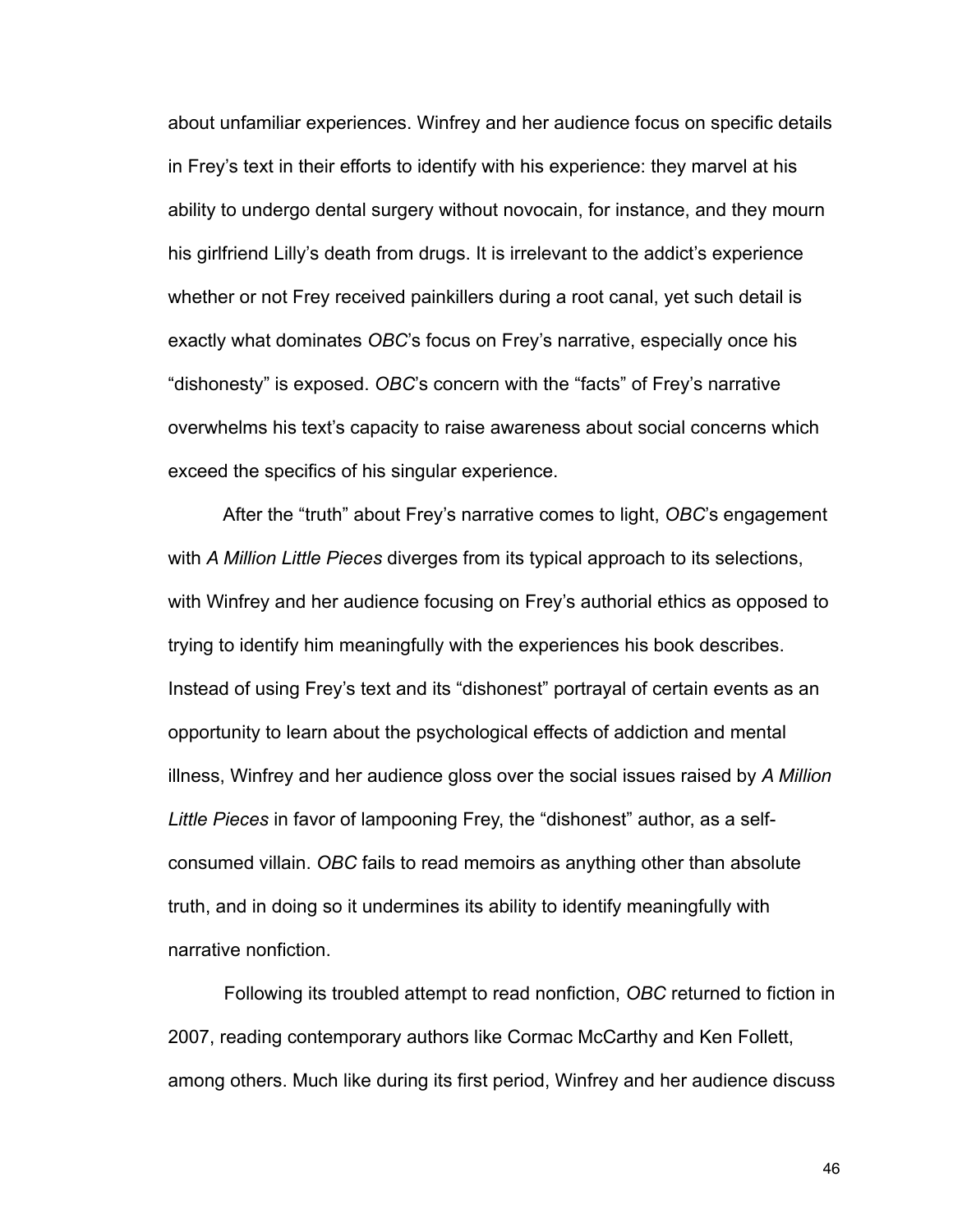about unfamiliar experiences. Winfrey and her audience focus on specific details in Frey's text in their efforts to identify with his experience: they marvel at his ability to undergo dental surgery without novocain, for instance, and they mourn his girlfriend Lilly's death from drugs. It is irrelevant to the addict's experience whether or not Frey received painkillers during a root canal, yet such detail is exactly what dominates *OBC*'s focus on Frey's narrative, especially once his "dishonesty" is exposed. *OBC*'s concern with the "facts" of Frey's narrative overwhelms his text's capacity to raise awareness about social concerns which exceed the specifics of his singular experience.

After the "truth" about Frey's narrative comes to light, *OBC*'s engagement with *A Million Little Pieces* diverges from its typical approach to its selections, with Winfrey and her audience focusing on Frey's authorial ethics as opposed to trying to identify him meaningfully with the experiences his book describes. Instead of using Frey's text and its "dishonest" portrayal of certain events as an opportunity to learn about the psychological effects of addiction and mental illness, Winfrey and her audience gloss over the social issues raised by *A Million Little Pieces* in favor of lampooning Frey, the "dishonest" author, as a self-consumed villain. *OBC* fails to read memoirs as anything other than absolute truth, and in doing so it undermines its ability to identify meaningfully with narrative nonfiction.

Following its troubled attempt to read nonfiction, *OBC* returned to fiction in 2007, reading contemporary authors like Cormac McCarthy and Ken Follett, among others. Much like during its first period, Winfrey and her audience discuss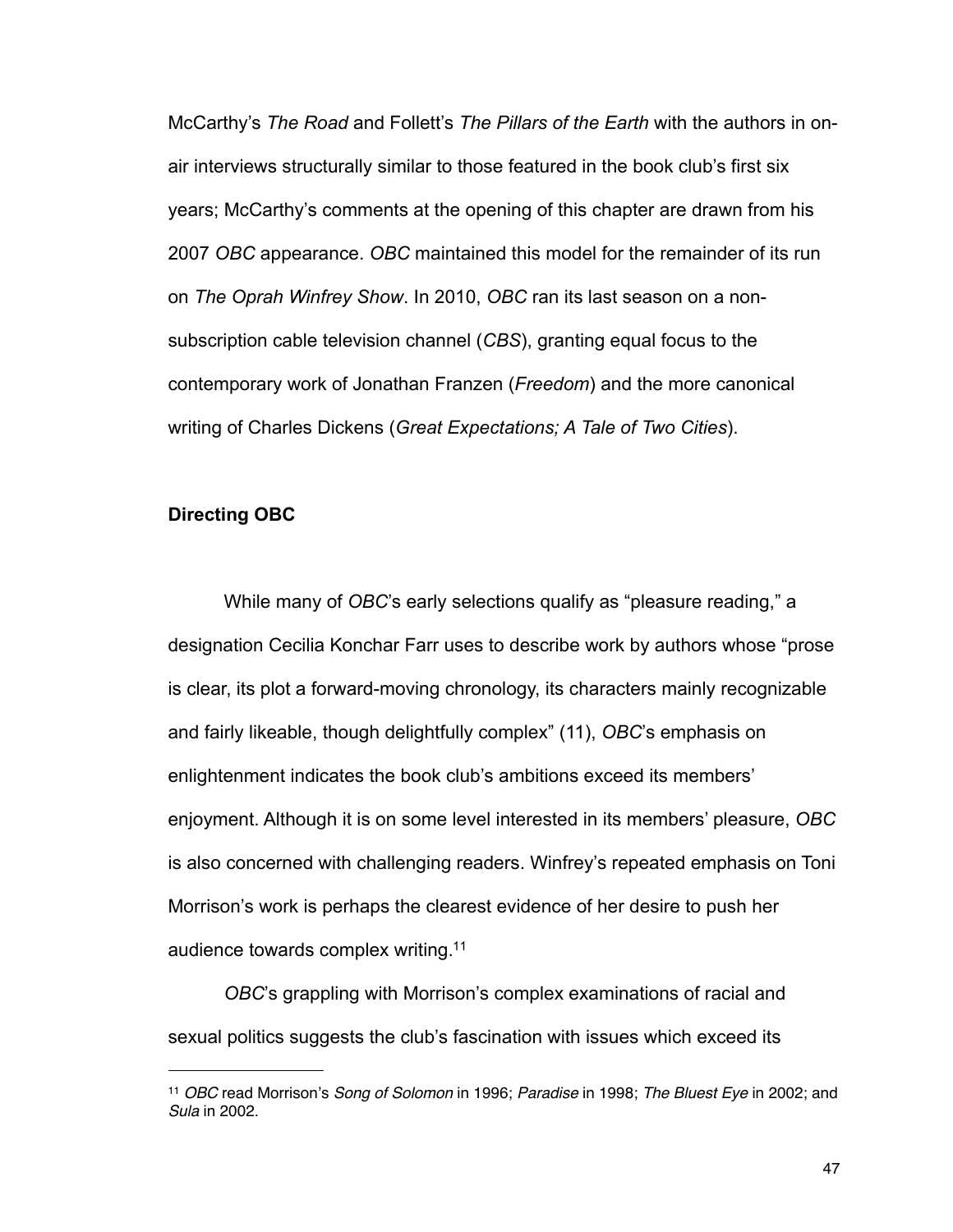McCarthy's *The Road* and Follett's *The Pillars of the Earth* with the authors in on-air interviews structurally similar to those featured in the book club's first six years; McCarthy's comments at the opening of this chapter are drawn from his 2007 *OBC* appearance. *OBC* maintained this model for the remainder of its run on *The Oprah Winfrey Show*. In 2010, *OBC* ran its last season on a non-subscription cable television channel (*CBS*), granting equal focus to the contemporary work of Jonathan Franzen (*Freedom*) and the more canonical writing of Charles Dickens (*Great Expectations; A Tale of Two Cities*).

### Directing OBC

While many of *OBC*'s early selections qualify as "pleasure reading," a designation Cecilia Konchar Farr uses to describe work by authors whose "prose is clear, its plot a forward-moving chronology, its characters mainly recognizable and fairly likeable, though delightfully complex" (11), *OBC*'s emphasis on enlightenment indicates the book club's ambitions exceed its members' enjoyment. Although it is on some level interested in its members' pleasure, *OBC* is also concerned with challenging readers. Winfrey's repeated emphasis on Toni Morrison's work is perhaps the clearest evidence of her desire to push her audience towards complex writing.[11]

*OBC*'s grappling with Morrison's complex examinations of racial and sexual politics suggests the club's fascination with issues which exceed its

---

[11] *OBC* read Morrison's *Song of Solomon* in 1996; *Paradise* in 1998; *The Bluest Eye* in 2002; and *Sula* in 2002.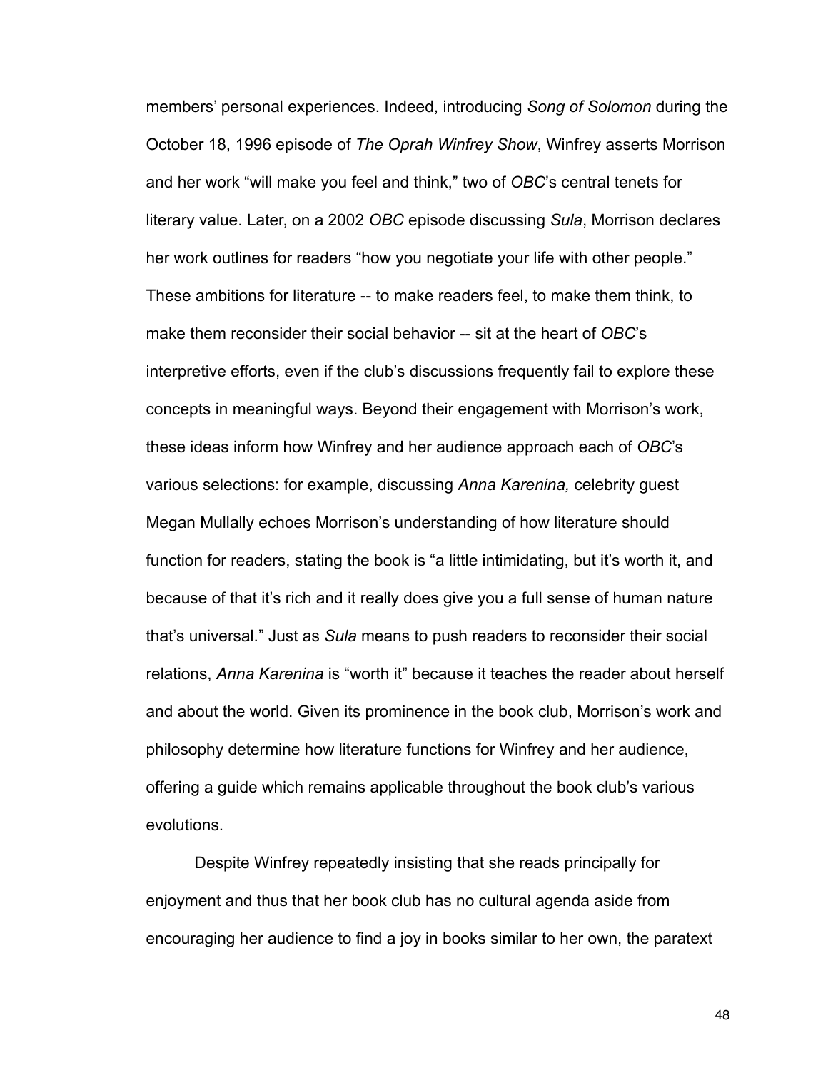members' personal experiences. Indeed, introducing *Song of Solomon* during the October 18, 1996 episode of *The Oprah Winfrey Show*, Winfrey asserts Morrison and her work "will make you feel and think," two of *OBC*'s central tenets for literary value. Later, on a 2002 *OBC* episode discussing *Sula*, Morrison declares her work outlines for readers "how you negotiate your life with other people." These ambitions for literature -- to make readers feel, to make them think, to make them reconsider their social behavior -- sit at the heart of *OBC*'s interpretive efforts, even if the club's discussions frequently fail to explore these concepts in meaningful ways. Beyond their engagement with Morrison's work, these ideas inform how Winfrey and her audience approach each of *OBC*'s various selections: for example, discussing *Anna Karenina,* celebrity guest Megan Mullally echoes Morrison's understanding of how literature should function for readers, stating the book is "a little intimidating, but it's worth it, and because of that it's rich and it really does give you a full sense of human nature that's universal." Just as *Sula* means to push readers to reconsider their social relations, *Anna Karenina* is "worth it" because it teaches the reader about herself and about the world. Given its prominence in the book club, Morrison's work and philosophy determine how literature functions for Winfrey and her audience, offering a guide which remains applicable throughout the book club's various evolutions.

Despite Winfrey repeatedly insisting that she reads principally for enjoyment and thus that her book club has no cultural agenda aside from encouraging her audience to find a joy in books similar to her own, the paratext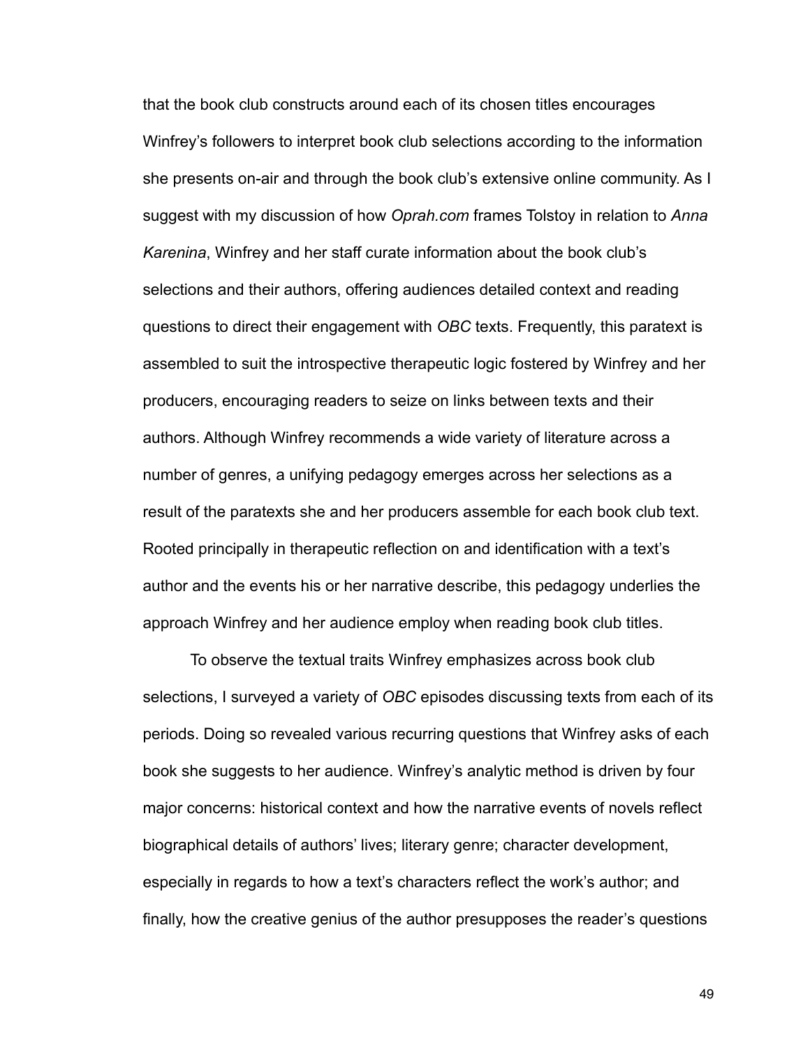that the book club constructs around each of its chosen titles encourages Winfrey's followers to interpret book club selections according to the information she presents on-air and through the book club's extensive online community. As I suggest with my discussion of how *Oprah.com* frames Tolstoy in relation to *Anna Karenina*, Winfrey and her staff curate information about the book club's selections and their authors, offering audiences detailed context and reading questions to direct their engagement with *OBC* texts. Frequently, this paratext is assembled to suit the introspective therapeutic logic fostered by Winfrey and her producers, encouraging readers to seize on links between texts and their authors. Although Winfrey recommends a wide variety of literature across a number of genres, a unifying pedagogy emerges across her selections as a result of the paratexts she and her producers assemble for each book club text. Rooted principally in therapeutic reflection on and identification with a text's author and the events his or her narrative describe, this pedagogy underlies the approach Winfrey and her audience employ when reading book club titles.

To observe the textual traits Winfrey emphasizes across book club selections, I surveyed a variety of *OBC* episodes discussing texts from each of its periods. Doing so revealed various recurring questions that Winfrey asks of each book she suggests to her audience. Winfrey's analytic method is driven by four major concerns: historical context and how the narrative events of novels reflect biographical details of authors' lives; literary genre; character development, especially in regards to how a text's characters reflect the work's author; and finally, how the creative genius of the author presupposes the reader's questions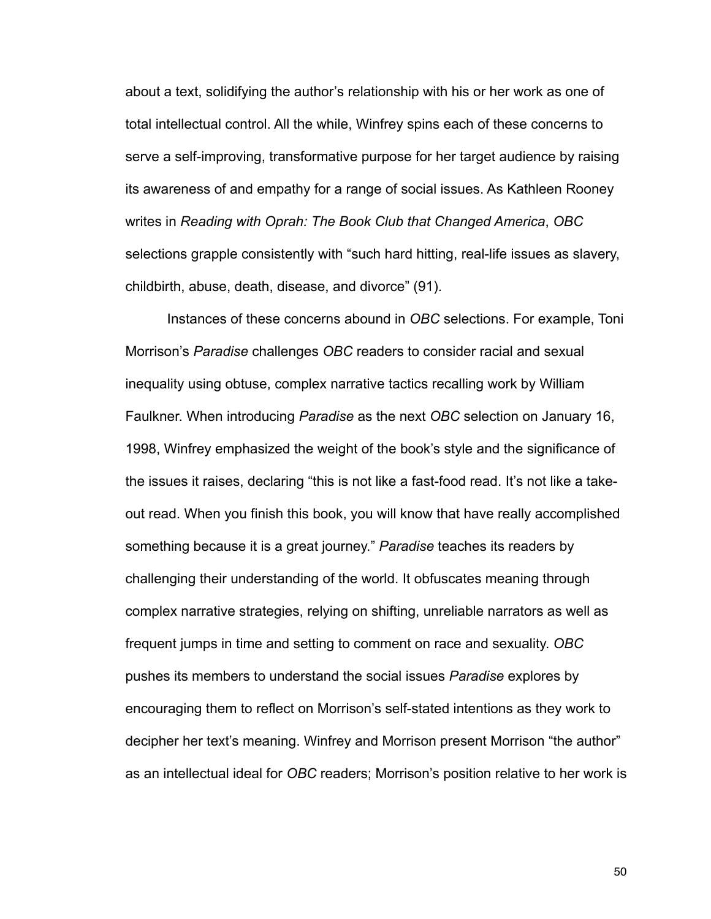about a text, solidifying the author's relationship with his or her work as one of total intellectual control. All the while, Winfrey spins each of these concerns to serve a self-improving, transformative purpose for her target audience by raising its awareness of and empathy for a range of social issues. As Kathleen Rooney writes in *Reading with Oprah: The Book Club that Changed America*, *OBC* selections grapple consistently with "such hard hitting, real-life issues as slavery, childbirth, abuse, death, disease, and divorce" (91).

Instances of these concerns abound in *OBC* selections. For example, Toni Morrison's *Paradise* challenges *OBC* readers to consider racial and sexual inequality using obtuse, complex narrative tactics recalling work by William Faulkner. When introducing *Paradise* as the next *OBC* selection on January 16, 1998, Winfrey emphasized the weight of the book's style and the significance of the issues it raises, declaring "this is not like a fast-food read. It's not like a take-out read. When you finish this book, you will know that have really accomplished something because it is a great journey." *Paradise* teaches its readers by challenging their understanding of the world. It obfuscates meaning through complex narrative strategies, relying on shifting, unreliable narrators as well as frequent jumps in time and setting to comment on race and sexuality. *OBC* pushes its members to understand the social issues *Paradise* explores by encouraging them to reflect on Morrison's self-stated intentions as they work to decipher her text's meaning. Winfrey and Morrison present Morrison "the author" as an intellectual ideal for *OBC* readers; Morrison's position relative to her work is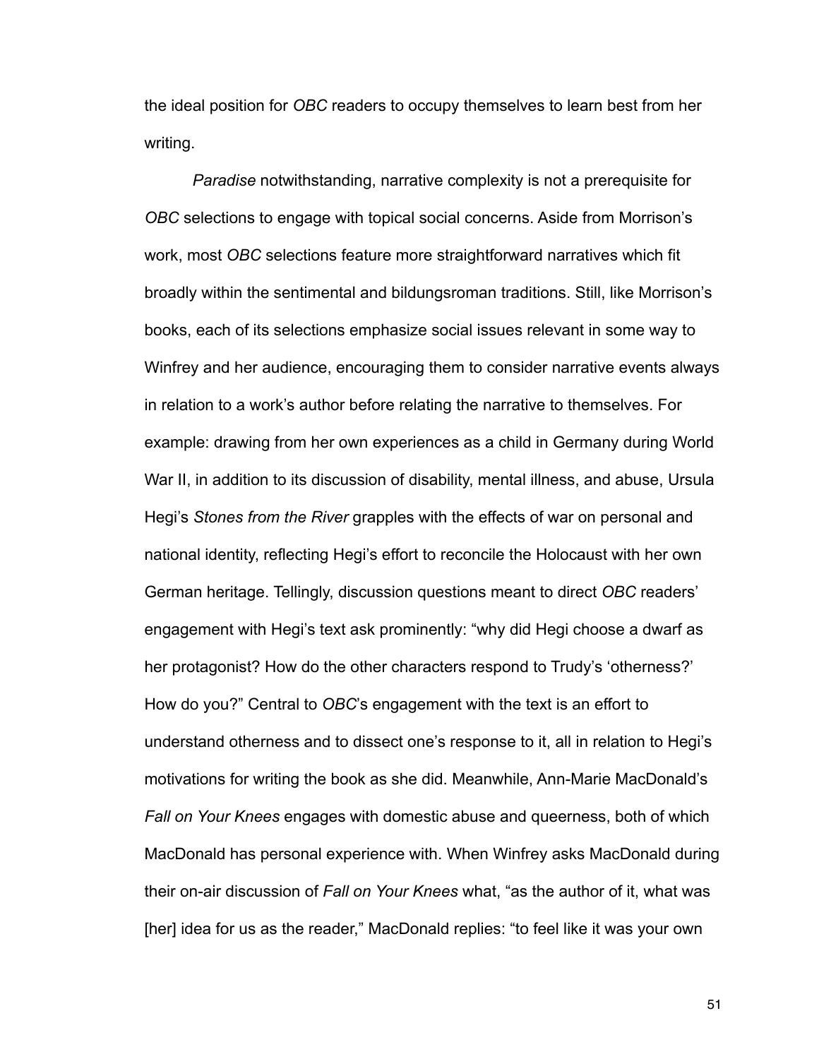the ideal position for *OBC* readers to occupy themselves to learn best from her writing.

*Paradise* notwithstanding, narrative complexity is not a prerequisite for *OBC* selections to engage with topical social concerns. Aside from Morrison's work, most *OBC* selections feature more straightforward narratives which fit broadly within the sentimental and bildungsroman traditions. Still, like Morrison's books, each of its selections emphasize social issues relevant in some way to Winfrey and her audience, encouraging them to consider narrative events always in relation to a work's author before relating the narrative to themselves. For example: drawing from her own experiences as a child in Germany during World War II, in addition to its discussion of disability, mental illness, and abuse, Ursula Hegi's *Stones from the River* grapples with the effects of war on personal and national identity, reflecting Hegi's effort to reconcile the Holocaust with her own German heritage. Tellingly, discussion questions meant to direct *OBC* readers' engagement with Hegi's text ask prominently: "why did Hegi choose a dwarf as her protagonist? How do the other characters respond to Trudy's 'otherness?' How do you?" Central to *OBC*'s engagement with the text is an effort to understand otherness and to dissect one's response to it, all in relation to Hegi's motivations for writing the book as she did. Meanwhile, Ann-Marie MacDonald's *Fall on Your Knees* engages with domestic abuse and queerness, both of which MacDonald has personal experience with. When Winfrey asks MacDonald during their on-air discussion of *Fall on Your Knees* what, "as the author of it, what was [her] idea for us as the reader," MacDonald replies: "to feel like it was your own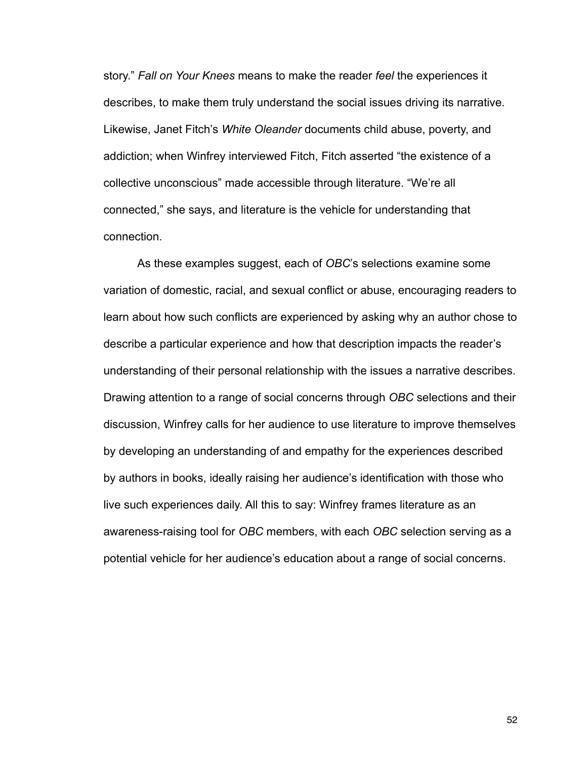story." *Fall on Your Knees* means to make the reader *feel* the experiences it describes, to make them truly understand the social issues driving its narrative. Likewise, Janet Fitch's *White Oleander* documents child abuse, poverty, and addiction; when Winfrey interviewed Fitch, Fitch asserted "the existence of a collective unconscious" made accessible through literature. "We're all connected," she says, and literature is the vehicle for understanding that connection.

As these examples suggest, each of *OBC*'s selections examine some variation of domestic, racial, and sexual conflict or abuse, encouraging readers to learn about how such conflicts are experienced by asking why an author chose to describe a particular experience and how that description impacts the reader's understanding of their personal relationship with the issues a narrative describes. Drawing attention to a range of social concerns through *OBC* selections and their discussion, Winfrey calls for her audience to use literature to improve themselves by developing an understanding of and empathy for the experiences described by authors in books, ideally raising her audience's identification with those who live such experiences daily. All this to say: Winfrey frames literature as an awareness-raising tool for *OBC* members, with each *OBC* selection serving as a potential vehicle for her audience's education about a range of social concerns.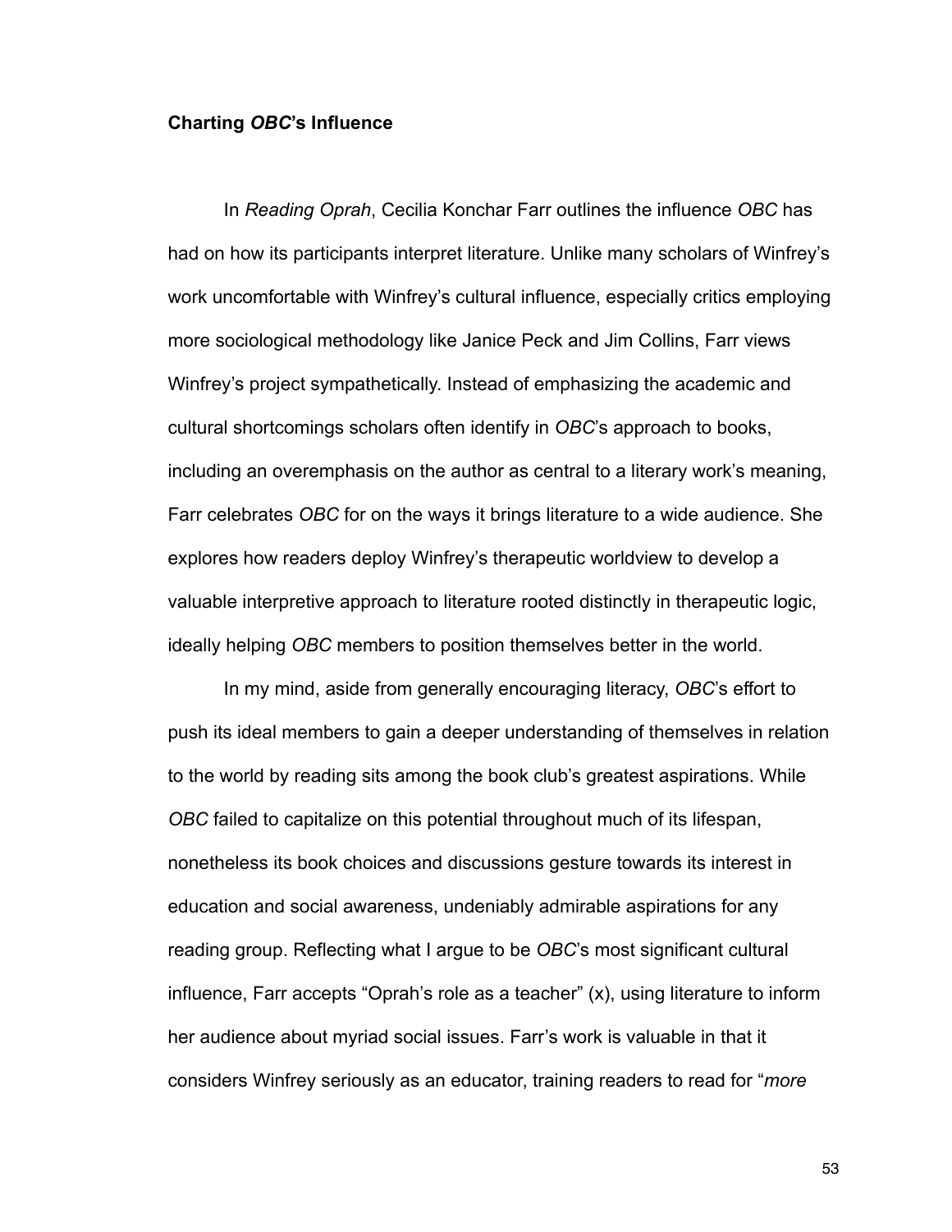## **Charting *OBC*'s Influence**

In *Reading Oprah*, Cecilia Konchar Farr outlines the influence *OBC* has had on how its participants interpret literature. Unlike many scholars of Winfrey's work uncomfortable with Winfrey's cultural influence, especially critics employing more sociological methodology like Janice Peck and Jim Collins, Farr views Winfrey's project sympathetically. Instead of emphasizing the academic and cultural shortcomings scholars often identify in *OBC*'s approach to books, including an overemphasis on the author as central to a literary work's meaning, Farr celebrates *OBC* for on the ways it brings literature to a wide audience. She explores how readers deploy Winfrey's therapeutic worldview to develop a valuable interpretive approach to literature rooted distinctly in therapeutic logic, ideally helping *OBC* members to position themselves better in the world.

In my mind, aside from generally encouraging literacy, *OBC*'s effort to push its ideal members to gain a deeper understanding of themselves in relation to the world by reading sits among the book club's greatest aspirations. While *OBC* failed to capitalize on this potential throughout much of its lifespan, nonetheless its book choices and discussions gesture towards its interest in education and social awareness, undeniably admirable aspirations for any reading group. Reflecting what I argue to be *OBC*'s most significant cultural influence, Farr accepts "Oprah's role as a teacher" (x), using literature to inform her audience about myriad social issues. Farr's work is valuable in that it considers Winfrey seriously as an educator, training readers to read for "*more*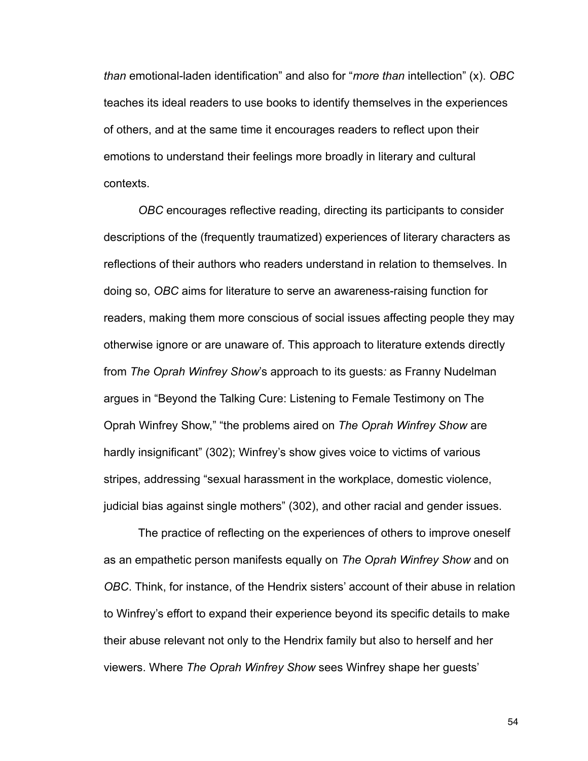*than* emotional-laden identification" and also for "*more than* intellection" (x). *OBC* teaches its ideal readers to use books to identify themselves in the experiences of others, and at the same time it encourages readers to reflect upon their emotions to understand their feelings more broadly in literary and cultural contexts.

*OBC* encourages reflective reading, directing its participants to consider descriptions of the (frequently traumatized) experiences of literary characters as reflections of their authors who readers understand in relation to themselves. In doing so, *OBC* aims for literature to serve an awareness-raising function for readers, making them more conscious of social issues affecting people they may otherwise ignore or are unaware of. This approach to literature extends directly from *The Oprah Winfrey Show*'s approach to its guests*:* as Franny Nudelman argues in "Beyond the Talking Cure: Listening to Female Testimony on The Oprah Winfrey Show," "the problems aired on *The Oprah Winfrey Show* are hardly insignificant" (302); Winfrey's show gives voice to victims of various stripes, addressing "sexual harassment in the workplace, domestic violence, judicial bias against single mothers" (302), and other racial and gender issues.

The practice of reflecting on the experiences of others to improve oneself as an empathetic person manifests equally on *The Oprah Winfrey Show* and on *OBC*. Think, for instance, of the Hendrix sisters' account of their abuse in relation to Winfrey's effort to expand their experience beyond its specific details to make their abuse relevant not only to the Hendrix family but also to herself and her viewers. Where *The Oprah Winfrey Show* sees Winfrey shape her guests'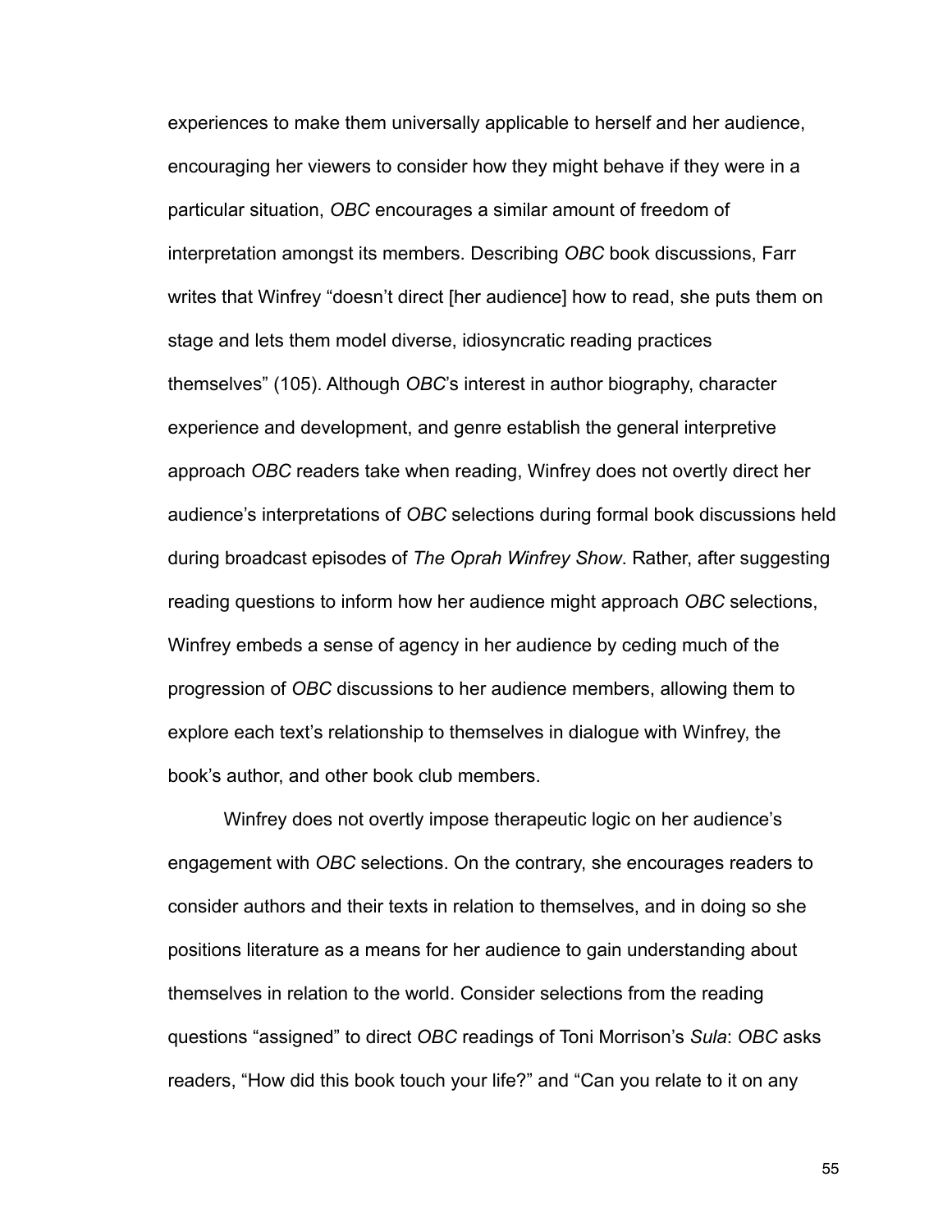experiences to make them universally applicable to herself and her audience, encouraging her viewers to consider how they might behave if they were in a particular situation, *OBC* encourages a similar amount of freedom of interpretation amongst its members. Describing *OBC* book discussions, Farr writes that Winfrey "doesn't direct [her audience] how to read, she puts them on stage and lets them model diverse, idiosyncratic reading practices themselves" (105). Although *OBC*'s interest in author biography, character experience and development, and genre establish the general interpretive approach *OBC* readers take when reading, Winfrey does not overtly direct her audience's interpretations of *OBC* selections during formal book discussions held during broadcast episodes of *The Oprah Winfrey Show*. Rather, after suggesting reading questions to inform how her audience might approach *OBC* selections, Winfrey embeds a sense of agency in her audience by ceding much of the progression of *OBC* discussions to her audience members, allowing them to explore each text's relationship to themselves in dialogue with Winfrey, the book's author, and other book club members.

Winfrey does not overtly impose therapeutic logic on her audience's engagement with *OBC* selections. On the contrary, she encourages readers to consider authors and their texts in relation to themselves, and in doing so she positions literature as a means for her audience to gain understanding about themselves in relation to the world. Consider selections from the reading questions "assigned" to direct *OBC* readings of Toni Morrison's *Sula*: *OBC* asks readers, "How did this book touch your life?" and "Can you relate to it on any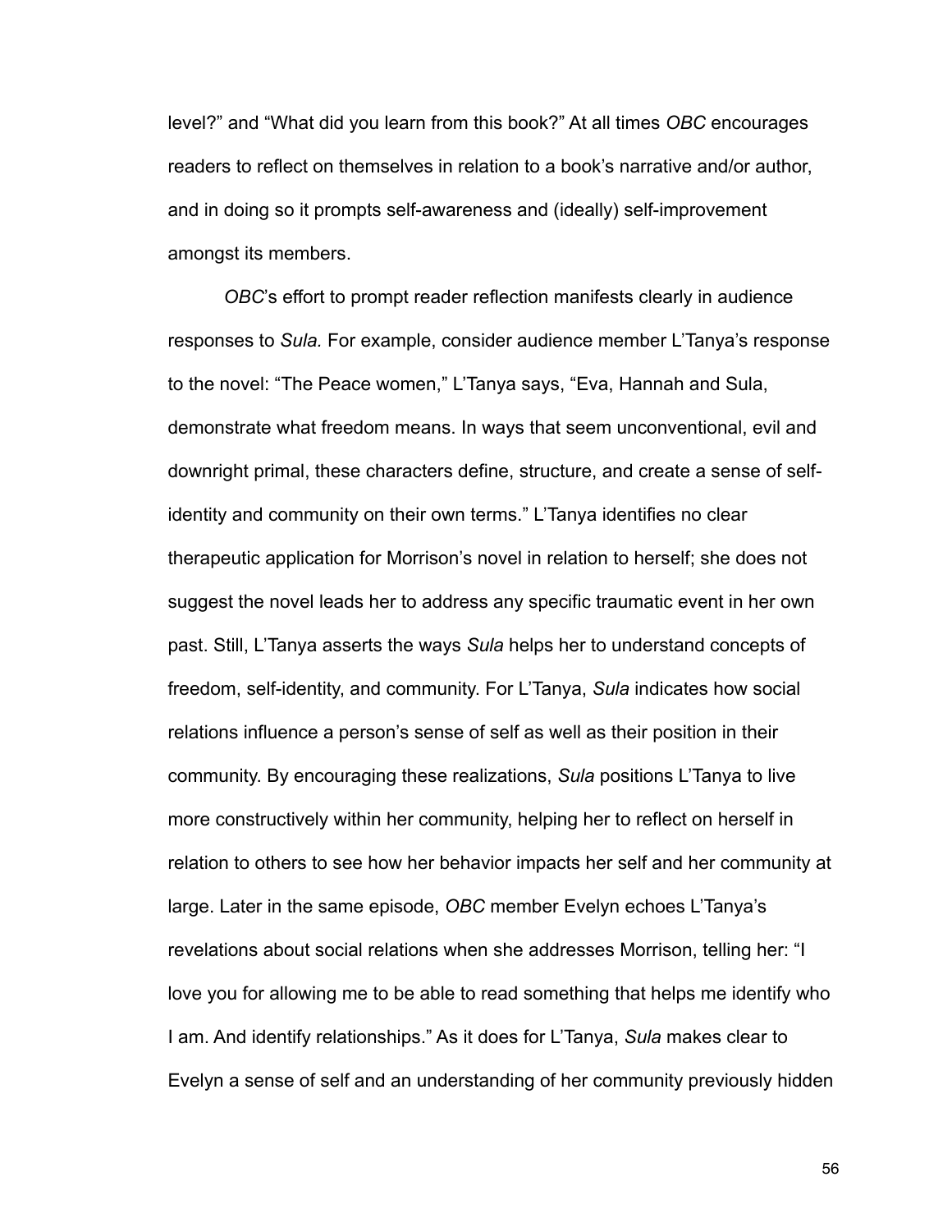level?" and "What did you learn from this book?" At all times *OBC* encourages readers to reflect on themselves in relation to a book's narrative and/or author, and in doing so it prompts self-awareness and (ideally) self-improvement amongst its members.

*OBC*'s effort to prompt reader reflection manifests clearly in audience responses to *Sula.* For example, consider audience member L'Tanya's response to the novel: "The Peace women," L'Tanya says, "Eva, Hannah and Sula, demonstrate what freedom means. In ways that seem unconventional, evil and downright primal, these characters define, structure, and create a sense of self-identity and community on their own terms." L'Tanya identifies no clear therapeutic application for Morrison's novel in relation to herself; she does not suggest the novel leads her to address any specific traumatic event in her own past. Still, L'Tanya asserts the ways *Sula* helps her to understand concepts of freedom, self-identity, and community. For L'Tanya, *Sula* indicates how social relations influence a person's sense of self as well as their position in their community. By encouraging these realizations, *Sula* positions L'Tanya to live more constructively within her community, helping her to reflect on herself in relation to others to see how her behavior impacts her self and her community at large. Later in the same episode, *OBC* member Evelyn echoes L'Tanya's revelations about social relations when she addresses Morrison, telling her: "I love you for allowing me to be able to read something that helps me identify who I am. And identify relationships." As it does for L'Tanya, *Sula* makes clear to Evelyn a sense of self and an understanding of her community previously hidden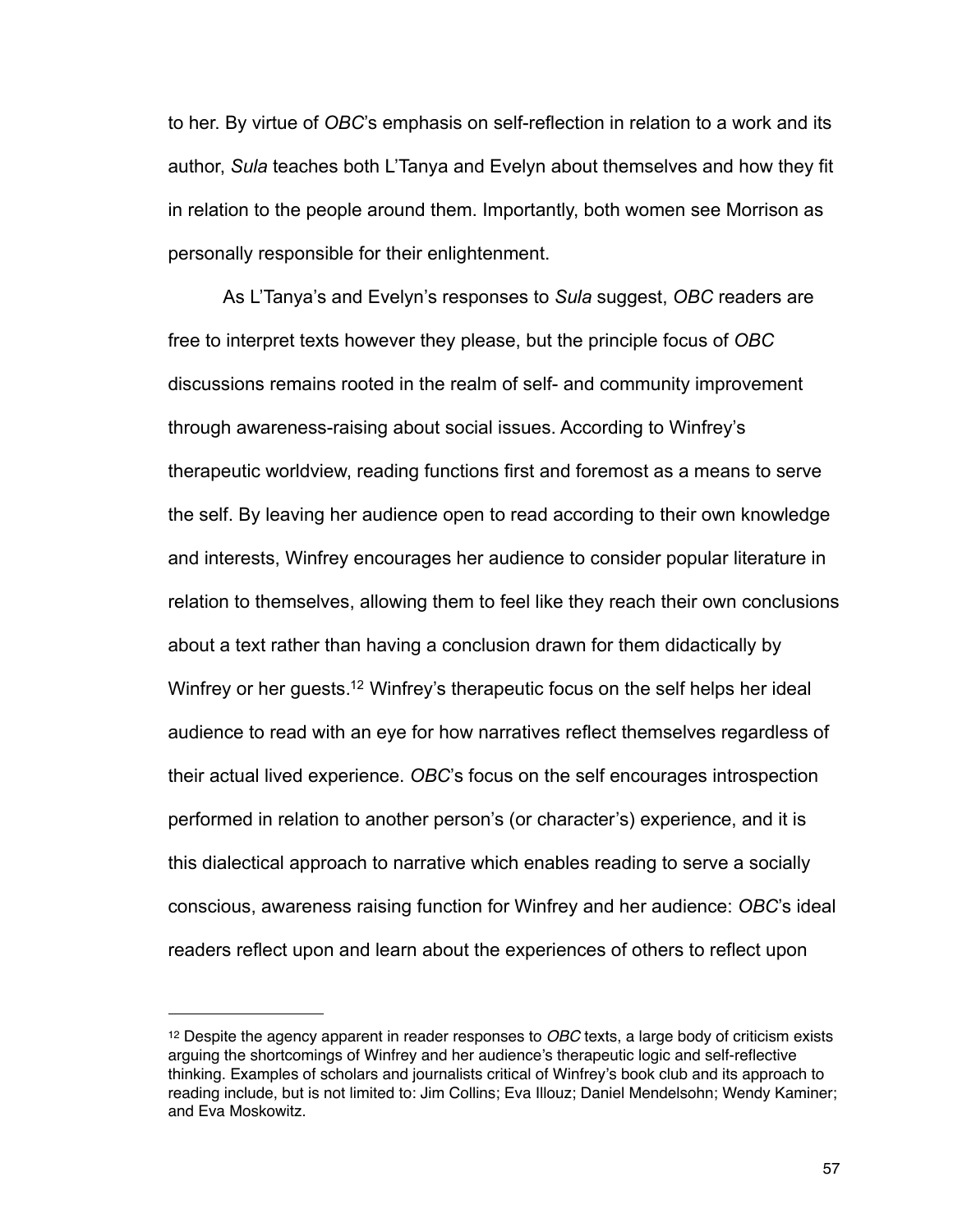to her. By virtue of *OBC*'s emphasis on self-reflection in relation to a work and its author, *Sula* teaches both L'Tanya and Evelyn about themselves and how they fit in relation to the people around them. Importantly, both women see Morrison as personally responsible for their enlightenment.

As L'Tanya's and Evelyn's responses to *Sula* suggest, *OBC* readers are free to interpret texts however they please, but the principle focus of *OBC* discussions remains rooted in the realm of self- and community improvement through awareness-raising about social issues. According to Winfrey's therapeutic worldview, reading functions first and foremost as a means to serve the self. By leaving her audience open to read according to their own knowledge and interests, Winfrey encourages her audience to consider popular literature in relation to themselves, allowing them to feel like they reach their own conclusions about a text rather than having a conclusion drawn for them didactically by Winfrey or her guests.[12] Winfrey's therapeutic focus on the self helps her ideal audience to read with an eye for how narratives reflect themselves regardless of their actual lived experience. *OBC*'s focus on the self encourages introspection performed in relation to another person's (or character's) experience, and it is this dialectical approach to narrative which enables reading to serve a socially conscious, awareness raising function for Winfrey and her audience: *OBC*'s ideal readers reflect upon and learn about the experiences of others to reflect upon

---

[12] Despite the agency apparent in reader responses to *OBC* texts, a large body of criticism exists arguing the shortcomings of Winfrey and her audience's therapeutic logic and self-reflective thinking. Examples of scholars and journalists critical of Winfrey's book club and its approach to reading include, but is not limited to: Jim Collins; Eva Illouz; Daniel Mendelsohn; Wendy Kaminer; and Eva Moskowitz.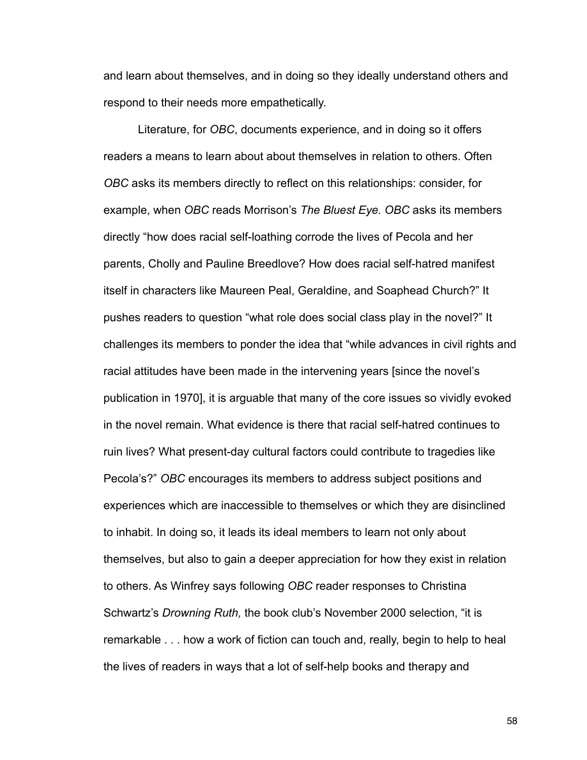and learn about themselves, and in doing so they ideally understand others and respond to their needs more empathetically.

Literature, for *OBC*, documents experience, and in doing so it offers readers a means to learn about about themselves in relation to others. Often *OBC* asks its members directly to reflect on this relationships: consider, for example, when *OBC* reads Morrison's *The Bluest Eye. OBC* asks its members directly "how does racial self-loathing corrode the lives of Pecola and her parents, Cholly and Pauline Breedlove? How does racial self-hatred manifest itself in characters like Maureen Peal, Geraldine, and Soaphead Church?" It pushes readers to question "what role does social class play in the novel?" It challenges its members to ponder the idea that "while advances in civil rights and racial attitudes have been made in the intervening years [since the novel's publication in 1970], it is arguable that many of the core issues so vividly evoked in the novel remain. What evidence is there that racial self-hatred continues to ruin lives? What present-day cultural factors could contribute to tragedies like Pecola's?" *OBC* encourages its members to address subject positions and experiences which are inaccessible to themselves or which they are disinclined to inhabit. In doing so, it leads its ideal members to learn not only about themselves, but also to gain a deeper appreciation for how they exist in relation to others. As Winfrey says following *OBC* reader responses to Christina Schwartz's *Drowning Ruth,* the book club's November 2000 selection, "it is remarkable . . . how a work of fiction can touch and, really, begin to help to heal the lives of readers in ways that a lot of self-help books and therapy and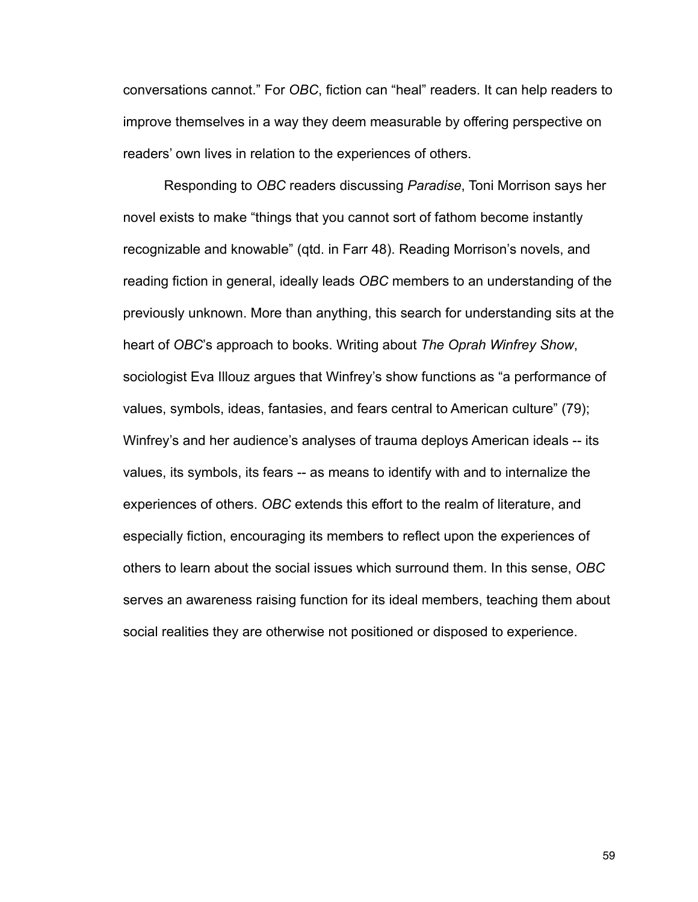conversations cannot." For *OBC*, fiction can "heal" readers. It can help readers to improve themselves in a way they deem measurable by offering perspective on readers' own lives in relation to the experiences of others.

Responding to *OBC* readers discussing *Paradise*, Toni Morrison says her novel exists to make "things that you cannot sort of fathom become instantly recognizable and knowable" (qtd. in Farr 48). Reading Morrison's novels, and reading fiction in general, ideally leads *OBC* members to an understanding of the previously unknown. More than anything, this search for understanding sits at the heart of *OBC*'s approach to books. Writing about *The Oprah Winfrey Show*, sociologist Eva Illouz argues that Winfrey's show functions as "a performance of values, symbols, ideas, fantasies, and fears central to American culture" (79); Winfrey's and her audience's analyses of trauma deploys American ideals -- its values, its symbols, its fears -- as means to identify with and to internalize the experiences of others. *OBC* extends this effort to the realm of literature, and especially fiction, encouraging its members to reflect upon the experiences of others to learn about the social issues which surround them. In this sense, *OBC* serves an awareness raising function for its ideal members, teaching them about social realities they are otherwise not positioned or disposed to experience.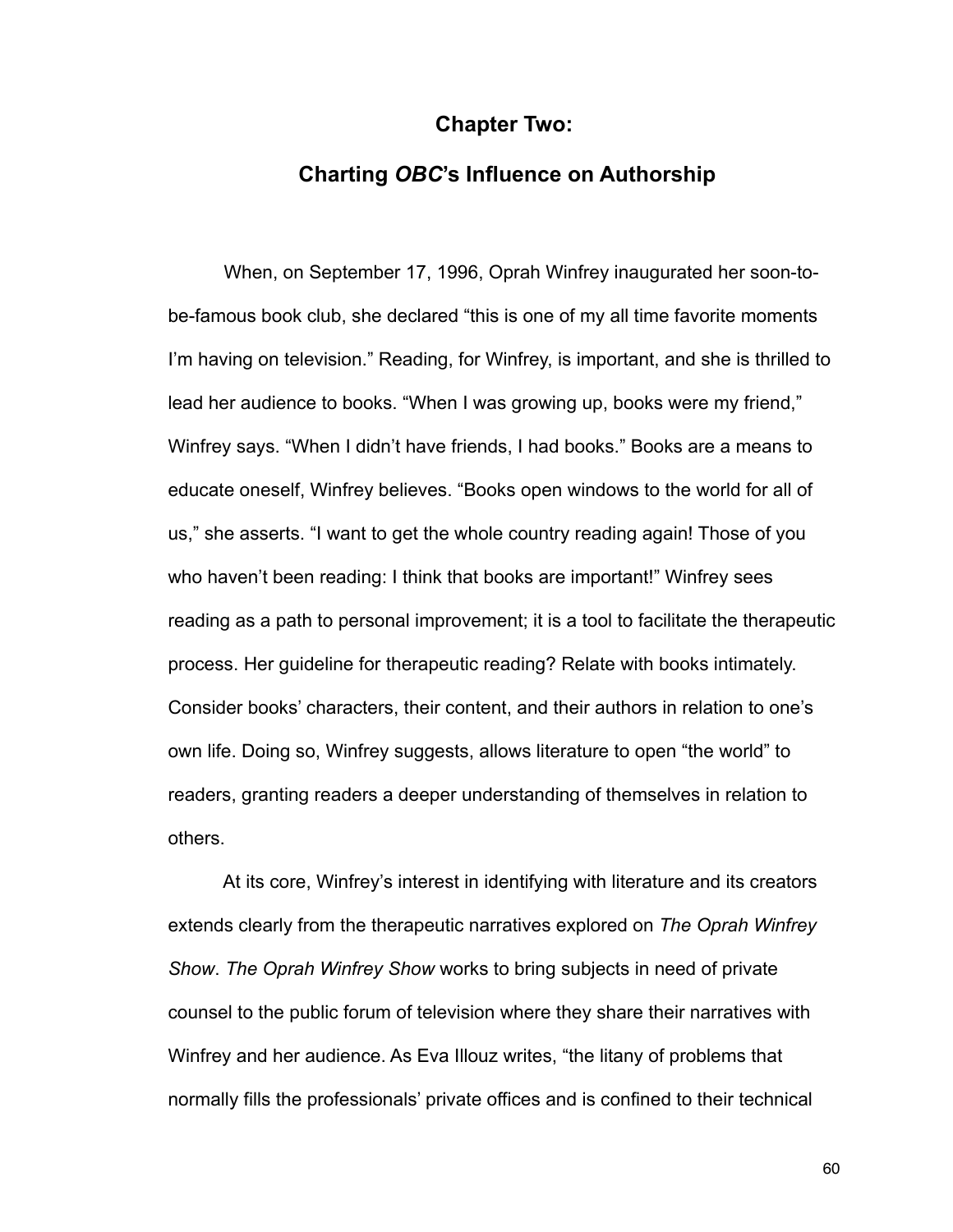## Chapter Two:

## Charting *OBC*'s Influence on Authorship

When, on September 17, 1996, Oprah Winfrey inaugurated her soon-to-be-famous book club, she declared "this is one of my all time favorite moments I'm having on television." Reading, for Winfrey, is important, and she is thrilled to lead her audience to books. "When I was growing up, books were my friend," Winfrey says. "When I didn't have friends, I had books." Books are a means to educate oneself, Winfrey believes. "Books open windows to the world for all of us," she asserts. "I want to get the whole country reading again! Those of you who haven't been reading: I think that books are important!" Winfrey sees reading as a path to personal improvement; it is a tool to facilitate the therapeutic process. Her guideline for therapeutic reading? Relate with books intimately. Consider books' characters, their content, and their authors in relation to one's own life. Doing so, Winfrey suggests, allows literature to open "the world" to readers, granting readers a deeper understanding of themselves in relation to others.

At its core, Winfrey's interest in identifying with literature and its creators extends clearly from the therapeutic narratives explored on *The Oprah Winfrey Show*. *The Oprah Winfrey Show* works to bring subjects in need of private counsel to the public forum of television where they share their narratives with Winfrey and her audience. As Eva Illouz writes, "the litany of problems that normally fills the professionals' private offices and is confined to their technical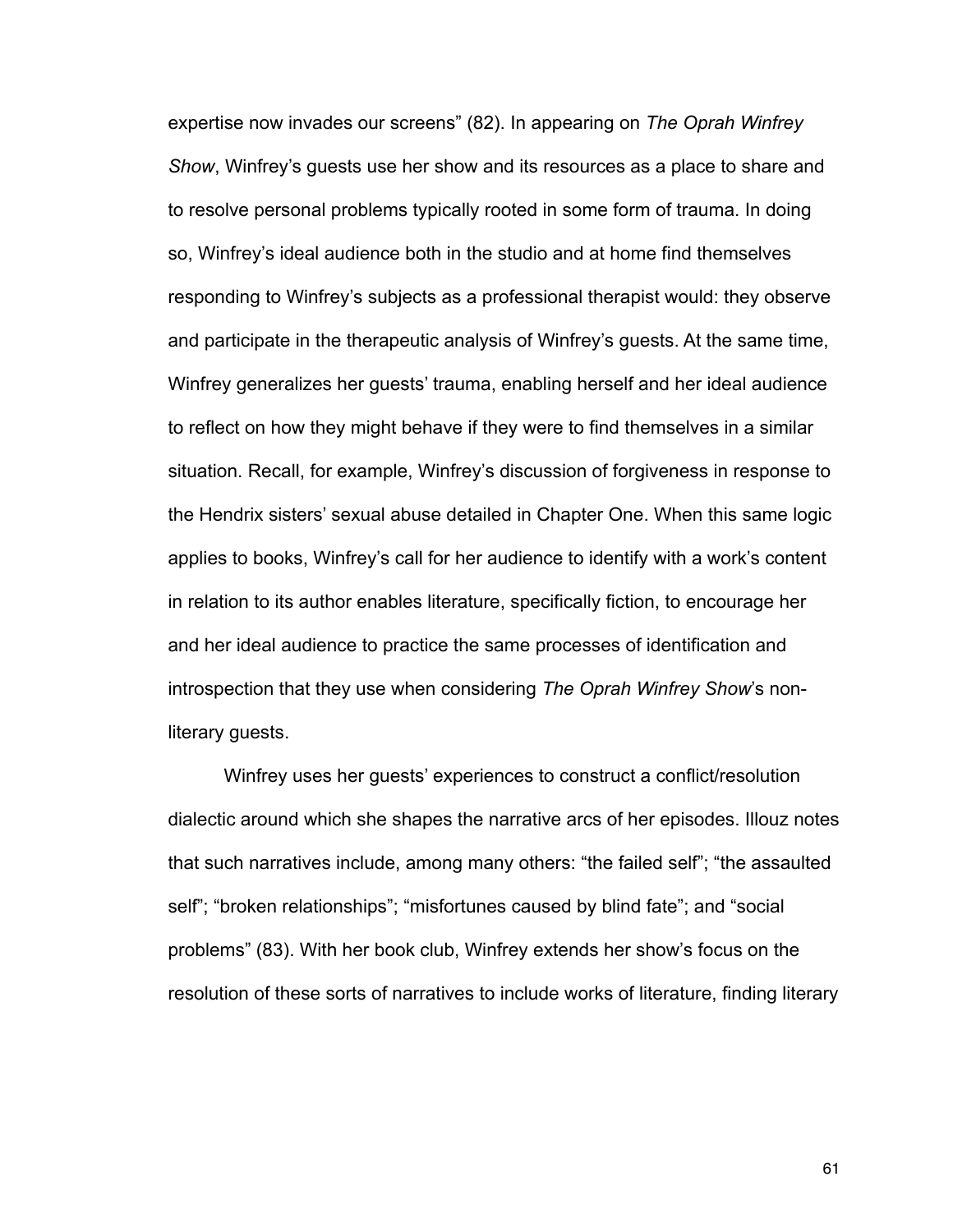expertise now invades our screens" (82). In appearing on *The Oprah Winfrey Show*, Winfrey's guests use her show and its resources as a place to share and to resolve personal problems typically rooted in some form of trauma. In doing so, Winfrey's ideal audience both in the studio and at home find themselves responding to Winfrey's subjects as a professional therapist would: they observe and participate in the therapeutic analysis of Winfrey's guests. At the same time, Winfrey generalizes her guests' trauma, enabling herself and her ideal audience to reflect on how they might behave if they were to find themselves in a similar situation. Recall, for example, Winfrey's discussion of forgiveness in response to the Hendrix sisters' sexual abuse detailed in Chapter One. When this same logic applies to books, Winfrey's call for her audience to identify with a work's content in relation to its author enables literature, specifically fiction, to encourage her and her ideal audience to practice the same processes of identification and introspection that they use when considering *The Oprah Winfrey Show*'s non-literary guests.

Winfrey uses her guests' experiences to construct a conflict/resolution dialectic around which she shapes the narrative arcs of her episodes. Illouz notes that such narratives include, among many others: "the failed self"; "the assaulted self"; "broken relationships"; "misfortunes caused by blind fate"; and "social problems" (83). With her book club, Winfrey extends her show's focus on the resolution of these sorts of narratives to include works of literature, finding literary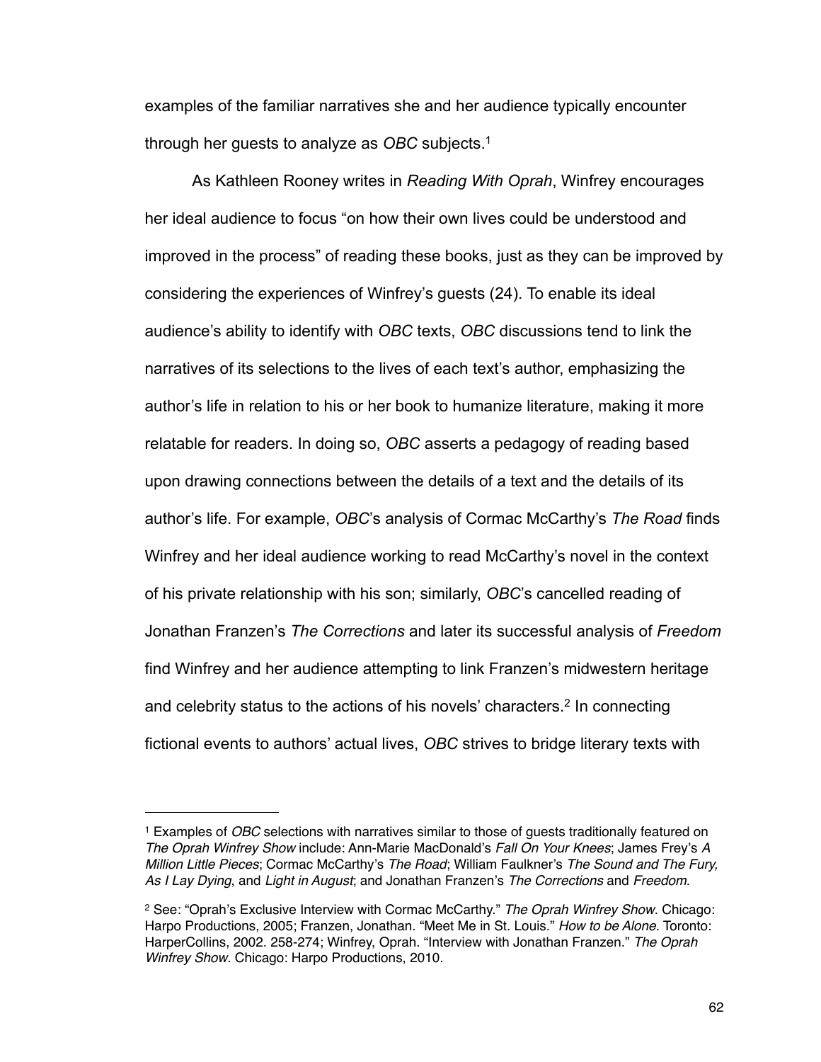examples of the familiar narratives she and her audience typically encounter through her guests to analyze as *OBC* subjects.[1]

As Kathleen Rooney writes in *Reading With Oprah*, Winfrey encourages her ideal audience to focus "on how their own lives could be understood and improved in the process" of reading these books, just as they can be improved by considering the experiences of Winfrey's guests (24). To enable its ideal audience's ability to identify with *OBC* texts, *OBC* discussions tend to link the narratives of its selections to the lives of each text's author, emphasizing the author's life in relation to his or her book to humanize literature, making it more relatable for readers. In doing so, *OBC* asserts a pedagogy of reading based upon drawing connections between the details of a text and the details of its author's life. For example, *OBC*'s analysis of Cormac McCarthy's *The Road* finds Winfrey and her ideal audience working to read McCarthy's novel in the context of his private relationship with his son; similarly, *OBC*'s cancelled reading of Jonathan Franzen's *The Corrections* and later its successful analysis of *Freedom* find Winfrey and her audience attempting to link Franzen's midwestern heritage and celebrity status to the actions of his novels' characters.[2] In connecting fictional events to authors' actual lives, *OBC* strives to bridge literary texts with

---

[1] Examples of *OBC* selections with narratives similar to those of guests traditionally featured on *The Oprah Winfrey Show* include: Ann-Marie MacDonald's *Fall On Your Knees*; James Frey's *A Million Little Pieces*; Cormac McCarthy's *The Road*; William Faulkner's *The Sound and The Fury, As I Lay Dying*, and *Light in August*; and Jonathan Franzen's *The Corrections* and *Freedom*.

[2] See: "Oprah's Exclusive Interview with Cormac McCarthy." *The Oprah Winfrey Show*. Chicago: Harpo Productions, 2005; Franzen, Jonathan. "Meet Me in St. Louis." *How to be Alone*. Toronto: HarperCollins, 2002. 258-274; Winfrey, Oprah. "Interview with Jonathan Franzen." *The Oprah Winfrey Show*. Chicago: Harpo Productions, 2010.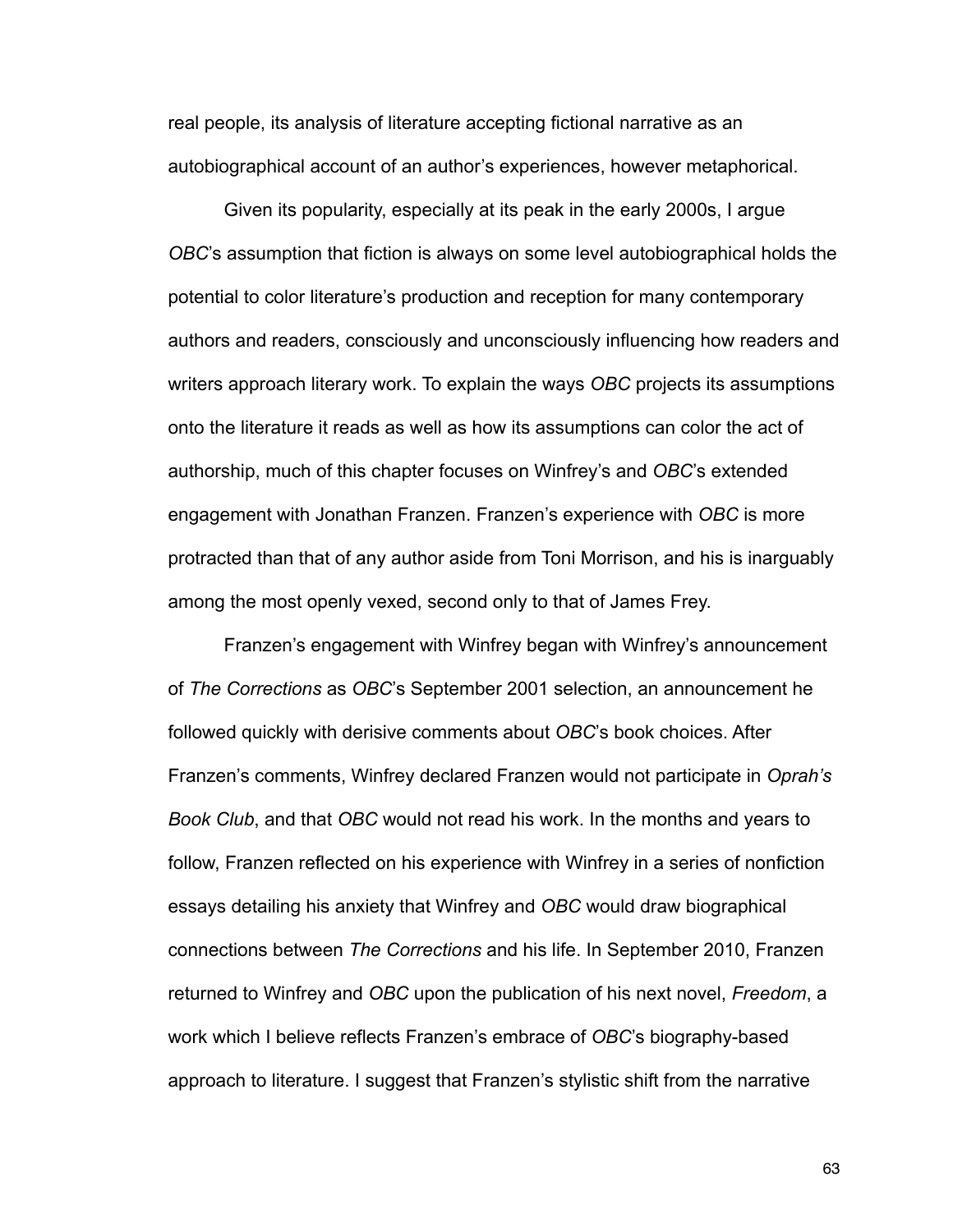real people, its analysis of literature accepting fictional narrative as an autobiographical account of an author's experiences, however metaphorical.

Given its popularity, especially at its peak in the early 2000s, I argue *OBC*'s assumption that fiction is always on some level autobiographical holds the potential to color literature's production and reception for many contemporary authors and readers, consciously and unconsciously influencing how readers and writers approach literary work. To explain the ways *OBC* projects its assumptions onto the literature it reads as well as how its assumptions can color the act of authorship, much of this chapter focuses on Winfrey's and *OBC*'s extended engagement with Jonathan Franzen. Franzen's experience with *OBC* is more protracted than that of any author aside from Toni Morrison, and his is inarguably among the most openly vexed, second only to that of James Frey.

Franzen's engagement with Winfrey began with Winfrey's announcement of *The Corrections* as *OBC*'s September 2001 selection, an announcement he followed quickly with derisive comments about *OBC*'s book choices. After Franzen's comments, Winfrey declared Franzen would not participate in *Oprah's Book Club*, and that *OBC* would not read his work. In the months and years to follow, Franzen reflected on his experience with Winfrey in a series of nonfiction essays detailing his anxiety that Winfrey and *OBC* would draw biographical connections between *The Corrections* and his life. In September 2010, Franzen returned to Winfrey and *OBC* upon the publication of his next novel, *Freedom*, a work which I believe reflects Franzen's embrace of *OBC*'s biography-based approach to literature. I suggest that Franzen's stylistic shift from the narrative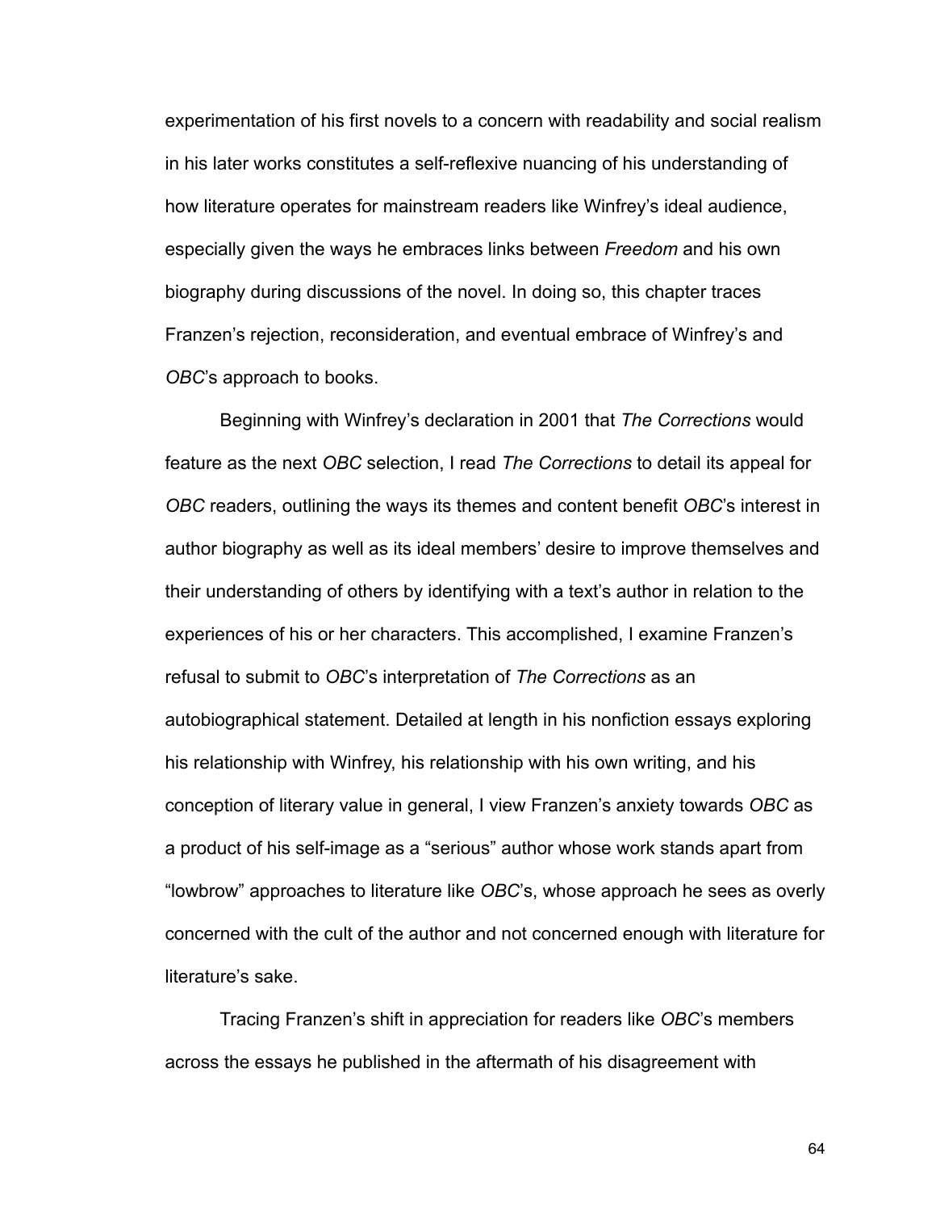experimentation of his first novels to a concern with readability and social realism in his later works constitutes a self-reflexive nuancing of his understanding of how literature operates for mainstream readers like Winfrey's ideal audience, especially given the ways he embraces links between *Freedom* and his own biography during discussions of the novel. In doing so, this chapter traces Franzen's rejection, reconsideration, and eventual embrace of Winfrey's and *OBC*'s approach to books.

Beginning with Winfrey's declaration in 2001 that *The Corrections* would feature as the next *OBC* selection, I read *The Corrections* to detail its appeal for *OBC* readers, outlining the ways its themes and content benefit *OBC*'s interest in author biography as well as its ideal members' desire to improve themselves and their understanding of others by identifying with a text's author in relation to the experiences of his or her characters. This accomplished, I examine Franzen's refusal to submit to *OBC*'s interpretation of *The Corrections* as an autobiographical statement. Detailed at length in his nonfiction essays exploring his relationship with Winfrey, his relationship with his own writing, and his conception of literary value in general, I view Franzen's anxiety towards *OBC* as a product of his self-image as a "serious" author whose work stands apart from "lowbrow" approaches to literature like *OBC*'s, whose approach he sees as overly concerned with the cult of the author and not concerned enough with literature for literature's sake.

Tracing Franzen's shift in appreciation for readers like *OBC*'s members across the essays he published in the aftermath of his disagreement with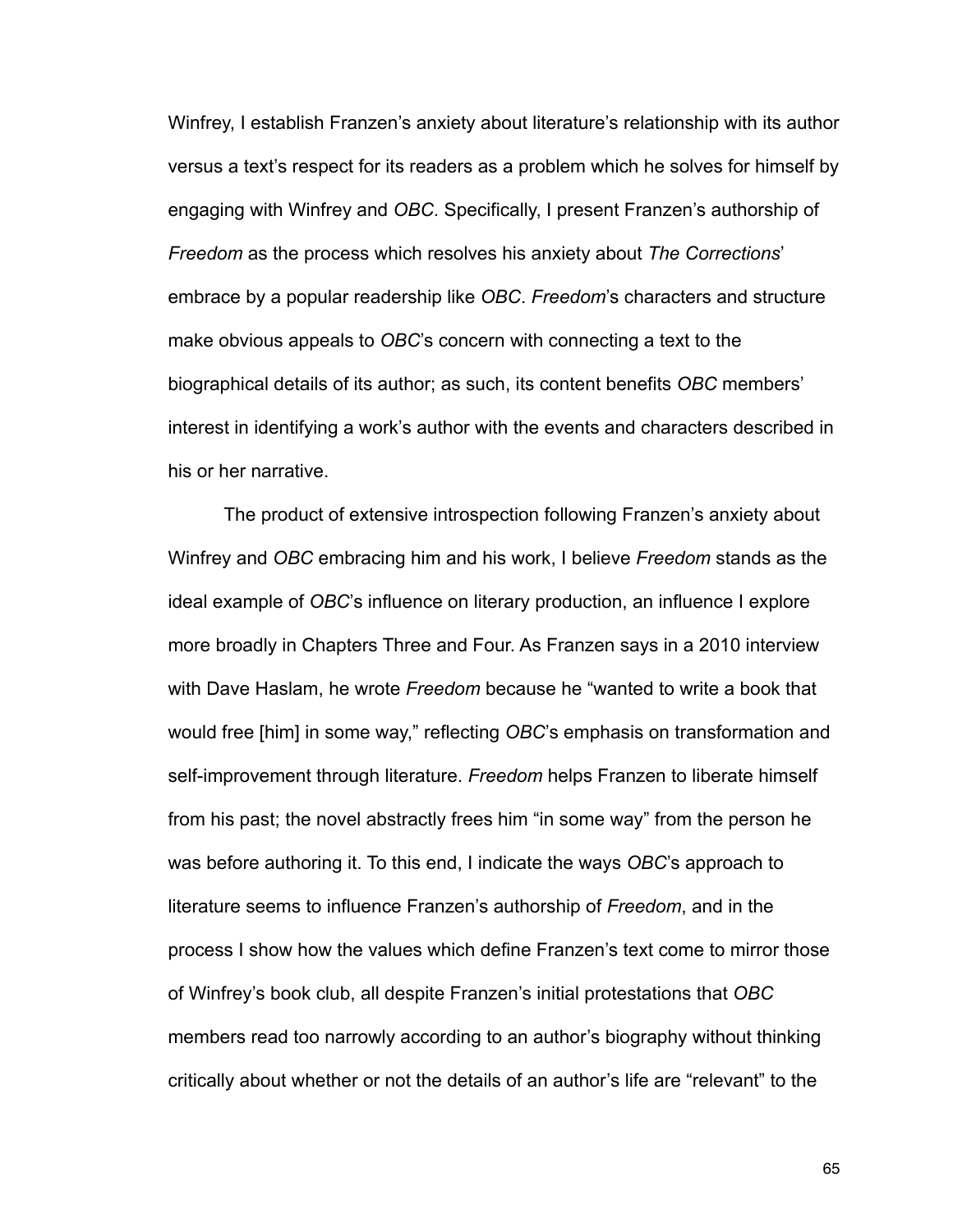Winfrey, I establish Franzen's anxiety about literature's relationship with its author versus a text's respect for its readers as a problem which he solves for himself by engaging with Winfrey and *OBC*. Specifically, I present Franzen's authorship of *Freedom* as the process which resolves his anxiety about *The Corrections*' embrace by a popular readership like *OBC*. *Freedom*'s characters and structure make obvious appeals to *OBC*'s concern with connecting a text to the biographical details of its author; as such, its content benefits *OBC* members' interest in identifying a work's author with the events and characters described in his or her narrative.

The product of extensive introspection following Franzen's anxiety about Winfrey and *OBC* embracing him and his work, I believe *Freedom* stands as the ideal example of *OBC*'s influence on literary production, an influence I explore more broadly in Chapters Three and Four. As Franzen says in a 2010 interview with Dave Haslam, he wrote *Freedom* because he "wanted to write a book that would free [him] in some way," reflecting *OBC*'s emphasis on transformation and self-improvement through literature. *Freedom* helps Franzen to liberate himself from his past; the novel abstractly frees him "in some way" from the person he was before authoring it. To this end, I indicate the ways *OBC*'s approach to literature seems to influence Franzen's authorship of *Freedom*, and in the process I show how the values which define Franzen's text come to mirror those of Winfrey's book club, all despite Franzen's initial protestations that *OBC* members read too narrowly according to an author's biography without thinking critically about whether or not the details of an author's life are "relevant" to the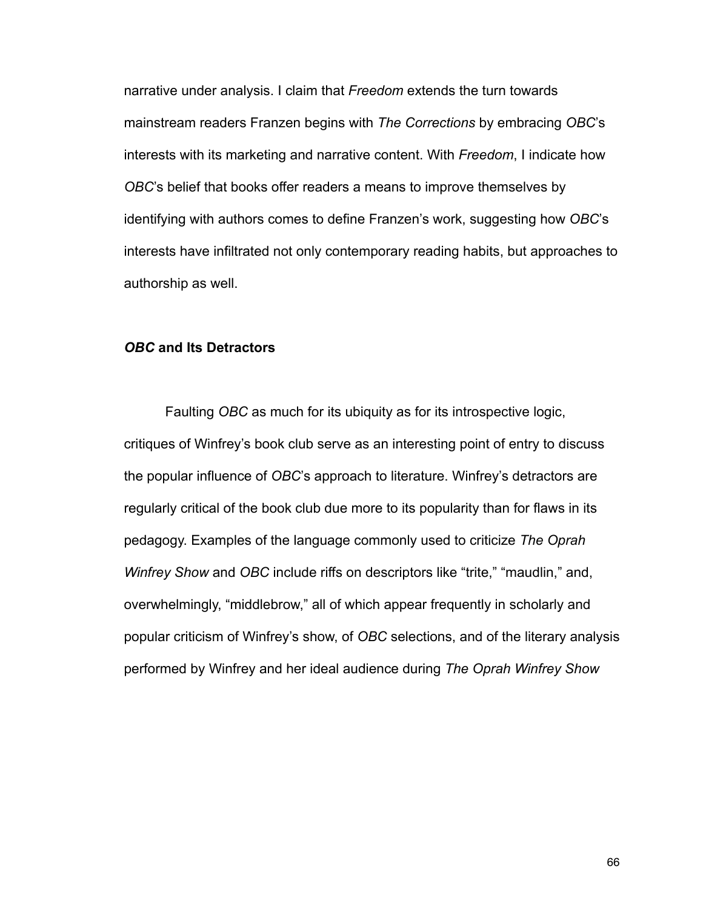narrative under analysis. I claim that *Freedom* extends the turn towards mainstream readers Franzen begins with *The Corrections* by embracing *OBC*'s interests with its marketing and narrative content. With *Freedom*, I indicate how *OBC*'s belief that books offer readers a means to improve themselves by identifying with authors comes to define Franzen's work, suggesting how *OBC*'s interests have infiltrated not only contemporary reading habits, but approaches to authorship as well.

### ***OBC* and Its Detractors**

Faulting *OBC* as much for its ubiquity as for its introspective logic, critiques of Winfrey's book club serve as an interesting point of entry to discuss the popular influence of *OBC*'s approach to literature. Winfrey's detractors are regularly critical of the book club due more to its popularity than for flaws in its pedagogy. Examples of the language commonly used to criticize *The Oprah Winfrey Show* and *OBC* include riffs on descriptors like "trite," "maudlin," and, overwhelmingly, "middlebrow," all of which appear frequently in scholarly and popular criticism of Winfrey's show, of *OBC* selections, and of the literary analysis performed by Winfrey and her ideal audience during *The Oprah Winfrey Show*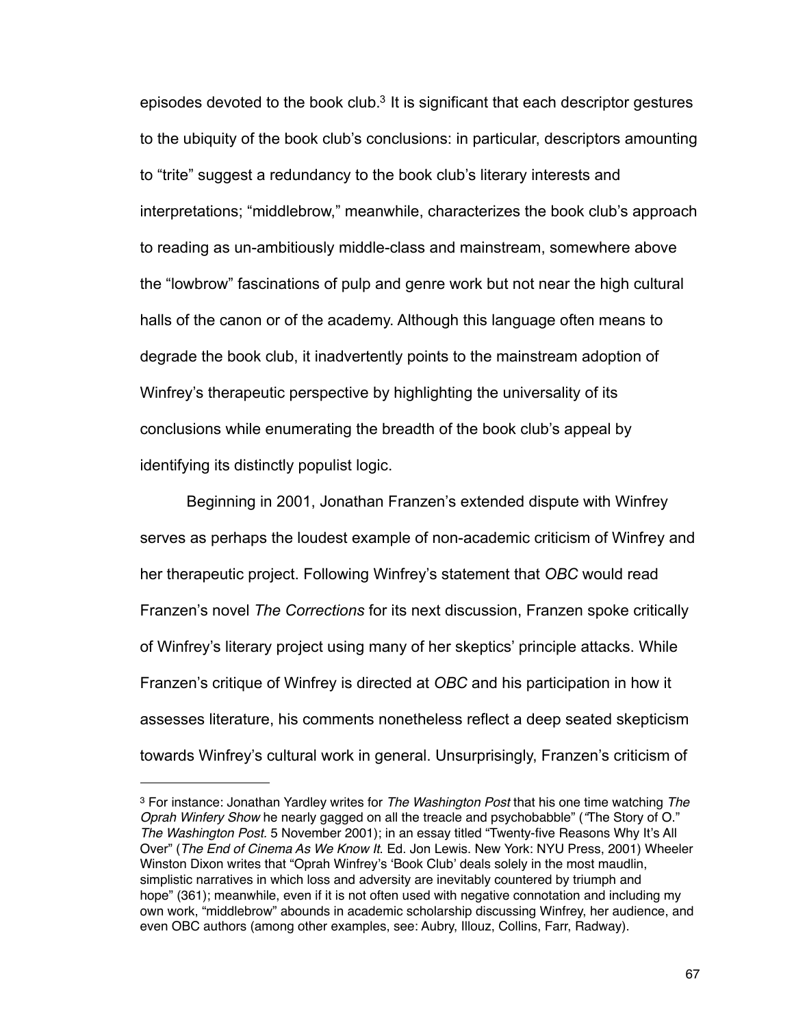episodes devoted to the book club.[3] It is significant that each descriptor gestures to the ubiquity of the book club's conclusions: in particular, descriptors amounting to "trite" suggest a redundancy to the book club's literary interests and interpretations; "middlebrow," meanwhile, characterizes the book club's approach to reading as un-ambitiously middle-class and mainstream, somewhere above the "lowbrow" fascinations of pulp and genre work but not near the high cultural halls of the canon or of the academy. Although this language often means to degrade the book club, it inadvertently points to the mainstream adoption of Winfrey's therapeutic perspective by highlighting the universality of its conclusions while enumerating the breadth of the book club's appeal by identifying its distinctly populist logic.

Beginning in 2001, Jonathan Franzen's extended dispute with Winfrey serves as perhaps the loudest example of non-academic criticism of Winfrey and her therapeutic project. Following Winfrey's statement that *OBC* would read Franzen's novel *The Corrections* for its next discussion, Franzen spoke critically of Winfrey's literary project using many of her skeptics' principle attacks. While Franzen's critique of Winfrey is directed at *OBC* and his participation in how it assesses literature, his comments nonetheless reflect a deep seated skepticism towards Winfrey's cultural work in general. Unsurprisingly, Franzen's criticism of

---

[3] For instance: Jonathan Yardley writes for *The Washington Post* that his one time watching *The Oprah Winfery Show* he nearly gagged on all the treacle and psychobabble" (*"*The Story of O." *The Washington Post*. 5 November 2001); in an essay titled "Twenty-five Reasons Why It's All Over" (*The End of Cinema As We Know It*. Ed. Jon Lewis. New York: NYU Press, 2001) Wheeler Winston Dixon writes that "Oprah Winfrey's 'Book Club' deals solely in the most maudlin, simplistic narratives in which loss and adversity are inevitably countered by triumph and hope" (361); meanwhile, even if it is not often used with negative connotation and including my own work, "middlebrow" abounds in academic scholarship discussing Winfrey, her audience, and even OBC authors (among other examples, see: Aubry, Illouz, Collins, Farr, Radway).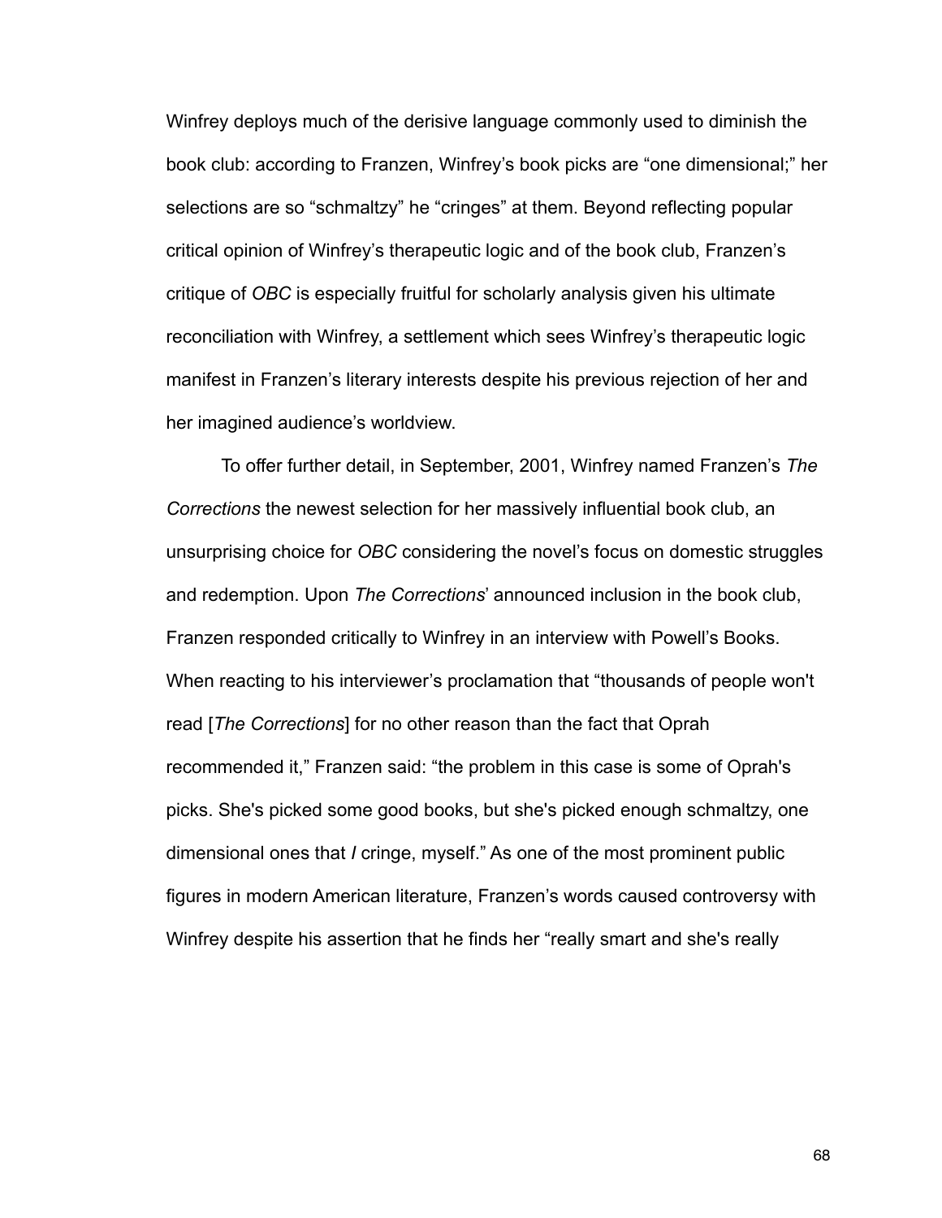Winfrey deploys much of the derisive language commonly used to diminish the book club: according to Franzen, Winfrey's book picks are "one dimensional;" her selections are so "schmaltzy" he "cringes" at them. Beyond reflecting popular critical opinion of Winfrey's therapeutic logic and of the book club, Franzen's critique of *OBC* is especially fruitful for scholarly analysis given his ultimate reconciliation with Winfrey, a settlement which sees Winfrey's therapeutic logic manifest in Franzen's literary interests despite his previous rejection of her and her imagined audience's worldview.

To offer further detail, in September, 2001, Winfrey named Franzen's *The Corrections* the newest selection for her massively influential book club, an unsurprising choice for *OBC* considering the novel's focus on domestic struggles and redemption. Upon *The Corrections*' announced inclusion in the book club, Franzen responded critically to Winfrey in an interview with Powell's Books. When reacting to his interviewer's proclamation that "thousands of people won't read [*The Corrections*] for no other reason than the fact that Oprah recommended it," Franzen said: "the problem in this case is some of Oprah's picks. She's picked some good books, but she's picked enough schmaltzy, one dimensional ones that *I* cringe, myself." As one of the most prominent public figures in modern American literature, Franzen's words caused controversy with Winfrey despite his assertion that he finds her "really smart and she's really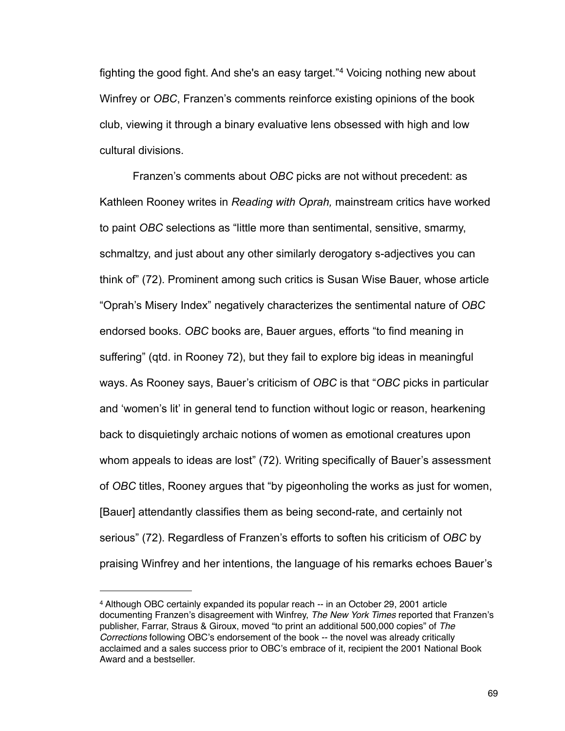fighting the good fight. And she's an easy target."[4] Voicing nothing new about Winfrey or *OBC*, Franzen's comments reinforce existing opinions of the book club, viewing it through a binary evaluative lens obsessed with high and low cultural divisions.

Franzen's comments about *OBC* picks are not without precedent: as Kathleen Rooney writes in *Reading with Oprah,* mainstream critics have worked to paint *OBC* selections as "little more than sentimental, sensitive, smarmy, schmaltzy, and just about any other similarly derogatory s-adjectives you can think of" (72). Prominent among such critics is Susan Wise Bauer, whose article "Oprah's Misery Index" negatively characterizes the sentimental nature of *OBC* endorsed books. *OBC* books are, Bauer argues, efforts "to find meaning in suffering" (qtd. in Rooney 72), but they fail to explore big ideas in meaningful ways. As Rooney says, Bauer's criticism of *OBC* is that "*OBC* picks in particular and 'women's lit' in general tend to function without logic or reason, hearkening back to disquietingly archaic notions of women as emotional creatures upon whom appeals to ideas are lost" (72). Writing specifically of Bauer's assessment of *OBC* titles, Rooney argues that "by pigeonholing the works as just for women, [Bauer] attendantly classifies them as being second-rate, and certainly not serious" (72). Regardless of Franzen's efforts to soften his criticism of *OBC* by praising Winfrey and her intentions, the language of his remarks echoes Bauer's

---

[4] Although OBC certainly expanded its popular reach -- in an October 29, 2001 article documenting Franzen's disagreement with Winfrey, *The New York Times* reported that Franzen's publisher, Farrar, Straus & Giroux, moved "to print an additional 500,000 copies" of *The Corrections* following OBC's endorsement of the book -- the novel was already critically acclaimed and a sales success prior to OBC's embrace of it, recipient the 2001 National Book Award and a bestseller.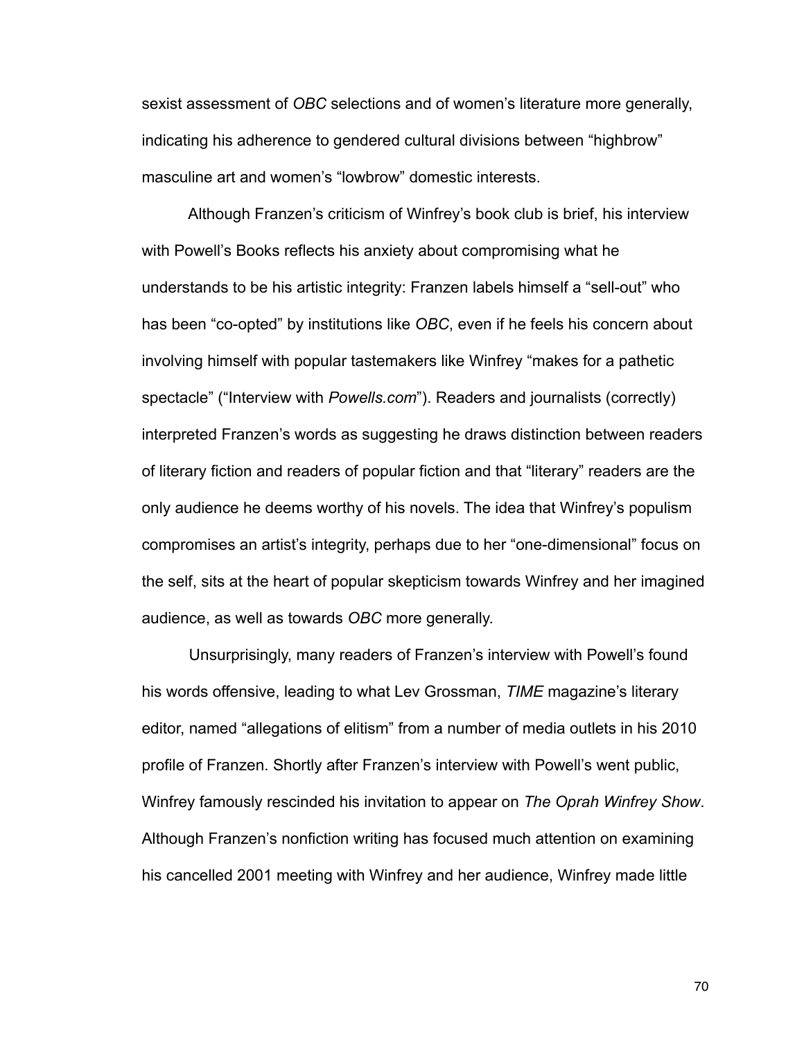sexist assessment of *OBC* selections and of women's literature more generally, indicating his adherence to gendered cultural divisions between "highbrow" masculine art and women's "lowbrow" domestic interests.

Although Franzen's criticism of Winfrey's book club is brief, his interview with Powell's Books reflects his anxiety about compromising what he understands to be his artistic integrity: Franzen labels himself a "sell-out" who has been "co-opted" by institutions like *OBC*, even if he feels his concern about involving himself with popular tastemakers like Winfrey "makes for a pathetic spectacle" ("Interview with *Powells.com*"). Readers and journalists (correctly) interpreted Franzen's words as suggesting he draws distinction between readers of literary fiction and readers of popular fiction and that "literary" readers are the only audience he deems worthy of his novels. The idea that Winfrey's populism compromises an artist's integrity, perhaps due to her "one-dimensional" focus on the self, sits at the heart of popular skepticism towards Winfrey and her imagined audience, as well as towards *OBC* more generally.

Unsurprisingly, many readers of Franzen's interview with Powell's found his words offensive, leading to what Lev Grossman, *TIME* magazine's literary editor, named "allegations of elitism" from a number of media outlets in his 2010 profile of Franzen. Shortly after Franzen's interview with Powell's went public, Winfrey famously rescinded his invitation to appear on *The Oprah Winfrey Show*. Although Franzen's nonfiction writing has focused much attention on examining his cancelled 2001 meeting with Winfrey and her audience, Winfrey made little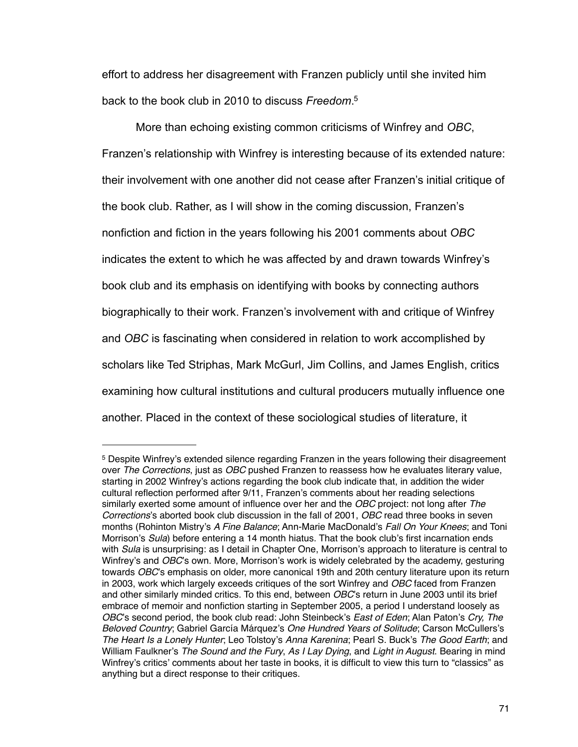effort to address her disagreement with Franzen publicly until she invited him back to the book club in 2010 to discuss *Freedom*.[5]

More than echoing existing common criticisms of Winfrey and *OBC*, Franzen's relationship with Winfrey is interesting because of its extended nature: their involvement with one another did not cease after Franzen's initial critique of the book club. Rather, as I will show in the coming discussion, Franzen's nonfiction and fiction in the years following his 2001 comments about *OBC* indicates the extent to which he was affected by and drawn towards Winfrey's book club and its emphasis on identifying with books by connecting authors biographically to their work. Franzen's involvement with and critique of Winfrey and *OBC* is fascinating when considered in relation to work accomplished by scholars like Ted Striphas, Mark McGurl, Jim Collins, and James English, critics examining how cultural institutions and cultural producers mutually influence one another. Placed in the context of these sociological studies of literature, it

---

[5] Despite Winfrey's extended silence regarding Franzen in the years following their disagreement over *The Corrections*, just as *OBC* pushed Franzen to reassess how he evaluates literary value, starting in 2002 Winfrey's actions regarding the book club indicate that, in addition the wider cultural reflection performed after 9/11, Franzen's comments about her reading selections similarly exerted some amount of influence over her and the *OBC* project: not long after *The Corrections*'s aborted book club discussion in the fall of 2001, *OBC* read three books in seven months (Rohinton Mistry's *A Fine Balance*; Ann-Marie MacDonald's *Fall On Your Knees*; and Toni Morrison's *Sula*) before entering a 14 month hiatus. That the book club's first incarnation ends with *Sula* is unsurprising: as I detail in Chapter One, Morrison's approach to literature is central to Winfrey's and *OBC*'s own. More, Morrison's work is widely celebrated by the academy, gesturing towards *OBC*'s emphasis on older, more canonical 19th and 20th century literature upon its return in 2003, work which largely exceeds critiques of the sort Winfrey and *OBC* faced from Franzen and other similarly minded critics. To this end, between *OBC*'s return in June 2003 until its brief embrace of memoir and nonfiction starting in September 2005, a period I understand loosely as *OBC*'s second period, the book club read: John Steinbeck's *East of Eden*; Alan Paton's *Cry, The Beloved Country*; Gabriel García Márquez's *One Hundred Years of Solitude*; Carson McCullers's *The Heart Is a Lonely Hunter*; Leo Tolstoy's *Anna Karenina*; Pearl S. Buck's *The Good Earth*; and William Faulkner's *The Sound and the Fury*, *As I Lay Dying*, and *Light in August*. Bearing in mind Winfrey's critics' comments about her taste in books, it is difficult to view this turn to "classics" as anything but a direct response to their critiques.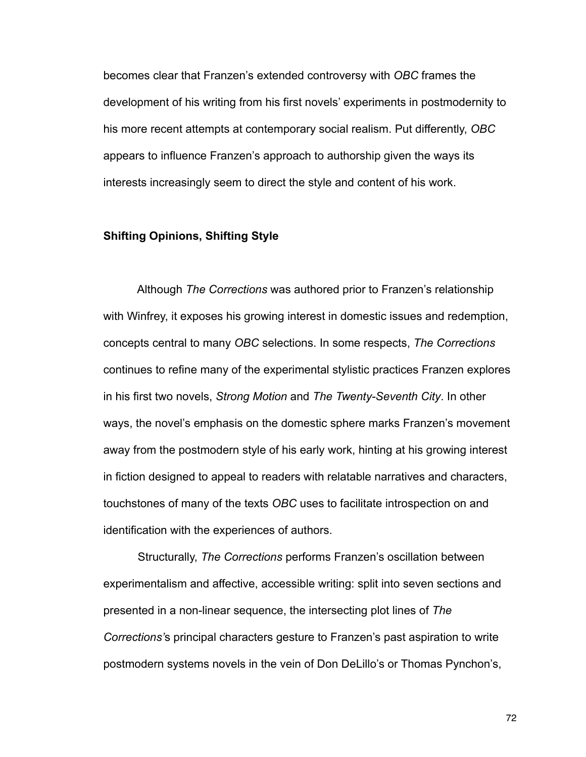becomes clear that Franzen's extended controversy with *OBC* frames the development of his writing from his first novels' experiments in postmodernity to his more recent attempts at contemporary social realism. Put differently, *OBC* appears to influence Franzen's approach to authorship given the ways its interests increasingly seem to direct the style and content of his work.

### Shifting Opinions, Shifting Style

Although *The Corrections* was authored prior to Franzen's relationship with Winfrey, it exposes his growing interest in domestic issues and redemption, concepts central to many *OBC* selections. In some respects, *The Corrections* continues to refine many of the experimental stylistic practices Franzen explores in his first two novels, *Strong Motion* and *The Twenty-Seventh City*. In other ways, the novel's emphasis on the domestic sphere marks Franzen's movement away from the postmodern style of his early work, hinting at his growing interest in fiction designed to appeal to readers with relatable narratives and characters, touchstones of many of the texts *OBC* uses to facilitate introspection on and identification with the experiences of authors.

Structurally, *The Corrections* performs Franzen's oscillation between experimentalism and affective, accessible writing: split into seven sections and presented in a non-linear sequence, the intersecting plot lines of *The Corrections*'s principal characters gesture to Franzen's past aspiration to write postmodern systems novels in the vein of Don DeLillo's or Thomas Pynchon's,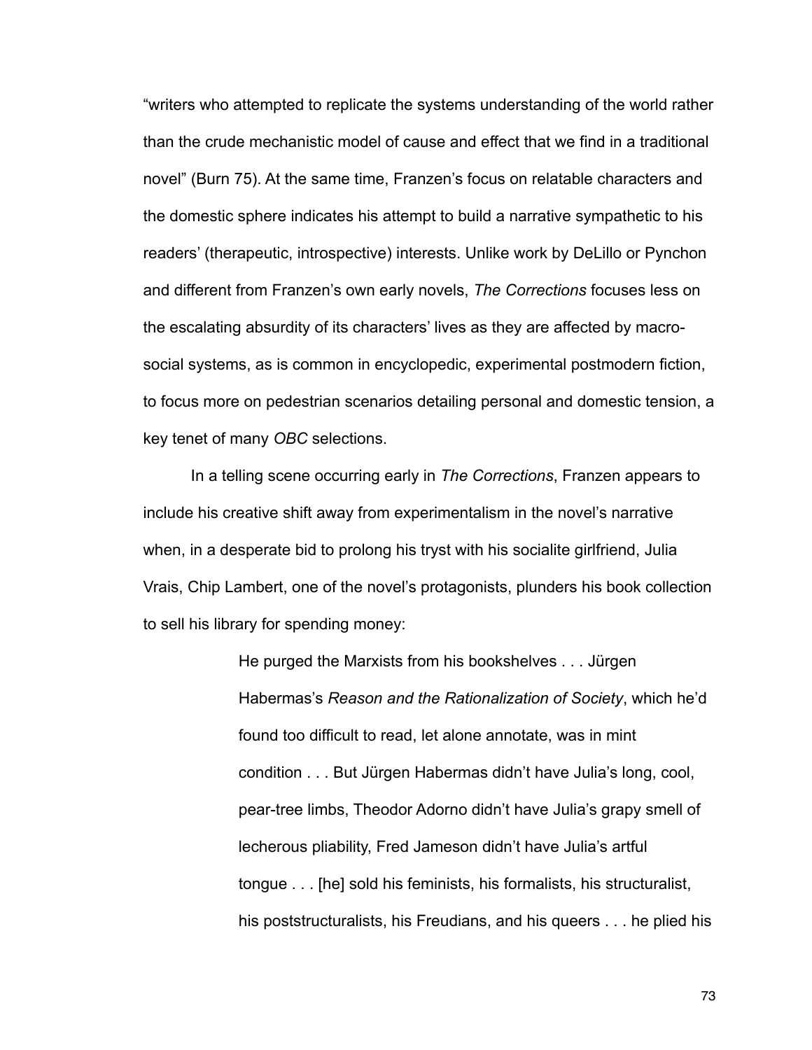"writers who attempted to replicate the systems understanding of the world rather than the crude mechanistic model of cause and effect that we find in a traditional novel" (Burn 75). At the same time, Franzen's focus on relatable characters and the domestic sphere indicates his attempt to build a narrative sympathetic to his readers' (therapeutic, introspective) interests. Unlike work by DeLillo or Pynchon and different from Franzen's own early novels, *The Corrections* focuses less on the escalating absurdity of its characters' lives as they are affected by macro-social systems, as is common in encyclopedic, experimental postmodern fiction, to focus more on pedestrian scenarios detailing personal and domestic tension, a key tenet of many *OBC* selections.

In a telling scene occurring early in *The Corrections*, Franzen appears to include his creative shift away from experimentalism in the novel's narrative when, in a desperate bid to prolong his tryst with his socialite girlfriend, Julia Vrais, Chip Lambert, one of the novel's protagonists, plunders his book collection to sell his library for spending money:

> He purged the Marxists from his bookshelves . . . Jürgen Habermas's *Reason and the Rationalization of Society*, which he'd found too difficult to read, let alone annotate, was in mint condition . . . But Jürgen Habermas didn't have Julia's long, cool, pear-tree limbs, Theodor Adorno didn't have Julia's grapy smell of lecherous pliability, Fred Jameson didn't have Julia's artful tongue . . . [he] sold his feminists, his formalists, his structuralist, his poststructuralists, his Freudians, and his queers . . . he plied his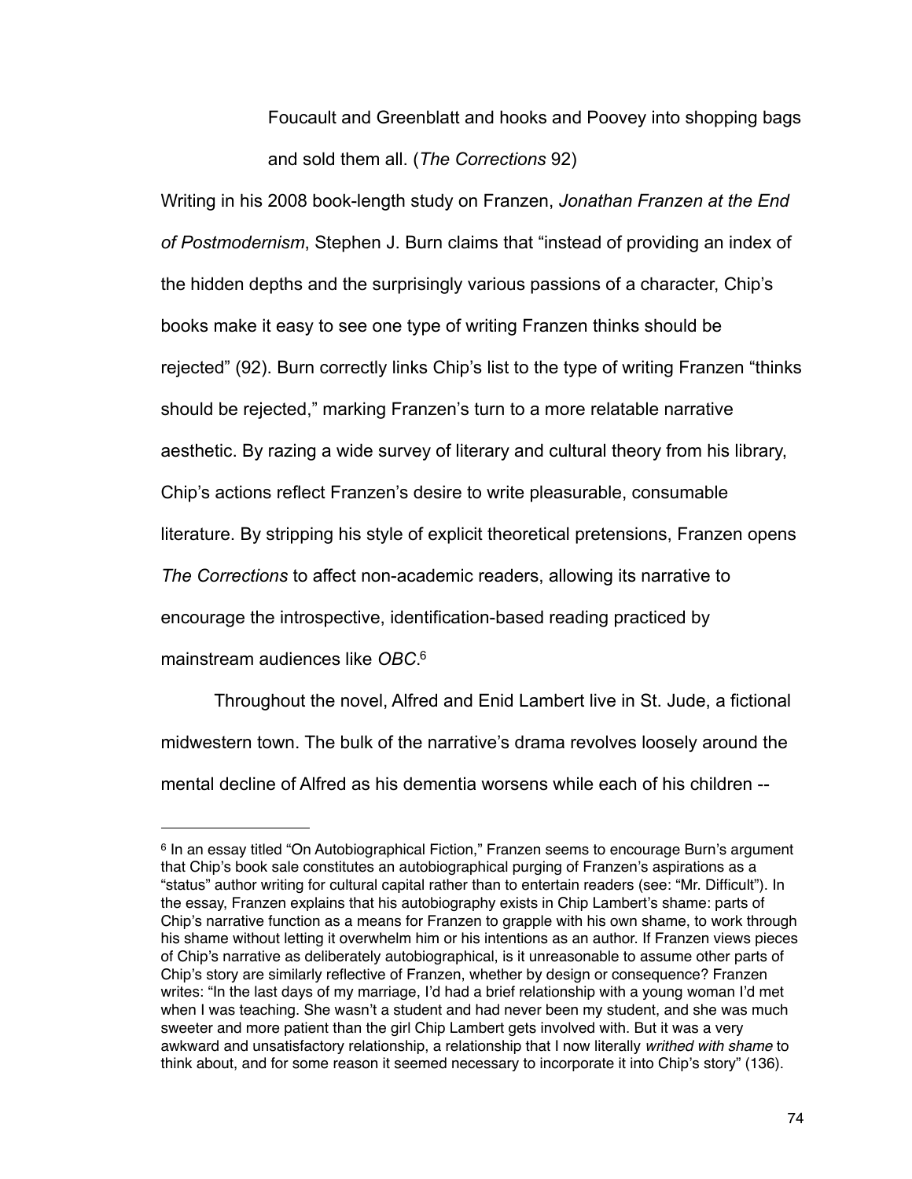> Foucault and Greenblatt and hooks and Poovey into shopping bags and sold them all. (*The Corrections* 92)

Writing in his 2008 book-length study on Franzen, *Jonathan Franzen at the End of Postmodernism*, Stephen J. Burn claims that "instead of providing an index of the hidden depths and the surprisingly various passions of a character, Chip's books make it easy to see one type of writing Franzen thinks should be rejected" (92). Burn correctly links Chip's list to the type of writing Franzen "thinks should be rejected," marking Franzen's turn to a more relatable narrative aesthetic. By razing a wide survey of literary and cultural theory from his library, Chip's actions reflect Franzen's desire to write pleasurable, consumable literature. By stripping his style of explicit theoretical pretensions, Franzen opens *The Corrections* to affect non-academic readers, allowing its narrative to encourage the introspective, identification-based reading practiced by mainstream audiences like *OBC*.[6]

Throughout the novel, Alfred and Enid Lambert live in St. Jude, a fictional midwestern town. The bulk of the narrative's drama revolves loosely around the mental decline of Alfred as his dementia worsens while each of his children --

---

[6] In an essay titled "On Autobiographical Fiction," Franzen seems to encourage Burn's argument that Chip's book sale constitutes an autobiographical purging of Franzen's aspirations as a "status" author writing for cultural capital rather than to entertain readers (see: "Mr. Difficult"). In the essay, Franzen explains that his autobiography exists in Chip Lambert's shame: parts of Chip's narrative function as a means for Franzen to grapple with his own shame, to work through his shame without letting it overwhelm him or his intentions as an author. If Franzen views pieces of Chip's narrative as deliberately autobiographical, is it unreasonable to assume other parts of Chip's story are similarly reflective of Franzen, whether by design or consequence? Franzen writes: "In the last days of my marriage, I'd had a brief relationship with a young woman I'd met when I was teaching. She wasn't a student and had never been my student, and she was much sweeter and more patient than the girl Chip Lambert gets involved with. But it was a very awkward and unsatisfactory relationship, a relationship that I now literally *writhed with shame* to think about, and for some reason it seemed necessary to incorporate it into Chip's story" (136).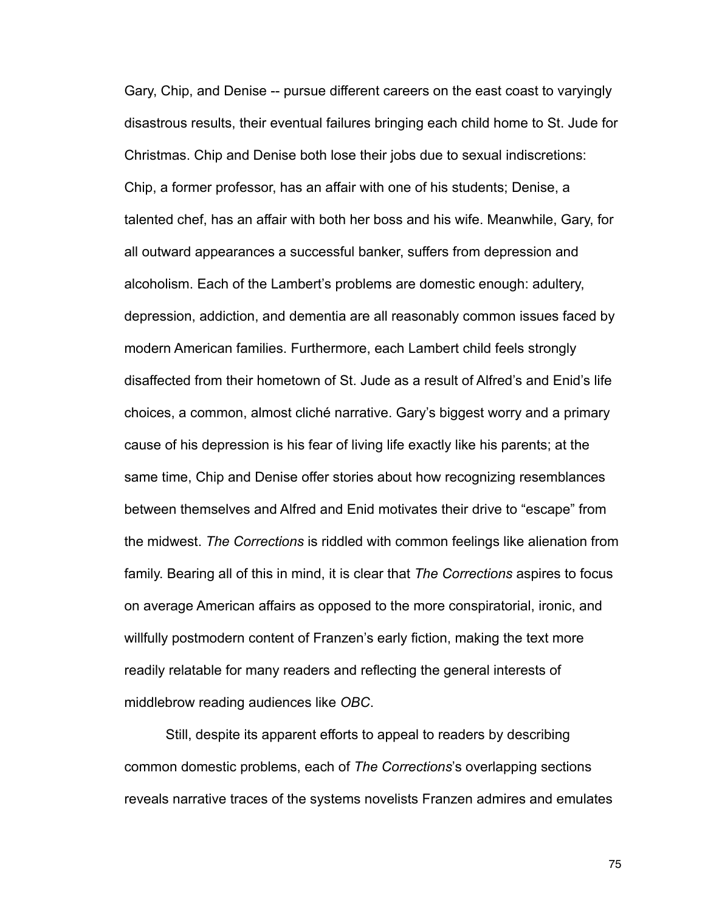Gary, Chip, and Denise -- pursue different careers on the east coast to varyingly disastrous results, their eventual failures bringing each child home to St. Jude for Christmas. Chip and Denise both lose their jobs due to sexual indiscretions: Chip, a former professor, has an affair with one of his students; Denise, a talented chef, has an affair with both her boss and his wife. Meanwhile, Gary, for all outward appearances a successful banker, suffers from depression and alcoholism. Each of the Lambert's problems are domestic enough: adultery, depression, addiction, and dementia are all reasonably common issues faced by modern American families. Furthermore, each Lambert child feels strongly disaffected from their hometown of St. Jude as a result of Alfred's and Enid's life choices, a common, almost cliché narrative. Gary's biggest worry and a primary cause of his depression is his fear of living life exactly like his parents; at the same time, Chip and Denise offer stories about how recognizing resemblances between themselves and Alfred and Enid motivates their drive to "escape" from the midwest. *The Corrections* is riddled with common feelings like alienation from family. Bearing all of this in mind, it is clear that *The Corrections* aspires to focus on average American affairs as opposed to the more conspiratorial, ironic, and willfully postmodern content of Franzen's early fiction, making the text more readily relatable for many readers and reflecting the general interests of middlebrow reading audiences like *OBC*.

Still, despite its apparent efforts to appeal to readers by describing common domestic problems, each of *The Corrections*'s overlapping sections reveals narrative traces of the systems novelists Franzen admires and emulates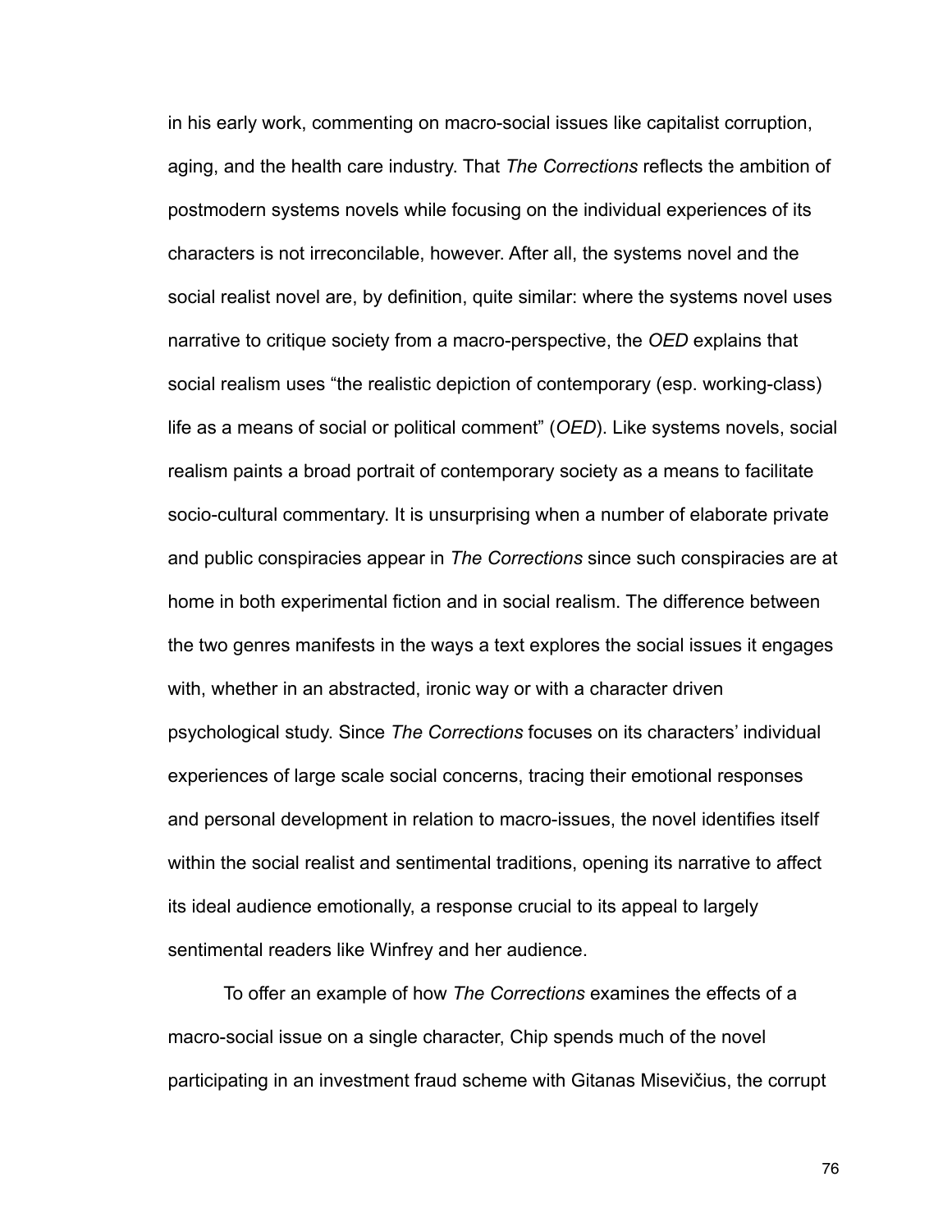in his early work, commenting on macro-social issues like capitalist corruption, aging, and the health care industry. That *The Corrections* reflects the ambition of postmodern systems novels while focusing on the individual experiences of its characters is not irreconcilable, however. After all, the systems novel and the social realist novel are, by definition, quite similar: where the systems novel uses narrative to critique society from a macro-perspective, the *OED* explains that social realism uses "the realistic depiction of contemporary (esp. working-class) life as a means of social or political comment" (*OED*). Like systems novels, social realism paints a broad portrait of contemporary society as a means to facilitate socio-cultural commentary. It is unsurprising when a number of elaborate private and public conspiracies appear in *The Corrections* since such conspiracies are at home in both experimental fiction and in social realism. The difference between the two genres manifests in the ways a text explores the social issues it engages with, whether in an abstracted, ironic way or with a character driven psychological study. Since *The Corrections* focuses on its characters' individual experiences of large scale social concerns, tracing their emotional responses and personal development in relation to macro-issues, the novel identifies itself within the social realist and sentimental traditions, opening its narrative to affect its ideal audience emotionally, a response crucial to its appeal to largely sentimental readers like Winfrey and her audience.

To offer an example of how *The Corrections* examines the effects of a macro-social issue on a single character, Chip spends much of the novel participating in an investment fraud scheme with Gitanas Misevičius, the corrupt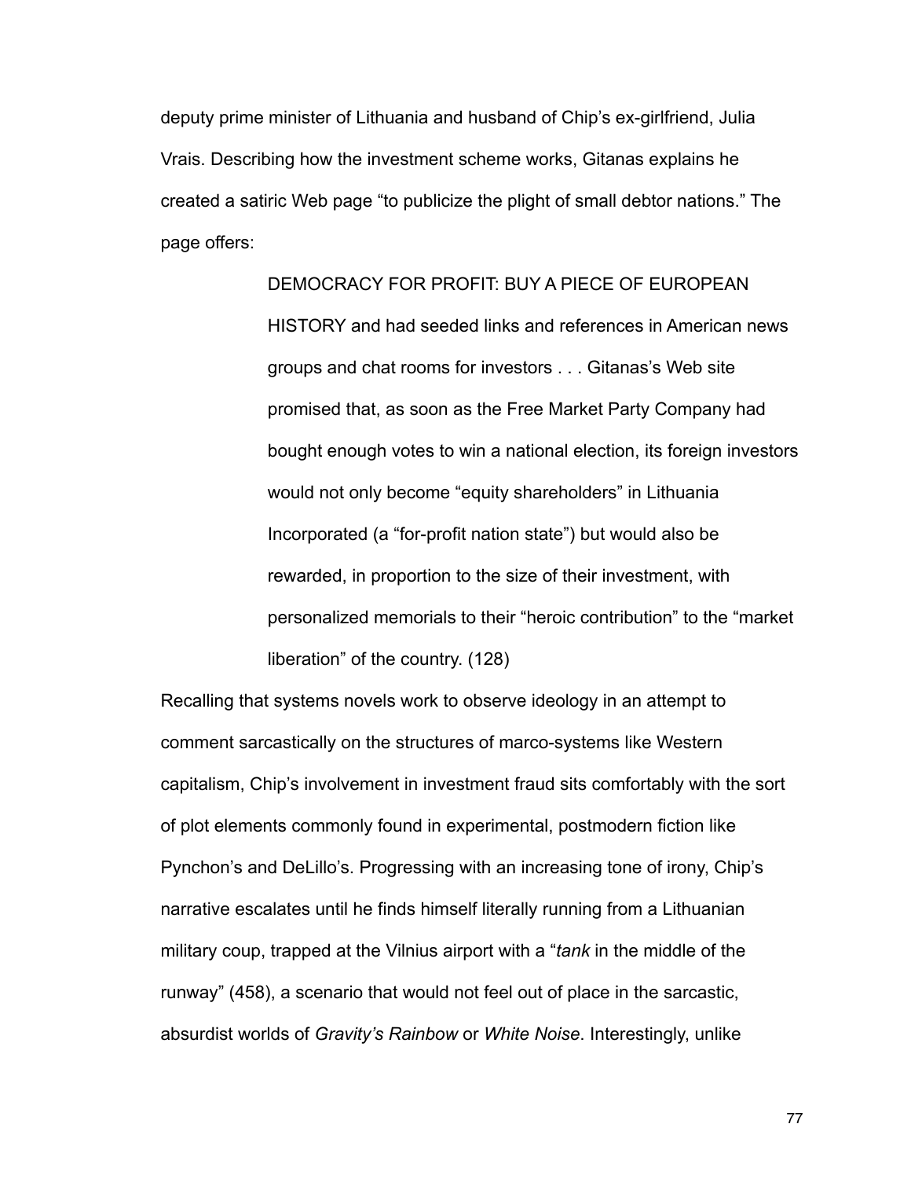deputy prime minister of Lithuania and husband of Chip's ex-girlfriend, Julia Vrais. Describing how the investment scheme works, Gitanas explains he created a satiric Web page "to publicize the plight of small debtor nations." The page offers:

> DEMOCRACY FOR PROFIT: BUY A PIECE OF EUROPEAN HISTORY and had seeded links and references in American news groups and chat rooms for investors . . . Gitanas's Web site promised that, as soon as the Free Market Party Company had bought enough votes to win a national election, its foreign investors would not only become "equity shareholders" in Lithuania Incorporated (a "for-profit nation state") but would also be rewarded, in proportion to the size of their investment, with personalized memorials to their "heroic contribution" to the "market liberation" of the country. (128)

Recalling that systems novels work to observe ideology in an attempt to comment sarcastically on the structures of marco-systems like Western capitalism, Chip's involvement in investment fraud sits comfortably with the sort of plot elements commonly found in experimental, postmodern fiction like Pynchon's and DeLillo's. Progressing with an increasing tone of irony, Chip's narrative escalates until he finds himself literally running from a Lithuanian military coup, trapped at the Vilnius airport with a "*tank* in the middle of the runway" (458), a scenario that would not feel out of place in the sarcastic, absurdist worlds of *Gravity's Rainbow* or *White Noise*. Interestingly, unlike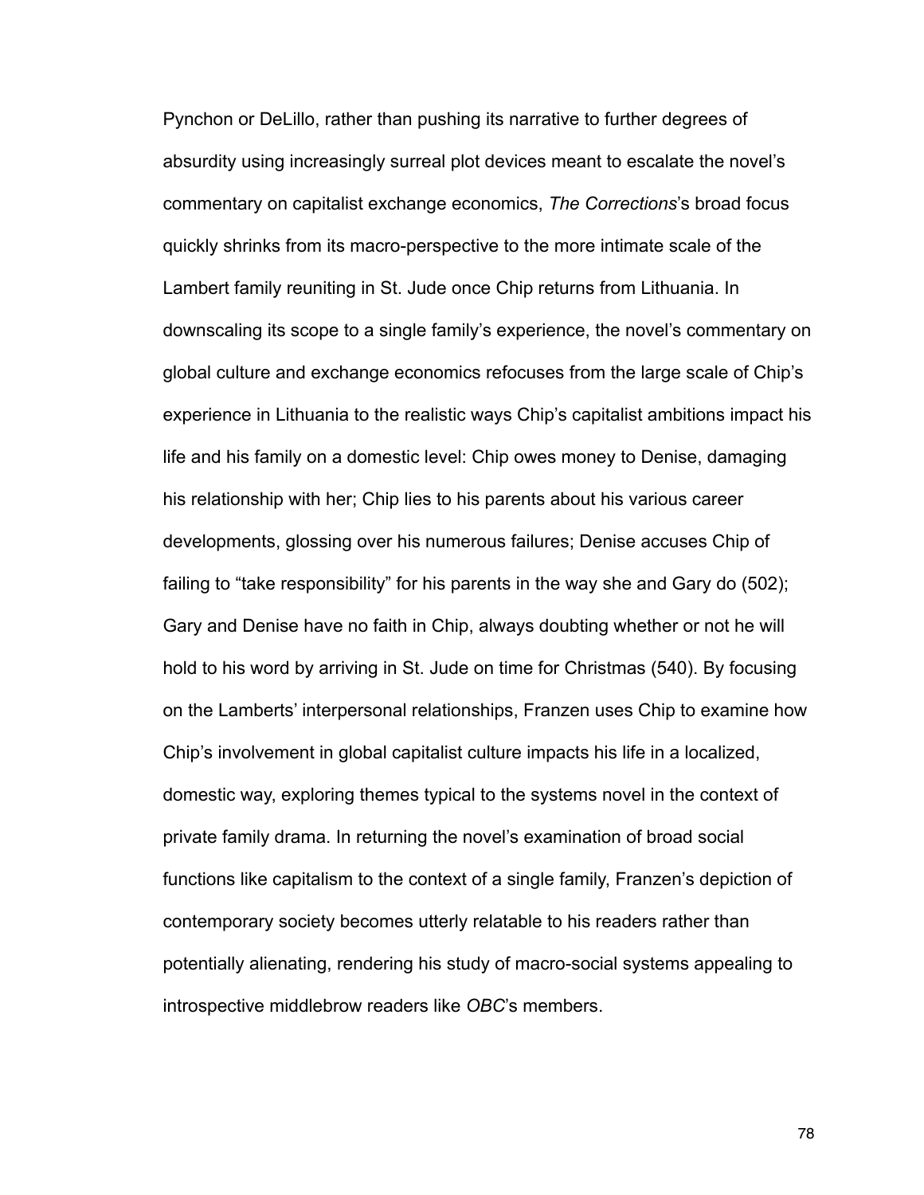Pynchon or DeLillo, rather than pushing its narrative to further degrees of absurdity using increasingly surreal plot devices meant to escalate the novel's commentary on capitalist exchange economics, *The Corrections*'s broad focus quickly shrinks from its macro-perspective to the more intimate scale of the Lambert family reuniting in St. Jude once Chip returns from Lithuania. In downscaling its scope to a single family's experience, the novel's commentary on global culture and exchange economics refocuses from the large scale of Chip's experience in Lithuania to the realistic ways Chip's capitalist ambitions impact his life and his family on a domestic level: Chip owes money to Denise, damaging his relationship with her; Chip lies to his parents about his various career developments, glossing over his numerous failures; Denise accuses Chip of failing to "take responsibility" for his parents in the way she and Gary do (502); Gary and Denise have no faith in Chip, always doubting whether or not he will hold to his word by arriving in St. Jude on time for Christmas (540). By focusing on the Lamberts' interpersonal relationships, Franzen uses Chip to examine how Chip's involvement in global capitalist culture impacts his life in a localized, domestic way, exploring themes typical to the systems novel in the context of private family drama. In returning the novel's examination of broad social functions like capitalism to the context of a single family, Franzen's depiction of contemporary society becomes utterly relatable to his readers rather than potentially alienating, rendering his study of macro-social systems appealing to introspective middlebrow readers like *OBC*'s members.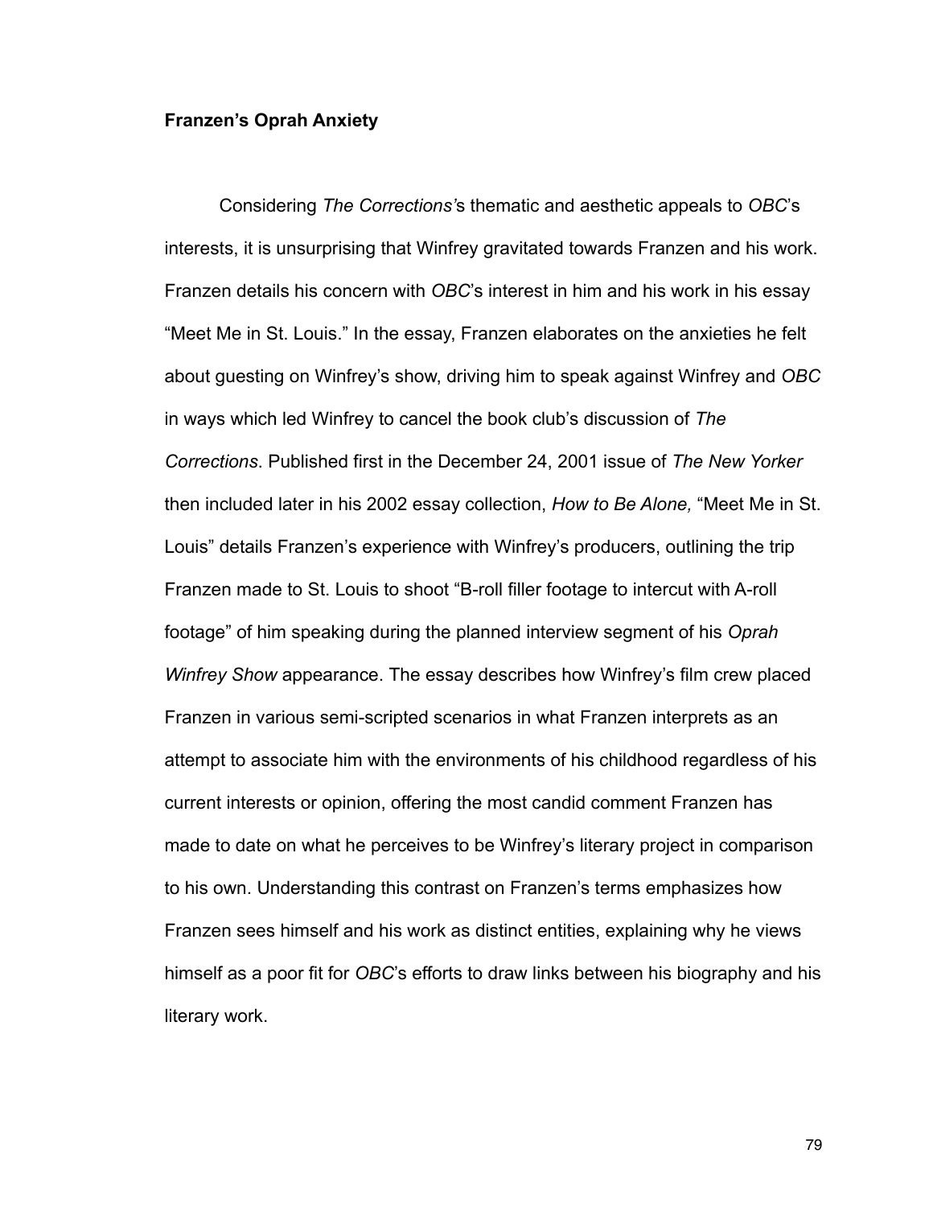**Franzen's Oprah Anxiety**

Considering *The Corrections'*s thematic and aesthetic appeals to *OBC*'s interests, it is unsurprising that Winfrey gravitated towards Franzen and his work. Franzen details his concern with *OBC*'s interest in him and his work in his essay "Meet Me in St. Louis." In the essay, Franzen elaborates on the anxieties he felt about guesting on Winfrey's show, driving him to speak against Winfrey and *OBC* in ways which led Winfrey to cancel the book club's discussion of *The Corrections*. Published first in the December 24, 2001 issue of *The New Yorker* then included later in his 2002 essay collection, *How to Be Alone,* "Meet Me in St. Louis" details Franzen's experience with Winfrey's producers, outlining the trip Franzen made to St. Louis to shoot "B-roll filler footage to intercut with A-roll footage" of him speaking during the planned interview segment of his *Oprah Winfrey Show* appearance. The essay describes how Winfrey's film crew placed Franzen in various semi-scripted scenarios in what Franzen interprets as an attempt to associate him with the environments of his childhood regardless of his current interests or opinion, offering the most candid comment Franzen has made to date on what he perceives to be Winfrey's literary project in comparison to his own. Understanding this contrast on Franzen's terms emphasizes how Franzen sees himself and his work as distinct entities, explaining why he views himself as a poor fit for *OBC*'s efforts to draw links between his biography and his literary work.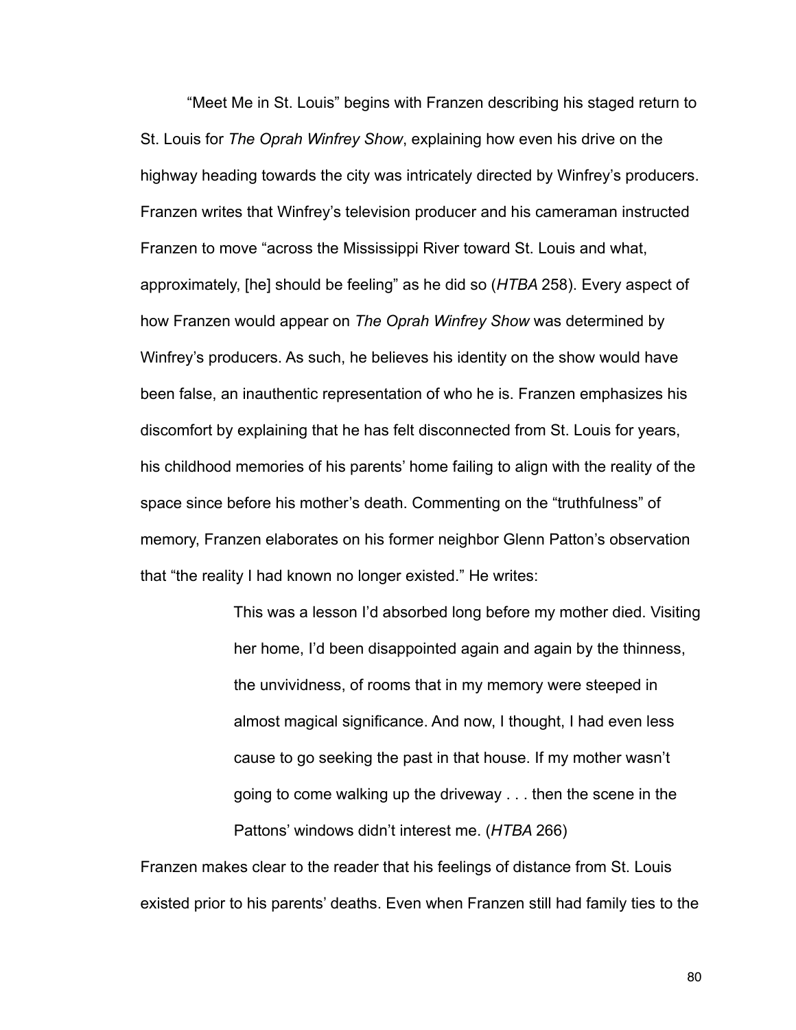"Meet Me in St. Louis" begins with Franzen describing his staged return to St. Louis for *The Oprah Winfrey Show*, explaining how even his drive on the highway heading towards the city was intricately directed by Winfrey's producers. Franzen writes that Winfrey's television producer and his cameraman instructed Franzen to move "across the Mississippi River toward St. Louis and what, approximately, [he] should be feeling" as he did so (*HTBA* 258). Every aspect of how Franzen would appear on *The Oprah Winfrey Show* was determined by Winfrey's producers. As such, he believes his identity on the show would have been false, an inauthentic representation of who he is. Franzen emphasizes his discomfort by explaining that he has felt disconnected from St. Louis for years, his childhood memories of his parents' home failing to align with the reality of the space since before his mother's death. Commenting on the "truthfulness" of memory, Franzen elaborates on his former neighbor Glenn Patton's observation that "the reality I had known no longer existed." He writes:

> This was a lesson I'd absorbed long before my mother died. Visiting her home, I'd been disappointed again and again by the thinness, the unvividness, of rooms that in my memory were steeped in almost magical significance. And now, I thought, I had even less cause to go seeking the past in that house. If my mother wasn't going to come walking up the driveway . . . then the scene in the Pattons' windows didn't interest me. (*HTBA* 266)

Franzen makes clear to the reader that his feelings of distance from St. Louis existed prior to his parents' deaths. Even when Franzen still had family ties to the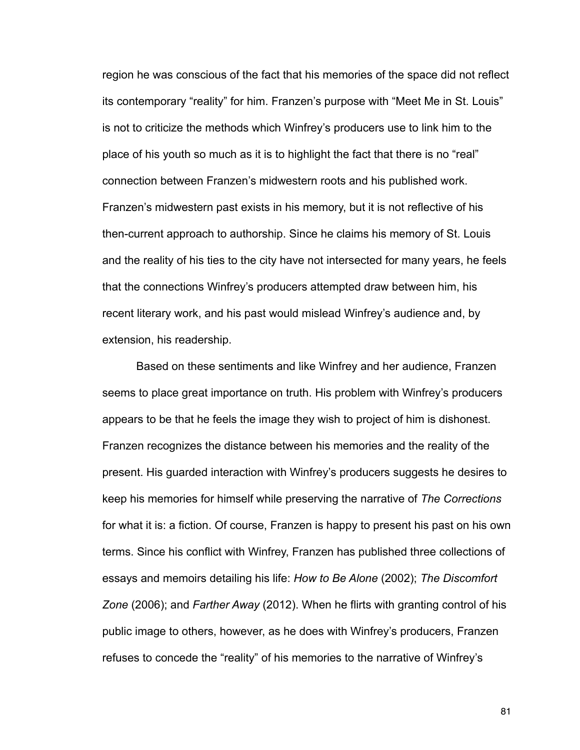region he was conscious of the fact that his memories of the space did not reflect its contemporary "reality" for him. Franzen's purpose with "Meet Me in St. Louis" is not to criticize the methods which Winfrey's producers use to link him to the place of his youth so much as it is to highlight the fact that there is no "real" connection between Franzen's midwestern roots and his published work. Franzen's midwestern past exists in his memory, but it is not reflective of his then-current approach to authorship. Since he claims his memory of St. Louis and the reality of his ties to the city have not intersected for many years, he feels that the connections Winfrey's producers attempted draw between him, his recent literary work, and his past would mislead Winfrey's audience and, by extension, his readership.

Based on these sentiments and like Winfrey and her audience, Franzen seems to place great importance on truth. His problem with Winfrey's producers appears to be that he feels the image they wish to project of him is dishonest. Franzen recognizes the distance between his memories and the reality of the present. His guarded interaction with Winfrey's producers suggests he desires to keep his memories for himself while preserving the narrative of *The Corrections* for what it is: a fiction. Of course, Franzen is happy to present his past on his own terms. Since his conflict with Winfrey, Franzen has published three collections of essays and memoirs detailing his life: *How to Be Alone* (2002); *The Discomfort Zone* (2006); and *Farther Away* (2012). When he flirts with granting control of his public image to others, however, as he does with Winfrey's producers, Franzen refuses to concede the "reality" of his memories to the narrative of Winfrey's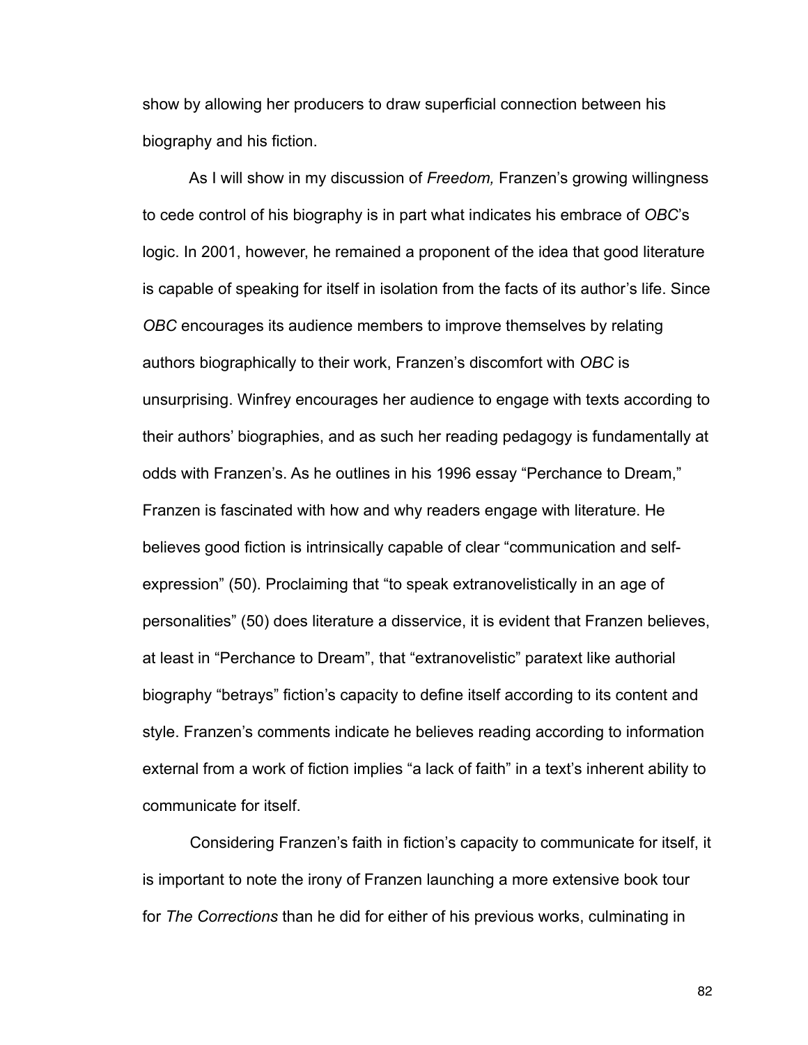show by allowing her producers to draw superficial connection between his biography and his fiction.

As I will show in my discussion of *Freedom,* Franzen's growing willingness to cede control of his biography is in part what indicates his embrace of *OBC*'s logic. In 2001, however, he remained a proponent of the idea that good literature is capable of speaking for itself in isolation from the facts of its author's life. Since *OBC* encourages its audience members to improve themselves by relating authors biographically to their work, Franzen's discomfort with *OBC* is unsurprising. Winfrey encourages her audience to engage with texts according to their authors' biographies, and as such her reading pedagogy is fundamentally at odds with Franzen's. As he outlines in his 1996 essay "Perchance to Dream," Franzen is fascinated with how and why readers engage with literature. He believes good fiction is intrinsically capable of clear "communication and self-expression" (50). Proclaiming that "to speak extranovelistically in an age of personalities" (50) does literature a disservice, it is evident that Franzen believes, at least in "Perchance to Dream", that "extranovelistic" paratext like authorial biography "betrays" fiction's capacity to define itself according to its content and style. Franzen's comments indicate he believes reading according to information external from a work of fiction implies "a lack of faith" in a text's inherent ability to communicate for itself.

Considering Franzen's faith in fiction's capacity to communicate for itself, it is important to note the irony of Franzen launching a more extensive book tour for *The Corrections* than he did for either of his previous works, culminating in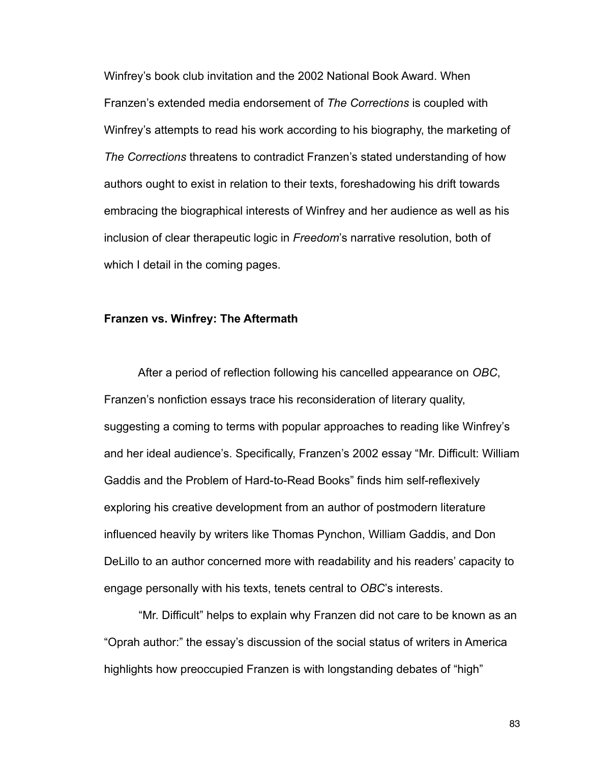Winfrey's book club invitation and the 2002 National Book Award. When Franzen's extended media endorsement of *The Corrections* is coupled with Winfrey's attempts to read his work according to his biography, the marketing of *The Corrections* threatens to contradict Franzen's stated understanding of how authors ought to exist in relation to their texts, foreshadowing his drift towards embracing the biographical interests of Winfrey and her audience as well as his inclusion of clear therapeutic logic in *Freedom*'s narrative resolution, both of which I detail in the coming pages.

**Franzen vs. Winfrey: The Aftermath**

After a period of reflection following his cancelled appearance on *OBC*, Franzen's nonfiction essays trace his reconsideration of literary quality, suggesting a coming to terms with popular approaches to reading like Winfrey's and her ideal audience's. Specifically, Franzen's 2002 essay "Mr. Difficult: William Gaddis and the Problem of Hard-to-Read Books" finds him self-reflexively exploring his creative development from an author of postmodern literature influenced heavily by writers like Thomas Pynchon, William Gaddis, and Don DeLillo to an author concerned more with readability and his readers' capacity to engage personally with his texts, tenets central to *OBC*'s interests.

"Mr. Difficult" helps to explain why Franzen did not care to be known as an "Oprah author:" the essay's discussion of the social status of writers in America highlights how preoccupied Franzen is with longstanding debates of "high"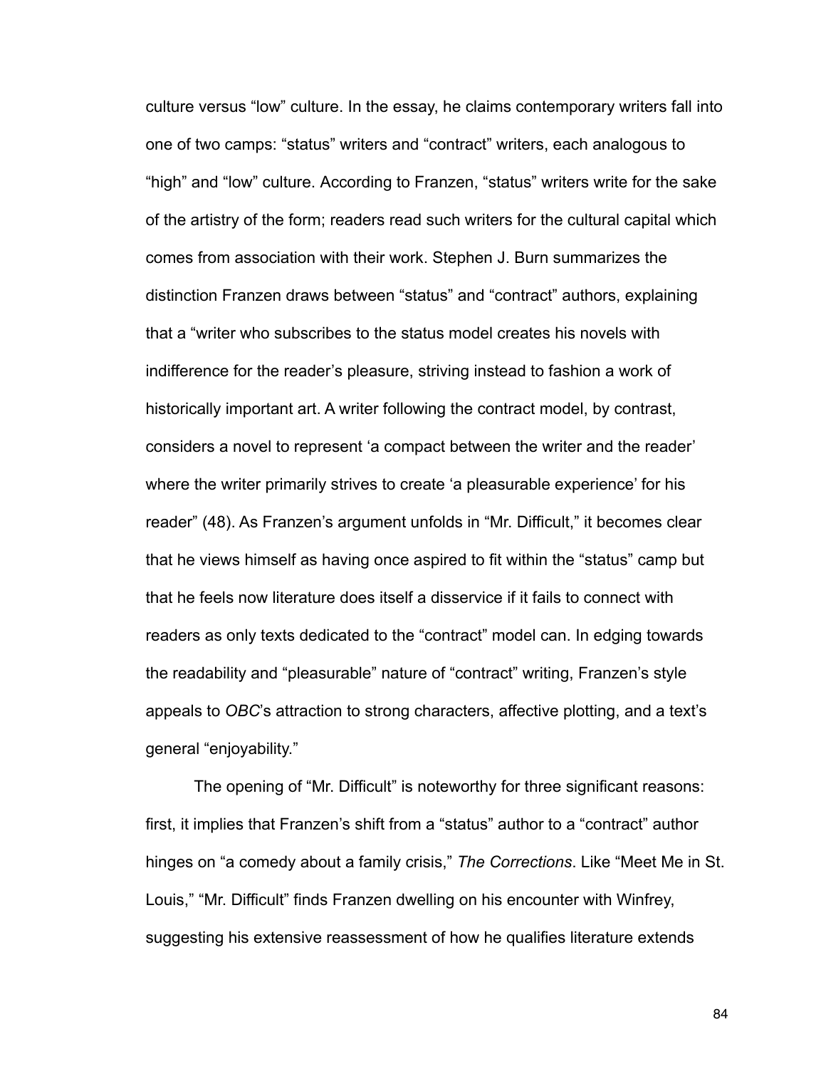culture versus "low" culture. In the essay, he claims contemporary writers fall into one of two camps: "status" writers and "contract" writers, each analogous to "high" and "low" culture. According to Franzen, "status" writers write for the sake of the artistry of the form; readers read such writers for the cultural capital which comes from association with their work. Stephen J. Burn summarizes the distinction Franzen draws between "status" and "contract" authors, explaining that a "writer who subscribes to the status model creates his novels with indifference for the reader's pleasure, striving instead to fashion a work of historically important art. A writer following the contract model, by contrast, considers a novel to represent 'a compact between the writer and the reader' where the writer primarily strives to create 'a pleasurable experience' for his reader" (48). As Franzen's argument unfolds in "Mr. Difficult," it becomes clear that he views himself as having once aspired to fit within the "status" camp but that he feels now literature does itself a disservice if it fails to connect with readers as only texts dedicated to the "contract" model can. In edging towards the readability and "pleasurable" nature of "contract" writing, Franzen's style appeals to *OBC*'s attraction to strong characters, affective plotting, and a text's general "enjoyability."

The opening of "Mr. Difficult" is noteworthy for three significant reasons: first, it implies that Franzen's shift from a "status" author to a "contract" author hinges on "a comedy about a family crisis," *The Corrections*. Like "Meet Me in St. Louis," "Mr. Difficult" finds Franzen dwelling on his encounter with Winfrey, suggesting his extensive reassessment of how he qualifies literature extends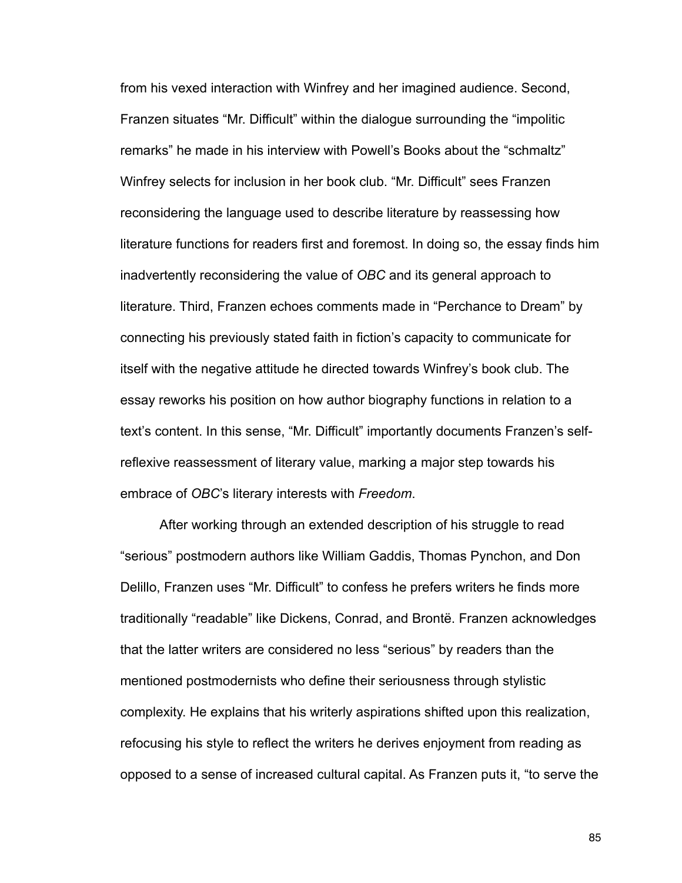from his vexed interaction with Winfrey and her imagined audience. Second, Franzen situates "Mr. Difficult" within the dialogue surrounding the "impolitic remarks" he made in his interview with Powell's Books about the "schmaltz" Winfrey selects for inclusion in her book club. "Mr. Difficult" sees Franzen reconsidering the language used to describe literature by reassessing how literature functions for readers first and foremost. In doing so, the essay finds him inadvertently reconsidering the value of *OBC* and its general approach to literature. Third, Franzen echoes comments made in "Perchance to Dream" by connecting his previously stated faith in fiction's capacity to communicate for itself with the negative attitude he directed towards Winfrey's book club. The essay reworks his position on how author biography functions in relation to a text's content. In this sense, "Mr. Difficult" importantly documents Franzen's self-reflexive reassessment of literary value, marking a major step towards his embrace of *OBC*'s literary interests with *Freedom*.

After working through an extended description of his struggle to read "serious" postmodern authors like William Gaddis, Thomas Pynchon, and Don Delillo, Franzen uses "Mr. Difficult" to confess he prefers writers he finds more traditionally "readable" like Dickens, Conrad, and Brontë. Franzen acknowledges that the latter writers are considered no less "serious" by readers than the mentioned postmodernists who define their seriousness through stylistic complexity. He explains that his writerly aspirations shifted upon this realization, refocusing his style to reflect the writers he derives enjoyment from reading as opposed to a sense of increased cultural capital. As Franzen puts it, "to serve the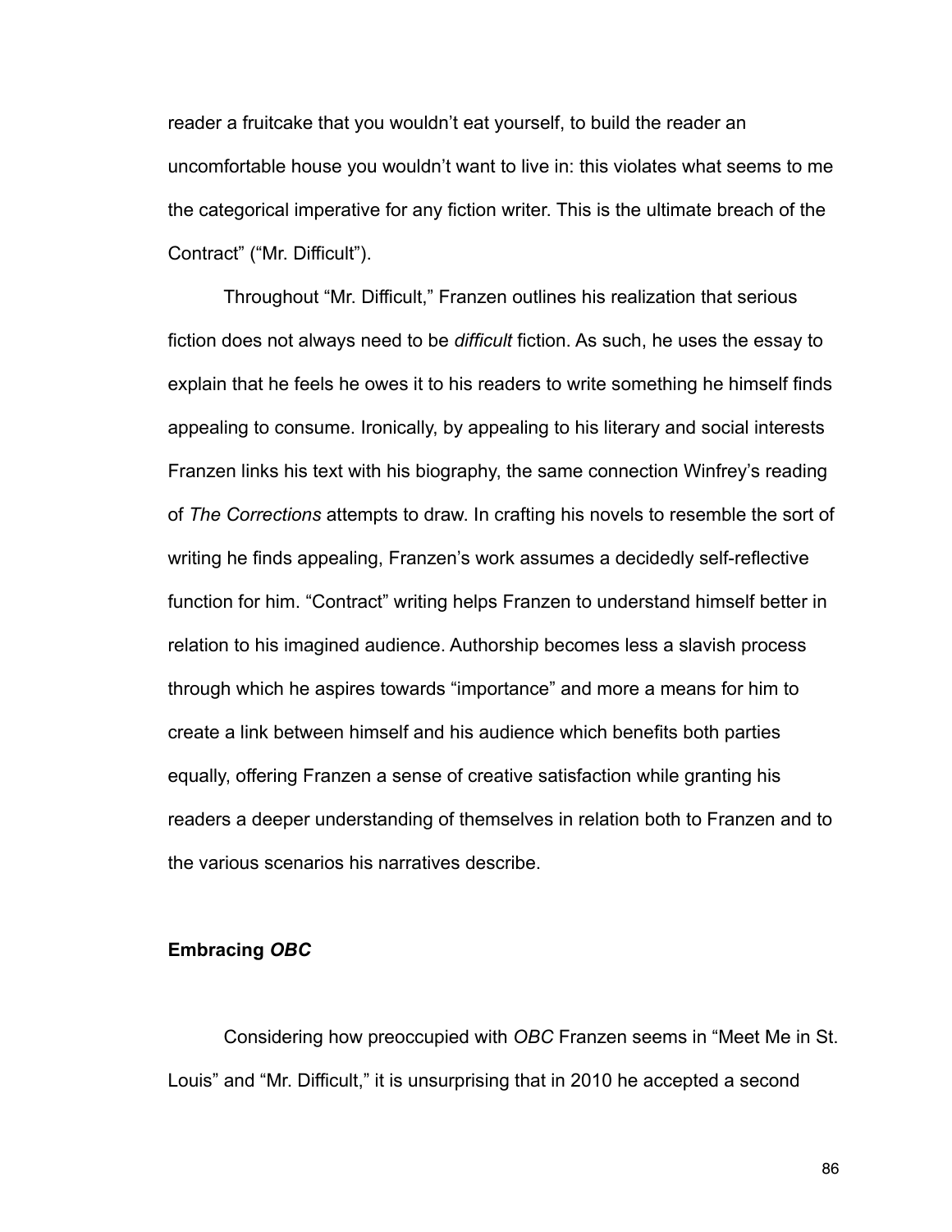reader a fruitcake that you wouldn't eat yourself, to build the reader an uncomfortable house you wouldn't want to live in: this violates what seems to me the categorical imperative for any fiction writer. This is the ultimate breach of the Contract" ("Mr. Difficult").

Throughout "Mr. Difficult," Franzen outlines his realization that serious fiction does not always need to be *difficult* fiction. As such, he uses the essay to explain that he feels he owes it to his readers to write something he himself finds appealing to consume. Ironically, by appealing to his literary and social interests Franzen links his text with his biography, the same connection Winfrey's reading of *The Corrections* attempts to draw. In crafting his novels to resemble the sort of writing he finds appealing, Franzen's work assumes a decidedly self-reflective function for him. "Contract" writing helps Franzen to understand himself better in relation to his imagined audience. Authorship becomes less a slavish process through which he aspires towards "importance" and more a means for him to create a link between himself and his audience which benefits both parties equally, offering Franzen a sense of creative satisfaction while granting his readers a deeper understanding of themselves in relation both to Franzen and to the various scenarios his narratives describe.

**Embracing *OBC***

Considering how preoccupied with *OBC* Franzen seems in "Meet Me in St. Louis" and "Mr. Difficult," it is unsurprising that in 2010 he accepted a second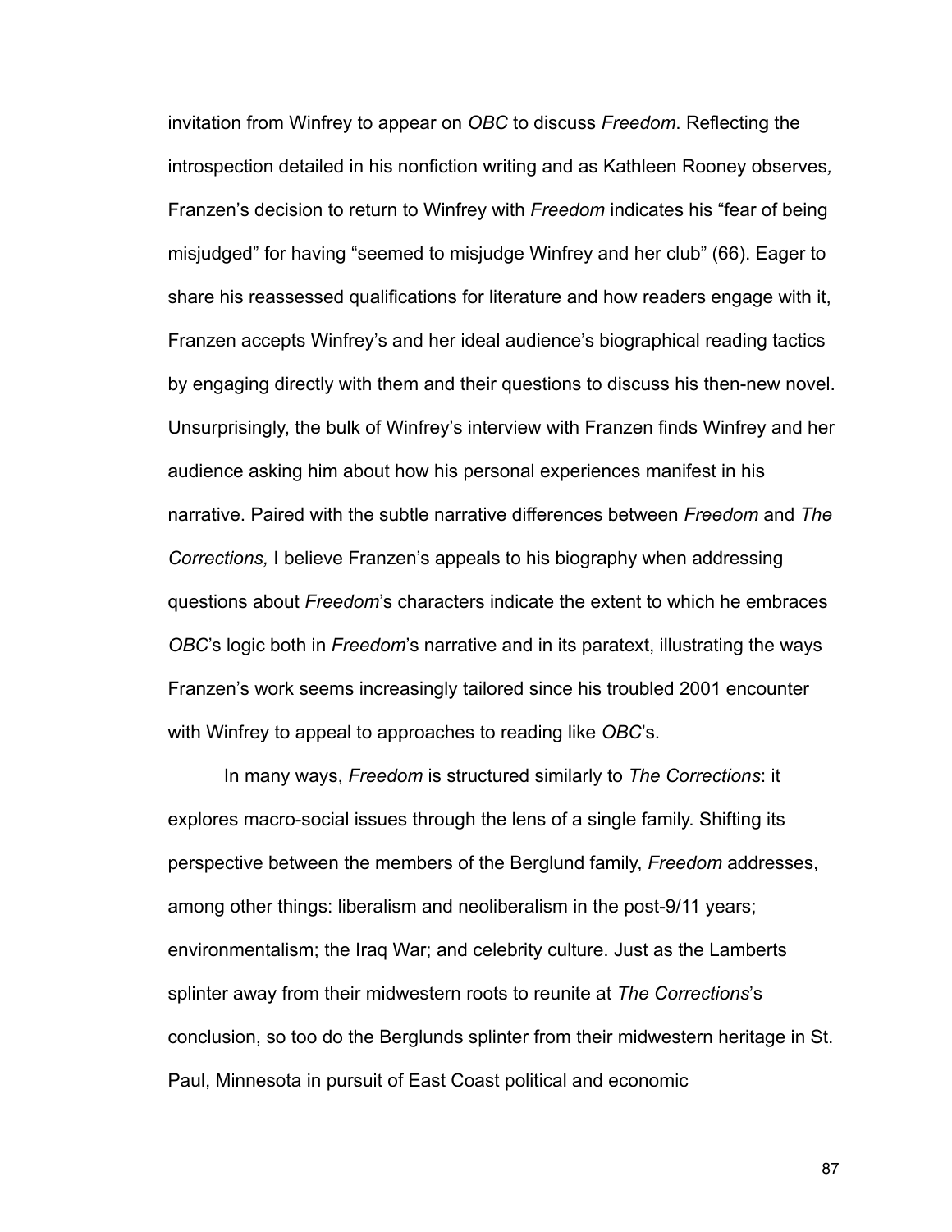invitation from Winfrey to appear on *OBC* to discuss *Freedom*. Reflecting the introspection detailed in his nonfiction writing and as Kathleen Rooney observes*,* Franzen's decision to return to Winfrey with *Freedom* indicates his "fear of being misjudged" for having "seemed to misjudge Winfrey and her club" (66). Eager to share his reassessed qualifications for literature and how readers engage with it, Franzen accepts Winfrey's and her ideal audience's biographical reading tactics by engaging directly with them and their questions to discuss his then-new novel. Unsurprisingly, the bulk of Winfrey's interview with Franzen finds Winfrey and her audience asking him about how his personal experiences manifest in his narrative. Paired with the subtle narrative differences between *Freedom* and *The Corrections,* I believe Franzen's appeals to his biography when addressing questions about *Freedom*'s characters indicate the extent to which he embraces *OBC*'s logic both in *Freedom*'s narrative and in its paratext, illustrating the ways Franzen's work seems increasingly tailored since his troubled 2001 encounter with Winfrey to appeal to approaches to reading like *OBC*'s.

In many ways, *Freedom* is structured similarly to *The Corrections*: it explores macro-social issues through the lens of a single family. Shifting its perspective between the members of the Berglund family, *Freedom* addresses, among other things: liberalism and neoliberalism in the post-9/11 years; environmentalism; the Iraq War; and celebrity culture. Just as the Lamberts splinter away from their midwestern roots to reunite at *The Corrections*'s conclusion, so too do the Berglunds splinter from their midwestern heritage in St. Paul, Minnesota in pursuit of East Coast political and economic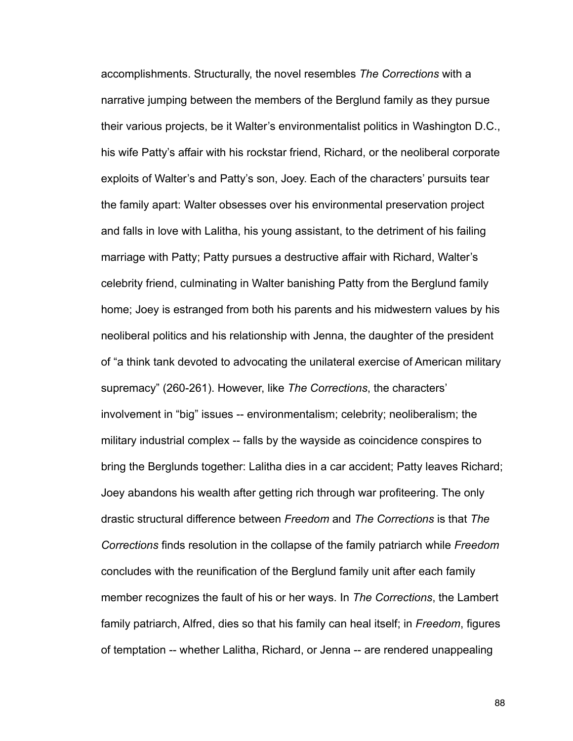accomplishments. Structurally, the novel resembles *The Corrections* with a narrative jumping between the members of the Berglund family as they pursue their various projects, be it Walter's environmentalist politics in Washington D.C., his wife Patty's affair with his rockstar friend, Richard, or the neoliberal corporate exploits of Walter's and Patty's son, Joey. Each of the characters' pursuits tear the family apart: Walter obsesses over his environmental preservation project and falls in love with Lalitha, his young assistant, to the detriment of his failing marriage with Patty; Patty pursues a destructive affair with Richard, Walter's celebrity friend, culminating in Walter banishing Patty from the Berglund family home; Joey is estranged from both his parents and his midwestern values by his neoliberal politics and his relationship with Jenna, the daughter of the president of "a think tank devoted to advocating the unilateral exercise of American military supremacy" (260-261). However, like *The Corrections*, the characters' involvement in "big" issues -- environmentalism; celebrity; neoliberalism; the military industrial complex -- falls by the wayside as coincidence conspires to bring the Berglunds together: Lalitha dies in a car accident; Patty leaves Richard; Joey abandons his wealth after getting rich through war profiteering. The only drastic structural difference between *Freedom* and *The Corrections* is that *The Corrections* finds resolution in the collapse of the family patriarch while *Freedom* concludes with the reunification of the Berglund family unit after each family member recognizes the fault of his or her ways. In *The Corrections*, the Lambert family patriarch, Alfred, dies so that his family can heal itself; in *Freedom*, figures of temptation -- whether Lalitha, Richard, or Jenna -- are rendered unappealing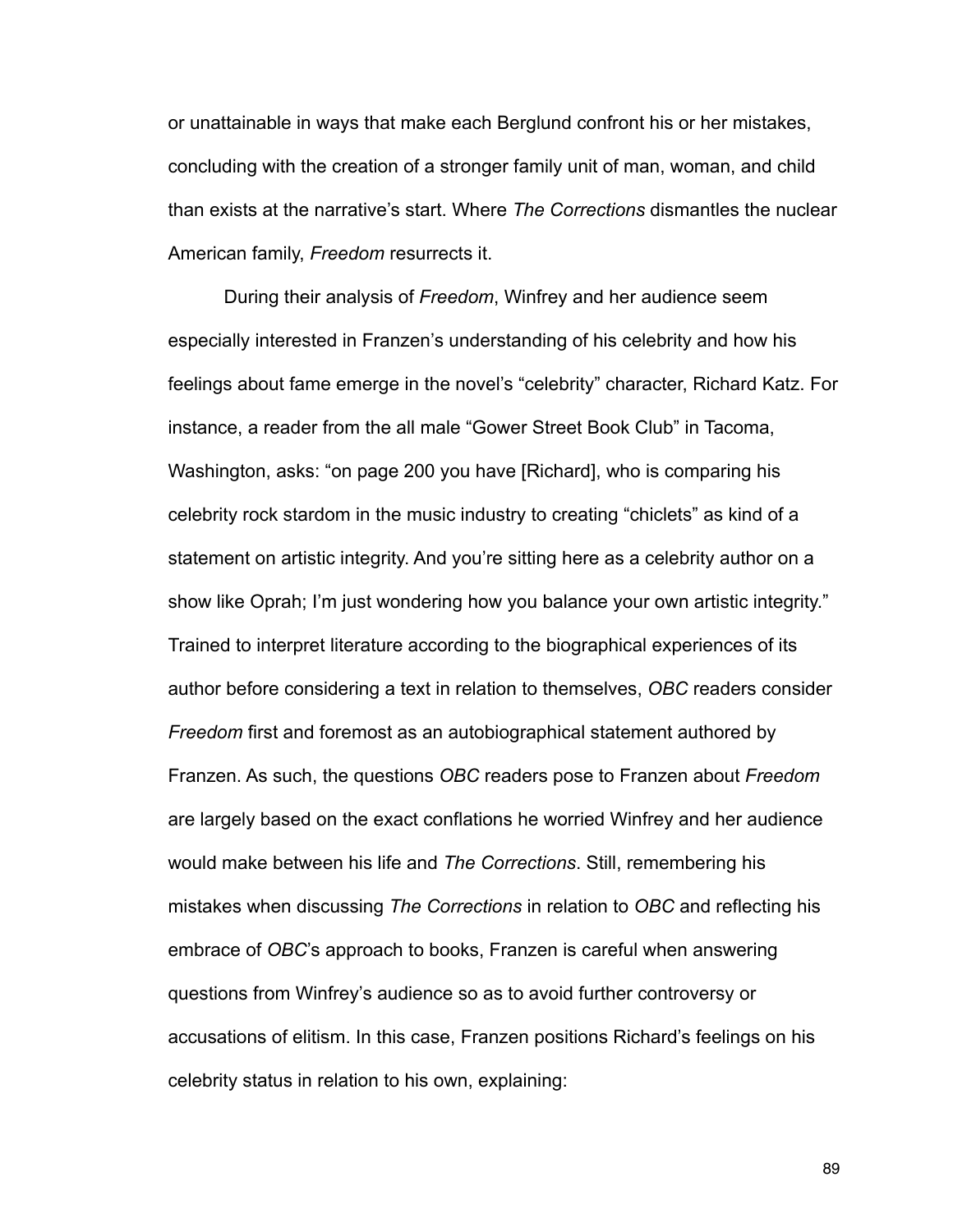or unattainable in ways that make each Berglund confront his or her mistakes, concluding with the creation of a stronger family unit of man, woman, and child than exists at the narrative's start. Where *The Corrections* dismantles the nuclear American family, *Freedom* resurrects it.

During their analysis of *Freedom*, Winfrey and her audience seem especially interested in Franzen's understanding of his celebrity and how his feelings about fame emerge in the novel's "celebrity" character, Richard Katz. For instance, a reader from the all male "Gower Street Book Club" in Tacoma, Washington, asks: "on page 200 you have [Richard], who is comparing his celebrity rock stardom in the music industry to creating "chiclets" as kind of a statement on artistic integrity. And you're sitting here as a celebrity author on a show like Oprah; I'm just wondering how you balance your own artistic integrity." Trained to interpret literature according to the biographical experiences of its author before considering a text in relation to themselves, *OBC* readers consider *Freedom* first and foremost as an autobiographical statement authored by Franzen. As such, the questions *OBC* readers pose to Franzen about *Freedom* are largely based on the exact conflations he worried Winfrey and her audience would make between his life and *The Corrections*. Still, remembering his mistakes when discussing *The Corrections* in relation to *OBC* and reflecting his embrace of *OBC*'s approach to books, Franzen is careful when answering questions from Winfrey's audience so as to avoid further controversy or accusations of elitism. In this case, Franzen positions Richard's feelings on his celebrity status in relation to his own, explaining: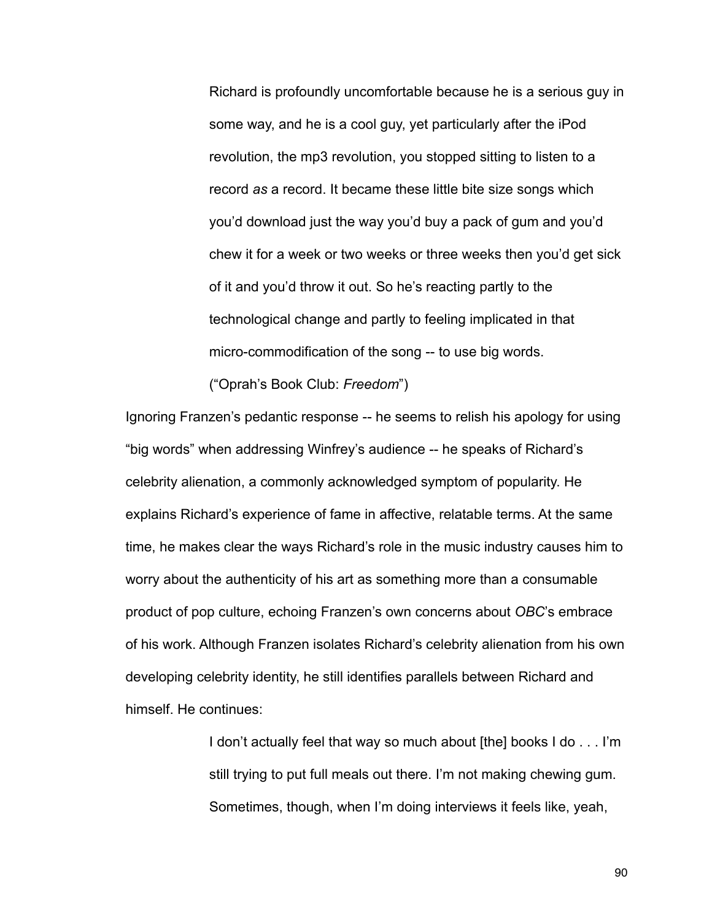> Richard is profoundly uncomfortable because he is a serious guy in some way, and he is a cool guy, yet particularly after the iPod revolution, the mp3 revolution, you stopped sitting to listen to a record *as* a record. It became these little bite size songs which you'd download just the way you'd buy a pack of gum and you'd chew it for a week or two weeks or three weeks then you'd get sick of it and you'd throw it out. So he's reacting partly to the technological change and partly to feeling implicated in that micro-commodification of the song -- to use big words. ("Oprah's Book Club: *Freedom*")

Ignoring Franzen's pedantic response -- he seems to relish his apology for using "big words" when addressing Winfrey's audience -- he speaks of Richard's celebrity alienation, a commonly acknowledged symptom of popularity. He explains Richard's experience of fame in affective, relatable terms. At the same time, he makes clear the ways Richard's role in the music industry causes him to worry about the authenticity of his art as something more than a consumable product of pop culture, echoing Franzen's own concerns about *OBC*'s embrace of his work. Although Franzen isolates Richard's celebrity alienation from his own developing celebrity identity, he still identifies parallels between Richard and himself. He continues:

> I don't actually feel that way so much about [the] books I do . . . I'm still trying to put full meals out there. I'm not making chewing gum. Sometimes, though, when I'm doing interviews it feels like, yeah,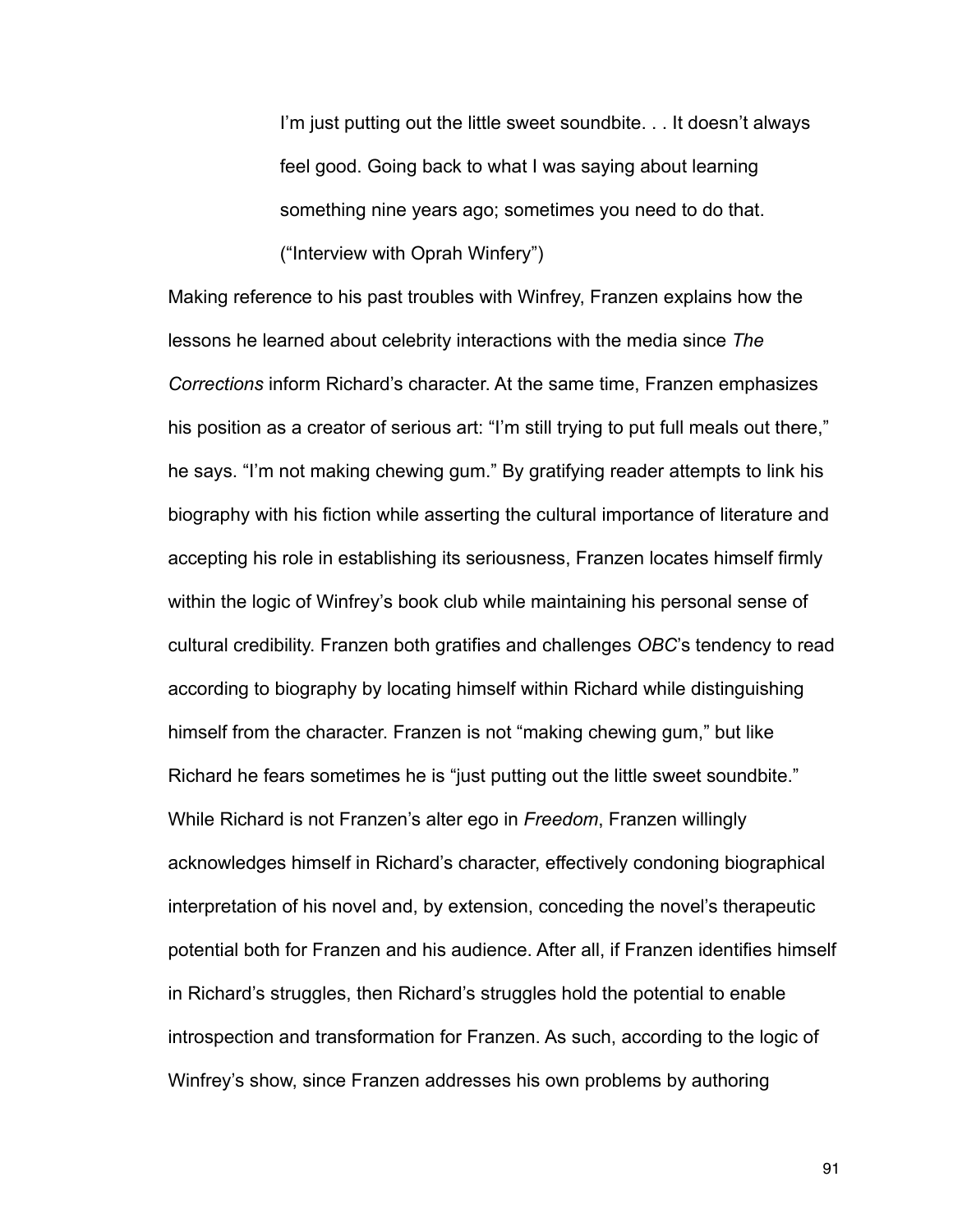> I'm just putting out the little sweet soundbite. . . It doesn't always feel good. Going back to what I was saying about learning something nine years ago; sometimes you need to do that. ("Interview with Oprah Winfery")

Making reference to his past troubles with Winfrey, Franzen explains how the lessons he learned about celebrity interactions with the media since *The Corrections* inform Richard's character. At the same time, Franzen emphasizes his position as a creator of serious art: "I'm still trying to put full meals out there," he says. "I'm not making chewing gum." By gratifying reader attempts to link his biography with his fiction while asserting the cultural importance of literature and accepting his role in establishing its seriousness, Franzen locates himself firmly within the logic of Winfrey's book club while maintaining his personal sense of cultural credibility. Franzen both gratifies and challenges *OBC*'s tendency to read according to biography by locating himself within Richard while distinguishing himself from the character. Franzen is not "making chewing gum," but like Richard he fears sometimes he is "just putting out the little sweet soundbite." While Richard is not Franzen's alter ego in *Freedom*, Franzen willingly acknowledges himself in Richard's character, effectively condoning biographical interpretation of his novel and, by extension, conceding the novel's therapeutic potential both for Franzen and his audience. After all, if Franzen identifies himself in Richard's struggles, then Richard's struggles hold the potential to enable introspection and transformation for Franzen. As such, according to the logic of Winfrey's show, since Franzen addresses his own problems by authoring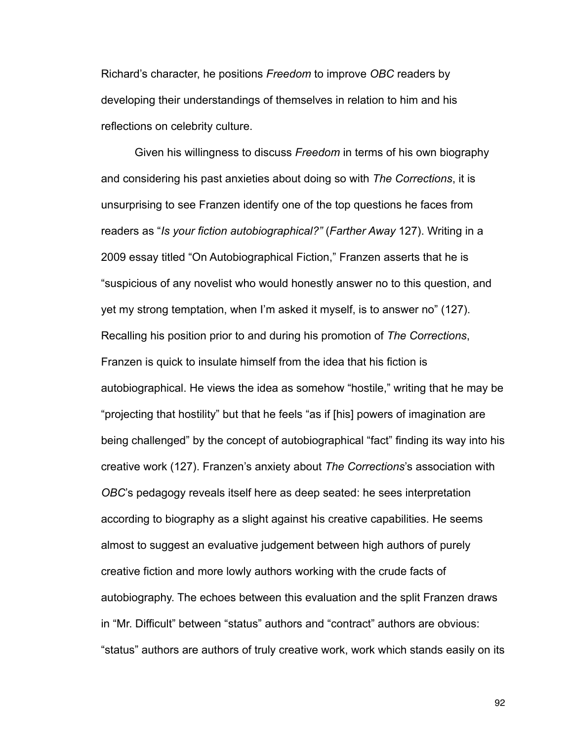Richard's character, he positions *Freedom* to improve *OBC* readers by developing their understandings of themselves in relation to him and his reflections on celebrity culture.

Given his willingness to discuss *Freedom* in terms of his own biography and considering his past anxieties about doing so with *The Corrections*, it is unsurprising to see Franzen identify one of the top questions he faces from readers as "*Is your fiction autobiographical?"* (*Farther Away* 127). Writing in a 2009 essay titled "On Autobiographical Fiction," Franzen asserts that he is "suspicious of any novelist who would honestly answer no to this question, and yet my strong temptation, when I'm asked it myself, is to answer no" (127). Recalling his position prior to and during his promotion of *The Corrections*, Franzen is quick to insulate himself from the idea that his fiction is autobiographical. He views the idea as somehow "hostile," writing that he may be "projecting that hostility" but that he feels "as if [his] powers of imagination are being challenged" by the concept of autobiographical "fact" finding its way into his creative work (127). Franzen's anxiety about *The Corrections*'s association with *OBC*'s pedagogy reveals itself here as deep seated: he sees interpretation according to biography as a slight against his creative capabilities. He seems almost to suggest an evaluative judgement between high authors of purely creative fiction and more lowly authors working with the crude facts of autobiography. The echoes between this evaluation and the split Franzen draws in "Mr. Difficult" between "status" authors and "contract" authors are obvious: "status" authors are authors of truly creative work, work which stands easily on its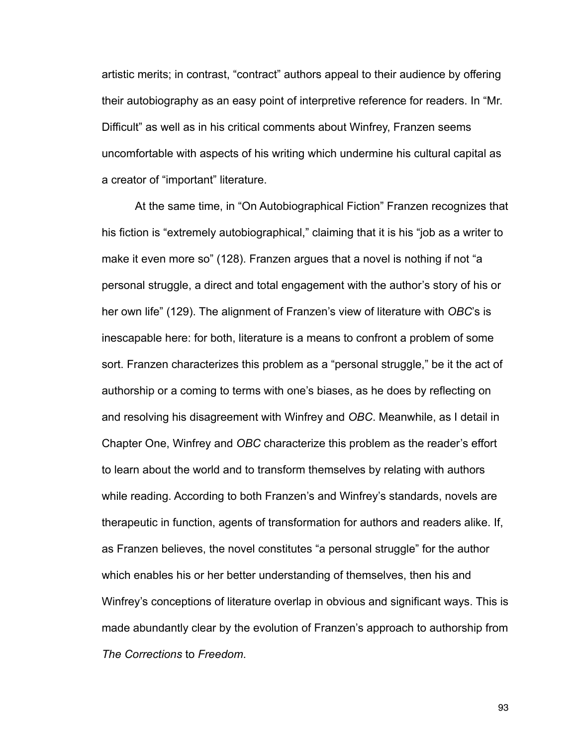artistic merits; in contrast, "contract" authors appeal to their audience by offering their autobiography as an easy point of interpretive reference for readers. In "Mr. Difficult" as well as in his critical comments about Winfrey, Franzen seems uncomfortable with aspects of his writing which undermine his cultural capital as a creator of "important" literature.

At the same time, in "On Autobiographical Fiction" Franzen recognizes that his fiction is "extremely autobiographical," claiming that it is his "job as a writer to make it even more so" (128). Franzen argues that a novel is nothing if not "a personal struggle, a direct and total engagement with the author's story of his or her own life" (129). The alignment of Franzen's view of literature with *OBC*'s is inescapable here: for both, literature is a means to confront a problem of some sort. Franzen characterizes this problem as a "personal struggle," be it the act of authorship or a coming to terms with one's biases, as he does by reflecting on and resolving his disagreement with Winfrey and *OBC*. Meanwhile, as I detail in Chapter One, Winfrey and *OBC* characterize this problem as the reader's effort to learn about the world and to transform themselves by relating with authors while reading. According to both Franzen's and Winfrey's standards, novels are therapeutic in function, agents of transformation for authors and readers alike. If, as Franzen believes, the novel constitutes "a personal struggle" for the author which enables his or her better understanding of themselves, then his and Winfrey's conceptions of literature overlap in obvious and significant ways. This is made abundantly clear by the evolution of Franzen's approach to authorship from *The Corrections* to *Freedom*.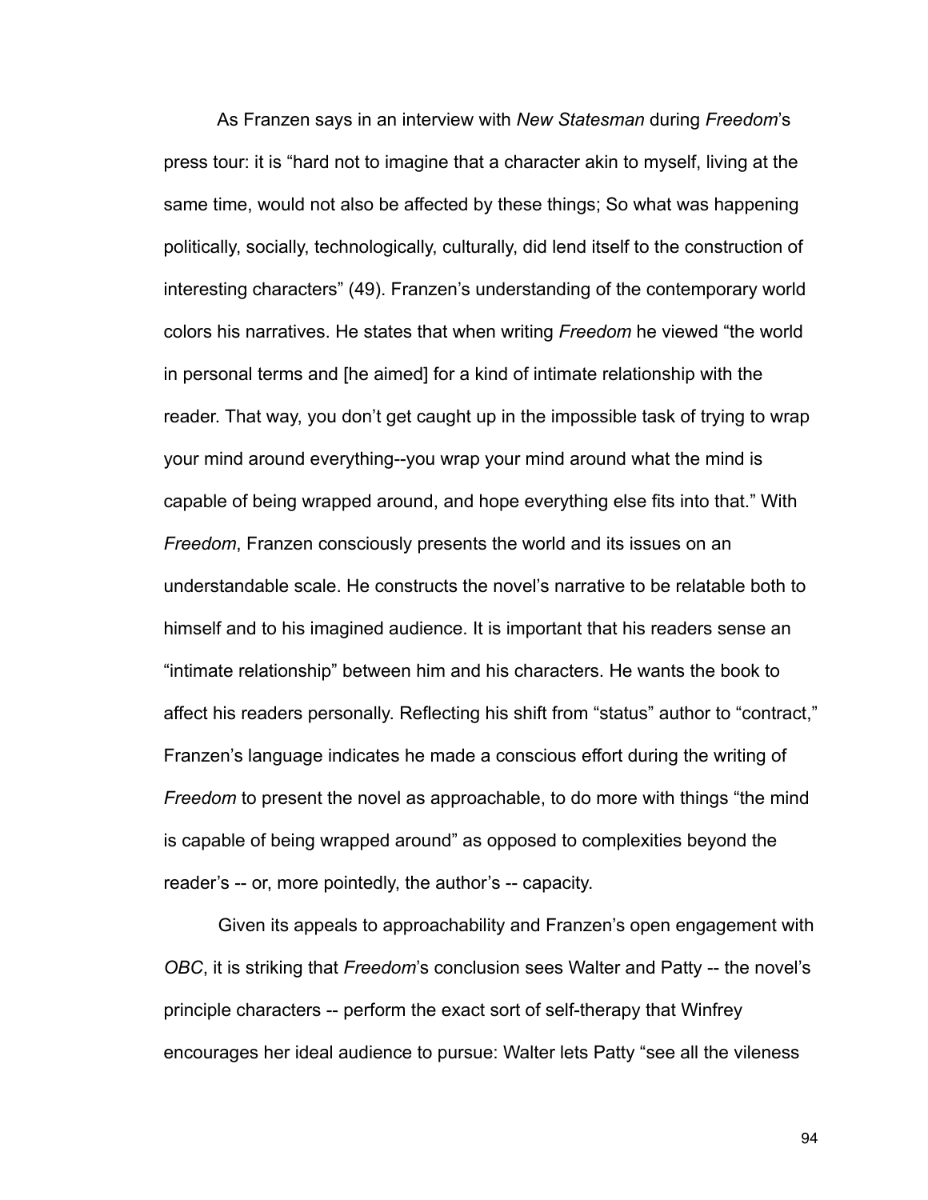As Franzen says in an interview with *New Statesman* during *Freedom*'s press tour: it is "hard not to imagine that a character akin to myself, living at the same time, would not also be affected by these things; So what was happening politically, socially, technologically, culturally, did lend itself to the construction of interesting characters" (49). Franzen's understanding of the contemporary world colors his narratives. He states that when writing *Freedom* he viewed "the world in personal terms and [he aimed] for a kind of intimate relationship with the reader. That way, you don't get caught up in the impossible task of trying to wrap your mind around everything--you wrap your mind around what the mind is capable of being wrapped around, and hope everything else fits into that." With *Freedom*, Franzen consciously presents the world and its issues on an understandable scale. He constructs the novel's narrative to be relatable both to himself and to his imagined audience. It is important that his readers sense an "intimate relationship" between him and his characters. He wants the book to affect his readers personally. Reflecting his shift from "status" author to "contract," Franzen's language indicates he made a conscious effort during the writing of *Freedom* to present the novel as approachable, to do more with things "the mind is capable of being wrapped around" as opposed to complexities beyond the reader's -- or, more pointedly, the author's -- capacity.

Given its appeals to approachability and Franzen's open engagement with *OBC*, it is striking that *Freedom*'s conclusion sees Walter and Patty -- the novel's principle characters -- perform the exact sort of self-therapy that Winfrey encourages her ideal audience to pursue: Walter lets Patty "see all the vileness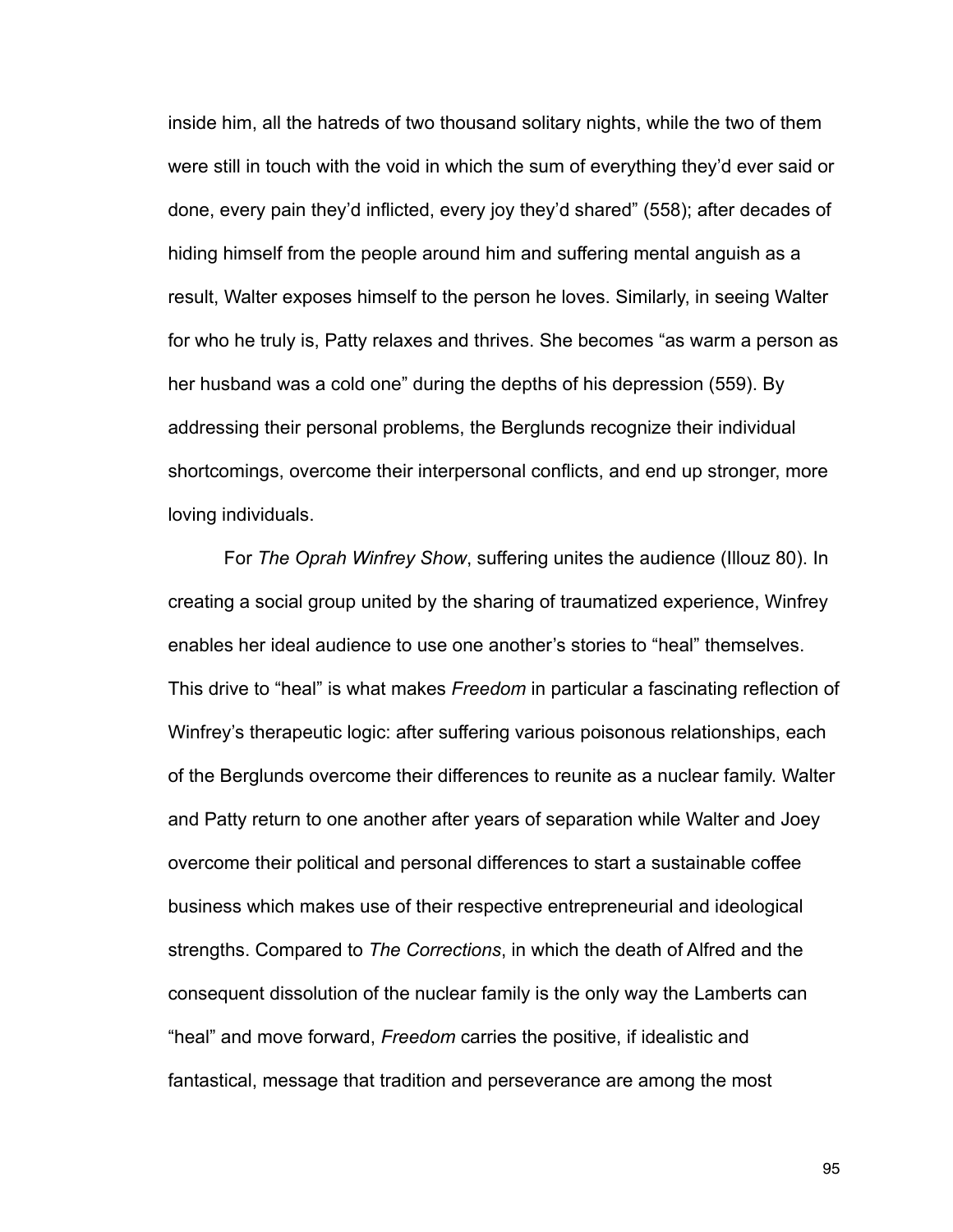inside him, all the hatreds of two thousand solitary nights, while the two of them were still in touch with the void in which the sum of everything they'd ever said or done, every pain they'd inflicted, every joy they'd shared" (558); after decades of hiding himself from the people around him and suffering mental anguish as a result, Walter exposes himself to the person he loves. Similarly, in seeing Walter for who he truly is, Patty relaxes and thrives. She becomes "as warm a person as her husband was a cold one" during the depths of his depression (559). By addressing their personal problems, the Berglunds recognize their individual shortcomings, overcome their interpersonal conflicts, and end up stronger, more loving individuals.

For *The Oprah Winfrey Show*, suffering unites the audience (Illouz 80). In creating a social group united by the sharing of traumatized experience, Winfrey enables her ideal audience to use one another's stories to "heal" themselves. This drive to "heal" is what makes *Freedom* in particular a fascinating reflection of Winfrey's therapeutic logic: after suffering various poisonous relationships, each of the Berglunds overcome their differences to reunite as a nuclear family. Walter and Patty return to one another after years of separation while Walter and Joey overcome their political and personal differences to start a sustainable coffee business which makes use of their respective entrepreneurial and ideological strengths. Compared to *The Corrections*, in which the death of Alfred and the consequent dissolution of the nuclear family is the only way the Lamberts can "heal" and move forward, *Freedom* carries the positive, if idealistic and fantastical, message that tradition and perseverance are among the most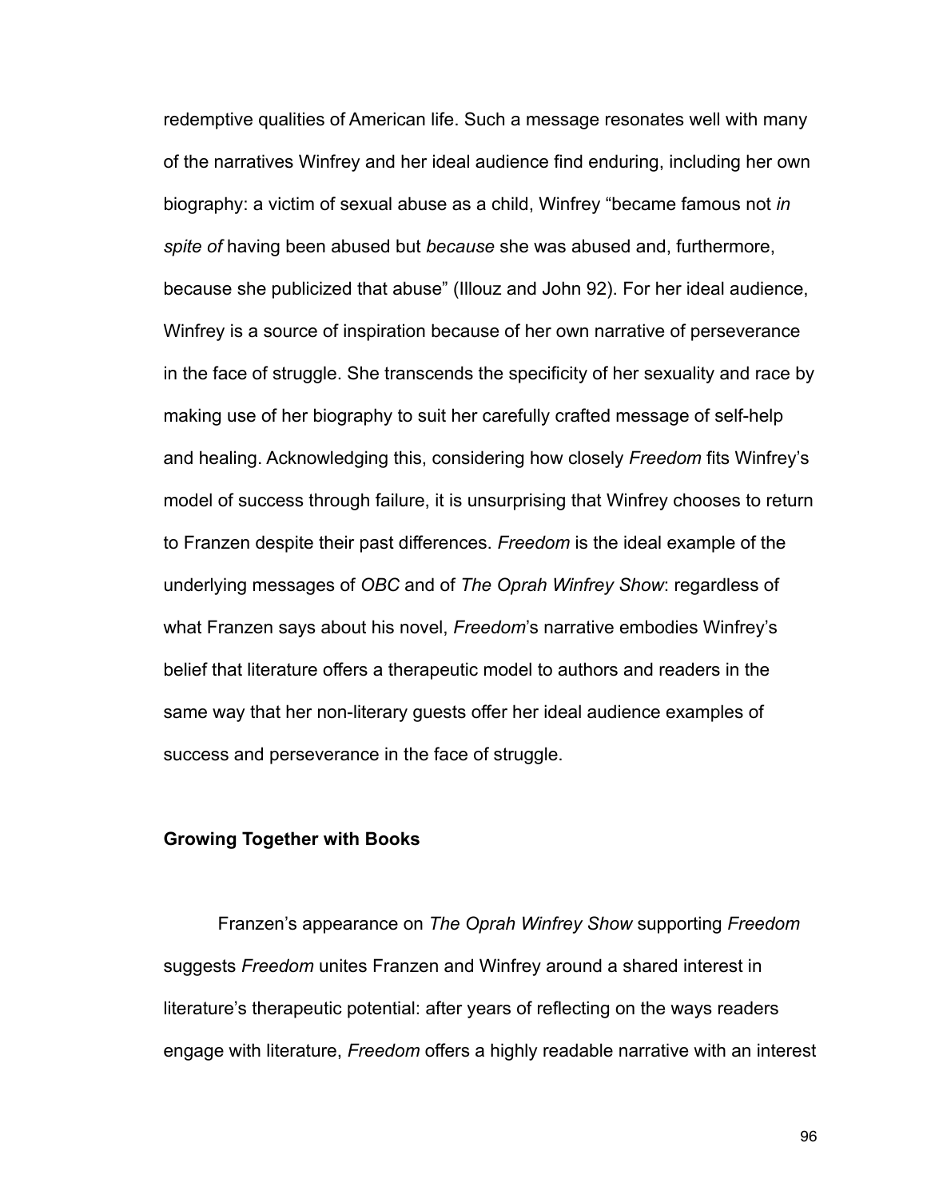redemptive qualities of American life. Such a message resonates well with many of the narratives Winfrey and her ideal audience find enduring, including her own biography: a victim of sexual abuse as a child, Winfrey "became famous not *in spite of* having been abused but *because* she was abused and, furthermore, because she publicized that abuse" (Illouz and John 92). For her ideal audience, Winfrey is a source of inspiration because of her own narrative of perseverance in the face of struggle. She transcends the specificity of her sexuality and race by making use of her biography to suit her carefully crafted message of self-help and healing. Acknowledging this, considering how closely *Freedom* fits Winfrey's model of success through failure, it is unsurprising that Winfrey chooses to return to Franzen despite their past differences. *Freedom* is the ideal example of the underlying messages of *OBC* and of *The Oprah Winfrey Show*: regardless of what Franzen says about his novel, *Freedom*'s narrative embodies Winfrey's belief that literature offers a therapeutic model to authors and readers in the same way that her non-literary guests offer her ideal audience examples of success and perseverance in the face of struggle.

### Growing Together with Books

Franzen's appearance on *The Oprah Winfrey Show* supporting *Freedom* suggests *Freedom* unites Franzen and Winfrey around a shared interest in literature's therapeutic potential: after years of reflecting on the ways readers engage with literature, *Freedom* offers a highly readable narrative with an interest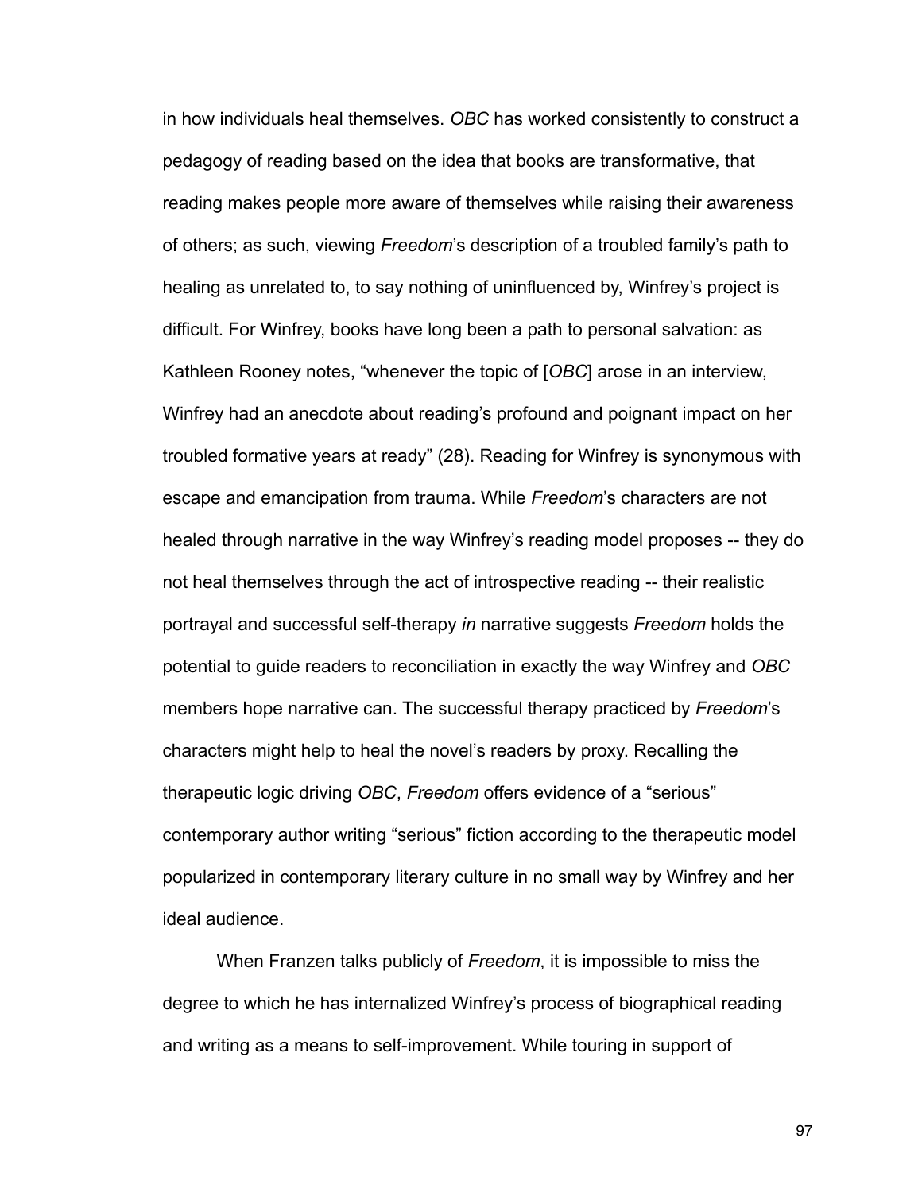in how individuals heal themselves. *OBC* has worked consistently to construct a pedagogy of reading based on the idea that books are transformative, that reading makes people more aware of themselves while raising their awareness of others; as such, viewing *Freedom*'s description of a troubled family's path to healing as unrelated to, to say nothing of uninfluenced by, Winfrey's project is difficult. For Winfrey, books have long been a path to personal salvation: as Kathleen Rooney notes, "whenever the topic of [*OBC*] arose in an interview, Winfrey had an anecdote about reading's profound and poignant impact on her troubled formative years at ready" (28). Reading for Winfrey is synonymous with escape and emancipation from trauma. While *Freedom*'s characters are not healed through narrative in the way Winfrey's reading model proposes -- they do not heal themselves through the act of introspective reading -- their realistic portrayal and successful self-therapy *in* narrative suggests *Freedom* holds the potential to guide readers to reconciliation in exactly the way Winfrey and *OBC* members hope narrative can. The successful therapy practiced by *Freedom*'s characters might help to heal the novel's readers by proxy. Recalling the therapeutic logic driving *OBC*, *Freedom* offers evidence of a "serious" contemporary author writing "serious" fiction according to the therapeutic model popularized in contemporary literary culture in no small way by Winfrey and her ideal audience.

When Franzen talks publicly of *Freedom*, it is impossible to miss the degree to which he has internalized Winfrey's process of biographical reading and writing as a means to self-improvement. While touring in support of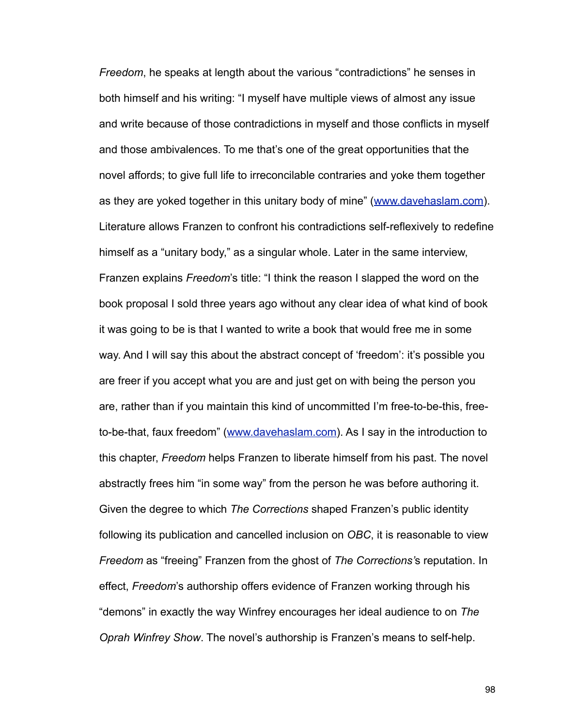*Freedom*, he speaks at length about the various "contradictions" he senses in both himself and his writing: "I myself have multiple views of almost any issue and write because of those contradictions in myself and those conflicts in myself and those ambivalences. To me that's one of the great opportunities that the novel affords; to give full life to irreconcilable contraries and yoke them together as they are yoked together in this unitary body of mine" (www.davehaslam.com). Literature allows Franzen to confront his contradictions self-reflexively to redefine himself as a "unitary body," as a singular whole. Later in the same interview, Franzen explains *Freedom*'s title: "I think the reason I slapped the word on the book proposal I sold three years ago without any clear idea of what kind of book it was going to be is that I wanted to write a book that would free me in some way. And I will say this about the abstract concept of 'freedom': it's possible you are freer if you accept what you are and just get on with being the person you are, rather than if you maintain this kind of uncommitted I'm free-to-be-this, free-to-be-that, faux freedom" (www.davehaslam.com). As I say in the introduction to this chapter, *Freedom* helps Franzen to liberate himself from his past. The novel abstractly frees him "in some way" from the person he was before authoring it. Given the degree to which *The Corrections* shaped Franzen's public identity following its publication and cancelled inclusion on *OBC*, it is reasonable to view *Freedom* as "freeing" Franzen from the ghost of *The Corrections*'s reputation. In effect, *Freedom*'s authorship offers evidence of Franzen working through his "demons" in exactly the way Winfrey encourages her ideal audience to on *The Oprah Winfrey Show*. The novel's authorship is Franzen's means to self-help.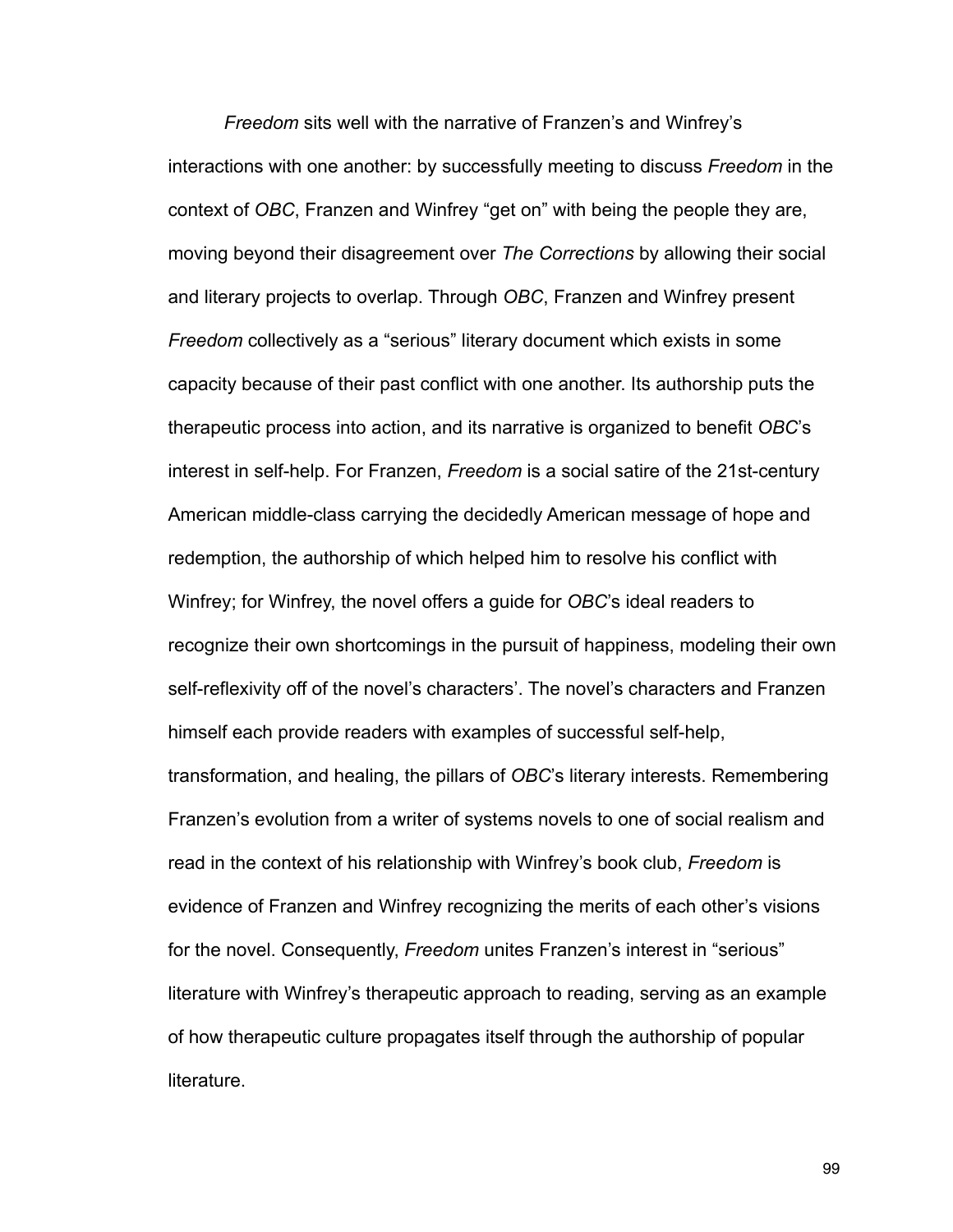*Freedom* sits well with the narrative of Franzen's and Winfrey's interactions with one another: by successfully meeting to discuss *Freedom* in the context of *OBC*, Franzen and Winfrey "get on" with being the people they are, moving beyond their disagreement over *The Corrections* by allowing their social and literary projects to overlap. Through *OBC*, Franzen and Winfrey present *Freedom* collectively as a "serious" literary document which exists in some capacity because of their past conflict with one another. Its authorship puts the therapeutic process into action, and its narrative is organized to benefit *OBC*'s interest in self-help. For Franzen, *Freedom* is a social satire of the 21st-century American middle-class carrying the decidedly American message of hope and redemption, the authorship of which helped him to resolve his conflict with Winfrey; for Winfrey, the novel offers a guide for *OBC*'s ideal readers to recognize their own shortcomings in the pursuit of happiness, modeling their own self-reflexivity off of the novel's characters'. The novel's characters and Franzen himself each provide readers with examples of successful self-help, transformation, and healing, the pillars of *OBC*'s literary interests. Remembering Franzen's evolution from a writer of systems novels to one of social realism and read in the context of his relationship with Winfrey's book club, *Freedom* is evidence of Franzen and Winfrey recognizing the merits of each other's visions for the novel. Consequently, *Freedom* unites Franzen's interest in "serious" literature with Winfrey's therapeutic approach to reading, serving as an example of how therapeutic culture propagates itself through the authorship of popular literature.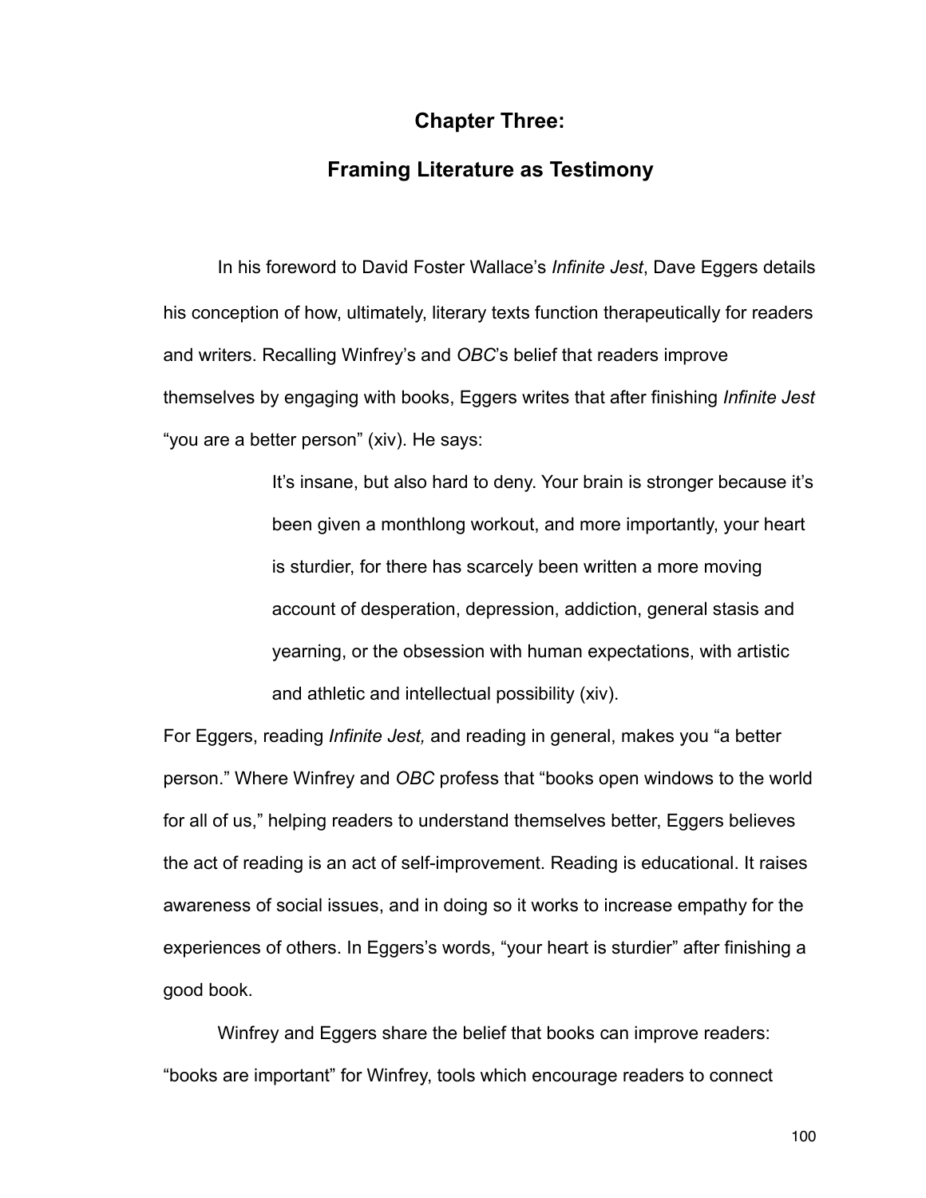# Chapter Three:

# Framing Literature as Testimony

In his foreword to David Foster Wallace's *Infinite Jest*, Dave Eggers details his conception of how, ultimately, literary texts function therapeutically for readers and writers. Recalling Winfrey's and *OBC*'s belief that readers improve themselves by engaging with books, Eggers writes that after finishing *Infinite Jest* "you are a better person" (xiv). He says:

> It's insane, but also hard to deny. Your brain is stronger because it's been given a monthlong workout, and more importantly, your heart is sturdier, for there has scarcely been written a more moving account of desperation, depression, addiction, general stasis and yearning, or the obsession with human expectations, with artistic and athletic and intellectual possibility (xiv).

For Eggers, reading *Infinite Jest,* and reading in general, makes you "a better person." Where Winfrey and *OBC* profess that "books open windows to the world for all of us," helping readers to understand themselves better, Eggers believes the act of reading is an act of self-improvement. Reading is educational. It raises awareness of social issues, and in doing so it works to increase empathy for the experiences of others. In Eggers's words, "your heart is sturdier" after finishing a good book.

Winfrey and Eggers share the belief that books can improve readers: "books are important" for Winfrey, tools which encourage readers to connect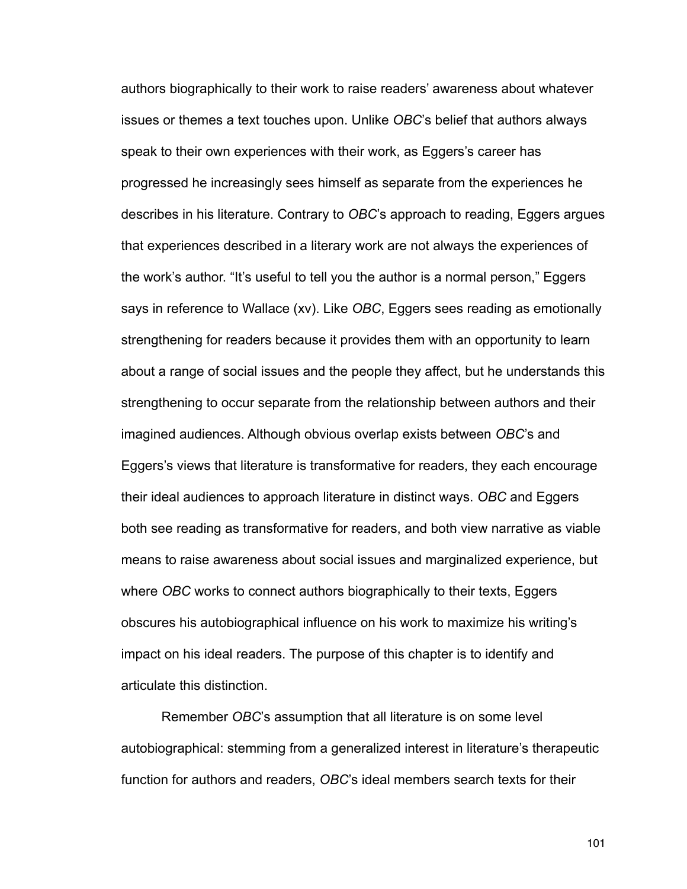authors biographically to their work to raise readers' awareness about whatever issues or themes a text touches upon. Unlike *OBC*'s belief that authors always speak to their own experiences with their work, as Eggers's career has progressed he increasingly sees himself as separate from the experiences he describes in his literature. Contrary to *OBC*'s approach to reading, Eggers argues that experiences described in a literary work are not always the experiences of the work's author. "It's useful to tell you the author is a normal person," Eggers says in reference to Wallace (xv). Like *OBC*, Eggers sees reading as emotionally strengthening for readers because it provides them with an opportunity to learn about a range of social issues and the people they affect, but he understands this strengthening to occur separate from the relationship between authors and their imagined audiences. Although obvious overlap exists between *OBC*'s and Eggers's views that literature is transformative for readers, they each encourage their ideal audiences to approach literature in distinct ways. *OBC* and Eggers both see reading as transformative for readers, and both view narrative as viable means to raise awareness about social issues and marginalized experience, but where *OBC* works to connect authors biographically to their texts, Eggers obscures his autobiographical influence on his work to maximize his writing's impact on his ideal readers. The purpose of this chapter is to identify and articulate this distinction.

Remember *OBC*'s assumption that all literature is on some level autobiographical: stemming from a generalized interest in literature's therapeutic function for authors and readers, *OBC*'s ideal members search texts for their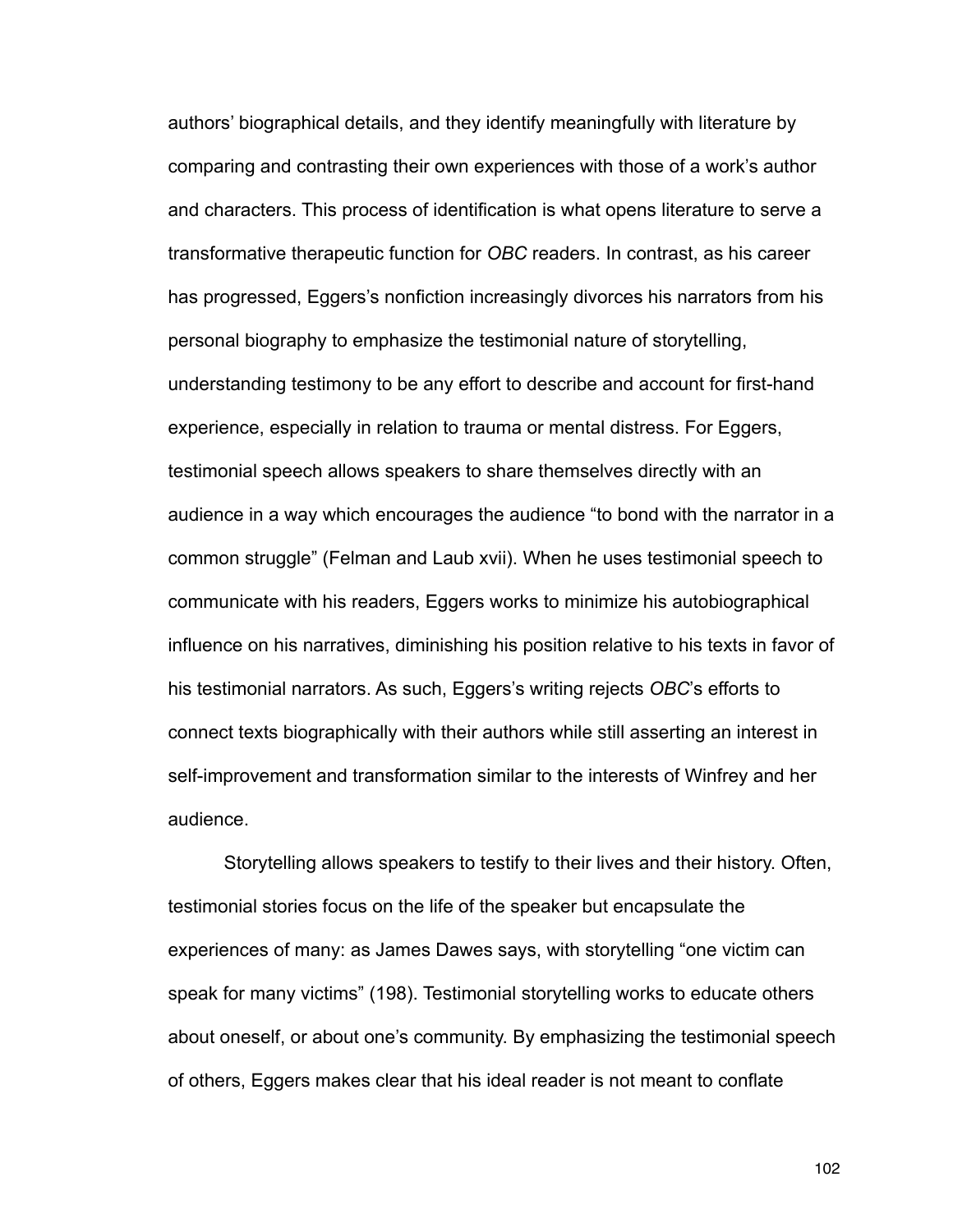authors' biographical details, and they identify meaningfully with literature by comparing and contrasting their own experiences with those of a work's author and characters. This process of identification is what opens literature to serve a transformative therapeutic function for *OBC* readers. In contrast, as his career has progressed, Eggers's nonfiction increasingly divorces his narrators from his personal biography to emphasize the testimonial nature of storytelling, understanding testimony to be any effort to describe and account for first-hand experience, especially in relation to trauma or mental distress. For Eggers, testimonial speech allows speakers to share themselves directly with an audience in a way which encourages the audience "to bond with the narrator in a common struggle" (Felman and Laub xvii). When he uses testimonial speech to communicate with his readers, Eggers works to minimize his autobiographical influence on his narratives, diminishing his position relative to his texts in favor of his testimonial narrators. As such, Eggers's writing rejects *OBC*'s efforts to connect texts biographically with their authors while still asserting an interest in self-improvement and transformation similar to the interests of Winfrey and her audience.

Storytelling allows speakers to testify to their lives and their history. Often, testimonial stories focus on the life of the speaker but encapsulate the experiences of many: as James Dawes says, with storytelling "one victim can speak for many victims" (198). Testimonial storytelling works to educate others about oneself, or about one's community. By emphasizing the testimonial speech of others, Eggers makes clear that his ideal reader is not meant to conflate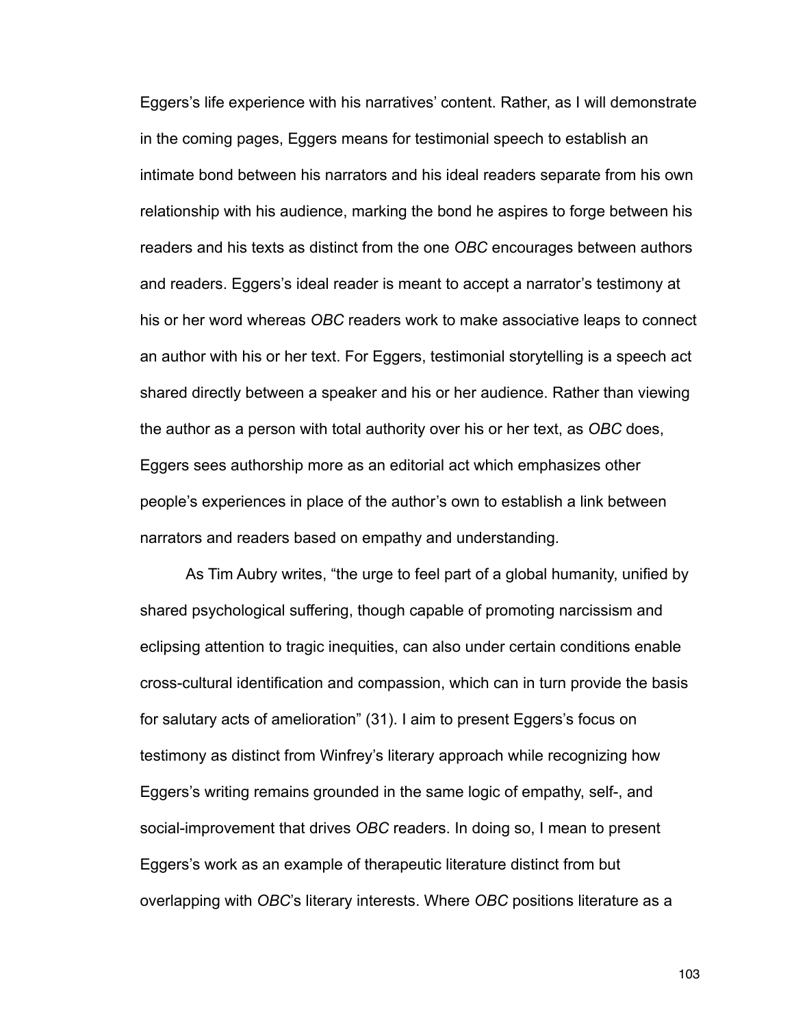Eggers's life experience with his narratives' content. Rather, as I will demonstrate in the coming pages, Eggers means for testimonial speech to establish an intimate bond between his narrators and his ideal readers separate from his own relationship with his audience, marking the bond he aspires to forge between his readers and his texts as distinct from the one *OBC* encourages between authors and readers. Eggers's ideal reader is meant to accept a narrator's testimony at his or her word whereas *OBC* readers work to make associative leaps to connect an author with his or her text. For Eggers, testimonial storytelling is a speech act shared directly between a speaker and his or her audience. Rather than viewing the author as a person with total authority over his or her text, as *OBC* does, Eggers sees authorship more as an editorial act which emphasizes other people's experiences in place of the author's own to establish a link between narrators and readers based on empathy and understanding.

As Tim Aubry writes, "the urge to feel part of a global humanity, unified by shared psychological suffering, though capable of promoting narcissism and eclipsing attention to tragic inequities, can also under certain conditions enable cross-cultural identification and compassion, which can in turn provide the basis for salutary acts of amelioration" (31). I aim to present Eggers's focus on testimony as distinct from Winfrey's literary approach while recognizing how Eggers's writing remains grounded in the same logic of empathy, self-, and social-improvement that drives *OBC* readers. In doing so, I mean to present Eggers's work as an example of therapeutic literature distinct from but overlapping with *OBC*'s literary interests. Where *OBC* positions literature as a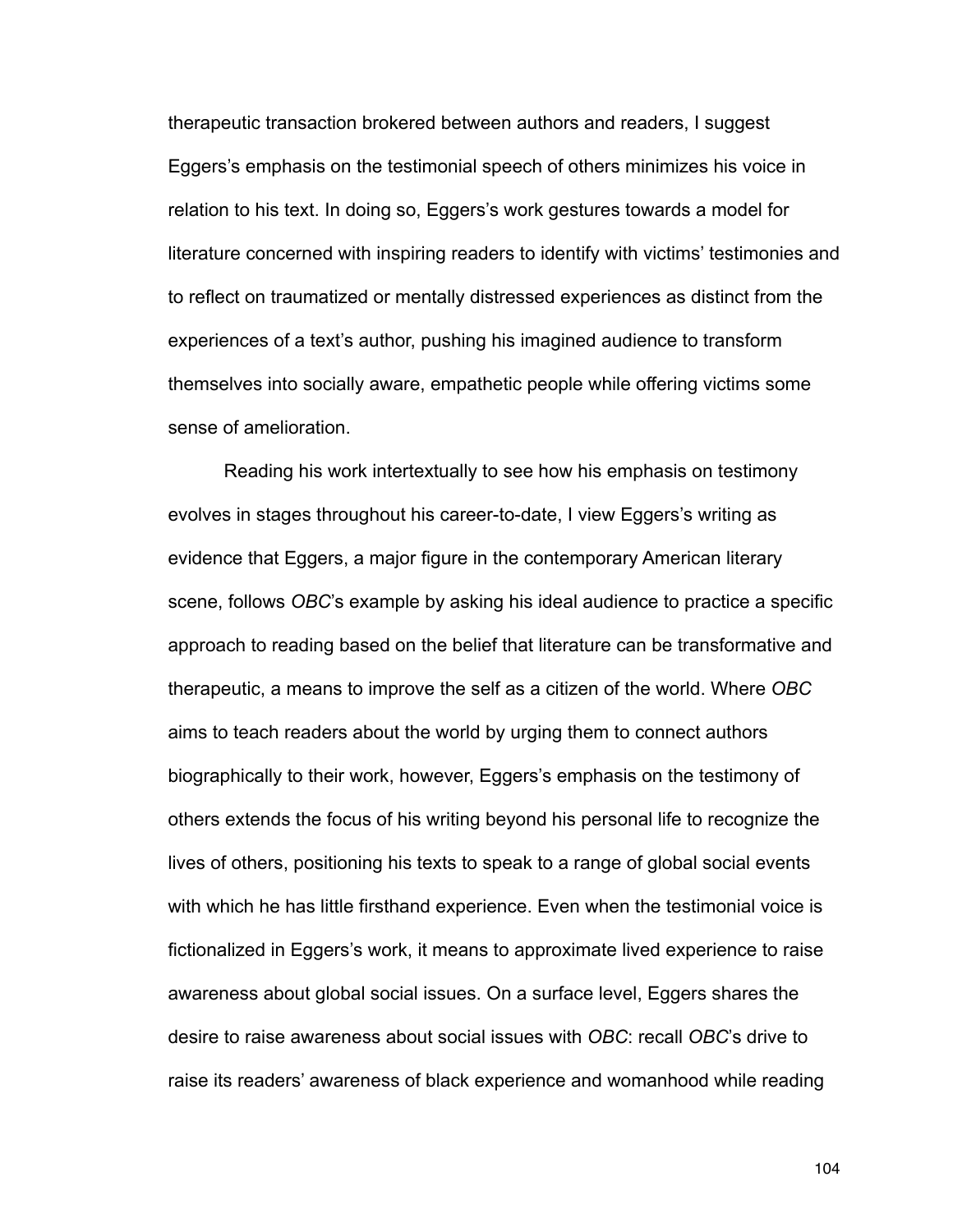therapeutic transaction brokered between authors and readers, I suggest Eggers's emphasis on the testimonial speech of others minimizes his voice in relation to his text. In doing so, Eggers's work gestures towards a model for literature concerned with inspiring readers to identify with victims' testimonies and to reflect on traumatized or mentally distressed experiences as distinct from the experiences of a text's author, pushing his imagined audience to transform themselves into socially aware, empathetic people while offering victims some sense of amelioration.

Reading his work intertextually to see how his emphasis on testimony evolves in stages throughout his career-to-date, I view Eggers's writing as evidence that Eggers, a major figure in the contemporary American literary scene, follows *OBC*'s example by asking his ideal audience to practice a specific approach to reading based on the belief that literature can be transformative and therapeutic, a means to improve the self as a citizen of the world. Where *OBC* aims to teach readers about the world by urging them to connect authors biographically to their work, however, Eggers's emphasis on the testimony of others extends the focus of his writing beyond his personal life to recognize the lives of others, positioning his texts to speak to a range of global social events with which he has little firsthand experience. Even when the testimonial voice is fictionalized in Eggers's work, it means to approximate lived experience to raise awareness about global social issues. On a surface level, Eggers shares the desire to raise awareness about social issues with *OBC*: recall *OBC*'s drive to raise its readers' awareness of black experience and womanhood while reading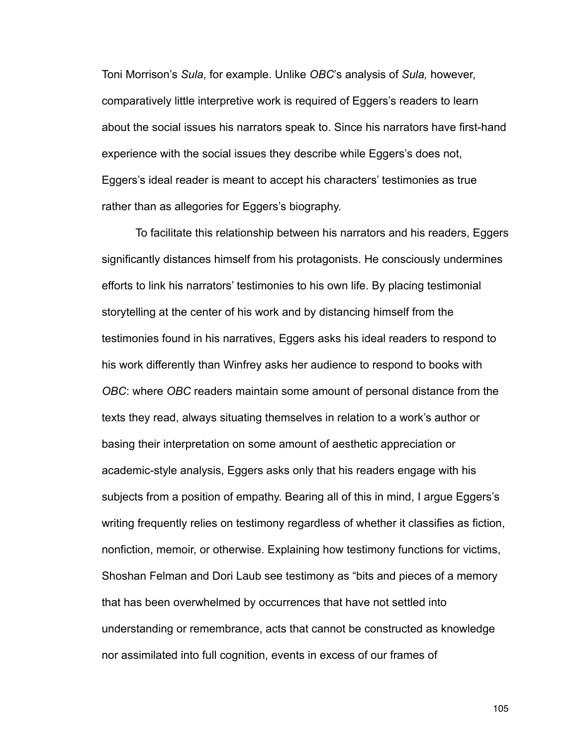Toni Morrison's *Sula*, for example. Unlike *OBC*'s analysis of *Sula,* however, comparatively little interpretive work is required of Eggers's readers to learn about the social issues his narrators speak to. Since his narrators have first-hand experience with the social issues they describe while Eggers's does not, Eggers's ideal reader is meant to accept his characters' testimonies as true rather than as allegories for Eggers's biography.

To facilitate this relationship between his narrators and his readers, Eggers significantly distances himself from his protagonists. He consciously undermines efforts to link his narrators' testimonies to his own life. By placing testimonial storytelling at the center of his work and by distancing himself from the testimonies found in his narratives, Eggers asks his ideal readers to respond to his work differently than Winfrey asks her audience to respond to books with *OBC*: where *OBC* readers maintain some amount of personal distance from the texts they read, always situating themselves in relation to a work's author or basing their interpretation on some amount of aesthetic appreciation or academic-style analysis, Eggers asks only that his readers engage with his subjects from a position of empathy. Bearing all of this in mind, I argue Eggers's writing frequently relies on testimony regardless of whether it classifies as fiction, nonfiction, memoir, or otherwise. Explaining how testimony functions for victims, Shoshan Felman and Dori Laub see testimony as "bits and pieces of a memory that has been overwhelmed by occurrences that have not settled into understanding or remembrance, acts that cannot be constructed as knowledge nor assimilated into full cognition, events in excess of our frames of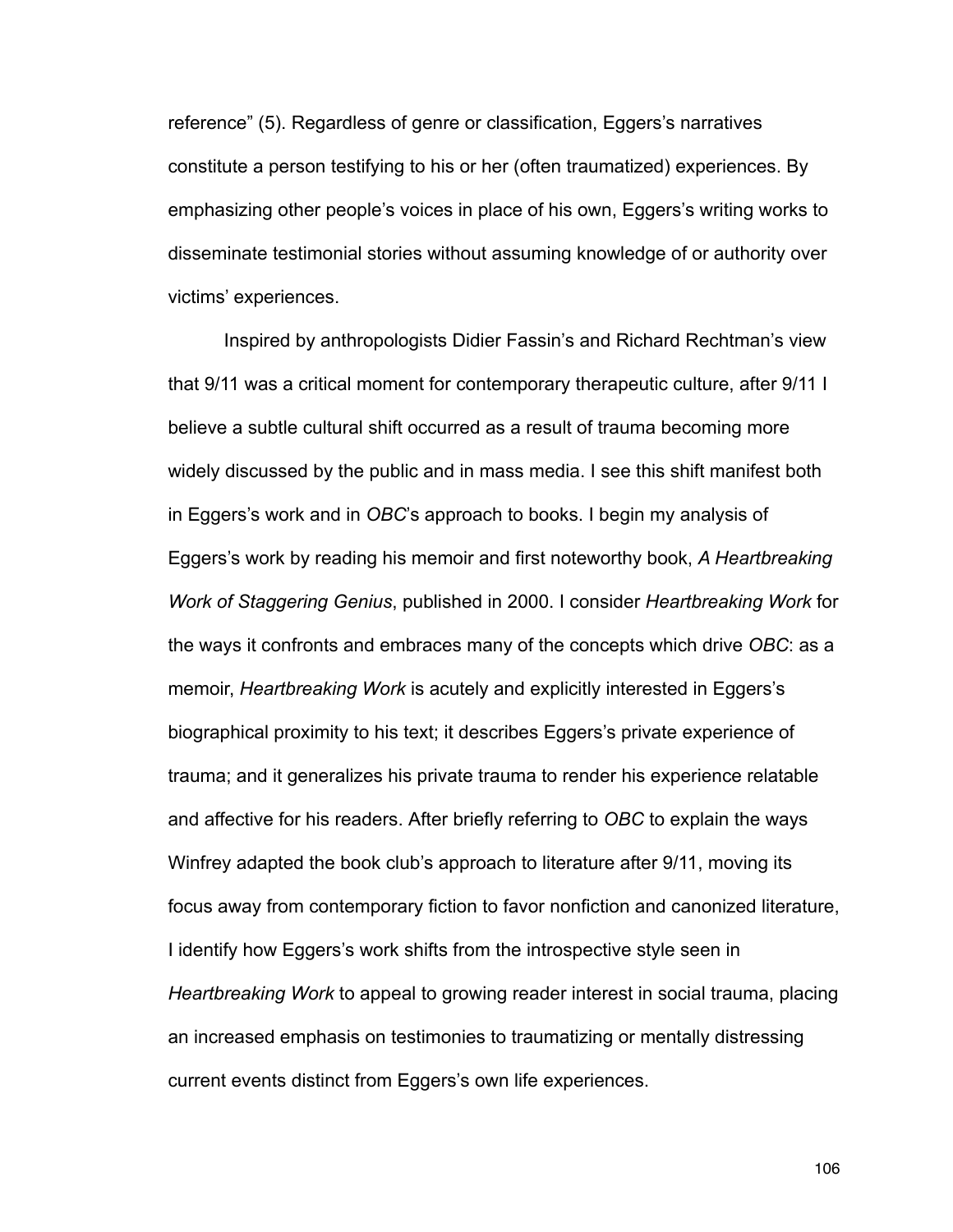reference" (5). Regardless of genre or classification, Eggers's narratives constitute a person testifying to his or her (often traumatized) experiences. By emphasizing other people's voices in place of his own, Eggers's writing works to disseminate testimonial stories without assuming knowledge of or authority over victims' experiences.

Inspired by anthropologists Didier Fassin's and Richard Rechtman's view that 9/11 was a critical moment for contemporary therapeutic culture, after 9/11 I believe a subtle cultural shift occurred as a result of trauma becoming more widely discussed by the public and in mass media. I see this shift manifest both in Eggers's work and in *OBC*'s approach to books. I begin my analysis of Eggers's work by reading his memoir and first noteworthy book, *A Heartbreaking Work of Staggering Genius*, published in 2000. I consider *Heartbreaking Work* for the ways it confronts and embraces many of the concepts which drive *OBC*: as a memoir, *Heartbreaking Work* is acutely and explicitly interested in Eggers's biographical proximity to his text; it describes Eggers's private experience of trauma; and it generalizes his private trauma to render his experience relatable and affective for his readers. After briefly referring to *OBC* to explain the ways Winfrey adapted the book club's approach to literature after 9/11, moving its focus away from contemporary fiction to favor nonfiction and canonized literature, I identify how Eggers's work shifts from the introspective style seen in *Heartbreaking Work* to appeal to growing reader interest in social trauma, placing an increased emphasis on testimonies to traumatizing or mentally distressing current events distinct from Eggers's own life experiences.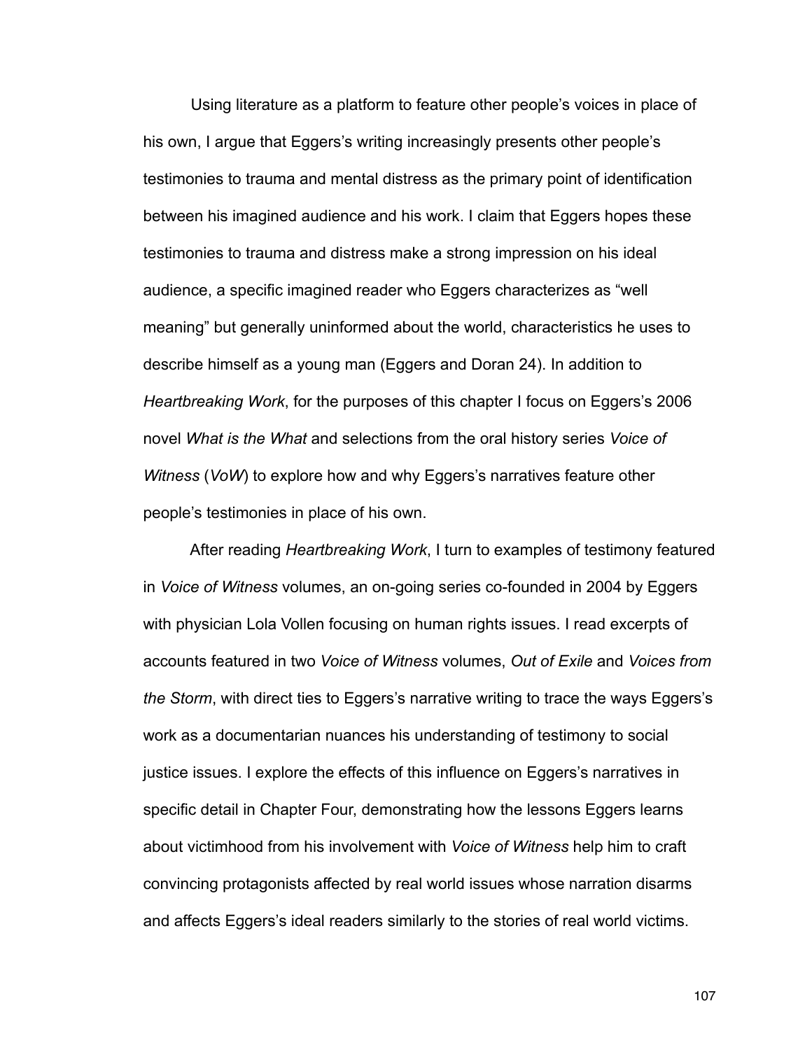Using literature as a platform to feature other people's voices in place of his own, I argue that Eggers's writing increasingly presents other people's testimonies to trauma and mental distress as the primary point of identification between his imagined audience and his work. I claim that Eggers hopes these testimonies to trauma and distress make a strong impression on his ideal audience, a specific imagined reader who Eggers characterizes as "well meaning" but generally uninformed about the world, characteristics he uses to describe himself as a young man (Eggers and Doran 24). In addition to *Heartbreaking Work*, for the purposes of this chapter I focus on Eggers's 2006 novel *What is the What* and selections from the oral history series *Voice of Witness* (*VoW*) to explore how and why Eggers's narratives feature other people's testimonies in place of his own.

After reading *Heartbreaking Work*, I turn to examples of testimony featured in *Voice of Witness* volumes, an on-going series co-founded in 2004 by Eggers with physician Lola Vollen focusing on human rights issues. I read excerpts of accounts featured in two *Voice of Witness* volumes, *Out of Exile* and *Voices from the Storm*, with direct ties to Eggers's narrative writing to trace the ways Eggers's work as a documentarian nuances his understanding of testimony to social justice issues. I explore the effects of this influence on Eggers's narratives in specific detail in Chapter Four, demonstrating how the lessons Eggers learns about victimhood from his involvement with *Voice of Witness* help him to craft convincing protagonists affected by real world issues whose narration disarms and affects Eggers's ideal readers similarly to the stories of real world victims.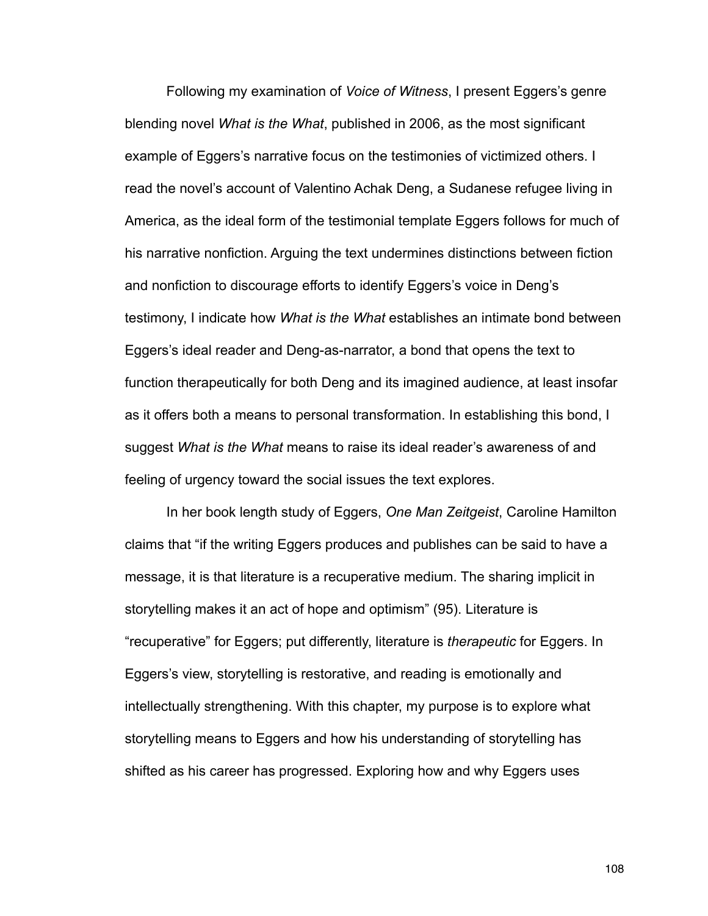Following my examination of *Voice of Witness*, I present Eggers's genre blending novel *What is the What*, published in 2006, as the most significant example of Eggers's narrative focus on the testimonies of victimized others. I read the novel's account of Valentino Achak Deng, a Sudanese refugee living in America, as the ideal form of the testimonial template Eggers follows for much of his narrative nonfiction. Arguing the text undermines distinctions between fiction and nonfiction to discourage efforts to identify Eggers's voice in Deng's testimony, I indicate how *What is the What* establishes an intimate bond between Eggers's ideal reader and Deng-as-narrator, a bond that opens the text to function therapeutically for both Deng and its imagined audience, at least insofar as it offers both a means to personal transformation. In establishing this bond, I suggest *What is the What* means to raise its ideal reader's awareness of and feeling of urgency toward the social issues the text explores.

In her book length study of Eggers, *One Man Zeitgeist*, Caroline Hamilton claims that "if the writing Eggers produces and publishes can be said to have a message, it is that literature is a recuperative medium. The sharing implicit in storytelling makes it an act of hope and optimism" (95). Literature is "recuperative" for Eggers; put differently, literature is *therapeutic* for Eggers. In Eggers's view, storytelling is restorative, and reading is emotionally and intellectually strengthening. With this chapter, my purpose is to explore what storytelling means to Eggers and how his understanding of storytelling has shifted as his career has progressed. Exploring how and why Eggers uses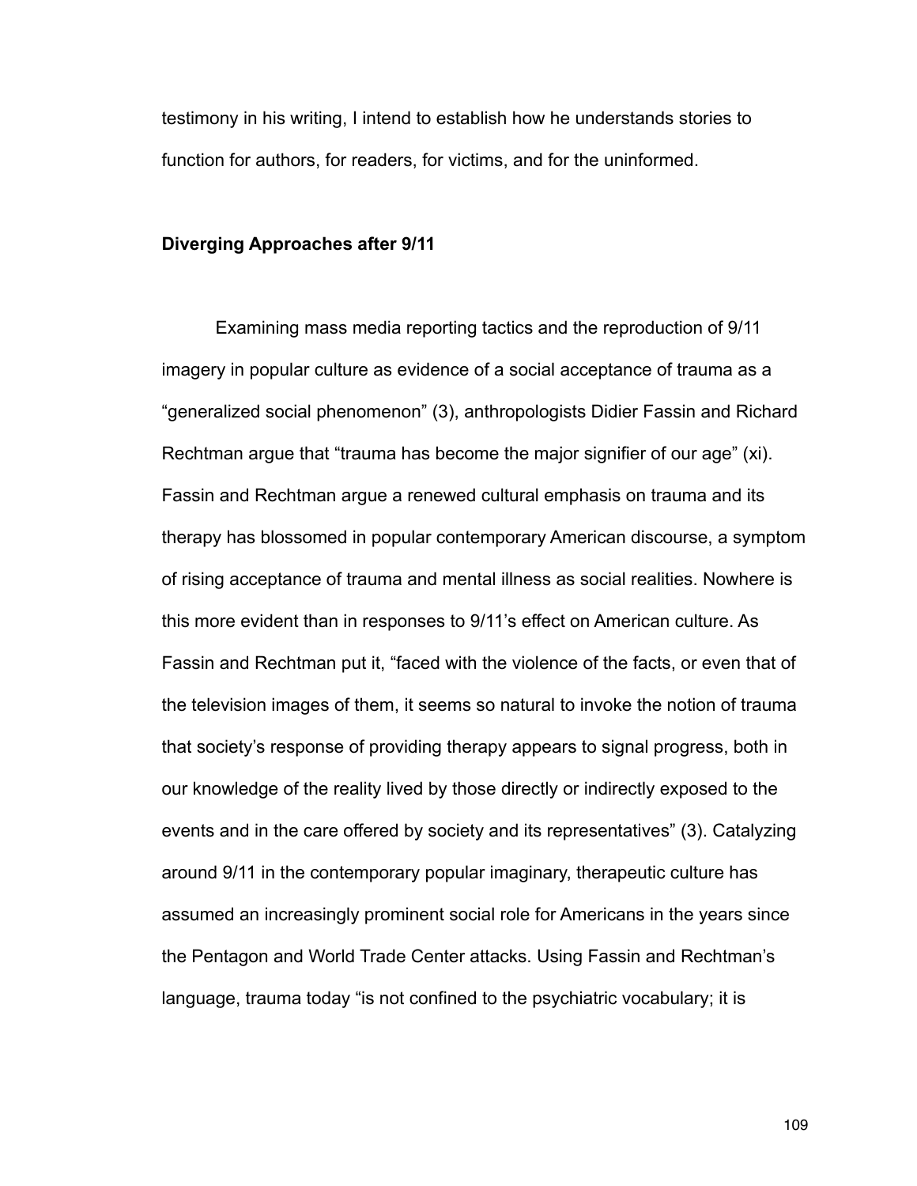testimony in his writing, I intend to establish how he understands stories to function for authors, for readers, for victims, and for the uninformed.

## Diverging Approaches after 9/11

Examining mass media reporting tactics and the reproduction of 9/11 imagery in popular culture as evidence of a social acceptance of trauma as a "generalized social phenomenon" (3), anthropologists Didier Fassin and Richard Rechtman argue that "trauma has become the major signifier of our age" (xi). Fassin and Rechtman argue a renewed cultural emphasis on trauma and its therapy has blossomed in popular contemporary American discourse, a symptom of rising acceptance of trauma and mental illness as social realities. Nowhere is this more evident than in responses to 9/11's effect on American culture. As Fassin and Rechtman put it, "faced with the violence of the facts, or even that of the television images of them, it seems so natural to invoke the notion of trauma that society's response of providing therapy appears to signal progress, both in our knowledge of the reality lived by those directly or indirectly exposed to the events and in the care offered by society and its representatives" (3). Catalyzing around 9/11 in the contemporary popular imaginary, therapeutic culture has assumed an increasingly prominent social role for Americans in the years since the Pentagon and World Trade Center attacks. Using Fassin and Rechtman's language, trauma today "is not confined to the psychiatric vocabulary; it is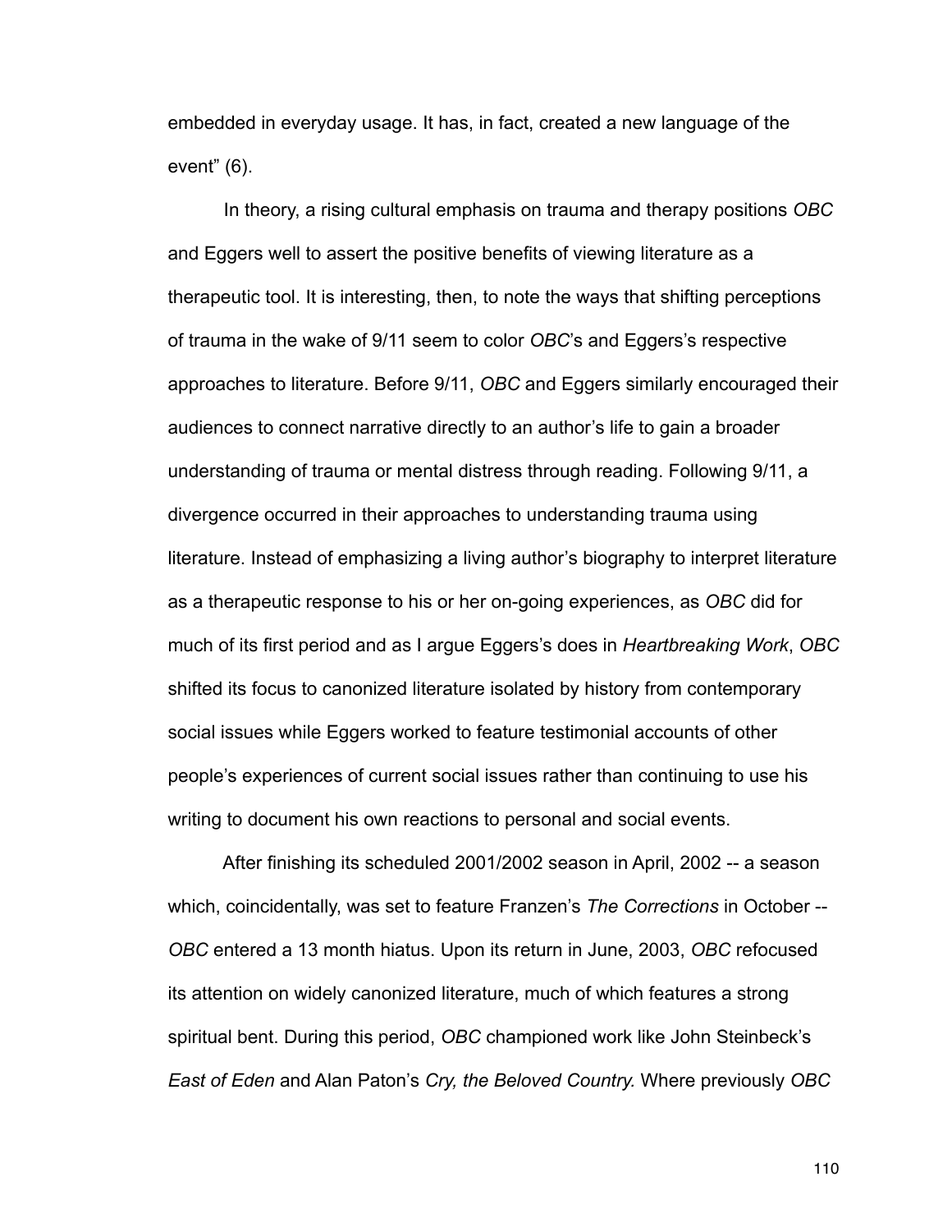embedded in everyday usage. It has, in fact, created a new language of the event" (6).

In theory, a rising cultural emphasis on trauma and therapy positions *OBC* and Eggers well to assert the positive benefits of viewing literature as a therapeutic tool. It is interesting, then, to note the ways that shifting perceptions of trauma in the wake of 9/11 seem to color *OBC*'s and Eggers's respective approaches to literature. Before 9/11, *OBC* and Eggers similarly encouraged their audiences to connect narrative directly to an author's life to gain a broader understanding of trauma or mental distress through reading. Following 9/11, a divergence occurred in their approaches to understanding trauma using literature. Instead of emphasizing a living author's biography to interpret literature as a therapeutic response to his or her on-going experiences, as *OBC* did for much of its first period and as I argue Eggers's does in *Heartbreaking Work*, *OBC* shifted its focus to canonized literature isolated by history from contemporary social issues while Eggers worked to feature testimonial accounts of other people's experiences of current social issues rather than continuing to use his writing to document his own reactions to personal and social events.

After finishing its scheduled 2001/2002 season in April, 2002 -- a season which, coincidentally, was set to feature Franzen's *The Corrections* in October -- *OBC* entered a 13 month hiatus. Upon its return in June, 2003, *OBC* refocused its attention on widely canonized literature, much of which features a strong spiritual bent. During this period, *OBC* championed work like John Steinbeck's *East of Eden* and Alan Paton's *Cry, the Beloved Country.* Where previously *OBC*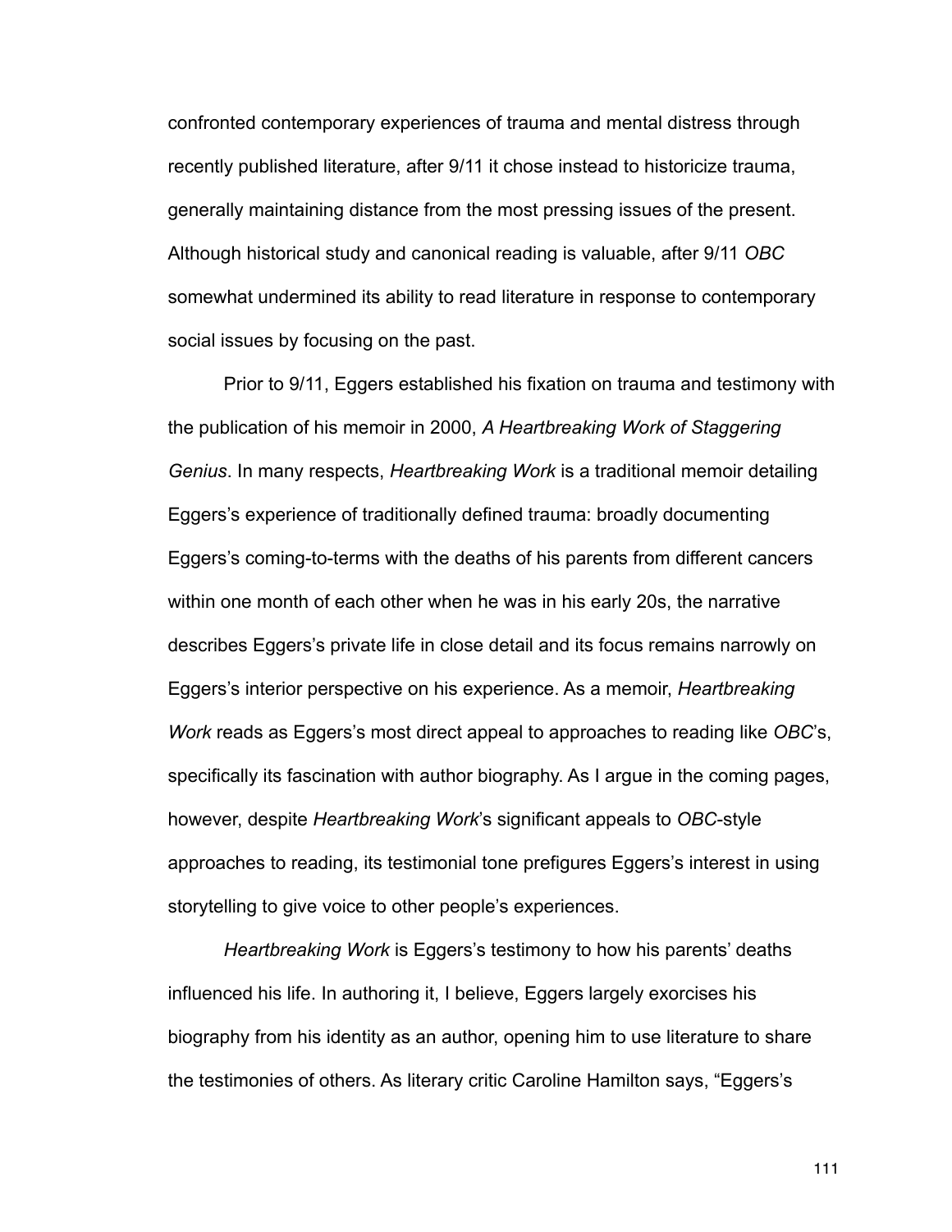confronted contemporary experiences of trauma and mental distress through recently published literature, after 9/11 it chose instead to historicize trauma, generally maintaining distance from the most pressing issues of the present. Although historical study and canonical reading is valuable, after 9/11 *OBC* somewhat undermined its ability to read literature in response to contemporary social issues by focusing on the past.

Prior to 9/11, Eggers established his fixation on trauma and testimony with the publication of his memoir in 2000, *A Heartbreaking Work of Staggering Genius*. In many respects, *Heartbreaking Work* is a traditional memoir detailing Eggers's experience of traditionally defined trauma: broadly documenting Eggers's coming-to-terms with the deaths of his parents from different cancers within one month of each other when he was in his early 20s, the narrative describes Eggers's private life in close detail and its focus remains narrowly on Eggers's interior perspective on his experience. As a memoir, *Heartbreaking Work* reads as Eggers's most direct appeal to approaches to reading like *OBC*'s, specifically its fascination with author biography. As I argue in the coming pages, however, despite *Heartbreaking Work*'s significant appeals to *OBC*-style approaches to reading, its testimonial tone prefigures Eggers's interest in using storytelling to give voice to other people's experiences.

*Heartbreaking Work* is Eggers's testimony to how his parents' deaths influenced his life. In authoring it, I believe, Eggers largely exorcises his biography from his identity as an author, opening him to use literature to share the testimonies of others. As literary critic Caroline Hamilton says, "Eggers's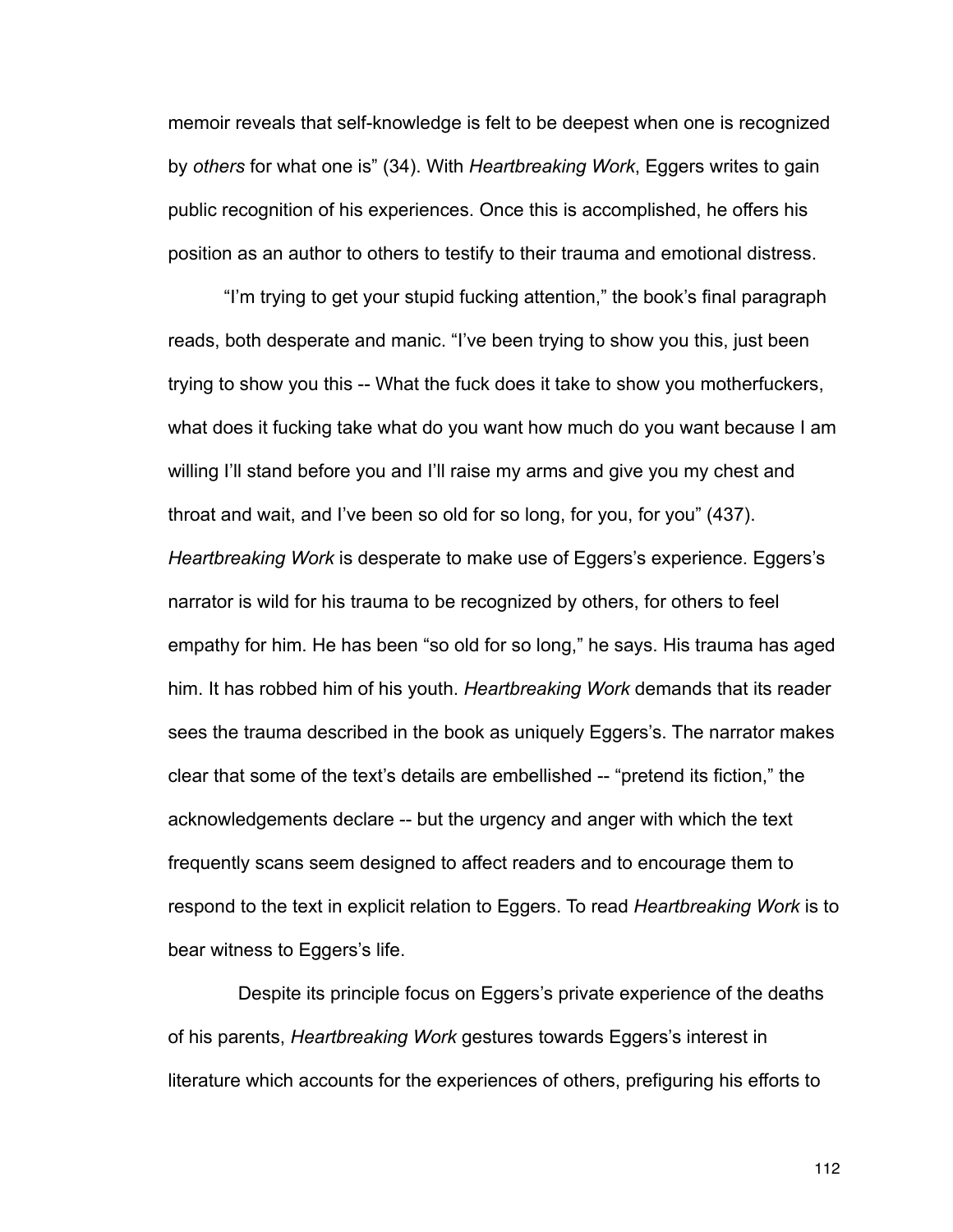memoir reveals that self-knowledge is felt to be deepest when one is recognized by *others* for what one is" (34). With *Heartbreaking Work*, Eggers writes to gain public recognition of his experiences. Once this is accomplished, he offers his position as an author to others to testify to their trauma and emotional distress.

"I'm trying to get your stupid fucking attention," the book's final paragraph reads, both desperate and manic. "I've been trying to show you this, just been trying to show you this -- What the fuck does it take to show you motherfuckers, what does it fucking take what do you want how much do you want because I am willing I'll stand before you and I'll raise my arms and give you my chest and throat and wait, and I've been so old for so long, for you, for you" (437). *Heartbreaking Work* is desperate to make use of Eggers's experience. Eggers's narrator is wild for his trauma to be recognized by others, for others to feel empathy for him. He has been "so old for so long," he says. His trauma has aged him. It has robbed him of his youth. *Heartbreaking Work* demands that its reader sees the trauma described in the book as uniquely Eggers's. The narrator makes clear that some of the text's details are embellished -- "pretend its fiction," the acknowledgements declare -- but the urgency and anger with which the text frequently scans seem designed to affect readers and to encourage them to respond to the text in explicit relation to Eggers. To read *Heartbreaking Work* is to bear witness to Eggers's life.

Despite its principle focus on Eggers's private experience of the deaths of his parents, *Heartbreaking Work* gestures towards Eggers's interest in literature which accounts for the experiences of others, prefiguring his efforts to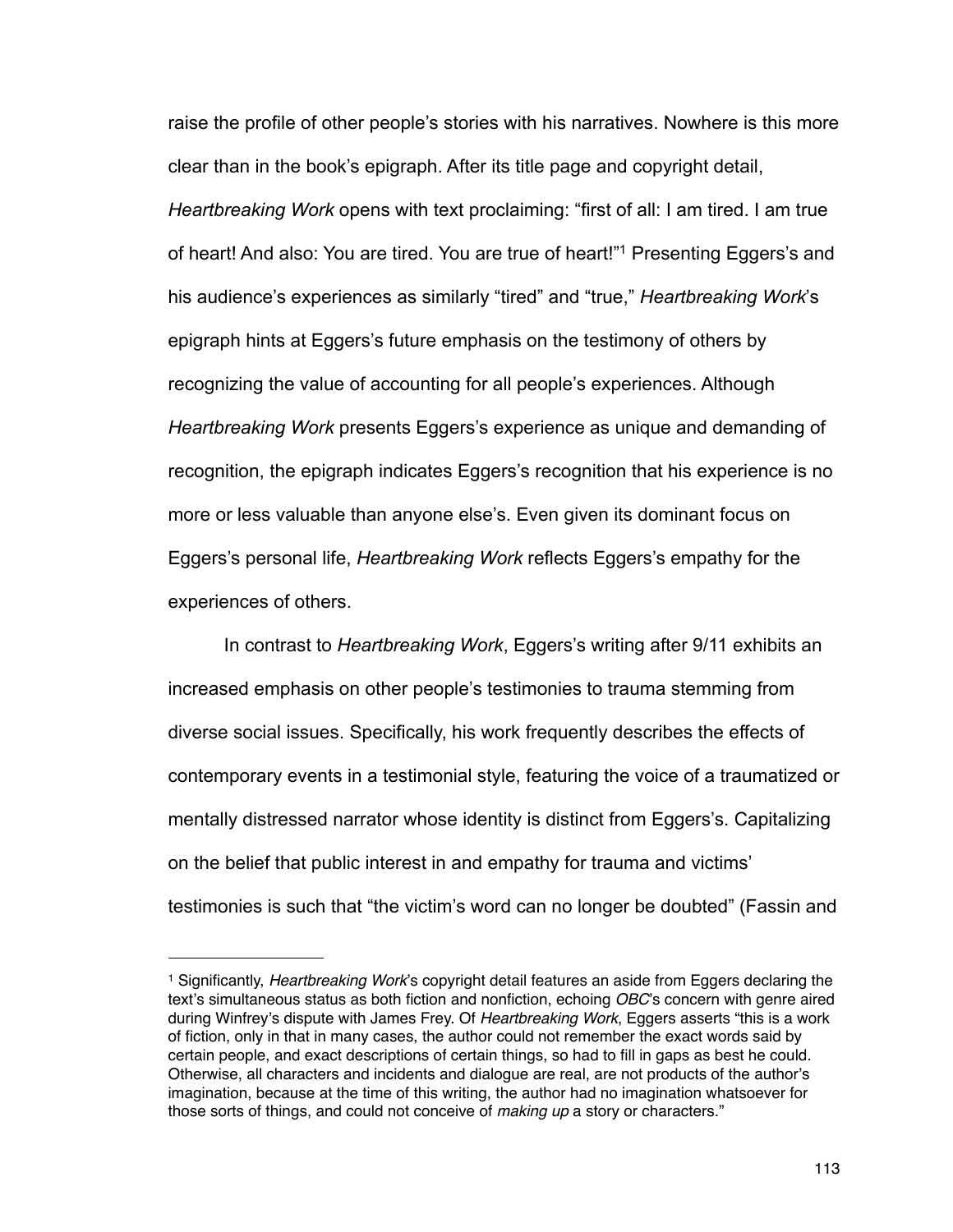raise the profile of other people's stories with his narratives. Nowhere is this more clear than in the book's epigraph. After its title page and copyright detail, *Heartbreaking Work* opens with text proclaiming: "first of all: I am tired. I am true of heart! And also: You are tired. You are true of heart!"[1] Presenting Eggers's and his audience's experiences as similarly "tired" and "true," *Heartbreaking Work*'s epigraph hints at Eggers's future emphasis on the testimony of others by recognizing the value of accounting for all people's experiences. Although *Heartbreaking Work* presents Eggers's experience as unique and demanding of recognition, the epigraph indicates Eggers's recognition that his experience is no more or less valuable than anyone else's. Even given its dominant focus on Eggers's personal life, *Heartbreaking Work* reflects Eggers's empathy for the experiences of others.

In contrast to *Heartbreaking Work*, Eggers's writing after 9/11 exhibits an increased emphasis on other people's testimonies to trauma stemming from diverse social issues. Specifically, his work frequently describes the effects of contemporary events in a testimonial style, featuring the voice of a traumatized or mentally distressed narrator whose identity is distinct from Eggers's. Capitalizing on the belief that public interest in and empathy for trauma and victims' testimonies is such that "the victim's word can no longer be doubted" (Fassin and

---

[1] Significantly, *Heartbreaking Work*'s copyright detail features an aside from Eggers declaring the text's simultaneous status as both fiction and nonfiction, echoing *OBC*'s concern with genre aired during Winfrey's dispute with James Frey. Of *Heartbreaking Work*, Eggers asserts "this is a work of fiction, only in that in many cases, the author could not remember the exact words said by certain people, and exact descriptions of certain things, so had to fill in gaps as best he could. Otherwise, all characters and incidents and dialogue are real, are not products of the author's imagination, because at the time of this writing, the author had no imagination whatsoever for those sorts of things, and could not conceive of *making up* a story or characters."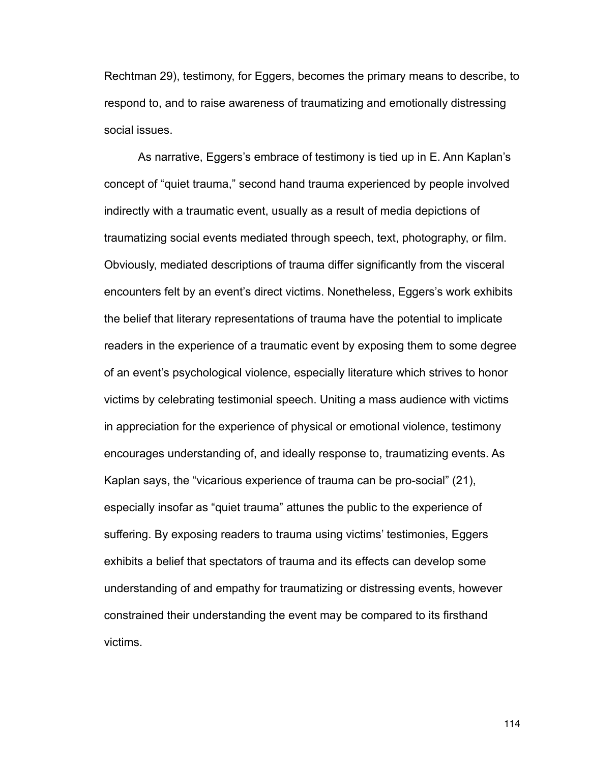Rechtman 29), testimony, for Eggers, becomes the primary means to describe, to respond to, and to raise awareness of traumatizing and emotionally distressing social issues.

As narrative, Eggers's embrace of testimony is tied up in E. Ann Kaplan's concept of "quiet trauma," second hand trauma experienced by people involved indirectly with a traumatic event, usually as a result of media depictions of traumatizing social events mediated through speech, text, photography, or film. Obviously, mediated descriptions of trauma differ significantly from the visceral encounters felt by an event's direct victims. Nonetheless, Eggers's work exhibits the belief that literary representations of trauma have the potential to implicate readers in the experience of a traumatic event by exposing them to some degree of an event's psychological violence, especially literature which strives to honor victims by celebrating testimonial speech. Uniting a mass audience with victims in appreciation for the experience of physical or emotional violence, testimony encourages understanding of, and ideally response to, traumatizing events. As Kaplan says, the "vicarious experience of trauma can be pro-social" (21), especially insofar as "quiet trauma" attunes the public to the experience of suffering. By exposing readers to trauma using victims' testimonies, Eggers exhibits a belief that spectators of trauma and its effects can develop some understanding of and empathy for traumatizing or distressing events, however constrained their understanding the event may be compared to its firsthand victims.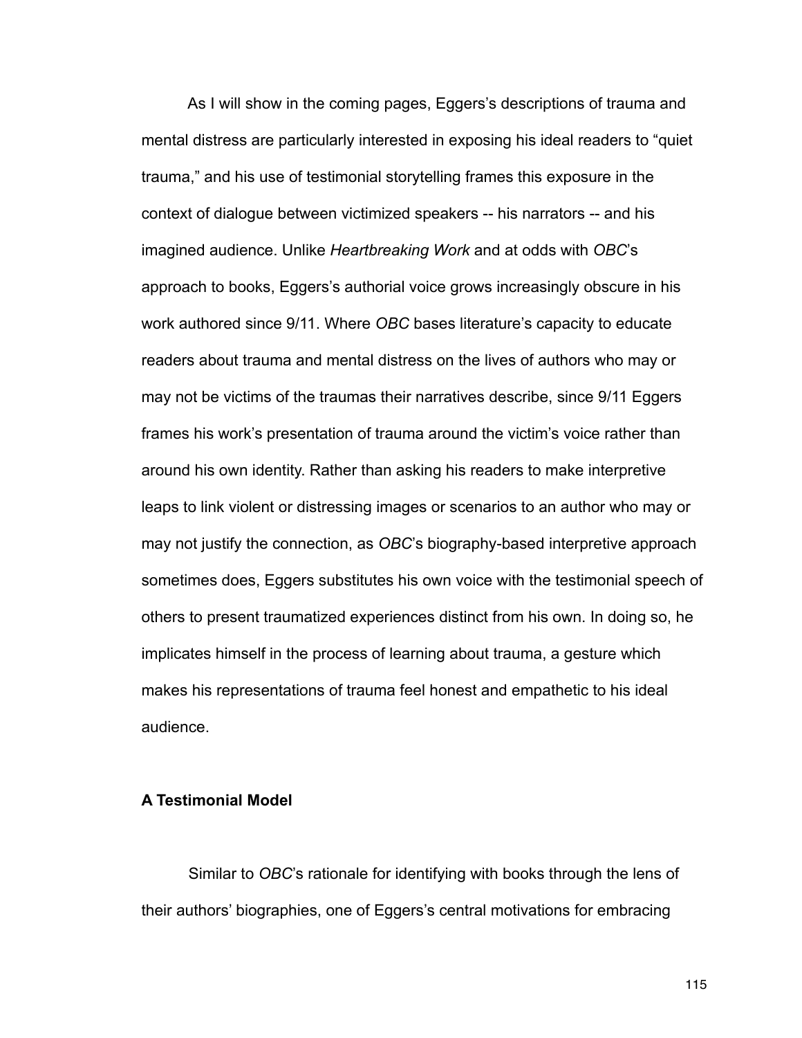As I will show in the coming pages, Eggers's descriptions of trauma and mental distress are particularly interested in exposing his ideal readers to "quiet trauma," and his use of testimonial storytelling frames this exposure in the context of dialogue between victimized speakers -- his narrators -- and his imagined audience. Unlike *Heartbreaking Work* and at odds with *OBC*'s approach to books, Eggers's authorial voice grows increasingly obscure in his work authored since 9/11. Where *OBC* bases literature's capacity to educate readers about trauma and mental distress on the lives of authors who may or may not be victims of the traumas their narratives describe, since 9/11 Eggers frames his work's presentation of trauma around the victim's voice rather than around his own identity. Rather than asking his readers to make interpretive leaps to link violent or distressing images or scenarios to an author who may or may not justify the connection, as *OBC*'s biography-based interpretive approach sometimes does, Eggers substitutes his own voice with the testimonial speech of others to present traumatized experiences distinct from his own. In doing so, he implicates himself in the process of learning about trauma, a gesture which makes his representations of trauma feel honest and empathetic to his ideal audience.

**A Testimonial Model**

Similar to *OBC*'s rationale for identifying with books through the lens of their authors' biographies, one of Eggers's central motivations for embracing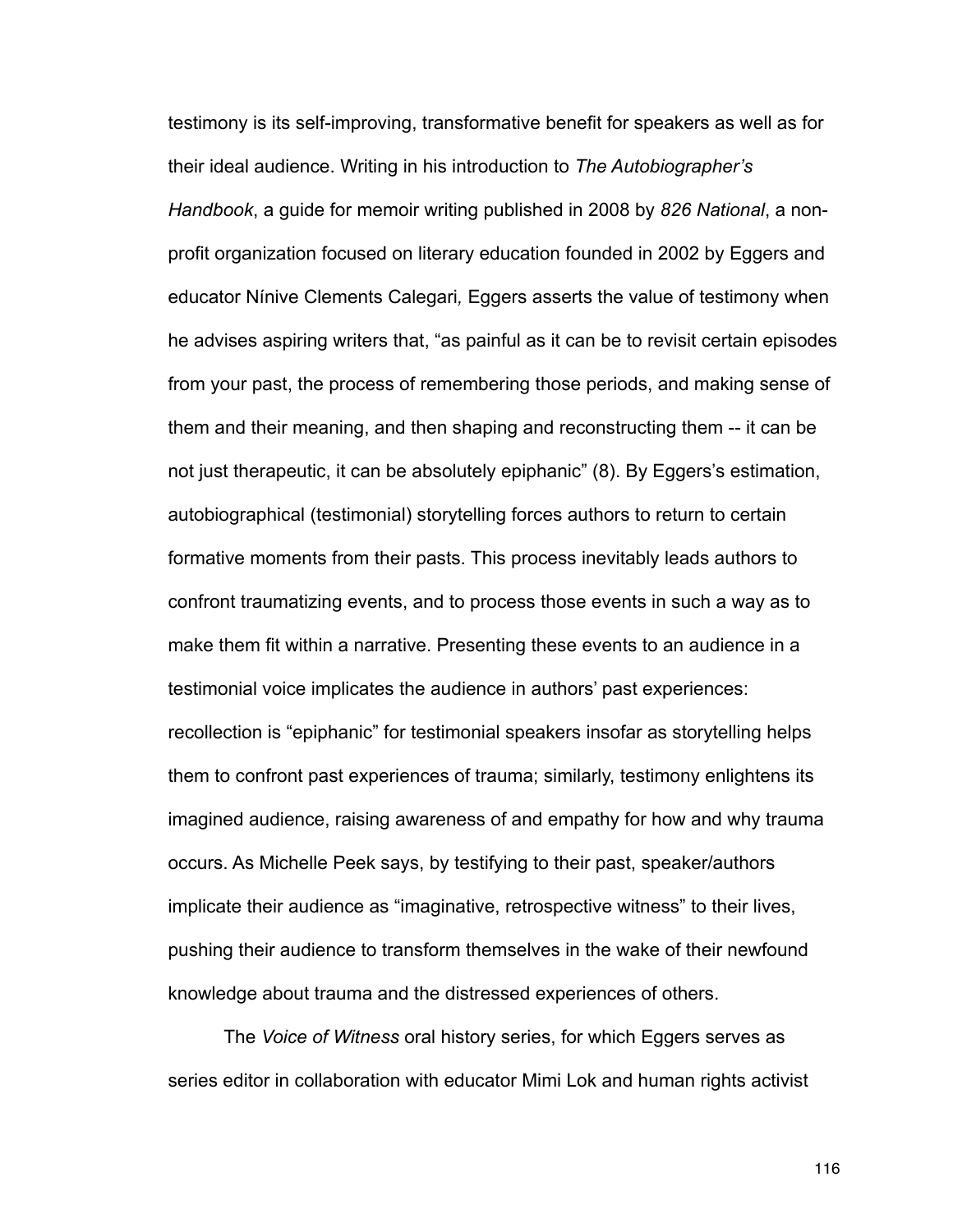testimony is its self-improving, transformative benefit for speakers as well as for their ideal audience. Writing in his introduction to *The Autobiographer's Handbook*, a guide for memoir writing published in 2008 by *826 National*, a non-profit organization focused on literary education founded in 2002 by Eggers and educator Nínive Clements Calegari*,* Eggers asserts the value of testimony when he advises aspiring writers that, "as painful as it can be to revisit certain episodes from your past, the process of remembering those periods, and making sense of them and their meaning, and then shaping and reconstructing them -- it can be not just therapeutic, it can be absolutely epiphanic" (8). By Eggers's estimation, autobiographical (testimonial) storytelling forces authors to return to certain formative moments from their pasts. This process inevitably leads authors to confront traumatizing events, and to process those events in such a way as to make them fit within a narrative. Presenting these events to an audience in a testimonial voice implicates the audience in authors' past experiences: recollection is "epiphanic" for testimonial speakers insofar as storytelling helps them to confront past experiences of trauma; similarly, testimony enlightens its imagined audience, raising awareness of and empathy for how and why trauma occurs. As Michelle Peek says, by testifying to their past, speaker/authors implicate their audience as "imaginative, retrospective witness" to their lives, pushing their audience to transform themselves in the wake of their newfound knowledge about trauma and the distressed experiences of others.

The *Voice of Witness* oral history series, for which Eggers serves as series editor in collaboration with educator Mimi Lok and human rights activist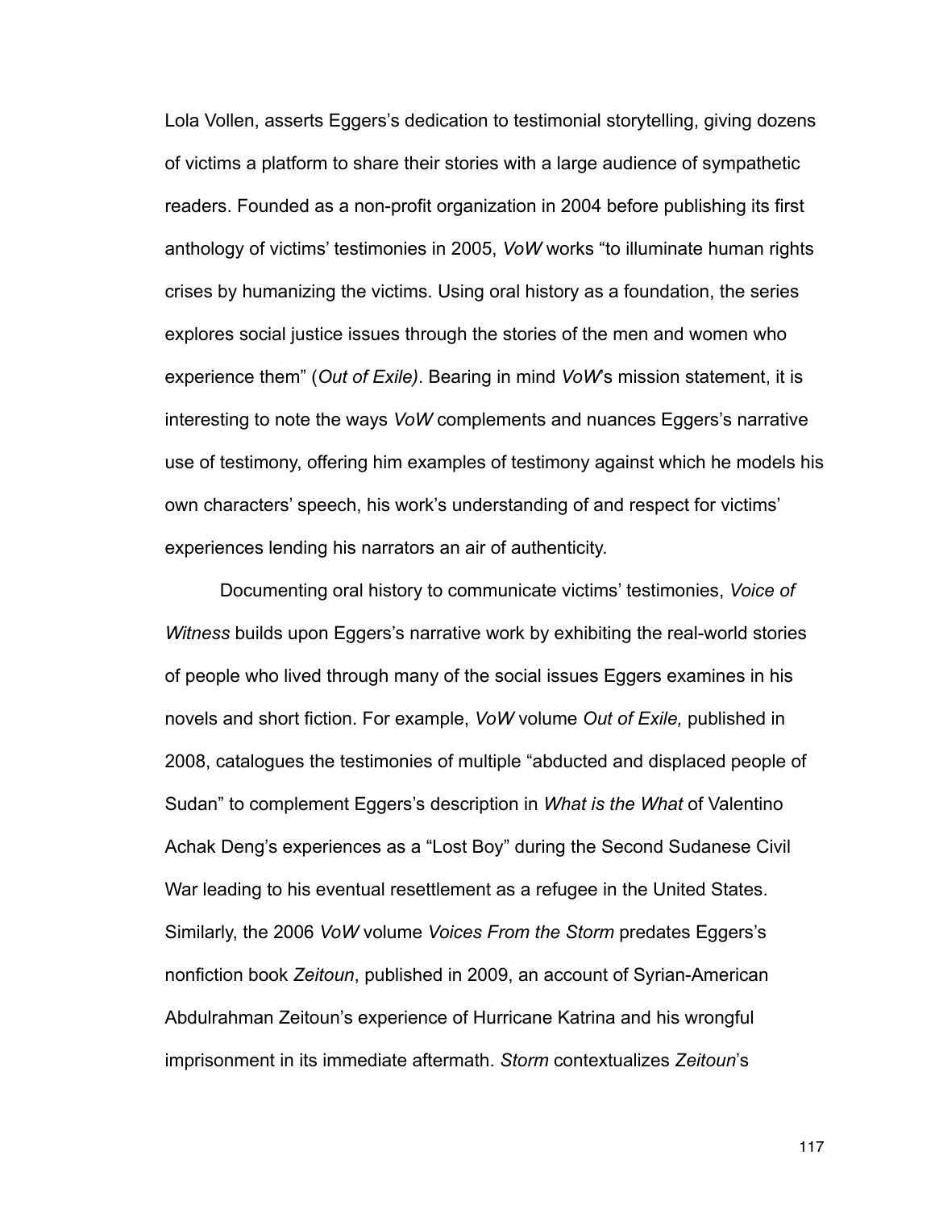Lola Vollen, asserts Eggers's dedication to testimonial storytelling, giving dozens of victims a platform to share their stories with a large audience of sympathetic readers. Founded as a non-profit organization in 2004 before publishing its first anthology of victims' testimonies in 2005, *VoW* works "to illuminate human rights crises by humanizing the victims. Using oral history as a foundation, the series explores social justice issues through the stories of the men and women who experience them" (*Out of Exile)*. Bearing in mind *VoW*'s mission statement, it is interesting to note the ways *VoW* complements and nuances Eggers's narrative use of testimony, offering him examples of testimony against which he models his own characters' speech, his work's understanding of and respect for victims' experiences lending his narrators an air of authenticity.

Documenting oral history to communicate victims' testimonies, *Voice of Witness* builds upon Eggers's narrative work by exhibiting the real-world stories of people who lived through many of the social issues Eggers examines in his novels and short fiction. For example, *VoW* volume *Out of Exile,* published in 2008, catalogues the testimonies of multiple "abducted and displaced people of Sudan" to complement Eggers's description in *What is the What* of Valentino Achak Deng's experiences as a "Lost Boy" during the Second Sudanese Civil War leading to his eventual resettlement as a refugee in the United States. Similarly, the 2006 *VoW* volume *Voices From the Storm* predates Eggers's nonfiction book *Zeitoun*, published in 2009, an account of Syrian-American Abdulrahman Zeitoun's experience of Hurricane Katrina and his wrongful imprisonment in its immediate aftermath. *Storm* contextualizes *Zeitoun*'s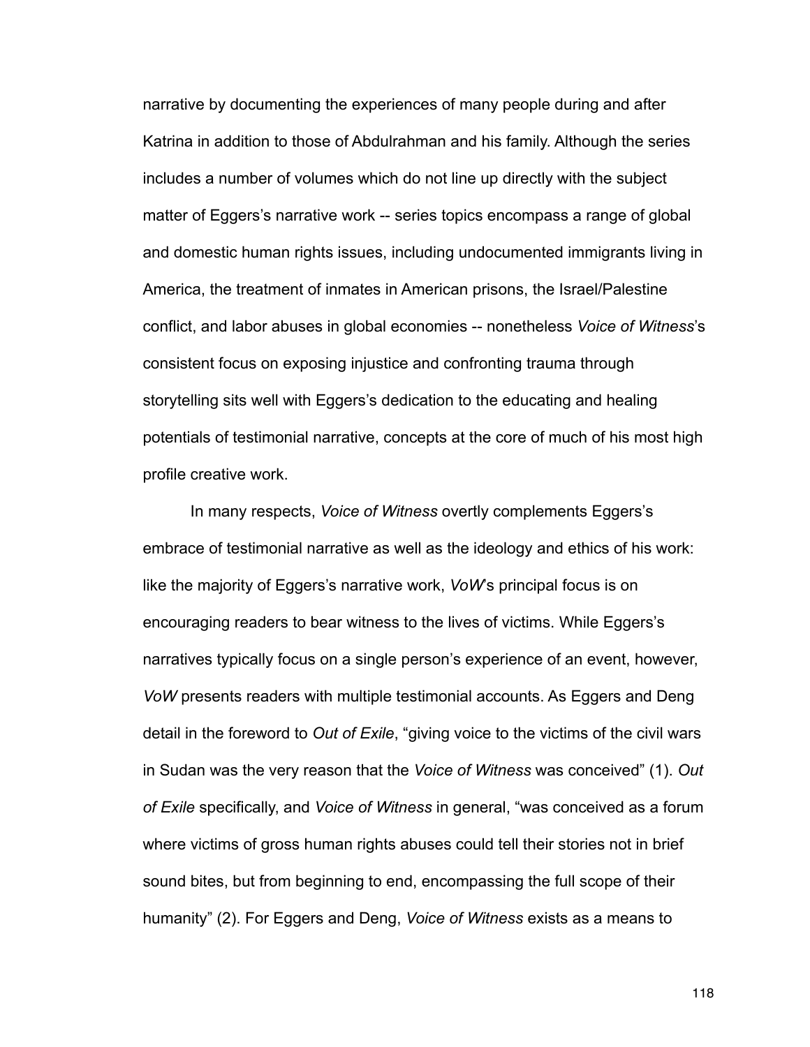narrative by documenting the experiences of many people during and after Katrina in addition to those of Abdulrahman and his family. Although the series includes a number of volumes which do not line up directly with the subject matter of Eggers's narrative work -- series topics encompass a range of global and domestic human rights issues, including undocumented immigrants living in America, the treatment of inmates in American prisons, the Israel/Palestine conflict, and labor abuses in global economies -- nonetheless *Voice of Witness*'s consistent focus on exposing injustice and confronting trauma through storytelling sits well with Eggers's dedication to the educating and healing potentials of testimonial narrative, concepts at the core of much of his most high profile creative work.

In many respects, *Voice of Witness* overtly complements Eggers's embrace of testimonial narrative as well as the ideology and ethics of his work: like the majority of Eggers's narrative work, *VoW*'s principal focus is on encouraging readers to bear witness to the lives of victims. While Eggers's narratives typically focus on a single person's experience of an event, however, *VoW* presents readers with multiple testimonial accounts. As Eggers and Deng detail in the foreword to *Out of Exile*, "giving voice to the victims of the civil wars in Sudan was the very reason that the *Voice of Witness* was conceived" (1). *Out of Exile* specifically, and *Voice of Witness* in general, "was conceived as a forum where victims of gross human rights abuses could tell their stories not in brief sound bites, but from beginning to end, encompassing the full scope of their humanity" (2). For Eggers and Deng, *Voice of Witness* exists as a means to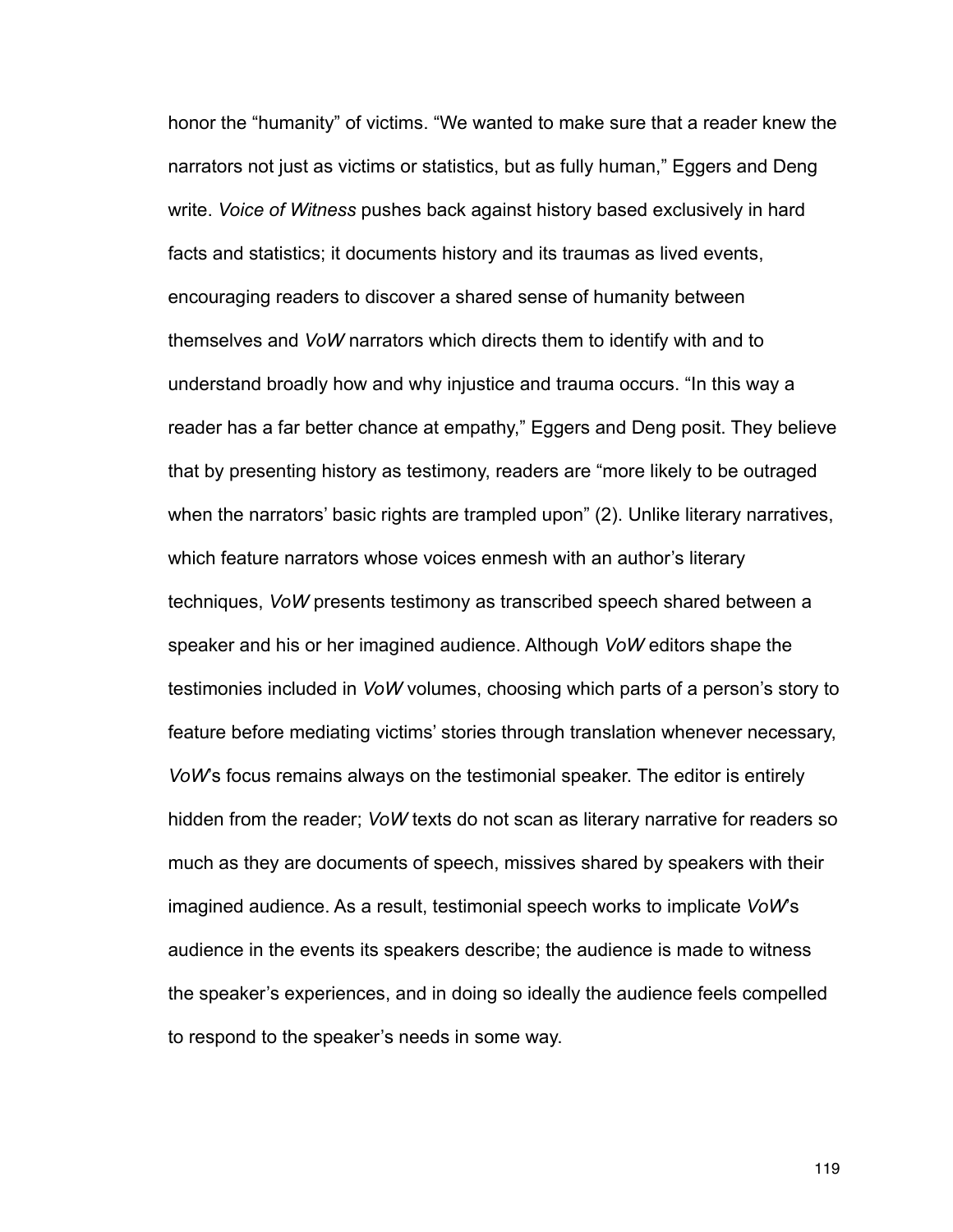honor the "humanity" of victims. "We wanted to make sure that a reader knew the narrators not just as victims or statistics, but as fully human," Eggers and Deng write. *Voice of Witness* pushes back against history based exclusively in hard facts and statistics; it documents history and its traumas as lived events, encouraging readers to discover a shared sense of humanity between themselves and *VoW* narrators which directs them to identify with and to understand broadly how and why injustice and trauma occurs. "In this way a reader has a far better chance at empathy," Eggers and Deng posit. They believe that by presenting history as testimony, readers are "more likely to be outraged when the narrators' basic rights are trampled upon" (2). Unlike literary narratives, which feature narrators whose voices enmesh with an author's literary techniques, *VoW* presents testimony as transcribed speech shared between a speaker and his or her imagined audience. Although *VoW* editors shape the testimonies included in *VoW* volumes, choosing which parts of a person's story to feature before mediating victims' stories through translation whenever necessary, *VoW*'s focus remains always on the testimonial speaker. The editor is entirely hidden from the reader; *VoW* texts do not scan as literary narrative for readers so much as they are documents of speech, missives shared by speakers with their imagined audience. As a result, testimonial speech works to implicate *VoW*'s audience in the events its speakers describe; the audience is made to witness the speaker's experiences, and in doing so ideally the audience feels compelled to respond to the speaker's needs in some way.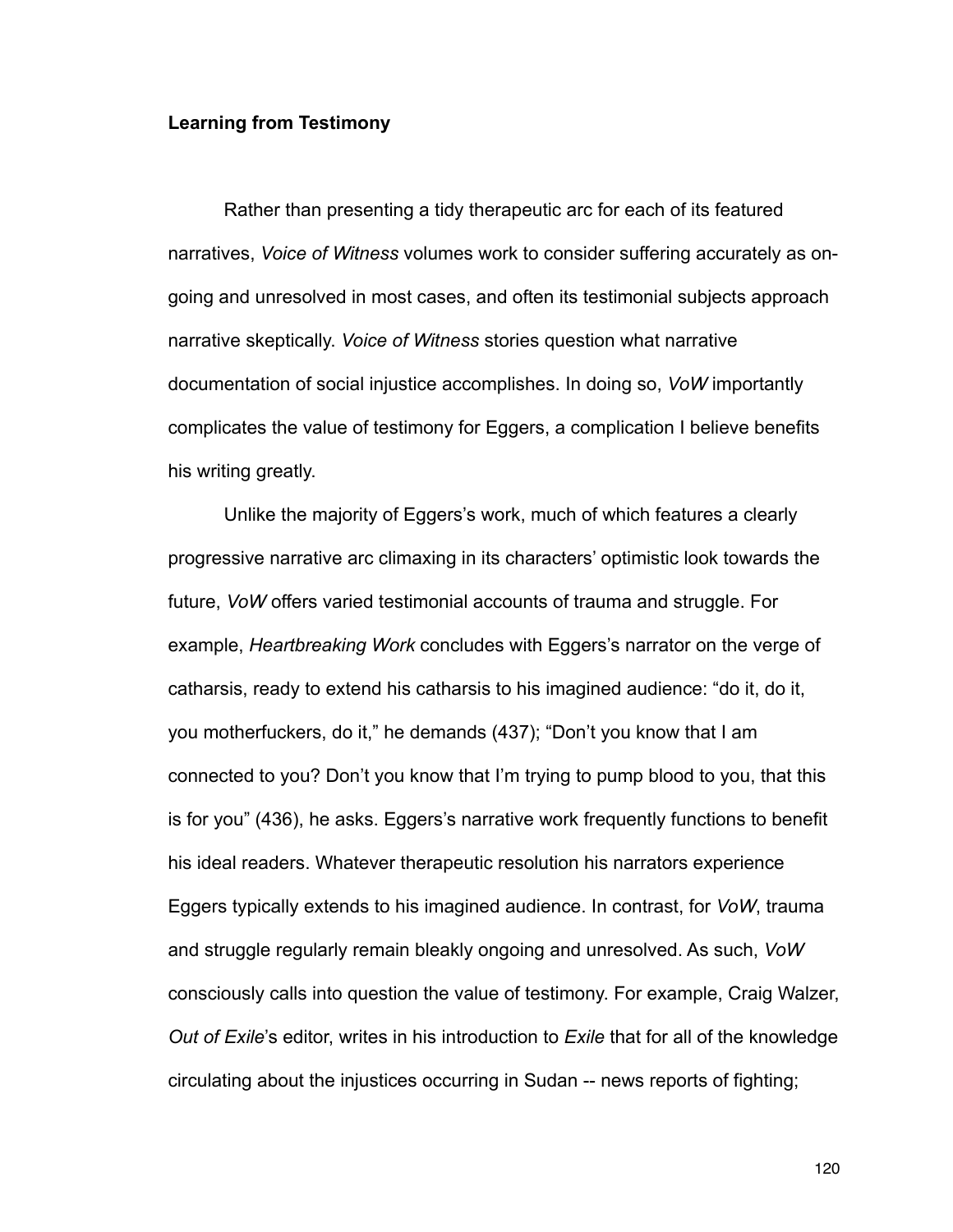**Learning from Testimony**

Rather than presenting a tidy therapeutic arc for each of its featured narratives, *Voice of Witness* volumes work to consider suffering accurately as on-going and unresolved in most cases, and often its testimonial subjects approach narrative skeptically. *Voice of Witness* stories question what narrative documentation of social injustice accomplishes. In doing so, *VoW* importantly complicates the value of testimony for Eggers, a complication I believe benefits his writing greatly.

Unlike the majority of Eggers's work, much of which features a clearly progressive narrative arc climaxing in its characters' optimistic look towards the future, *VoW* offers varied testimonial accounts of trauma and struggle. For example, *Heartbreaking Work* concludes with Eggers's narrator on the verge of catharsis, ready to extend his catharsis to his imagined audience: "do it, do it, you motherfuckers, do it," he demands (437); "Don't you know that I am connected to you? Don't you know that I'm trying to pump blood to you, that this is for you" (436), he asks. Eggers's narrative work frequently functions to benefit his ideal readers. Whatever therapeutic resolution his narrators experience Eggers typically extends to his imagined audience. In contrast, for *VoW*, trauma and struggle regularly remain bleakly ongoing and unresolved. As such, *VoW* consciously calls into question the value of testimony. For example, Craig Walzer, *Out of Exile*'s editor, writes in his introduction to *Exile* that for all of the knowledge circulating about the injustices occurring in Sudan -- news reports of fighting;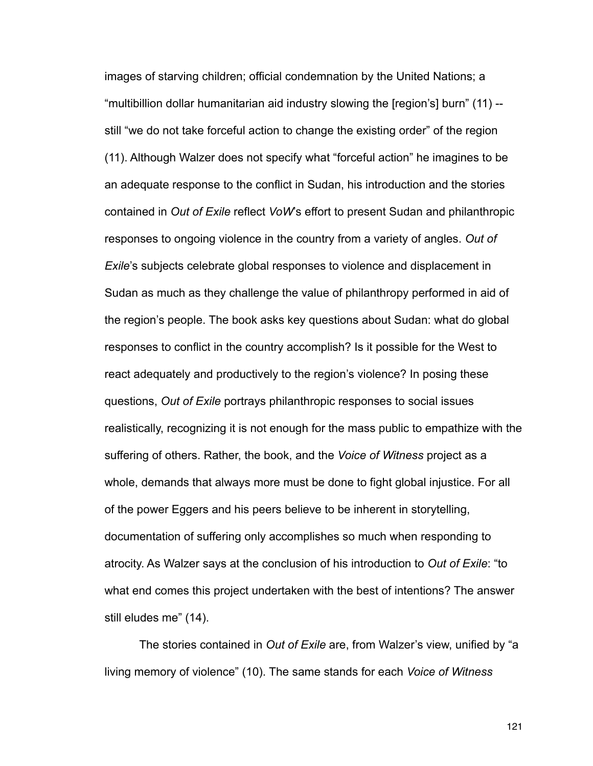images of starving children; official condemnation by the United Nations; a "multibillion dollar humanitarian aid industry slowing the [region's] burn" (11) -- still "we do not take forceful action to change the existing order" of the region (11). Although Walzer does not specify what "forceful action" he imagines to be an adequate response to the conflict in Sudan, his introduction and the stories contained in *Out of Exile* reflect *VoW*'s effort to present Sudan and philanthropic responses to ongoing violence in the country from a variety of angles. *Out of Exile*'s subjects celebrate global responses to violence and displacement in Sudan as much as they challenge the value of philanthropy performed in aid of the region's people. The book asks key questions about Sudan: what do global responses to conflict in the country accomplish? Is it possible for the West to react adequately and productively to the region's violence? In posing these questions, *Out of Exile* portrays philanthropic responses to social issues realistically, recognizing it is not enough for the mass public to empathize with the suffering of others. Rather, the book, and the *Voice of Witness* project as a whole, demands that always more must be done to fight global injustice. For all of the power Eggers and his peers believe to be inherent in storytelling, documentation of suffering only accomplishes so much when responding to atrocity. As Walzer says at the conclusion of his introduction to *Out of Exile*: "to what end comes this project undertaken with the best of intentions? The answer still eludes me" (14).

The stories contained in *Out of Exile* are, from Walzer's view, unified by "a living memory of violence" (10). The same stands for each *Voice of Witness*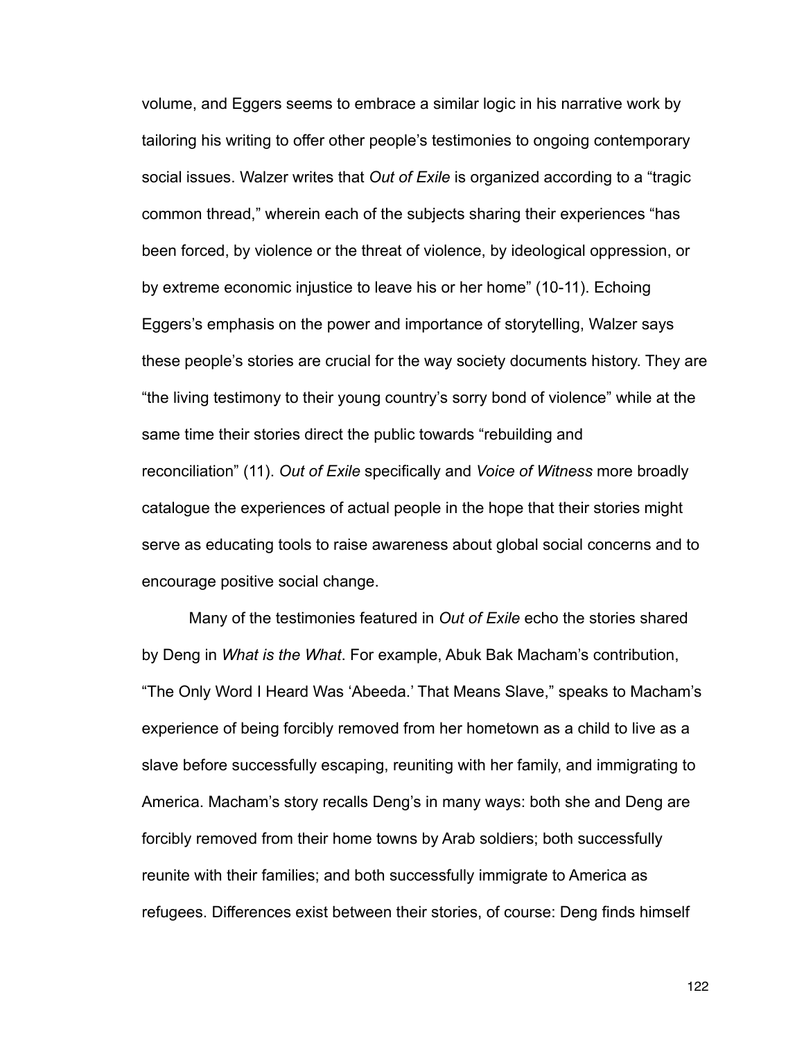volume, and Eggers seems to embrace a similar logic in his narrative work by tailoring his writing to offer other people's testimonies to ongoing contemporary social issues. Walzer writes that *Out of Exile* is organized according to a "tragic common thread," wherein each of the subjects sharing their experiences "has been forced, by violence or the threat of violence, by ideological oppression, or by extreme economic injustice to leave his or her home" (10-11). Echoing Eggers's emphasis on the power and importance of storytelling, Walzer says these people's stories are crucial for the way society documents history. They are "the living testimony to their young country's sorry bond of violence" while at the same time their stories direct the public towards "rebuilding and reconciliation" (11). *Out of Exile* specifically and *Voice of Witness* more broadly catalogue the experiences of actual people in the hope that their stories might serve as educating tools to raise awareness about global social concerns and to encourage positive social change.

Many of the testimonies featured in *Out of Exile* echo the stories shared by Deng in *What is the What*. For example, Abuk Bak Macham's contribution, "The Only Word I Heard Was 'Abeeda.' That Means Slave," speaks to Macham's experience of being forcibly removed from her hometown as a child to live as a slave before successfully escaping, reuniting with her family, and immigrating to America. Macham's story recalls Deng's in many ways: both she and Deng are forcibly removed from their home towns by Arab soldiers; both successfully reunite with their families; and both successfully immigrate to America as refugees. Differences exist between their stories, of course: Deng finds himself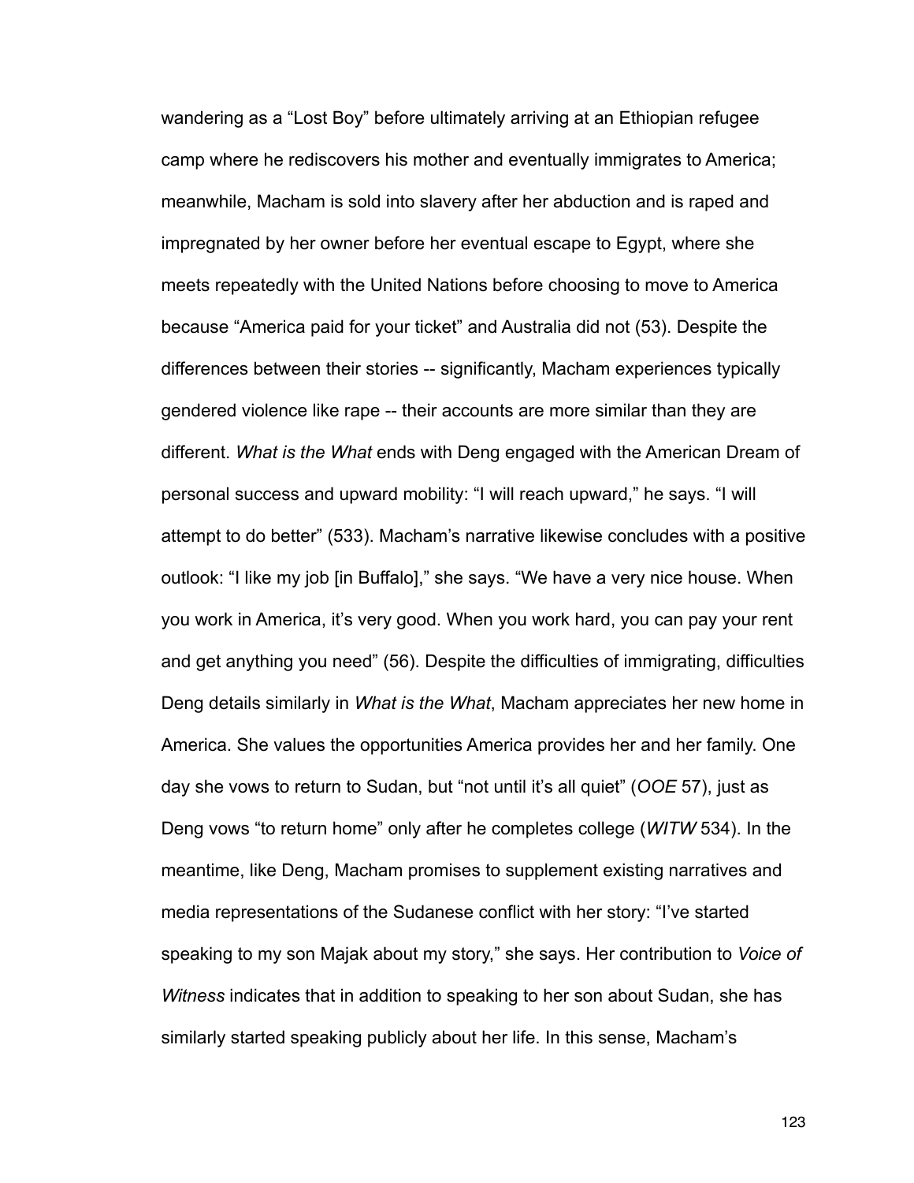wandering as a "Lost Boy" before ultimately arriving at an Ethiopian refugee camp where he rediscovers his mother and eventually immigrates to America; meanwhile, Macham is sold into slavery after her abduction and is raped and impregnated by her owner before her eventual escape to Egypt, where she meets repeatedly with the United Nations before choosing to move to America because "America paid for your ticket" and Australia did not (53). Despite the differences between their stories -- significantly, Macham experiences typically gendered violence like rape -- their accounts are more similar than they are different. *What is the What* ends with Deng engaged with the American Dream of personal success and upward mobility: "I will reach upward," he says. "I will attempt to do better" (533). Macham's narrative likewise concludes with a positive outlook: "I like my job [in Buffalo]," she says. "We have a very nice house. When you work in America, it's very good. When you work hard, you can pay your rent and get anything you need" (56). Despite the difficulties of immigrating, difficulties Deng details similarly in *What is the What*, Macham appreciates her new home in America. She values the opportunities America provides her and her family. One day she vows to return to Sudan, but "not until it's all quiet" (*OOE* 57), just as Deng vows "to return home" only after he completes college (*WITW* 534). In the meantime, like Deng, Macham promises to supplement existing narratives and media representations of the Sudanese conflict with her story: "I've started speaking to my son Majak about my story," she says. Her contribution to *Voice of Witness* indicates that in addition to speaking to her son about Sudan, she has similarly started speaking publicly about her life. In this sense, Macham's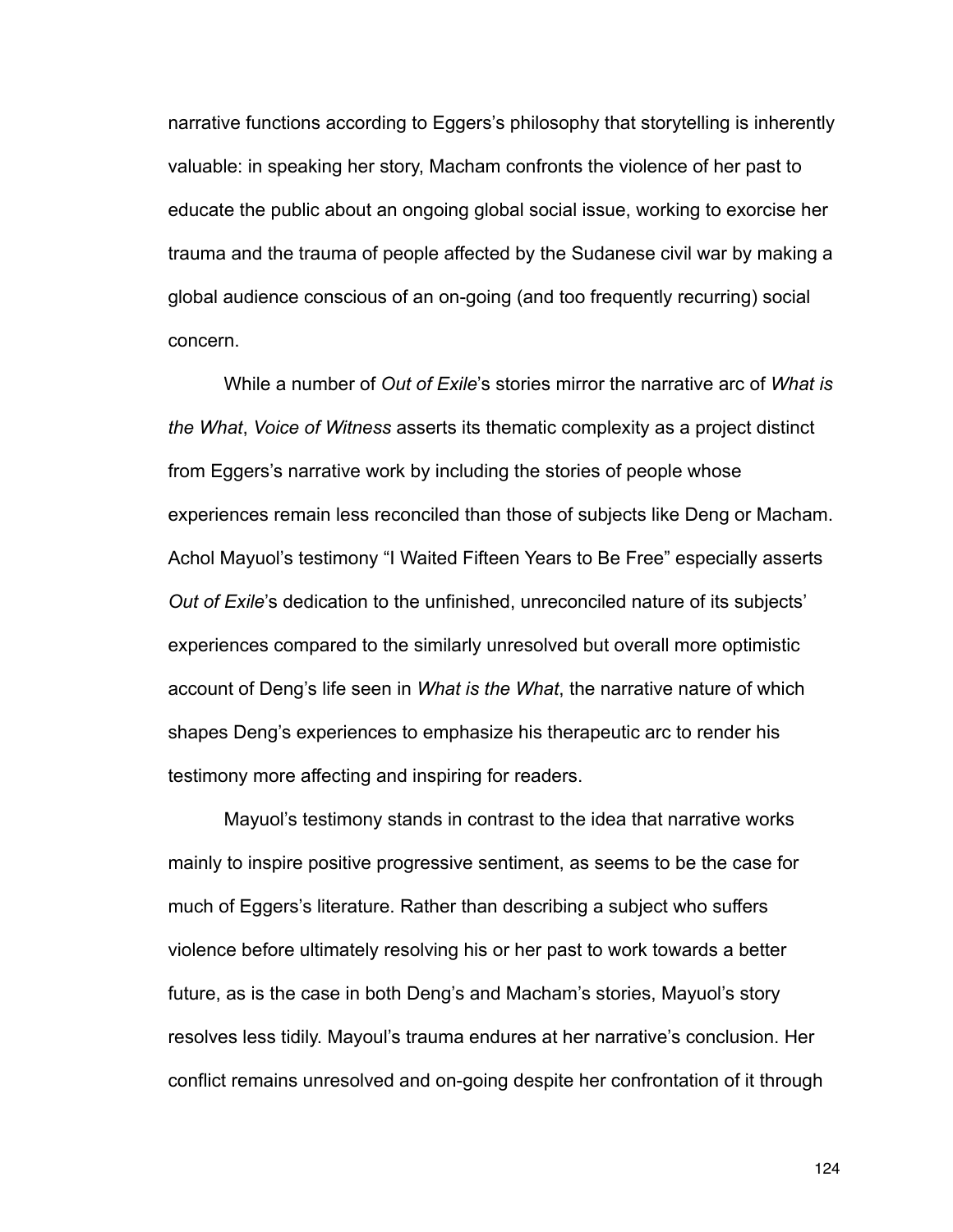narrative functions according to Eggers's philosophy that storytelling is inherently valuable: in speaking her story, Macham confronts the violence of her past to educate the public about an ongoing global social issue, working to exorcise her trauma and the trauma of people affected by the Sudanese civil war by making a global audience conscious of an on-going (and too frequently recurring) social concern.

While a number of *Out of Exile*'s stories mirror the narrative arc of *What is the What*, *Voice of Witness* asserts its thematic complexity as a project distinct from Eggers's narrative work by including the stories of people whose experiences remain less reconciled than those of subjects like Deng or Macham. Achol Mayuol's testimony "I Waited Fifteen Years to Be Free" especially asserts *Out of Exile*'s dedication to the unfinished, unreconciled nature of its subjects' experiences compared to the similarly unresolved but overall more optimistic account of Deng's life seen in *What is the What*, the narrative nature of which shapes Deng's experiences to emphasize his therapeutic arc to render his testimony more affecting and inspiring for readers.

Mayuol's testimony stands in contrast to the idea that narrative works mainly to inspire positive progressive sentiment, as seems to be the case for much of Eggers's literature. Rather than describing a subject who suffers violence before ultimately resolving his or her past to work towards a better future, as is the case in both Deng's and Macham's stories, Mayuol's story resolves less tidily. Mayoul's trauma endures at her narrative's conclusion. Her conflict remains unresolved and on-going despite her confrontation of it through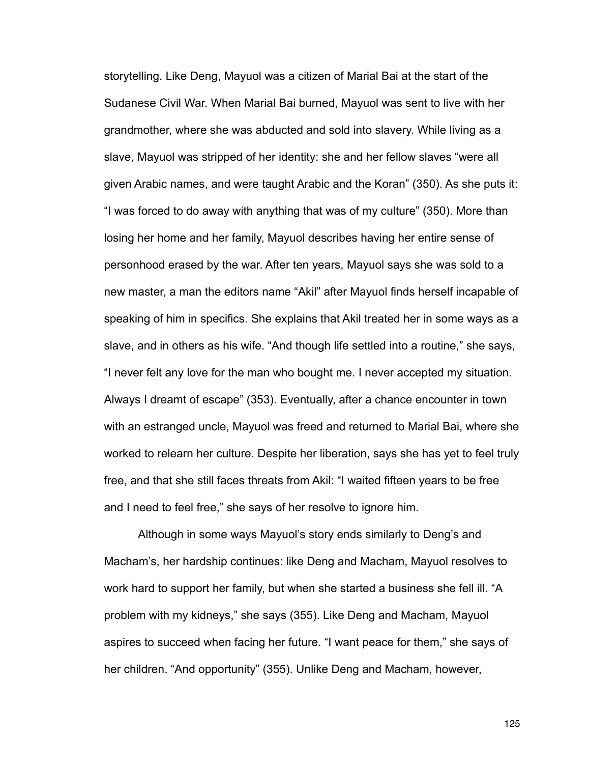storytelling. Like Deng, Mayuol was a citizen of Marial Bai at the start of the Sudanese Civil War. When Marial Bai burned, Mayuol was sent to live with her grandmother, where she was abducted and sold into slavery. While living as a slave, Mayuol was stripped of her identity: she and her fellow slaves "were all given Arabic names, and were taught Arabic and the Koran" (350). As she puts it: "I was forced to do away with anything that was of my culture" (350). More than losing her home and her family, Mayuol describes having her entire sense of personhood erased by the war. After ten years, Mayuol says she was sold to a new master, a man the editors name "Akil" after Mayuol finds herself incapable of speaking of him in specifics. She explains that Akil treated her in some ways as a slave, and in others as his wife. "And though life settled into a routine," she says, "I never felt any love for the man who bought me. I never accepted my situation. Always I dreamt of escape" (353). Eventually, after a chance encounter in town with an estranged uncle, Mayuol was freed and returned to Marial Bai, where she worked to relearn her culture. Despite her liberation, says she has yet to feel truly free, and that she still faces threats from Akil: "I waited fifteen years to be free and I need to feel free," she says of her resolve to ignore him.

Although in some ways Mayuol's story ends similarly to Deng's and Macham's, her hardship continues: like Deng and Macham, Mayuol resolves to work hard to support her family, but when she started a business she fell ill. "A problem with my kidneys," she says (355). Like Deng and Macham, Mayuol aspires to succeed when facing her future. "I want peace for them," she says of her children. "And opportunity" (355). Unlike Deng and Macham, however,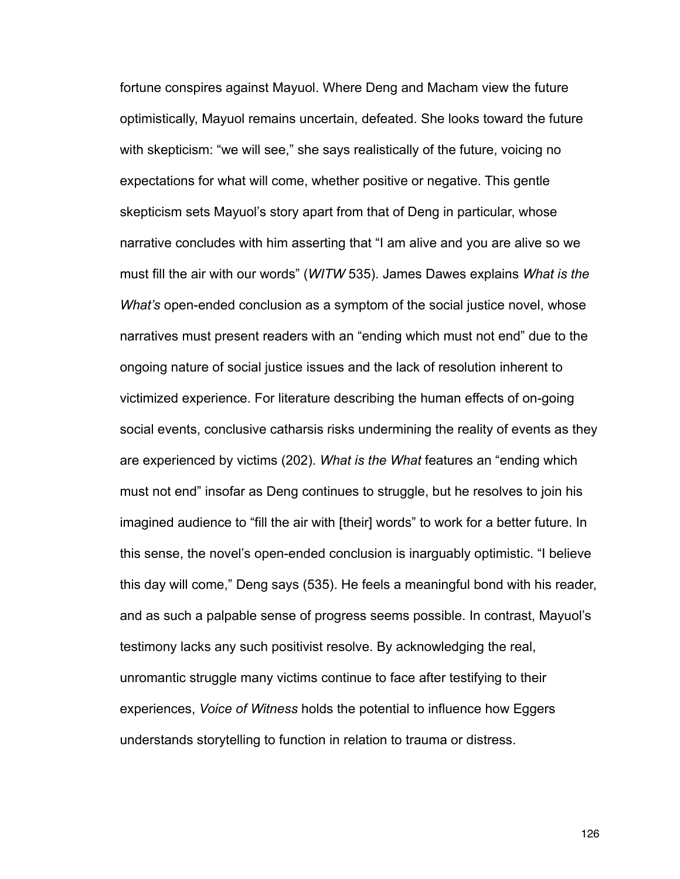fortune conspires against Mayuol. Where Deng and Macham view the future optimistically, Mayuol remains uncertain, defeated. She looks toward the future with skepticism: "we will see," she says realistically of the future, voicing no expectations for what will come, whether positive or negative. This gentle skepticism sets Mayuol's story apart from that of Deng in particular, whose narrative concludes with him asserting that "I am alive and you are alive so we must fill the air with our words" (*WITW* 535). James Dawes explains *What is the What's* open-ended conclusion as a symptom of the social justice novel, whose narratives must present readers with an "ending which must not end" due to the ongoing nature of social justice issues and the lack of resolution inherent to victimized experience. For literature describing the human effects of on-going social events, conclusive catharsis risks undermining the reality of events as they are experienced by victims (202). *What is the What* features an "ending which must not end" insofar as Deng continues to struggle, but he resolves to join his imagined audience to "fill the air with [their] words" to work for a better future. In this sense, the novel's open-ended conclusion is inarguably optimistic. "I believe this day will come," Deng says (535). He feels a meaningful bond with his reader, and as such a palpable sense of progress seems possible. In contrast, Mayuol's testimony lacks any such positivist resolve. By acknowledging the real, unromantic struggle many victims continue to face after testifying to their experiences, *Voice of Witness* holds the potential to influence how Eggers understands storytelling to function in relation to trauma or distress.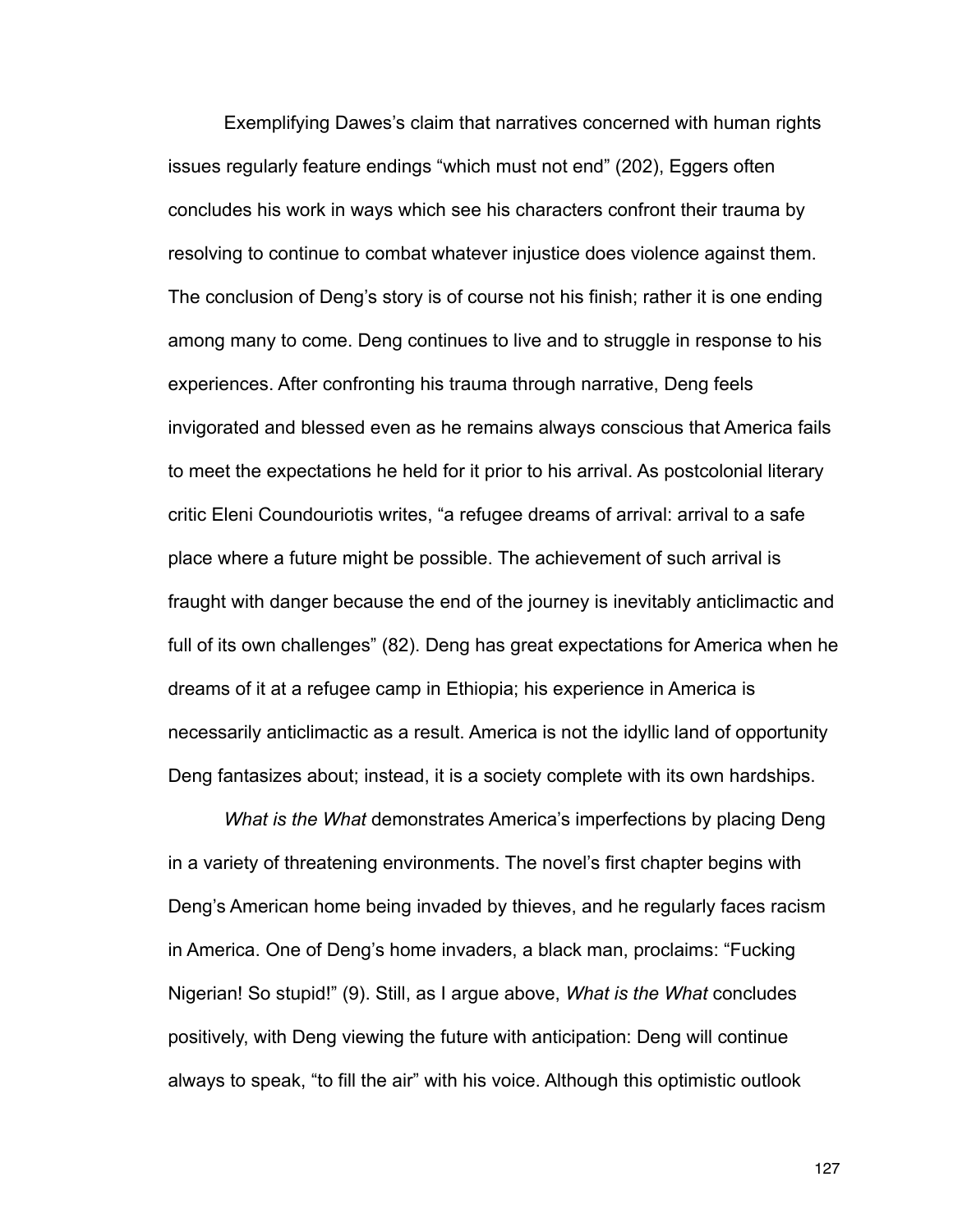Exemplifying Dawes's claim that narratives concerned with human rights issues regularly feature endings "which must not end" (202), Eggers often concludes his work in ways which see his characters confront their trauma by resolving to continue to combat whatever injustice does violence against them. The conclusion of Deng's story is of course not his finish; rather it is one ending among many to come. Deng continues to live and to struggle in response to his experiences. After confronting his trauma through narrative, Deng feels invigorated and blessed even as he remains always conscious that America fails to meet the expectations he held for it prior to his arrival. As postcolonial literary critic Eleni Coundouriotis writes, "a refugee dreams of arrival: arrival to a safe place where a future might be possible. The achievement of such arrival is fraught with danger because the end of the journey is inevitably anticlimactic and full of its own challenges" (82). Deng has great expectations for America when he dreams of it at a refugee camp in Ethiopia; his experience in America is necessarily anticlimactic as a result. America is not the idyllic land of opportunity Deng fantasizes about; instead, it is a society complete with its own hardships.

*What is the What* demonstrates America's imperfections by placing Deng in a variety of threatening environments. The novel's first chapter begins with Deng's American home being invaded by thieves, and he regularly faces racism in America. One of Deng's home invaders, a black man, proclaims: "Fucking Nigerian! So stupid!" (9). Still, as I argue above, *What is the What* concludes positively, with Deng viewing the future with anticipation: Deng will continue always to speak, "to fill the air" with his voice. Although this optimistic outlook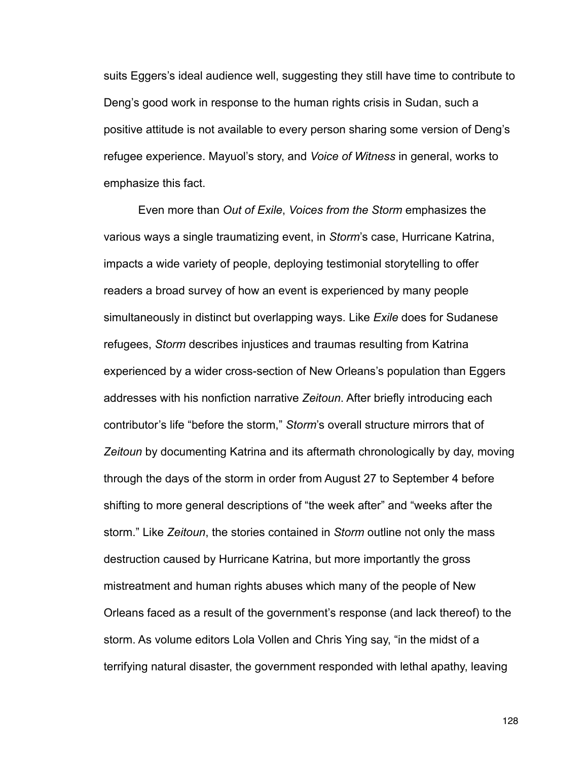suits Eggers's ideal audience well, suggesting they still have time to contribute to Deng's good work in response to the human rights crisis in Sudan, such a positive attitude is not available to every person sharing some version of Deng's refugee experience. Mayuol's story, and *Voice of Witness* in general, works to emphasize this fact.

Even more than *Out of Exile*, *Voices from the Storm* emphasizes the various ways a single traumatizing event, in *Storm*'s case, Hurricane Katrina, impacts a wide variety of people, deploying testimonial storytelling to offer readers a broad survey of how an event is experienced by many people simultaneously in distinct but overlapping ways. Like *Exile* does for Sudanese refugees, *Storm* describes injustices and traumas resulting from Katrina experienced by a wider cross-section of New Orleans's population than Eggers addresses with his nonfiction narrative *Zeitoun*. After briefly introducing each contributor's life "before the storm," *Storm*'s overall structure mirrors that of *Zeitoun* by documenting Katrina and its aftermath chronologically by day, moving through the days of the storm in order from August 27 to September 4 before shifting to more general descriptions of "the week after" and "weeks after the storm." Like *Zeitoun*, the stories contained in *Storm* outline not only the mass destruction caused by Hurricane Katrina, but more importantly the gross mistreatment and human rights abuses which many of the people of New Orleans faced as a result of the government's response (and lack thereof) to the storm. As volume editors Lola Vollen and Chris Ying say, "in the midst of a terrifying natural disaster, the government responded with lethal apathy, leaving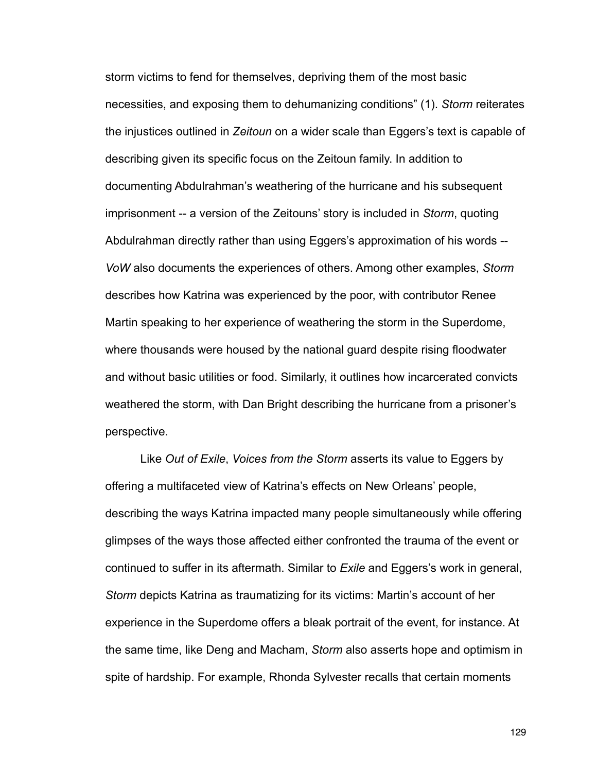storm victims to fend for themselves, depriving them of the most basic necessities, and exposing them to dehumanizing conditions" (1). *Storm* reiterates the injustices outlined in *Zeitoun* on a wider scale than Eggers's text is capable of describing given its specific focus on the Zeitoun family. In addition to documenting Abdulrahman's weathering of the hurricane and his subsequent imprisonment -- a version of the Zeitouns' story is included in *Storm*, quoting Abdulrahman directly rather than using Eggers's approximation of his words -- *VoW* also documents the experiences of others. Among other examples, *Storm* describes how Katrina was experienced by the poor, with contributor Renee Martin speaking to her experience of weathering the storm in the Superdome, where thousands were housed by the national guard despite rising floodwater and without basic utilities or food. Similarly, it outlines how incarcerated convicts weathered the storm, with Dan Bright describing the hurricane from a prisoner's perspective.

Like *Out of Exile*, *Voices from the Storm* asserts its value to Eggers by offering a multifaceted view of Katrina's effects on New Orleans' people, describing the ways Katrina impacted many people simultaneously while offering glimpses of the ways those affected either confronted the trauma of the event or continued to suffer in its aftermath. Similar to *Exile* and Eggers's work in general, *Storm* depicts Katrina as traumatizing for its victims: Martin's account of her experience in the Superdome offers a bleak portrait of the event, for instance. At the same time, like Deng and Macham, *Storm* also asserts hope and optimism in spite of hardship. For example, Rhonda Sylvester recalls that certain moments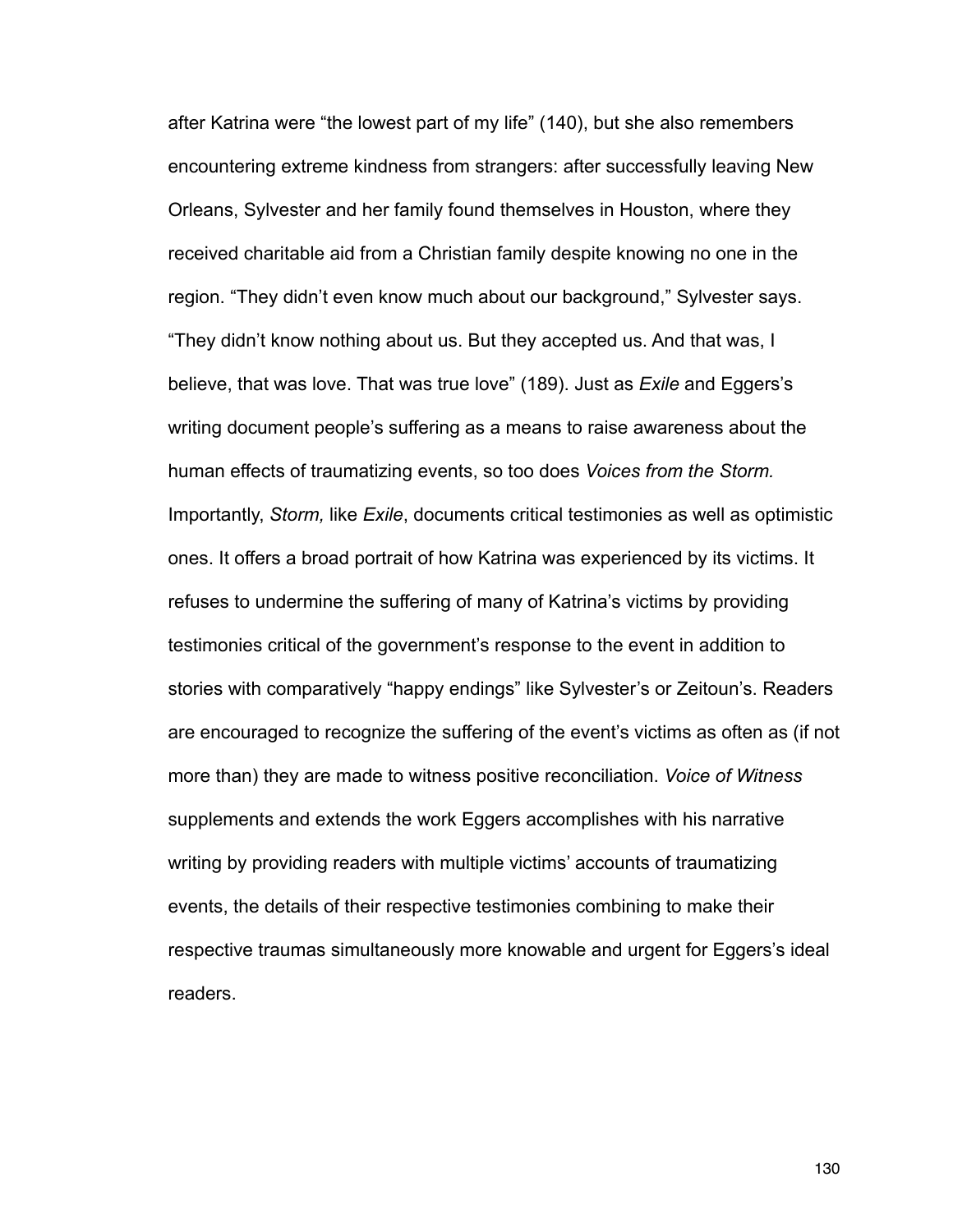after Katrina were “the lowest part of my life” (140), but she also remembers encountering extreme kindness from strangers: after successfully leaving New Orleans, Sylvester and her family found themselves in Houston, where they received charitable aid from a Christian family despite knowing no one in the region. “They didn’t even know much about our background,” Sylvester says. “They didn’t know nothing about us. But they accepted us. And that was, I believe, that was love. That was true love” (189). Just as *Exile* and Eggers’s writing document people’s suffering as a means to raise awareness about the human effects of traumatizing events, so too does *Voices from the Storm.* Importantly, *Storm,* like *Exile*, documents critical testimonies as well as optimistic ones. It offers a broad portrait of how Katrina was experienced by its victims. It refuses to undermine the suffering of many of Katrina’s victims by providing testimonies critical of the government’s response to the event in addition to stories with comparatively “happy endings” like Sylvester’s or Zeitoun’s. Readers are encouraged to recognize the suffering of the event’s victims as often as (if not more than) they are made to witness positive reconciliation. *Voice of Witness* supplements and extends the work Eggers accomplishes with his narrative writing by providing readers with multiple victims’ accounts of traumatizing events, the details of their respective testimonies combining to make their respective traumas simultaneously more knowable and urgent for Eggers’s ideal readers.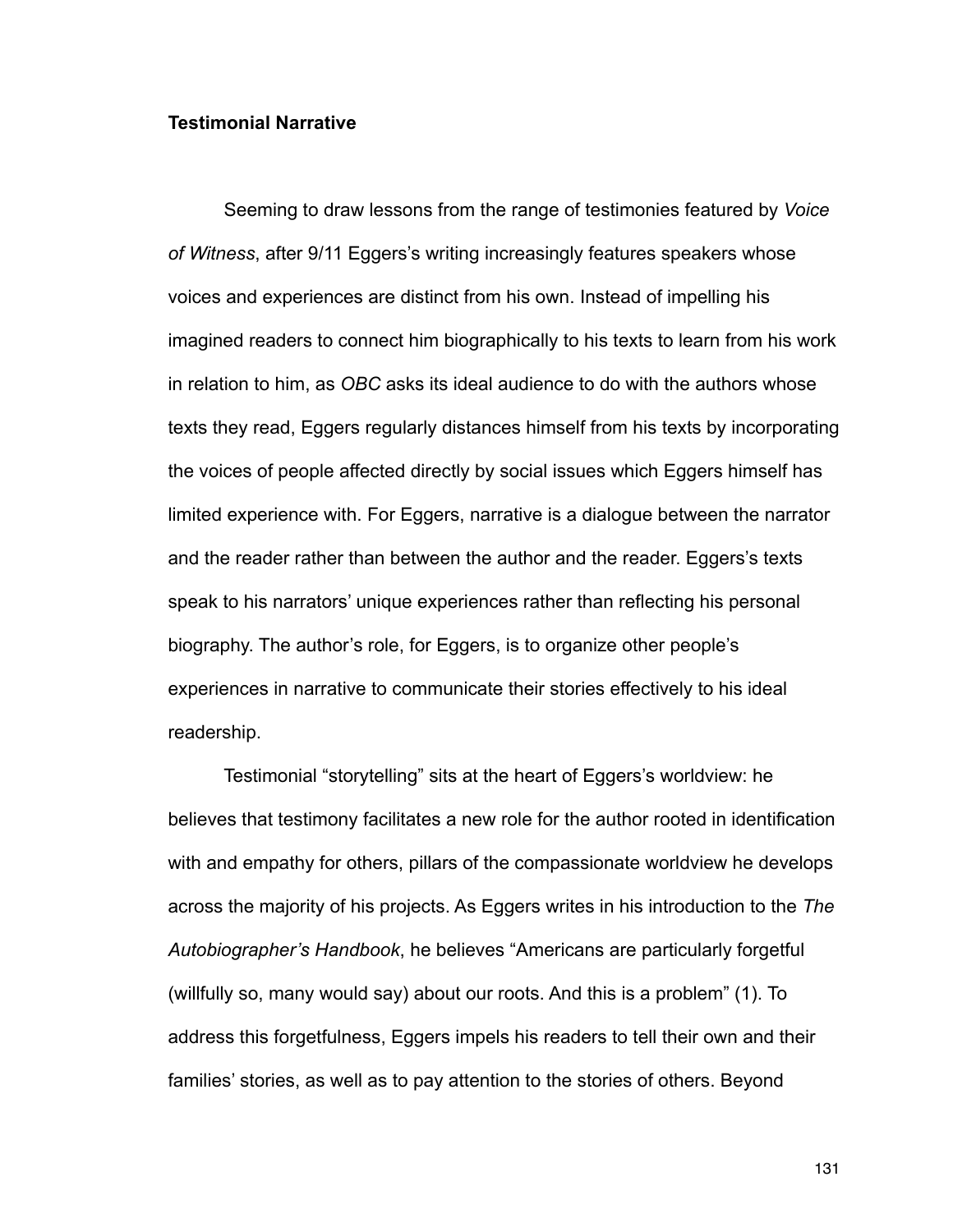**Testimonial Narrative**

Seeming to draw lessons from the range of testimonies featured by *Voice of Witness*, after 9/11 Eggers's writing increasingly features speakers whose voices and experiences are distinct from his own. Instead of impelling his imagined readers to connect him biographically to his texts to learn from his work in relation to him, as *OBC* asks its ideal audience to do with the authors whose texts they read, Eggers regularly distances himself from his texts by incorporating the voices of people affected directly by social issues which Eggers himself has limited experience with. For Eggers, narrative is a dialogue between the narrator and the reader rather than between the author and the reader. Eggers's texts speak to his narrators' unique experiences rather than reflecting his personal biography. The author's role, for Eggers, is to organize other people's experiences in narrative to communicate their stories effectively to his ideal readership.

Testimonial "storytelling" sits at the heart of Eggers's worldview: he believes that testimony facilitates a new role for the author rooted in identification with and empathy for others, pillars of the compassionate worldview he develops across the majority of his projects. As Eggers writes in his introduction to the *The Autobiographer's Handbook*, he believes "Americans are particularly forgetful (willfully so, many would say) about our roots. And this is a problem" (1). To address this forgetfulness, Eggers impels his readers to tell their own and their families' stories, as well as to pay attention to the stories of others. Beyond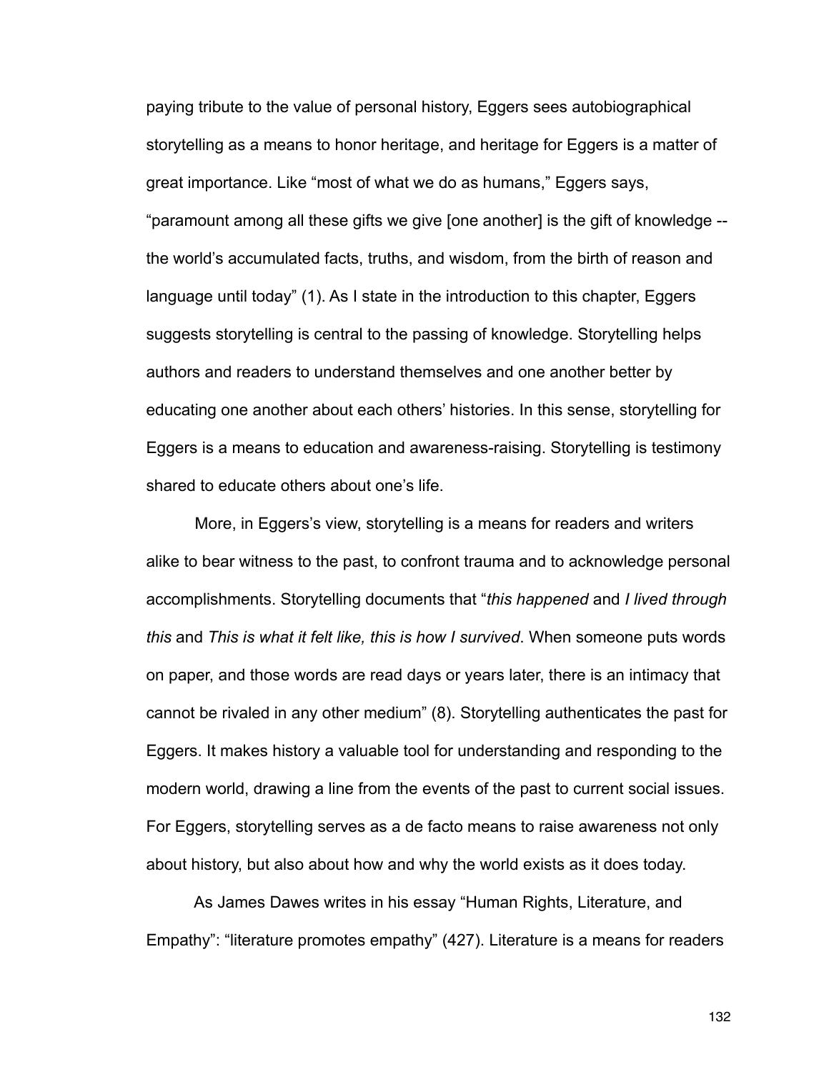paying tribute to the value of personal history, Eggers sees autobiographical storytelling as a means to honor heritage, and heritage for Eggers is a matter of great importance. Like "most of what we do as humans," Eggers says, "paramount among all these gifts we give [one another] is the gift of knowledge -- the world's accumulated facts, truths, and wisdom, from the birth of reason and language until today" (1). As I state in the introduction to this chapter, Eggers suggests storytelling is central to the passing of knowledge. Storytelling helps authors and readers to understand themselves and one another better by educating one another about each others' histories. In this sense, storytelling for Eggers is a means to education and awareness-raising. Storytelling is testimony shared to educate others about one's life.

More, in Eggers's view, storytelling is a means for readers and writers alike to bear witness to the past, to confront trauma and to acknowledge personal accomplishments. Storytelling documents that "*this happened* and *I lived through this* and *This is what it felt like, this is how I survived*. When someone puts words on paper, and those words are read days or years later, there is an intimacy that cannot be rivaled in any other medium" (8). Storytelling authenticates the past for Eggers. It makes history a valuable tool for understanding and responding to the modern world, drawing a line from the events of the past to current social issues. For Eggers, storytelling serves as a de facto means to raise awareness not only about history, but also about how and why the world exists as it does today.

As James Dawes writes in his essay "Human Rights, Literature, and Empathy": "literature promotes empathy" (427). Literature is a means for readers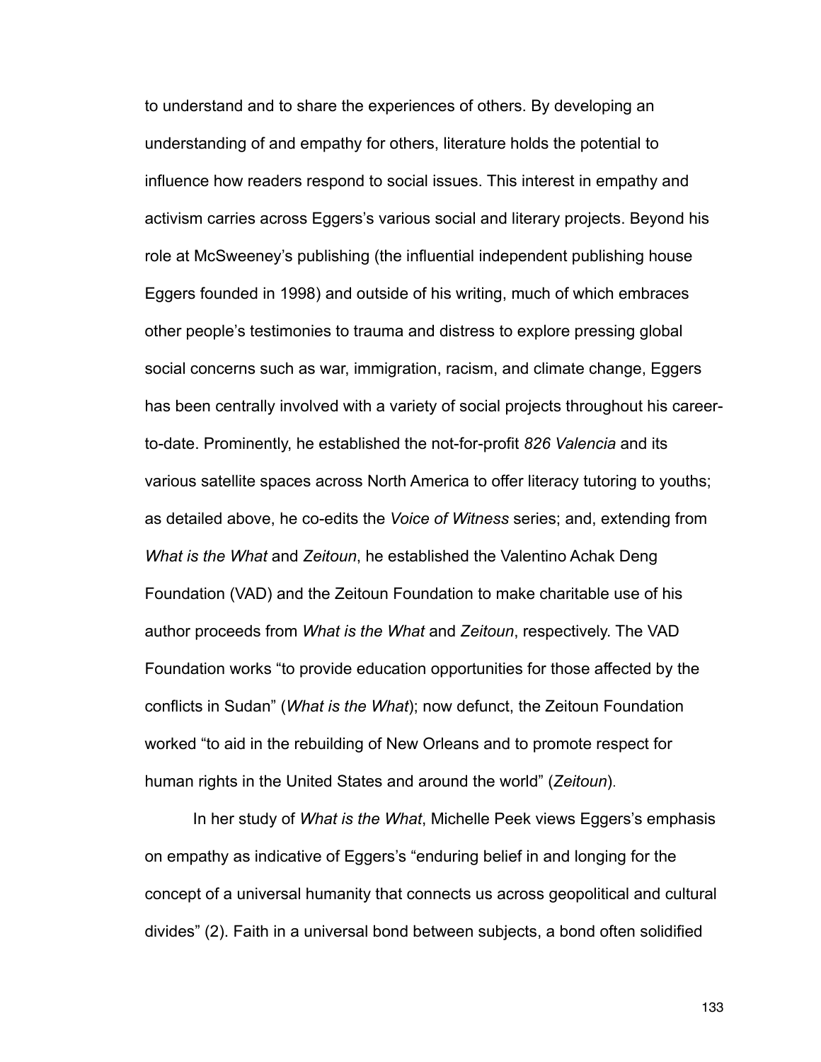to understand and to share the experiences of others. By developing an understanding of and empathy for others, literature holds the potential to influence how readers respond to social issues. This interest in empathy and activism carries across Eggers's various social and literary projects. Beyond his role at McSweeney's publishing (the influential independent publishing house Eggers founded in 1998) and outside of his writing, much of which embraces other people's testimonies to trauma and distress to explore pressing global social concerns such as war, immigration, racism, and climate change, Eggers has been centrally involved with a variety of social projects throughout his career-to-date. Prominently, he established the not-for-profit *826 Valencia* and its various satellite spaces across North America to offer literacy tutoring to youths; as detailed above, he co-edits the *Voice of Witness* series; and, extending from *What is the What* and *Zeitoun*, he established the Valentino Achak Deng Foundation (VAD) and the Zeitoun Foundation to make charitable use of his author proceeds from *What is the What* and *Zeitoun*, respectively. The VAD Foundation works "to provide education opportunities for those affected by the conflicts in Sudan" (*What is the What*); now defunct, the Zeitoun Foundation worked "to aid in the rebuilding of New Orleans and to promote respect for human rights in the United States and around the world" (*Zeitoun*).

In her study of *What is the What*, Michelle Peek views Eggers's emphasis on empathy as indicative of Eggers's "enduring belief in and longing for the concept of a universal humanity that connects us across geopolitical and cultural divides" (2). Faith in a universal bond between subjects, a bond often solidified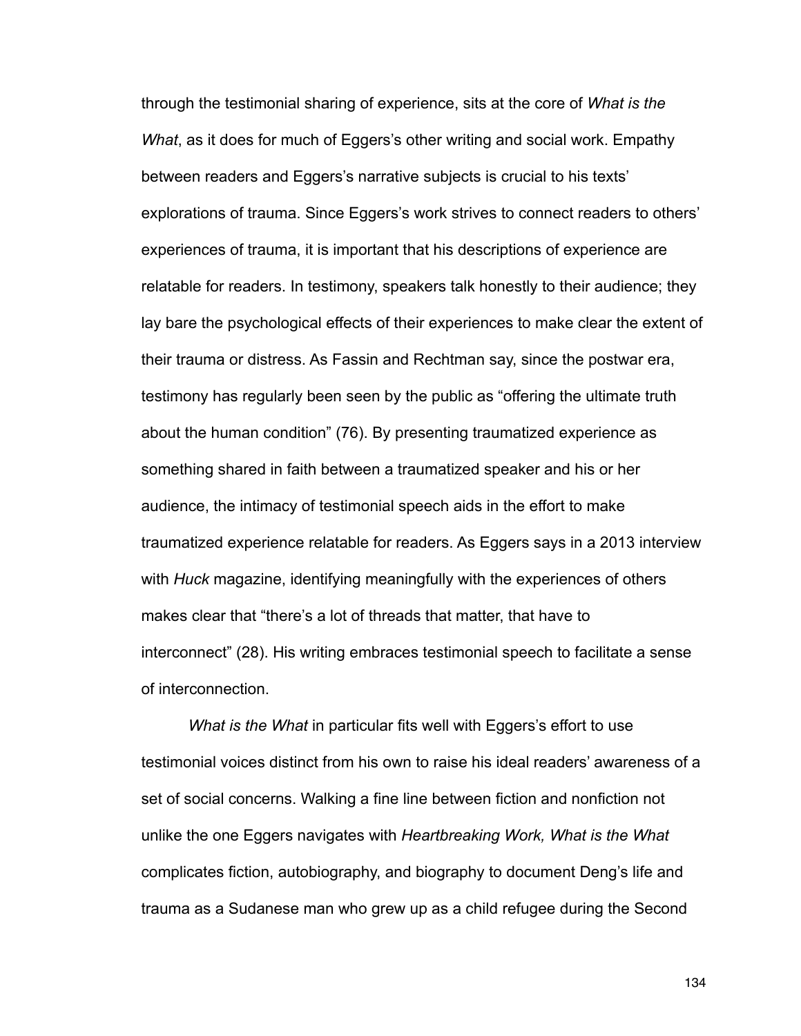through the testimonial sharing of experience, sits at the core of *What is the What*, as it does for much of Eggers's other writing and social work. Empathy between readers and Eggers's narrative subjects is crucial to his texts' explorations of trauma. Since Eggers's work strives to connect readers to others' experiences of trauma, it is important that his descriptions of experience are relatable for readers. In testimony, speakers talk honestly to their audience; they lay bare the psychological effects of their experiences to make clear the extent of their trauma or distress. As Fassin and Rechtman say, since the postwar era, testimony has regularly been seen by the public as "offering the ultimate truth about the human condition" (76). By presenting traumatized experience as something shared in faith between a traumatized speaker and his or her audience, the intimacy of testimonial speech aids in the effort to make traumatized experience relatable for readers. As Eggers says in a 2013 interview with *Huck* magazine, identifying meaningfully with the experiences of others makes clear that "there's a lot of threads that matter, that have to interconnect" (28). His writing embraces testimonial speech to facilitate a sense of interconnection.

*What is the What* in particular fits well with Eggers's effort to use testimonial voices distinct from his own to raise his ideal readers' awareness of a set of social concerns. Walking a fine line between fiction and nonfiction not unlike the one Eggers navigates with *Heartbreaking Work, What is the What* complicates fiction, autobiography, and biography to document Deng's life and trauma as a Sudanese man who grew up as a child refugee during the Second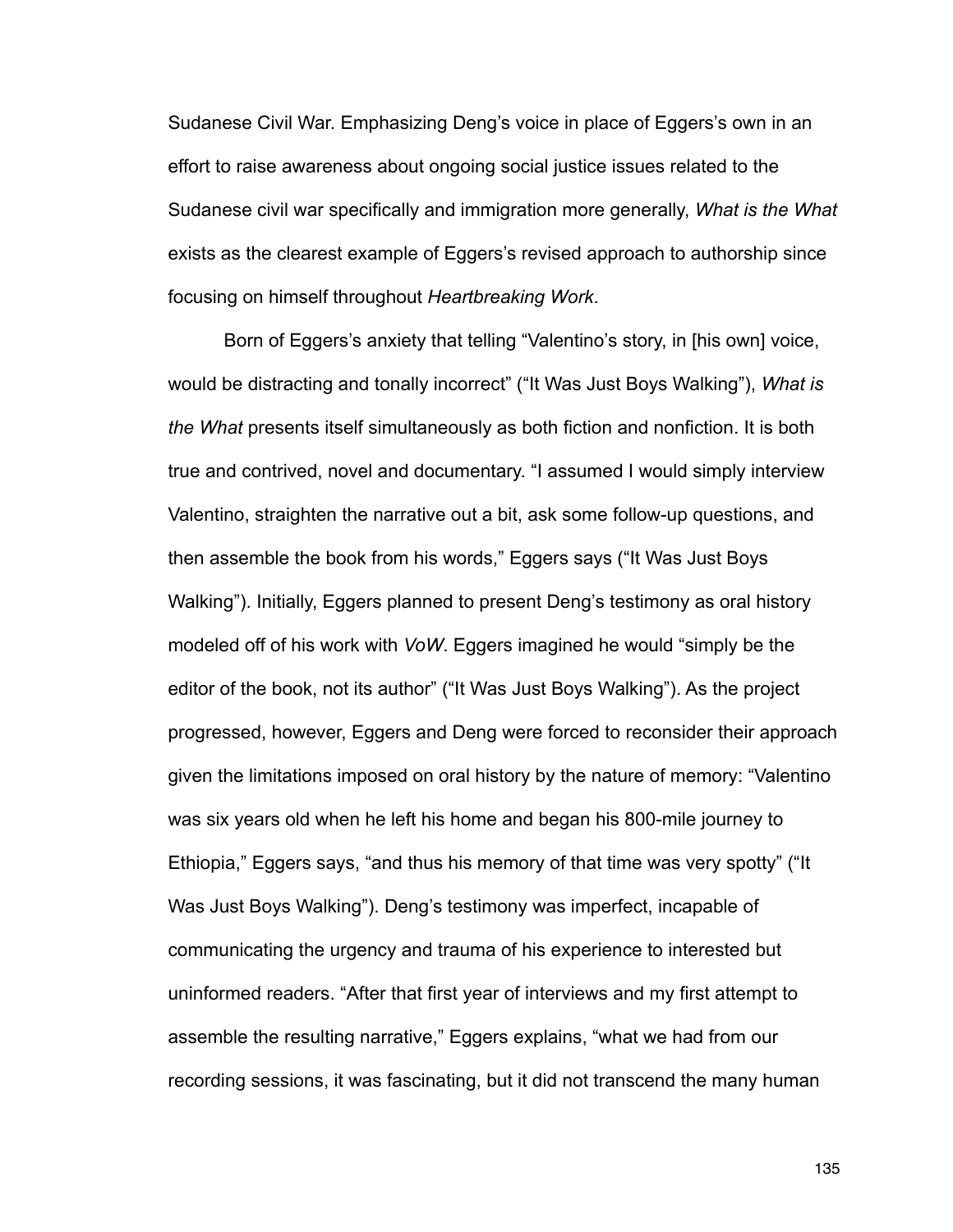Sudanese Civil War. Emphasizing Deng's voice in place of Eggers's own in an effort to raise awareness about ongoing social justice issues related to the Sudanese civil war specifically and immigration more generally, *What is the What* exists as the clearest example of Eggers's revised approach to authorship since focusing on himself throughout *Heartbreaking Work*.

Born of Eggers's anxiety that telling "Valentino's story, in [his own] voice, would be distracting and tonally incorrect" ("It Was Just Boys Walking"), *What is the What* presents itself simultaneously as both fiction and nonfiction. It is both true and contrived, novel and documentary. "I assumed I would simply interview Valentino, straighten the narrative out a bit, ask some follow-up questions, and then assemble the book from his words," Eggers says ("It Was Just Boys Walking"). Initially, Eggers planned to present Deng's testimony as oral history modeled off of his work with *VoW*. Eggers imagined he would "simply be the editor of the book, not its author" ("It Was Just Boys Walking"). As the project progressed, however, Eggers and Deng were forced to reconsider their approach given the limitations imposed on oral history by the nature of memory: "Valentino was six years old when he left his home and began his 800-mile journey to Ethiopia," Eggers says, "and thus his memory of that time was very spotty" ("It Was Just Boys Walking"). Deng's testimony was imperfect, incapable of communicating the urgency and trauma of his experience to interested but uninformed readers. "After that first year of interviews and my first attempt to assemble the resulting narrative," Eggers explains, "what we had from our recording sessions, it was fascinating, but it did not transcend the many human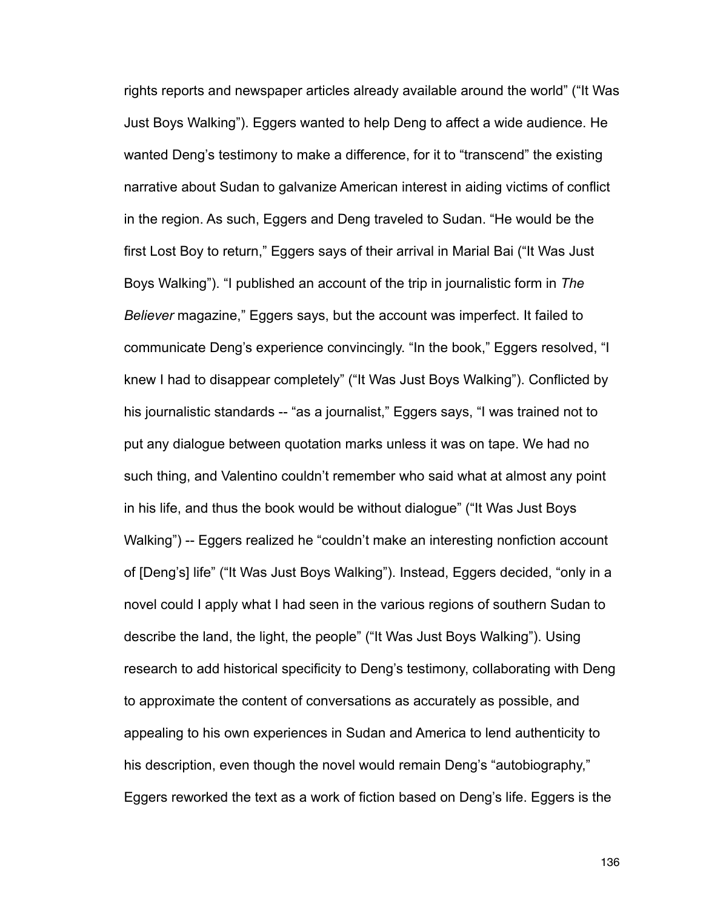rights reports and newspaper articles already available around the world" ("It Was Just Boys Walking"). Eggers wanted to help Deng to affect a wide audience. He wanted Deng's testimony to make a difference, for it to "transcend" the existing narrative about Sudan to galvanize American interest in aiding victims of conflict in the region. As such, Eggers and Deng traveled to Sudan. "He would be the first Lost Boy to return," Eggers says of their arrival in Marial Bai ("It Was Just Boys Walking"). "I published an account of the trip in journalistic form in *The Believer* magazine," Eggers says, but the account was imperfect. It failed to communicate Deng's experience convincingly. "In the book," Eggers resolved, "I knew I had to disappear completely" ("It Was Just Boys Walking"). Conflicted by his journalistic standards -- "as a journalist," Eggers says, "I was trained not to put any dialogue between quotation marks unless it was on tape. We had no such thing, and Valentino couldn't remember who said what at almost any point in his life, and thus the book would be without dialogue" ("It Was Just Boys Walking") -- Eggers realized he "couldn't make an interesting nonfiction account of [Deng's] life" ("It Was Just Boys Walking"). Instead, Eggers decided, "only in a novel could I apply what I had seen in the various regions of southern Sudan to describe the land, the light, the people" ("It Was Just Boys Walking"). Using research to add historical specificity to Deng's testimony, collaborating with Deng to approximate the content of conversations as accurately as possible, and appealing to his own experiences in Sudan and America to lend authenticity to his description, even though the novel would remain Deng's "autobiography," Eggers reworked the text as a work of fiction based on Deng's life. Eggers is the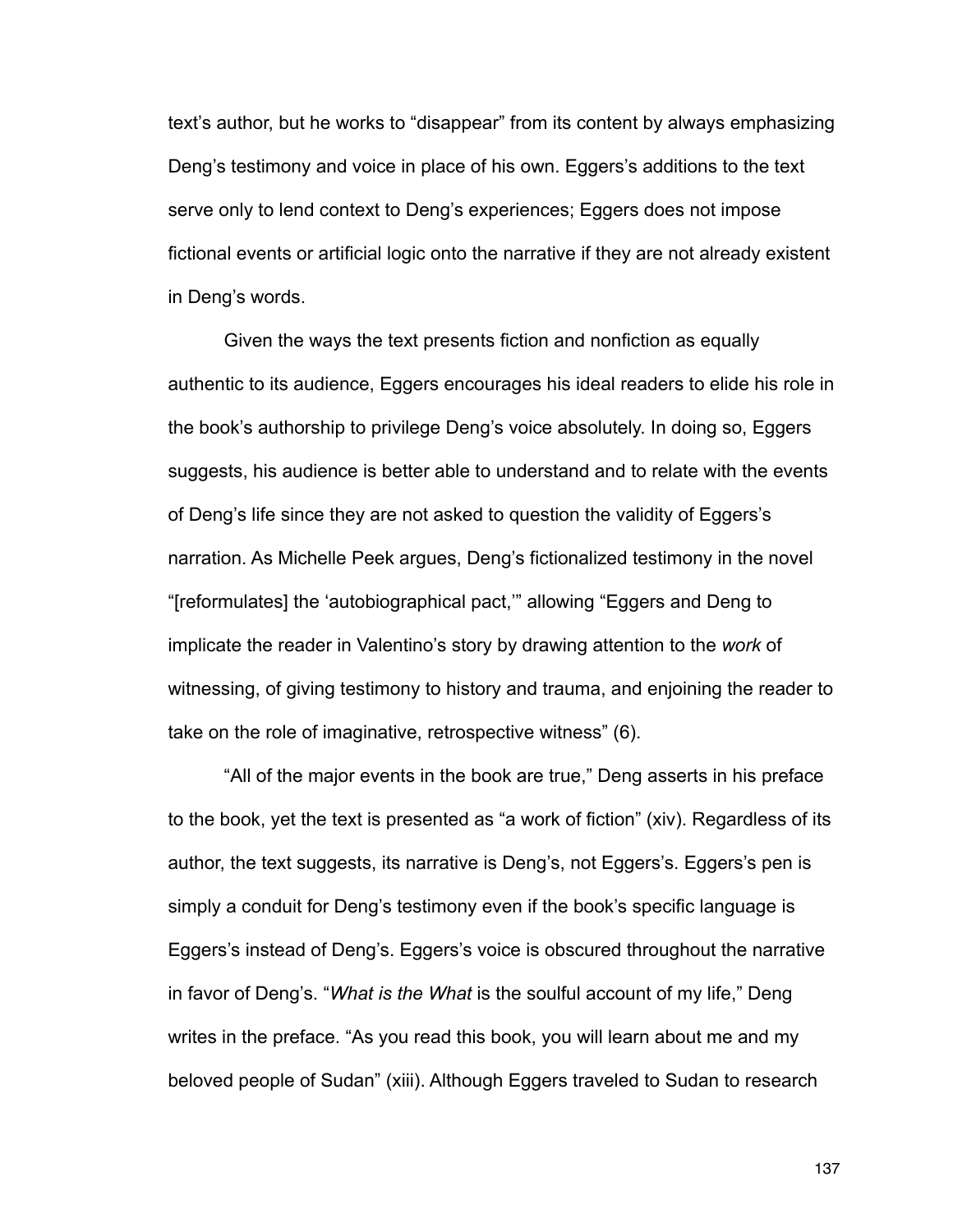text's author, but he works to "disappear" from its content by always emphasizing Deng's testimony and voice in place of his own. Eggers's additions to the text serve only to lend context to Deng's experiences; Eggers does not impose fictional events or artificial logic onto the narrative if they are not already existent in Deng's words.

Given the ways the text presents fiction and nonfiction as equally authentic to its audience, Eggers encourages his ideal readers to elide his role in the book's authorship to privilege Deng's voice absolutely. In doing so, Eggers suggests, his audience is better able to understand and to relate with the events of Deng's life since they are not asked to question the validity of Eggers's narration. As Michelle Peek argues, Deng's fictionalized testimony in the novel "[reformulates] the 'autobiographical pact,'" allowing "Eggers and Deng to implicate the reader in Valentino's story by drawing attention to the *work* of witnessing, of giving testimony to history and trauma, and enjoining the reader to take on the role of imaginative, retrospective witness" (6).

"All of the major events in the book are true," Deng asserts in his preface to the book, yet the text is presented as "a work of fiction" (xiv). Regardless of its author, the text suggests, its narrative is Deng's, not Eggers's. Eggers's pen is simply a conduit for Deng's testimony even if the book's specific language is Eggers's instead of Deng's. Eggers's voice is obscured throughout the narrative in favor of Deng's. "*What is the What* is the soulful account of my life," Deng writes in the preface. "As you read this book, you will learn about me and my beloved people of Sudan" (xiii). Although Eggers traveled to Sudan to research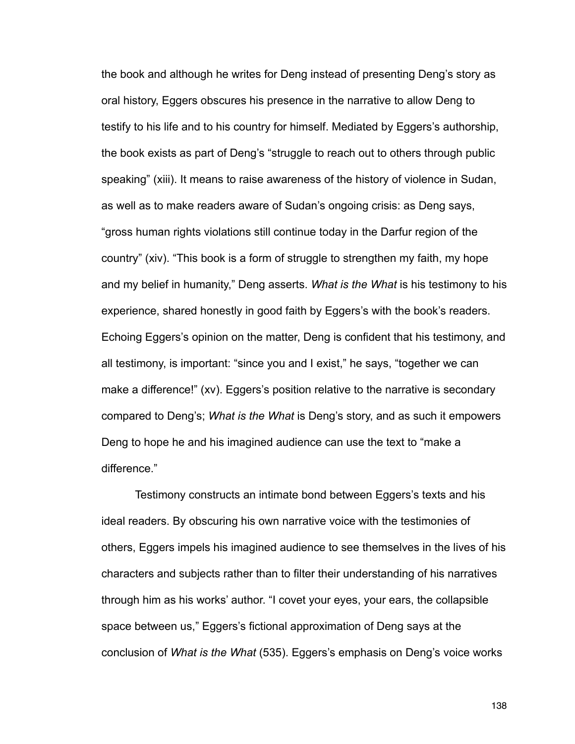the book and although he writes for Deng instead of presenting Deng's story as oral history, Eggers obscures his presence in the narrative to allow Deng to testify to his life and to his country for himself. Mediated by Eggers's authorship, the book exists as part of Deng's "struggle to reach out to others through public speaking" (xiii). It means to raise awareness of the history of violence in Sudan, as well as to make readers aware of Sudan's ongoing crisis: as Deng says, "gross human rights violations still continue today in the Darfur region of the country" (xiv). "This book is a form of struggle to strengthen my faith, my hope and my belief in humanity," Deng asserts. *What is the What* is his testimony to his experience, shared honestly in good faith by Eggers's with the book's readers. Echoing Eggers's opinion on the matter, Deng is confident that his testimony, and all testimony, is important: "since you and I exist," he says, "together we can make a difference!" (xv). Eggers's position relative to the narrative is secondary compared to Deng's; *What is the What* is Deng's story, and as such it empowers Deng to hope he and his imagined audience can use the text to "make a difference."

Testimony constructs an intimate bond between Eggers's texts and his ideal readers. By obscuring his own narrative voice with the testimonies of others, Eggers impels his imagined audience to see themselves in the lives of his characters and subjects rather than to filter their understanding of his narratives through him as his works' author. "I covet your eyes, your ears, the collapsible space between us," Eggers's fictional approximation of Deng says at the conclusion of *What is the What* (535). Eggers's emphasis on Deng's voice works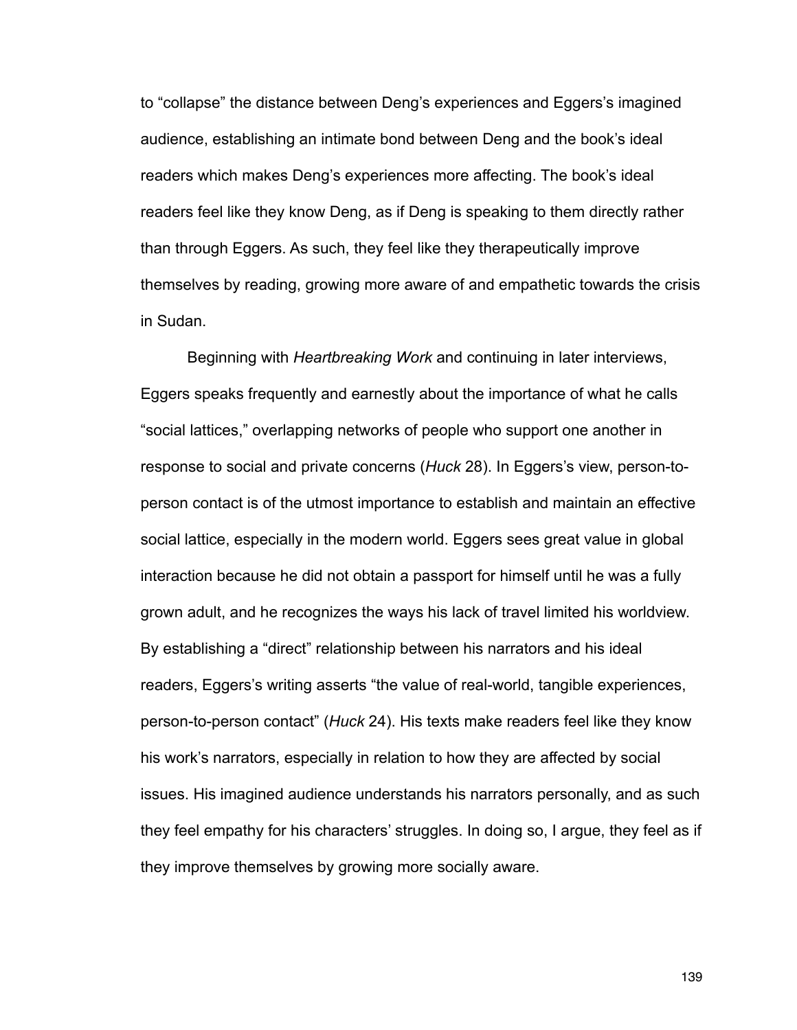to “collapse” the distance between Deng’s experiences and Eggers’s imagined audience, establishing an intimate bond between Deng and the book’s ideal readers which makes Deng’s experiences more affecting. The book’s ideal readers feel like they know Deng, as if Deng is speaking to them directly rather than through Eggers. As such, they feel like they therapeutically improve themselves by reading, growing more aware of and empathetic towards the crisis in Sudan.

Beginning with *Heartbreaking Work* and continuing in later interviews, Eggers speaks frequently and earnestly about the importance of what he calls “social lattices,” overlapping networks of people who support one another in response to social and private concerns (*Huck* 28). In Eggers’s view, person-to-person contact is of the utmost importance to establish and maintain an effective social lattice, especially in the modern world. Eggers sees great value in global interaction because he did not obtain a passport for himself until he was a fully grown adult, and he recognizes the ways his lack of travel limited his worldview. By establishing a “direct” relationship between his narrators and his ideal readers, Eggers’s writing asserts “the value of real-world, tangible experiences, person-to-person contact” (*Huck* 24). His texts make readers feel like they know his work’s narrators, especially in relation to how they are affected by social issues. His imagined audience understands his narrators personally, and as such they feel empathy for his characters’ struggles. In doing so, I argue, they feel as if they improve themselves by growing more socially aware.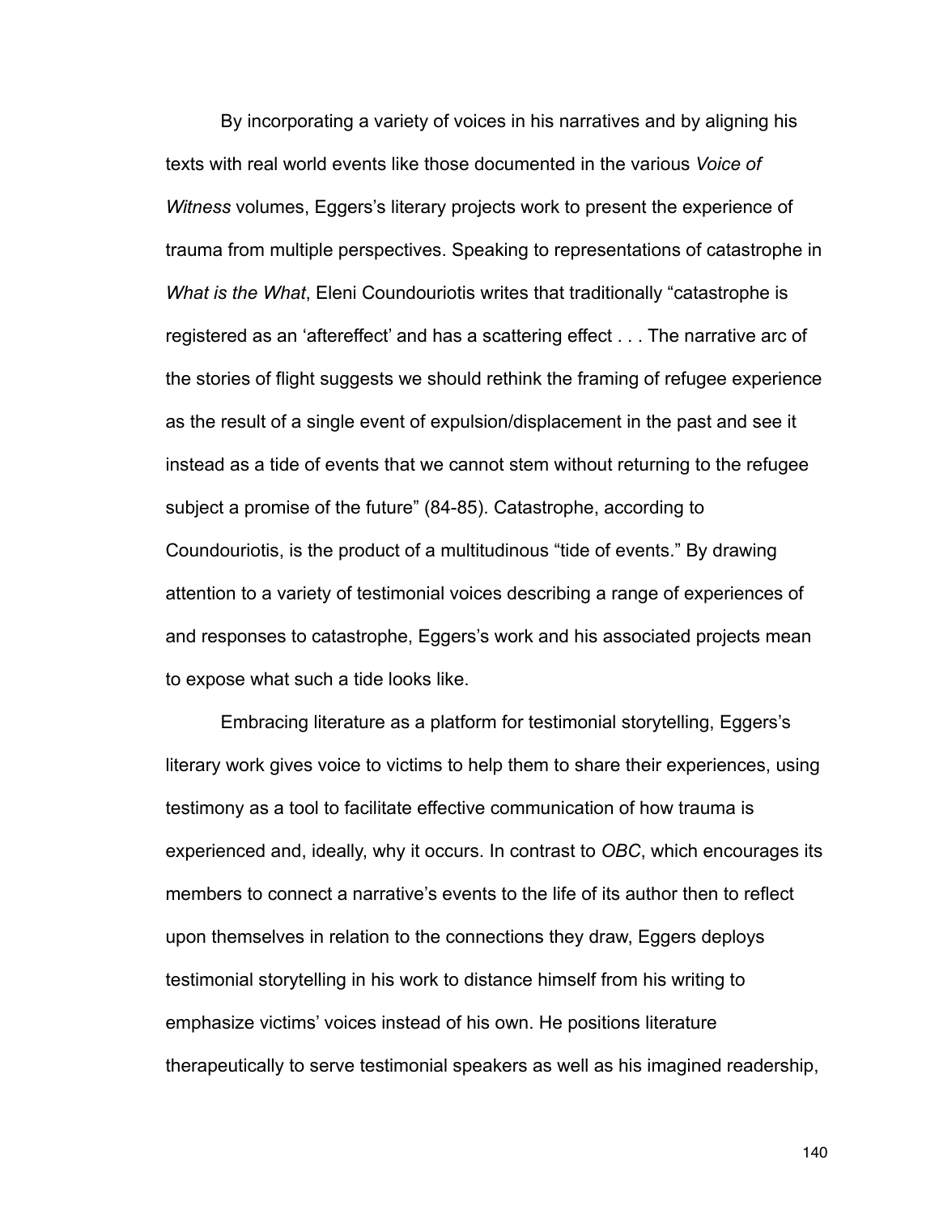By incorporating a variety of voices in his narratives and by aligning his texts with real world events like those documented in the various *Voice of Witness* volumes, Eggers's literary projects work to present the experience of trauma from multiple perspectives. Speaking to representations of catastrophe in *What is the What*, Eleni Coundouriotis writes that traditionally "catastrophe is registered as an 'aftereffect' and has a scattering effect . . . The narrative arc of the stories of flight suggests we should rethink the framing of refugee experience as the result of a single event of expulsion/displacement in the past and see it instead as a tide of events that we cannot stem without returning to the refugee subject a promise of the future" (84-85). Catastrophe, according to Coundouriotis, is the product of a multitudinous "tide of events." By drawing attention to a variety of testimonial voices describing a range of experiences of and responses to catastrophe, Eggers's work and his associated projects mean to expose what such a tide looks like.

Embracing literature as a platform for testimonial storytelling, Eggers's literary work gives voice to victims to help them to share their experiences, using testimony as a tool to facilitate effective communication of how trauma is experienced and, ideally, why it occurs. In contrast to *OBC*, which encourages its members to connect a narrative's events to the life of its author then to reflect upon themselves in relation to the connections they draw, Eggers deploys testimonial storytelling in his work to distance himself from his writing to emphasize victims' voices instead of his own. He positions literature therapeutically to serve testimonial speakers as well as his imagined readership,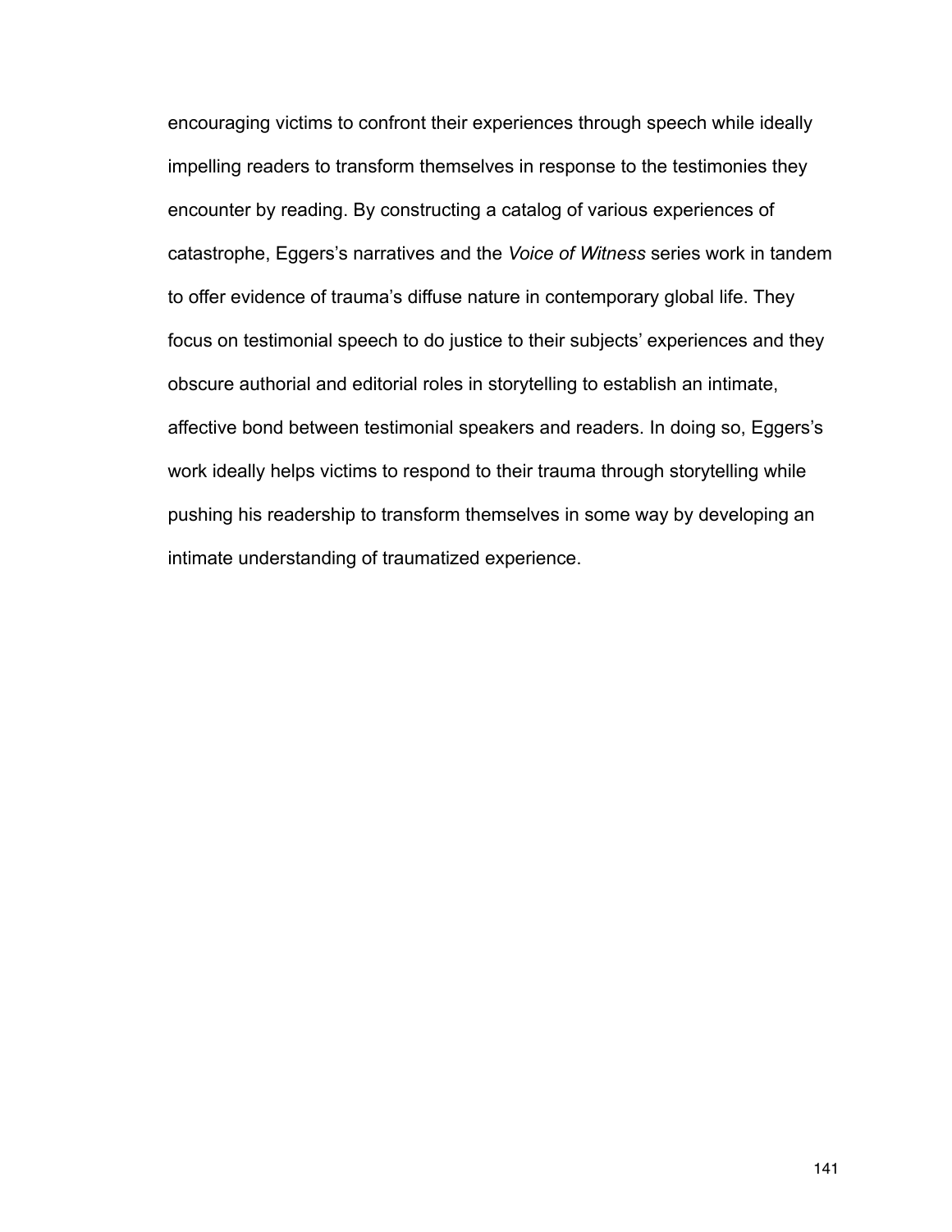encouraging victims to confront their experiences through speech while ideally impelling readers to transform themselves in response to the testimonies they encounter by reading. By constructing a catalog of various experiences of catastrophe, Eggers's narratives and the *Voice of Witness* series work in tandem to offer evidence of trauma's diffuse nature in contemporary global life. They focus on testimonial speech to do justice to their subjects' experiences and they obscure authorial and editorial roles in storytelling to establish an intimate, affective bond between testimonial speakers and readers. In doing so, Eggers's work ideally helps victims to respond to their trauma through storytelling while pushing his readership to transform themselves in some way by developing an intimate understanding of traumatized experience.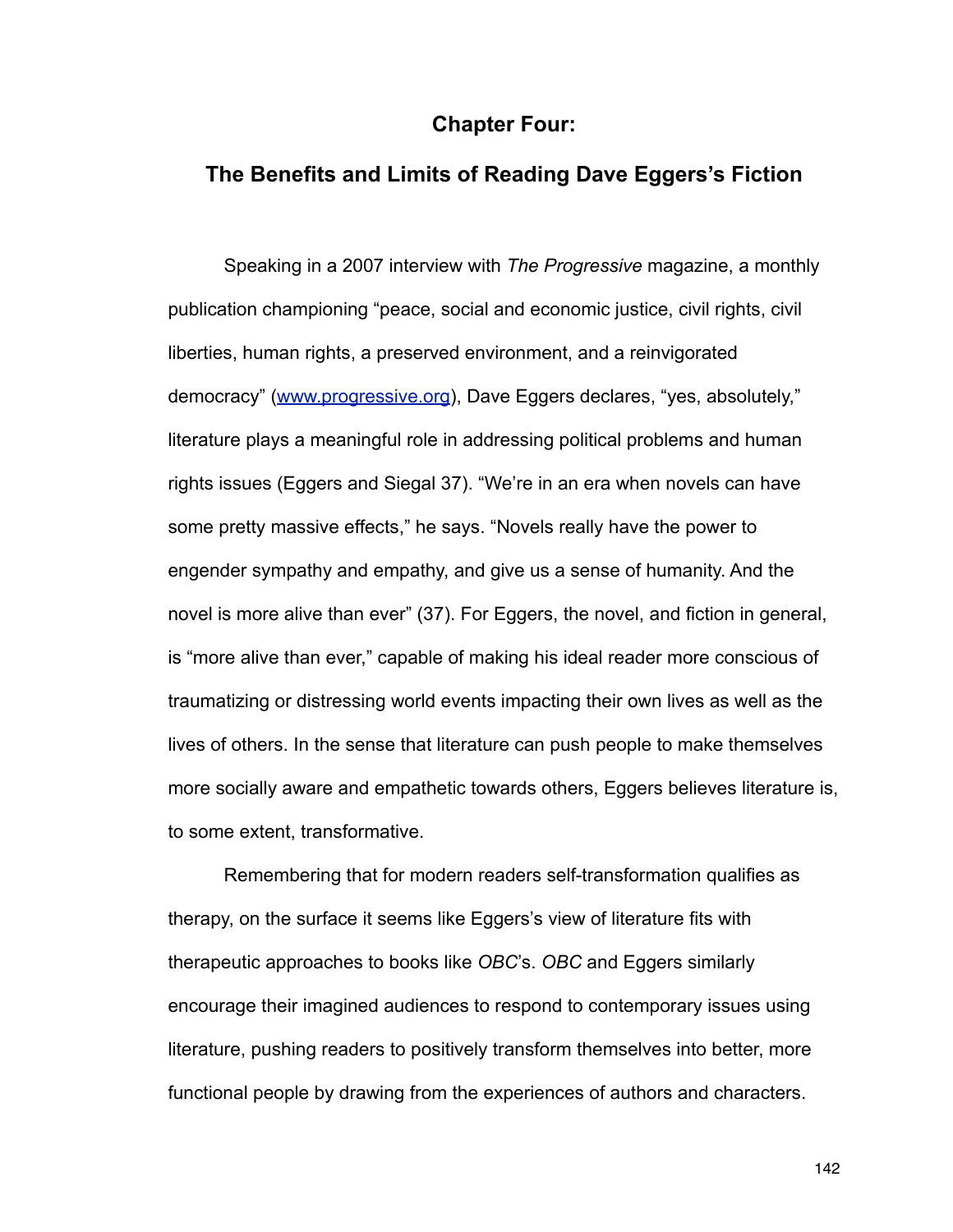# Chapter Four:

## The Benefits and Limits of Reading Dave Eggers's Fiction

Speaking in a 2007 interview with *The Progressive* magazine, a monthly publication championing "peace, social and economic justice, civil rights, civil liberties, human rights, a preserved environment, and a reinvigorated democracy" (www.progressive.org), Dave Eggers declares, "yes, absolutely," literature plays a meaningful role in addressing political problems and human rights issues (Eggers and Siegal 37). "We're in an era when novels can have some pretty massive effects," he says. "Novels really have the power to engender sympathy and empathy, and give us a sense of humanity. And the novel is more alive than ever" (37). For Eggers, the novel, and fiction in general, is "more alive than ever," capable of making his ideal reader more conscious of traumatizing or distressing world events impacting their own lives as well as the lives of others. In the sense that literature can push people to make themselves more socially aware and empathetic towards others, Eggers believes literature is, to some extent, transformative.

Remembering that for modern readers self-transformation qualifies as therapy, on the surface it seems like Eggers's view of literature fits with therapeutic approaches to books like *OBC*'s. *OBC* and Eggers similarly encourage their imagined audiences to respond to contemporary issues using literature, pushing readers to positively transform themselves into better, more functional people by drawing from the experiences of authors and characters.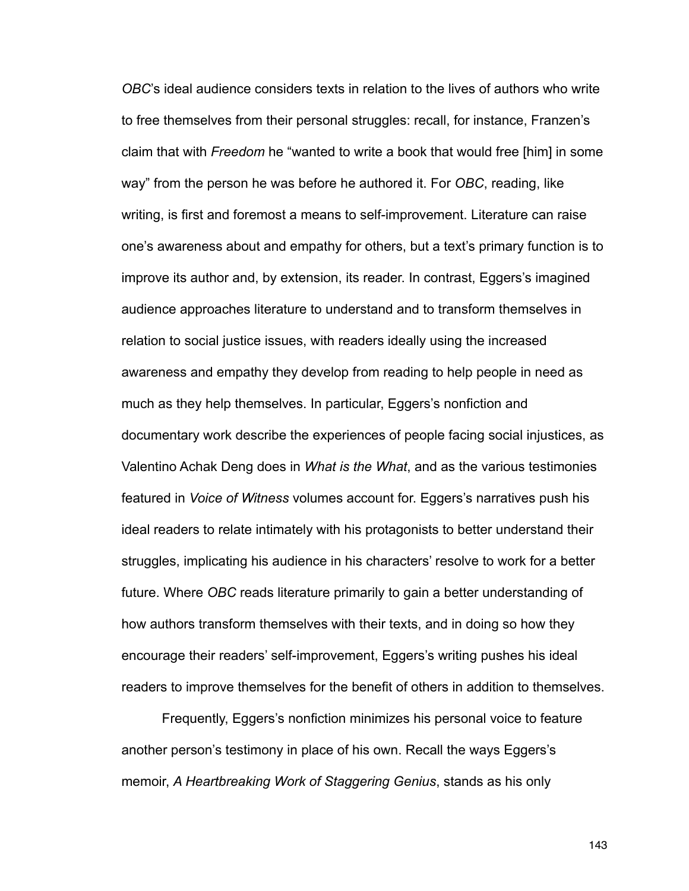*OBC*'s ideal audience considers texts in relation to the lives of authors who write to free themselves from their personal struggles: recall, for instance, Franzen's claim that with *Freedom* he "wanted to write a book that would free [him] in some way" from the person he was before he authored it. For *OBC*, reading, like writing, is first and foremost a means to self-improvement. Literature can raise one's awareness about and empathy for others, but a text's primary function is to improve its author and, by extension, its reader. In contrast, Eggers's imagined audience approaches literature to understand and to transform themselves in relation to social justice issues, with readers ideally using the increased awareness and empathy they develop from reading to help people in need as much as they help themselves. In particular, Eggers's nonfiction and documentary work describe the experiences of people facing social injustices, as Valentino Achak Deng does in *What is the What*, and as the various testimonies featured in *Voice of Witness* volumes account for. Eggers's narratives push his ideal readers to relate intimately with his protagonists to better understand their struggles, implicating his audience in his characters' resolve to work for a better future. Where *OBC* reads literature primarily to gain a better understanding of how authors transform themselves with their texts, and in doing so how they encourage their readers' self-improvement, Eggers's writing pushes his ideal readers to improve themselves for the benefit of others in addition to themselves.

Frequently, Eggers's nonfiction minimizes his personal voice to feature another person's testimony in place of his own. Recall the ways Eggers's memoir, *A Heartbreaking Work of Staggering Genius*, stands as his only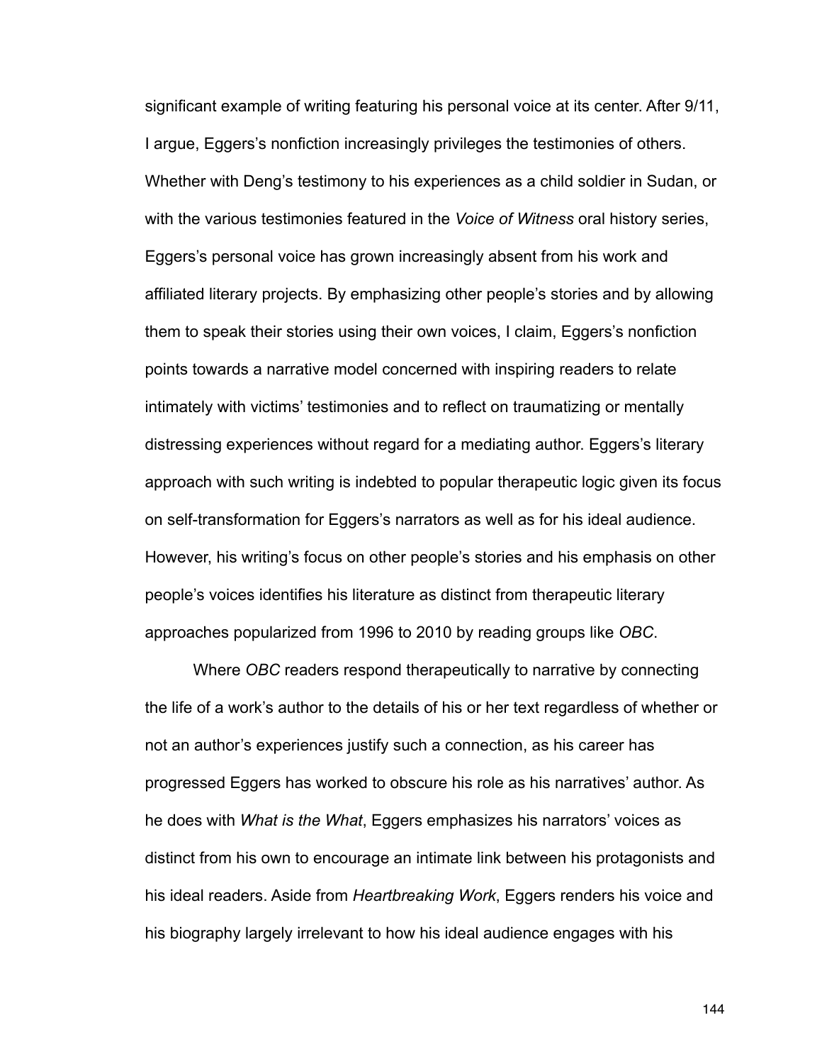significant example of writing featuring his personal voice at its center. After 9/11, I argue, Eggers's nonfiction increasingly privileges the testimonies of others. Whether with Deng's testimony to his experiences as a child soldier in Sudan, or with the various testimonies featured in the *Voice of Witness* oral history series, Eggers's personal voice has grown increasingly absent from his work and affiliated literary projects. By emphasizing other people's stories and by allowing them to speak their stories using their own voices, I claim, Eggers's nonfiction points towards a narrative model concerned with inspiring readers to relate intimately with victims' testimonies and to reflect on traumatizing or mentally distressing experiences without regard for a mediating author. Eggers's literary approach with such writing is indebted to popular therapeutic logic given its focus on self-transformation for Eggers's narrators as well as for his ideal audience. However, his writing's focus on other people's stories and his emphasis on other people's voices identifies his literature as distinct from therapeutic literary approaches popularized from 1996 to 2010 by reading groups like *OBC*.

Where *OBC* readers respond therapeutically to narrative by connecting the life of a work's author to the details of his or her text regardless of whether or not an author's experiences justify such a connection, as his career has progressed Eggers has worked to obscure his role as his narratives' author. As he does with *What is the What*, Eggers emphasizes his narrators' voices as distinct from his own to encourage an intimate link between his protagonists and his ideal readers. Aside from *Heartbreaking Work*, Eggers renders his voice and his biography largely irrelevant to how his ideal audience engages with his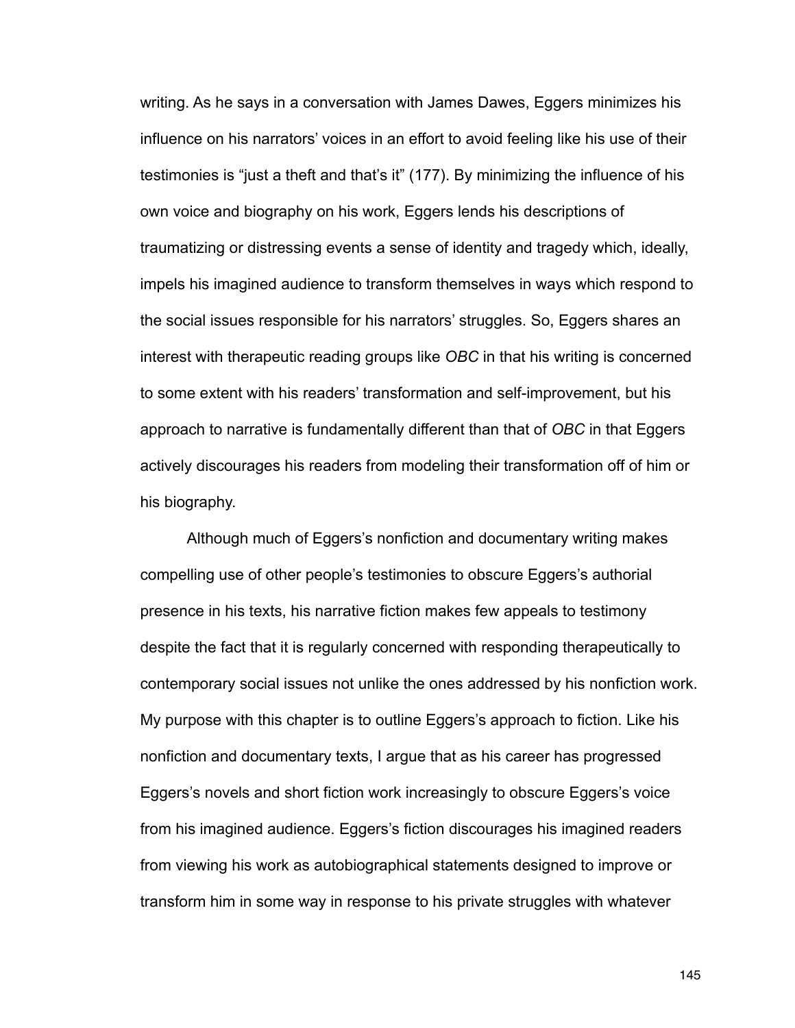writing. As he says in a conversation with James Dawes, Eggers minimizes his influence on his narrators' voices in an effort to avoid feeling like his use of their testimonies is "just a theft and that's it" (177). By minimizing the influence of his own voice and biography on his work, Eggers lends his descriptions of traumatizing or distressing events a sense of identity and tragedy which, ideally, impels his imagined audience to transform themselves in ways which respond to the social issues responsible for his narrators' struggles. So, Eggers shares an interest with therapeutic reading groups like *OBC* in that his writing is concerned to some extent with his readers' transformation and self-improvement, but his approach to narrative is fundamentally different than that of *OBC* in that Eggers actively discourages his readers from modeling their transformation off of him or his biography.

Although much of Eggers's nonfiction and documentary writing makes compelling use of other people's testimonies to obscure Eggers's authorial presence in his texts, his narrative fiction makes few appeals to testimony despite the fact that it is regularly concerned with responding therapeutically to contemporary social issues not unlike the ones addressed by his nonfiction work. My purpose with this chapter is to outline Eggers's approach to fiction. Like his nonfiction and documentary texts, I argue that as his career has progressed Eggers's novels and short fiction work increasingly to obscure Eggers's voice from his imagined audience. Eggers's fiction discourages his imagined readers from viewing his work as autobiographical statements designed to improve or transform him in some way in response to his private struggles with whatever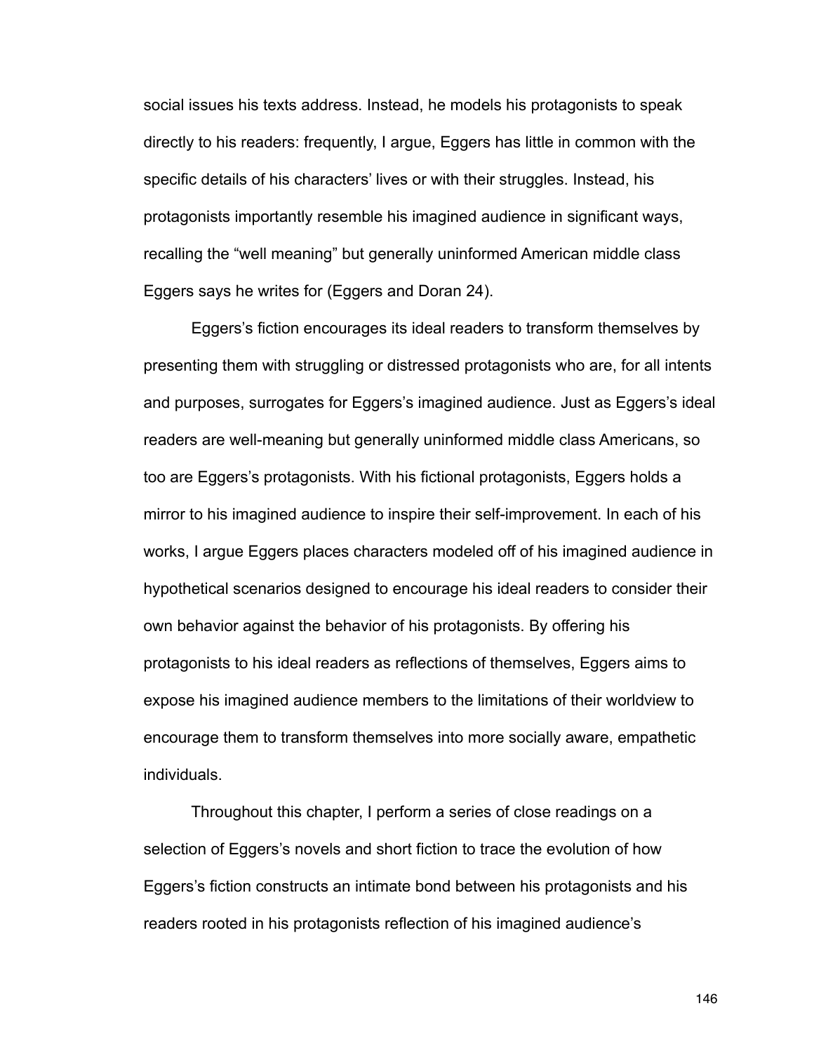social issues his texts address. Instead, he models his protagonists to speak directly to his readers: frequently, I argue, Eggers has little in common with the specific details of his characters' lives or with their struggles. Instead, his protagonists importantly resemble his imagined audience in significant ways, recalling the "well meaning" but generally uninformed American middle class Eggers says he writes for (Eggers and Doran 24).

Eggers's fiction encourages its ideal readers to transform themselves by presenting them with struggling or distressed protagonists who are, for all intents and purposes, surrogates for Eggers's imagined audience. Just as Eggers's ideal readers are well-meaning but generally uninformed middle class Americans, so too are Eggers's protagonists. With his fictional protagonists, Eggers holds a mirror to his imagined audience to inspire their self-improvement. In each of his works, I argue Eggers places characters modeled off of his imagined audience in hypothetical scenarios designed to encourage his ideal readers to consider their own behavior against the behavior of his protagonists. By offering his protagonists to his ideal readers as reflections of themselves, Eggers aims to expose his imagined audience members to the limitations of their worldview to encourage them to transform themselves into more socially aware, empathetic individuals.

Throughout this chapter, I perform a series of close readings on a selection of Eggers's novels and short fiction to trace the evolution of how Eggers's fiction constructs an intimate bond between his protagonists and his readers rooted in his protagonists reflection of his imagined audience's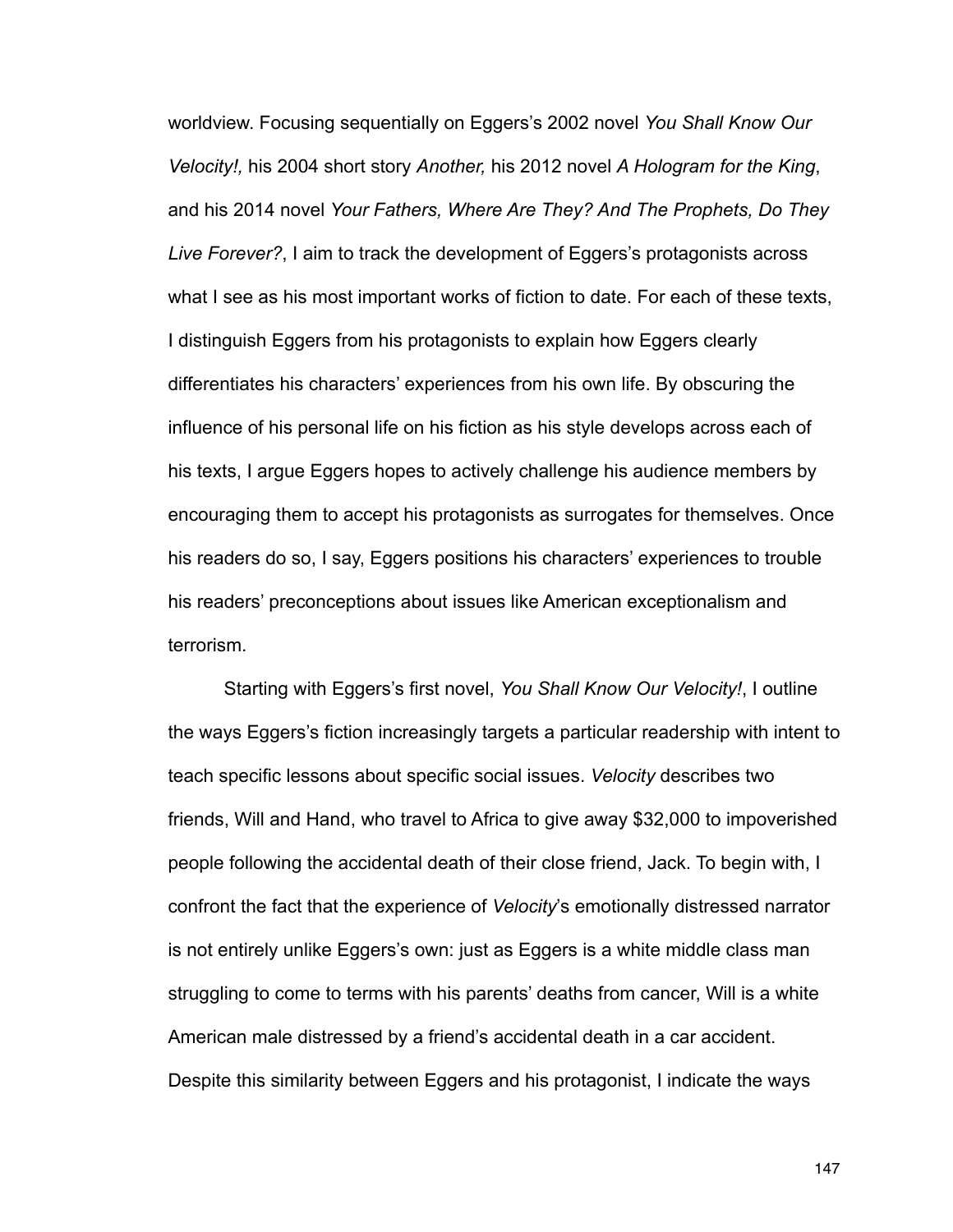worldview. Focusing sequentially on Eggers's 2002 novel *You Shall Know Our Velocity!,* his 2004 short story *Another,* his 2012 novel *A Hologram for the King*, and his 2014 novel *Your Fathers, Where Are They? And The Prophets, Do They Live Forever?*, I aim to track the development of Eggers's protagonists across what I see as his most important works of fiction to date. For each of these texts, I distinguish Eggers from his protagonists to explain how Eggers clearly differentiates his characters' experiences from his own life. By obscuring the influence of his personal life on his fiction as his style develops across each of his texts, I argue Eggers hopes to actively challenge his audience members by encouraging them to accept his protagonists as surrogates for themselves. Once his readers do so, I say, Eggers positions his characters' experiences to trouble his readers' preconceptions about issues like American exceptionalism and terrorism.

Starting with Eggers's first novel, *You Shall Know Our Velocity!*, I outline the ways Eggers's fiction increasingly targets a particular readership with intent to teach specific lessons about specific social issues. *Velocity* describes two friends, Will and Hand, who travel to Africa to give away $32,000 to impoverished people following the accidental death of their close friend, Jack. To begin with, I confront the fact that the experience of *Velocity*'s emotionally distressed narrator is not entirely unlike Eggers's own: just as Eggers is a white middle class man struggling to come to terms with his parents' deaths from cancer, Will is a white American male distressed by a friend's accidental death in a car accident. Despite this similarity between Eggers and his protagonist, I indicate the ways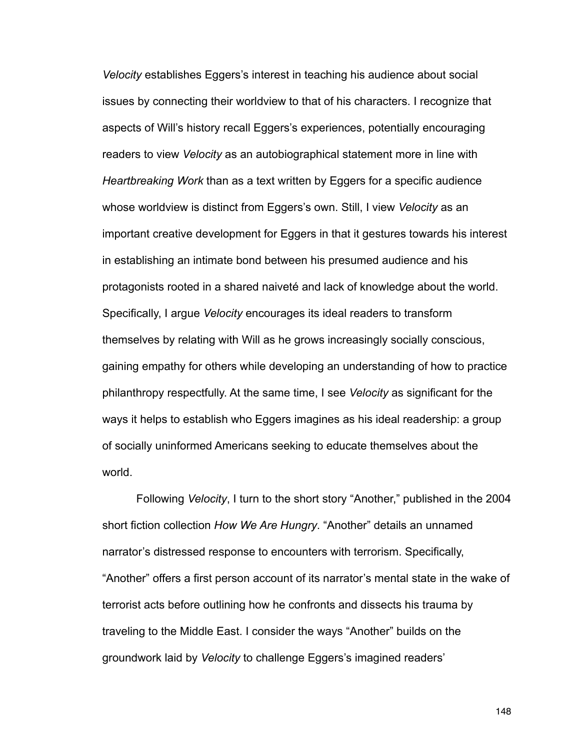*Velocity* establishes Eggers's interest in teaching his audience about social issues by connecting their worldview to that of his characters. I recognize that aspects of Will's history recall Eggers's experiences, potentially encouraging readers to view *Velocity* as an autobiographical statement more in line with *Heartbreaking Work* than as a text written by Eggers for a specific audience whose worldview is distinct from Eggers's own. Still, I view *Velocity* as an important creative development for Eggers in that it gestures towards his interest in establishing an intimate bond between his presumed audience and his protagonists rooted in a shared naiveté and lack of knowledge about the world. Specifically, I argue *Velocity* encourages its ideal readers to transform themselves by relating with Will as he grows increasingly socially conscious, gaining empathy for others while developing an understanding of how to practice philanthropy respectfully. At the same time, I see *Velocity* as significant for the ways it helps to establish who Eggers imagines as his ideal readership: a group of socially uninformed Americans seeking to educate themselves about the world.

Following *Velocity*, I turn to the short story "Another," published in the 2004 short fiction collection *How We Are Hungry*. "Another" details an unnamed narrator's distressed response to encounters with terrorism. Specifically, "Another" offers a first person account of its narrator's mental state in the wake of terrorist acts before outlining how he confronts and dissects his trauma by traveling to the Middle East. I consider the ways "Another" builds on the groundwork laid by *Velocity* to challenge Eggers's imagined readers'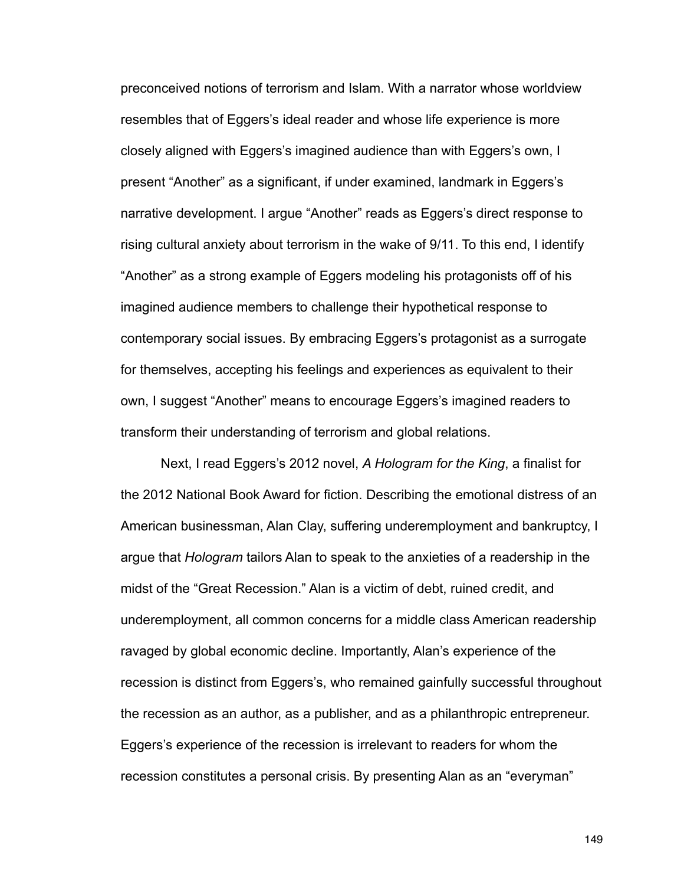preconceived notions of terrorism and Islam. With a narrator whose worldview resembles that of Eggers's ideal reader and whose life experience is more closely aligned with Eggers's imagined audience than with Eggers's own, I present "Another" as a significant, if under examined, landmark in Eggers's narrative development. I argue "Another" reads as Eggers's direct response to rising cultural anxiety about terrorism in the wake of 9/11. To this end, I identify "Another" as a strong example of Eggers modeling his protagonists off of his imagined audience members to challenge their hypothetical response to contemporary social issues. By embracing Eggers's protagonist as a surrogate for themselves, accepting his feelings and experiences as equivalent to their own, I suggest "Another" means to encourage Eggers's imagined readers to transform their understanding of terrorism and global relations.

Next, I read Eggers's 2012 novel, *A Hologram for the King*, a finalist for the 2012 National Book Award for fiction. Describing the emotional distress of an American businessman, Alan Clay, suffering underemployment and bankruptcy, I argue that *Hologram* tailors Alan to speak to the anxieties of a readership in the midst of the "Great Recession." Alan is a victim of debt, ruined credit, and underemployment, all common concerns for a middle class American readership ravaged by global economic decline. Importantly, Alan's experience of the recession is distinct from Eggers's, who remained gainfully successful throughout the recession as an author, as a publisher, and as a philanthropic entrepreneur. Eggers's experience of the recession is irrelevant to readers for whom the recession constitutes a personal crisis. By presenting Alan as an "everyman"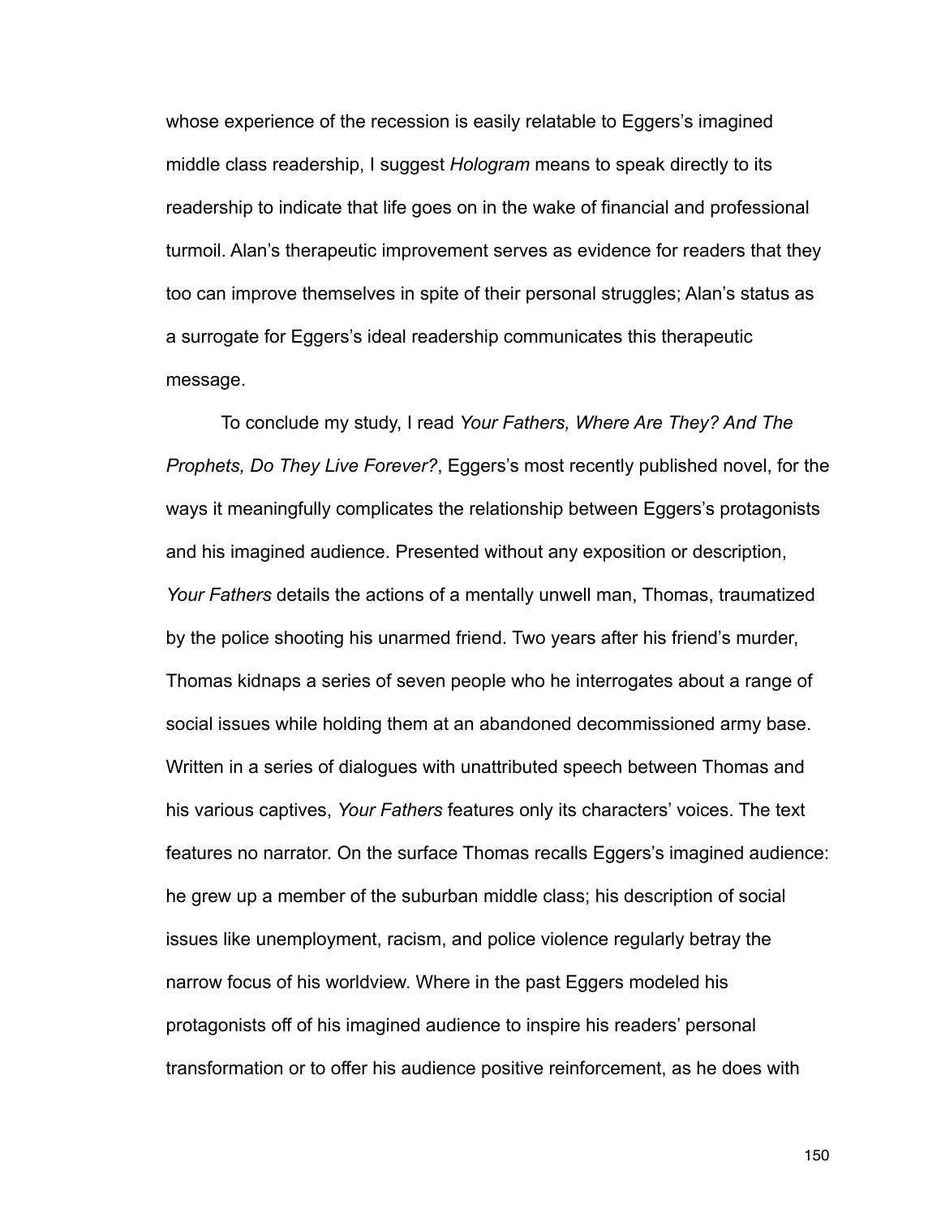whose experience of the recession is easily relatable to Eggers's imagined middle class readership, I suggest *Hologram* means to speak directly to its readership to indicate that life goes on in the wake of financial and professional turmoil. Alan's therapeutic improvement serves as evidence for readers that they too can improve themselves in spite of their personal struggles; Alan's status as a surrogate for Eggers's ideal readership communicates this therapeutic message.

To conclude my study, I read *Your Fathers, Where Are They? And The Prophets, Do They Live Forever?*, Eggers's most recently published novel, for the ways it meaningfully complicates the relationship between Eggers's protagonists and his imagined audience. Presented without any exposition or description, *Your Fathers* details the actions of a mentally unwell man, Thomas, traumatized by the police shooting his unarmed friend. Two years after his friend's murder, Thomas kidnaps a series of seven people who he interrogates about a range of social issues while holding them at an abandoned decommissioned army base. Written in a series of dialogues with unattributed speech between Thomas and his various captives, *Your Fathers* features only its characters' voices. The text features no narrator. On the surface Thomas recalls Eggers's imagined audience: he grew up a member of the suburban middle class; his description of social issues like unemployment, racism, and police violence regularly betray the narrow focus of his worldview. Where in the past Eggers modeled his protagonists off of his imagined audience to inspire his readers' personal transformation or to offer his audience positive reinforcement, as he does with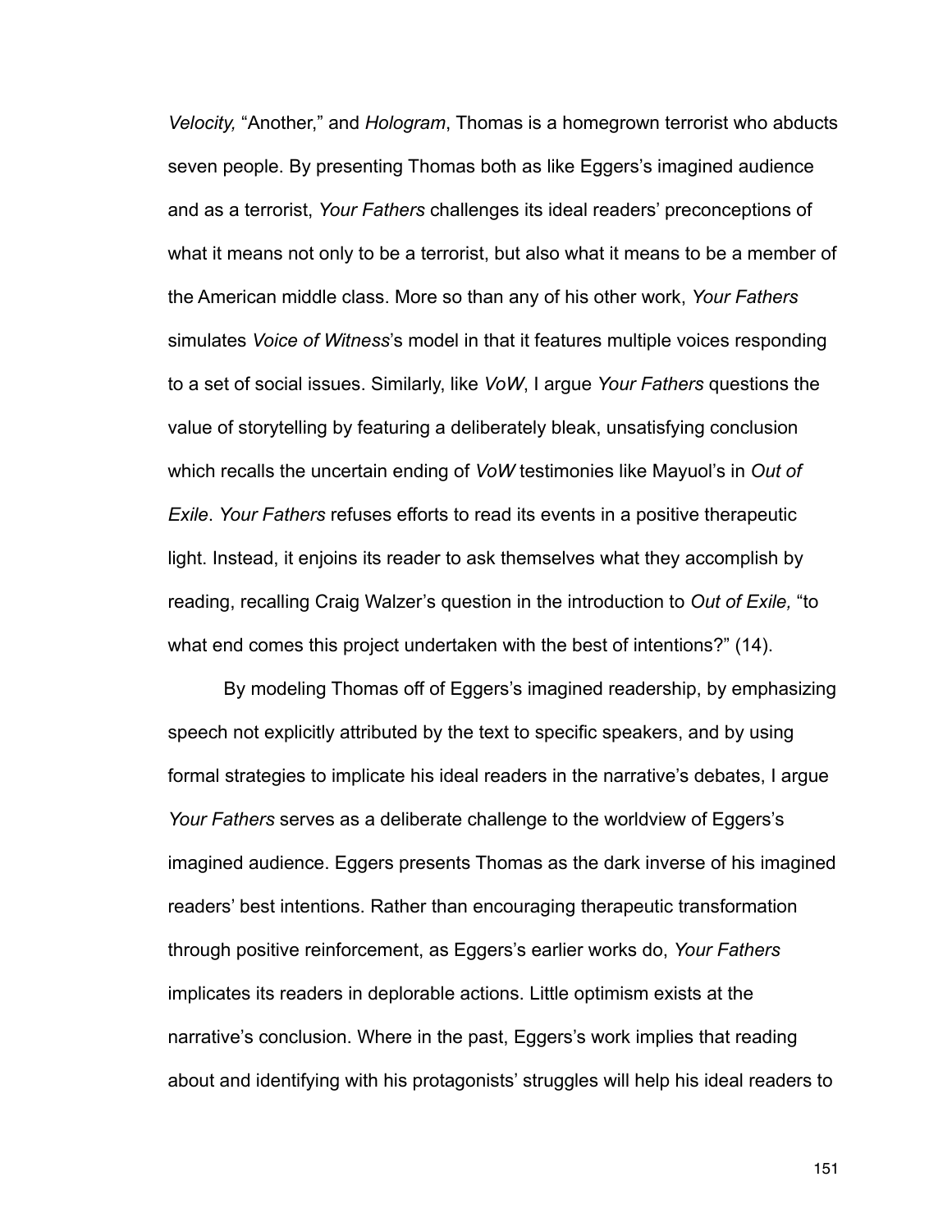*Velocity,* “Another,” and *Hologram*, Thomas is a homegrown terrorist who abducts seven people. By presenting Thomas both as like Eggers’s imagined audience and as a terrorist, *Your Fathers* challenges its ideal readers’ preconceptions of what it means not only to be a terrorist, but also what it means to be a member of the American middle class. More so than any of his other work, *Your Fathers* simulates *Voice of Witness*’s model in that it features multiple voices responding to a set of social issues. Similarly, like *VoW*, I argue *Your Fathers* questions the value of storytelling by featuring a deliberately bleak, unsatisfying conclusion which recalls the uncertain ending of *VoW* testimonies like Mayuol’s in *Out of Exile*. *Your Fathers* refuses efforts to read its events in a positive therapeutic light. Instead, it enjoins its reader to ask themselves what they accomplish by reading, recalling Craig Walzer’s question in the introduction to *Out of Exile,* “to what end comes this project undertaken with the best of intentions?” (14).

By modeling Thomas off of Eggers’s imagined readership, by emphasizing speech not explicitly attributed by the text to specific speakers, and by using formal strategies to implicate his ideal readers in the narrative’s debates, I argue *Your Fathers* serves as a deliberate challenge to the worldview of Eggers’s imagined audience. Eggers presents Thomas as the dark inverse of his imagined readers’ best intentions. Rather than encouraging therapeutic transformation through positive reinforcement, as Eggers’s earlier works do, *Your Fathers* implicates its readers in deplorable actions. Little optimism exists at the narrative’s conclusion. Where in the past, Eggers’s work implies that reading about and identifying with his protagonists’ struggles will help his ideal readers to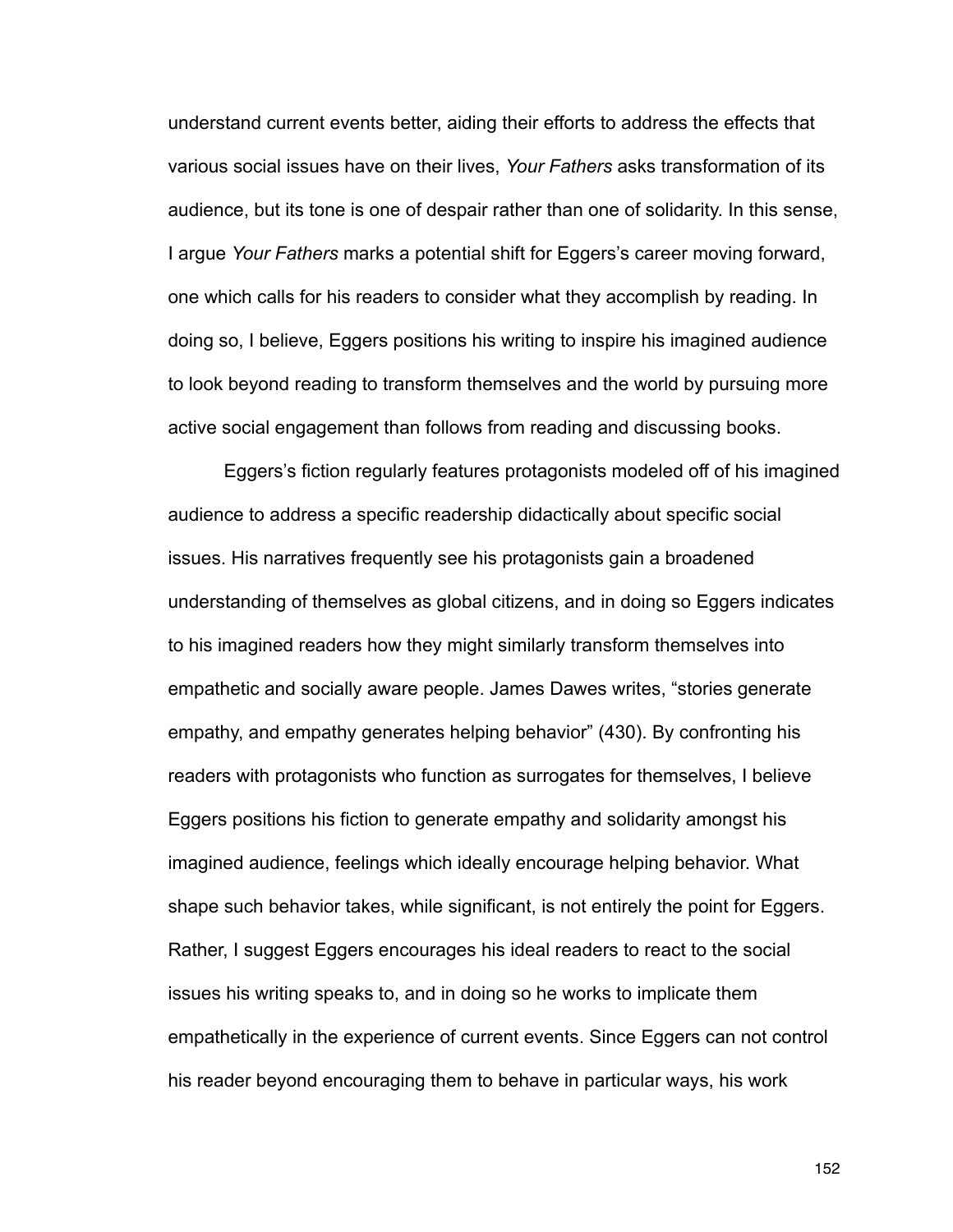understand current events better, aiding their efforts to address the effects that various social issues have on their lives, *Your Fathers* asks transformation of its audience, but its tone is one of despair rather than one of solidarity. In this sense, I argue *Your Fathers* marks a potential shift for Eggers's career moving forward, one which calls for his readers to consider what they accomplish by reading. In doing so, I believe, Eggers positions his writing to inspire his imagined audience to look beyond reading to transform themselves and the world by pursuing more active social engagement than follows from reading and discussing books.

Eggers's fiction regularly features protagonists modeled off of his imagined audience to address a specific readership didactically about specific social issues. His narratives frequently see his protagonists gain a broadened understanding of themselves as global citizens, and in doing so Eggers indicates to his imagined readers how they might similarly transform themselves into empathetic and socially aware people. James Dawes writes, "stories generate empathy, and empathy generates helping behavior" (430). By confronting his readers with protagonists who function as surrogates for themselves, I believe Eggers positions his fiction to generate empathy and solidarity amongst his imagined audience, feelings which ideally encourage helping behavior. What shape such behavior takes, while significant, is not entirely the point for Eggers. Rather, I suggest Eggers encourages his ideal readers to react to the social issues his writing speaks to, and in doing so he works to implicate them empathetically in the experience of current events. Since Eggers can not control his reader beyond encouraging them to behave in particular ways, his work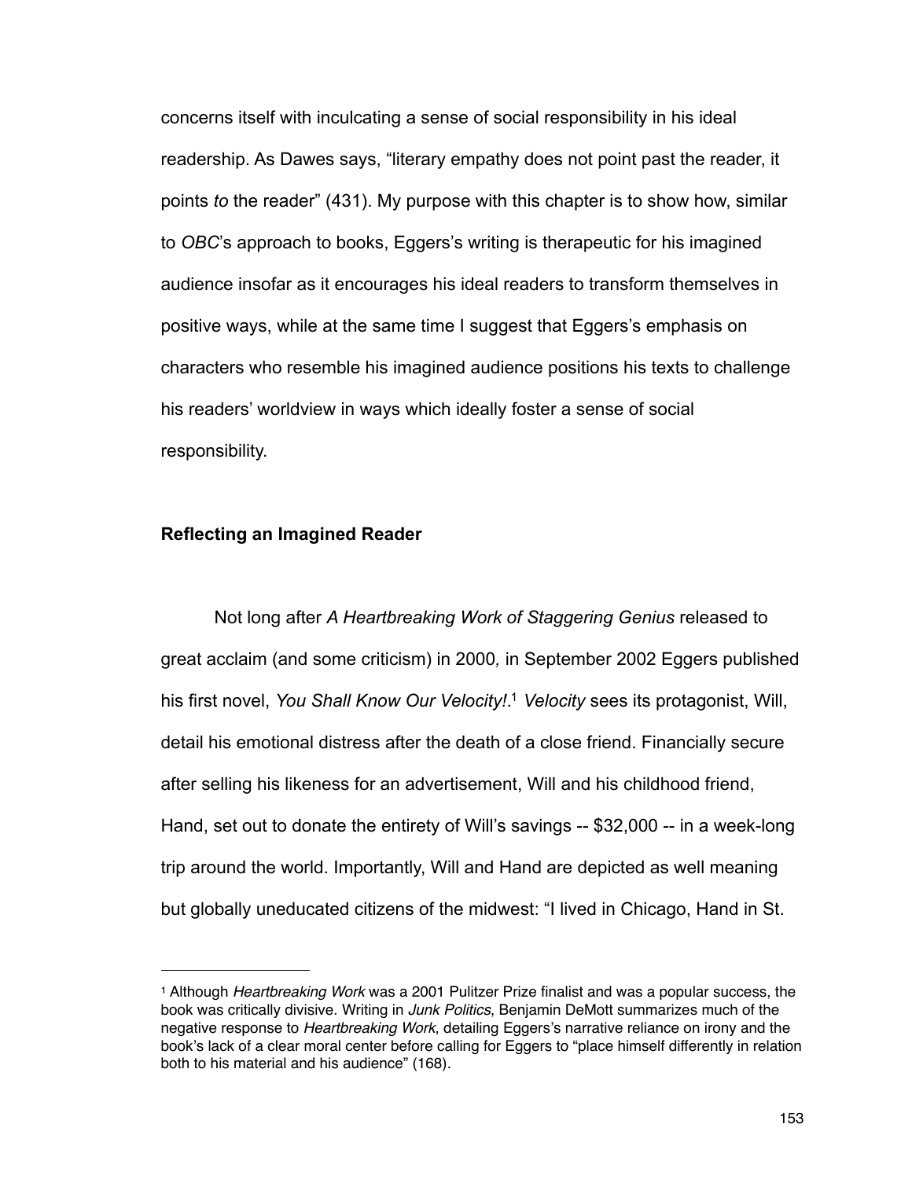concerns itself with inculcating a sense of social responsibility in his ideal readership. As Dawes says, “literary empathy does not point past the reader, it points *to* the reader” (431). My purpose with this chapter is to show how, similar to *OBC*’s approach to books, Eggers’s writing is therapeutic for his imagined audience insofar as it encourages his ideal readers to transform themselves in positive ways, while at the same time I suggest that Eggers’s emphasis on characters who resemble his imagined audience positions his texts to challenge his readers’ worldview in ways which ideally foster a sense of social responsibility.

**Reflecting an Imagined Reader**

Not long after *A Heartbreaking Work of Staggering Genius* released to great acclaim (and some criticism) in 2000*,* in September 2002 Eggers published his first novel, *You Shall Know Our Velocity!*.[1] *Velocity* sees its protagonist, Will, detail his emotional distress after the death of a close friend. Financially secure after selling his likeness for an advertisement, Will and his childhood friend, Hand, set out to donate the entirety of Will’s savings -- $32,000 -- in a week-long trip around the world. Importantly, Will and Hand are depicted as well meaning but globally uneducated citizens of the midwest: “I lived in Chicago, Hand in St.

---

[1] Although *Heartbreaking Work* was a 2001 Pulitzer Prize finalist and was a popular success, the book was critically divisive. Writing in *Junk Politics*, Benjamin DeMott summarizes much of the negative response to *Heartbreaking Work*, detailing Eggers’s narrative reliance on irony and the book’s lack of a clear moral center before calling for Eggers to “place himself differently in relation both to his material and his audience” (168).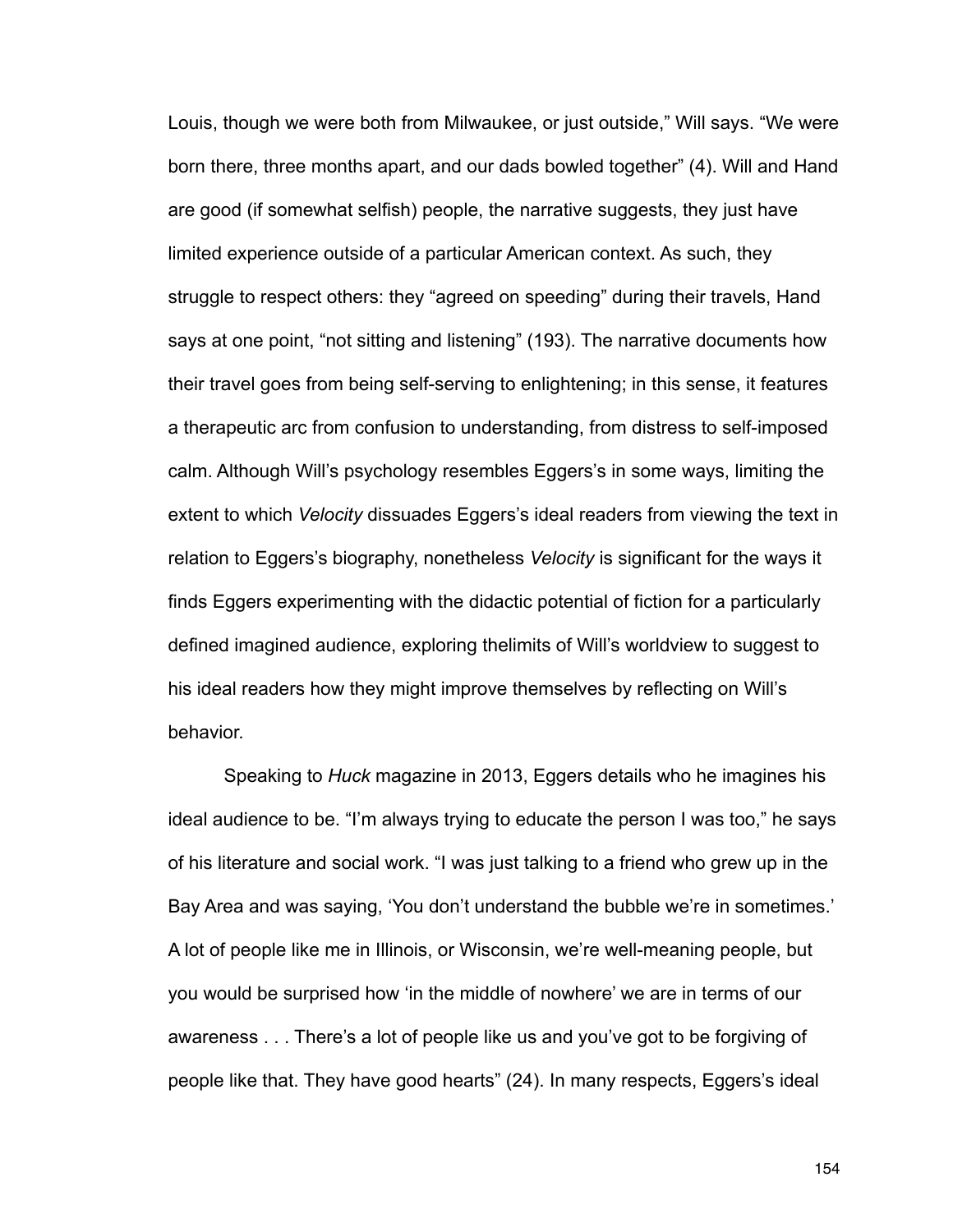Louis, though we were both from Milwaukee, or just outside," Will says. "We were born there, three months apart, and our dads bowled together" (4). Will and Hand are good (if somewhat selfish) people, the narrative suggests, they just have limited experience outside of a particular American context. As such, they struggle to respect others: they "agreed on speeding" during their travels, Hand says at one point, "not sitting and listening" (193). The narrative documents how their travel goes from being self-serving to enlightening; in this sense, it features a therapeutic arc from confusion to understanding, from distress to self-imposed calm. Although Will's psychology resembles Eggers's in some ways, limiting the extent to which *Velocity* dissuades Eggers's ideal readers from viewing the text in relation to Eggers's biography, nonetheless *Velocity* is significant for the ways it finds Eggers experimenting with the didactic potential of fiction for a particularly defined imagined audience, exploring thelimits of Will's worldview to suggest to his ideal readers how they might improve themselves by reflecting on Will's behavior.

Speaking to *Huck* magazine in 2013, Eggers details who he imagines his ideal audience to be. "I'm always trying to educate the person I was too," he says of his literature and social work. "I was just talking to a friend who grew up in the Bay Area and was saying, 'You don't understand the bubble we're in sometimes.' A lot of people like me in Illinois, or Wisconsin, we're well-meaning people, but you would be surprised how 'in the middle of nowhere' we are in terms of our awareness . . . There's a lot of people like us and you've got to be forgiving of people like that. They have good hearts" (24). In many respects, Eggers's ideal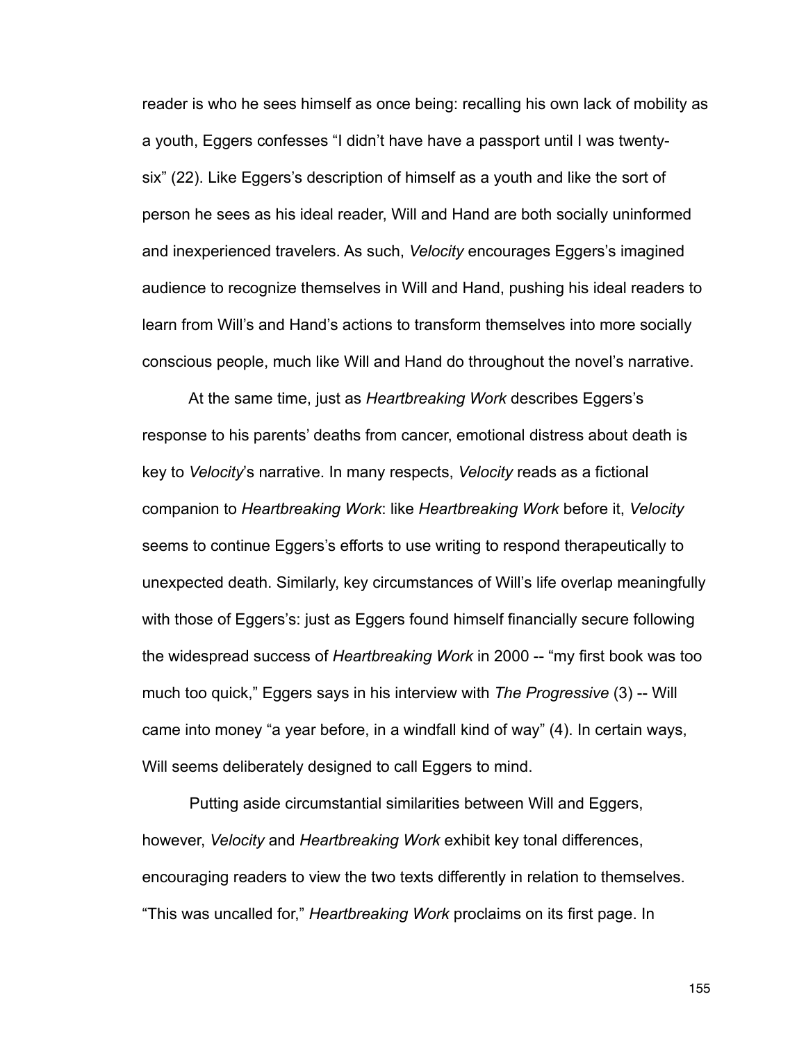reader is who he sees himself as once being: recalling his own lack of mobility as a youth, Eggers confesses "I didn't have have a passport until I was twenty-six" (22). Like Eggers's description of himself as a youth and like the sort of person he sees as his ideal reader, Will and Hand are both socially uninformed and inexperienced travelers. As such, *Velocity* encourages Eggers's imagined audience to recognize themselves in Will and Hand, pushing his ideal readers to learn from Will's and Hand's actions to transform themselves into more socially conscious people, much like Will and Hand do throughout the novel's narrative.

At the same time, just as *Heartbreaking Work* describes Eggers's response to his parents' deaths from cancer, emotional distress about death is key to *Velocity*'s narrative. In many respects, *Velocity* reads as a fictional companion to *Heartbreaking Work*: like *Heartbreaking Work* before it, *Velocity* seems to continue Eggers's efforts to use writing to respond therapeutically to unexpected death. Similarly, key circumstances of Will's life overlap meaningfully with those of Eggers's: just as Eggers found himself financially secure following the widespread success of *Heartbreaking Work* in 2000 -- "my first book was too much too quick," Eggers says in his interview with *The Progressive* (3) -- Will came into money "a year before, in a windfall kind of way" (4). In certain ways, Will seems deliberately designed to call Eggers to mind.

Putting aside circumstantial similarities between Will and Eggers, however, *Velocity* and *Heartbreaking Work* exhibit key tonal differences, encouraging readers to view the two texts differently in relation to themselves. "This was uncalled for," *Heartbreaking Work* proclaims on its first page. In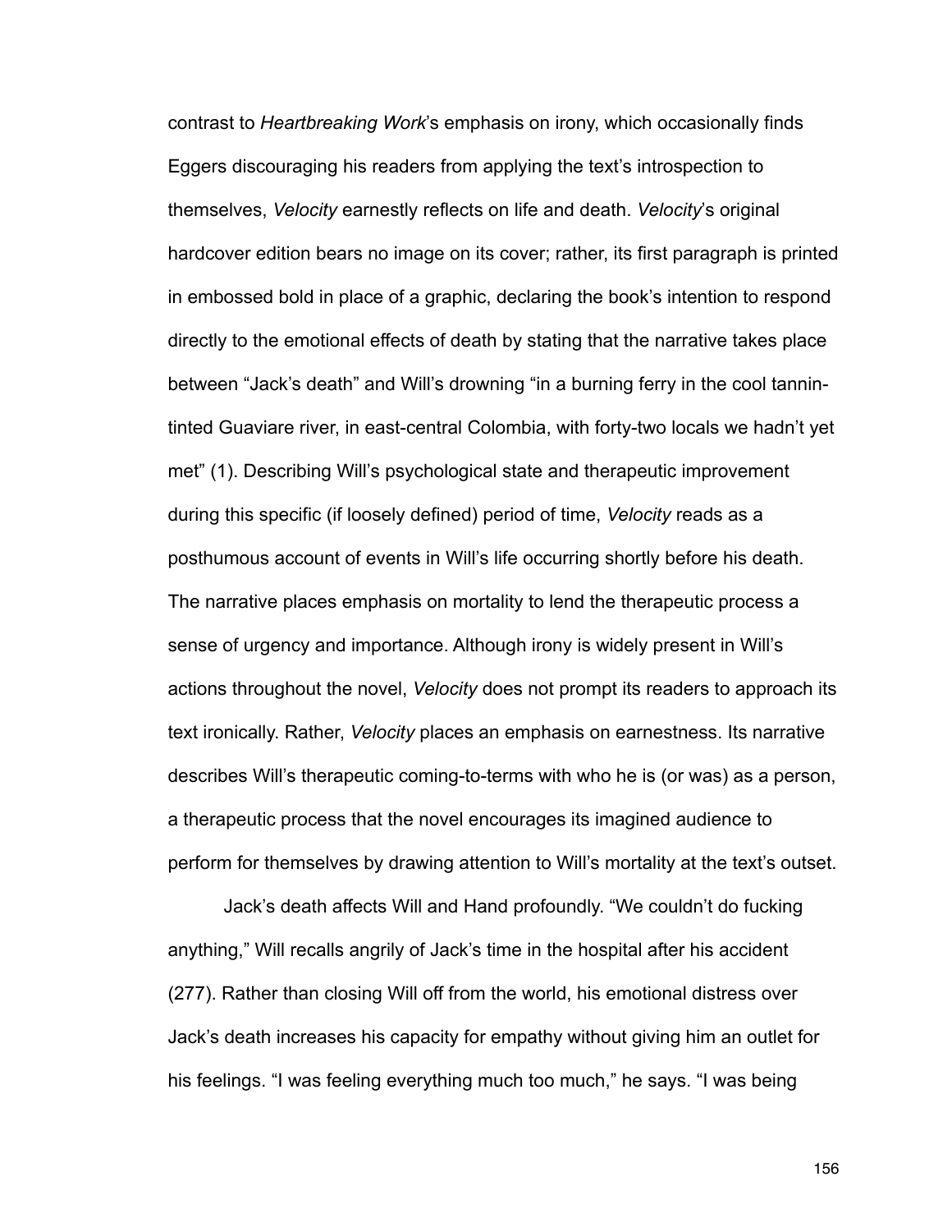contrast to *Heartbreaking Work*'s emphasis on irony, which occasionally finds Eggers discouraging his readers from applying the text's introspection to themselves, *Velocity* earnestly reflects on life and death. *Velocity*'s original hardcover edition bears no image on its cover; rather, its first paragraph is printed in embossed bold in place of a graphic, declaring the book's intention to respond directly to the emotional effects of death by stating that the narrative takes place between "Jack's death" and Will's drowning "in a burning ferry in the cool tannin-tinted Guaviare river, in east-central Colombia, with forty-two locals we hadn't yet met" (1). Describing Will's psychological state and therapeutic improvement during this specific (if loosely defined) period of time, *Velocity* reads as a posthumous account of events in Will's life occurring shortly before his death. The narrative places emphasis on mortality to lend the therapeutic process a sense of urgency and importance. Although irony is widely present in Will's actions throughout the novel, *Velocity* does not prompt its readers to approach its text ironically. Rather, *Velocity* places an emphasis on earnestness. Its narrative describes Will's therapeutic coming-to-terms with who he is (or was) as a person, a therapeutic process that the novel encourages its imagined audience to perform for themselves by drawing attention to Will's mortality at the text's outset.

Jack's death affects Will and Hand profoundly. "We couldn't do fucking anything," Will recalls angrily of Jack's time in the hospital after his accident (277). Rather than closing Will off from the world, his emotional distress over Jack's death increases his capacity for empathy without giving him an outlet for his feelings. "I was feeling everything much too much," he says. "I was being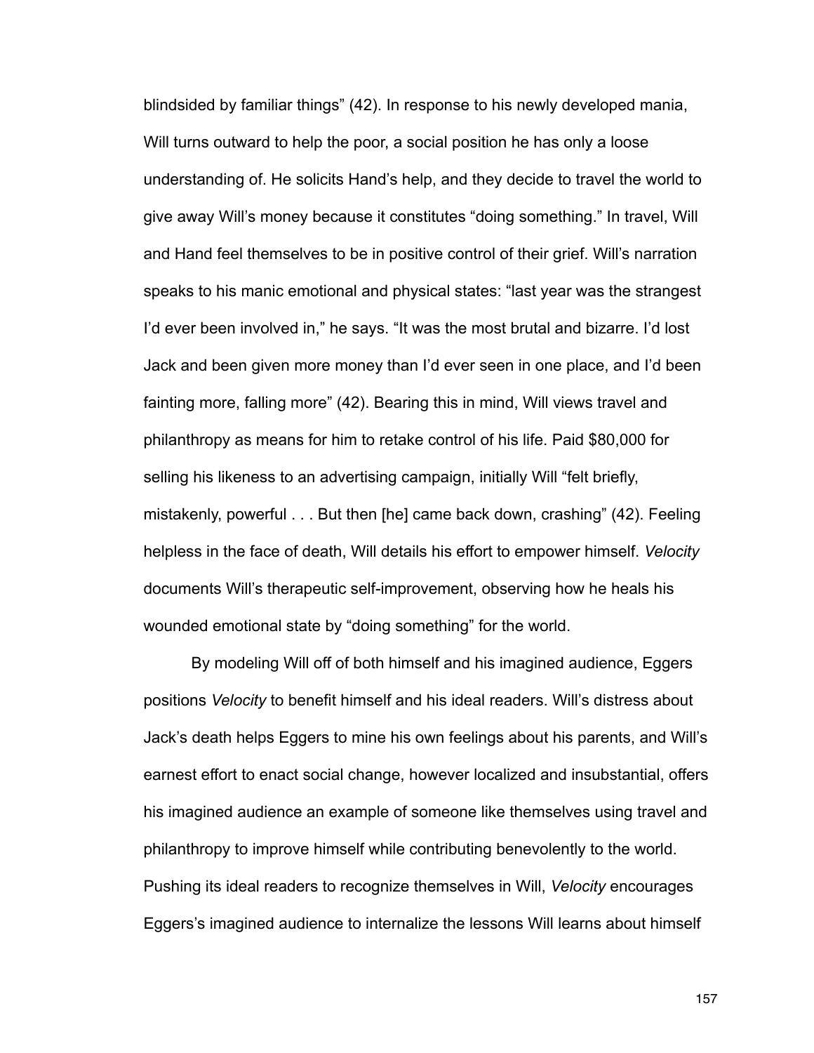blindsided by familiar things" (42). In response to his newly developed mania, Will turns outward to help the poor, a social position he has only a loose understanding of. He solicits Hand's help, and they decide to travel the world to give away Will's money because it constitutes "doing something." In travel, Will and Hand feel themselves to be in positive control of their grief. Will's narration speaks to his manic emotional and physical states: "last year was the strangest I'd ever been involved in," he says. "It was the most brutal and bizarre. I'd lost Jack and been given more money than I'd ever seen in one place, and I'd been fainting more, falling more" (42). Bearing this in mind, Will views travel and philanthropy as means for him to retake control of his life. Paid $80,000 for selling his likeness to an advertising campaign, initially Will "felt briefly, mistakenly, powerful . . . But then [he] came back down, crashing" (42). Feeling helpless in the face of death, Will details his effort to empower himself. *Velocity* documents Will's therapeutic self-improvement, observing how he heals his wounded emotional state by "doing something" for the world.

By modeling Will off of both himself and his imagined audience, Eggers positions *Velocity* to benefit himself and his ideal readers. Will's distress about Jack's death helps Eggers to mine his own feelings about his parents, and Will's earnest effort to enact social change, however localized and insubstantial, offers his imagined audience an example of someone like themselves using travel and philanthropy to improve himself while contributing benevolently to the world. Pushing its ideal readers to recognize themselves in Will, *Velocity* encourages Eggers's imagined audience to internalize the lessons Will learns about himself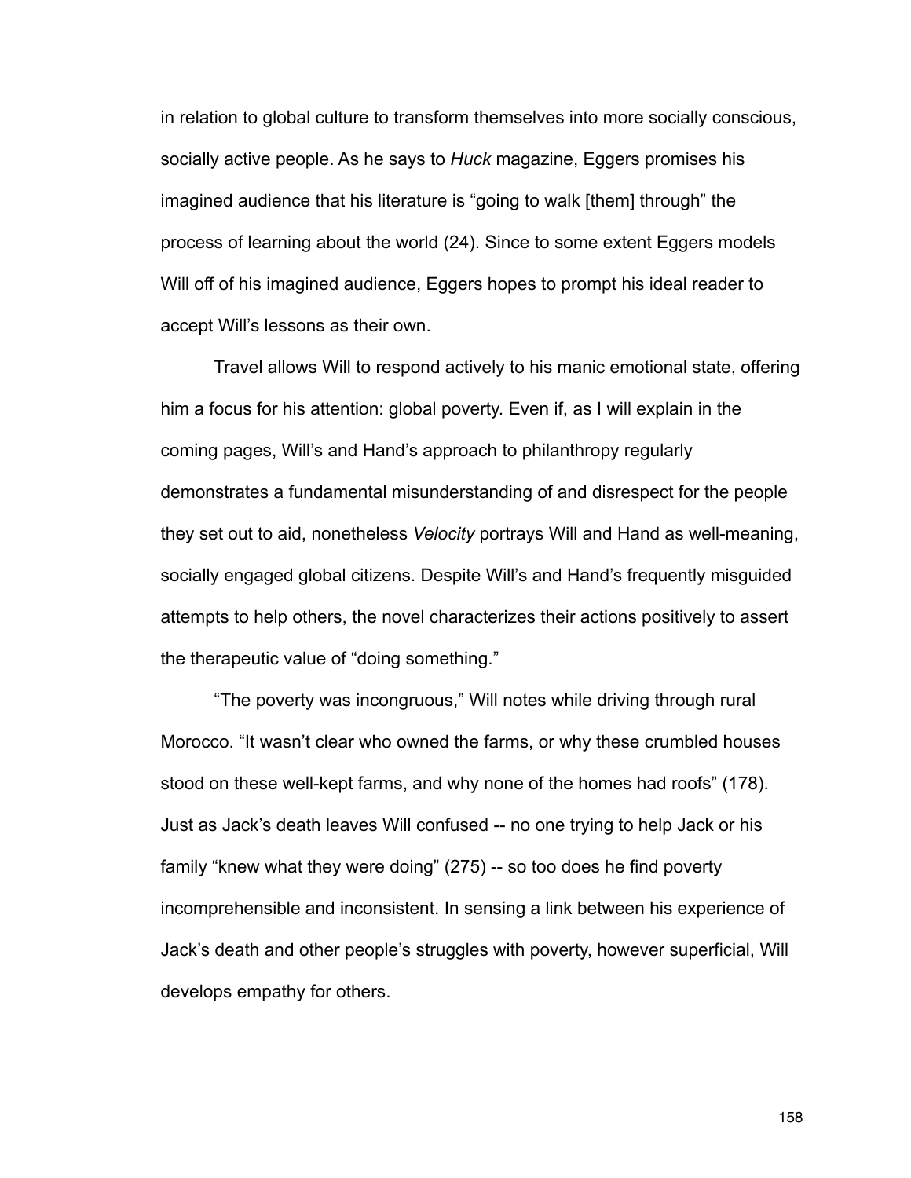in relation to global culture to transform themselves into more socially conscious, socially active people. As he says to *Huck* magazine, Eggers promises his imagined audience that his literature is “going to walk [them] through” the process of learning about the world (24). Since to some extent Eggers models Will off of his imagined audience, Eggers hopes to prompt his ideal reader to accept Will’s lessons as their own.

Travel allows Will to respond actively to his manic emotional state, offering him a focus for his attention: global poverty. Even if, as I will explain in the coming pages, Will’s and Hand’s approach to philanthropy regularly demonstrates a fundamental misunderstanding of and disrespect for the people they set out to aid, nonetheless *Velocity* portrays Will and Hand as well-meaning, socially engaged global citizens. Despite Will’s and Hand’s frequently misguided attempts to help others, the novel characterizes their actions positively to assert the therapeutic value of “doing something.”

“The poverty was incongruous,” Will notes while driving through rural Morocco. “It wasn’t clear who owned the farms, or why these crumbled houses stood on these well-kept farms, and why none of the homes had roofs” (178). Just as Jack’s death leaves Will confused -- no one trying to help Jack or his family “knew what they were doing” (275) -- so too does he find poverty incomprehensible and inconsistent. In sensing a link between his experience of Jack’s death and other people’s struggles with poverty, however superficial, Will develops empathy for others.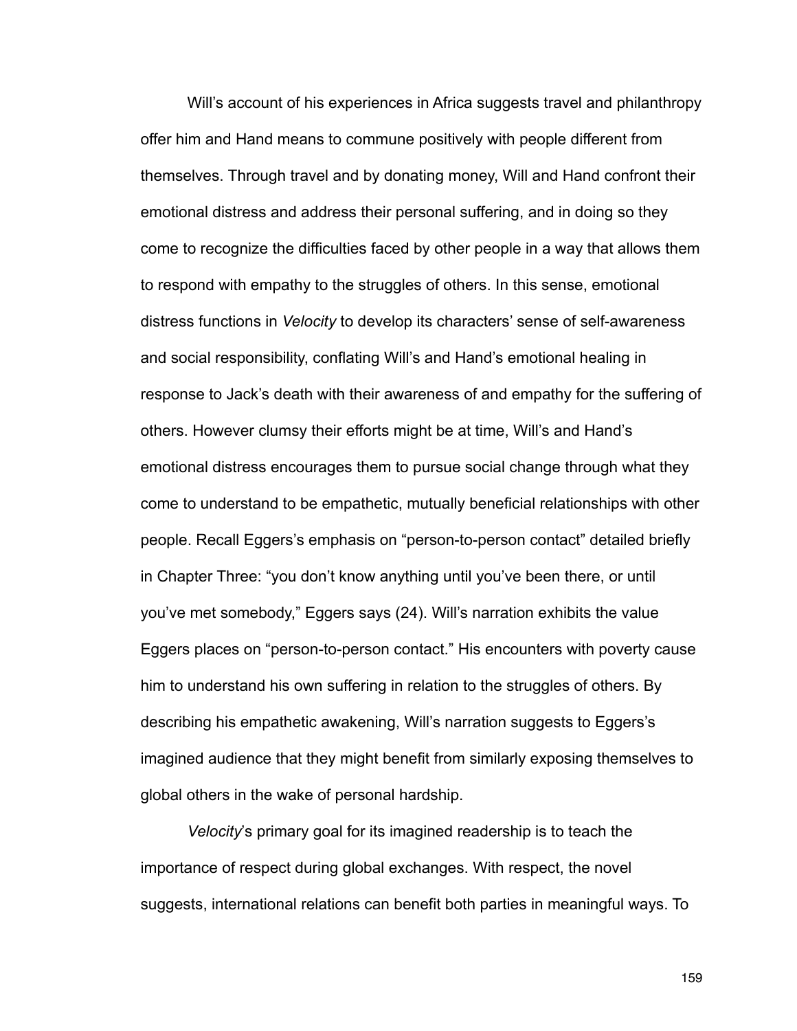Will's account of his experiences in Africa suggests travel and philanthropy offer him and Hand means to commune positively with people different from themselves. Through travel and by donating money, Will and Hand confront their emotional distress and address their personal suffering, and in doing so they come to recognize the difficulties faced by other people in a way that allows them to respond with empathy to the struggles of others. In this sense, emotional distress functions in *Velocity* to develop its characters' sense of self-awareness and social responsibility, conflating Will's and Hand's emotional healing in response to Jack's death with their awareness of and empathy for the suffering of others. However clumsy their efforts might be at time, Will's and Hand's emotional distress encourages them to pursue social change through what they come to understand to be empathetic, mutually beneficial relationships with other people. Recall Eggers's emphasis on "person-to-person contact" detailed briefly in Chapter Three: "you don't know anything until you've been there, or until you've met somebody," Eggers says (24). Will's narration exhibits the value Eggers places on "person-to-person contact." His encounters with poverty cause him to understand his own suffering in relation to the struggles of others. By describing his empathetic awakening, Will's narration suggests to Eggers's imagined audience that they might benefit from similarly exposing themselves to global others in the wake of personal hardship.

*Velocity*'s primary goal for its imagined readership is to teach the importance of respect during global exchanges. With respect, the novel suggests, international relations can benefit both parties in meaningful ways. To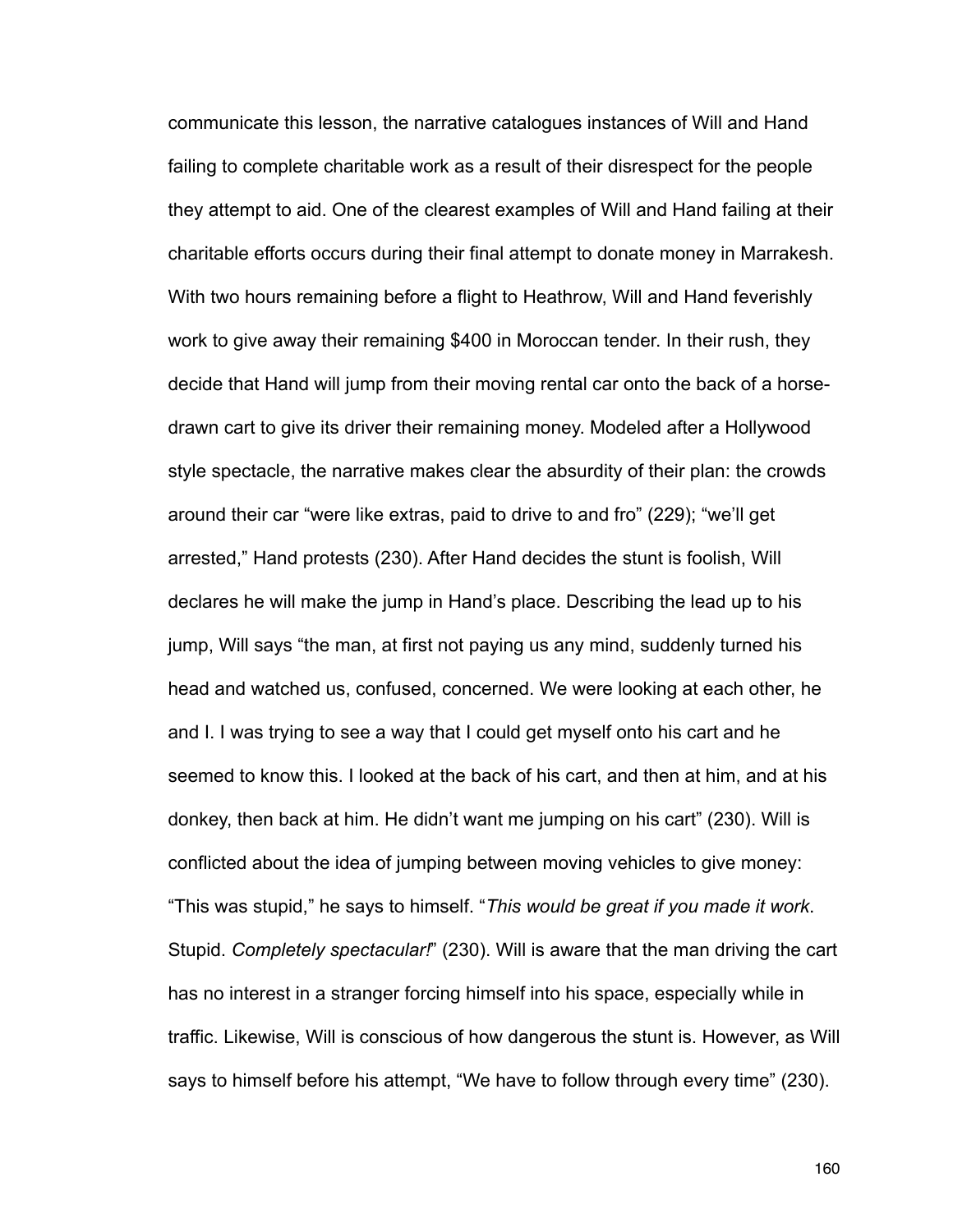communicate this lesson, the narrative catalogues instances of Will and Hand failing to complete charitable work as a result of their disrespect for the people they attempt to aid. One of the clearest examples of Will and Hand failing at their charitable efforts occurs during their final attempt to donate money in Marrakesh. With two hours remaining before a flight to Heathrow, Will and Hand feverishly work to give away their remaining $400 in Moroccan tender. In their rush, they decide that Hand will jump from their moving rental car onto the back of a horse-drawn cart to give its driver their remaining money. Modeled after a Hollywood style spectacle, the narrative makes clear the absurdity of their plan: the crowds around their car "were like extras, paid to drive to and fro" (229); "we'll get arrested," Hand protests (230). After Hand decides the stunt is foolish, Will declares he will make the jump in Hand's place. Describing the lead up to his jump, Will says "the man, at first not paying us any mind, suddenly turned his head and watched us, confused, concerned. We were looking at each other, he and I. I was trying to see a way that I could get myself onto his cart and he seemed to know this. I looked at the back of his cart, and then at him, and at his donkey, then back at him. He didn't want me jumping on his cart" (230). Will is conflicted about the idea of jumping between moving vehicles to give money: "This was stupid," he says to himself. "*This would be great if you made it work*. Stupid. *Completely spectacular!*" (230). Will is aware that the man driving the cart has no interest in a stranger forcing himself into his space, especially while in traffic. Likewise, Will is conscious of how dangerous the stunt is. However, as Will says to himself before his attempt, "We have to follow through every time" (230).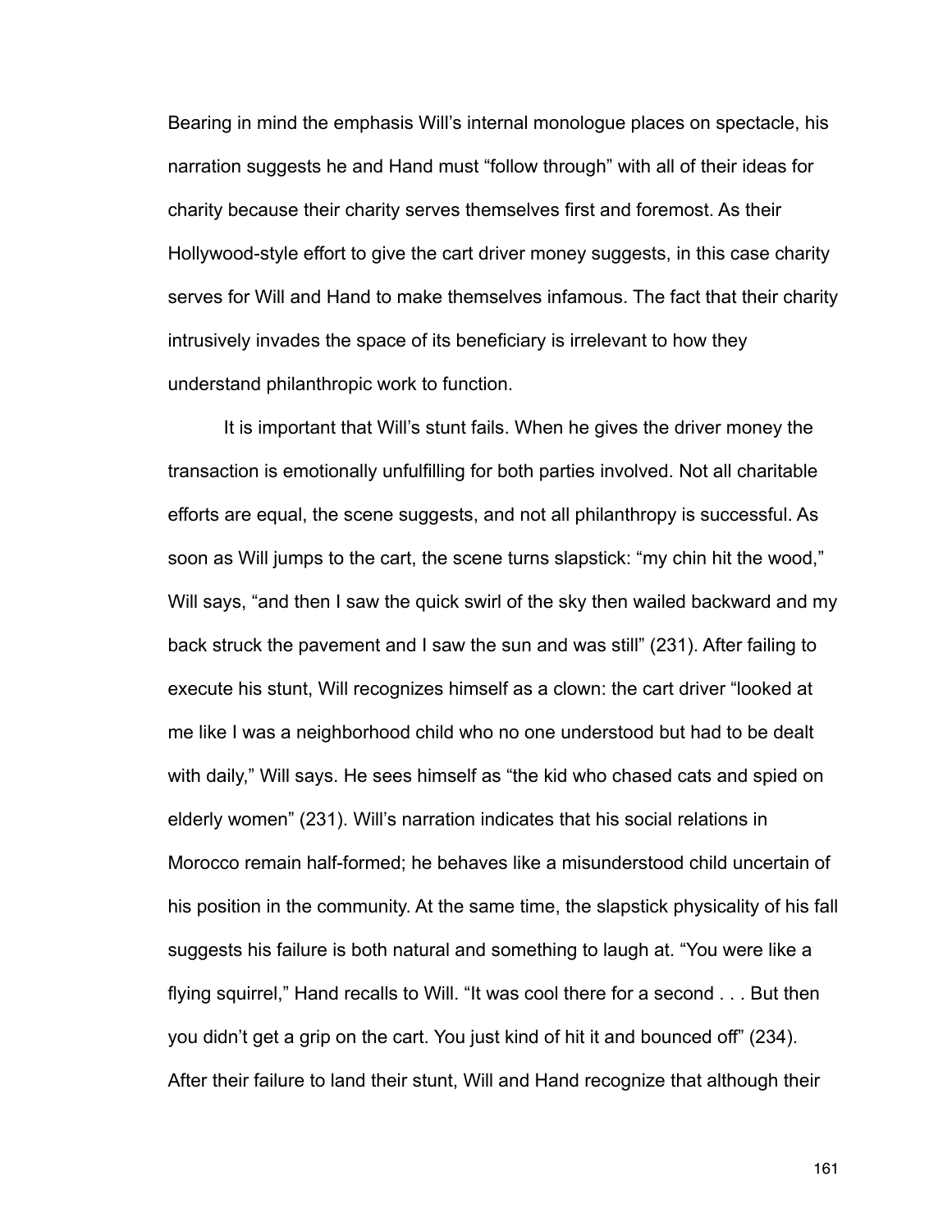Bearing in mind the emphasis Will's internal monologue places on spectacle, his narration suggests he and Hand must "follow through" with all of their ideas for charity because their charity serves themselves first and foremost. As their Hollywood-style effort to give the cart driver money suggests, in this case charity serves for Will and Hand to make themselves infamous. The fact that their charity intrusively invades the space of its beneficiary is irrelevant to how they understand philanthropic work to function.

It is important that Will's stunt fails. When he gives the driver money the transaction is emotionally unfulfilling for both parties involved. Not all charitable efforts are equal, the scene suggests, and not all philanthropy is successful. As soon as Will jumps to the cart, the scene turns slapstick: "my chin hit the wood," Will says, "and then I saw the quick swirl of the sky then wailed backward and my back struck the pavement and I saw the sun and was still" (231). After failing to execute his stunt, Will recognizes himself as a clown: the cart driver "looked at me like I was a neighborhood child who no one understood but had to be dealt with daily," Will says. He sees himself as "the kid who chased cats and spied on elderly women" (231). Will's narration indicates that his social relations in Morocco remain half-formed; he behaves like a misunderstood child uncertain of his position in the community. At the same time, the slapstick physicality of his fall suggests his failure is both natural and something to laugh at. "You were like a flying squirrel," Hand recalls to Will. "It was cool there for a second . . . But then you didn't get a grip on the cart. You just kind of hit it and bounced off" (234). After their failure to land their stunt, Will and Hand recognize that although their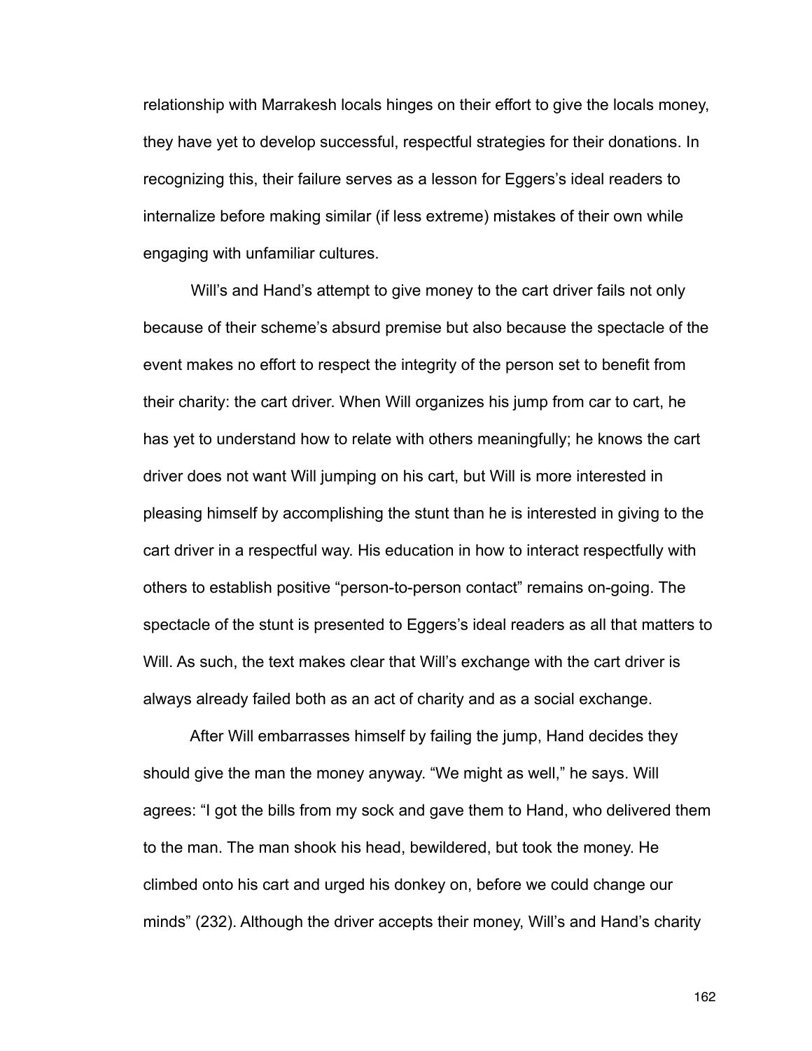relationship with Marrakesh locals hinges on their effort to give the locals money, they have yet to develop successful, respectful strategies for their donations. In recognizing this, their failure serves as a lesson for Eggers's ideal readers to internalize before making similar (if less extreme) mistakes of their own while engaging with unfamiliar cultures.

Will's and Hand's attempt to give money to the cart driver fails not only because of their scheme's absurd premise but also because the spectacle of the event makes no effort to respect the integrity of the person set to benefit from their charity: the cart driver. When Will organizes his jump from car to cart, he has yet to understand how to relate with others meaningfully; he knows the cart driver does not want Will jumping on his cart, but Will is more interested in pleasing himself by accomplishing the stunt than he is interested in giving to the cart driver in a respectful way. His education in how to interact respectfully with others to establish positive "person-to-person contact" remains on-going. The spectacle of the stunt is presented to Eggers's ideal readers as all that matters to Will. As such, the text makes clear that Will's exchange with the cart driver is always already failed both as an act of charity and as a social exchange.

After Will embarrasses himself by failing the jump, Hand decides they should give the man the money anyway. "We might as well," he says. Will agrees: "I got the bills from my sock and gave them to Hand, who delivered them to the man. The man shook his head, bewildered, but took the money. He climbed onto his cart and urged his donkey on, before we could change our minds" (232). Although the driver accepts their money, Will's and Hand's charity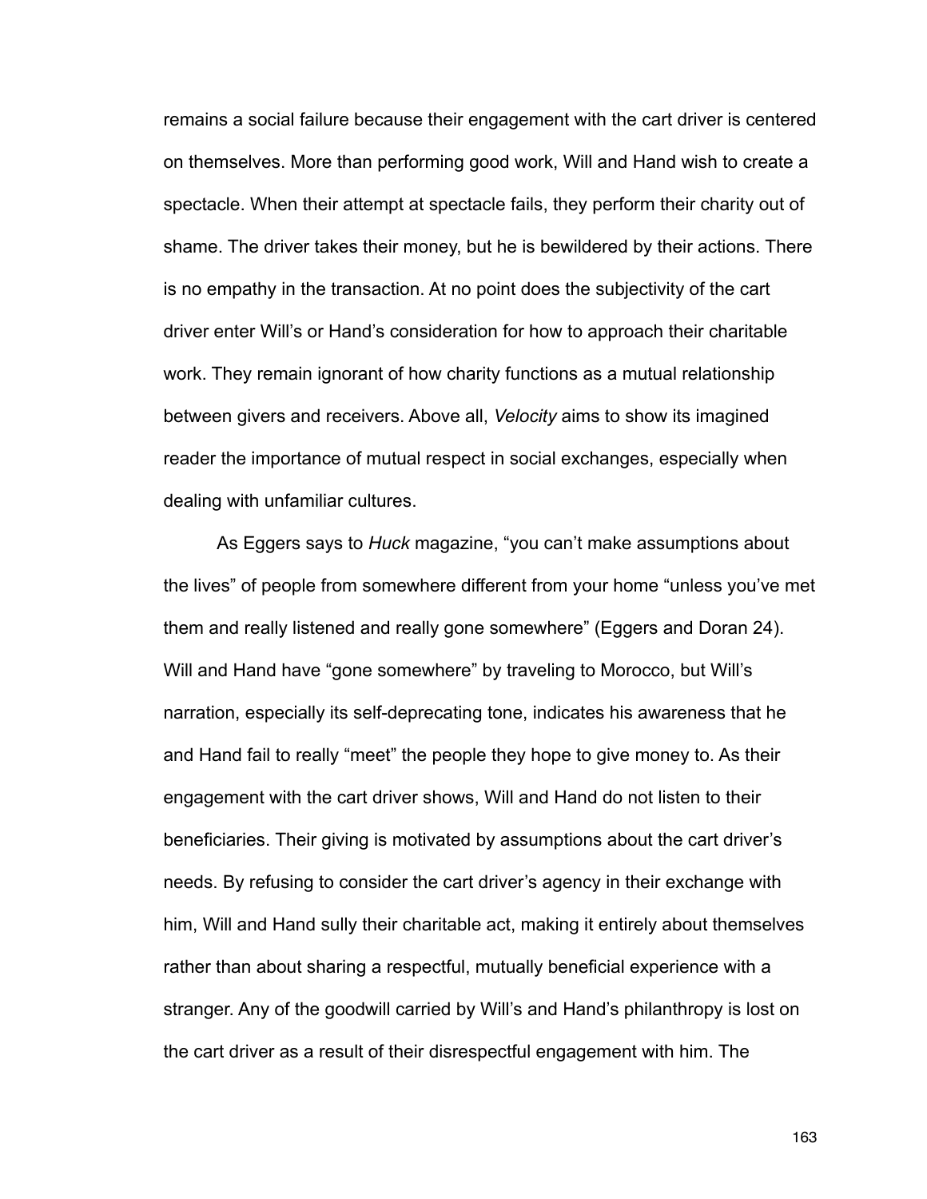remains a social failure because their engagement with the cart driver is centered on themselves. More than performing good work, Will and Hand wish to create a spectacle. When their attempt at spectacle fails, they perform their charity out of shame. The driver takes their money, but he is bewildered by their actions. There is no empathy in the transaction. At no point does the subjectivity of the cart driver enter Will's or Hand's consideration for how to approach their charitable work. They remain ignorant of how charity functions as a mutual relationship between givers and receivers. Above all, *Velocity* aims to show its imagined reader the importance of mutual respect in social exchanges, especially when dealing with unfamiliar cultures.

As Eggers says to *Huck* magazine, "you can't make assumptions about the lives" of people from somewhere different from your home "unless you've met them and really listened and really gone somewhere" (Eggers and Doran 24). Will and Hand have "gone somewhere" by traveling to Morocco, but Will's narration, especially its self-deprecating tone, indicates his awareness that he and Hand fail to really "meet" the people they hope to give money to. As their engagement with the cart driver shows, Will and Hand do not listen to their beneficiaries. Their giving is motivated by assumptions about the cart driver's needs. By refusing to consider the cart driver's agency in their exchange with him, Will and Hand sully their charitable act, making it entirely about themselves rather than about sharing a respectful, mutually beneficial experience with a stranger. Any of the goodwill carried by Will's and Hand's philanthropy is lost on the cart driver as a result of their disrespectful engagement with him. The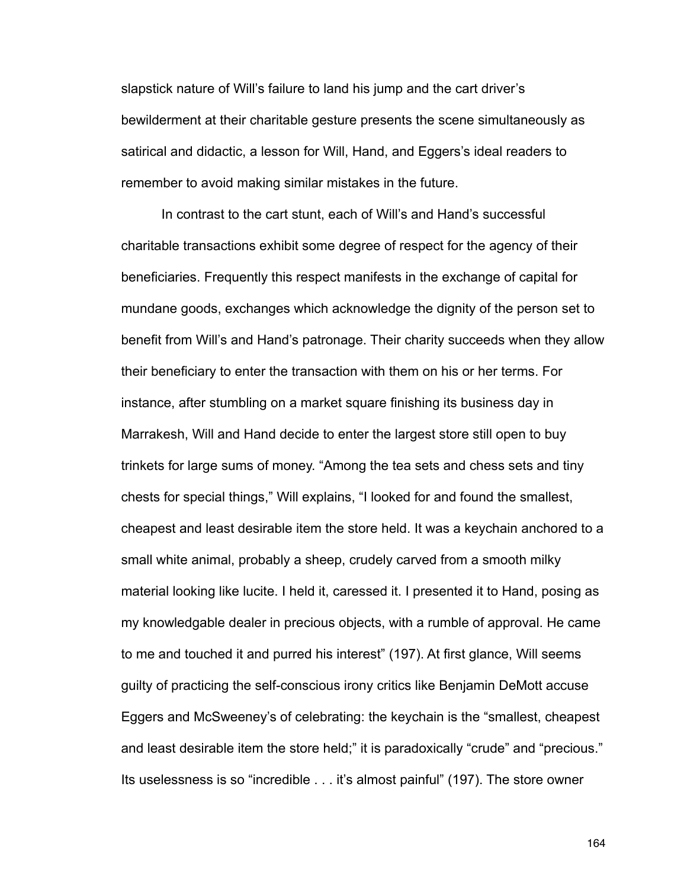slapstick nature of Will's failure to land his jump and the cart driver's bewilderment at their charitable gesture presents the scene simultaneously as satirical and didactic, a lesson for Will, Hand, and Eggers's ideal readers to remember to avoid making similar mistakes in the future.

In contrast to the cart stunt, each of Will's and Hand's successful charitable transactions exhibit some degree of respect for the agency of their beneficiaries. Frequently this respect manifests in the exchange of capital for mundane goods, exchanges which acknowledge the dignity of the person set to benefit from Will's and Hand's patronage. Their charity succeeds when they allow their beneficiary to enter the transaction with them on his or her terms. For instance, after stumbling on a market square finishing its business day in Marrakesh, Will and Hand decide to enter the largest store still open to buy trinkets for large sums of money. "Among the tea sets and chess sets and tiny chests for special things," Will explains, "I looked for and found the smallest, cheapest and least desirable item the store held. It was a keychain anchored to a small white animal, probably a sheep, crudely carved from a smooth milky material looking like lucite. I held it, caressed it. I presented it to Hand, posing as my knowledgable dealer in precious objects, with a rumble of approval. He came to me and touched it and purred his interest" (197). At first glance, Will seems guilty of practicing the self-conscious irony critics like Benjamin DeMott accuse Eggers and McSweeney's of celebrating: the keychain is the "smallest, cheapest and least desirable item the store held;" it is paradoxically "crude" and "precious." Its uselessness is so "incredible . . . it's almost painful" (197). The store owner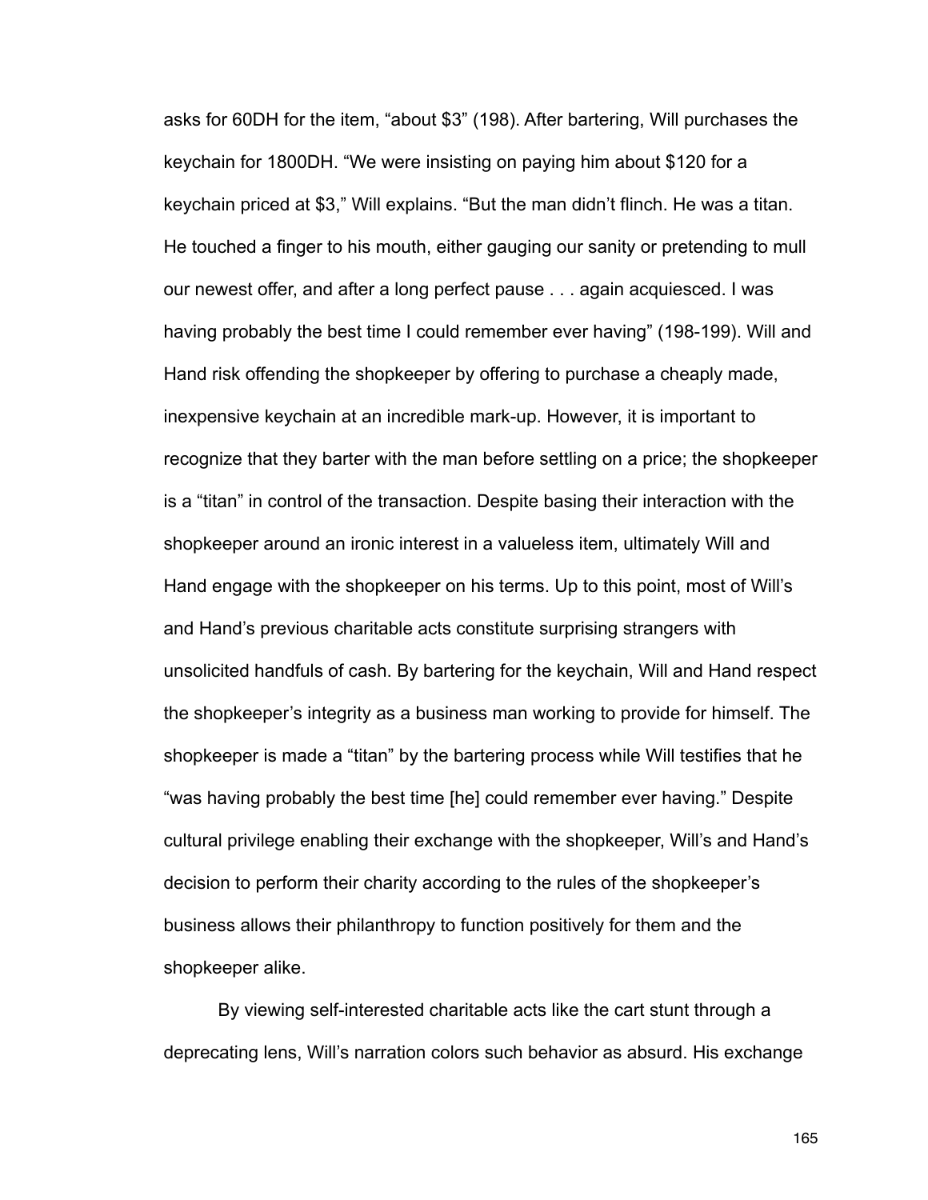asks for 60DH for the item, "about $3" (198). After bartering, Will purchases the keychain for 1800DH. "We were insisting on paying him about $120 for a keychain priced at $3," Will explains. "But the man didn't flinch. He was a titan. He touched a finger to his mouth, either gauging our sanity or pretending to mull our newest offer, and after a long perfect pause . . . again acquiesced. I was having probably the best time I could remember ever having" (198-199). Will and Hand risk offending the shopkeeper by offering to purchase a cheaply made, inexpensive keychain at an incredible mark-up. However, it is important to recognize that they barter with the man before settling on a price; the shopkeeper is a "titan" in control of the transaction. Despite basing their interaction with the shopkeeper around an ironic interest in a valueless item, ultimately Will and Hand engage with the shopkeeper on his terms. Up to this point, most of Will's and Hand's previous charitable acts constitute surprising strangers with unsolicited handfuls of cash. By bartering for the keychain, Will and Hand respect the shopkeeper's integrity as a business man working to provide for himself. The shopkeeper is made a "titan" by the bartering process while Will testifies that he "was having probably the best time [he] could remember ever having." Despite cultural privilege enabling their exchange with the shopkeeper, Will's and Hand's decision to perform their charity according to the rules of the shopkeeper's business allows their philanthropy to function positively for them and the shopkeeper alike.

By viewing self-interested charitable acts like the cart stunt through a deprecating lens, Will's narration colors such behavior as absurd. His exchange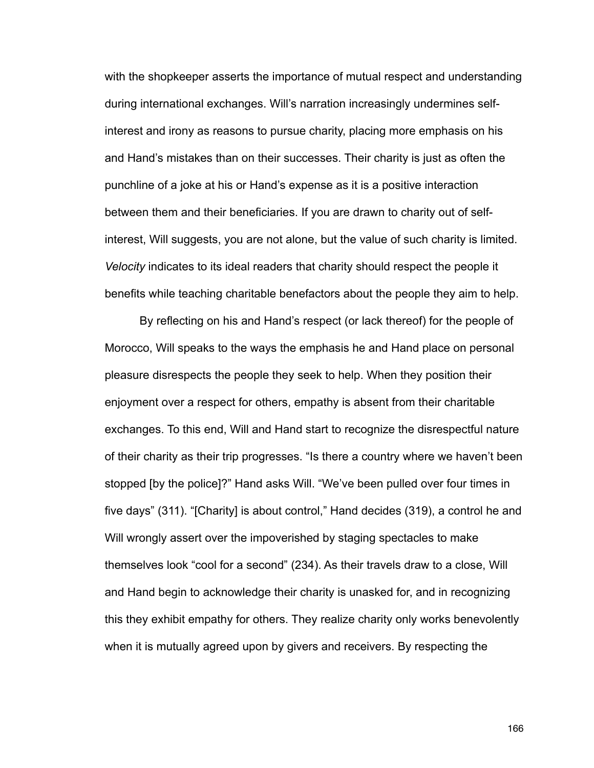with the shopkeeper asserts the importance of mutual respect and understanding during international exchanges. Will's narration increasingly undermines self-interest and irony as reasons to pursue charity, placing more emphasis on his and Hand's mistakes than on their successes. Their charity is just as often the punchline of a joke at his or Hand's expense as it is a positive interaction between them and their beneficiaries. If you are drawn to charity out of self-interest, Will suggests, you are not alone, but the value of such charity is limited. *Velocity* indicates to its ideal readers that charity should respect the people it benefits while teaching charitable benefactors about the people they aim to help.

By reflecting on his and Hand's respect (or lack thereof) for the people of Morocco, Will speaks to the ways the emphasis he and Hand place on personal pleasure disrespects the people they seek to help. When they position their enjoyment over a respect for others, empathy is absent from their charitable exchanges. To this end, Will and Hand start to recognize the disrespectful nature of their charity as their trip progresses. "Is there a country where we haven't been stopped [by the police]?" Hand asks Will. "We've been pulled over four times in five days" (311). "[Charity] is about control," Hand decides (319), a control he and Will wrongly assert over the impoverished by staging spectacles to make themselves look "cool for a second" (234). As their travels draw to a close, Will and Hand begin to acknowledge their charity is unasked for, and in recognizing this they exhibit empathy for others. They realize charity only works benevolently when it is mutually agreed upon by givers and receivers. By respecting the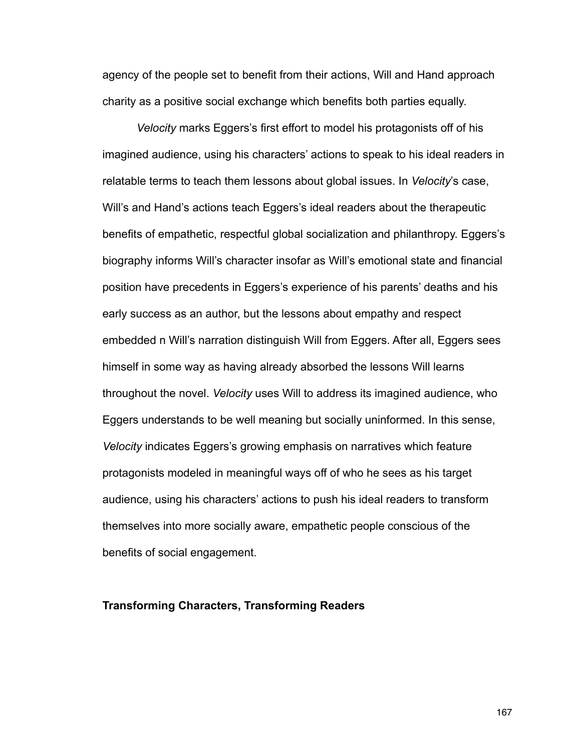agency of the people set to benefit from their actions, Will and Hand approach charity as a positive social exchange which benefits both parties equally.

*Velocity* marks Eggers's first effort to model his protagonists off of his imagined audience, using his characters' actions to speak to his ideal readers in relatable terms to teach them lessons about global issues. In *Velocity*'s case, Will's and Hand's actions teach Eggers's ideal readers about the therapeutic benefits of empathetic, respectful global socialization and philanthropy. Eggers's biography informs Will's character insofar as Will's emotional state and financial position have precedents in Eggers's experience of his parents' deaths and his early success as an author, but the lessons about empathy and respect embedded n Will's narration distinguish Will from Eggers. After all, Eggers sees himself in some way as having already absorbed the lessons Will learns throughout the novel. *Velocity* uses Will to address its imagined audience, who Eggers understands to be well meaning but socially uninformed. In this sense, *Velocity* indicates Eggers's growing emphasis on narratives which feature protagonists modeled in meaningful ways off of who he sees as his target audience, using his characters' actions to push his ideal readers to transform themselves into more socially aware, empathetic people conscious of the benefits of social engagement.

## Transforming Characters, Transforming Readers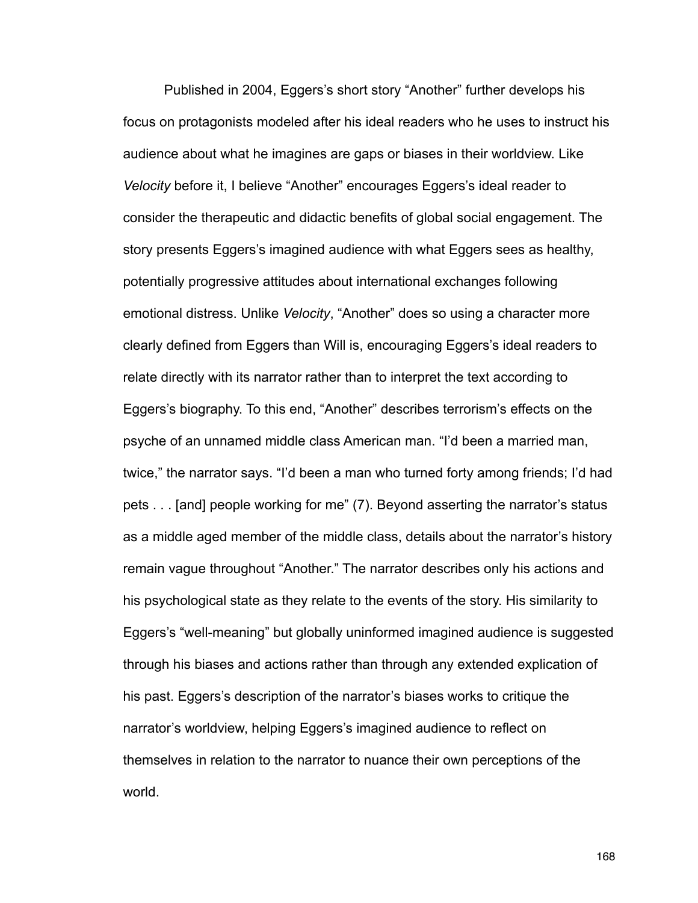Published in 2004, Eggers's short story "Another" further develops his focus on protagonists modeled after his ideal readers who he uses to instruct his audience about what he imagines are gaps or biases in their worldview. Like *Velocity* before it, I believe "Another" encourages Eggers's ideal reader to consider the therapeutic and didactic benefits of global social engagement. The story presents Eggers's imagined audience with what Eggers sees as healthy, potentially progressive attitudes about international exchanges following emotional distress. Unlike *Velocity*, "Another" does so using a character more clearly defined from Eggers than Will is, encouraging Eggers's ideal readers to relate directly with its narrator rather than to interpret the text according to Eggers's biography. To this end, "Another" describes terrorism's effects on the psyche of an unnamed middle class American man. "I'd been a married man, twice," the narrator says. "I'd been a man who turned forty among friends; I'd had pets . . . [and] people working for me" (7). Beyond asserting the narrator's status as a middle aged member of the middle class, details about the narrator's history remain vague throughout "Another." The narrator describes only his actions and his psychological state as they relate to the events of the story. His similarity to Eggers's "well-meaning" but globally uninformed imagined audience is suggested through his biases and actions rather than through any extended explication of his past. Eggers's description of the narrator's biases works to critique the narrator's worldview, helping Eggers's imagined audience to reflect on themselves in relation to the narrator to nuance their own perceptions of the world.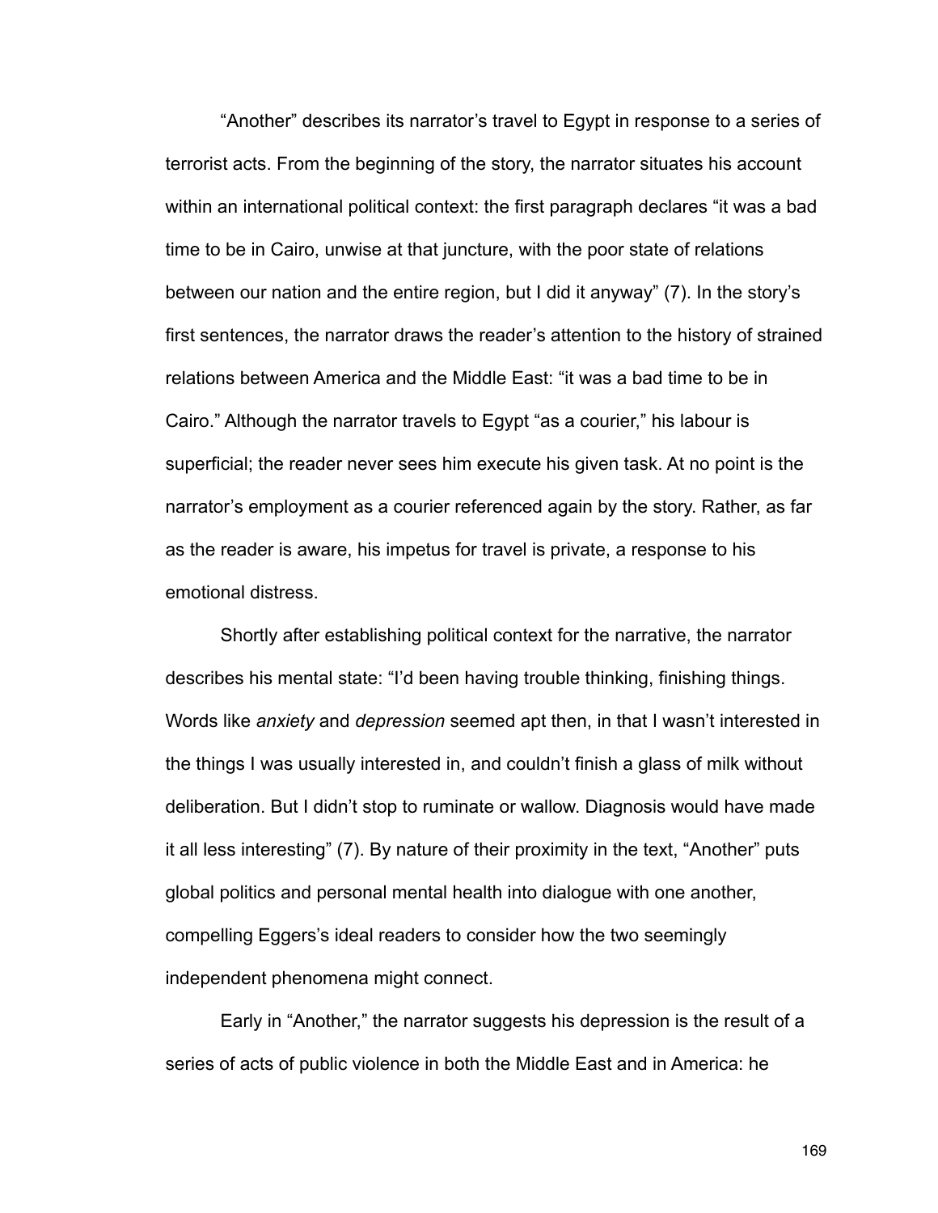"Another" describes its narrator's travel to Egypt in response to a series of terrorist acts. From the beginning of the story, the narrator situates his account within an international political context: the first paragraph declares "it was a bad time to be in Cairo, unwise at that juncture, with the poor state of relations between our nation and the entire region, but I did it anyway" (7). In the story's first sentences, the narrator draws the reader's attention to the history of strained relations between America and the Middle East: "it was a bad time to be in Cairo." Although the narrator travels to Egypt "as a courier," his labour is superficial; the reader never sees him execute his given task. At no point is the narrator's employment as a courier referenced again by the story. Rather, as far as the reader is aware, his impetus for travel is private, a response to his emotional distress.

Shortly after establishing political context for the narrative, the narrator describes his mental state: "I'd been having trouble thinking, finishing things. Words like *anxiety* and *depression* seemed apt then, in that I wasn't interested in the things I was usually interested in, and couldn't finish a glass of milk without deliberation. But I didn't stop to ruminate or wallow. Diagnosis would have made it all less interesting" (7). By nature of their proximity in the text, "Another" puts global politics and personal mental health into dialogue with one another, compelling Eggers's ideal readers to consider how the two seemingly independent phenomena might connect.

Early in "Another," the narrator suggests his depression is the result of a series of acts of public violence in both the Middle East and in America: he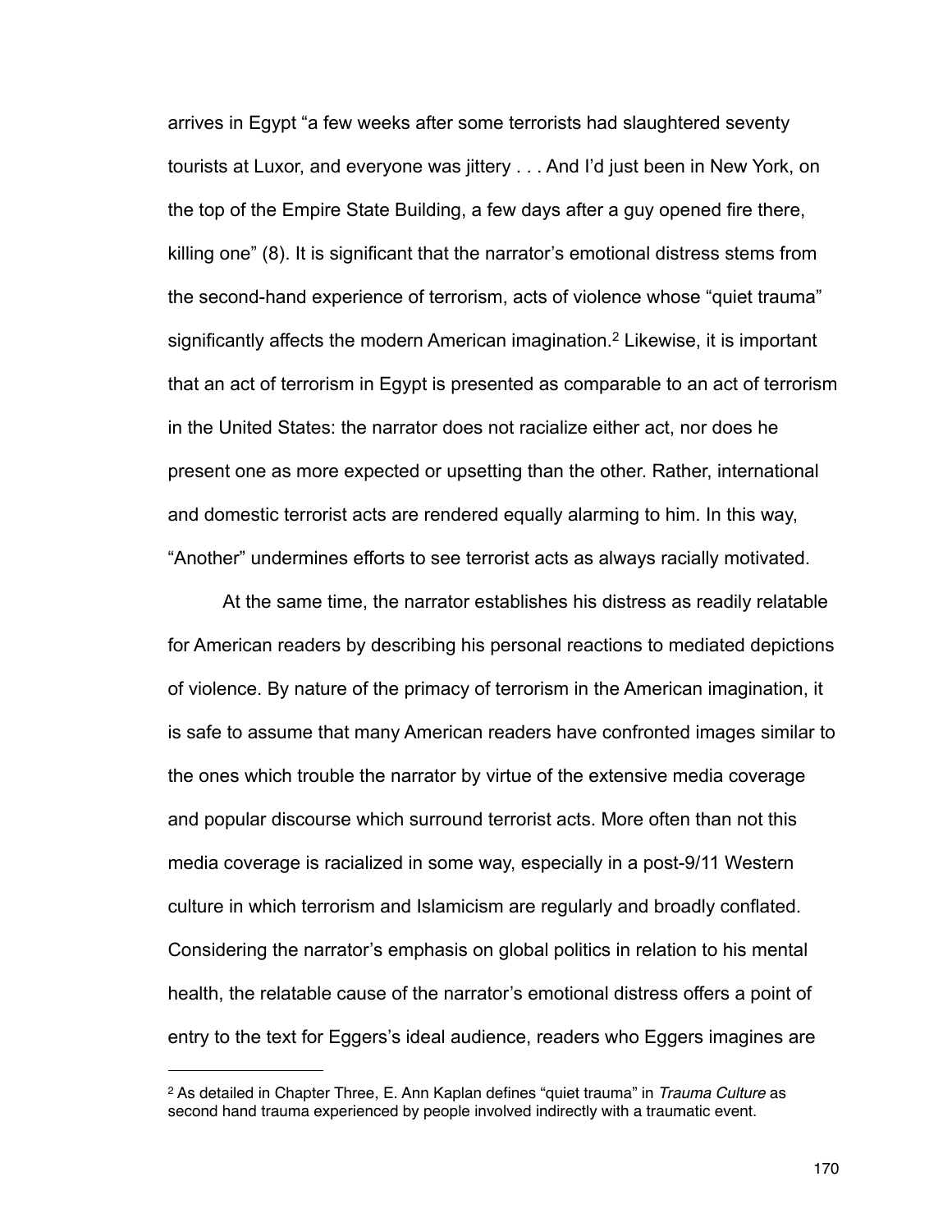arrives in Egypt "a few weeks after some terrorists had slaughtered seventy tourists at Luxor, and everyone was jittery . . . And I'd just been in New York, on the top of the Empire State Building, a few days after a guy opened fire there, killing one" (8). It is significant that the narrator's emotional distress stems from the second-hand experience of terrorism, acts of violence whose "quiet trauma" significantly affects the modern American imagination.[2] Likewise, it is important that an act of terrorism in Egypt is presented as comparable to an act of terrorism in the United States: the narrator does not racialize either act, nor does he present one as more expected or upsetting than the other. Rather, international and domestic terrorist acts are rendered equally alarming to him. In this way, "Another" undermines efforts to see terrorist acts as always racially motivated.

At the same time, the narrator establishes his distress as readily relatable for American readers by describing his personal reactions to mediated depictions of violence. By nature of the primacy of terrorism in the American imagination, it is safe to assume that many American readers have confronted images similar to the ones which trouble the narrator by virtue of the extensive media coverage and popular discourse which surround terrorist acts. More often than not this media coverage is racialized in some way, especially in a post-9/11 Western culture in which terrorism and Islamicism are regularly and broadly conflated. Considering the narrator's emphasis on global politics in relation to his mental health, the relatable cause of the narrator's emotional distress offers a point of entry to the text for Eggers's ideal audience, readers who Eggers imagines are

---

[2] As detailed in Chapter Three, E. Ann Kaplan defines "quiet trauma" in *Trauma Culture* as second hand trauma experienced by people involved indirectly with a traumatic event.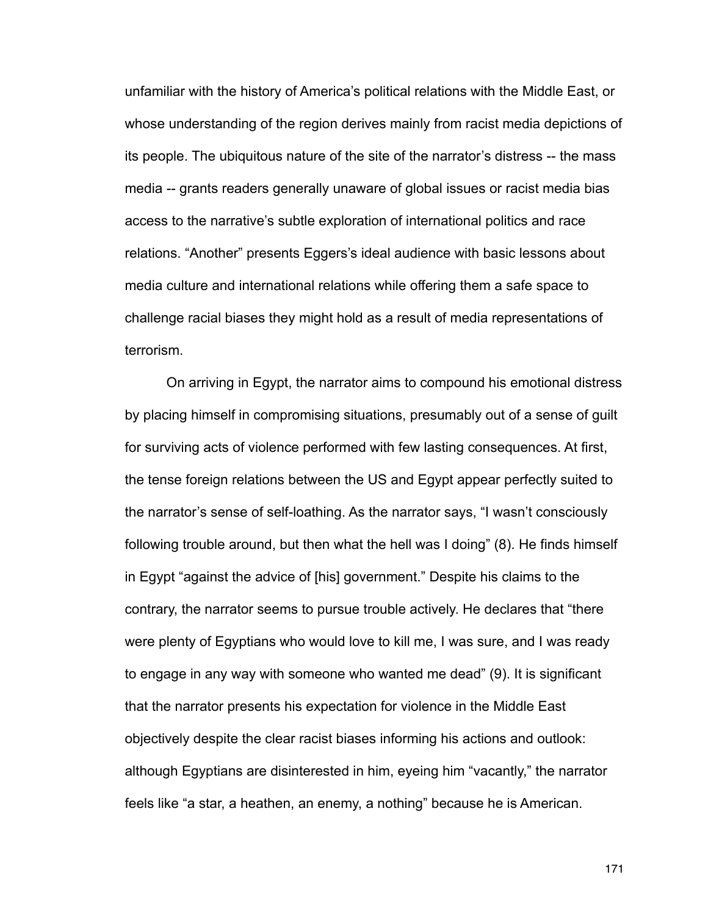unfamiliar with the history of America's political relations with the Middle East, or whose understanding of the region derives mainly from racist media depictions of its people. The ubiquitous nature of the site of the narrator's distress -- the mass media -- grants readers generally unaware of global issues or racist media bias access to the narrative's subtle exploration of international politics and race relations. "Another" presents Eggers's ideal audience with basic lessons about media culture and international relations while offering them a safe space to challenge racial biases they might hold as a result of media representations of terrorism.

On arriving in Egypt, the narrator aims to compound his emotional distress by placing himself in compromising situations, presumably out of a sense of guilt for surviving acts of violence performed with few lasting consequences. At first, the tense foreign relations between the US and Egypt appear perfectly suited to the narrator's sense of self-loathing. As the narrator says, "I wasn't consciously following trouble around, but then what the hell was I doing" (8). He finds himself in Egypt "against the advice of [his] government." Despite his claims to the contrary, the narrator seems to pursue trouble actively. He declares that "there were plenty of Egyptians who would love to kill me, I was sure, and I was ready to engage in any way with someone who wanted me dead" (9). It is significant that the narrator presents his expectation for violence in the Middle East objectively despite the clear racist biases informing his actions and outlook: although Egyptians are disinterested in him, eyeing him "vacantly," the narrator feels like "a star, a heathen, an enemy, a nothing" because he is American.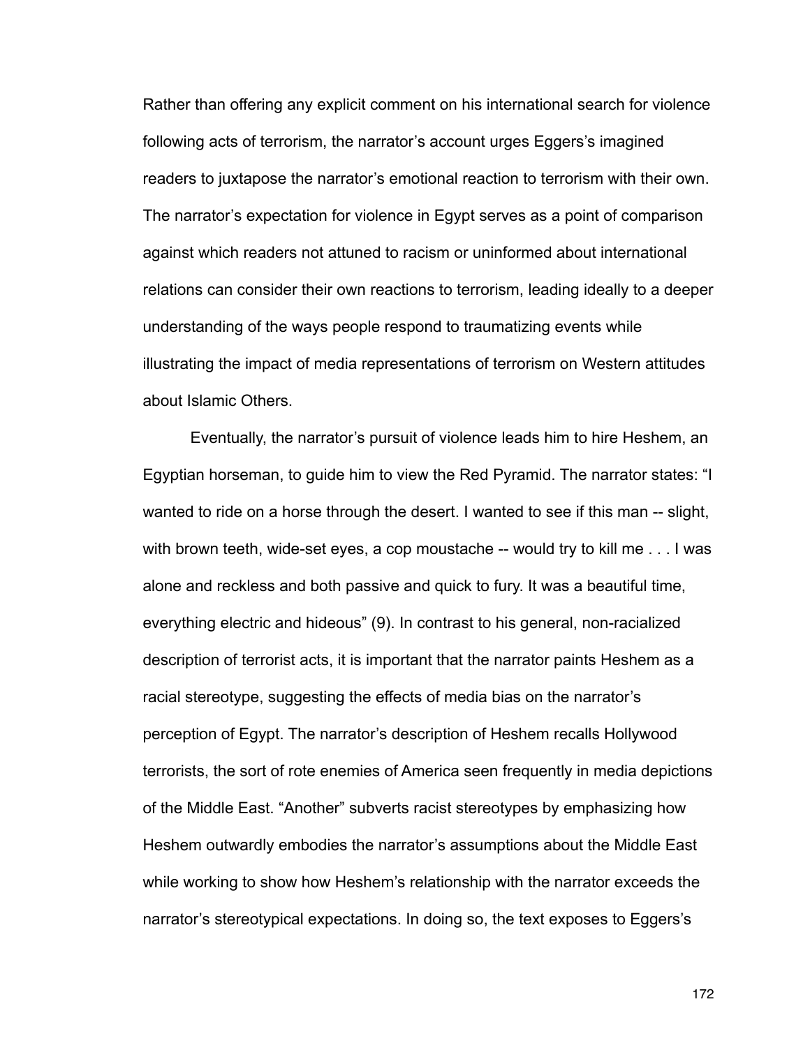Rather than offering any explicit comment on his international search for violence following acts of terrorism, the narrator's account urges Eggers's imagined readers to juxtapose the narrator's emotional reaction to terrorism with their own. The narrator's expectation for violence in Egypt serves as a point of comparison against which readers not attuned to racism or uninformed about international relations can consider their own reactions to terrorism, leading ideally to a deeper understanding of the ways people respond to traumatizing events while illustrating the impact of media representations of terrorism on Western attitudes about Islamic Others.

Eventually, the narrator's pursuit of violence leads him to hire Heshem, an Egyptian horseman, to guide him to view the Red Pyramid. The narrator states: "I wanted to ride on a horse through the desert. I wanted to see if this man -- slight, with brown teeth, wide-set eyes, a cop moustache -- would try to kill me . . . I was alone and reckless and both passive and quick to fury. It was a beautiful time, everything electric and hideous" (9). In contrast to his general, non-racialized description of terrorist acts, it is important that the narrator paints Heshem as a racial stereotype, suggesting the effects of media bias on the narrator's perception of Egypt. The narrator's description of Heshem recalls Hollywood terrorists, the sort of rote enemies of America seen frequently in media depictions of the Middle East. "Another" subverts racist stereotypes by emphasizing how Heshem outwardly embodies the narrator's assumptions about the Middle East while working to show how Heshem's relationship with the narrator exceeds the narrator's stereotypical expectations. In doing so, the text exposes to Eggers's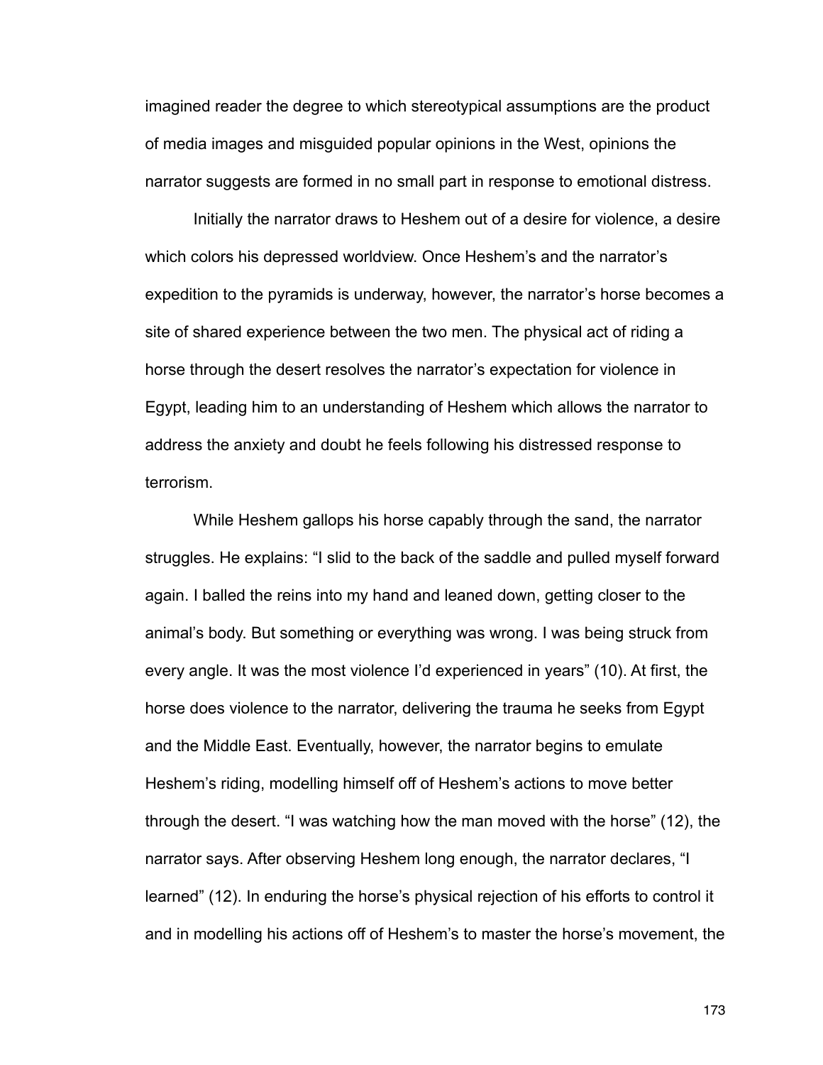imagined reader the degree to which stereotypical assumptions are the product of media images and misguided popular opinions in the West, opinions the narrator suggests are formed in no small part in response to emotional distress.

Initially the narrator draws to Heshem out of a desire for violence, a desire which colors his depressed worldview. Once Heshem's and the narrator's expedition to the pyramids is underway, however, the narrator's horse becomes a site of shared experience between the two men. The physical act of riding a horse through the desert resolves the narrator's expectation for violence in Egypt, leading him to an understanding of Heshem which allows the narrator to address the anxiety and doubt he feels following his distressed response to terrorism.

While Heshem gallops his horse capably through the sand, the narrator struggles. He explains: "I slid to the back of the saddle and pulled myself forward again. I balled the reins into my hand and leaned down, getting closer to the animal's body. But something or everything was wrong. I was being struck from every angle. It was the most violence I'd experienced in years" (10). At first, the horse does violence to the narrator, delivering the trauma he seeks from Egypt and the Middle East. Eventually, however, the narrator begins to emulate Heshem's riding, modelling himself off of Heshem's actions to move better through the desert. "I was watching how the man moved with the horse" (12), the narrator says. After observing Heshem long enough, the narrator declares, "I learned" (12). In enduring the horse's physical rejection of his efforts to control it and in modelling his actions off of Heshem's to master the horse's movement, the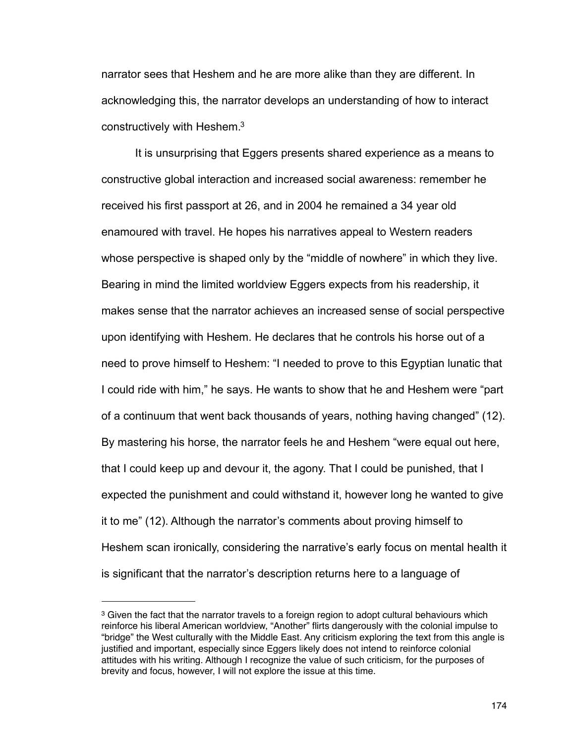narrator sees that Heshem and he are more alike than they are different. In acknowledging this, the narrator develops an understanding of how to interact constructively with Heshem.[3]

It is unsurprising that Eggers presents shared experience as a means to constructive global interaction and increased social awareness: remember he received his first passport at 26, and in 2004 he remained a 34 year old enamoured with travel. He hopes his narratives appeal to Western readers whose perspective is shaped only by the "middle of nowhere" in which they live. Bearing in mind the limited worldview Eggers expects from his readership, it makes sense that the narrator achieves an increased sense of social perspective upon identifying with Heshem. He declares that he controls his horse out of a need to prove himself to Heshem: "I needed to prove to this Egyptian lunatic that I could ride with him," he says. He wants to show that he and Heshem were "part of a continuum that went back thousands of years, nothing having changed" (12). By mastering his horse, the narrator feels he and Heshem "were equal out here, that I could keep up and devour it, the agony. That I could be punished, that I expected the punishment and could withstand it, however long he wanted to give it to me" (12). Although the narrator's comments about proving himself to Heshem scan ironically, considering the narrative's early focus on mental health it is significant that the narrator's description returns here to a language of

---

[3] Given the fact that the narrator travels to a foreign region to adopt cultural behaviours which reinforce his liberal American worldview, "Another" flirts dangerously with the colonial impulse to "bridge" the West culturally with the Middle East. Any criticism exploring the text from this angle is justified and important, especially since Eggers likely does not intend to reinforce colonial attitudes with his writing. Although I recognize the value of such criticism, for the purposes of brevity and focus, however, I will not explore the issue at this time.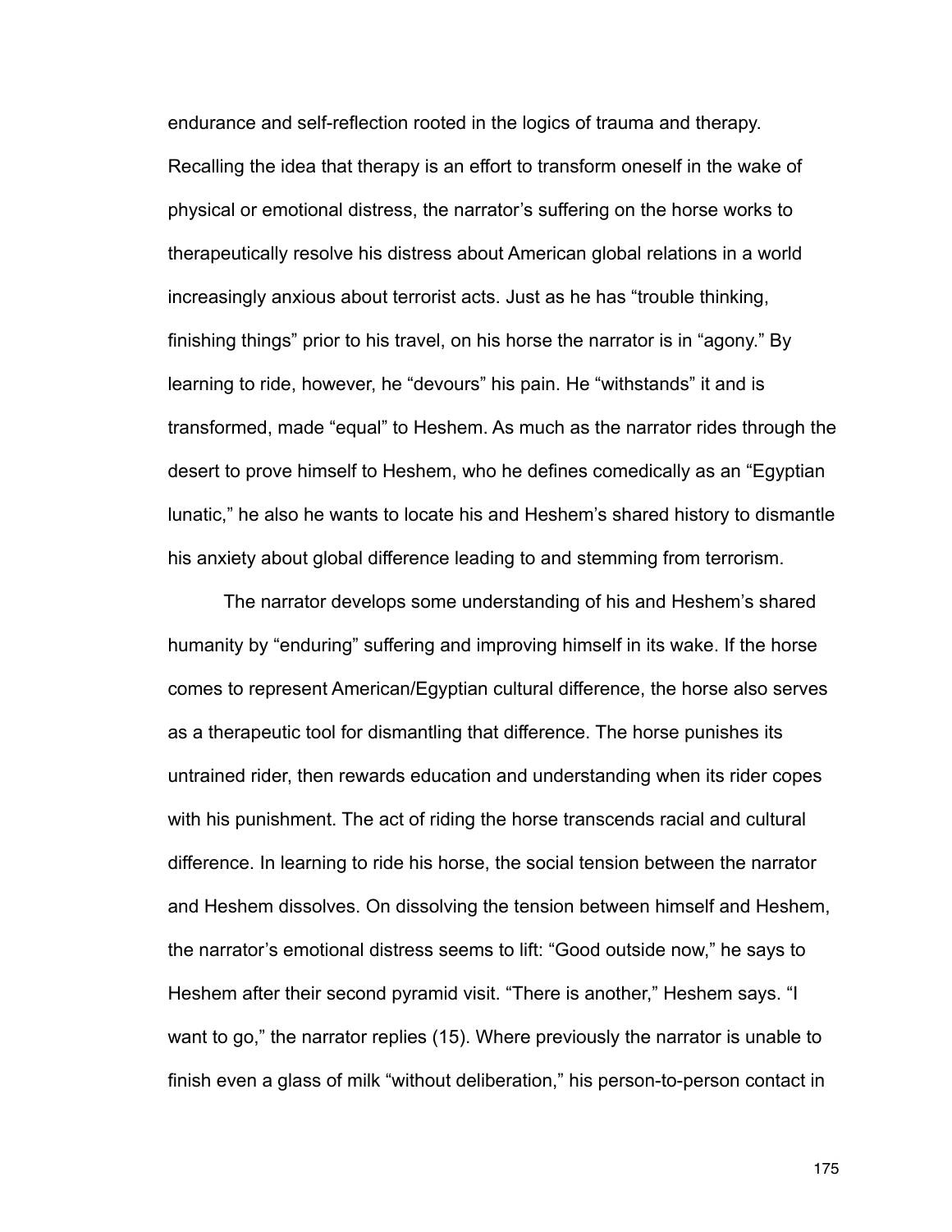endurance and self-reflection rooted in the logics of trauma and therapy. Recalling the idea that therapy is an effort to transform oneself in the wake of physical or emotional distress, the narrator's suffering on the horse works to therapeutically resolve his distress about American global relations in a world increasingly anxious about terrorist acts. Just as he has "trouble thinking, finishing things" prior to his travel, on his horse the narrator is in "agony." By learning to ride, however, he "devours" his pain. He "withstands" it and is transformed, made "equal" to Heshem. As much as the narrator rides through the desert to prove himself to Heshem, who he defines comedically as an "Egyptian lunatic," he also he wants to locate his and Heshem's shared history to dismantle his anxiety about global difference leading to and stemming from terrorism.

The narrator develops some understanding of his and Heshem's shared humanity by "enduring" suffering and improving himself in its wake. If the horse comes to represent American/Egyptian cultural difference, the horse also serves as a therapeutic tool for dismantling that difference. The horse punishes its untrained rider, then rewards education and understanding when its rider copes with his punishment. The act of riding the horse transcends racial and cultural difference. In learning to ride his horse, the social tension between the narrator and Heshem dissolves. On dissolving the tension between himself and Heshem, the narrator's emotional distress seems to lift: "Good outside now," he says to Heshem after their second pyramid visit. "There is another," Heshem says. "I want to go," the narrator replies (15). Where previously the narrator is unable to finish even a glass of milk "without deliberation," his person-to-person contact in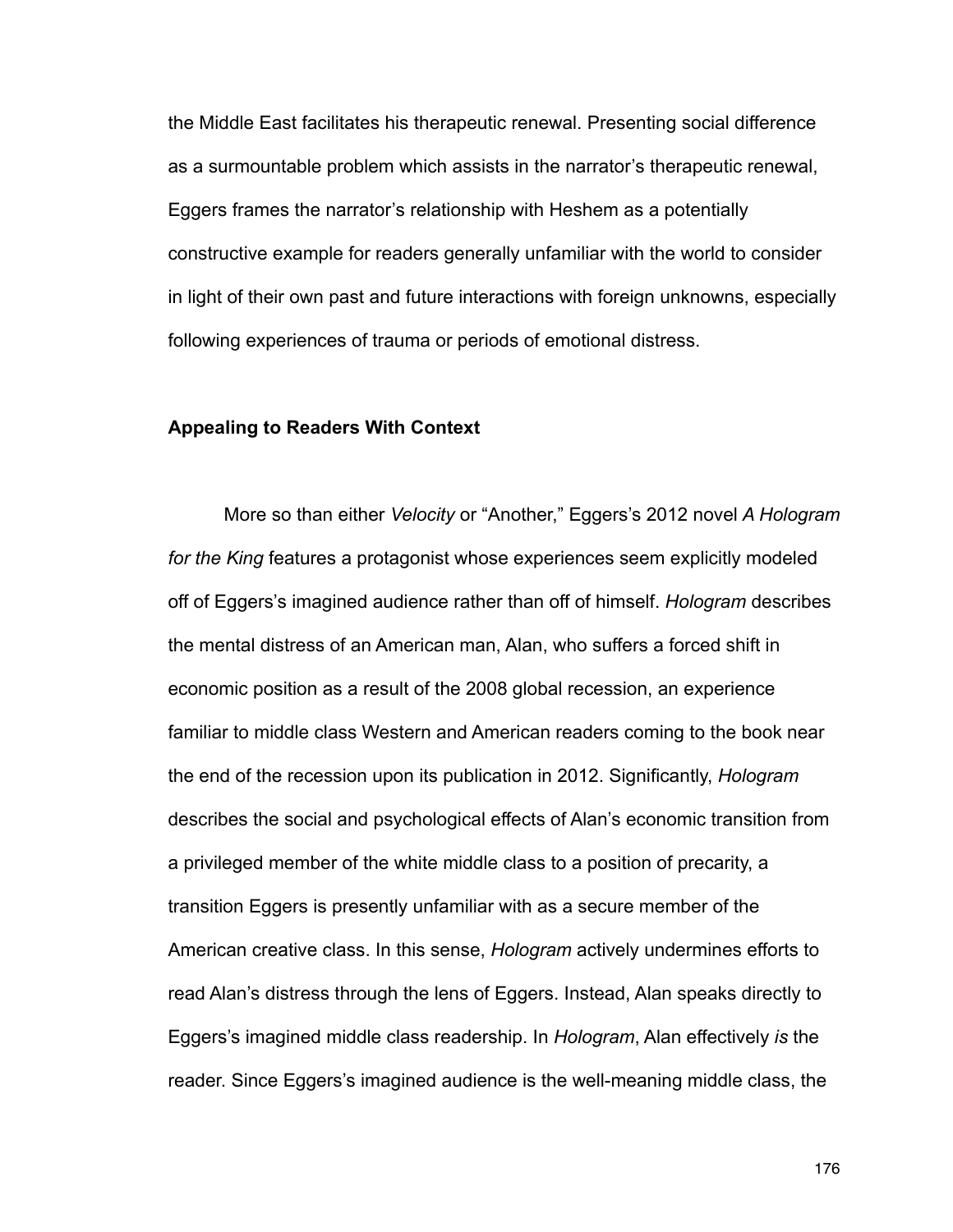the Middle East facilitates his therapeutic renewal. Presenting social difference as a surmountable problem which assists in the narrator's therapeutic renewal, Eggers frames the narrator's relationship with Heshem as a potentially constructive example for readers generally unfamiliar with the world to consider in light of their own past and future interactions with foreign unknowns, especially following experiences of trauma or periods of emotional distress.

## Appealing to Readers With Context

More so than either *Velocity* or "Another," Eggers's 2012 novel *A Hologram for the King* features a protagonist whose experiences seem explicitly modeled off of Eggers's imagined audience rather than off of himself. *Hologram* describes the mental distress of an American man, Alan, who suffers a forced shift in economic position as a result of the 2008 global recession, an experience familiar to middle class Western and American readers coming to the book near the end of the recession upon its publication in 2012. Significantly, *Hologram* describes the social and psychological effects of Alan's economic transition from a privileged member of the white middle class to a position of precarity, a transition Eggers is presently unfamiliar with as a secure member of the American creative class. In this sense, *Hologram* actively undermines efforts to read Alan's distress through the lens of Eggers. Instead, Alan speaks directly to Eggers's imagined middle class readership. In *Hologram*, Alan effectively *is* the reader. Since Eggers's imagined audience is the well-meaning middle class, the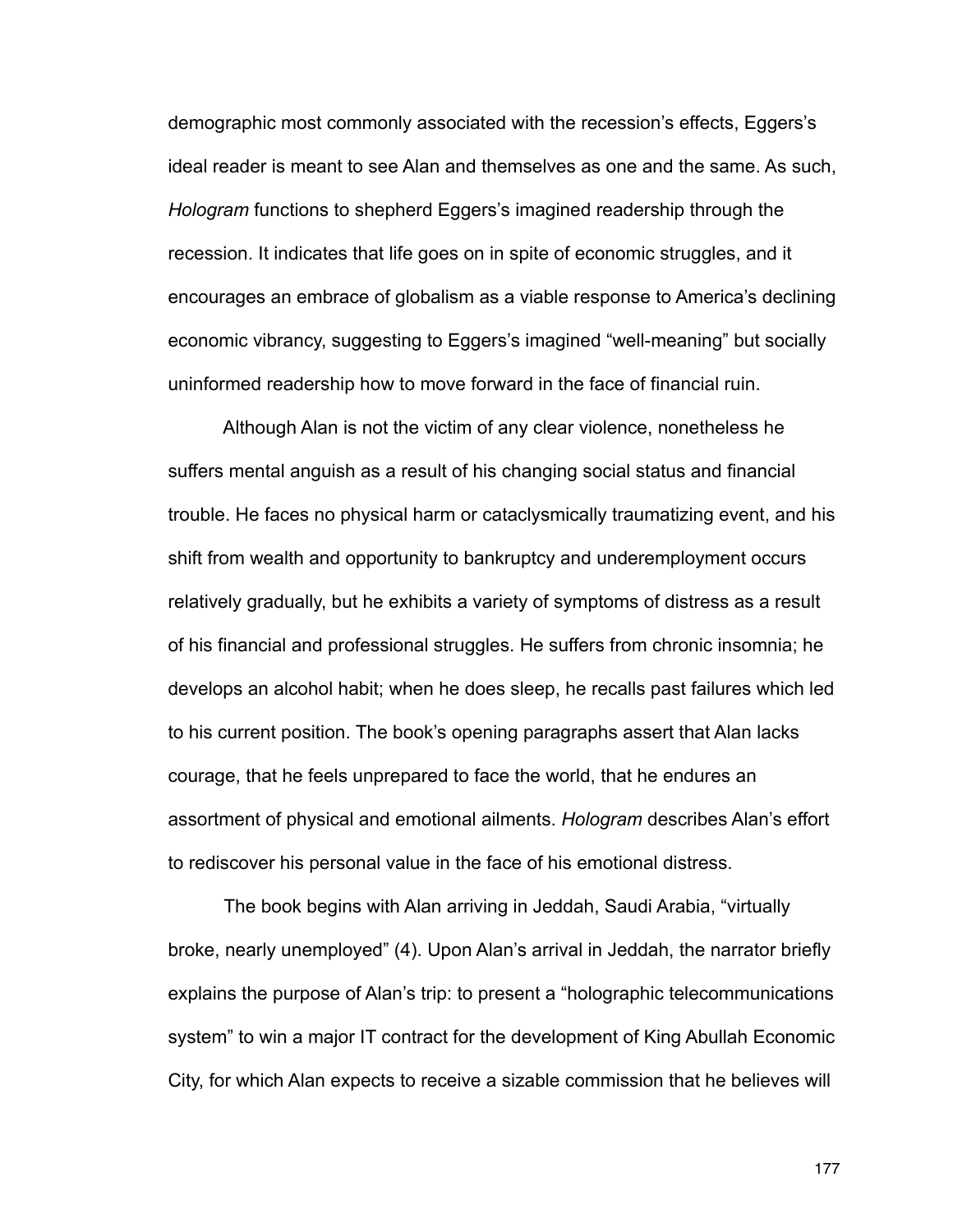demographic most commonly associated with the recession's effects, Eggers's ideal reader is meant to see Alan and themselves as one and the same. As such, *Hologram* functions to shepherd Eggers's imagined readership through the recession. It indicates that life goes on in spite of economic struggles, and it encourages an embrace of globalism as a viable response to America's declining economic vibrancy, suggesting to Eggers's imagined "well-meaning" but socially uninformed readership how to move forward in the face of financial ruin.

Although Alan is not the victim of any clear violence, nonetheless he suffers mental anguish as a result of his changing social status and financial trouble. He faces no physical harm or cataclysmically traumatizing event, and his shift from wealth and opportunity to bankruptcy and underemployment occurs relatively gradually, but he exhibits a variety of symptoms of distress as a result of his financial and professional struggles. He suffers from chronic insomnia; he develops an alcohol habit; when he does sleep, he recalls past failures which led to his current position. The book's opening paragraphs assert that Alan lacks courage, that he feels unprepared to face the world, that he endures an assortment of physical and emotional ailments. *Hologram* describes Alan's effort to rediscover his personal value in the face of his emotional distress.

The book begins with Alan arriving in Jeddah, Saudi Arabia, "virtually broke, nearly unemployed" (4). Upon Alan's arrival in Jeddah, the narrator briefly explains the purpose of Alan's trip: to present a "holographic telecommunications system" to win a major IT contract for the development of King Abullah Economic City, for which Alan expects to receive a sizable commission that he believes will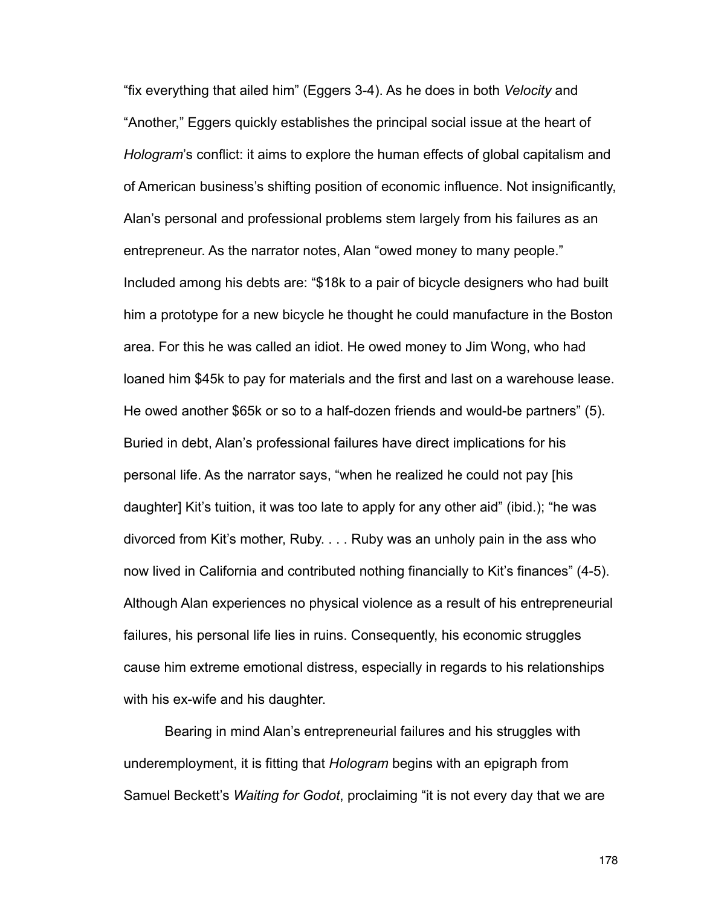"fix everything that ailed him" (Eggers 3-4). As he does in both *Velocity* and "Another," Eggers quickly establishes the principal social issue at the heart of *Hologram*'s conflict: it aims to explore the human effects of global capitalism and of American business's shifting position of economic influence. Not insignificantly, Alan's personal and professional problems stem largely from his failures as an entrepreneur. As the narrator notes, Alan "owed money to many people." Included among his debts are: "$18k to a pair of bicycle designers who had built him a prototype for a new bicycle he thought he could manufacture in the Boston area. For this he was called an idiot. He owed money to Jim Wong, who had loaned him $45k to pay for materials and the first and last on a warehouse lease. He owed another $65k or so to a half-dozen friends and would-be partners" (5). Buried in debt, Alan's professional failures have direct implications for his personal life. As the narrator says, "when he realized he could not pay [his daughter] Kit's tuition, it was too late to apply for any other aid" (ibid.); "he was divorced from Kit's mother, Ruby. . . . Ruby was an unholy pain in the ass who now lived in California and contributed nothing financially to Kit's finances" (4-5). Although Alan experiences no physical violence as a result of his entrepreneurial failures, his personal life lies in ruins. Consequently, his economic struggles cause him extreme emotional distress, especially in regards to his relationships with his ex-wife and his daughter.

Bearing in mind Alan's entrepreneurial failures and his struggles with underemployment, it is fitting that *Hologram* begins with an epigraph from Samuel Beckett's *Waiting for Godot*, proclaiming "it is not every day that we are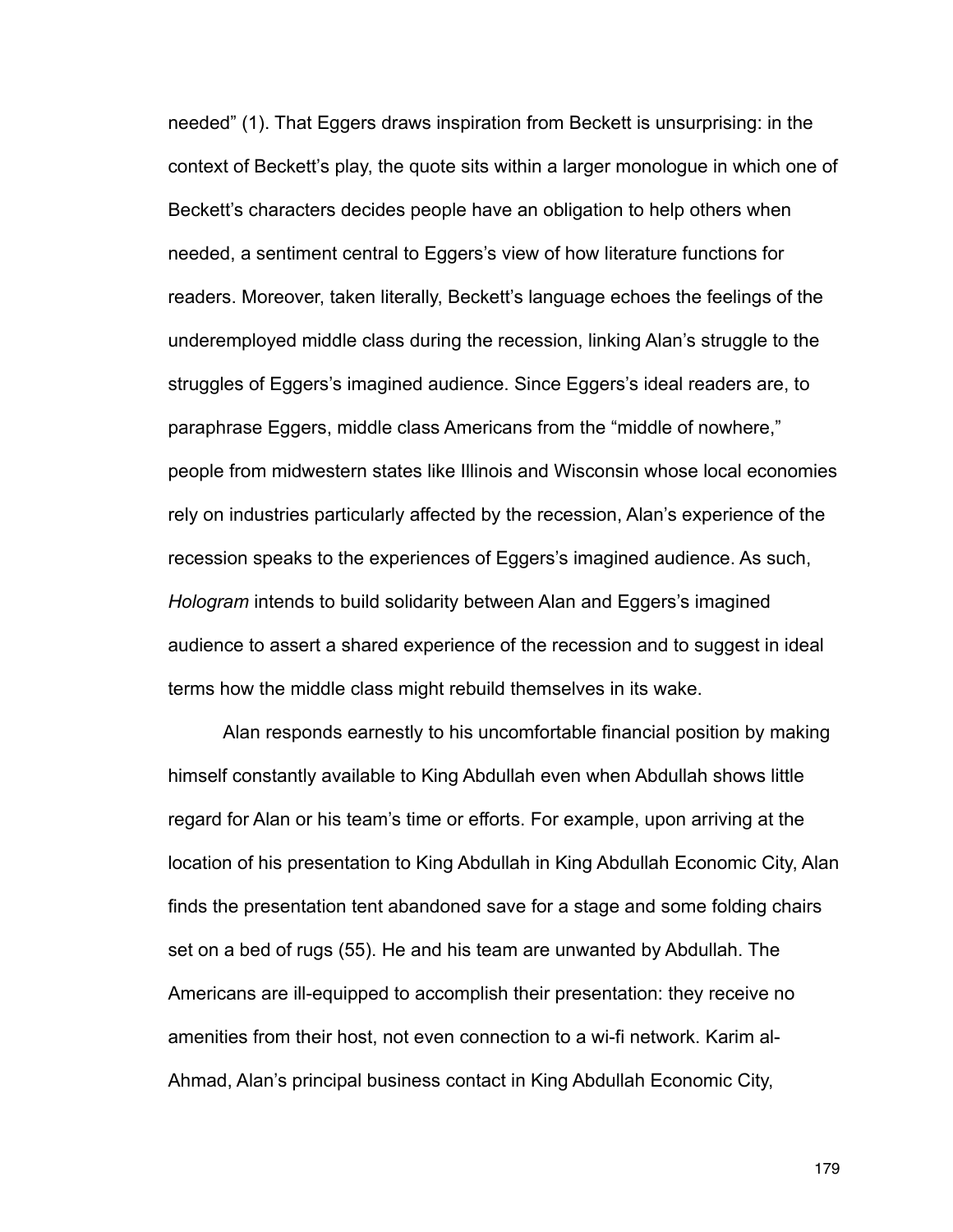needed” (1). That Eggers draws inspiration from Beckett is unsurprising: in the context of Beckett’s play, the quote sits within a larger monologue in which one of Beckett’s characters decides people have an obligation to help others when needed, a sentiment central to Eggers’s view of how literature functions for readers. Moreover, taken literally, Beckett’s language echoes the feelings of the underemployed middle class during the recession, linking Alan’s struggle to the struggles of Eggers’s imagined audience. Since Eggers’s ideal readers are, to paraphrase Eggers, middle class Americans from the “middle of nowhere,” people from midwestern states like Illinois and Wisconsin whose local economies rely on industries particularly affected by the recession, Alan’s experience of the recession speaks to the experiences of Eggers’s imagined audience. As such, *Hologram* intends to build solidarity between Alan and Eggers’s imagined audience to assert a shared experience of the recession and to suggest in ideal terms how the middle class might rebuild themselves in its wake.

Alan responds earnestly to his uncomfortable financial position by making himself constantly available to King Abdullah even when Abdullah shows little regard for Alan or his team’s time or efforts. For example, upon arriving at the location of his presentation to King Abdullah in King Abdullah Economic City, Alan finds the presentation tent abandoned save for a stage and some folding chairs set on a bed of rugs (55). He and his team are unwanted by Abdullah. The Americans are ill-equipped to accomplish their presentation: they receive no amenities from their host, not even connection to a wi-fi network. Karim al-Ahmad, Alan’s principal business contact in King Abdullah Economic City,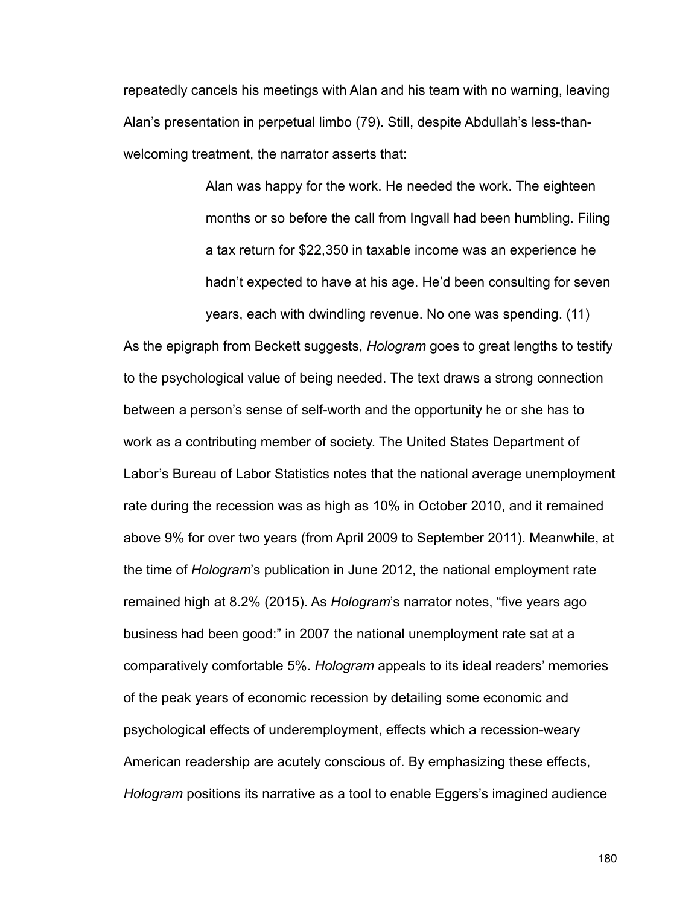repeatedly cancels his meetings with Alan and his team with no warning, leaving Alan's presentation in perpetual limbo (79). Still, despite Abdullah's less-than-welcoming treatment, the narrator asserts that:

> Alan was happy for the work. He needed the work. The eighteen months or so before the call from Ingvall had been humbling. Filing a tax return for $22,350 in taxable income was an experience he hadn't expected to have at his age. He'd been consulting for seven years, each with dwindling revenue. No one was spending. (11)

As the epigraph from Beckett suggests, *Hologram* goes to great lengths to testify to the psychological value of being needed. The text draws a strong connection between a person's sense of self-worth and the opportunity he or she has to work as a contributing member of society. The United States Department of Labor's Bureau of Labor Statistics notes that the national average unemployment rate during the recession was as high as 10% in October 2010, and it remained above 9% for over two years (from April 2009 to September 2011). Meanwhile, at the time of *Hologram*'s publication in June 2012, the national employment rate remained high at 8.2% (2015). As *Hologram*'s narrator notes, "five years ago business had been good:" in 2007 the national unemployment rate sat at a comparatively comfortable 5%. *Hologram* appeals to its ideal readers' memories of the peak years of economic recession by detailing some economic and psychological effects of underemployment, effects which a recession-weary American readership are acutely conscious of. By emphasizing these effects, *Hologram* positions its narrative as a tool to enable Eggers's imagined audience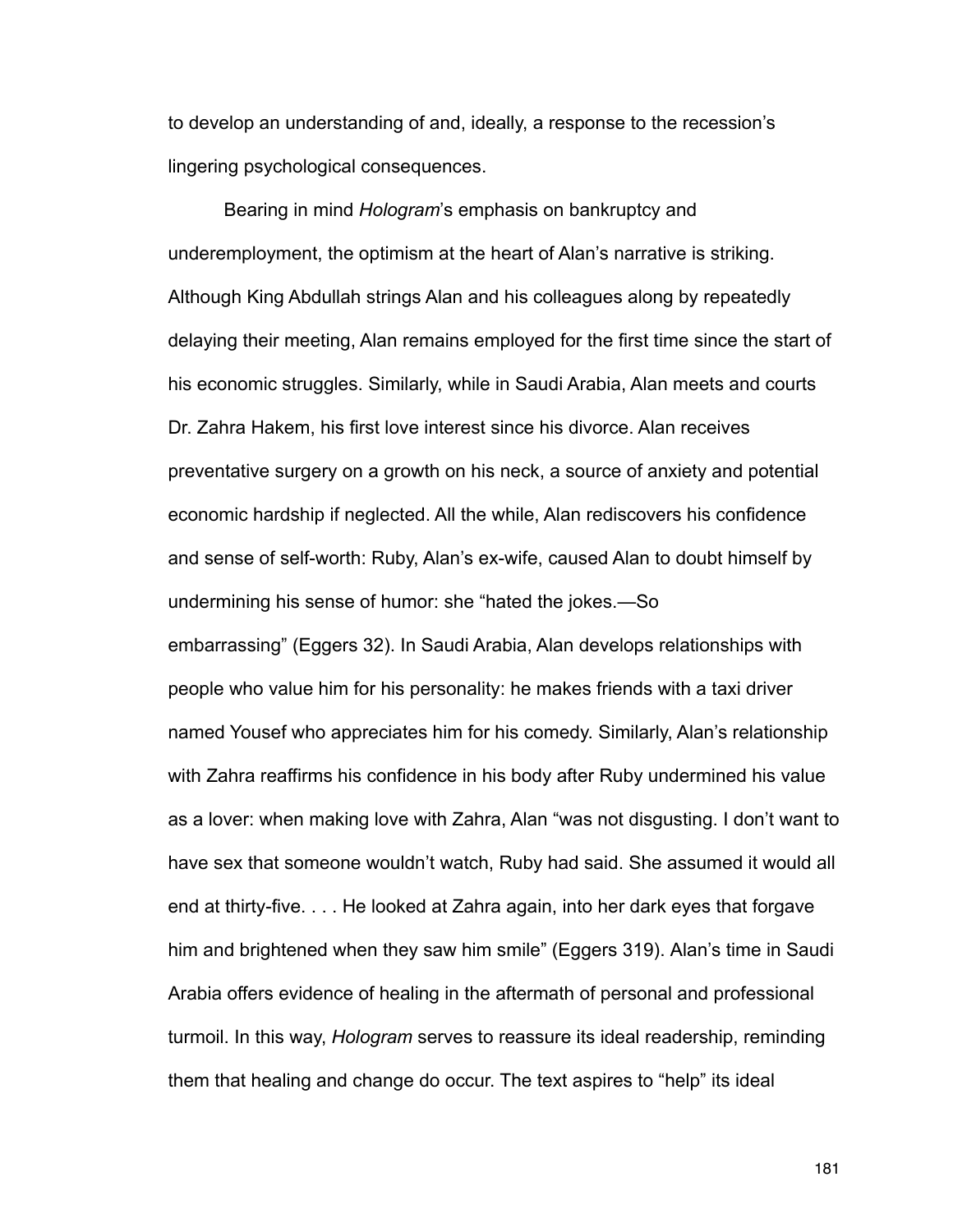to develop an understanding of and, ideally, a response to the recession's lingering psychological consequences.

Bearing in mind *Hologram*'s emphasis on bankruptcy and underemployment, the optimism at the heart of Alan's narrative is striking. Although King Abdullah strings Alan and his colleagues along by repeatedly delaying their meeting, Alan remains employed for the first time since the start of his economic struggles. Similarly, while in Saudi Arabia, Alan meets and courts Dr. Zahra Hakem, his first love interest since his divorce. Alan receives preventative surgery on a growth on his neck, a source of anxiety and potential economic hardship if neglected. All the while, Alan rediscovers his confidence and sense of self-worth: Ruby, Alan's ex-wife, caused Alan to doubt himself by undermining his sense of humor: she "hated the jokes.—So embarrassing" (Eggers 32). In Saudi Arabia, Alan develops relationships with people who value him for his personality: he makes friends with a taxi driver named Yousef who appreciates him for his comedy. Similarly, Alan's relationship with Zahra reaffirms his confidence in his body after Ruby undermined his value as a lover: when making love with Zahra, Alan "was not disgusting. I don't want to have sex that someone wouldn't watch, Ruby had said. She assumed it would all end at thirty-five. . . . He looked at Zahra again, into her dark eyes that forgave him and brightened when they saw him smile" (Eggers 319). Alan's time in Saudi Arabia offers evidence of healing in the aftermath of personal and professional turmoil. In this way, *Hologram* serves to reassure its ideal readership, reminding them that healing and change do occur. The text aspires to "help" its ideal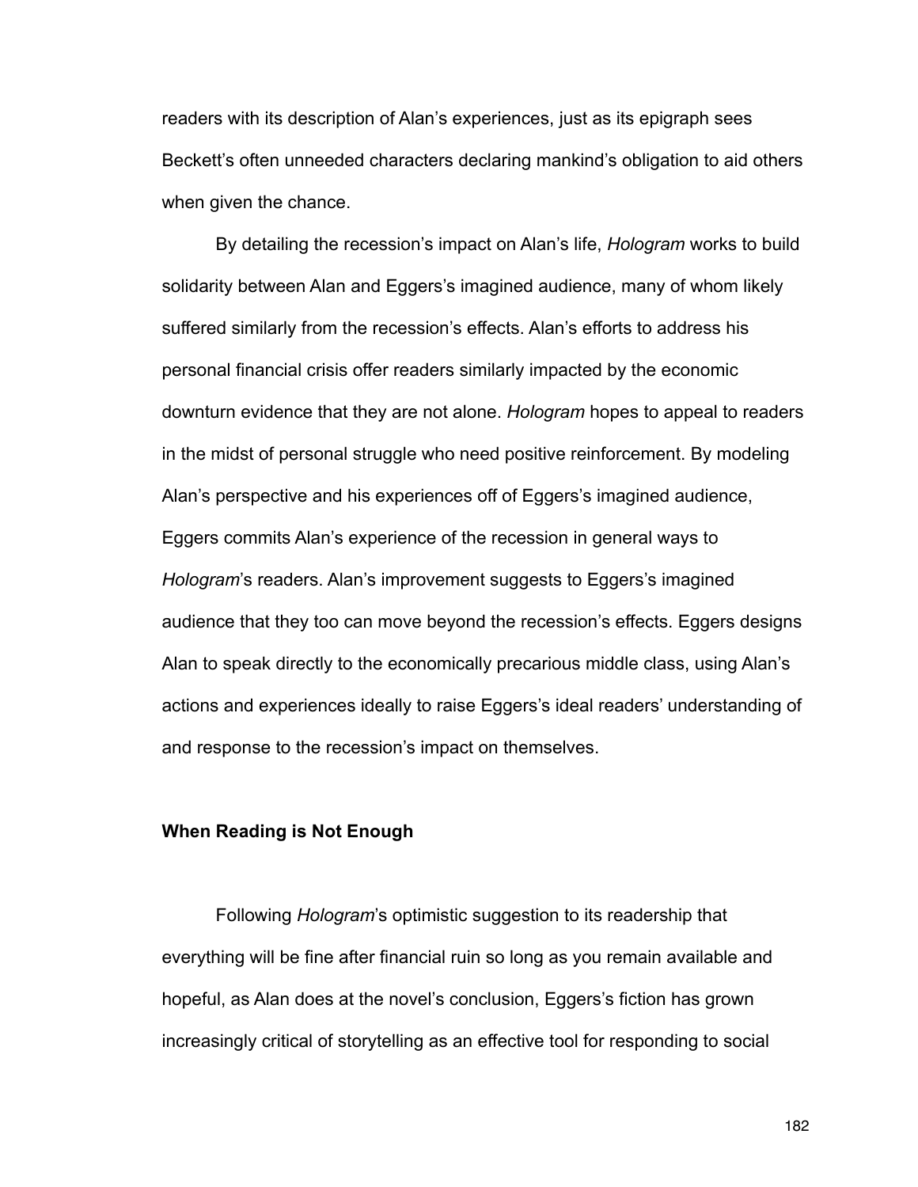readers with its description of Alan's experiences, just as its epigraph sees Beckett's often unneeded characters declaring mankind's obligation to aid others when given the chance.

By detailing the recession's impact on Alan's life, *Hologram* works to build solidarity between Alan and Eggers's imagined audience, many of whom likely suffered similarly from the recession's effects. Alan's efforts to address his personal financial crisis offer readers similarly impacted by the economic downturn evidence that they are not alone. *Hologram* hopes to appeal to readers in the midst of personal struggle who need positive reinforcement. By modeling Alan's perspective and his experiences off of Eggers's imagined audience, Eggers commits Alan's experience of the recession in general ways to *Hologram*'s readers. Alan's improvement suggests to Eggers's imagined audience that they too can move beyond the recession's effects. Eggers designs Alan to speak directly to the economically precarious middle class, using Alan's actions and experiences ideally to raise Eggers's ideal readers' understanding of and response to the recession's impact on themselves.

## When Reading is Not Enough

Following *Hologram*'s optimistic suggestion to its readership that everything will be fine after financial ruin so long as you remain available and hopeful, as Alan does at the novel's conclusion, Eggers's fiction has grown increasingly critical of storytelling as an effective tool for responding to social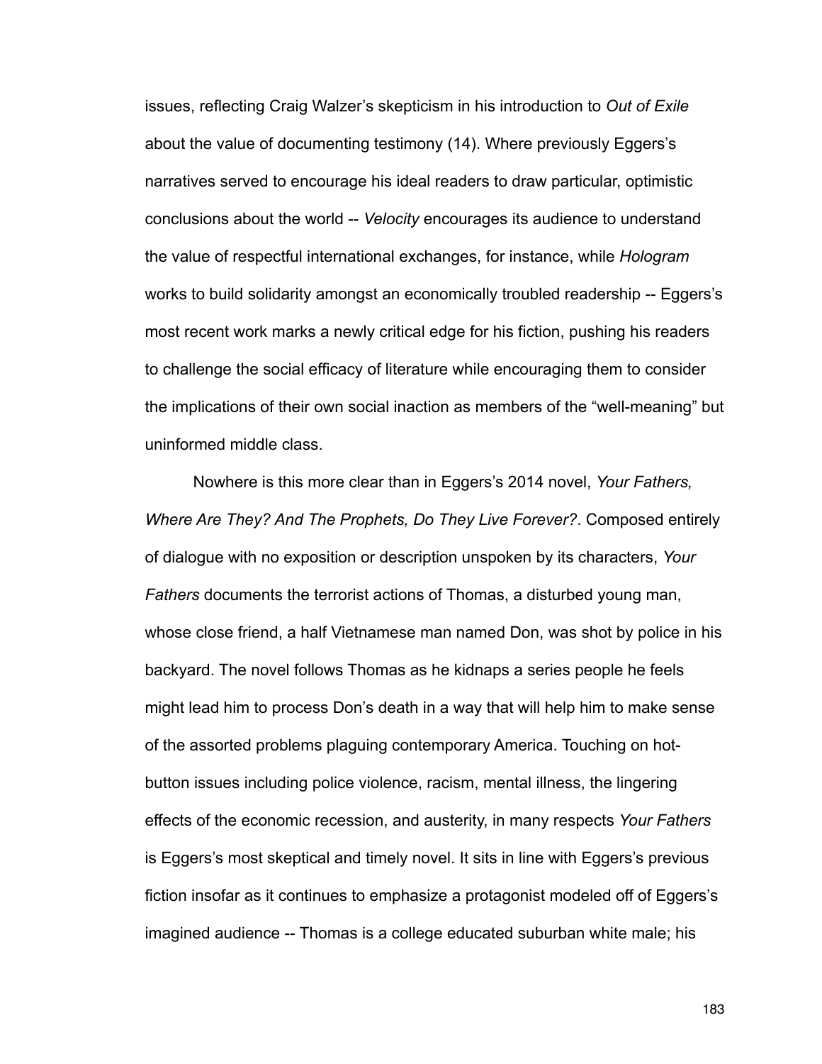issues, reflecting Craig Walzer's skepticism in his introduction to *Out of Exile* about the value of documenting testimony (14). Where previously Eggers's narratives served to encourage his ideal readers to draw particular, optimistic conclusions about the world -- *Velocity* encourages its audience to understand the value of respectful international exchanges, for instance, while *Hologram* works to build solidarity amongst an economically troubled readership -- Eggers's most recent work marks a newly critical edge for his fiction, pushing his readers to challenge the social efficacy of literature while encouraging them to consider the implications of their own social inaction as members of the "well-meaning" but uninformed middle class.

Nowhere is this more clear than in Eggers's 2014 novel, *Your Fathers, Where Are They? And The Prophets, Do They Live Forever?*. Composed entirely of dialogue with no exposition or description unspoken by its characters, *Your Fathers* documents the terrorist actions of Thomas, a disturbed young man, whose close friend, a half Vietnamese man named Don, was shot by police in his backyard. The novel follows Thomas as he kidnaps a series people he feels might lead him to process Don's death in a way that will help him to make sense of the assorted problems plaguing contemporary America. Touching on hot-button issues including police violence, racism, mental illness, the lingering effects of the economic recession, and austerity, in many respects *Your Fathers* is Eggers's most skeptical and timely novel. It sits in line with Eggers's previous fiction insofar as it continues to emphasize a protagonist modeled off of Eggers's imagined audience -- Thomas is a college educated suburban white male; his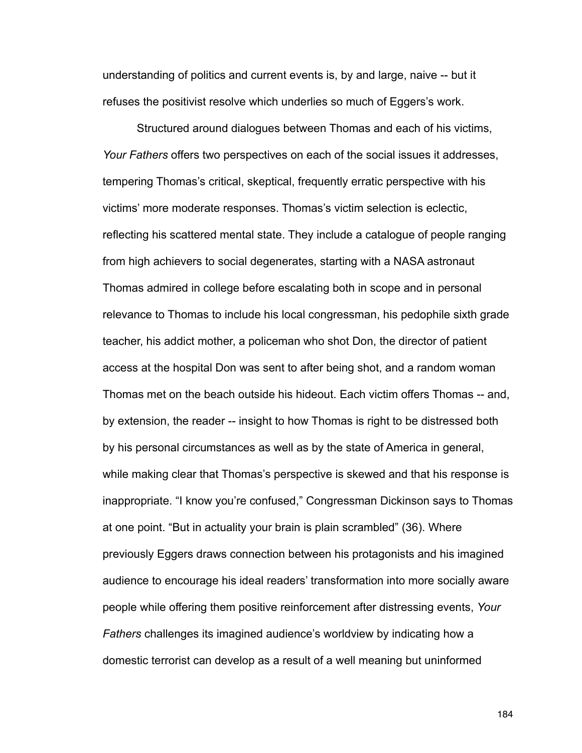understanding of politics and current events is, by and large, naive -- but it refuses the positivist resolve which underlies so much of Eggers's work.

Structured around dialogues between Thomas and each of his victims, *Your Fathers* offers two perspectives on each of the social issues it addresses, tempering Thomas's critical, skeptical, frequently erratic perspective with his victims' more moderate responses. Thomas's victim selection is eclectic, reflecting his scattered mental state. They include a catalogue of people ranging from high achievers to social degenerates, starting with a NASA astronaut Thomas admired in college before escalating both in scope and in personal relevance to Thomas to include his local congressman, his pedophile sixth grade teacher, his addict mother, a policeman who shot Don, the director of patient access at the hospital Don was sent to after being shot, and a random woman Thomas met on the beach outside his hideout. Each victim offers Thomas -- and, by extension, the reader -- insight to how Thomas is right to be distressed both by his personal circumstances as well as by the state of America in general, while making clear that Thomas's perspective is skewed and that his response is inappropriate. "I know you're confused," Congressman Dickinson says to Thomas at one point. "But in actuality your brain is plain scrambled" (36). Where previously Eggers draws connection between his protagonists and his imagined audience to encourage his ideal readers' transformation into more socially aware people while offering them positive reinforcement after distressing events, *Your Fathers* challenges its imagined audience's worldview by indicating how a domestic terrorist can develop as a result of a well meaning but uninformed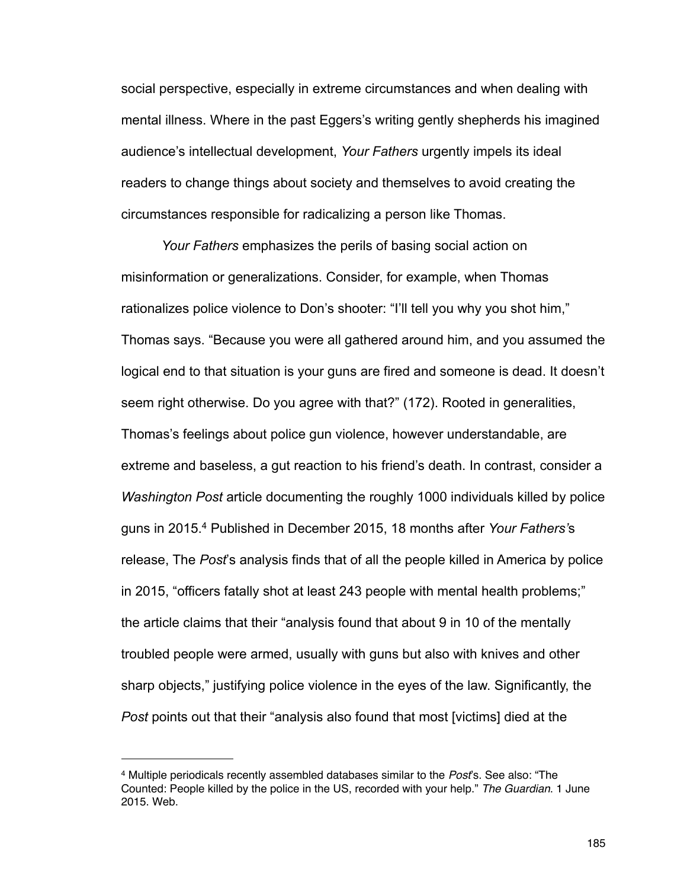social perspective, especially in extreme circumstances and when dealing with mental illness. Where in the past Eggers's writing gently shepherds his imagined audience's intellectual development, *Your Fathers* urgently impels its ideal readers to change things about society and themselves to avoid creating the circumstances responsible for radicalizing a person like Thomas.

*Your Fathers* emphasizes the perils of basing social action on misinformation or generalizations. Consider, for example, when Thomas rationalizes police violence to Don's shooter: "I'll tell you why you shot him," Thomas says. "Because you were all gathered around him, and you assumed the logical end to that situation is your guns are fired and someone is dead. It doesn't seem right otherwise. Do you agree with that?" (172). Rooted in generalities, Thomas's feelings about police gun violence, however understandable, are extreme and baseless, a gut reaction to his friend's death. In contrast, consider a *Washington Post* article documenting the roughly 1000 individuals killed by police guns in 2015.[4] Published in December 2015, 18 months after *Your Fathers*'s release, The *Post*'s analysis finds that of all the people killed in America by police in 2015, "officers fatally shot at least 243 people with mental health problems;" the article claims that their "analysis found that about 9 in 10 of the mentally troubled people were armed, usually with guns but also with knives and other sharp objects," justifying police violence in the eyes of the law. Significantly, the *Post* points out that their "analysis also found that most [victims] died at the

---

[4] Multiple periodicals recently assembled databases similar to the *Post*'s. See also: "The Counted: People killed by the police in the US, recorded with your help." *The Guardian*. 1 June 2015. Web.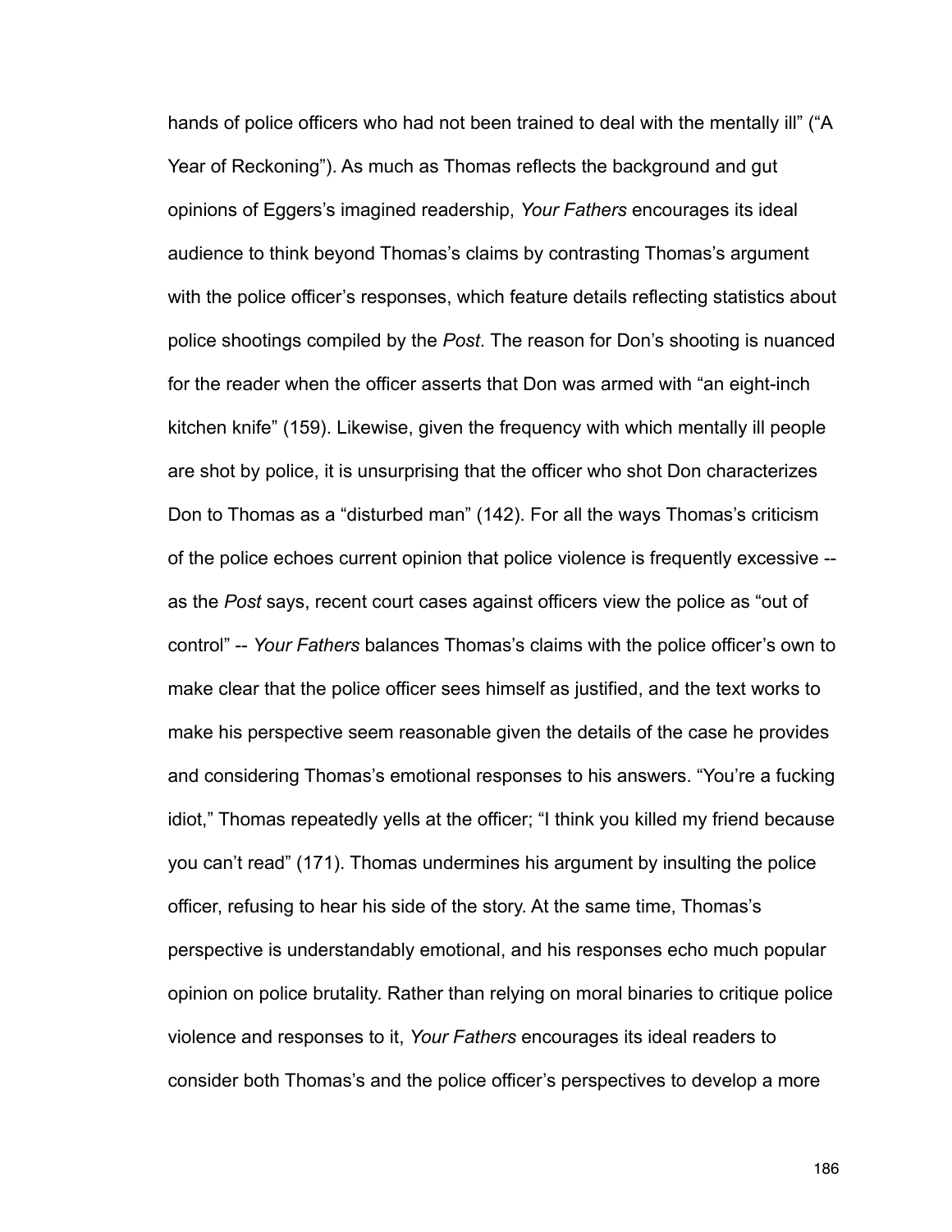hands of police officers who had not been trained to deal with the mentally ill" ("A Year of Reckoning"). As much as Thomas reflects the background and gut opinions of Eggers's imagined readership, *Your Fathers* encourages its ideal audience to think beyond Thomas's claims by contrasting Thomas's argument with the police officer's responses, which feature details reflecting statistics about police shootings compiled by the *Post*. The reason for Don's shooting is nuanced for the reader when the officer asserts that Don was armed with "an eight-inch kitchen knife" (159). Likewise, given the frequency with which mentally ill people are shot by police, it is unsurprising that the officer who shot Don characterizes Don to Thomas as a "disturbed man" (142). For all the ways Thomas's criticism of the police echoes current opinion that police violence is frequently excessive -- as the *Post* says, recent court cases against officers view the police as "out of control" -- *Your Fathers* balances Thomas's claims with the police officer's own to make clear that the police officer sees himself as justified, and the text works to make his perspective seem reasonable given the details of the case he provides and considering Thomas's emotional responses to his answers. "You're a fucking idiot," Thomas repeatedly yells at the officer; "I think you killed my friend because you can't read" (171). Thomas undermines his argument by insulting the police officer, refusing to hear his side of the story. At the same time, Thomas's perspective is understandably emotional, and his responses echo much popular opinion on police brutality. Rather than relying on moral binaries to critique police violence and responses to it, *Your Fathers* encourages its ideal readers to consider both Thomas's and the police officer's perspectives to develop a more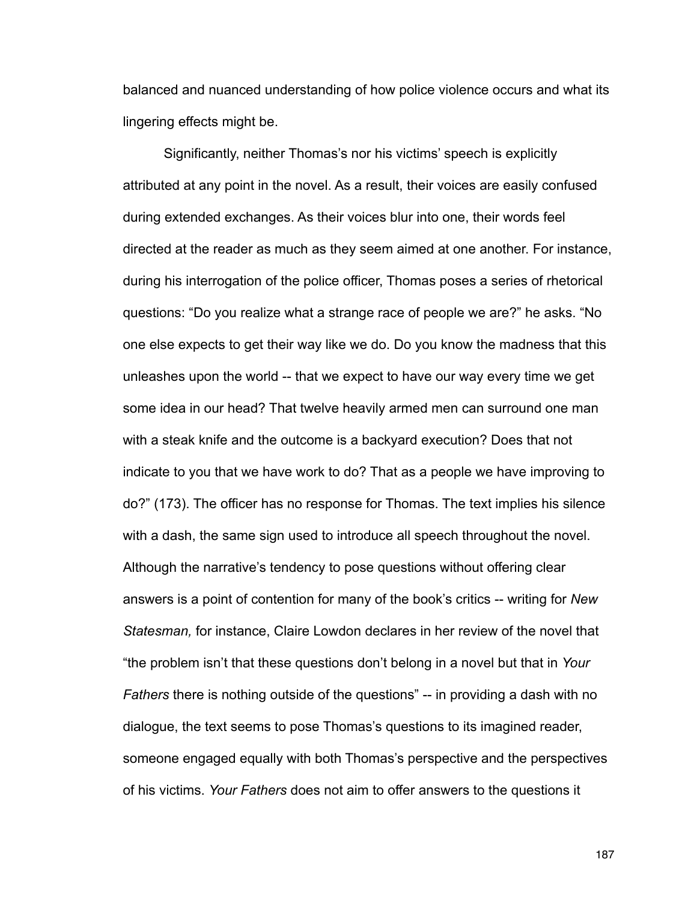balanced and nuanced understanding of how police violence occurs and what its lingering effects might be.

Significantly, neither Thomas's nor his victims' speech is explicitly attributed at any point in the novel. As a result, their voices are easily confused during extended exchanges. As their voices blur into one, their words feel directed at the reader as much as they seem aimed at one another. For instance, during his interrogation of the police officer, Thomas poses a series of rhetorical questions: "Do you realize what a strange race of people we are?" he asks. "No one else expects to get their way like we do. Do you know the madness that this unleashes upon the world -- that we expect to have our way every time we get some idea in our head? That twelve heavily armed men can surround one man with a steak knife and the outcome is a backyard execution? Does that not indicate to you that we have work to do? That as a people we have improving to do?" (173). The officer has no response for Thomas. The text implies his silence with a dash, the same sign used to introduce all speech throughout the novel. Although the narrative's tendency to pose questions without offering clear answers is a point of contention for many of the book's critics -- writing for *New Statesman,* for instance, Claire Lowdon declares in her review of the novel that "the problem isn't that these questions don't belong in a novel but that in *Your Fathers* there is nothing outside of the questions" -- in providing a dash with no dialogue, the text seems to pose Thomas's questions to its imagined reader, someone engaged equally with both Thomas's perspective and the perspectives of his victims. *Your Fathers* does not aim to offer answers to the questions it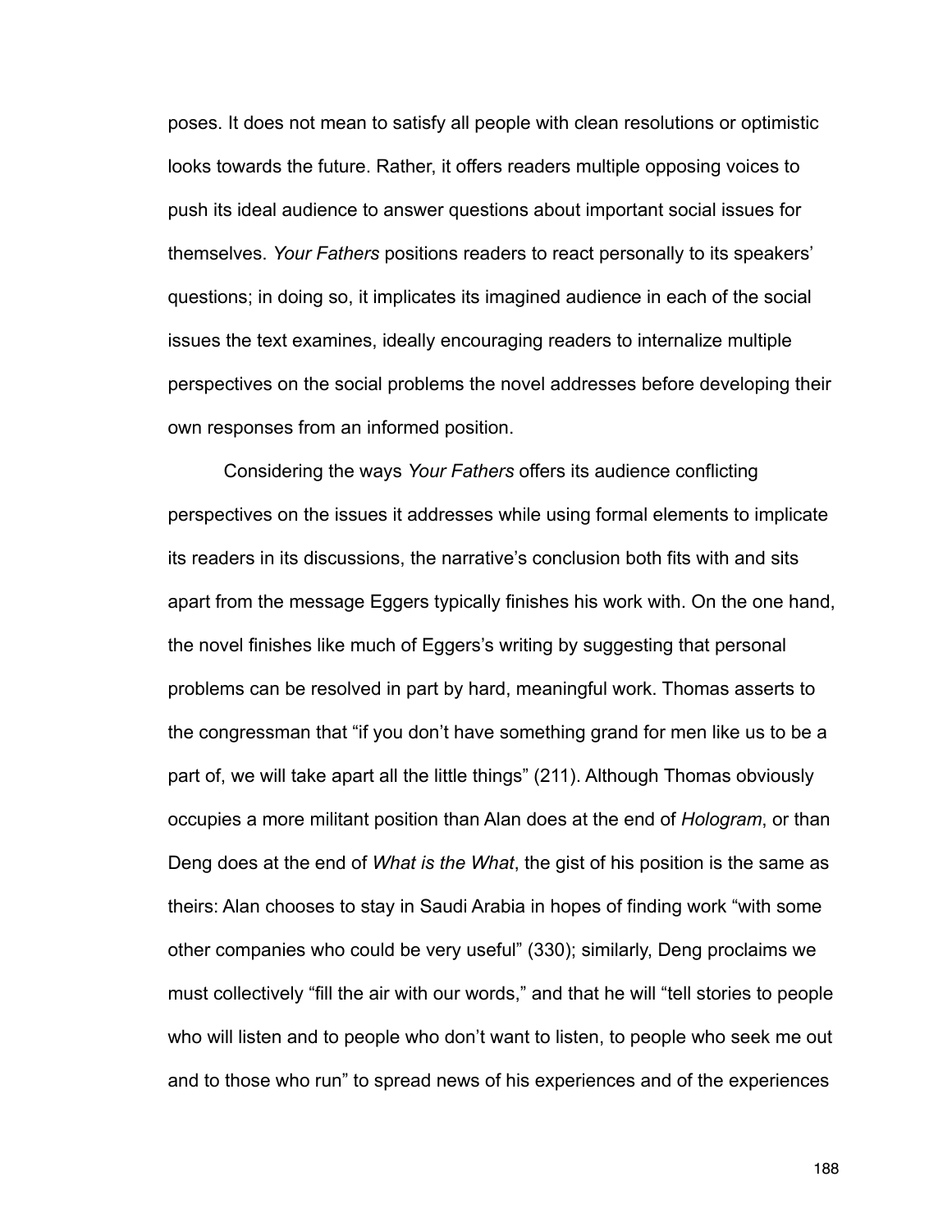poses. It does not mean to satisfy all people with clean resolutions or optimistic looks towards the future. Rather, it offers readers multiple opposing voices to push its ideal audience to answer questions about important social issues for themselves. *Your Fathers* positions readers to react personally to its speakers' questions; in doing so, it implicates its imagined audience in each of the social issues the text examines, ideally encouraging readers to internalize multiple perspectives on the social problems the novel addresses before developing their own responses from an informed position.

Considering the ways *Your Fathers* offers its audience conflicting perspectives on the issues it addresses while using formal elements to implicate its readers in its discussions, the narrative's conclusion both fits with and sits apart from the message Eggers typically finishes his work with. On the one hand, the novel finishes like much of Eggers's writing by suggesting that personal problems can be resolved in part by hard, meaningful work. Thomas asserts to the congressman that "if you don't have something grand for men like us to be a part of, we will take apart all the little things" (211). Although Thomas obviously occupies a more militant position than Alan does at the end of *Hologram*, or than Deng does at the end of *What is the What*, the gist of his position is the same as theirs: Alan chooses to stay in Saudi Arabia in hopes of finding work "with some other companies who could be very useful" (330); similarly, Deng proclaims we must collectively "fill the air with our words," and that he will "tell stories to people who will listen and to people who don't want to listen, to people who seek me out and to those who run" to spread news of his experiences and of the experiences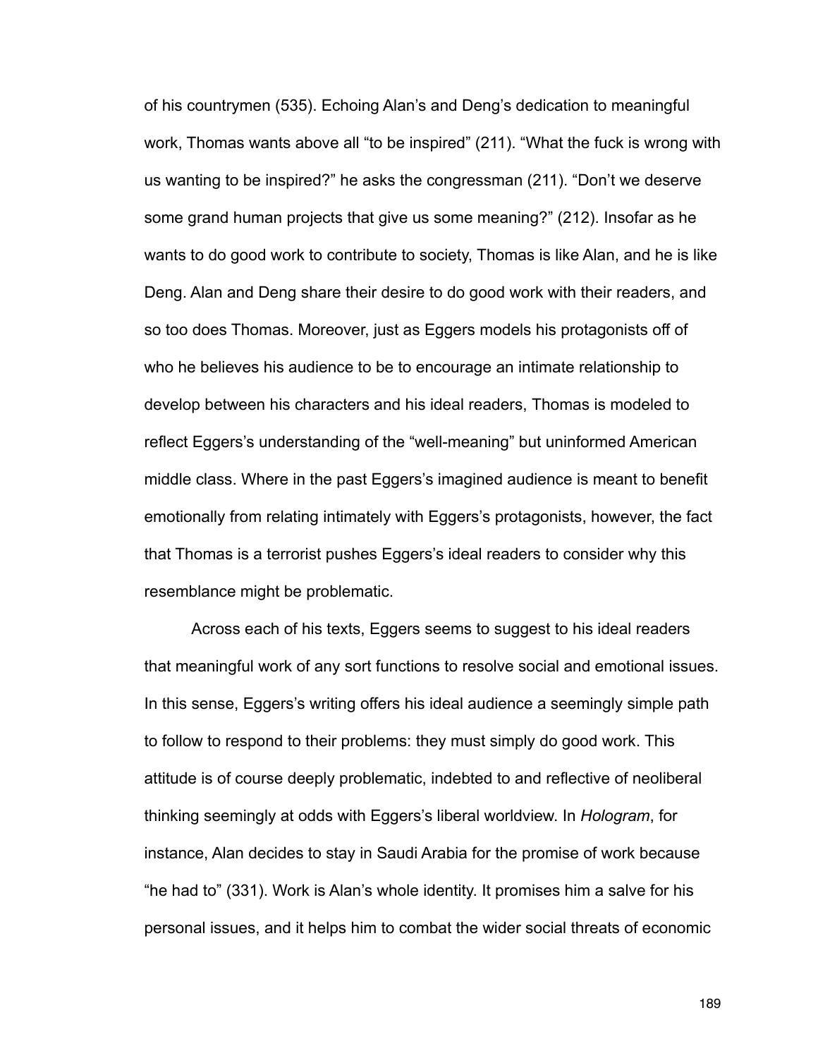of his countrymen (535). Echoing Alan's and Deng's dedication to meaningful work, Thomas wants above all "to be inspired" (211). "What the fuck is wrong with us wanting to be inspired?" he asks the congressman (211). "Don't we deserve some grand human projects that give us some meaning?" (212). Insofar as he wants to do good work to contribute to society, Thomas is like Alan, and he is like Deng. Alan and Deng share their desire to do good work with their readers, and so too does Thomas. Moreover, just as Eggers models his protagonists off of who he believes his audience to be to encourage an intimate relationship to develop between his characters and his ideal readers, Thomas is modeled to reflect Eggers's understanding of the "well-meaning" but uninformed American middle class. Where in the past Eggers's imagined audience is meant to benefit emotionally from relating intimately with Eggers's protagonists, however, the fact that Thomas is a terrorist pushes Eggers's ideal readers to consider why this resemblance might be problematic.

Across each of his texts, Eggers seems to suggest to his ideal readers that meaningful work of any sort functions to resolve social and emotional issues. In this sense, Eggers's writing offers his ideal audience a seemingly simple path to follow to respond to their problems: they must simply do good work. This attitude is of course deeply problematic, indebted to and reflective of neoliberal thinking seemingly at odds with Eggers's liberal worldview. In *Hologram*, for instance, Alan decides to stay in Saudi Arabia for the promise of work because "he had to" (331). Work is Alan's whole identity. It promises him a salve for his personal issues, and it helps him to combat the wider social threats of economic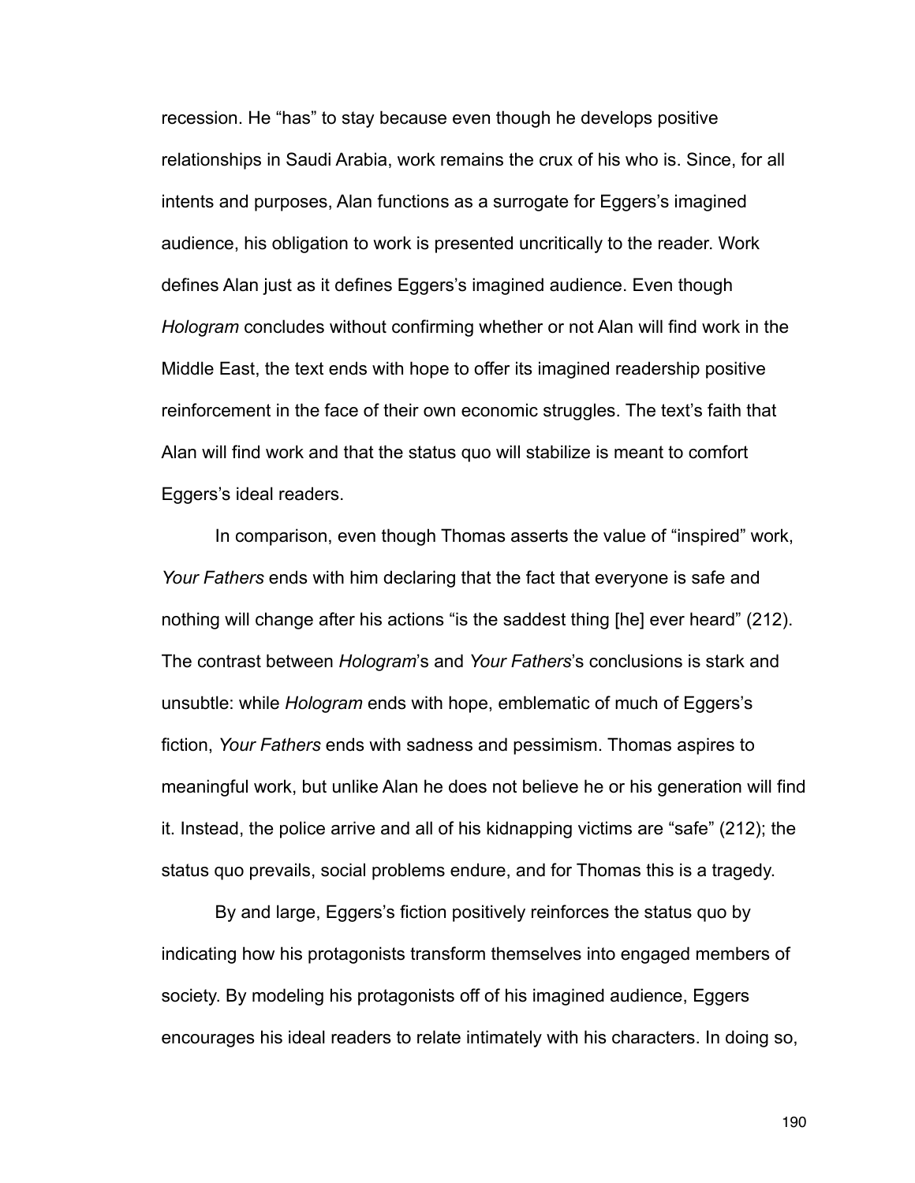recession. He "has" to stay because even though he develops positive relationships in Saudi Arabia, work remains the crux of his who is. Since, for all intents and purposes, Alan functions as a surrogate for Eggers's imagined audience, his obligation to work is presented uncritically to the reader. Work defines Alan just as it defines Eggers's imagined audience. Even though *Hologram* concludes without confirming whether or not Alan will find work in the Middle East, the text ends with hope to offer its imagined readership positive reinforcement in the face of their own economic struggles. The text's faith that Alan will find work and that the status quo will stabilize is meant to comfort Eggers's ideal readers.

In comparison, even though Thomas asserts the value of "inspired" work, *Your Fathers* ends with him declaring that the fact that everyone is safe and nothing will change after his actions "is the saddest thing [he] ever heard" (212). The contrast between *Hologram*'s and *Your Fathers*'s conclusions is stark and unsubtle: while *Hologram* ends with hope, emblematic of much of Eggers's fiction, *Your Fathers* ends with sadness and pessimism. Thomas aspires to meaningful work, but unlike Alan he does not believe he or his generation will find it. Instead, the police arrive and all of his kidnapping victims are "safe" (212); the status quo prevails, social problems endure, and for Thomas this is a tragedy.

By and large, Eggers's fiction positively reinforces the status quo by indicating how his protagonists transform themselves into engaged members of society. By modeling his protagonists off of his imagined audience, Eggers encourages his ideal readers to relate intimately with his characters. In doing so,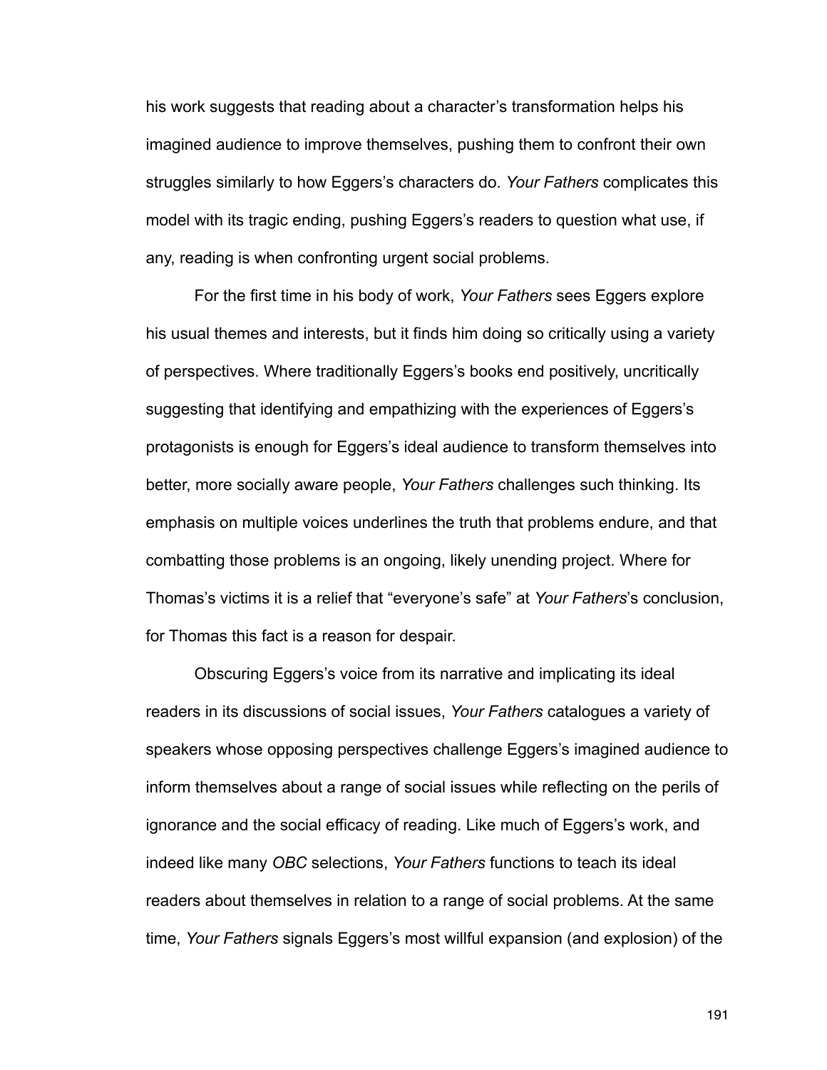his work suggests that reading about a character's transformation helps his imagined audience to improve themselves, pushing them to confront their own struggles similarly to how Eggers's characters do. *Your Fathers* complicates this model with its tragic ending, pushing Eggers's readers to question what use, if any, reading is when confronting urgent social problems.

For the first time in his body of work, *Your Fathers* sees Eggers explore his usual themes and interests, but it finds him doing so critically using a variety of perspectives. Where traditionally Eggers's books end positively, uncritically suggesting that identifying and empathizing with the experiences of Eggers's protagonists is enough for Eggers's ideal audience to transform themselves into better, more socially aware people, *Your Fathers* challenges such thinking. Its emphasis on multiple voices underlines the truth that problems endure, and that combatting those problems is an ongoing, likely unending project. Where for Thomas's victims it is a relief that "everyone's safe" at *Your Fathers*'s conclusion, for Thomas this fact is a reason for despair.

Obscuring Eggers's voice from its narrative and implicating its ideal readers in its discussions of social issues, *Your Fathers* catalogues a variety of speakers whose opposing perspectives challenge Eggers's imagined audience to inform themselves about a range of social issues while reflecting on the perils of ignorance and the social efficacy of reading. Like much of Eggers's work, and indeed like many *OBC* selections, *Your Fathers* functions to teach its ideal readers about themselves in relation to a range of social problems. At the same time, *Your Fathers* signals Eggers's most willful expansion (and explosion) of the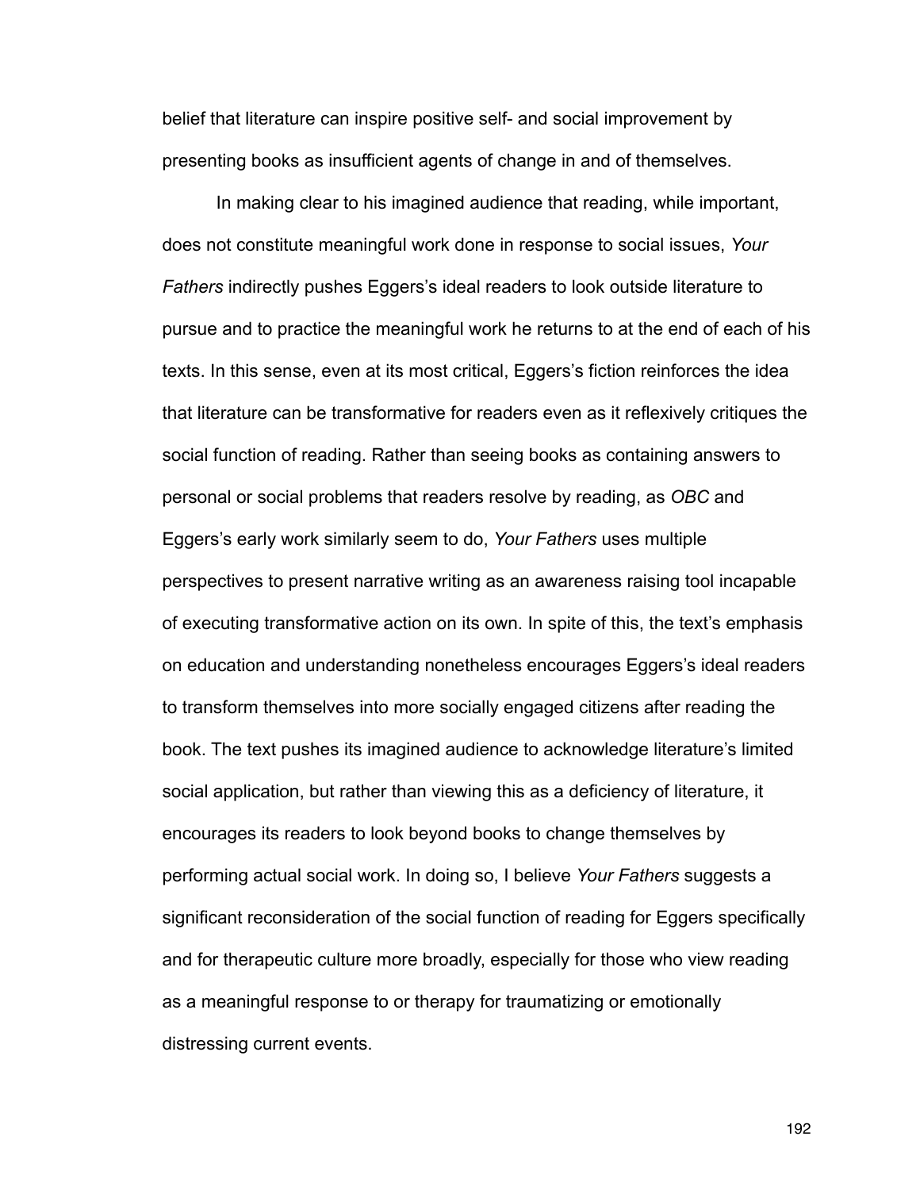belief that literature can inspire positive self- and social improvement by presenting books as insufficient agents of change in and of themselves.

In making clear to his imagined audience that reading, while important, does not constitute meaningful work done in response to social issues, *Your Fathers* indirectly pushes Eggers's ideal readers to look outside literature to pursue and to practice the meaningful work he returns to at the end of each of his texts. In this sense, even at its most critical, Eggers's fiction reinforces the idea that literature can be transformative for readers even as it reflexively critiques the social function of reading. Rather than seeing books as containing answers to personal or social problems that readers resolve by reading, as *OBC* and Eggers's early work similarly seem to do, *Your Fathers* uses multiple perspectives to present narrative writing as an awareness raising tool incapable of executing transformative action on its own. In spite of this, the text's emphasis on education and understanding nonetheless encourages Eggers's ideal readers to transform themselves into more socially engaged citizens after reading the book. The text pushes its imagined audience to acknowledge literature's limited social application, but rather than viewing this as a deficiency of literature, it encourages its readers to look beyond books to change themselves by performing actual social work. In doing so, I believe *Your Fathers* suggests a significant reconsideration of the social function of reading for Eggers specifically and for therapeutic culture more broadly, especially for those who view reading as a meaningful response to or therapy for traumatizing or emotionally distressing current events.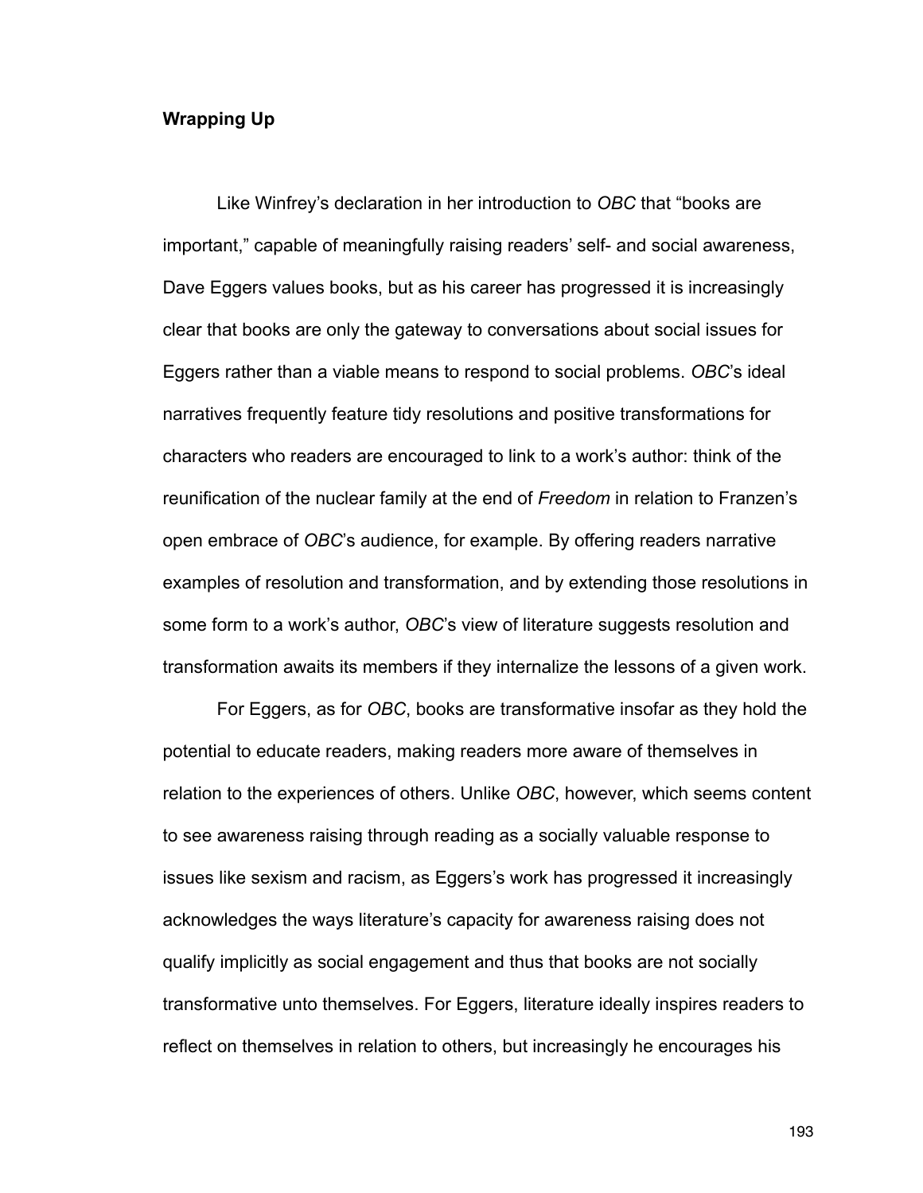**Wrapping Up**

Like Winfrey's declaration in her introduction to *OBC* that "books are important," capable of meaningfully raising readers' self- and social awareness, Dave Eggers values books, but as his career has progressed it is increasingly clear that books are only the gateway to conversations about social issues for Eggers rather than a viable means to respond to social problems. *OBC*'s ideal narratives frequently feature tidy resolutions and positive transformations for characters who readers are encouraged to link to a work's author: think of the reunification of the nuclear family at the end of *Freedom* in relation to Franzen's open embrace of *OBC*'s audience, for example. By offering readers narrative examples of resolution and transformation, and by extending those resolutions in some form to a work's author, *OBC*'s view of literature suggests resolution and transformation awaits its members if they internalize the lessons of a given work.

For Eggers, as for *OBC*, books are transformative insofar as they hold the potential to educate readers, making readers more aware of themselves in relation to the experiences of others. Unlike *OBC*, however, which seems content to see awareness raising through reading as a socially valuable response to issues like sexism and racism, as Eggers's work has progressed it increasingly acknowledges the ways literature's capacity for awareness raising does not qualify implicitly as social engagement and thus that books are not socially transformative unto themselves. For Eggers, literature ideally inspires readers to reflect on themselves in relation to others, but increasingly he encourages his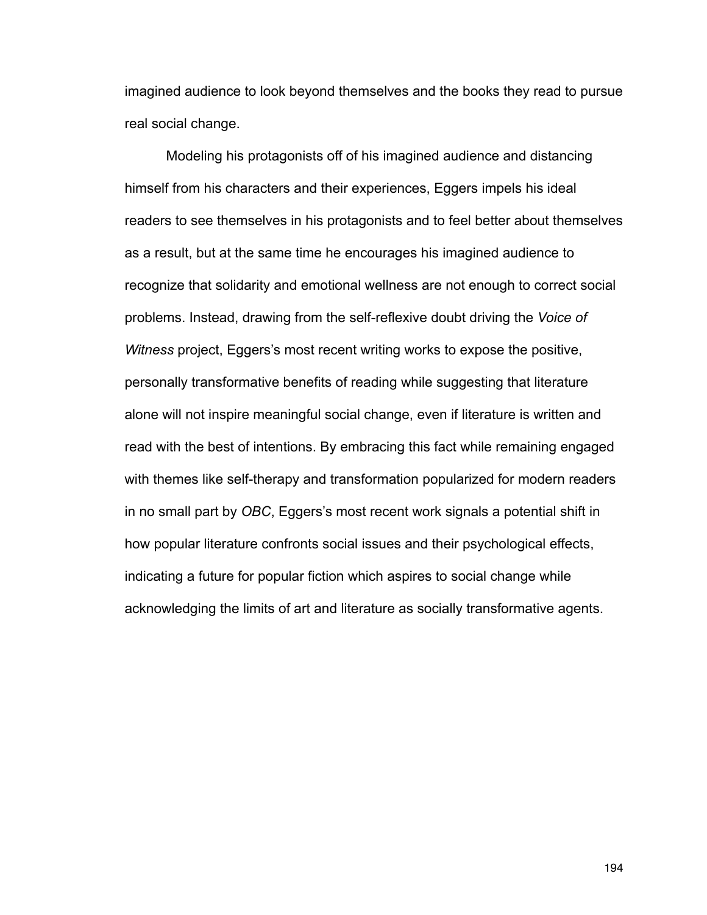imagined audience to look beyond themselves and the books they read to pursue real social change.

Modeling his protagonists off of his imagined audience and distancing himself from his characters and their experiences, Eggers impels his ideal readers to see themselves in his protagonists and to feel better about themselves as a result, but at the same time he encourages his imagined audience to recognize that solidarity and emotional wellness are not enough to correct social problems. Instead, drawing from the self-reflexive doubt driving the *Voice of Witness* project, Eggers's most recent writing works to expose the positive, personally transformative benefits of reading while suggesting that literature alone will not inspire meaningful social change, even if literature is written and read with the best of intentions. By embracing this fact while remaining engaged with themes like self-therapy and transformation popularized for modern readers in no small part by *OBC*, Eggers's most recent work signals a potential shift in how popular literature confronts social issues and their psychological effects, indicating a future for popular fiction which aspires to social change while acknowledging the limits of art and literature as socially transformative agents.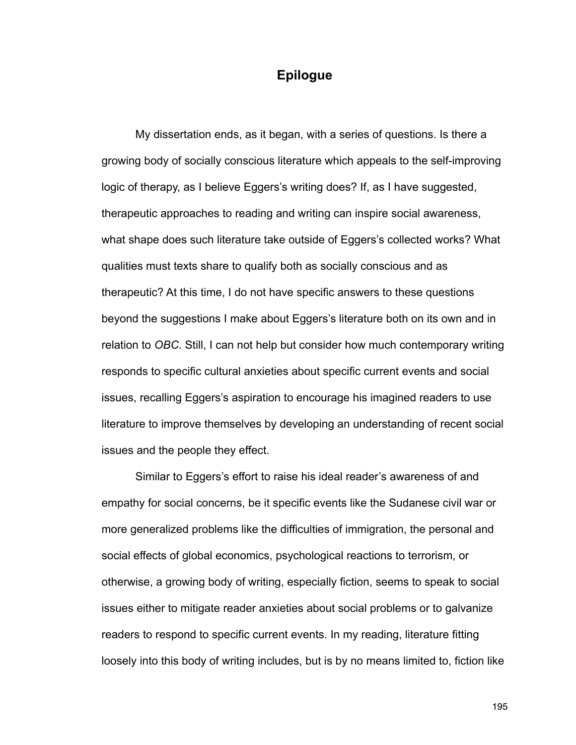# Epilogue

My dissertation ends, as it began, with a series of questions. Is there a growing body of socially conscious literature which appeals to the self-improving logic of therapy, as I believe Eggers's writing does? If, as I have suggested, therapeutic approaches to reading and writing can inspire social awareness, what shape does such literature take outside of Eggers's collected works? What qualities must texts share to qualify both as socially conscious and as therapeutic? At this time, I do not have specific answers to these questions beyond the suggestions I make about Eggers's literature both on its own and in relation to *OBC*. Still, I can not help but consider how much contemporary writing responds to specific cultural anxieties about specific current events and social issues, recalling Eggers's aspiration to encourage his imagined readers to use literature to improve themselves by developing an understanding of recent social issues and the people they effect.

Similar to Eggers's effort to raise his ideal reader's awareness of and empathy for social concerns, be it specific events like the Sudanese civil war or more generalized problems like the difficulties of immigration, the personal and social effects of global economics, psychological reactions to terrorism, or otherwise, a growing body of writing, especially fiction, seems to speak to social issues either to mitigate reader anxieties about social problems or to galvanize readers to respond to specific current events. In my reading, literature fitting loosely into this body of writing includes, but is by no means limited to, fiction like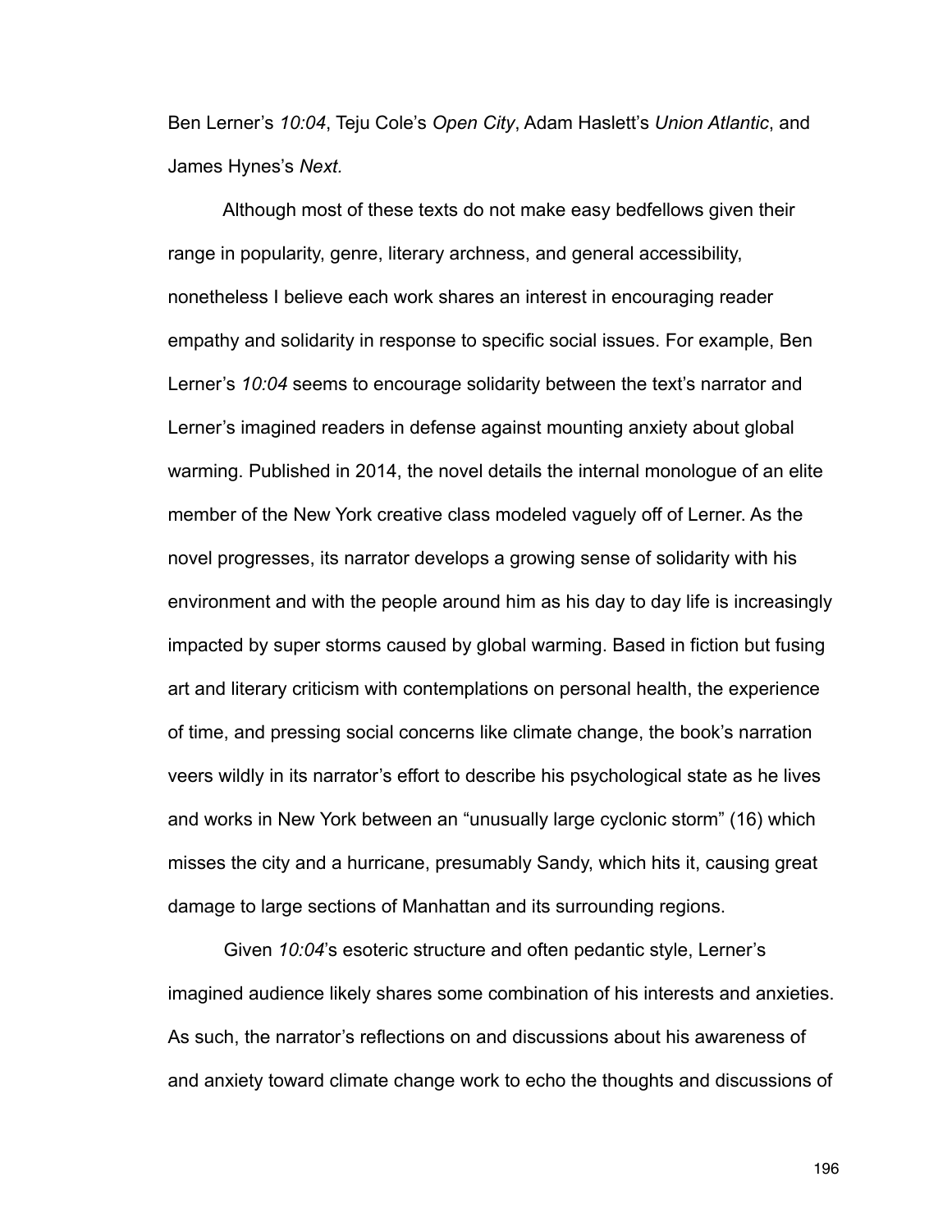Ben Lerner's *10:04*, Teju Cole's *Open City*, Adam Haslett's *Union Atlantic*, and James Hynes's *Next.*

Although most of these texts do not make easy bedfellows given their range in popularity, genre, literary archness, and general accessibility, nonetheless I believe each work shares an interest in encouraging reader empathy and solidarity in response to specific social issues. For example, Ben Lerner's *10:04* seems to encourage solidarity between the text's narrator and Lerner's imagined readers in defense against mounting anxiety about global warming. Published in 2014, the novel details the internal monologue of an elite member of the New York creative class modeled vaguely off of Lerner. As the novel progresses, its narrator develops a growing sense of solidarity with his environment and with the people around him as his day to day life is increasingly impacted by super storms caused by global warming. Based in fiction but fusing art and literary criticism with contemplations on personal health, the experience of time, and pressing social concerns like climate change, the book's narration veers wildly in its narrator's effort to describe his psychological state as he lives and works in New York between an "unusually large cyclonic storm" (16) which misses the city and a hurricane, presumably Sandy, which hits it, causing great damage to large sections of Manhattan and its surrounding regions.

Given *10:04*'s esoteric structure and often pedantic style, Lerner's imagined audience likely shares some combination of his interests and anxieties. As such, the narrator's reflections on and discussions about his awareness of and anxiety toward climate change work to echo the thoughts and discussions of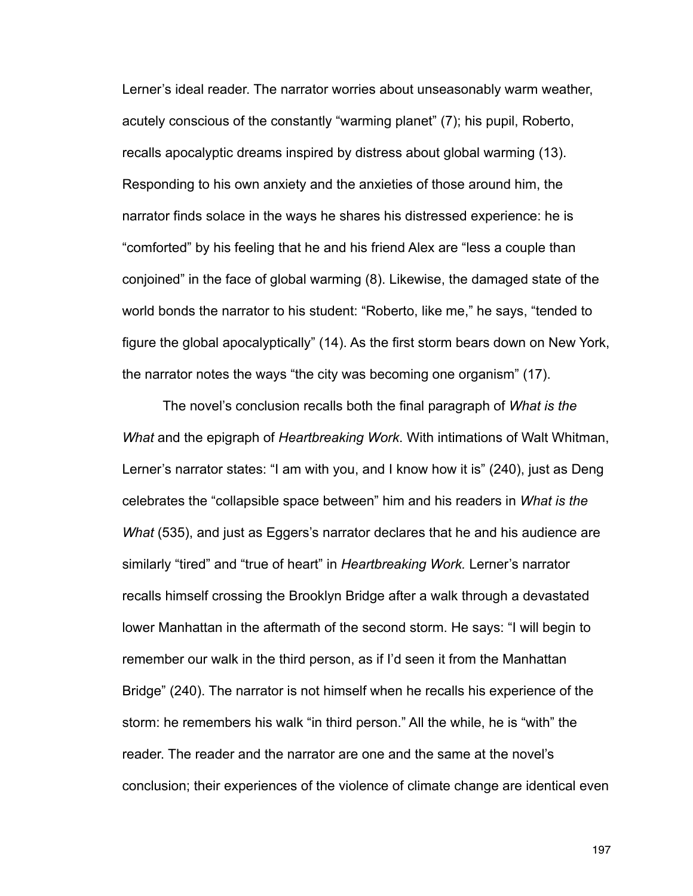Lerner's ideal reader. The narrator worries about unseasonably warm weather, acutely conscious of the constantly "warming planet" (7); his pupil, Roberto, recalls apocalyptic dreams inspired by distress about global warming (13). Responding to his own anxiety and the anxieties of those around him, the narrator finds solace in the ways he shares his distressed experience: he is "comforted" by his feeling that he and his friend Alex are "less a couple than conjoined" in the face of global warming (8). Likewise, the damaged state of the world bonds the narrator to his student: "Roberto, like me," he says, "tended to figure the global apocalyptically" (14). As the first storm bears down on New York, the narrator notes the ways "the city was becoming one organism" (17).

The novel's conclusion recalls both the final paragraph of *What is the What* and the epigraph of *Heartbreaking Work*. With intimations of Walt Whitman, Lerner's narrator states: "I am with you, and I know how it is" (240), just as Deng celebrates the "collapsible space between" him and his readers in *What is the What* (535), and just as Eggers's narrator declares that he and his audience are similarly "tired" and "true of heart" in *Heartbreaking Work.* Lerner's narrator recalls himself crossing the Brooklyn Bridge after a walk through a devastated lower Manhattan in the aftermath of the second storm. He says: "I will begin to remember our walk in the third person, as if I'd seen it from the Manhattan Bridge" (240). The narrator is not himself when he recalls his experience of the storm: he remembers his walk "in third person." All the while, he is "with" the reader. The reader and the narrator are one and the same at the novel's conclusion; their experiences of the violence of climate change are identical even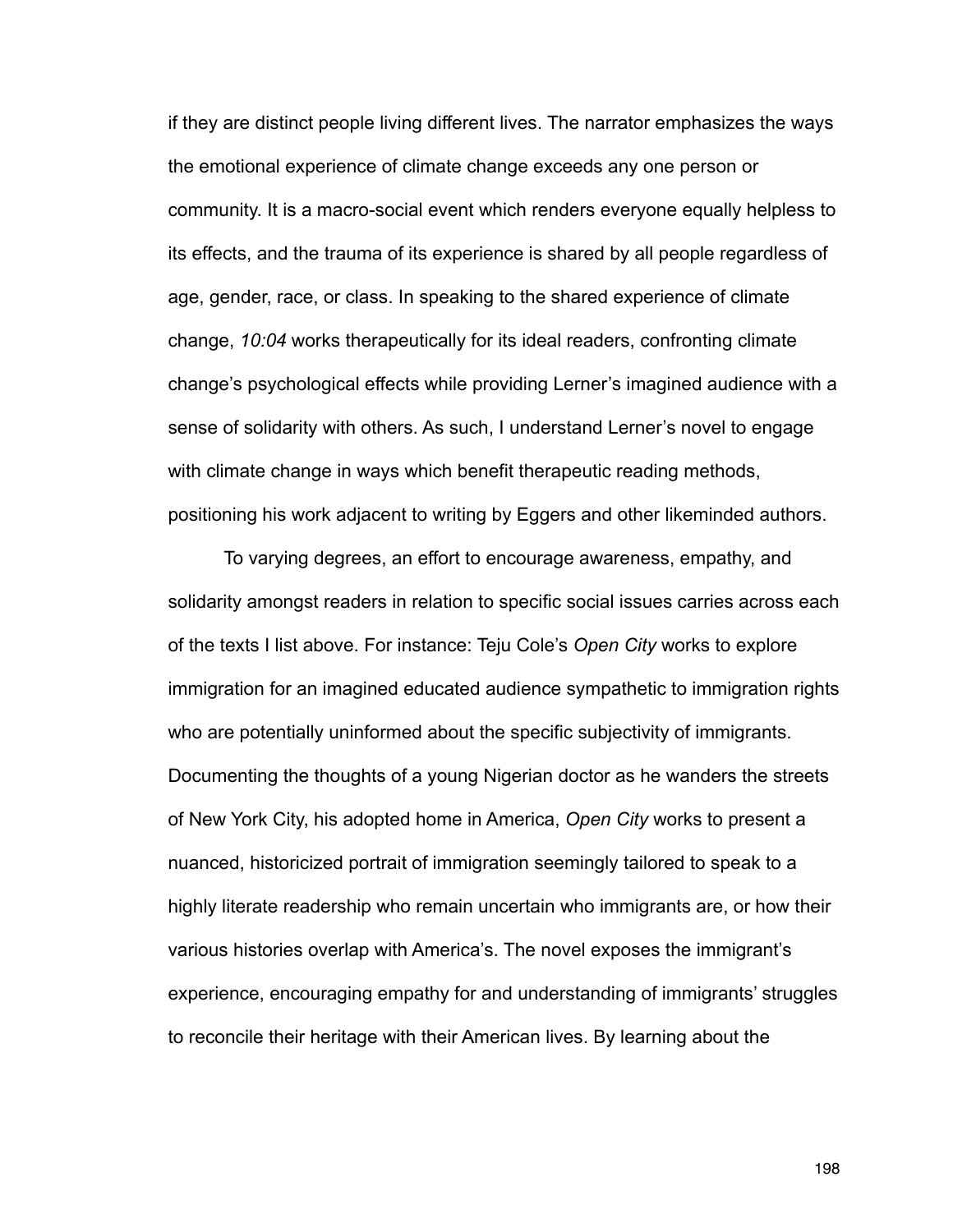if they are distinct people living different lives. The narrator emphasizes the ways the emotional experience of climate change exceeds any one person or community. It is a macro-social event which renders everyone equally helpless to its effects, and the trauma of its experience is shared by all people regardless of age, gender, race, or class. In speaking to the shared experience of climate change, *10:04* works therapeutically for its ideal readers, confronting climate change's psychological effects while providing Lerner's imagined audience with a sense of solidarity with others. As such, I understand Lerner's novel to engage with climate change in ways which benefit therapeutic reading methods, positioning his work adjacent to writing by Eggers and other likeminded authors.

To varying degrees, an effort to encourage awareness, empathy, and solidarity amongst readers in relation to specific social issues carries across each of the texts I list above. For instance: Teju Cole's *Open City* works to explore immigration for an imagined educated audience sympathetic to immigration rights who are potentially uninformed about the specific subjectivity of immigrants. Documenting the thoughts of a young Nigerian doctor as he wanders the streets of New York City, his adopted home in America, *Open City* works to present a nuanced, historicized portrait of immigration seemingly tailored to speak to a highly literate readership who remain uncertain who immigrants are, or how their various histories overlap with America's. The novel exposes the immigrant's experience, encouraging empathy for and understanding of immigrants' struggles to reconcile their heritage with their American lives. By learning about the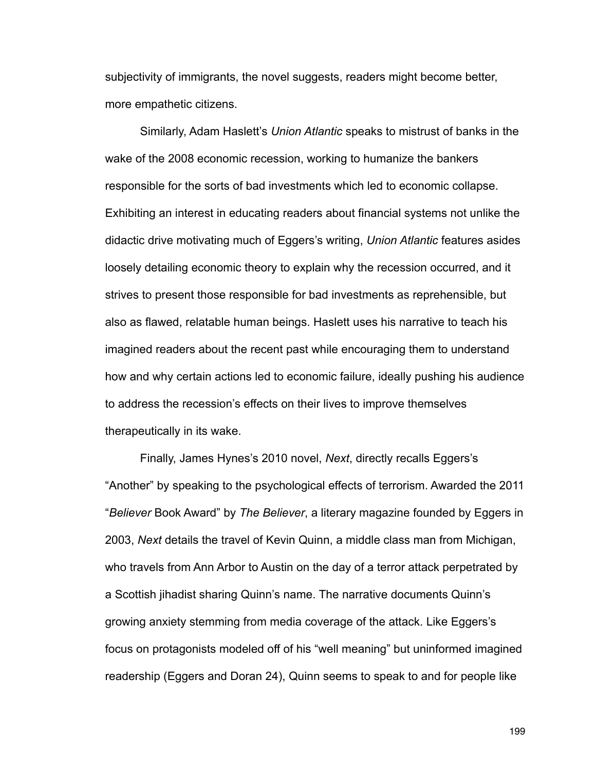subjectivity of immigrants, the novel suggests, readers might become better, more empathetic citizens.

Similarly, Adam Haslett's *Union Atlantic* speaks to mistrust of banks in the wake of the 2008 economic recession, working to humanize the bankers responsible for the sorts of bad investments which led to economic collapse. Exhibiting an interest in educating readers about financial systems not unlike the didactic drive motivating much of Eggers's writing, *Union Atlantic* features asides loosely detailing economic theory to explain why the recession occurred, and it strives to present those responsible for bad investments as reprehensible, but also as flawed, relatable human beings. Haslett uses his narrative to teach his imagined readers about the recent past while encouraging them to understand how and why certain actions led to economic failure, ideally pushing his audience to address the recession's effects on their lives to improve themselves therapeutically in its wake.

Finally, James Hynes's 2010 novel, *Next*, directly recalls Eggers's "Another" by speaking to the psychological effects of terrorism. Awarded the 2011 "*Believer* Book Award" by *The Believer*, a literary magazine founded by Eggers in 2003, *Next* details the travel of Kevin Quinn, a middle class man from Michigan, who travels from Ann Arbor to Austin on the day of a terror attack perpetrated by a Scottish jihadist sharing Quinn's name. The narrative documents Quinn's growing anxiety stemming from media coverage of the attack. Like Eggers's focus on protagonists modeled off of his "well meaning" but uninformed imagined readership (Eggers and Doran 24), Quinn seems to speak to and for people like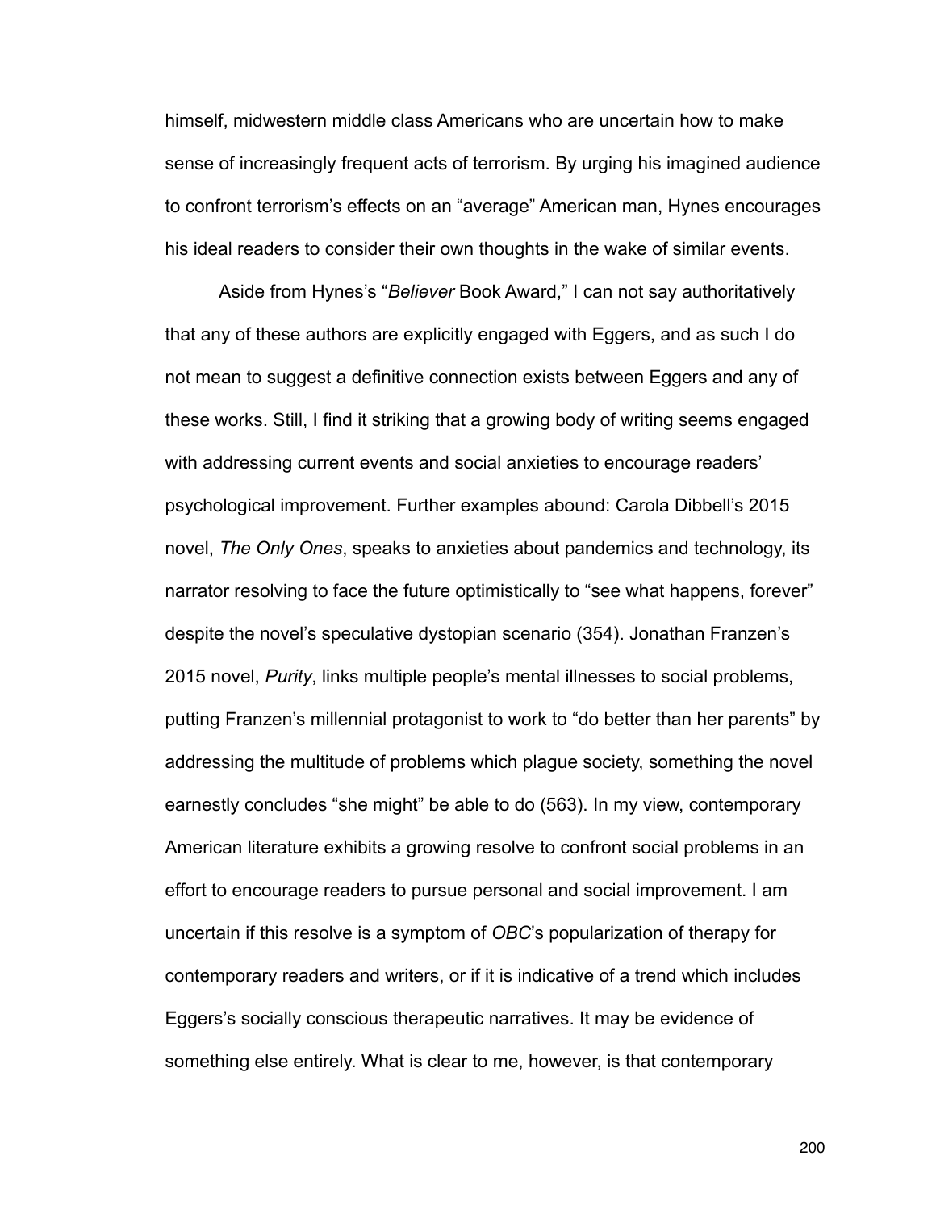himself, midwestern middle class Americans who are uncertain how to make sense of increasingly frequent acts of terrorism. By urging his imagined audience to confront terrorism's effects on an "average" American man, Hynes encourages his ideal readers to consider their own thoughts in the wake of similar events.

Aside from Hynes's "*Believer* Book Award," I can not say authoritatively that any of these authors are explicitly engaged with Eggers, and as such I do not mean to suggest a definitive connection exists between Eggers and any of these works. Still, I find it striking that a growing body of writing seems engaged with addressing current events and social anxieties to encourage readers' psychological improvement. Further examples abound: Carola Dibbell's 2015 novel, *The Only Ones*, speaks to anxieties about pandemics and technology, its narrator resolving to face the future optimistically to "see what happens, forever" despite the novel's speculative dystopian scenario (354). Jonathan Franzen's 2015 novel, *Purity*, links multiple people's mental illnesses to social problems, putting Franzen's millennial protagonist to work to "do better than her parents" by addressing the multitude of problems which plague society, something the novel earnestly concludes "she might" be able to do (563). In my view, contemporary American literature exhibits a growing resolve to confront social problems in an effort to encourage readers to pursue personal and social improvement. I am uncertain if this resolve is a symptom of *OBC*'s popularization of therapy for contemporary readers and writers, or if it is indicative of a trend which includes Eggers's socially conscious therapeutic narratives. It may be evidence of something else entirely. What is clear to me, however, is that contemporary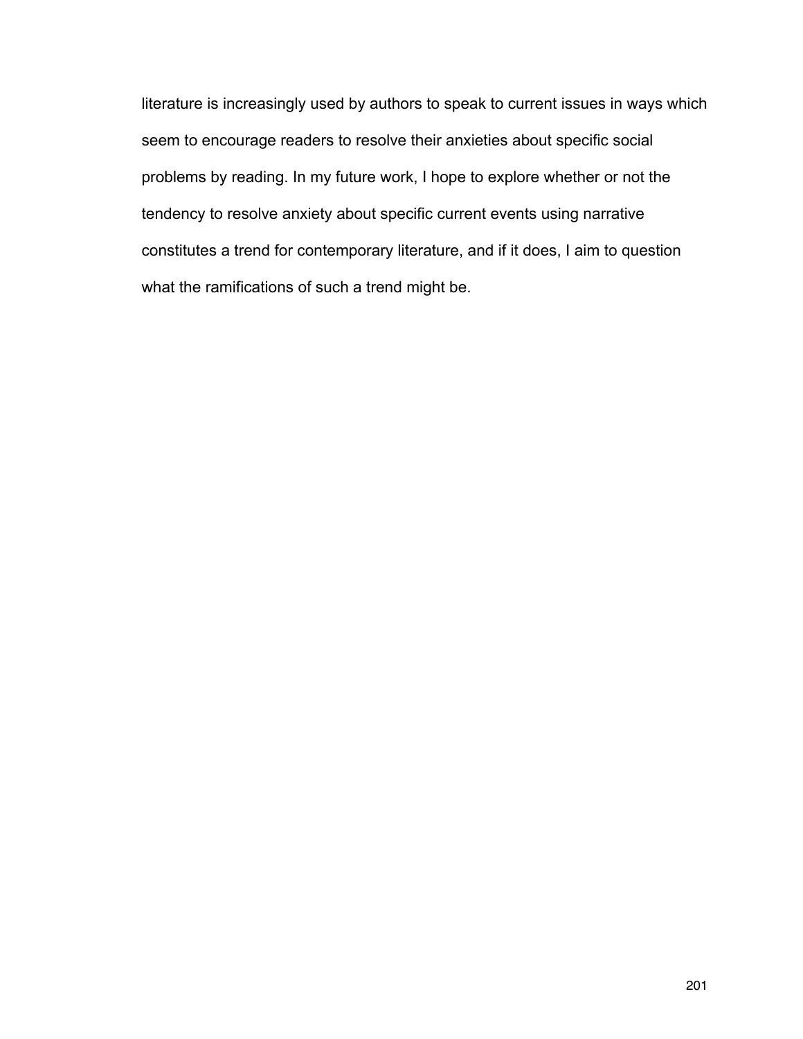literature is increasingly used by authors to speak to current issues in ways which seem to encourage readers to resolve their anxieties about specific social problems by reading. In my future work, I hope to explore whether or not the tendency to resolve anxiety about specific current events using narrative constitutes a trend for contemporary literature, and if it does, I aim to question what the ramifications of such a trend might be.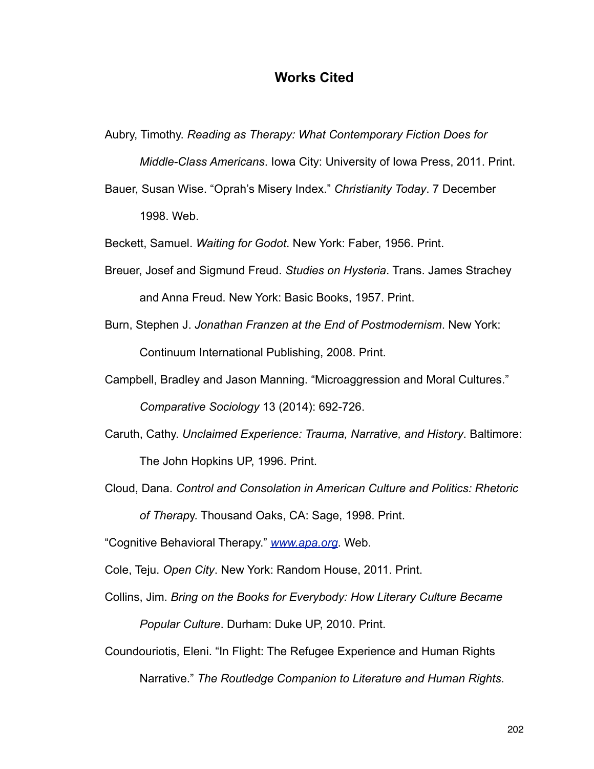# Works Cited

Aubry, Timothy. *Reading as Therapy: What Contemporary Fiction Does for Middle-Class Americans*. Iowa City: University of Iowa Press, 2011. Print.

Bauer, Susan Wise. “Oprah’s Misery Index.” *Christianity Today*. 7 December 1998. Web.

Beckett, Samuel. *Waiting for Godot*. New York: Faber, 1956. Print.

Breuer, Josef and Sigmund Freud. *Studies on Hysteria*. Trans. James Strachey and Anna Freud. New York: Basic Books, 1957. Print.

Burn, Stephen J. *Jonathan Franzen at the End of Postmodernism*. New York: Continuum International Publishing, 2008. Print.

Campbell, Bradley and Jason Manning. “Microaggression and Moral Cultures.” *Comparative Sociology* 13 (2014): 692-726.

Caruth, Cathy. *Unclaimed Experience: Trauma, Narrative, and History*. Baltimore: The John Hopkins UP, 1996. Print.

Cloud, Dana. *Control and Consolation in American Culture and Politics: Rhetoric of Therapy*. Thousand Oaks, CA: Sage, 1998. Print.

“Cognitive Behavioral Therapy.” [www.apa.org](www.apa.org). Web.

Cole, Teju. *Open City*. New York: Random House, 2011. Print.

Collins, Jim. *Bring on the Books for Everybody: How Literary Culture Became Popular Culture*. Durham: Duke UP, 2010. Print.

Coundouriotis, Eleni. “In Flight: The Refugee Experience and Human Rights Narrative.” *The Routledge Companion to Literature and Human Rights.*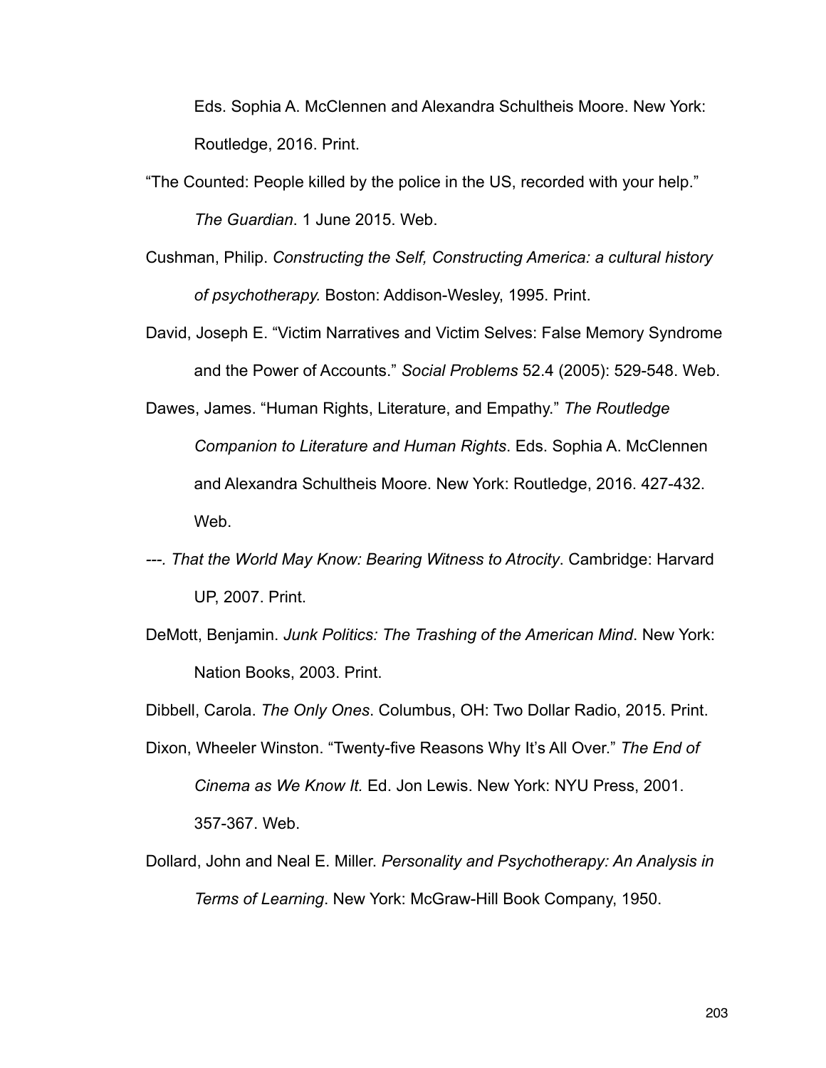Eds. Sophia A. McClennen and Alexandra Schultheis Moore. New York: Routledge, 2016. Print.

"The Counted: People killed by the police in the US, recorded with your help." *The Guardian*. 1 June 2015. Web.

Cushman, Philip. *Constructing the Self, Constructing America: a cultural history of psychotherapy.* Boston: Addison-Wesley, 1995. Print.

David, Joseph E. "Victim Narratives and Victim Selves: False Memory Syndrome and the Power of Accounts." *Social Problems* 52.4 (2005): 529-548. Web.

Dawes, James. "Human Rights, Literature, and Empathy." *The Routledge Companion to Literature and Human Rights*. Eds. Sophia A. McClennen and Alexandra Schultheis Moore. New York: Routledge, 2016. 427-432. Web.

---. *That the World May Know: Bearing Witness to Atrocity*. Cambridge: Harvard UP, 2007. Print.

DeMott, Benjamin. *Junk Politics: The Trashing of the American Mind*. New York: Nation Books, 2003. Print.

Dibbell, Carola. *The Only Ones*. Columbus, OH: Two Dollar Radio, 2015. Print.

Dixon, Wheeler Winston. "Twenty-five Reasons Why It's All Over." *The End of Cinema as We Know It.* Ed. Jon Lewis. New York: NYU Press, 2001. 357-367. Web.

Dollard, John and Neal E. Miller. *Personality and Psychotherapy: An Analysis in Terms of Learning*. New York: McGraw-Hill Book Company, 1950.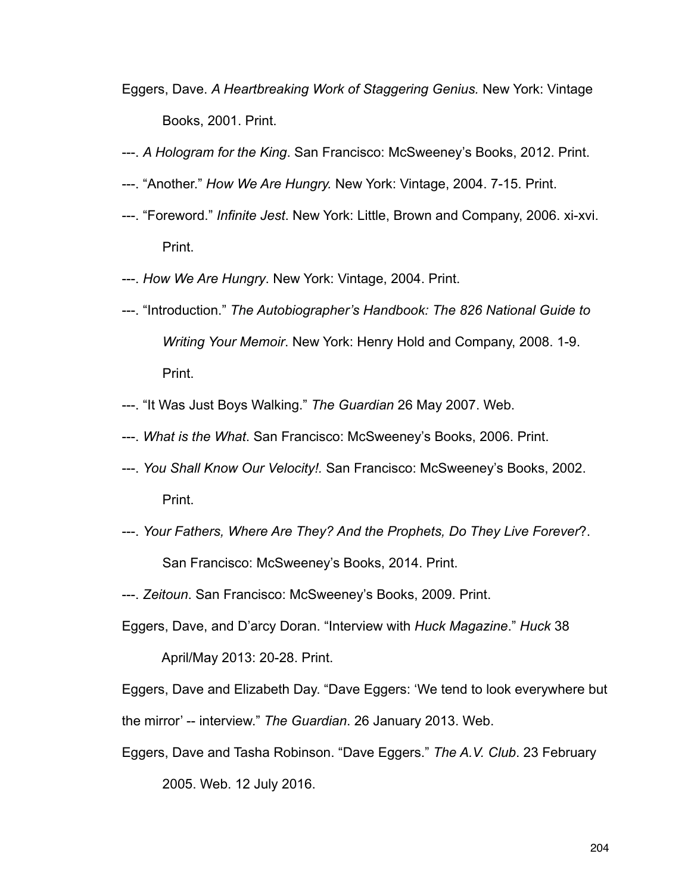Eggers, Dave. *A Heartbreaking Work of Staggering Genius.* New York: Vintage Books, 2001. Print.

---. *A Hologram for the King*. San Francisco: McSweeney's Books, 2012. Print.

---. "Another." *How We Are Hungry.* New York: Vintage, 2004. 7-15. Print.

---. "Foreword." *Infinite Jest*. New York: Little, Brown and Company, 2006. xi-xvi. Print.

---. *How We Are Hungry*. New York: Vintage, 2004. Print.

---. "Introduction." *The Autobiographer's Handbook: The 826 National Guide to Writing Your Memoir*. New York: Henry Hold and Company, 2008. 1-9. Print.

---. "It Was Just Boys Walking." *The Guardian* 26 May 2007. Web.

---. *What is the What*. San Francisco: McSweeney's Books, 2006. Print.

---. *You Shall Know Our Velocity!.* San Francisco: McSweeney's Books, 2002. Print.

---. *Your Fathers, Where Are They? And the Prophets, Do They Live Forever*?. San Francisco: McSweeney's Books, 2014. Print.

---. *Zeitoun*. San Francisco: McSweeney's Books, 2009. Print.

Eggers, Dave, and D'arcy Doran. "Interview with *Huck Magazine*." *Huck* 38 April/May 2013: 20-28. Print.

Eggers, Dave and Elizabeth Day. "Dave Eggers: 'We tend to look everywhere but the mirror' -- interview." *The Guardian*. 26 January 2013. Web.

Eggers, Dave and Tasha Robinson. "Dave Eggers." *The A.V. Club*. 23 February 2005. Web. 12 July 2016.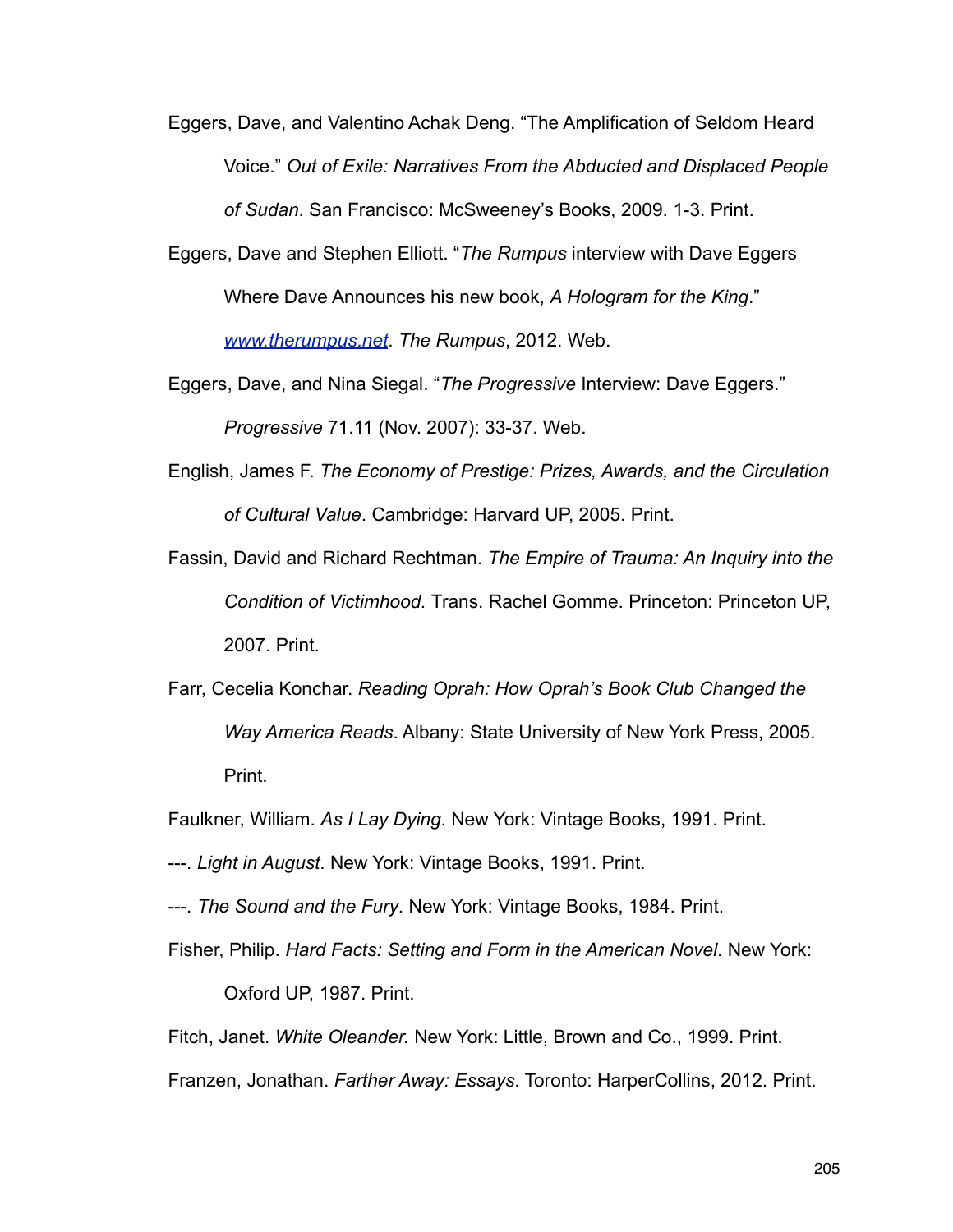Eggers, Dave, and Valentino Achak Deng. "The Amplification of Seldom Heard Voice." *Out of Exile: Narratives From the Abducted and Displaced People of Sudan*. San Francisco: McSweeney's Books, 2009. 1-3. Print.

Eggers, Dave and Stephen Elliott. "*The Rumpus* interview with Dave Eggers Where Dave Announces his new book, *A Hologram for the King*." [www.therumpus.net](http://www.therumpus.net). *The Rumpus*, 2012. Web.

Eggers, Dave, and Nina Siegal. "*The Progressive* Interview: Dave Eggers." *Progressive* 71.11 (Nov. 2007): 33-37. Web.

English, James F. *The Economy of Prestige: Prizes, Awards, and the Circulation of Cultural Value*. Cambridge: Harvard UP, 2005. Print.

Fassin, David and Richard Rechtman. *The Empire of Trauma: An Inquiry into the Condition of Victimhood.* Trans. Rachel Gomme. Princeton: Princeton UP, 2007. Print.

Farr, Cecelia Konchar. *Reading Oprah: How Oprah's Book Club Changed the Way America Reads*. Albany: State University of New York Press, 2005. Print.

Faulkner, William. *As I Lay Dying*. New York: Vintage Books, 1991. Print.

---. *Light in August*. New York: Vintage Books, 1991. Print.

---. *The Sound and the Fury*. New York: Vintage Books, 1984. Print.

Fisher, Philip. *Hard Facts: Setting and Form in the American Novel*. New York: Oxford UP, 1987. Print.

Fitch, Janet. *White Oleander.* New York: Little, Brown and Co., 1999. Print.

Franzen, Jonathan. *Farther Away: Essays*. Toronto: HarperCollins, 2012. Print.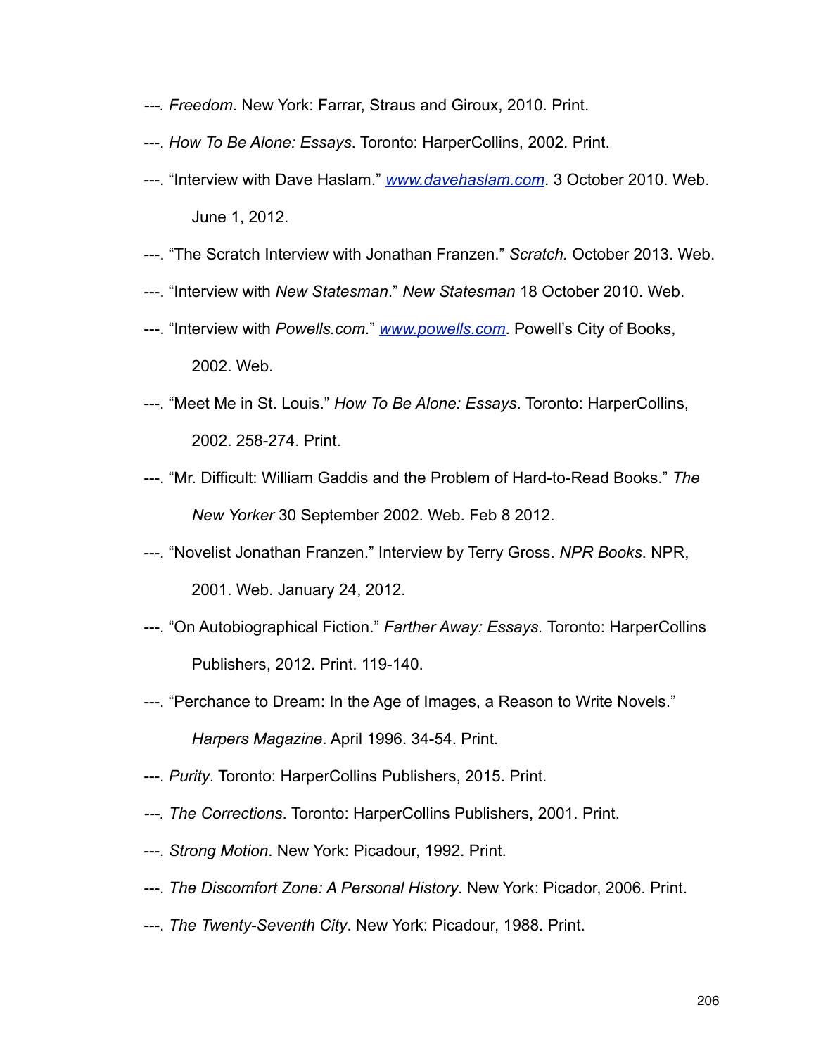---. *Freedom*. New York: Farrar, Straus and Giroux, 2010. Print.

---. *How To Be Alone: Essays*. Toronto: HarperCollins, 2002. Print.

---. “Interview with Dave Haslam.” [www.davehaslam.com](www.davehaslam.com). 3 October 2010. Web. June 1, 2012.

---. “The Scratch Interview with Jonathan Franzen.” *Scratch.* October 2013. Web.

---. “Interview with *New Statesman*.” *New Statesman* 18 October 2010. Web.

---. “Interview with *Powells.com*.” [www.powells.com](www.powells.com). Powell’s City of Books, 2002. Web.

---. “Meet Me in St. Louis.” *How To Be Alone: Essays*. Toronto: HarperCollins, 2002. 258-274. Print.

---. “Mr. Difficult: William Gaddis and the Problem of Hard-to-Read Books.” *The New Yorker* 30 September 2002. Web. Feb 8 2012.

---. “Novelist Jonathan Franzen.” Interview by Terry Gross. *NPR Books*. NPR, 2001. Web. January 24, 2012.

---. “On Autobiographical Fiction.” *Farther Away: Essays.* Toronto: HarperCollins Publishers, 2012. Print. 119-140.

---. “Perchance to Dream: In the Age of Images, a Reason to Write Novels.” *Harpers Magazine*. April 1996. 34-54. Print.

---. *Purity*. Toronto: HarperCollins Publishers, 2015. Print.

---. *The Corrections*. Toronto: HarperCollins Publishers, 2001. Print.

---. *Strong Motion*. New York: Picadour, 1992. Print.

---. *The Discomfort Zone: A Personal History*. New York: Picador, 2006. Print.

---. *The Twenty-Seventh City*. New York: Picadour, 1988. Print.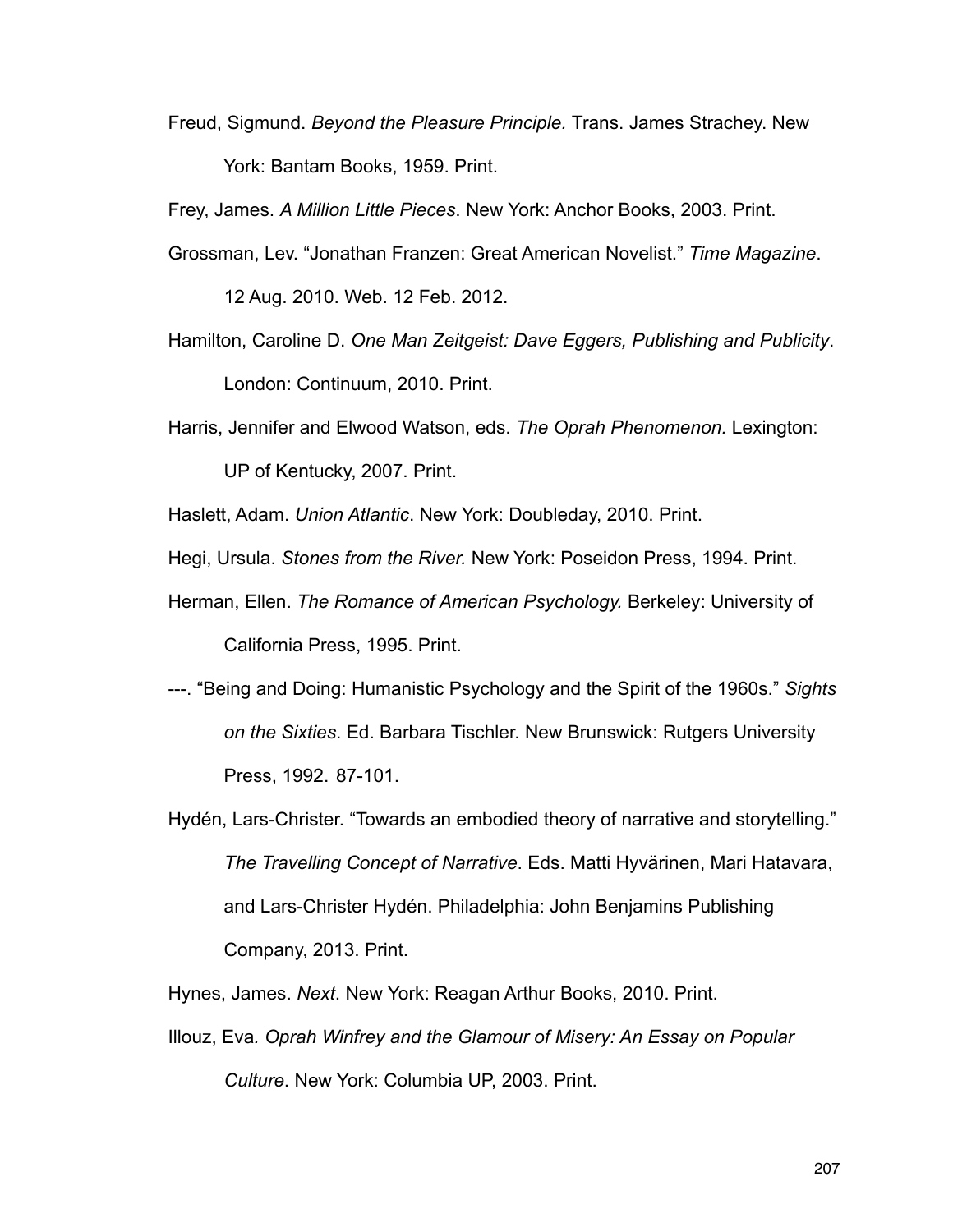Freud, Sigmund. *Beyond the Pleasure Principle.* Trans. James Strachey. New York: Bantam Books, 1959. Print.

Frey, James. *A Million Little Pieces*. New York: Anchor Books, 2003. Print.

Grossman, Lev. "Jonathan Franzen: Great American Novelist." *Time Magazine*. 12 Aug. 2010. Web. 12 Feb. 2012.

Hamilton, Caroline D. *One Man Zeitgeist: Dave Eggers, Publishing and Publicity*. London: Continuum, 2010. Print.

Harris, Jennifer and Elwood Watson, eds. *The Oprah Phenomenon.* Lexington: UP of Kentucky, 2007. Print.

Haslett, Adam. *Union Atlantic*. New York: Doubleday, 2010. Print.

Hegi, Ursula. *Stones from the River.* New York: Poseidon Press, 1994. Print.

Herman, Ellen. *The Romance of American Psychology.* Berkeley: University of California Press, 1995. Print.

---. "Being and Doing: Humanistic Psychology and the Spirit of the 1960s." *Sights on the Sixties*. Ed. Barbara Tischler. New Brunswick: Rutgers University Press, 1992. 87-101.

Hydén, Lars-Christer. "Towards an embodied theory of narrative and storytelling." *The Travelling Concept of Narrative*. Eds. Matti Hyvärinen, Mari Hatavara, and Lars-Christer Hydén. Philadelphia: John Benjamins Publishing Company, 2013. Print.

Hynes, James. *Next*. New York: Reagan Arthur Books, 2010. Print.

Illouz, Eva. *Oprah Winfrey and the Glamour of Misery: An Essay on Popular Culture*. New York: Columbia UP, 2003. Print.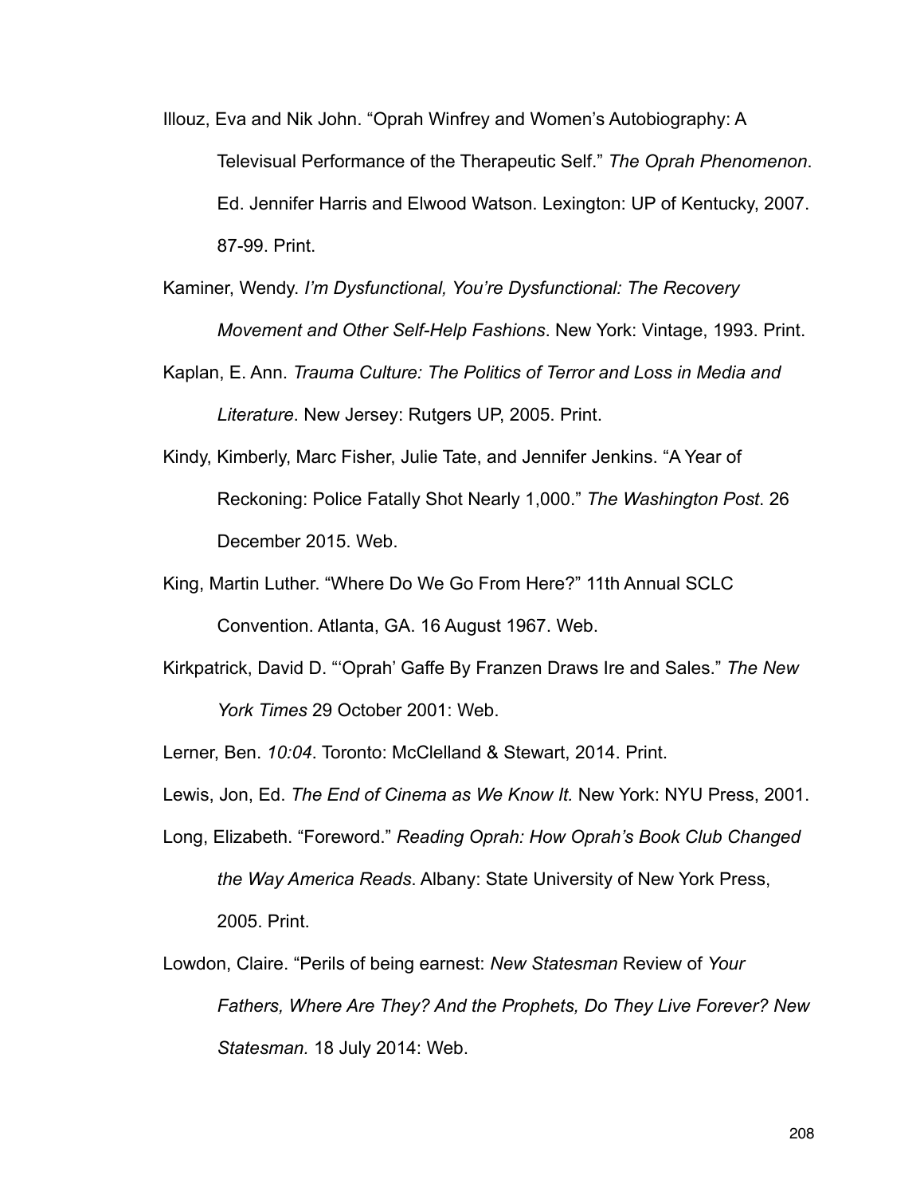Illouz, Eva and Nik John. "Oprah Winfrey and Women's Autobiography: A Televisual Performance of the Therapeutic Self." *The Oprah Phenomenon*. Ed. Jennifer Harris and Elwood Watson. Lexington: UP of Kentucky, 2007. 87-99. Print.

Kaminer, Wendy. *I'm Dysfunctional, You're Dysfunctional: The Recovery Movement and Other Self-Help Fashions*. New York: Vintage, 1993. Print.

Kaplan, E. Ann. *Trauma Culture: The Politics of Terror and Loss in Media and Literature*. New Jersey: Rutgers UP, 2005. Print.

Kindy, Kimberly, Marc Fisher, Julie Tate, and Jennifer Jenkins. "A Year of Reckoning: Police Fatally Shot Nearly 1,000." *The Washington Post*. 26 December 2015. Web.

King, Martin Luther. "Where Do We Go From Here?" 11th Annual SCLC Convention. Atlanta, GA. 16 August 1967. Web.

Kirkpatrick, David D. "'Oprah' Gaffe By Franzen Draws Ire and Sales." *The New York Times* 29 October 2001: Web.

Lerner, Ben. *10:04*. Toronto: McClelland & Stewart, 2014. Print.

Lewis, Jon, Ed. *The End of Cinema as We Know It.* New York: NYU Press, 2001.

Long, Elizabeth. "Foreword." *Reading Oprah: How Oprah's Book Club Changed the Way America Reads*. Albany: State University of New York Press, 2005. Print.

Lowdon, Claire. "Perils of being earnest: *New Statesman* Review of *Your Fathers, Where Are They? And the Prophets, Do They Live Forever? New Statesman.* 18 July 2014: Web.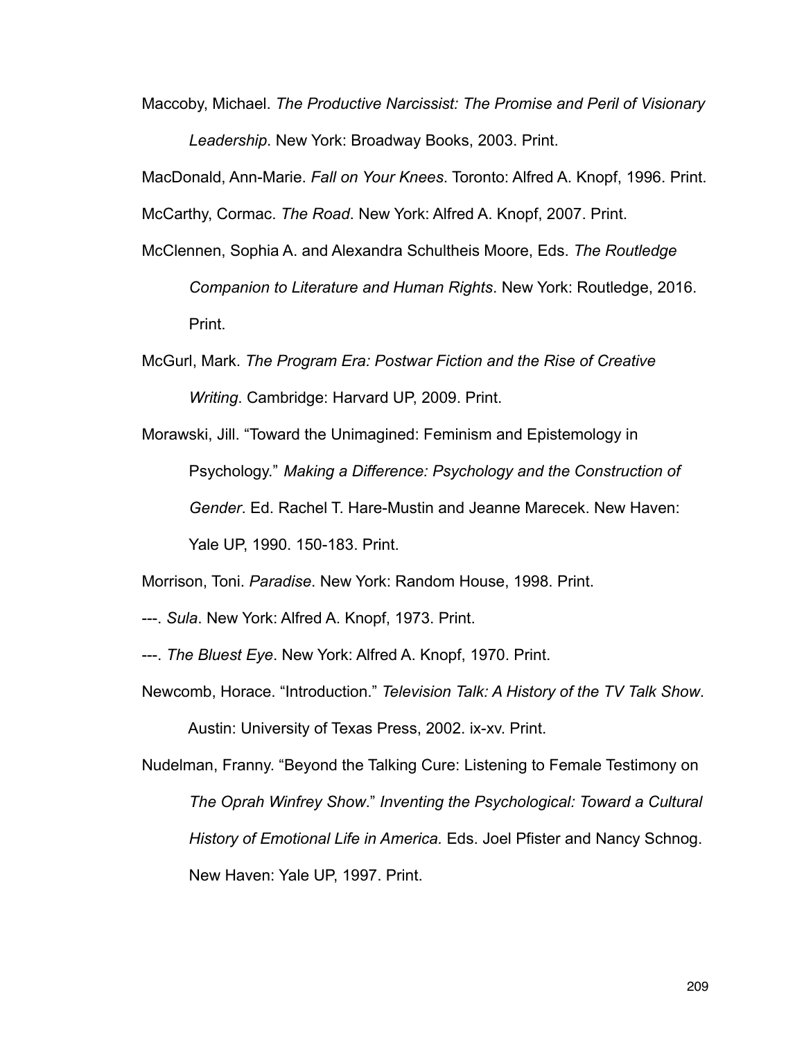Maccoby, Michael. *The Productive Narcissist: The Promise and Peril of Visionary Leadership*. New York: Broadway Books, 2003. Print.

MacDonald, Ann-Marie. *Fall on Your Knees*. Toronto: Alfred A. Knopf, 1996. Print.

McCarthy, Cormac. *The Road*. New York: Alfred A. Knopf, 2007. Print.

McClennen, Sophia A. and Alexandra Schultheis Moore, Eds. *The Routledge Companion to Literature and Human Rights*. New York: Routledge, 2016. Print.

McGurl, Mark. *The Program Era: Postwar Fiction and the Rise of Creative Writing*. Cambridge: Harvard UP, 2009. Print.

Morawski, Jill. "Toward the Unimagined: Feminism and Epistemology in Psychology." *Making a Difference: Psychology and the Construction of Gender*. Ed. Rachel T. Hare-Mustin and Jeanne Marecek. New Haven: Yale UP, 1990. 150-183. Print.

Morrison, Toni. *Paradise*. New York: Random House, 1998. Print.

---. *Sula*. New York: Alfred A. Knopf, 1973. Print.

---. *The Bluest Eye*. New York: Alfred A. Knopf, 1970. Print.

Newcomb, Horace. "Introduction." *Television Talk: A History of the TV Talk Show*. Austin: University of Texas Press, 2002. ix-xv. Print.

Nudelman, Franny. "Beyond the Talking Cure: Listening to Female Testimony on *The Oprah Winfrey Show*." *Inventing the Psychological: Toward a Cultural History of Emotional Life in America.* Eds. Joel Pfister and Nancy Schnog. New Haven: Yale UP, 1997. Print.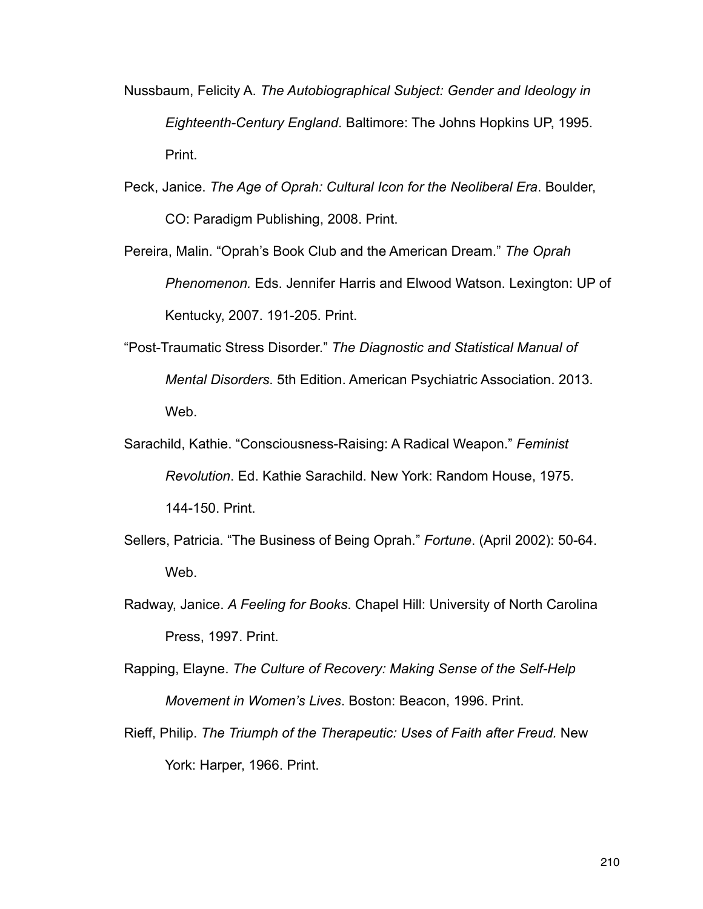Nussbaum, Felicity A. *The Autobiographical Subject: Gender and Ideology in Eighteenth-Century England*. Baltimore: The Johns Hopkins UP, 1995. Print.

Peck, Janice. *The Age of Oprah: Cultural Icon for the Neoliberal Era*. Boulder, CO: Paradigm Publishing, 2008. Print.

Pereira, Malin. "Oprah's Book Club and the American Dream." *The Oprah Phenomenon.* Eds. Jennifer Harris and Elwood Watson. Lexington: UP of Kentucky, 2007. 191-205. Print.

"Post-Traumatic Stress Disorder." *The Diagnostic and Statistical Manual of Mental Disorders*. 5th Edition. American Psychiatric Association. 2013. Web.

Sarachild, Kathie. "Consciousness-Raising: A Radical Weapon." *Feminist Revolution*. Ed. Kathie Sarachild. New York: Random House, 1975. 144-150. Print.

Sellers, Patricia. "The Business of Being Oprah." *Fortune*. (April 2002): 50-64. Web.

Radway, Janice. *A Feeling for Books*. Chapel Hill: University of North Carolina Press, 1997. Print.

Rapping, Elayne. *The Culture of Recovery: Making Sense of the Self-Help Movement in Women's Lives*. Boston: Beacon, 1996. Print.

Rieff, Philip. *The Triumph of the Therapeutic: Uses of Faith after Freud.* New York: Harper, 1966. Print.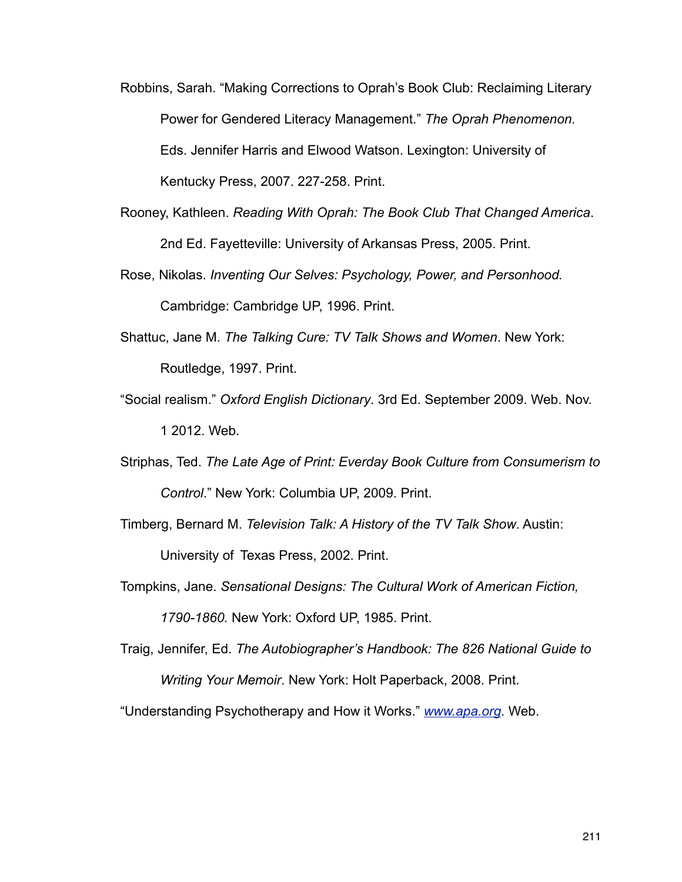Robbins, Sarah. "Making Corrections to Oprah's Book Club: Reclaiming Literary Power for Gendered Literacy Management." *The Oprah Phenomenon.* Eds. Jennifer Harris and Elwood Watson. Lexington: University of Kentucky Press, 2007. 227-258. Print.

Rooney, Kathleen. *Reading With Oprah: The Book Club That Changed America*. 2nd Ed. Fayetteville: University of Arkansas Press, 2005. Print.

Rose, Nikolas. *Inventing Our Selves: Psychology, Power, and Personhood.* Cambridge: Cambridge UP, 1996. Print.

Shattuc, Jane M. *The Talking Cure: TV Talk Shows and Women*. New York: Routledge, 1997. Print.

"Social realism." *Oxford English Dictionary*. 3rd Ed. September 2009. Web. Nov. 1 2012. Web.

Striphas, Ted. *The Late Age of Print: Everday Book Culture from Consumerism to Control*." New York: Columbia UP, 2009. Print.

Timberg, Bernard M. *Television Talk: A History of the TV Talk Show*. Austin: University of Texas Press, 2002. Print.

Tompkins, Jane. *Sensational Designs: The Cultural Work of American Fiction, 1790-1860.* New York: Oxford UP, 1985. Print.

Traig, Jennifer, Ed. *The Autobiographer's Handbook: The 826 National Guide to Writing Your Memoir*. New York: Holt Paperback, 2008. Print.

"Understanding Psychotherapy and How it Works." *www.apa.org*. Web.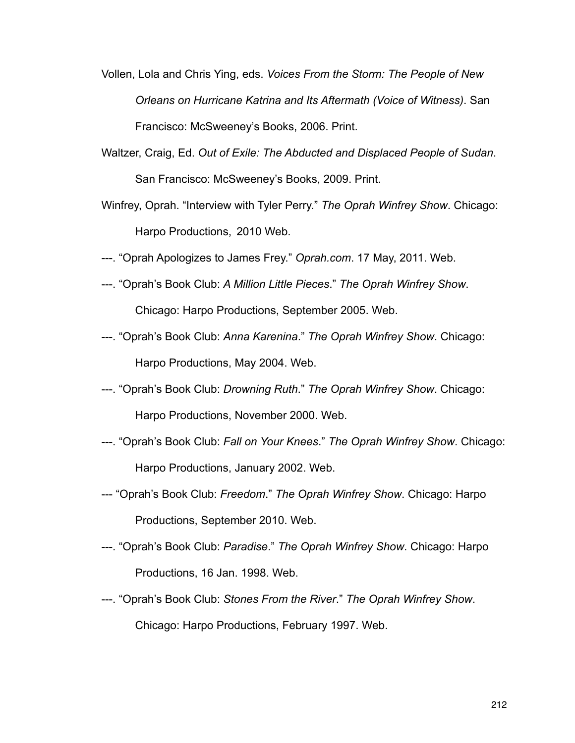Vollen, Lola and Chris Ying, eds. *Voices From the Storm: The People of New Orleans on Hurricane Katrina and Its Aftermath (Voice of Witness)*. San Francisco: McSweeney's Books, 2006. Print.

Waltzer, Craig, Ed. *Out of Exile: The Abducted and Displaced People of Sudan*. San Francisco: McSweeney's Books, 2009. Print.

Winfrey, Oprah. "Interview with Tyler Perry." *The Oprah Winfrey Show*. Chicago: Harpo Productions, 2010 Web.

---. "Oprah Apologizes to James Frey." *Oprah.com*. 17 May, 2011. Web.

---. "Oprah's Book Club: *A Million Little Pieces*." *The Oprah Winfrey Show*. Chicago: Harpo Productions, September 2005. Web.

---. "Oprah's Book Club: *Anna Karenina*." *The Oprah Winfrey Show*. Chicago: Harpo Productions, May 2004. Web.

---. "Oprah's Book Club: *Drowning Ruth*." *The Oprah Winfrey Show*. Chicago: Harpo Productions, November 2000. Web.

---. "Oprah's Book Club: *Fall on Your Knees*." *The Oprah Winfrey Show*. Chicago: Harpo Productions, January 2002. Web.

--- "Oprah's Book Club: *Freedom*." *The Oprah Winfrey Show*. Chicago: Harpo Productions, September 2010. Web.

---. "Oprah's Book Club: *Paradise*." *The Oprah Winfrey Show*. Chicago: Harpo Productions, 16 Jan. 1998. Web.

---. "Oprah's Book Club: *Stones From the River*." *The Oprah Winfrey Show*. Chicago: Harpo Productions, February 1997. Web.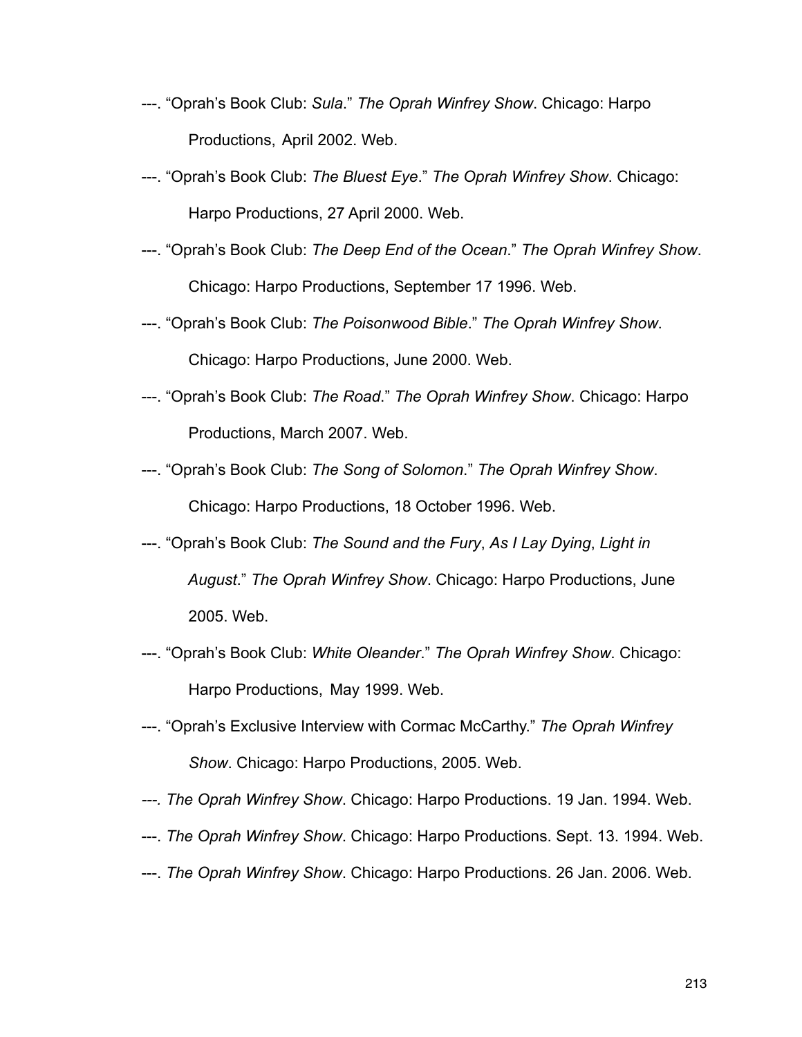---. "Oprah's Book Club: *Sula*." *The Oprah Winfrey Show*. Chicago: Harpo Productions, April 2002. Web.

---. "Oprah's Book Club: *The Bluest Eye*." *The Oprah Winfrey Show*. Chicago: Harpo Productions, 27 April 2000. Web.

---. "Oprah's Book Club: *The Deep End of the Ocean*." *The Oprah Winfrey Show*. Chicago: Harpo Productions, September 17 1996. Web.

---. "Oprah's Book Club: *The Poisonwood Bible*." *The Oprah Winfrey Show*. Chicago: Harpo Productions, June 2000. Web.

---. "Oprah's Book Club: *The Road*." *The Oprah Winfrey Show*. Chicago: Harpo Productions, March 2007. Web.

---. "Oprah's Book Club: *The Song of Solomon*." *The Oprah Winfrey Show*. Chicago: Harpo Productions, 18 October 1996. Web.

---. "Oprah's Book Club: *The Sound and the Fury*, *As I Lay Dying*, *Light in August*." *The Oprah Winfrey Show*. Chicago: Harpo Productions, June 2005. Web.

---. "Oprah's Book Club: *White Oleander*." *The Oprah Winfrey Show*. Chicago: Harpo Productions, May 1999. Web.

---. "Oprah's Exclusive Interview with Cormac McCarthy." *The Oprah Winfrey Show*. Chicago: Harpo Productions, 2005. Web.

---. *The Oprah Winfrey Show*. Chicago: Harpo Productions. 19 Jan. 1994. Web.

---. *The Oprah Winfrey Show*. Chicago: Harpo Productions. Sept. 13. 1994. Web.

---. *The Oprah Winfrey Show*. Chicago: Harpo Productions. 26 Jan. 2006. Web.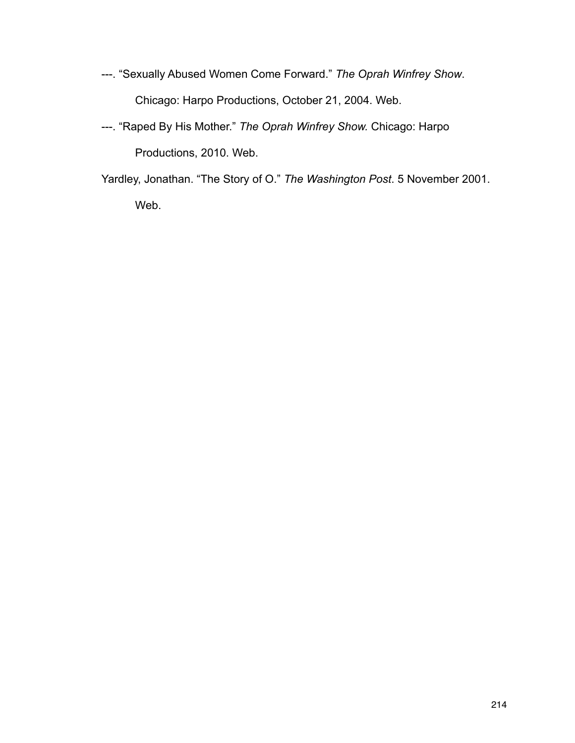---. “Sexually Abused Women Come Forward.” *The Oprah Winfrey Show*. Chicago: Harpo Productions, October 21, 2004. Web.

---. “Raped By His Mother.” *The Oprah Winfrey Show.* Chicago: Harpo Productions, 2010. Web.

Yardley, Jonathan. “The Story of O.” *The Washington Post*. 5 November 2001. Web.